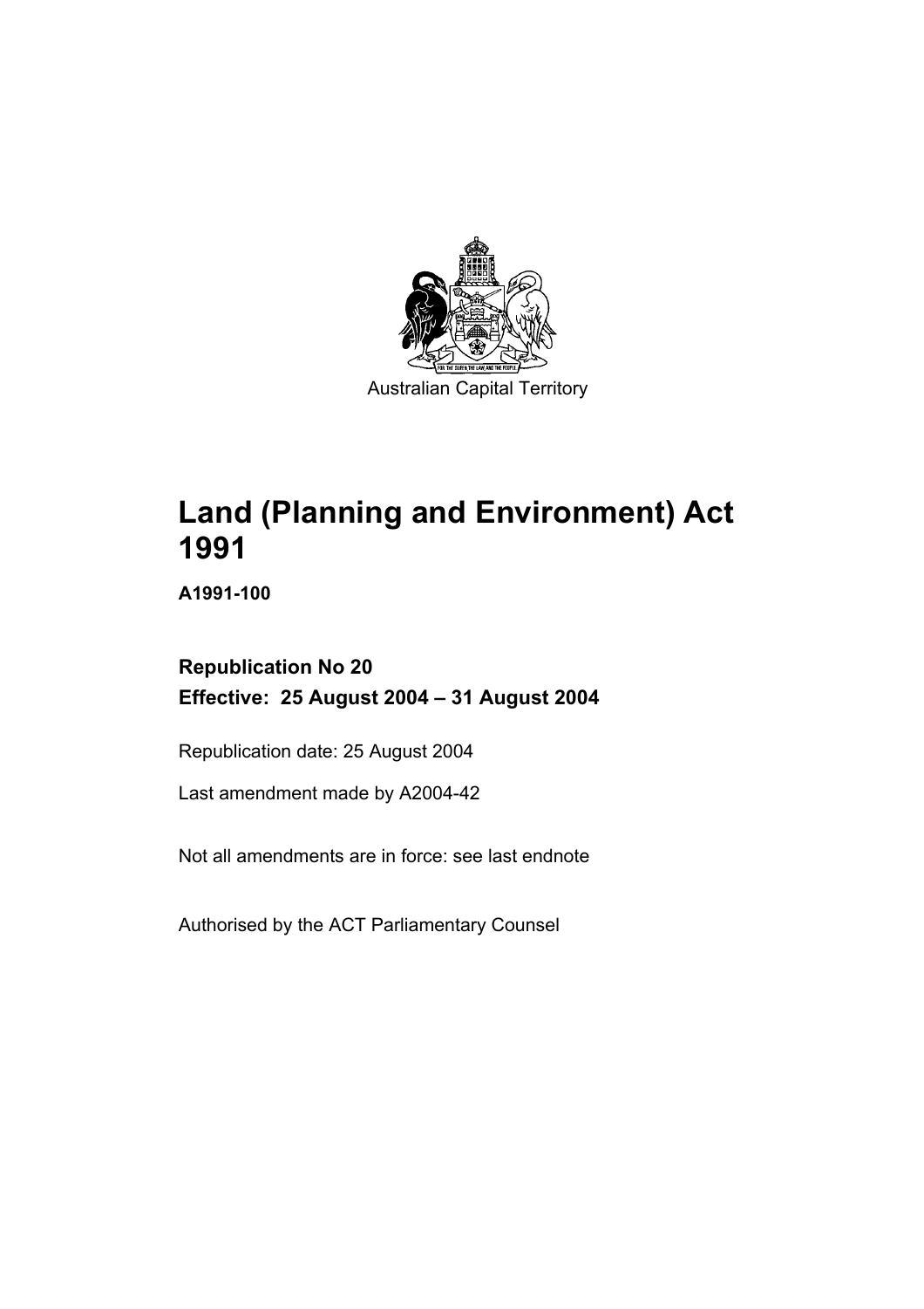Australian Capital Territory

# Land (Planning and Environment) Act 1991

**A1991-100**

**Republication No 20**

**Effective: 25 August 2004 – 31 August 2004**

Republication date: 25 August 2004

Last amendment made by A2004-42

Not all amendments are in force: see last endnote

Authorised by the ACT Parliamentary Counsel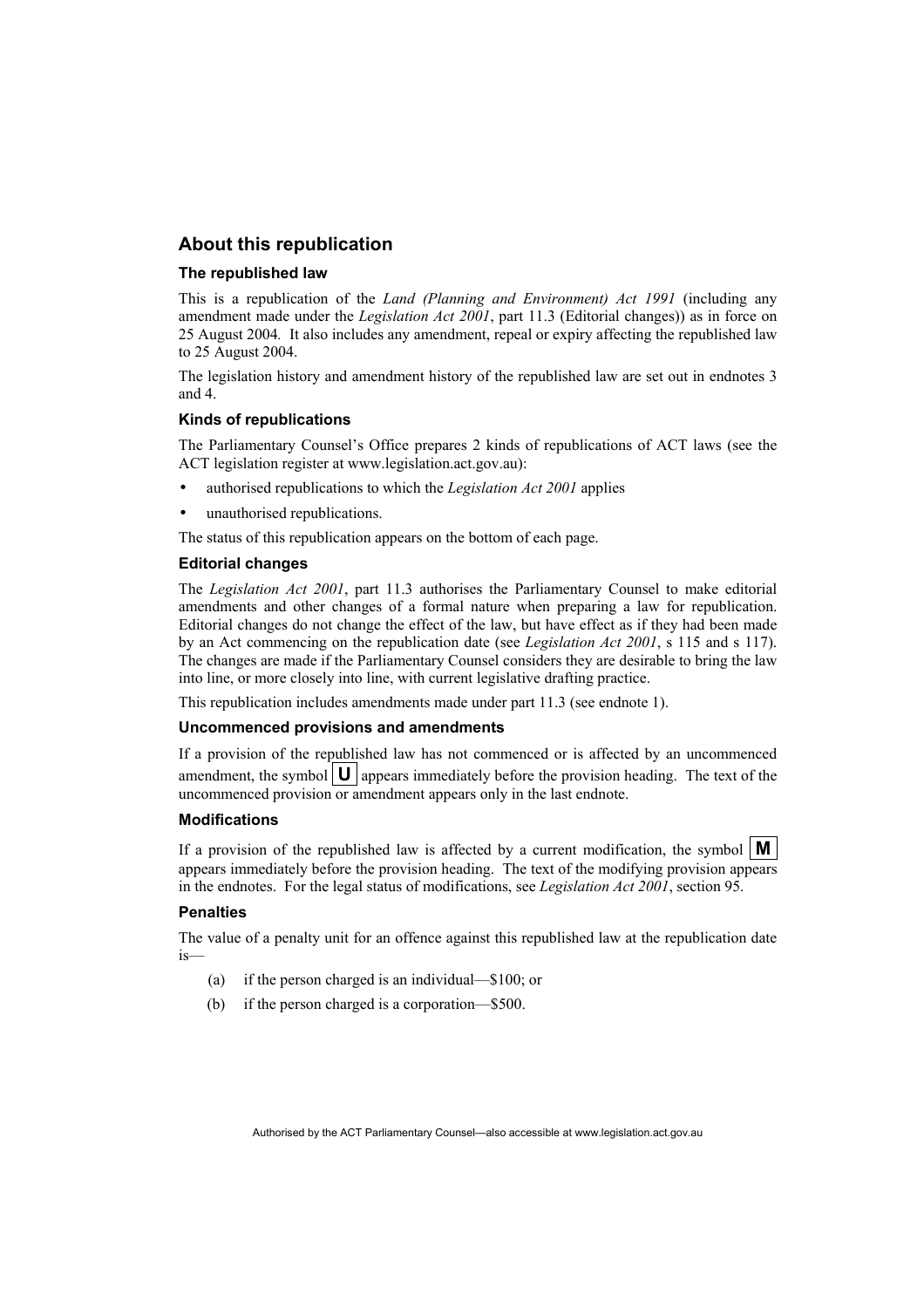## About this republication

### The republished law

This is a republication of the *Land (Planning and Environment) Act 1991* (including any amendment made under the *Legislation Act 2001*, part 11.3 (Editorial changes)) as in force on 25 August 2004. It also includes any amendment, repeal or expiry affecting the republished law to 25 August 2004.

The legislation history and amendment history of the republished law are set out in endnotes 3 and 4.

### Kinds of republications

The Parliamentary Counsel's Office prepares 2 kinds of republications of ACT laws (see the ACT legislation register at www.legislation.act.gov.au):

- authorised republications to which the *Legislation Act 2001* applies
- unauthorised republications.

The status of this republication appears on the bottom of each page.

### Editorial changes

The *Legislation Act 2001*, part 11.3 authorises the Parliamentary Counsel to make editorial amendments and other changes of a formal nature when preparing a law for republication. Editorial changes do not change the effect of the law, but have effect as if they had been made by an Act commencing on the republication date (see *Legislation Act 2001*, s 115 and s 117). The changes are made if the Parliamentary Counsel considers they are desirable to bring the law into line, or more closely into line, with current legislative drafting practice.

This republication includes amendments made under part 11.3 (see endnote 1).

### Uncommenced provisions and amendments

If a provision of the republished law has not commenced or is affected by an uncommenced amendment, the symbol **U** appears immediately before the provision heading. The text of the uncommenced provision or amendment appears only in the last endnote.

### Modifications

If a provision of the republished law is affected by a current modification, the symbol **M** appears immediately before the provision heading. The text of the modifying provision appears in the endnotes. For the legal status of modifications, see *Legislation Act 2001*, section 95.

### Penalties

The value of a penalty unit for an offence against this republished law at the republication date is—

(a) if the person charged is an individual—$100; or

(b) if the person charged is a corporation—$500.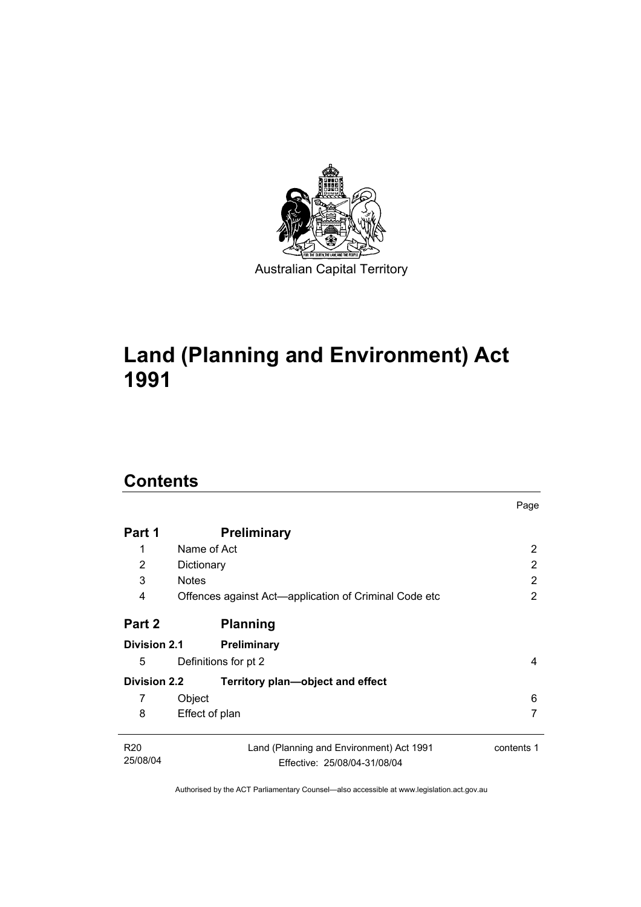Australian Capital Territory

# Land (Planning and Environment) Act 1991

## Contents

| | | Page |
|---|---|---|
| **Part 1** | **Preliminary** | |
| 1 | Name of Act | 2 |
| 2 | Dictionary | 2 |
| 3 | Notes | 2 |
| 4 | Offences against Act—application of Criminal Code etc | 2 |
| **Part 2** | **Planning** | |
| **Division 2.1** | **Preliminary** | |
| 5 | Definitions for pt 2 | 4 |
| **Division 2.2** | **Territory plan—object and effect** | |
| 7 | Object | 6 |
| 8 | Effect of plan | 7 |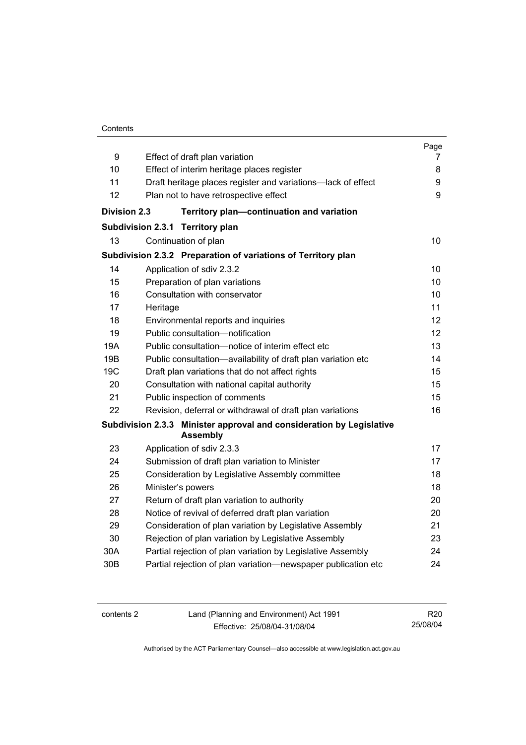| | | Page |
|---|---|---|
| 9 | Effect of draft plan variation | 7 |
| 10 | Effect of interim heritage places register | 8 |
| 11 | Draft heritage places register and variations—lack of effect | 9 |
| 12 | Plan not to have retrospective effect | 9 |
| **Division 2.3** | **Territory plan—continuation and variation** | |
| **Subdivision 2.3.1** | **Territory plan** | |
| 13 | Continuation of plan | 10 |
| **Subdivision 2.3.2** | **Preparation of variations of Territory plan** | |
| 14 | Application of sdiv 2.3.2 | 10 |
| 15 | Preparation of plan variations | 10 |
| 16 | Consultation with conservator | 10 |
| 17 | Heritage | 11 |
| 18 | Environmental reports and inquiries | 12 |
| 19 | Public consultation—notification | 12 |
| 19A | Public consultation—notice of interim effect etc | 13 |
| 19B | Public consultation—availability of draft plan variation etc | 14 |
| 19C | Draft plan variations that do not affect rights | 15 |
| 20 | Consultation with national capital authority | 15 |
| 21 | Public inspection of comments | 15 |
| 22 | Revision, deferral or withdrawal of draft plan variations | 16 |
| **Subdivision 2.3.3** | **Minister approval and consideration by Legislative Assembly** | |
| 23 | Application of sdiv 2.3.3 | 17 |
| 24 | Submission of draft plan variation to Minister | 17 |
| 25 | Consideration by Legislative Assembly committee | 18 |
| 26 | Minister's powers | 18 |
| 27 | Return of draft plan variation to authority | 20 |
| 28 | Notice of revival of deferred draft plan variation | 20 |
| 29 | Consideration of plan variation by Legislative Assembly | 21 |
| 30 | Rejection of plan variation by Legislative Assembly | 23 |
| 30A | Partial rejection of plan variation by Legislative Assembly | 24 |
| 30B | Partial rejection of plan variation—newspaper publication etc | 24 |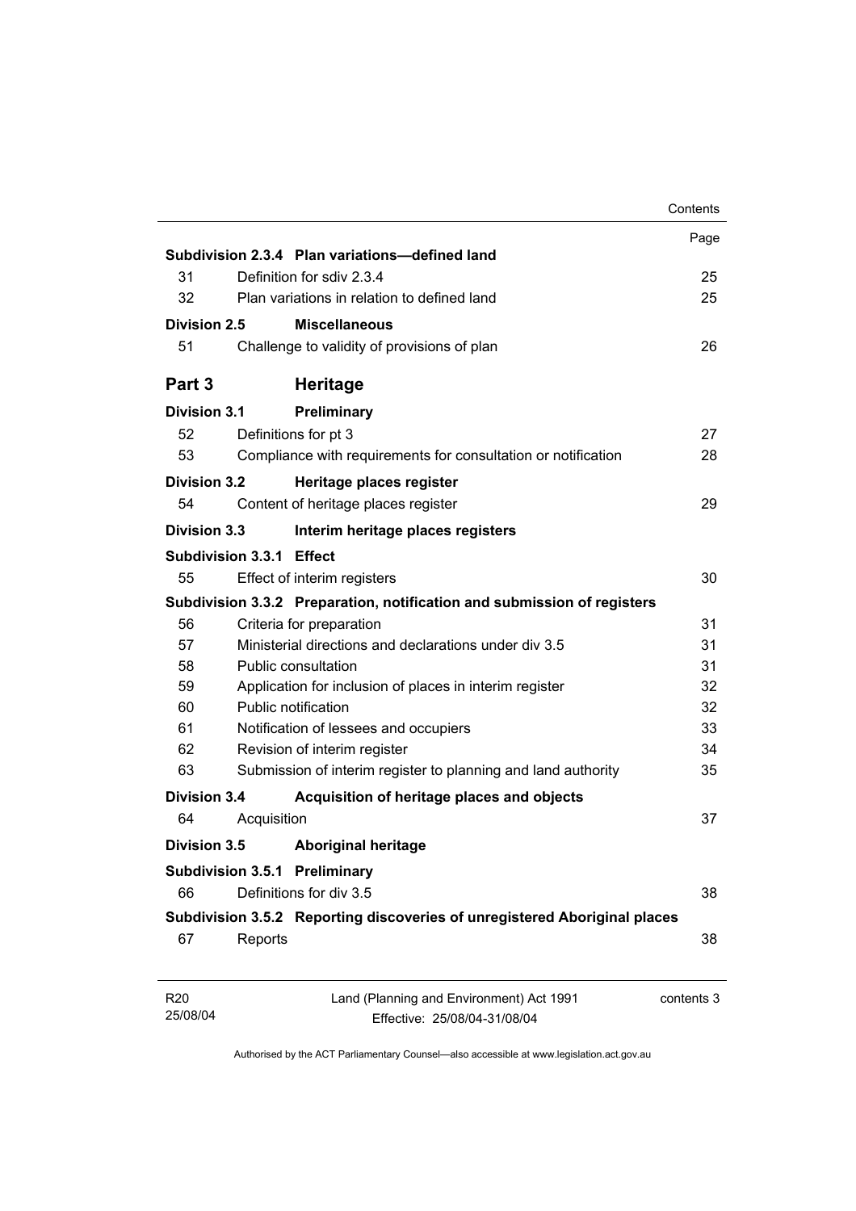| | | Page |
|---|---|---|
| **Subdivision 2.3.4** | **Plan variations—defined land** | |
| 31 | Definition for sdiv 2.3.4 | 25 |
| 32 | Plan variations in relation to defined land | 25 |
| **Division 2.5** | **Miscellaneous** | |
| 51 | Challenge to validity of provisions of plan | 26 |
| **Part 3** | **Heritage** | |
| **Division 3.1** | **Preliminary** | |
| 52 | Definitions for pt 3 | 27 |
| 53 | Compliance with requirements for consultation or notification | 28 |
| **Division 3.2** | **Heritage places register** | |
| 54 | Content of heritage places register | 29 |
| **Division 3.3** | **Interim heritage places registers** | |
| **Subdivision 3.3.1** | **Effect** | |
| 55 | Effect of interim registers | 30 |
| **Subdivision 3.3.2** | **Preparation, notification and submission of registers** | |
| 56 | Criteria for preparation | 31 |
| 57 | Ministerial directions and declarations under div 3.5 | 31 |
| 58 | Public consultation | 31 |
| 59 | Application for inclusion of places in interim register | 32 |
| 60 | Public notification | 32 |
| 61 | Notification of lessees and occupiers | 33 |
| 62 | Revision of interim register | 34 |
| 63 | Submission of interim register to planning and land authority | 35 |
| **Division 3.4** | **Acquisition of heritage places and objects** | |
| 64 | Acquisition | 37 |
| **Division 3.5** | **Aboriginal heritage** | |
| **Subdivision 3.5.1** | **Preliminary** | |
| 66 | Definitions for div 3.5 | 38 |
| **Subdivision 3.5.2** | **Reporting discoveries of unregistered Aboriginal places** | |
| 67 | Reports | 38 |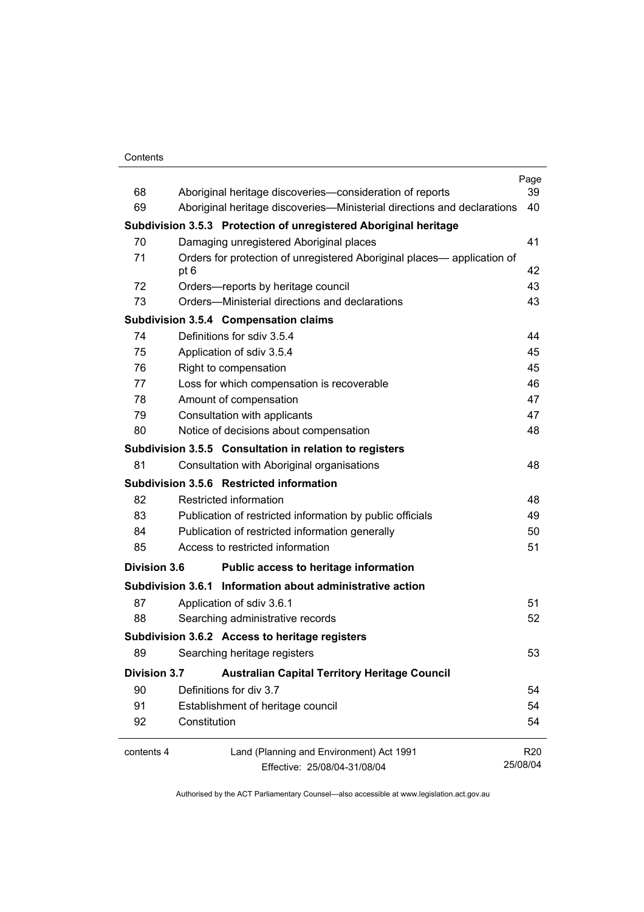| | | Page |
|---|---|---|
| 68 | Aboriginal heritage discoveries—consideration of reports | 39 |
| 69 | Aboriginal heritage discoveries—Ministerial directions and declarations | 40 |
| **Subdivision 3.5.3** | **Protection of unregistered Aboriginal heritage** | |
| 70 | Damaging unregistered Aboriginal places | 41 |
| 71 | Orders for protection of unregistered Aboriginal places— application of pt 6 | 42 |
| 72 | Orders—reports by heritage council | 43 |
| 73 | Orders—Ministerial directions and declarations | 43 |
| **Subdivision 3.5.4** | **Compensation claims** | |
| 74 | Definitions for sdiv 3.5.4 | 44 |
| 75 | Application of sdiv 3.5.4 | 45 |
| 76 | Right to compensation | 45 |
| 77 | Loss for which compensation is recoverable | 46 |
| 78 | Amount of compensation | 47 |
| 79 | Consultation with applicants | 47 |
| 80 | Notice of decisions about compensation | 48 |
| **Subdivision 3.5.5** | **Consultation in relation to registers** | |
| 81 | Consultation with Aboriginal organisations | 48 |
| **Subdivision 3.5.6** | **Restricted information** | |
| 82 | Restricted information | 48 |
| 83 | Publication of restricted information by public officials | 49 |
| 84 | Publication of restricted information generally | 50 |
| 85 | Access to restricted information | 51 |
| **Division 3.6** | **Public access to heritage information** | |
| **Subdivision 3.6.1** | **Information about administrative action** | |
| 87 | Application of sdiv 3.6.1 | 51 |
| 88 | Searching administrative records | 52 |
| **Subdivision 3.6.2** | **Access to heritage registers** | |
| 89 | Searching heritage registers | 53 |
| **Division 3.7** | **Australian Capital Territory Heritage Council** | |
| 90 | Definitions for div 3.7 | 54 |
| 91 | Establishment of heritage council | 54 |
| 92 | Constitution | 54 |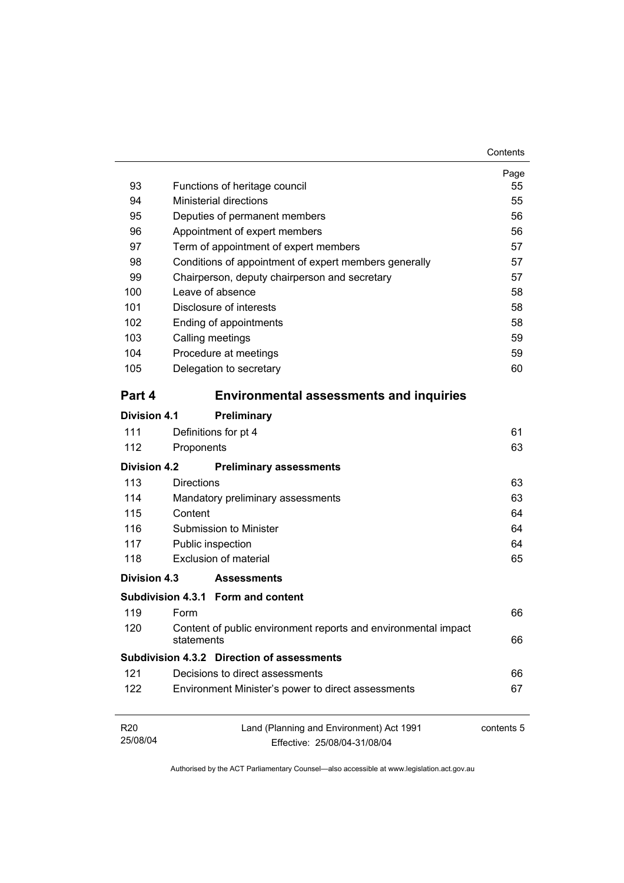| | | Page |
|---|---|---|
| 93 | Functions of heritage council | 55 |
| 94 | Ministerial directions | 55 |
| 95 | Deputies of permanent members | 56 |
| 96 | Appointment of expert members | 56 |
| 97 | Term of appointment of expert members | 57 |
| 98 | Conditions of appointment of expert members generally | 57 |
| 99 | Chairperson, deputy chairperson and secretary | 57 |
| 100 | Leave of absence | 58 |
| 101 | Disclosure of interests | 58 |
| 102 | Ending of appointments | 58 |
| 103 | Calling meetings | 59 |
| 104 | Procedure at meetings | 59 |
| 105 | Delegation to secretary | 60 |

## Part 4 Environmental assessments and inquiries

**Division 4.1 Preliminary**

| | | |
|---|---|---|
| 111 | Definitions for pt 4 | 61 |
| 112 | Proponents | 63 |

**Division 4.2 Preliminary assessments**

| | | |
|---|---|---|
| 113 | Directions | 63 |
| 114 | Mandatory preliminary assessments | 63 |
| 115 | Content | 64 |
| 116 | Submission to Minister | 64 |
| 117 | Public inspection | 64 |
| 118 | Exclusion of material | 65 |

**Division 4.3 Assessments**

**Subdivision 4.3.1 Form and content**

| | | |
|---|---|---|
| 119 | Form | 66 |
| 120 | Content of public environment reports and environmental impact statements | 66 |

**Subdivision 4.3.2 Direction of assessments**

| | | |
|---|---|---|
| 121 | Decisions to direct assessments | 66 |
| 122 | Environment Minister's power to direct assessments | 67 |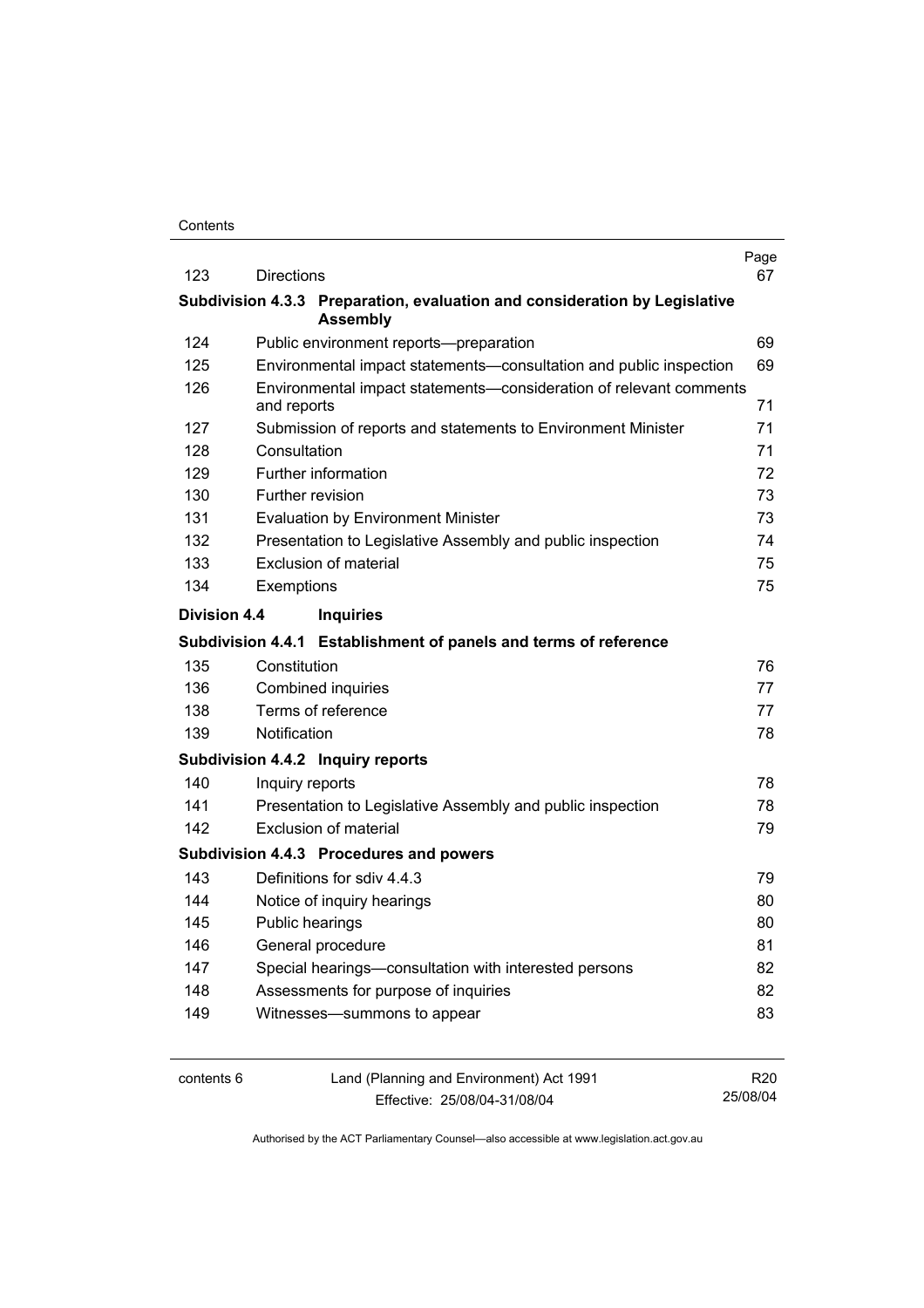| | | Page |
|---|---|---|
| 123 | Directions | 67 |
| **Subdivision 4.3.3** | **Preparation, evaluation and consideration by Legislative Assembly** | |
| 124 | Public environment reports—preparation | 69 |
| 125 | Environmental impact statements—consultation and public inspection | 69 |
| 126 | Environmental impact statements—consideration of relevant comments and reports | 71 |
| 127 | Submission of reports and statements to Environment Minister | 71 |
| 128 | Consultation | 71 |
| 129 | Further information | 72 |
| 130 | Further revision | 73 |
| 131 | Evaluation by Environment Minister | 73 |
| 132 | Presentation to Legislative Assembly and public inspection | 74 |
| 133 | Exclusion of material | 75 |
| 134 | Exemptions | 75 |
| **Division 4.4** | **Inquiries** | |
| **Subdivision 4.4.1** | **Establishment of panels and terms of reference** | |
| 135 | Constitution | 76 |
| 136 | Combined inquiries | 77 |
| 138 | Terms of reference | 77 |
| 139 | Notification | 78 |
| **Subdivision 4.4.2** | **Inquiry reports** | |
| 140 | Inquiry reports | 78 |
| 141 | Presentation to Legislative Assembly and public inspection | 78 |
| 142 | Exclusion of material | 79 |
| **Subdivision 4.4.3** | **Procedures and powers** | |
| 143 | Definitions for sdiv 4.4.3 | 79 |
| 144 | Notice of inquiry hearings | 80 |
| 145 | Public hearings | 80 |
| 146 | General procedure | 81 |
| 147 | Special hearings—consultation with interested persons | 82 |
| 148 | Assessments for purpose of inquiries | 82 |
| 149 | Witnesses—summons to appear | 83 |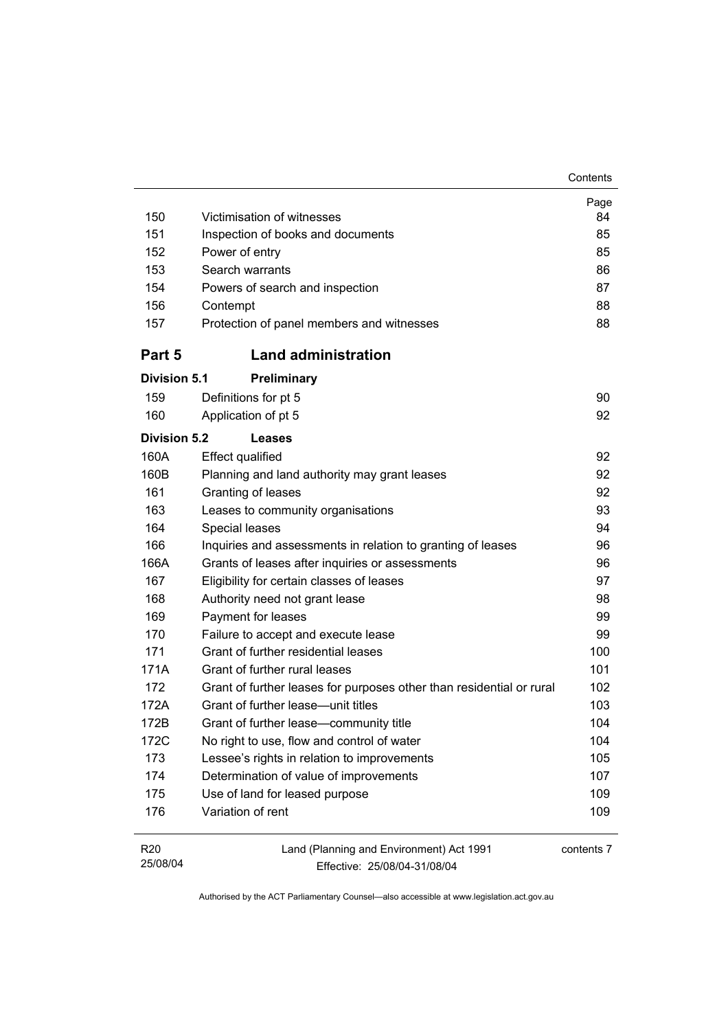| | | Page |
|---|---|---|
| 150 | Victimisation of witnesses | 84 |
| 151 | Inspection of books and documents | 85 |
| 152 | Power of entry | 85 |
| 153 | Search warrants | 86 |
| 154 | Powers of search and inspection | 87 |
| 156 | Contempt | 88 |
| 157 | Protection of panel members and witnesses | 88 |

## Part 5 Land administration

### Division 5.1 Preliminary

| | | |
|---|---|---|
| 159 | Definitions for pt 5 | 90 |
| 160 | Application of pt 5 | 92 |

### Division 5.2 Leases

| | | |
|---|---|---|
| 160A | Effect qualified | 92 |
| 160B | Planning and land authority may grant leases | 92 |
| 161 | Granting of leases | 92 |
| 163 | Leases to community organisations | 93 |
| 164 | Special leases | 94 |
| 166 | Inquiries and assessments in relation to granting of leases | 96 |
| 166A | Grants of leases after inquiries or assessments | 96 |
| 167 | Eligibility for certain classes of leases | 97 |
| 168 | Authority need not grant lease | 98 |
| 169 | Payment for leases | 99 |
| 170 | Failure to accept and execute lease | 99 |
| 171 | Grant of further residential leases | 100 |
| 171A | Grant of further rural leases | 101 |
| 172 | Grant of further leases for purposes other than residential or rural | 102 |
| 172A | Grant of further lease—unit titles | 103 |
| 172B | Grant of further lease—community title | 104 |
| 172C | No right to use, flow and control of water | 104 |
| 173 | Lessee's rights in relation to improvements | 105 |
| 174 | Determination of value of improvements | 107 |
| 175 | Use of land for leased purpose | 109 |
| 176 | Variation of rent | 109 |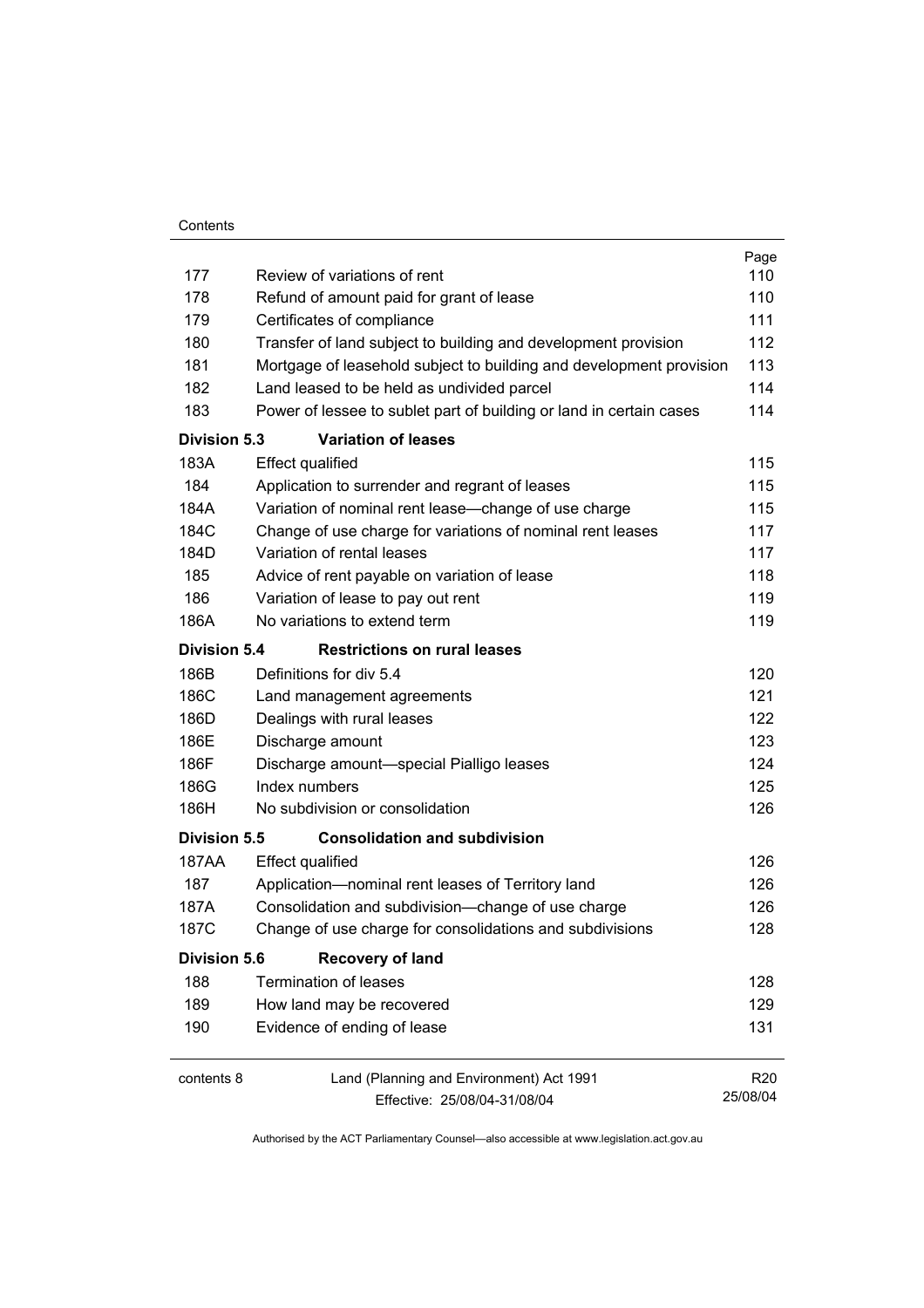| | | Page |
|---|---|---|
| 177 | Review of variations of rent | 110 |
| 178 | Refund of amount paid for grant of lease | 110 |
| 179 | Certificates of compliance | 111 |
| 180 | Transfer of land subject to building and development provision | 112 |
| 181 | Mortgage of leasehold subject to building and development provision | 113 |
| 182 | Land leased to be held as undivided parcel | 114 |
| 183 | Power of lessee to sublet part of building or land in certain cases | 114 |
| **Division 5.3** | **Variation of leases** | |
| 183A | Effect qualified | 115 |
| 184 | Application to surrender and regrant of leases | 115 |
| 184A | Variation of nominal rent lease—change of use charge | 115 |
| 184C | Change of use charge for variations of nominal rent leases | 117 |
| 184D | Variation of rental leases | 117 |
| 185 | Advice of rent payable on variation of lease | 118 |
| 186 | Variation of lease to pay out rent | 119 |
| 186A | No variations to extend term | 119 |
| **Division 5.4** | **Restrictions on rural leases** | |
| 186B | Definitions for div 5.4 | 120 |
| 186C | Land management agreements | 121 |
| 186D | Dealings with rural leases | 122 |
| 186E | Discharge amount | 123 |
| 186F | Discharge amount—special Pialligo leases | 124 |
| 186G | Index numbers | 125 |
| 186H | No subdivision or consolidation | 126 |
| **Division 5.5** | **Consolidation and subdivision** | |
| 187AA | Effect qualified | 126 |
| 187 | Application—nominal rent leases of Territory land | 126 |
| 187A | Consolidation and subdivision—change of use charge | 126 |
| 187C | Change of use charge for consolidations and subdivisions | 128 |
| **Division 5.6** | **Recovery of land** | |
| 188 | Termination of leases | 128 |
| 189 | How land may be recovered | 129 |
| 190 | Evidence of ending of lease | 131 |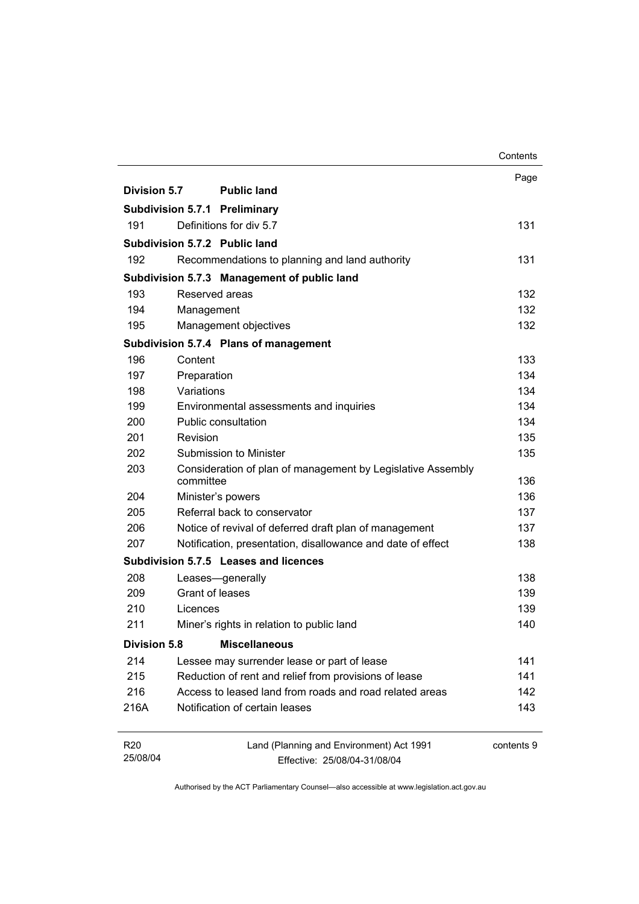| | | Page |
|---|---|---|
| **Division 5.7** | **Public land** | |
| **Subdivision 5.7.1** | **Preliminary** | |
| 191 | Definitions for div 5.7 | 131 |
| **Subdivision 5.7.2** | **Public land** | |
| 192 | Recommendations to planning and land authority | 131 |
| **Subdivision 5.7.3** | **Management of public land** | |
| 193 | Reserved areas | 132 |
| 194 | Management | 132 |
| 195 | Management objectives | 132 |
| **Subdivision 5.7.4** | **Plans of management** | |
| 196 | Content | 133 |
| 197 | Preparation | 134 |
| 198 | Variations | 134 |
| 199 | Environmental assessments and inquiries | 134 |
| 200 | Public consultation | 134 |
| 201 | Revision | 135 |
| 202 | Submission to Minister | 135 |
| 203 | Consideration of plan of management by Legislative Assembly committee | 136 |
| 204 | Minister's powers | 136 |
| 205 | Referral back to conservator | 137 |
| 206 | Notice of revival of deferred draft plan of management | 137 |
| 207 | Notification, presentation, disallowance and date of effect | 138 |
| **Subdivision 5.7.5** | **Leases and licences** | |
| 208 | Leases—generally | 138 |
| 209 | Grant of leases | 139 |
| 210 | Licences | 139 |
| 211 | Miner's rights in relation to public land | 140 |
| **Division 5.8** | **Miscellaneous** | |
| 214 | Lessee may surrender lease or part of lease | 141 |
| 215 | Reduction of rent and relief from provisions of lease | 141 |
| 216 | Access to leased land from roads and road related areas | 142 |
| 216A | Notification of certain leases | 143 |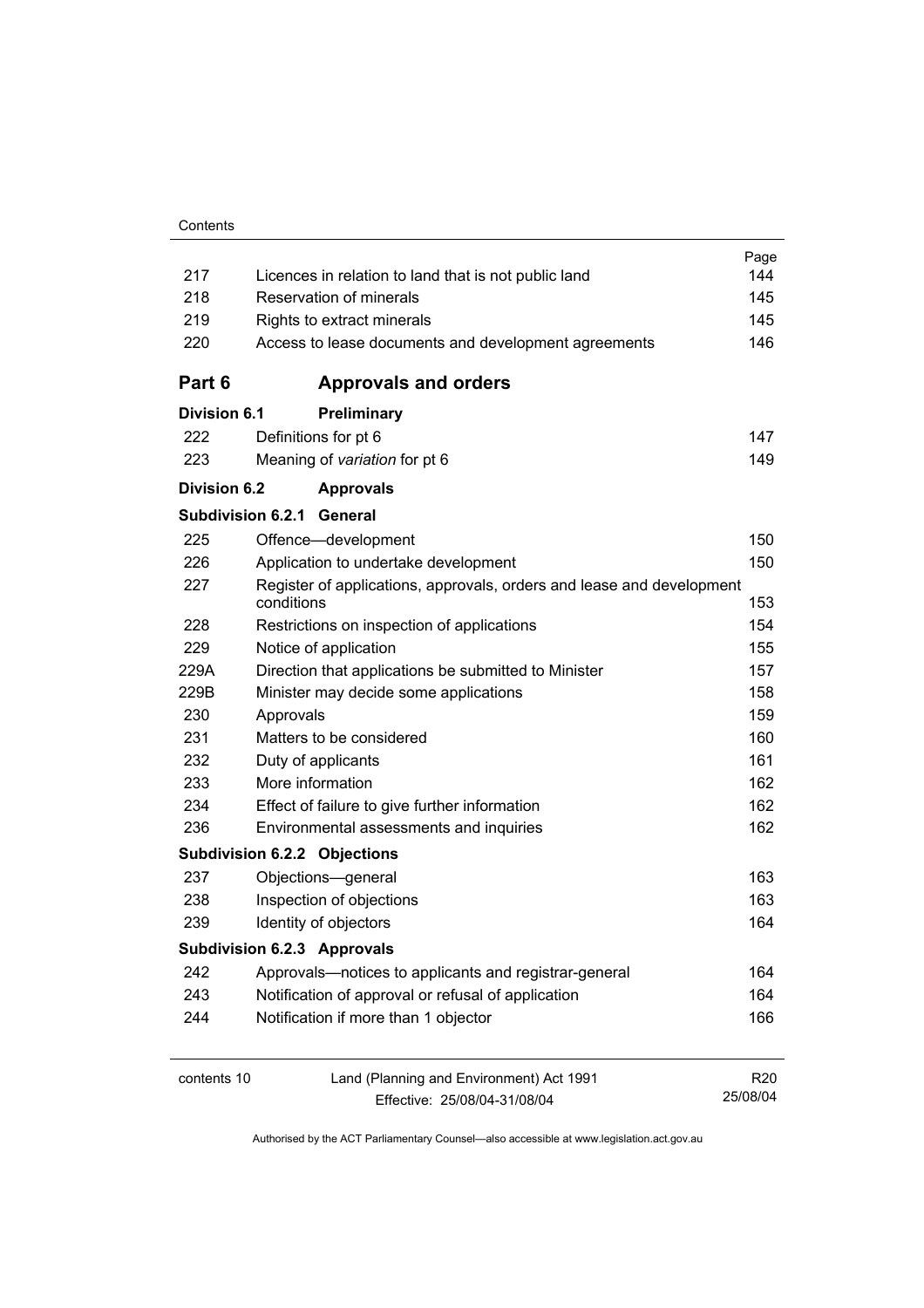| | | Page |
|---|---|---|
| 217 | Licences in relation to land that is not public land | 144 |
| 218 | Reservation of minerals | 145 |
| 219 | Rights to extract minerals | 145 |
| 220 | Access to lease documents and development agreements | 146 |

## Part 6 Approvals and orders

### Division 6.1 Preliminary

| | | |
|---|---|---|
| 222 | Definitions for pt 6 | 147 |
| 223 | Meaning of *variation* for pt 6 | 149 |

### Division 6.2 Approvals

#### Subdivision 6.2.1 General

| | | |
|---|---|---|
| 225 | Offence—development | 150 |
| 226 | Application to undertake development | 150 |
| 227 | Register of applications, approvals, orders and lease and development conditions | 153 |
| 228 | Restrictions on inspection of applications | 154 |
| 229 | Notice of application | 155 |
| 229A | Direction that applications be submitted to Minister | 157 |
| 229B | Minister may decide some applications | 158 |
| 230 | Approvals | 159 |
| 231 | Matters to be considered | 160 |
| 232 | Duty of applicants | 161 |
| 233 | More information | 162 |
| 234 | Effect of failure to give further information | 162 |
| 236 | Environmental assessments and inquiries | 162 |

#### Subdivision 6.2.2 Objections

| | | |
|---|---|---|
| 237 | Objections—general | 163 |
| 238 | Inspection of objections | 163 |
| 239 | Identity of objectors | 164 |

#### Subdivision 6.2.3 Approvals

| | | |
|---|---|---|
| 242 | Approvals—notices to applicants and registrar-general | 164 |
| 243 | Notification of approval or refusal of application | 164 |
| 244 | Notification if more than 1 objector | 166 |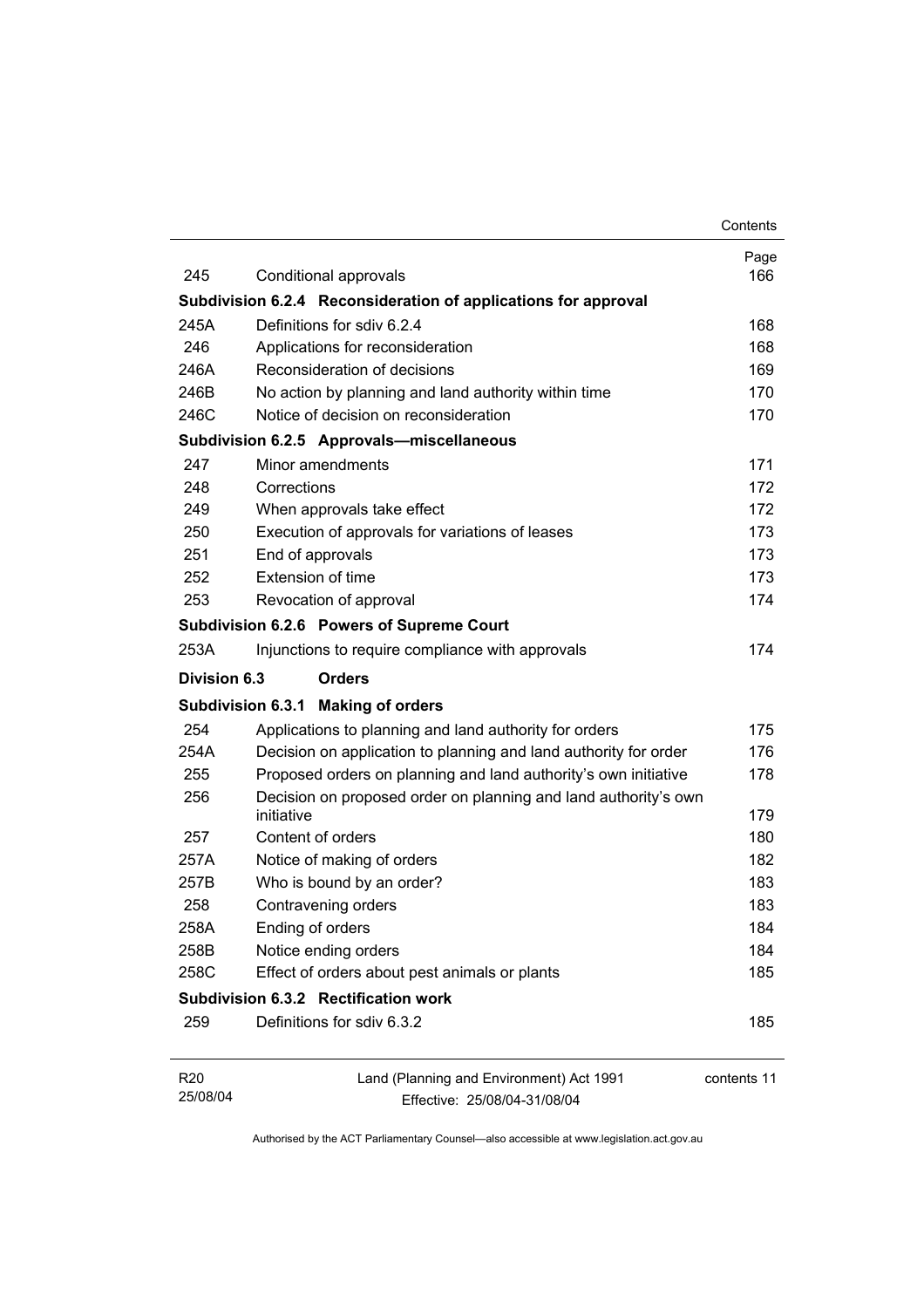| | | Page |
|---|---|---|
| 245 | Conditional approvals | 166 |
| **Subdivision 6.2.4** | **Reconsideration of applications for approval** | |
| 245A | Definitions for sdiv 6.2.4 | 168 |
| 246 | Applications for reconsideration | 168 |
| 246A | Reconsideration of decisions | 169 |
| 246B | No action by planning and land authority within time | 170 |
| 246C | Notice of decision on reconsideration | 170 |
| **Subdivision 6.2.5** | **Approvals—miscellaneous** | |
| 247 | Minor amendments | 171 |
| 248 | Corrections | 172 |
| 249 | When approvals take effect | 172 |
| 250 | Execution of approvals for variations of leases | 173 |
| 251 | End of approvals | 173 |
| 252 | Extension of time | 173 |
| 253 | Revocation of approval | 174 |
| **Subdivision 6.2.6** | **Powers of Supreme Court** | |
| 253A | Injunctions to require compliance with approvals | 174 |
| **Division 6.3** | **Orders** | |
| **Subdivision 6.3.1** | **Making of orders** | |
| 254 | Applications to planning and land authority for orders | 175 |
| 254A | Decision on application to planning and land authority for order | 176 |
| 255 | Proposed orders on planning and land authority's own initiative | 178 |
| 256 | Decision on proposed order on planning and land authority's own initiative | 179 |
| 257 | Content of orders | 180 |
| 257A | Notice of making of orders | 182 |
| 257B | Who is bound by an order? | 183 |
| 258 | Contravening orders | 183 |
| 258A | Ending of orders | 184 |
| 258B | Notice ending orders | 184 |
| 258C | Effect of orders about pest animals or plants | 185 |
| **Subdivision 6.3.2** | **Rectification work** | |
| 259 | Definitions for sdiv 6.3.2 | 185 |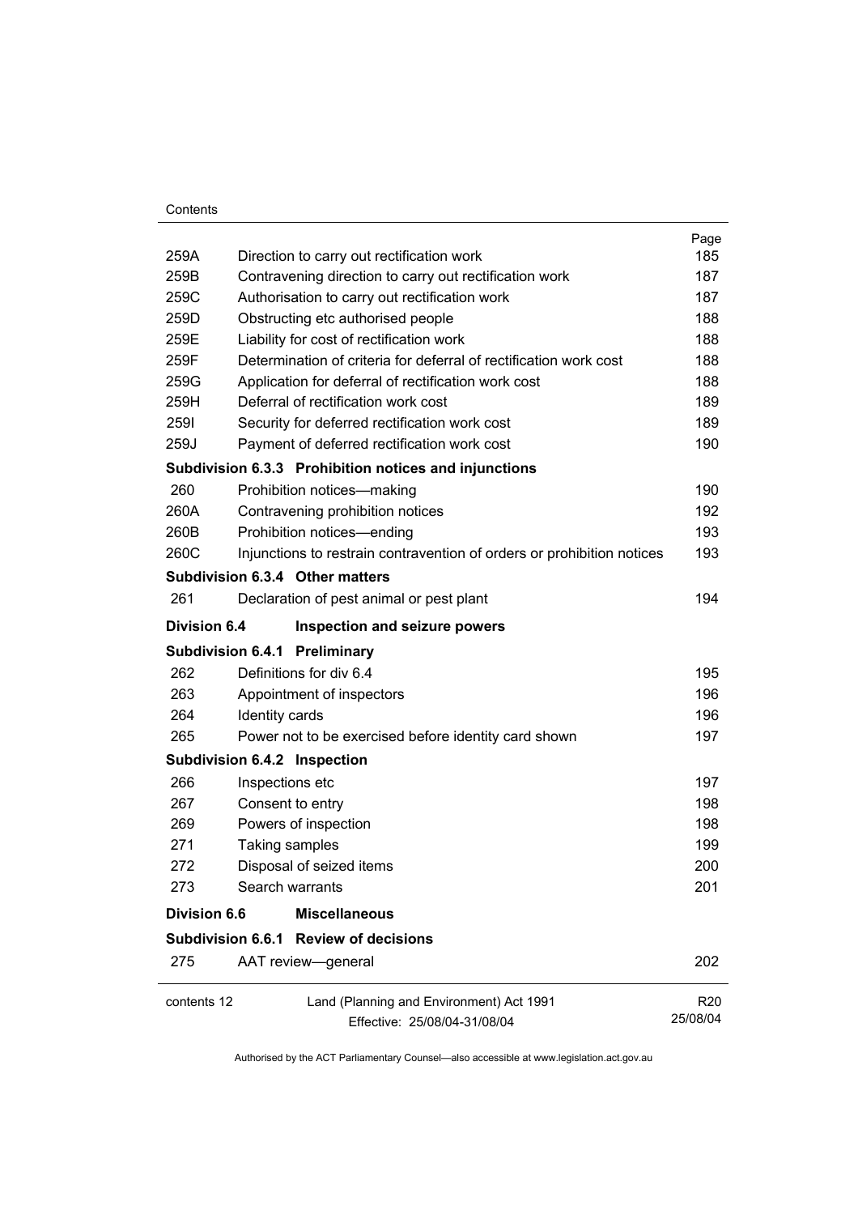| | | Page |
|---|---|---|
| 259A | Direction to carry out rectification work | 185 |
| 259B | Contravening direction to carry out rectification work | 187 |
| 259C | Authorisation to carry out rectification work | 187 |
| 259D | Obstructing etc authorised people | 188 |
| 259E | Liability for cost of rectification work | 188 |
| 259F | Determination of criteria for deferral of rectification work cost | 188 |
| 259G | Application for deferral of rectification work cost | 188 |
| 259H | Deferral of rectification work cost | 189 |
| 259I | Security for deferred rectification work cost | 189 |
| 259J | Payment of deferred rectification work cost | 190 |
| **Subdivision 6.3.3** | **Prohibition notices and injunctions** | |
| 260 | Prohibition notices—making | 190 |
| 260A | Contravening prohibition notices | 192 |
| 260B | Prohibition notices—ending | 193 |
| 260C | Injunctions to restrain contravention of orders or prohibition notices | 193 |
| **Subdivision 6.3.4** | **Other matters** | |
| 261 | Declaration of pest animal or pest plant | 194 |
| **Division 6.4** | **Inspection and seizure powers** | |
| **Subdivision 6.4.1** | **Preliminary** | |
| 262 | Definitions for div 6.4 | 195 |
| 263 | Appointment of inspectors | 196 |
| 264 | Identity cards | 196 |
| 265 | Power not to be exercised before identity card shown | 197 |
| **Subdivision 6.4.2** | **Inspection** | |
| 266 | Inspections etc | 197 |
| 267 | Consent to entry | 198 |
| 269 | Powers of inspection | 198 |
| 271 | Taking samples | 199 |
| 272 | Disposal of seized items | 200 |
| 273 | Search warrants | 201 |
| **Division 6.6** | **Miscellaneous** | |
| **Subdivision 6.6.1** | **Review of decisions** | |
| 275 | AAT review—general | 202 |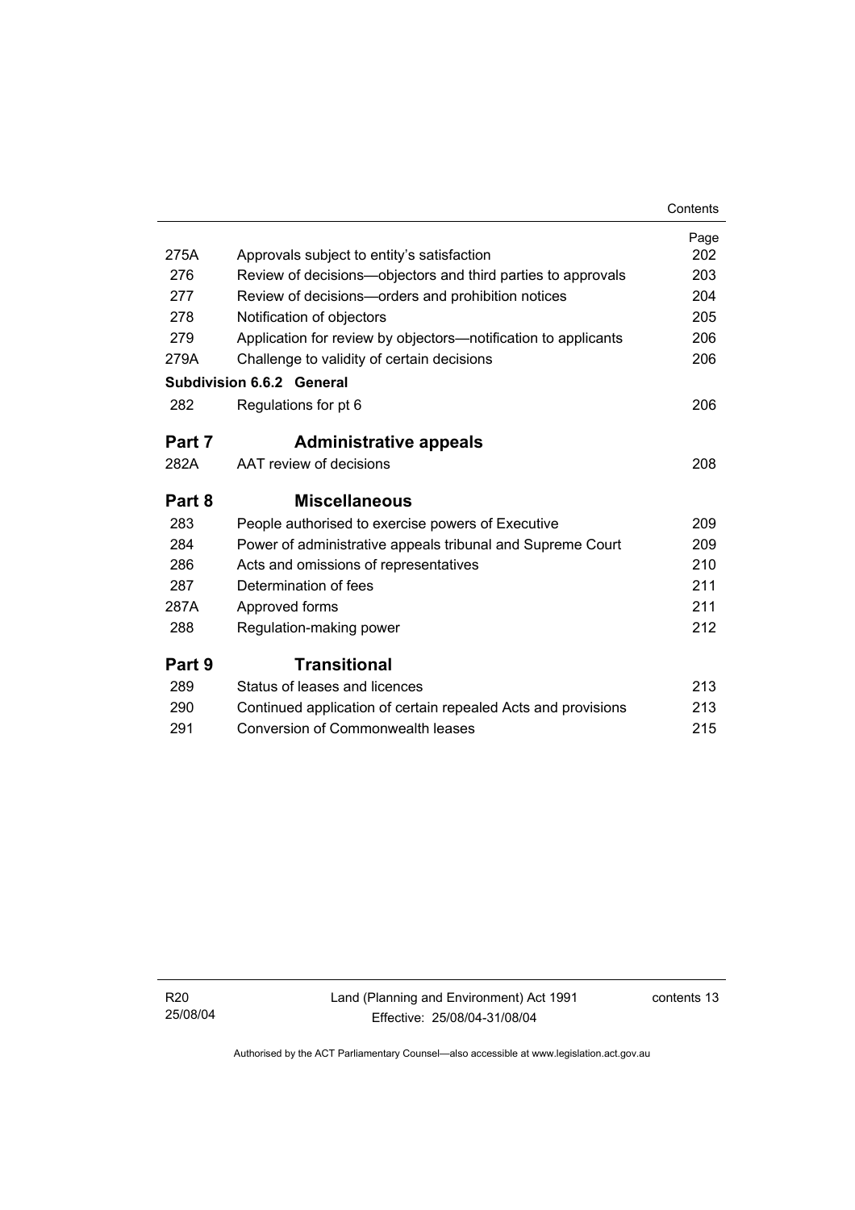| | | Page |
|---|---|---|
| 275A | Approvals subject to entity's satisfaction | 202 |
| 276 | Review of decisions—objectors and third parties to approvals | 203 |
| 277 | Review of decisions—orders and prohibition notices | 204 |
| 278 | Notification of objectors | 205 |
| 279 | Application for review by objectors—notification to applicants | 206 |
| 279A | Challenge to validity of certain decisions | 206 |
| **Subdivision 6.6.2** | **General** | |
| 282 | Regulations for pt 6 | 206 |
| **Part 7** | **Administrative appeals** | |
| 282A | AAT review of decisions | 208 |
| **Part 8** | **Miscellaneous** | |
| 283 | People authorised to exercise powers of Executive | 209 |
| 284 | Power of administrative appeals tribunal and Supreme Court | 209 |
| 286 | Acts and omissions of representatives | 210 |
| 287 | Determination of fees | 211 |
| 287A | Approved forms | 211 |
| 288 | Regulation-making power | 212 |
| **Part 9** | **Transitional** | |
| 289 | Status of leases and licences | 213 |
| 290 | Continued application of certain repealed Acts and provisions | 213 |
| 291 | Conversion of Commonwealth leases | 215 |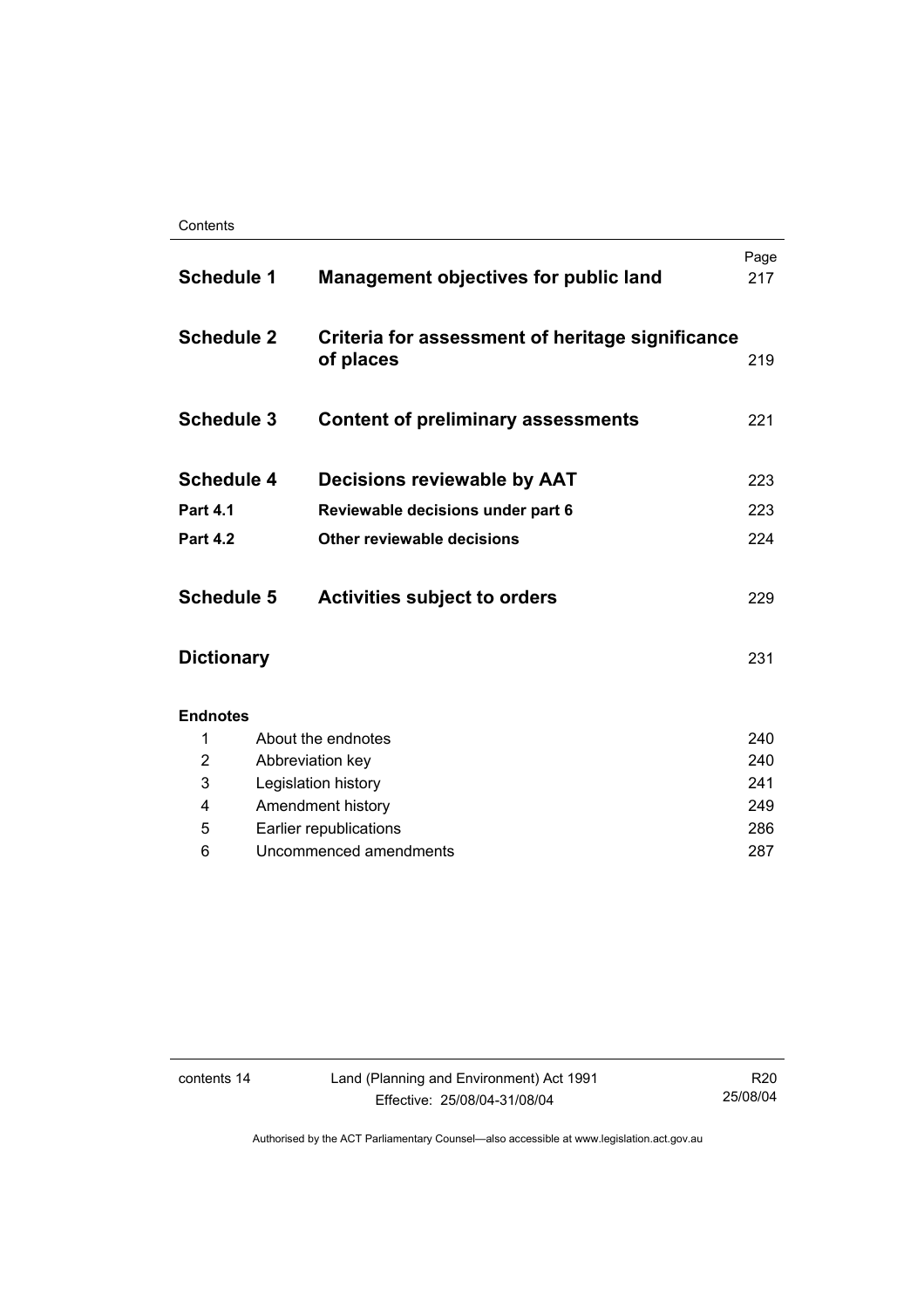| | | Page |
|---|---|---|
| **Schedule 1** | **Management objectives for public land** | 217 |
| **Schedule 2** | **Criteria for assessment of heritage significance of places** | 219 |
| **Schedule 3** | **Content of preliminary assessments** | 221 |
| **Schedule 4** | **Decisions reviewable by AAT** | 223 |
| **Part 4.1** | **Reviewable decisions under part 6** | 223 |
| **Part 4.2** | **Other reviewable decisions** | 224 |
| **Schedule 5** | **Activities subject to orders** | 229 |
| **Dictionary** | | 231 |

**Endnotes**

| | | |
|---|---|---|
| 1 | About the endnotes | 240 |
| 2 | Abbreviation key | 240 |
| 3 | Legislation history | 241 |
| 4 | Amendment history | 249 |
| 5 | Earlier republications | 286 |
| 6 | Uncommenced amendments | 287 |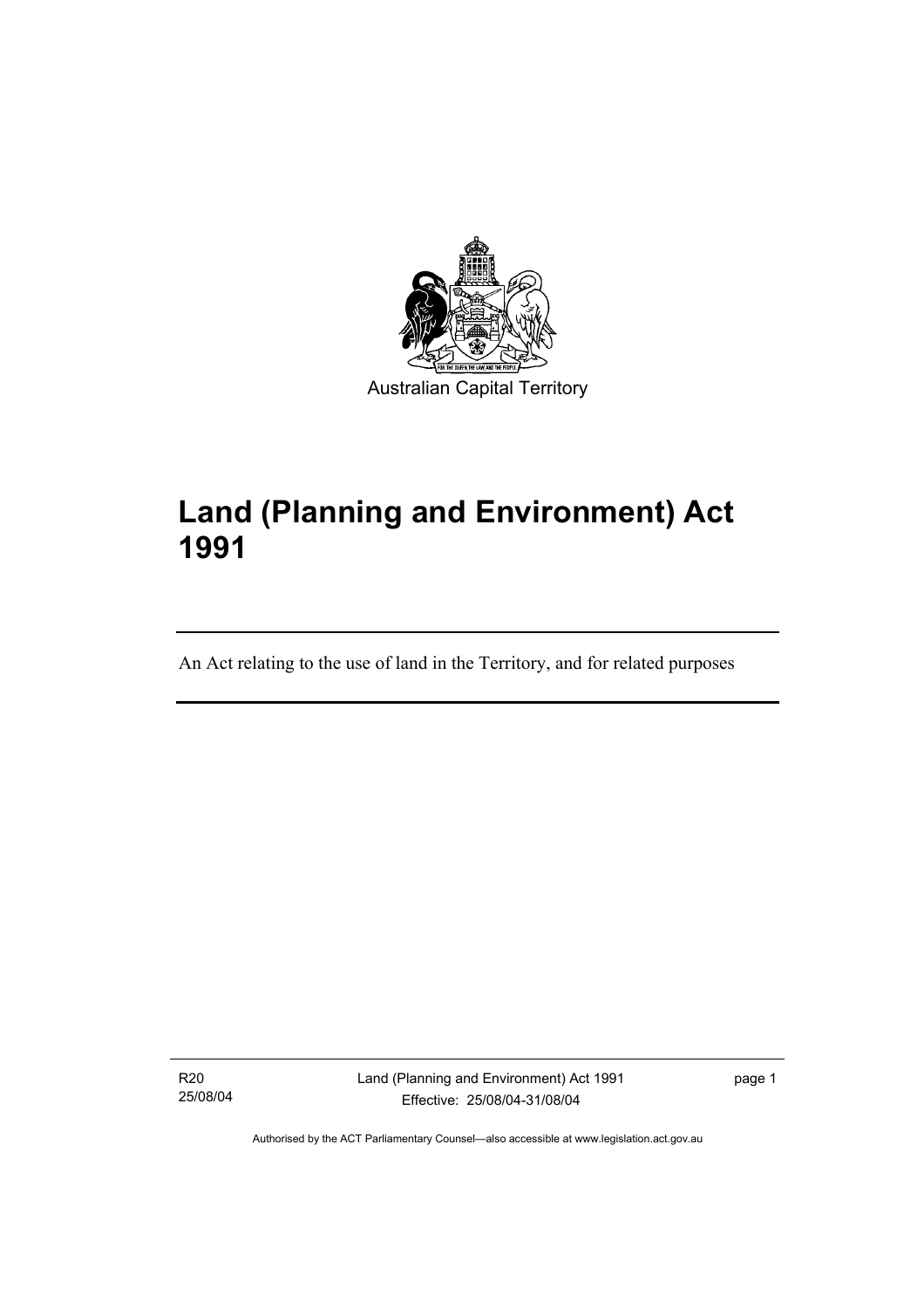Australian Capital Territory

# Land (Planning and Environment) Act 1991

An Act relating to the use of land in the Territory, and for related purposes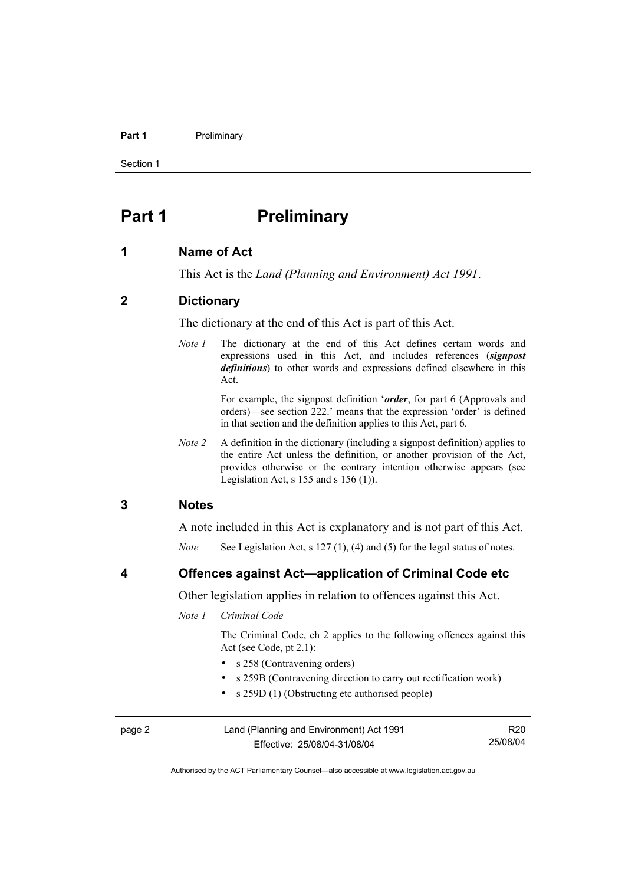# Part 1 Preliminary

## 1 Name of Act

This Act is the *Land (Planning and Environment) Act 1991*.

## 2 Dictionary

The dictionary at the end of this Act is part of this Act.

*Note 1* The dictionary at the end of this Act defines certain words and expressions used in this Act, and includes references (***signpost definitions***) to other words and expressions defined elsewhere in this Act.

For example, the signpost definition '***order***, for part 6 (Approvals and orders)—see section 222.' means that the expression 'order' is defined in that section and the definition applies to this Act, part 6.

*Note 2* A definition in the dictionary (including a signpost definition) applies to the entire Act unless the definition, or another provision of the Act, provides otherwise or the contrary intention otherwise appears (see Legislation Act, s 155 and s 156 (1)).

## 3 Notes

A note included in this Act is explanatory and is not part of this Act.

*Note* See Legislation Act, s 127 (1), (4) and (5) for the legal status of notes.

## 4 Offences against Act—application of Criminal Code etc

Other legislation applies in relation to offences against this Act.

*Note 1* *Criminal Code*

The Criminal Code, ch 2 applies to the following offences against this Act (see Code, pt 2.1):

- s 258 (Contravening orders)
- s 259B (Contravening direction to carry out rectification work)
- s 259D (1) (Obstructing etc authorised people)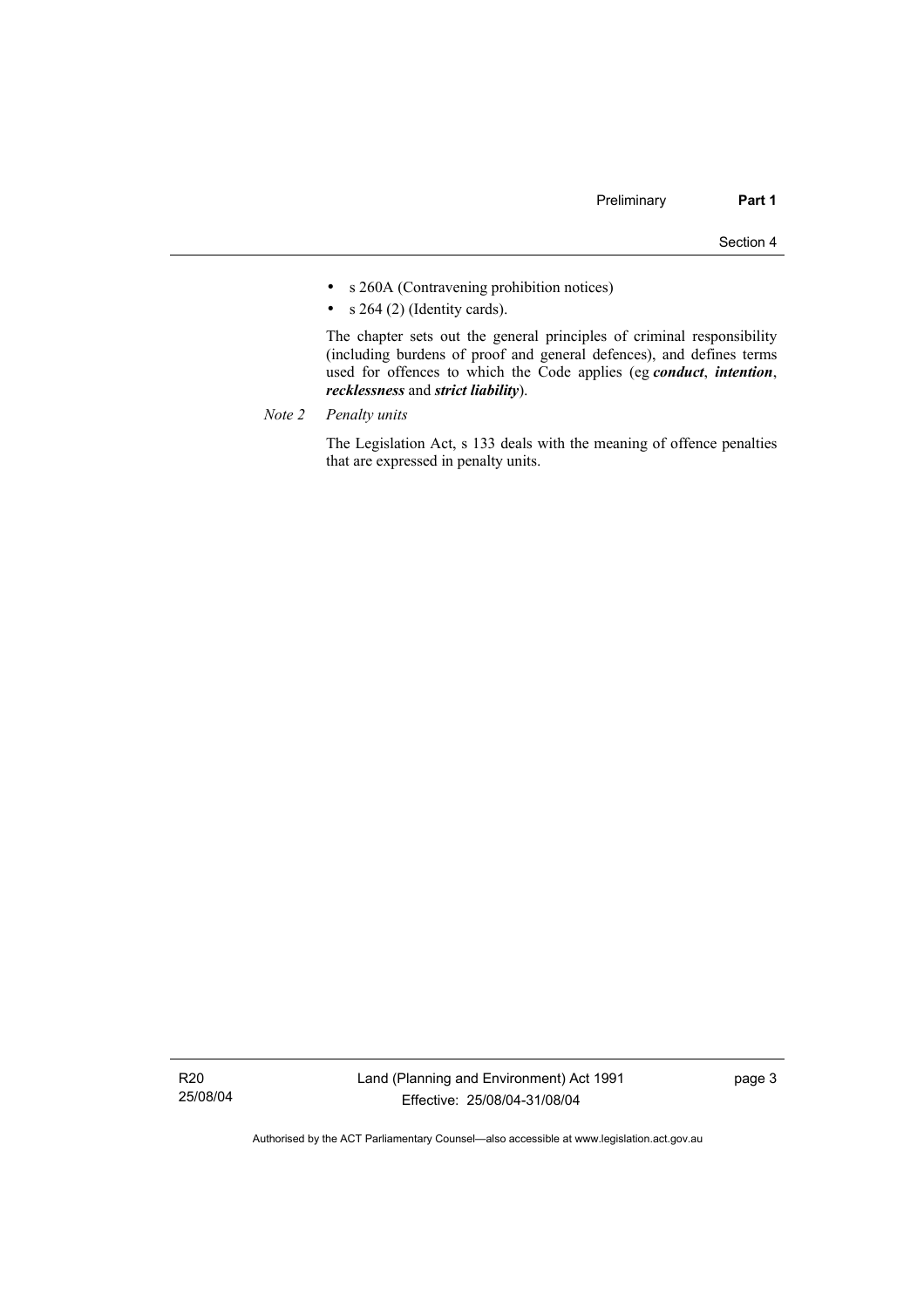- s 260A (Contravening prohibition notices)
- s 264 (2) (Identity cards).

The chapter sets out the general principles of criminal responsibility (including burdens of proof and general defences), and defines terms used for offences to which the Code applies (eg ***conduct***, ***intention***, ***recklessness*** and ***strict liability***).

*Note 2 Penalty units*

The Legislation Act, s 133 deals with the meaning of offence penalties that are expressed in penalty units.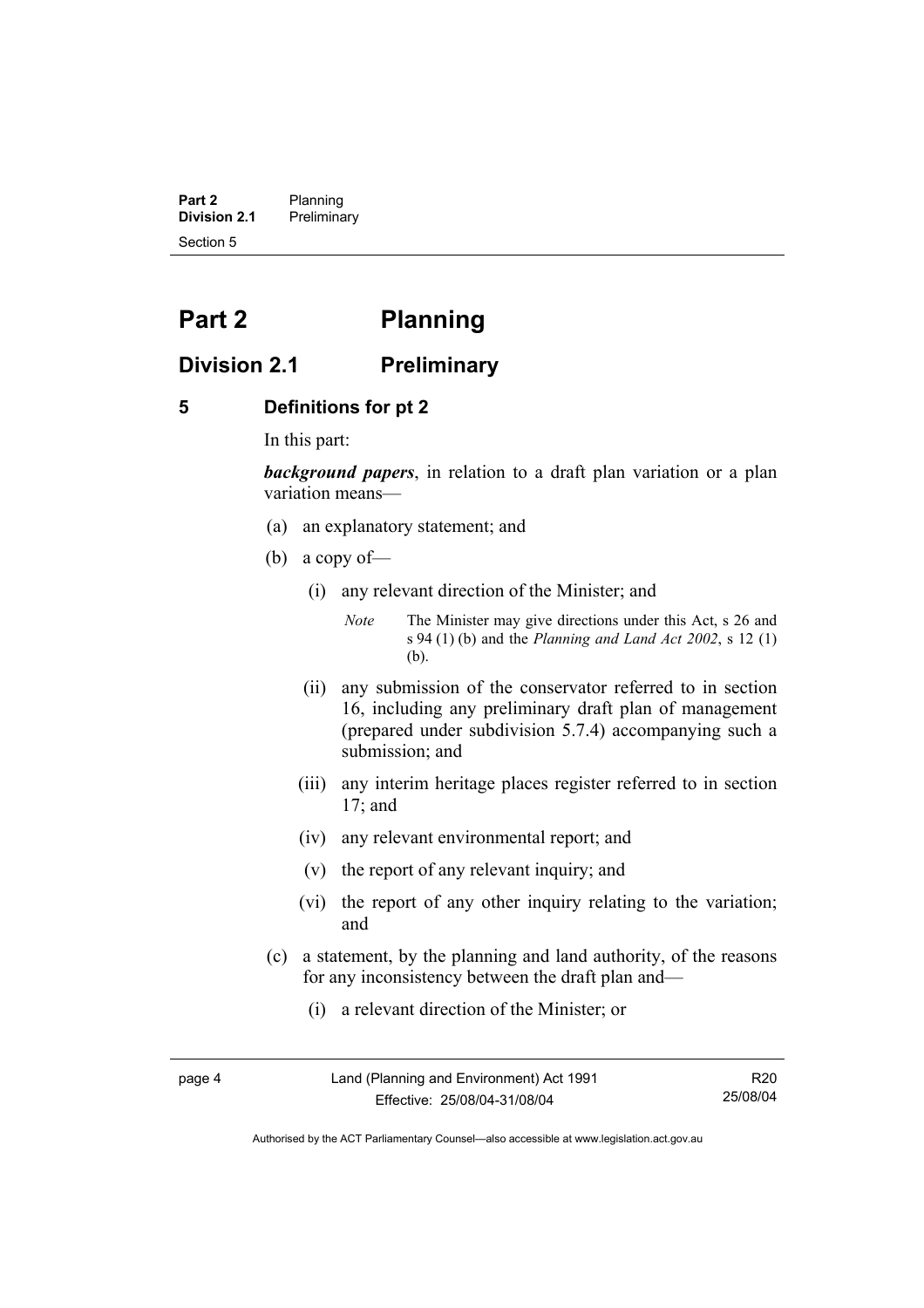# Part 2 Planning

## Division 2.1 Preliminary

### 5 Definitions for pt 2

In this part:

***background papers***, in relation to a draft plan variation or a plan variation means—

(a) an explanatory statement; and

(b) a copy of—

(i) any relevant direction of the Minister; and

*Note* The Minister may give directions under this Act, s 26 and s 94 (1) (b) and the *Planning and Land Act 2002*, s 12 (1) (b).

(ii) any submission of the conservator referred to in section 16, including any preliminary draft plan of management (prepared under subdivision 5.7.4) accompanying such a submission; and

(iii) any interim heritage places register referred to in section 17; and

(iv) any relevant environmental report; and

(v) the report of any relevant inquiry; and

(vi) the report of any other inquiry relating to the variation; and

(c) a statement, by the planning and land authority, of the reasons for any inconsistency between the draft plan and—

(i) a relevant direction of the Minister; or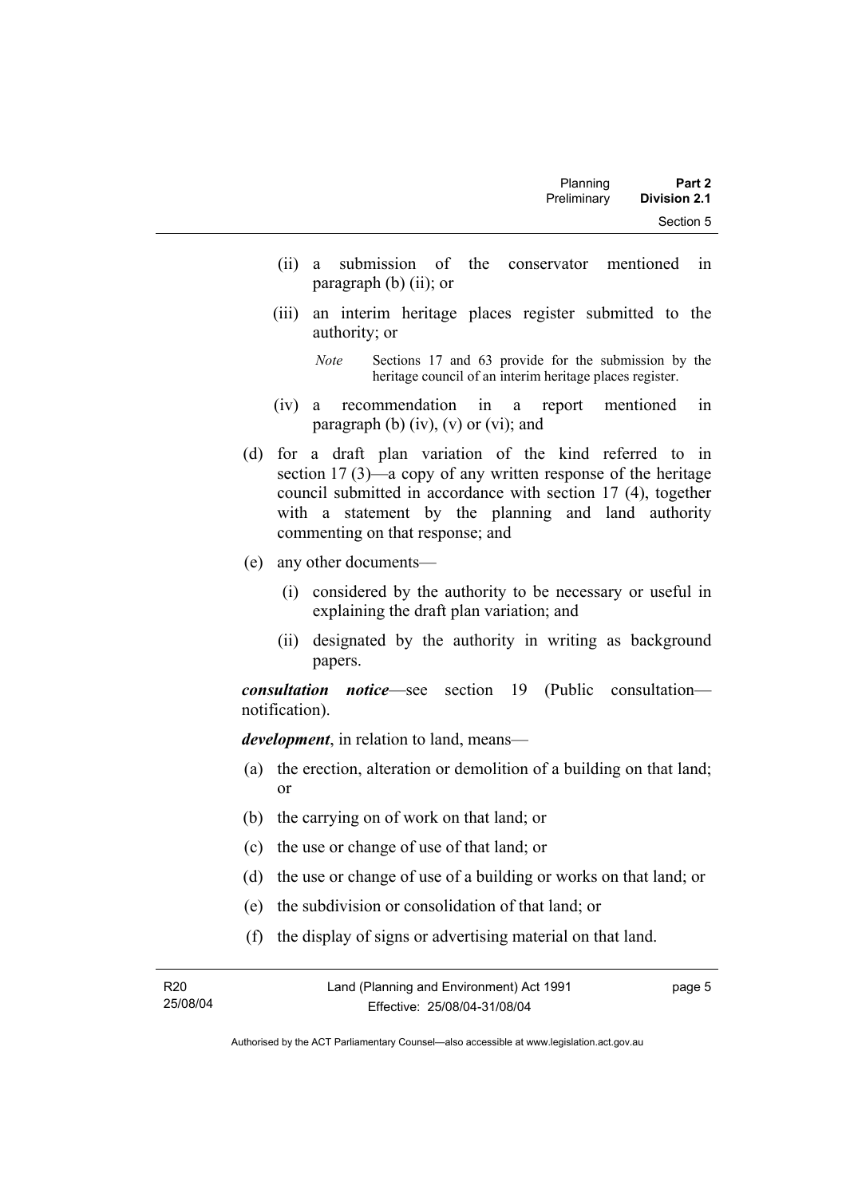(ii) a submission of the conservator mentioned in paragraph (b) (ii); or

(iii) an interim heritage places register submitted to the authority; or

*Note* Sections 17 and 63 provide for the submission by the heritage council of an interim heritage places register.

(iv) a recommendation in a report mentioned in paragraph (b) (iv), (v) or (vi); and

(d) for a draft plan variation of the kind referred to in section 17 (3)—a copy of any written response of the heritage council submitted in accordance with section 17 (4), together with a statement by the planning and land authority commenting on that response; and

(e) any other documents—

(i) considered by the authority to be necessary or useful in explaining the draft plan variation; and

(ii) designated by the authority in writing as background papers.

***consultation notice***—see section 19 (Public consultation—notification).

***development***, in relation to land, means—

(a) the erection, alteration or demolition of a building on that land; or

(b) the carrying on of work on that land; or

(c) the use or change of use of that land; or

(d) the use or change of use of a building or works on that land; or

(e) the subdivision or consolidation of that land; or

(f) the display of signs or advertising material on that land.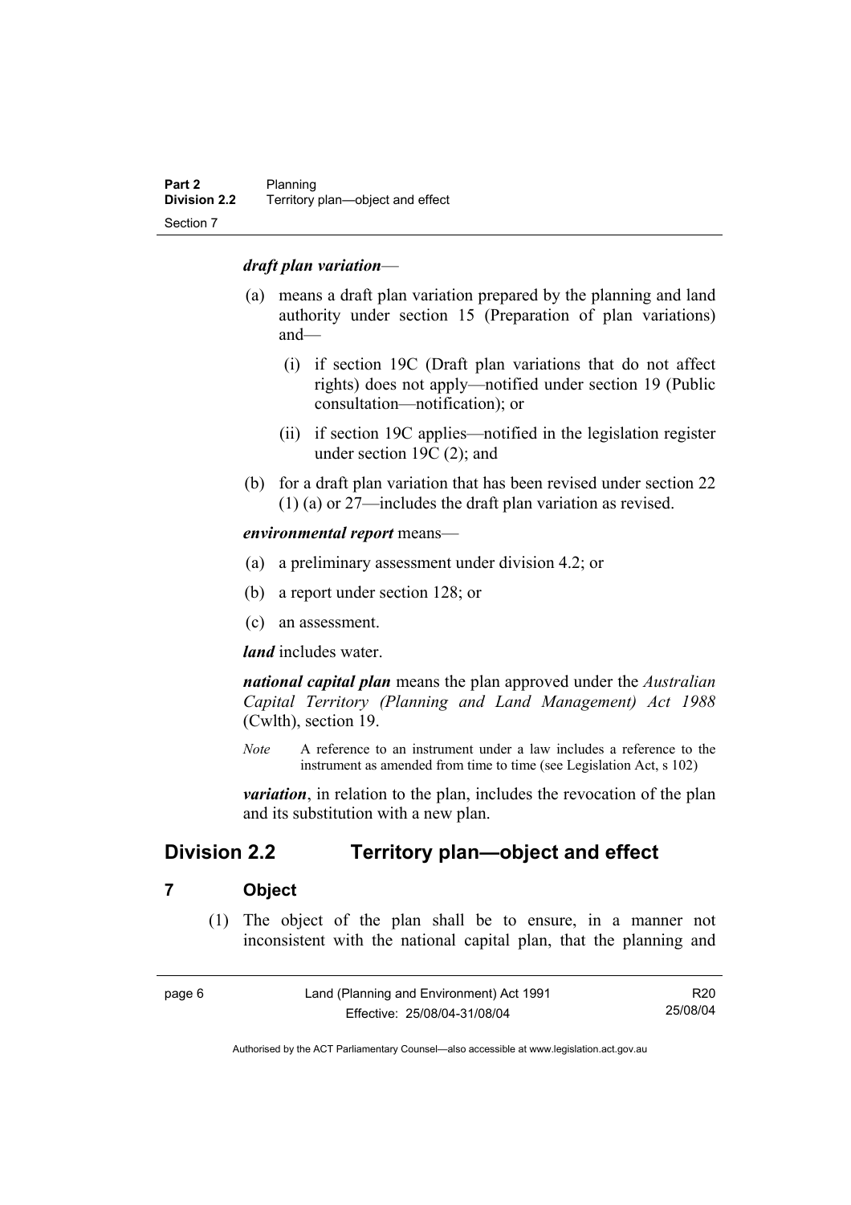***draft plan variation***—

(a) means a draft plan variation prepared by the planning and land authority under section 15 (Preparation of plan variations) and—

  (i) if section 19C (Draft plan variations that do not affect rights) does not apply—notified under section 19 (Public consultation—notification); or

  (ii) if section 19C applies—notified in the legislation register under section 19C (2); and

(b) for a draft plan variation that has been revised under section 22 (1) (a) or 27—includes the draft plan variation as revised.

***environmental report*** means—

(a) a preliminary assessment under division 4.2; or

(b) a report under section 128; or

(c) an assessment.

***land*** includes water.

***national capital plan*** means the plan approved under the *Australian Capital Territory (Planning and Land Management) Act 1988* (Cwlth), section 19.

*Note* A reference to an instrument under a law includes a reference to the instrument as amended from time to time (see Legislation Act, s 102)

***variation***, in relation to the plan, includes the revocation of the plan and its substitution with a new plan.

## Division 2.2 Territory plan—object and effect

### 7 Object

(1) The object of the plan shall be to ensure, in a manner not inconsistent with the national capital plan, that the planning and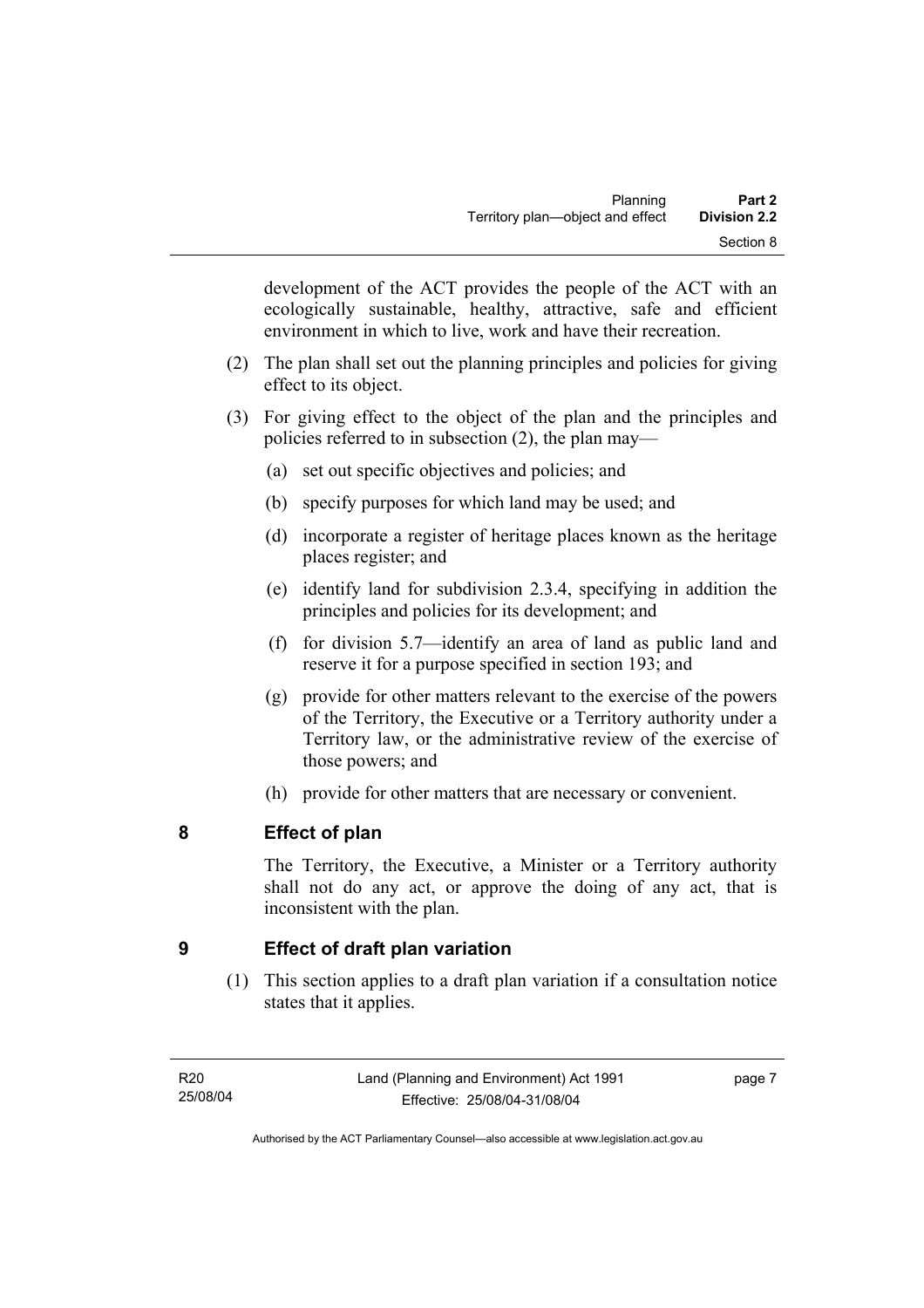development of the ACT provides the people of the ACT with an ecologically sustainable, healthy, attractive, safe and efficient environment in which to live, work and have their recreation.

(2) The plan shall set out the planning principles and policies for giving effect to its object.

(3) For giving effect to the object of the plan and the principles and policies referred to in subsection (2), the plan may—

(a) set out specific objectives and policies; and

(b) specify purposes for which land may be used; and

(d) incorporate a register of heritage places known as the heritage places register; and

(e) identify land for subdivision 2.3.4, specifying in addition the principles and policies for its development; and

(f) for division 5.7—identify an area of land as public land and reserve it for a purpose specified in section 193; and

(g) provide for other matters relevant to the exercise of the powers of the Territory, the Executive or a Territory authority under a Territory law, or the administrative review of the exercise of those powers; and

(h) provide for other matters that are necessary or convenient.

## 8 Effect of plan

The Territory, the Executive, a Minister or a Territory authority shall not do any act, or approve the doing of any act, that is inconsistent with the plan.

## 9 Effect of draft plan variation

(1) This section applies to a draft plan variation if a consultation notice states that it applies.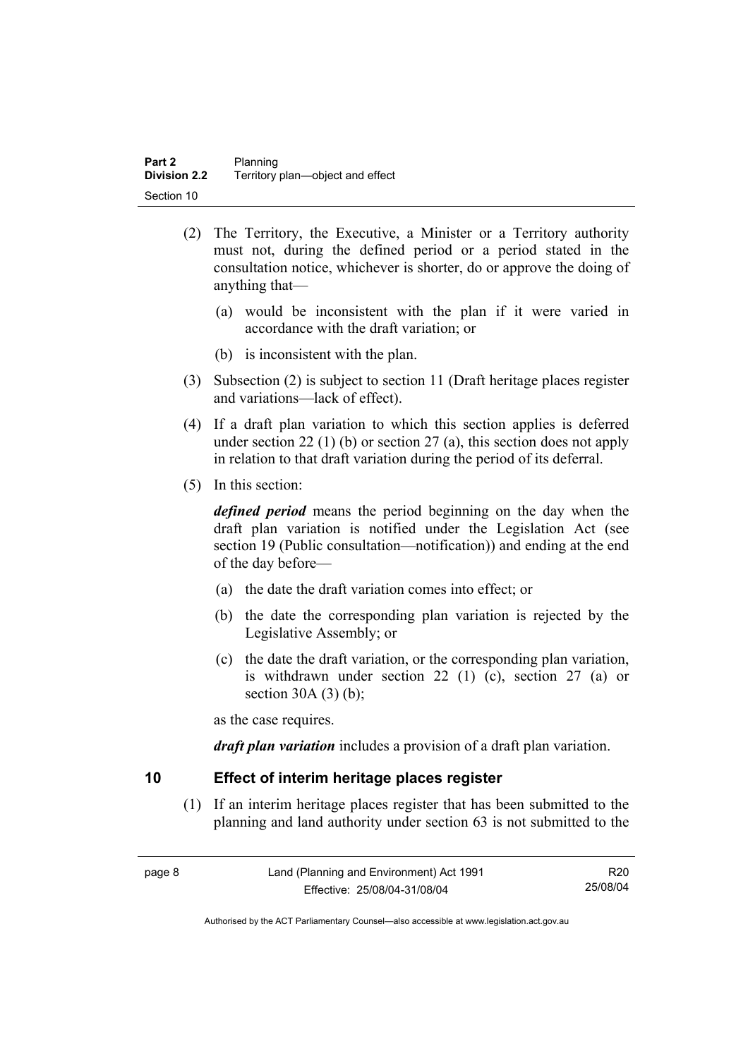(2) The Territory, the Executive, a Minister or a Territory authority must not, during the defined period or a period stated in the consultation notice, whichever is shorter, do or approve the doing of anything that—

(a) would be inconsistent with the plan if it were varied in accordance with the draft variation; or

(b) is inconsistent with the plan.

(3) Subsection (2) is subject to section 11 (Draft heritage places register and variations—lack of effect).

(4) If a draft plan variation to which this section applies is deferred under section 22 (1) (b) or section 27 (a), this section does not apply in relation to that draft variation during the period of its deferral.

(5) In this section:

***defined period*** means the period beginning on the day when the draft plan variation is notified under the Legislation Act (see section 19 (Public consultation—notification)) and ending at the end of the day before—

(a) the date the draft variation comes into effect; or

(b) the date the corresponding plan variation is rejected by the Legislative Assembly; or

(c) the date the draft variation, or the corresponding plan variation, is withdrawn under section 22 (1) (c), section 27 (a) or section 30A (3) (b);

as the case requires.

***draft plan variation*** includes a provision of a draft plan variation.

## 10 Effect of interim heritage places register

(1) If an interim heritage places register that has been submitted to the planning and land authority under section 63 is not submitted to the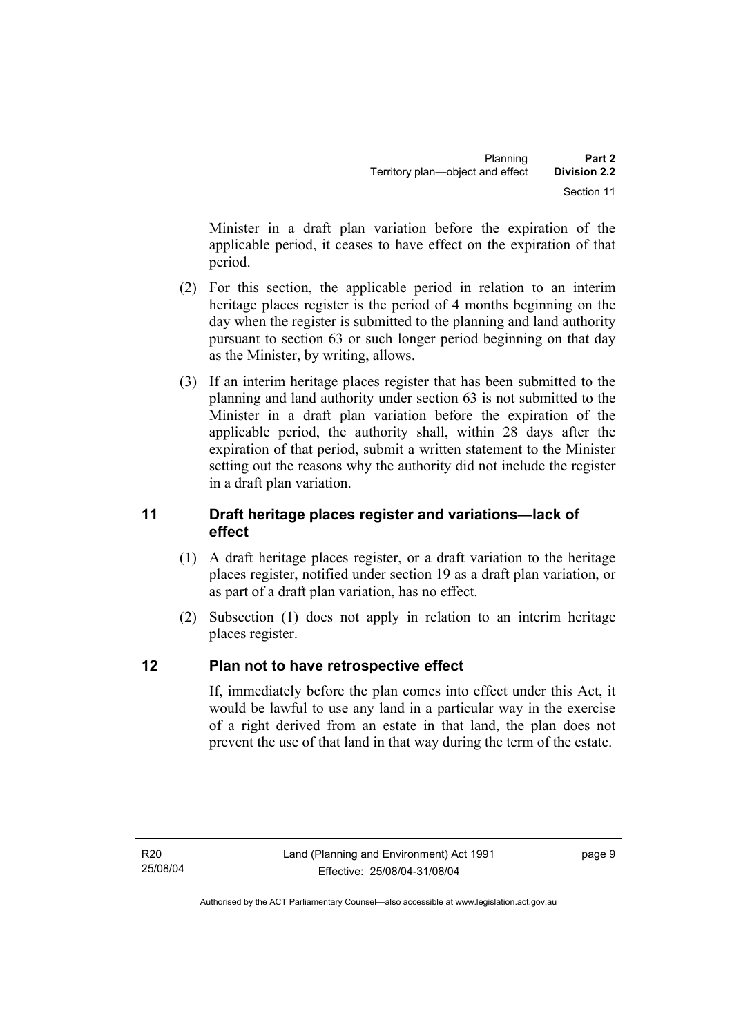Minister in a draft plan variation before the expiration of the applicable period, it ceases to have effect on the expiration of that period.

(2) For this section, the applicable period in relation to an interim heritage places register is the period of 4 months beginning on the day when the register is submitted to the planning and land authority pursuant to section 63 or such longer period beginning on that day as the Minister, by writing, allows.

(3) If an interim heritage places register that has been submitted to the planning and land authority under section 63 is not submitted to the Minister in a draft plan variation before the expiration of the applicable period, the authority shall, within 28 days after the expiration of that period, submit a written statement to the Minister setting out the reasons why the authority did not include the register in a draft plan variation.

## 11 Draft heritage places register and variations—lack of effect

(1) A draft heritage places register, or a draft variation to the heritage places register, notified under section 19 as a draft plan variation, or as part of a draft plan variation, has no effect.

(2) Subsection (1) does not apply in relation to an interim heritage places register.

## 12 Plan not to have retrospective effect

If, immediately before the plan comes into effect under this Act, it would be lawful to use any land in a particular way in the exercise of a right derived from an estate in that land, the plan does not prevent the use of that land in that way during the term of the estate.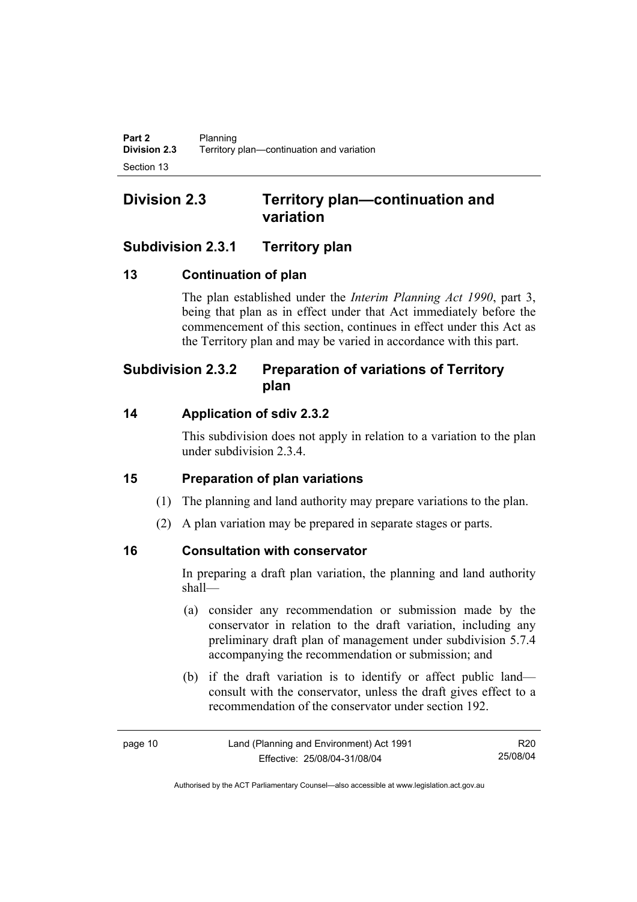## Division 2.3 Territory plan—continuation and variation

### Subdivision 2.3.1 Territory plan

#### 13 Continuation of plan

The plan established under the *Interim Planning Act 1990*, part 3, being that plan as in effect under that Act immediately before the commencement of this section, continues in effect under this Act as the Territory plan and may be varied in accordance with this part.

### Subdivision 2.3.2 Preparation of variations of Territory plan

#### 14 Application of sdiv 2.3.2

This subdivision does not apply in relation to a variation to the plan under subdivision 2.3.4.

#### 15 Preparation of plan variations

(1) The planning and land authority may prepare variations to the plan.

(2) A plan variation may be prepared in separate stages or parts.

#### 16 Consultation with conservator

In preparing a draft plan variation, the planning and land authority shall—

(a) consider any recommendation or submission made by the conservator in relation to the draft variation, including any preliminary draft plan of management under subdivision 5.7.4 accompanying the recommendation or submission; and

(b) if the draft variation is to identify or affect public land—consult with the conservator, unless the draft gives effect to a recommendation of the conservator under section 192.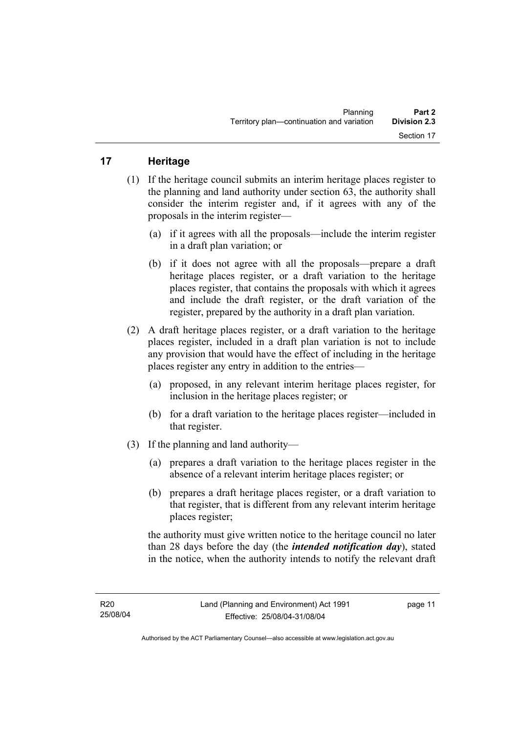## 17 Heritage

(1) If the heritage council submits an interim heritage places register to the planning and land authority under section 63, the authority shall consider the interim register and, if it agrees with any of the proposals in the interim register—

(a) if it agrees with all the proposals—include the interim register in a draft plan variation; or

(b) if it does not agree with all the proposals—prepare a draft heritage places register, or a draft variation to the heritage places register, that contains the proposals with which it agrees and include the draft register, or the draft variation of the register, prepared by the authority in a draft plan variation.

(2) A draft heritage places register, or a draft variation to the heritage places register, included in a draft plan variation is not to include any provision that would have the effect of including in the heritage places register any entry in addition to the entries—

(a) proposed, in any relevant interim heritage places register, for inclusion in the heritage places register; or

(b) for a draft variation to the heritage places register—included in that register.

(3) If the planning and land authority—

(a) prepares a draft variation to the heritage places register in the absence of a relevant interim heritage places register; or

(b) prepares a draft heritage places register, or a draft variation to that register, that is different from any relevant interim heritage places register;

the authority must give written notice to the heritage council no later than 28 days before the day (the ***intended notification day***), stated in the notice, when the authority intends to notify the relevant draft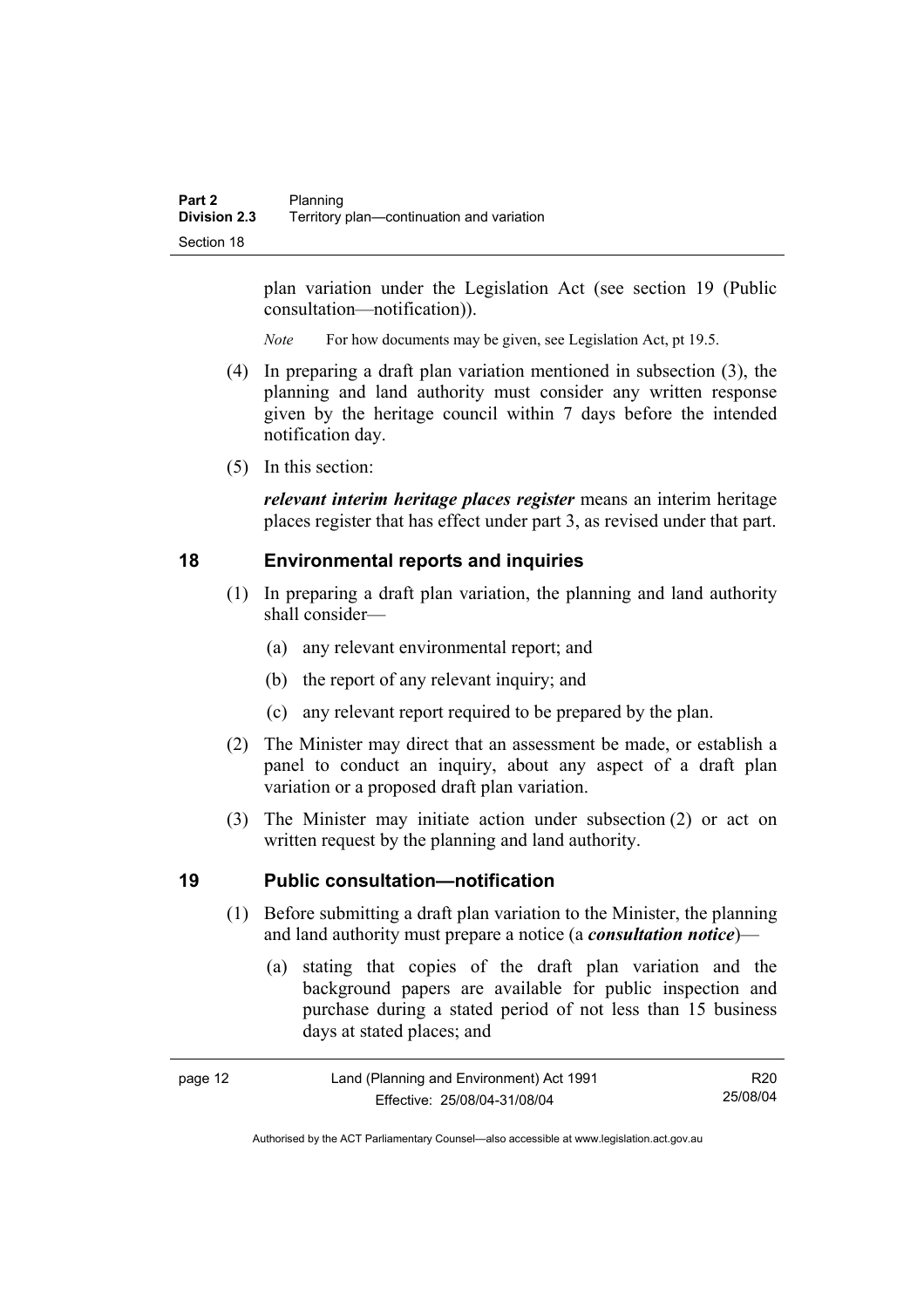plan variation under the Legislation Act (see section 19 (Public consultation—notification)).

*Note* For how documents may be given, see Legislation Act, pt 19.5.

(4) In preparing a draft plan variation mentioned in subsection (3), the planning and land authority must consider any written response given by the heritage council within 7 days before the intended notification day.

(5) In this section:

***relevant interim heritage places register*** means an interim heritage places register that has effect under part 3, as revised under that part.

## 18 Environmental reports and inquiries

(1) In preparing a draft plan variation, the planning and land authority shall consider—

(a) any relevant environmental report; and

(b) the report of any relevant inquiry; and

(c) any relevant report required to be prepared by the plan.

(2) The Minister may direct that an assessment be made, or establish a panel to conduct an inquiry, about any aspect of a draft plan variation or a proposed draft plan variation.

(3) The Minister may initiate action under subsection (2) or act on written request by the planning and land authority.

## 19 Public consultation—notification

(1) Before submitting a draft plan variation to the Minister, the planning and land authority must prepare a notice (a ***consultation notice***)—

(a) stating that copies of the draft plan variation and the background papers are available for public inspection and purchase during a stated period of not less than 15 business days at stated places; and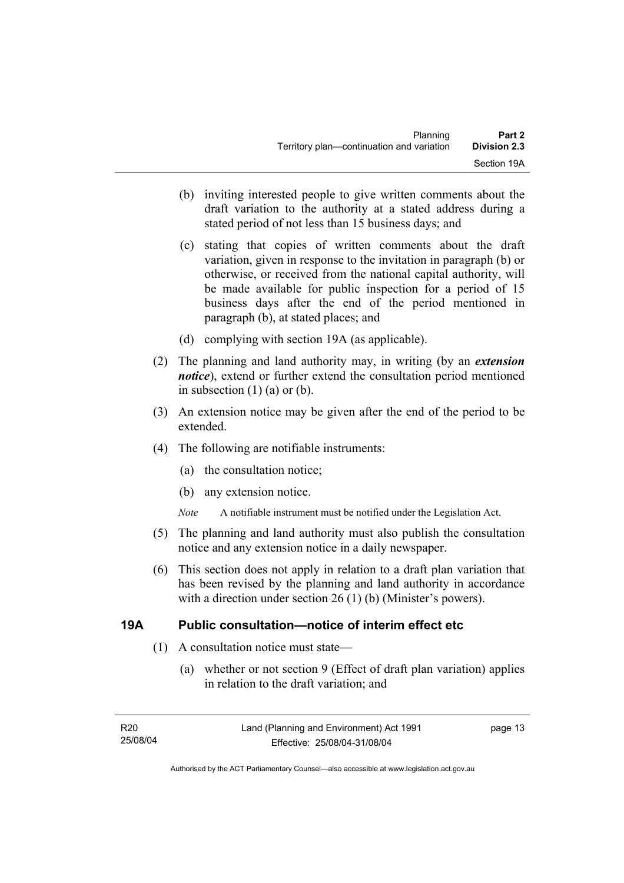(b) inviting interested people to give written comments about the draft variation to the authority at a stated address during a stated period of not less than 15 business days; and

(c) stating that copies of written comments about the draft variation, given in response to the invitation in paragraph (b) or otherwise, or received from the national capital authority, will be made available for public inspection for a period of 15 business days after the end of the period mentioned in paragraph (b), at stated places; and

(d) complying with section 19A (as applicable).

(2) The planning and land authority may, in writing (by an ***extension notice***), extend or further extend the consultation period mentioned in subsection (1) (a) or (b).

(3) An extension notice may be given after the end of the period to be extended.

(4) The following are notifiable instruments:

(a) the consultation notice;

(b) any extension notice.

*Note* A notifiable instrument must be notified under the Legislation Act.

(5) The planning and land authority must also publish the consultation notice and any extension notice in a daily newspaper.

(6) This section does not apply in relation to a draft plan variation that has been revised by the planning and land authority in accordance with a direction under section 26 (1) (b) (Minister's powers).

### 19A Public consultation—notice of interim effect etc

(1) A consultation notice must state—

(a) whether or not section 9 (Effect of draft plan variation) applies in relation to the draft variation; and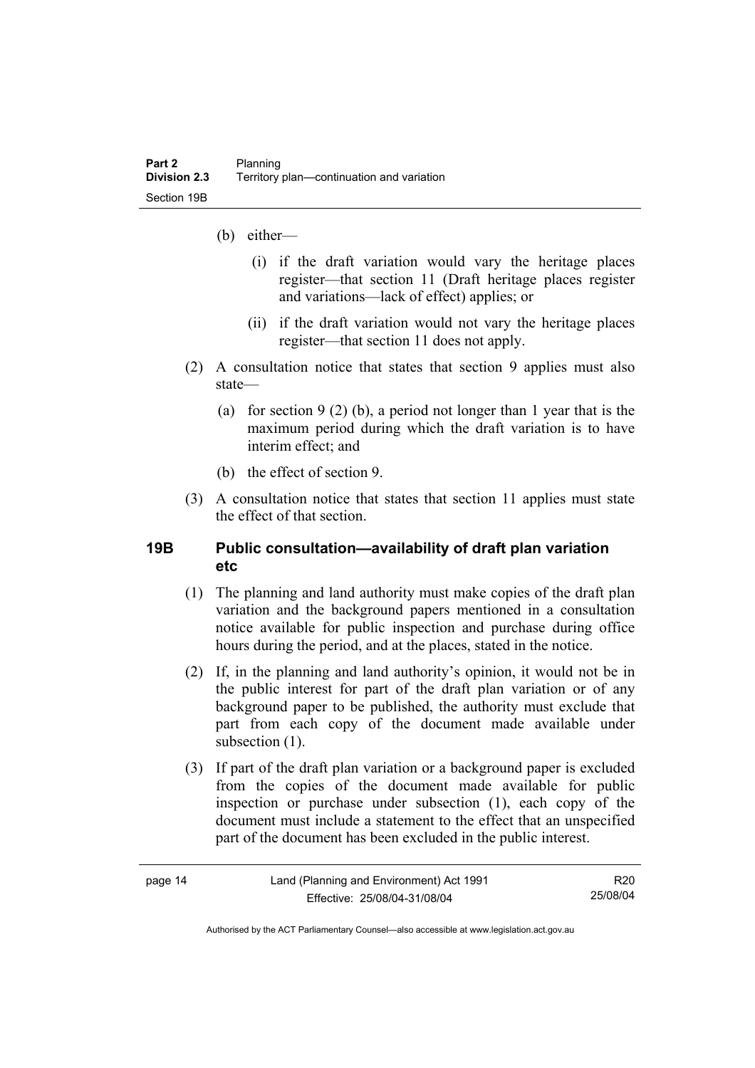(b) either—

   (i) if the draft variation would vary the heritage places register—that section 11 (Draft heritage places register and variations—lack of effect) applies; or

   (ii) if the draft variation would not vary the heritage places register—that section 11 does not apply.

(2) A consultation notice that states that section 9 applies must also state—

   (a) for section 9 (2) (b), a period not longer than 1 year that is the maximum period during which the draft variation is to have interim effect; and

   (b) the effect of section 9.

(3) A consultation notice that states that section 11 applies must state the effect of that section.

### 19B Public consultation—availability of draft plan variation etc

(1) The planning and land authority must make copies of the draft plan variation and the background papers mentioned in a consultation notice available for public inspection and purchase during office hours during the period, and at the places, stated in the notice.

(2) If, in the planning and land authority's opinion, it would not be in the public interest for part of the draft plan variation or of any background paper to be published, the authority must exclude that part from each copy of the document made available under subsection (1).

(3) If part of the draft plan variation or a background paper is excluded from the copies of the document made available for public inspection or purchase under subsection (1), each copy of the document must include a statement to the effect that an unspecified part of the document has been excluded in the public interest.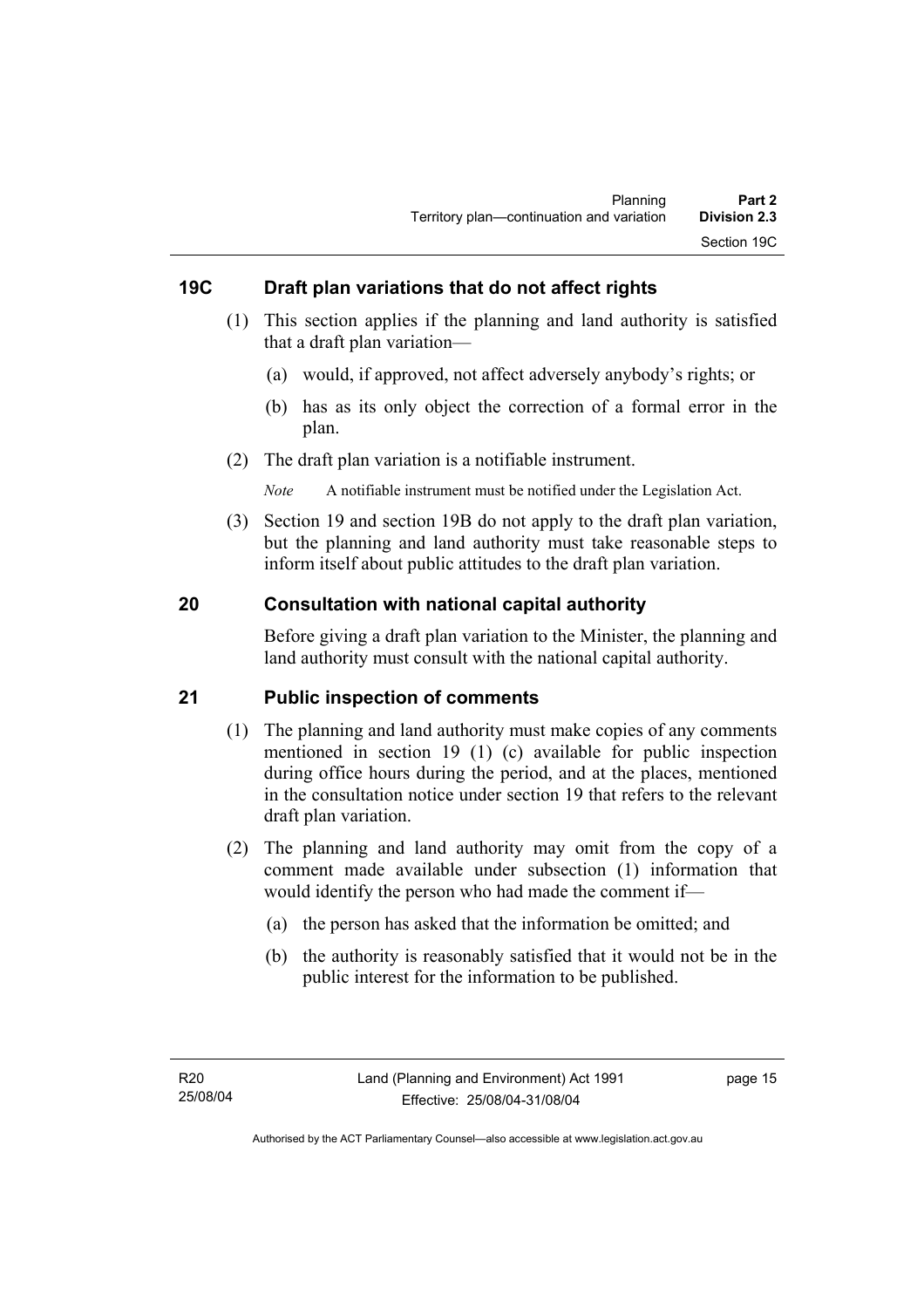## 19C Draft plan variations that do not affect rights

(1) This section applies if the planning and land authority is satisfied that a draft plan variation—

(a) would, if approved, not affect adversely anybody's rights; or

(b) has as its only object the correction of a formal error in the plan.

(2) The draft plan variation is a notifiable instrument.

*Note* A notifiable instrument must be notified under the Legislation Act.

(3) Section 19 and section 19B do not apply to the draft plan variation, but the planning and land authority must take reasonable steps to inform itself about public attitudes to the draft plan variation.

## 20 Consultation with national capital authority

Before giving a draft plan variation to the Minister, the planning and land authority must consult with the national capital authority.

## 21 Public inspection of comments

(1) The planning and land authority must make copies of any comments mentioned in section 19 (1) (c) available for public inspection during office hours during the period, and at the places, mentioned in the consultation notice under section 19 that refers to the relevant draft plan variation.

(2) The planning and land authority may omit from the copy of a comment made available under subsection (1) information that would identify the person who had made the comment if—

(a) the person has asked that the information be omitted; and

(b) the authority is reasonably satisfied that it would not be in the public interest for the information to be published.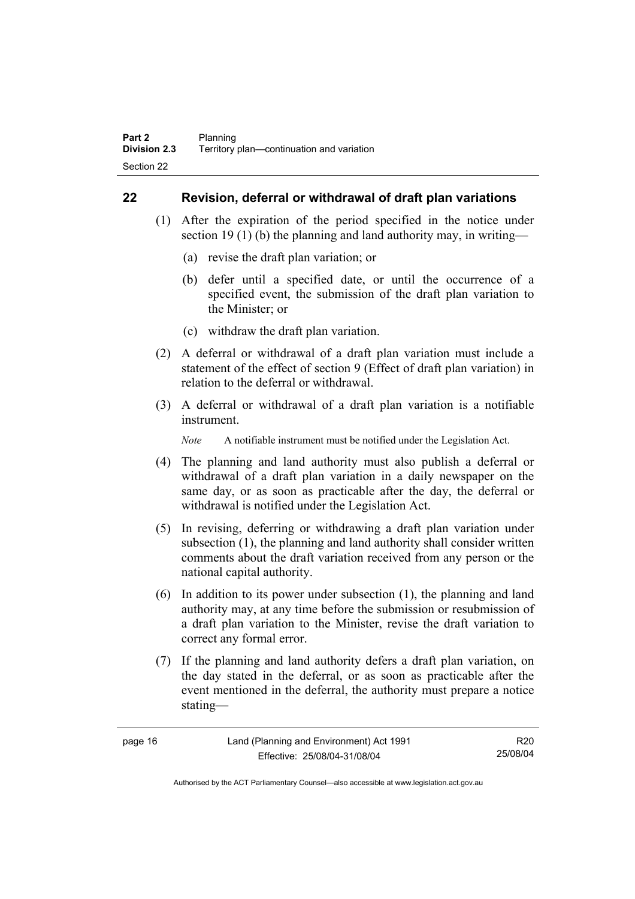## 22 Revision, deferral or withdrawal of draft plan variations

(1) After the expiration of the period specified in the notice under section 19 (1) (b) the planning and land authority may, in writing—

(a) revise the draft plan variation; or

(b) defer until a specified date, or until the occurrence of a specified event, the submission of the draft plan variation to the Minister; or

(c) withdraw the draft plan variation.

(2) A deferral or withdrawal of a draft plan variation must include a statement of the effect of section 9 (Effect of draft plan variation) in relation to the deferral or withdrawal.

(3) A deferral or withdrawal of a draft plan variation is a notifiable instrument.

*Note* A notifiable instrument must be notified under the Legislation Act.

(4) The planning and land authority must also publish a deferral or withdrawal of a draft plan variation in a daily newspaper on the same day, or as soon as practicable after the day, the deferral or withdrawal is notified under the Legislation Act.

(5) In revising, deferring or withdrawing a draft plan variation under subsection (1), the planning and land authority shall consider written comments about the draft variation received from any person or the national capital authority.

(6) In addition to its power under subsection (1), the planning and land authority may, at any time before the submission or resubmission of a draft plan variation to the Minister, revise the draft variation to correct any formal error.

(7) If the planning and land authority defers a draft plan variation, on the day stated in the deferral, or as soon as practicable after the event mentioned in the deferral, the authority must prepare a notice stating—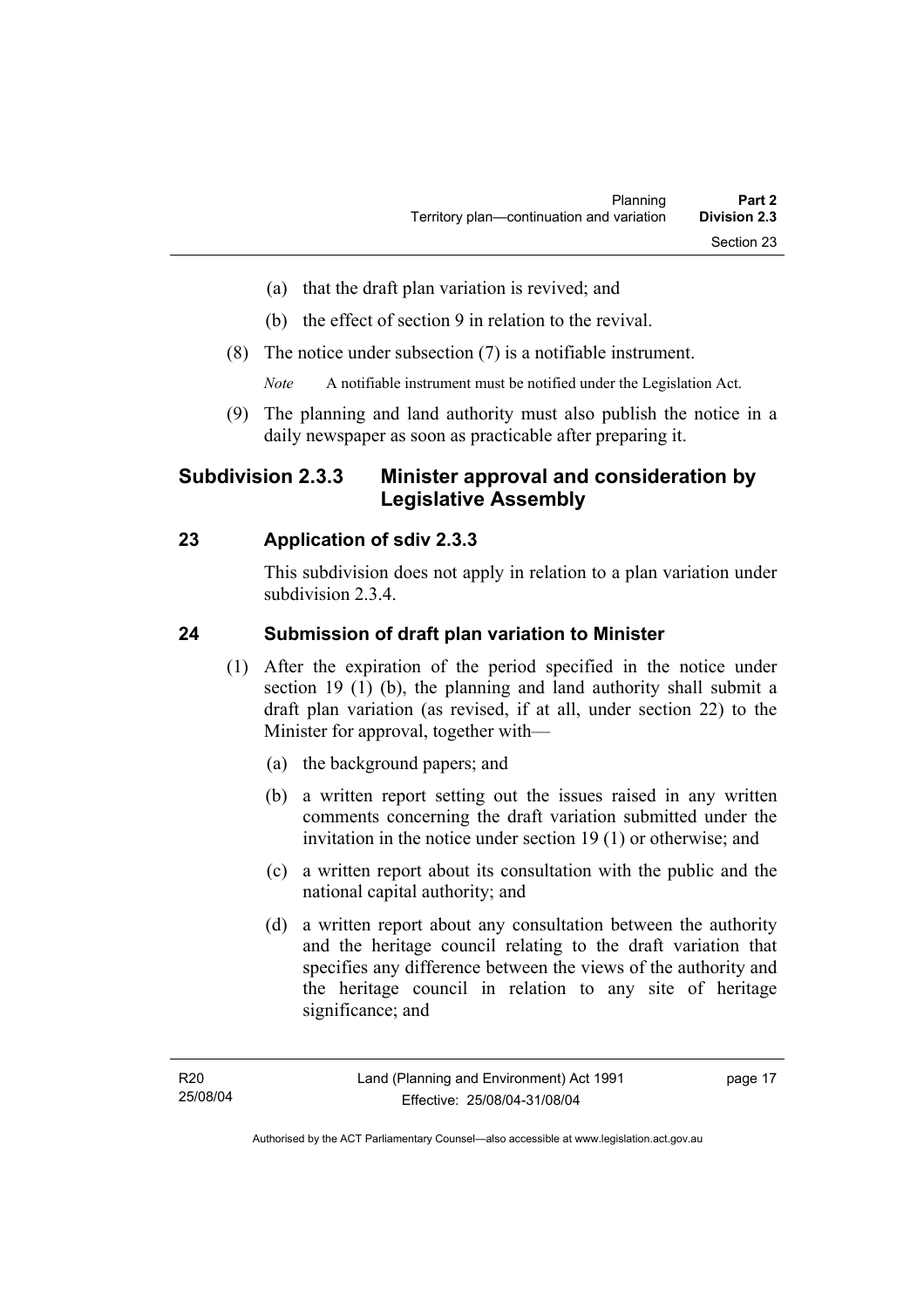(a) that the draft plan variation is revived; and

(b) the effect of section 9 in relation to the revival.

(8) The notice under subsection (7) is a notifiable instrument.

*Note* A notifiable instrument must be notified under the Legislation Act.

(9) The planning and land authority must also publish the notice in a daily newspaper as soon as practicable after preparing it.

## Subdivision 2.3.3 Minister approval and consideration by Legislative Assembly

### 23 Application of sdiv 2.3.3

This subdivision does not apply in relation to a plan variation under subdivision 2.3.4.

### 24 Submission of draft plan variation to Minister

(1) After the expiration of the period specified in the notice under section 19 (1) (b), the planning and land authority shall submit a draft plan variation (as revised, if at all, under section 22) to the Minister for approval, together with—

(a) the background papers; and

(b) a written report setting out the issues raised in any written comments concerning the draft variation submitted under the invitation in the notice under section 19 (1) or otherwise; and

(c) a written report about its consultation with the public and the national capital authority; and

(d) a written report about any consultation between the authority and the heritage council relating to the draft variation that specifies any difference between the views of the authority and the heritage council in relation to any site of heritage significance; and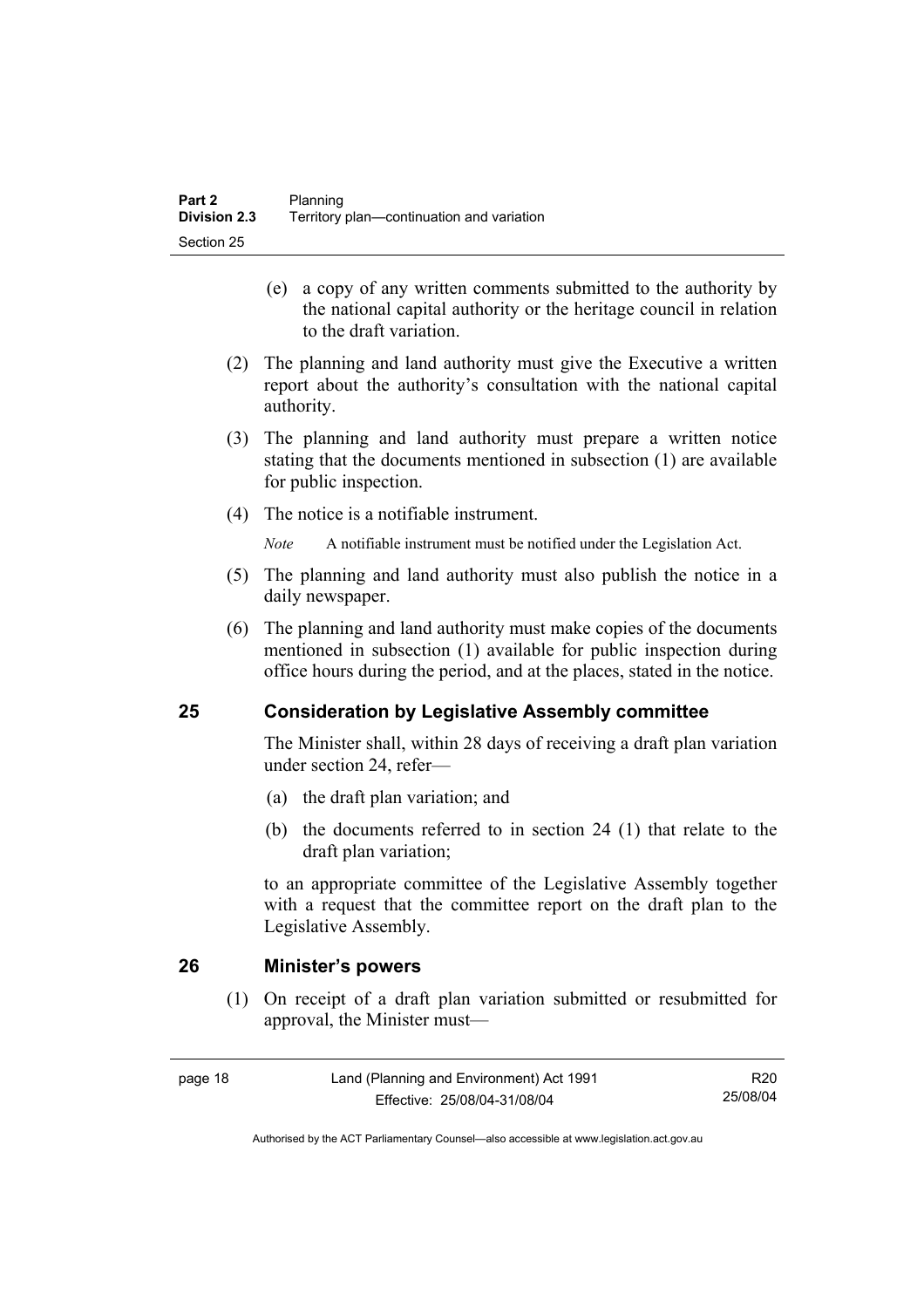(e) a copy of any written comments submitted to the authority by the national capital authority or the heritage council in relation to the draft variation.

(2) The planning and land authority must give the Executive a written report about the authority's consultation with the national capital authority.

(3) The planning and land authority must prepare a written notice stating that the documents mentioned in subsection (1) are available for public inspection.

(4) The notice is a notifiable instrument.

*Note* A notifiable instrument must be notified under the Legislation Act.

(5) The planning and land authority must also publish the notice in a daily newspaper.

(6) The planning and land authority must make copies of the documents mentioned in subsection (1) available for public inspection during office hours during the period, and at the places, stated in the notice.

## 25 Consideration by Legislative Assembly committee

The Minister shall, within 28 days of receiving a draft plan variation under section 24, refer—

(a) the draft plan variation; and

(b) the documents referred to in section 24 (1) that relate to the draft plan variation;

to an appropriate committee of the Legislative Assembly together with a request that the committee report on the draft plan to the Legislative Assembly.

## 26 Minister's powers

(1) On receipt of a draft plan variation submitted or resubmitted for approval, the Minister must—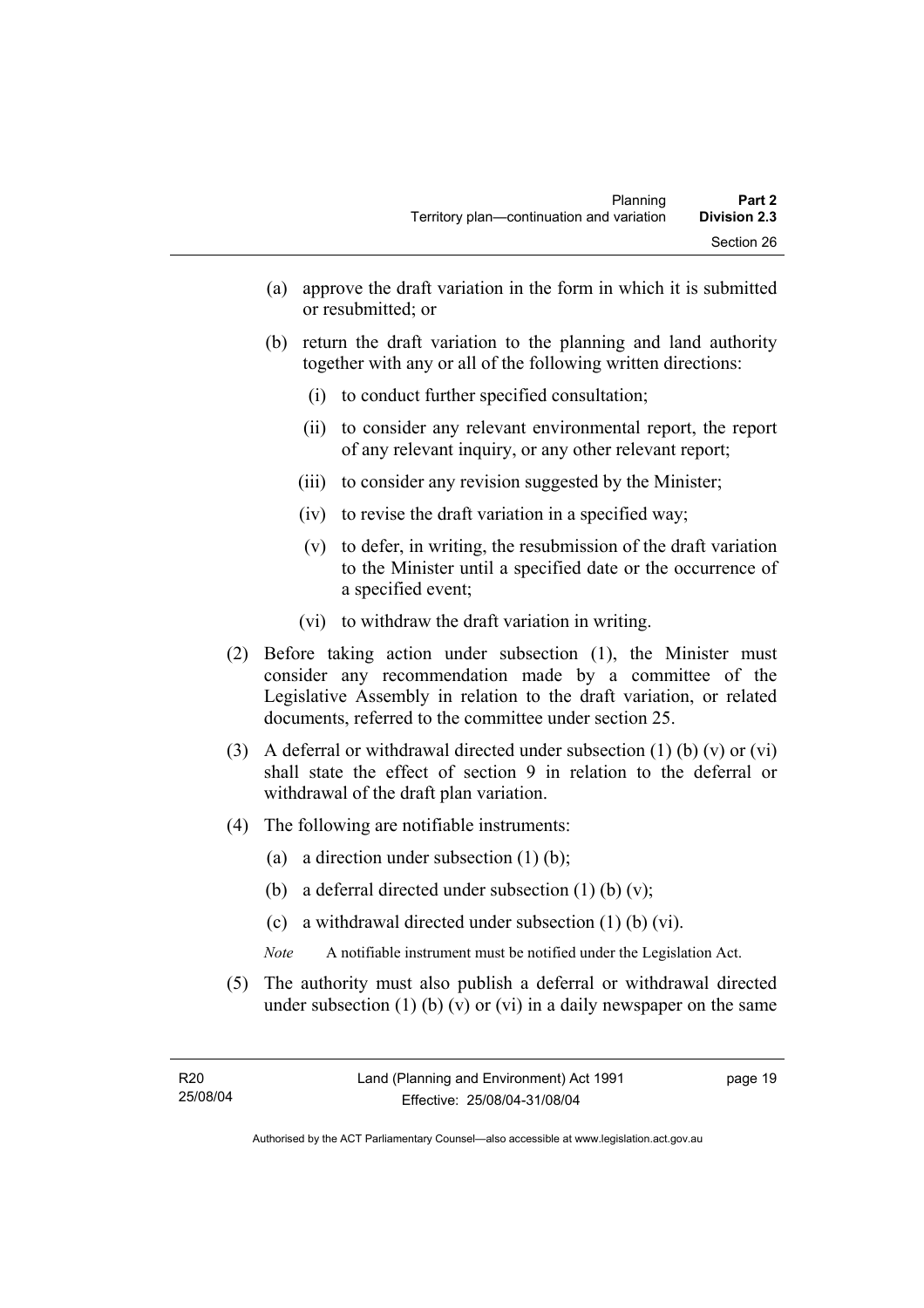(a) approve the draft variation in the form in which it is submitted or resubmitted; or

(b) return the draft variation to the planning and land authority together with any or all of the following written directions:

(i) to conduct further specified consultation;

(ii) to consider any relevant environmental report, the report of any relevant inquiry, or any other relevant report;

(iii) to consider any revision suggested by the Minister;

(iv) to revise the draft variation in a specified way;

(v) to defer, in writing, the resubmission of the draft variation to the Minister until a specified date or the occurrence of a specified event;

(vi) to withdraw the draft variation in writing.

(2) Before taking action under subsection (1), the Minister must consider any recommendation made by a committee of the Legislative Assembly in relation to the draft variation, or related documents, referred to the committee under section 25.

(3) A deferral or withdrawal directed under subsection (1) (b) (v) or (vi) shall state the effect of section 9 in relation to the deferral or withdrawal of the draft plan variation.

(4) The following are notifiable instruments:

(a) a direction under subsection (1) (b);

(b) a deferral directed under subsection (1) (b) (v);

(c) a withdrawal directed under subsection (1) (b) (vi).

*Note* A notifiable instrument must be notified under the Legislation Act.

(5) The authority must also publish a deferral or withdrawal directed under subsection (1) (b) (v) or (vi) in a daily newspaper on the same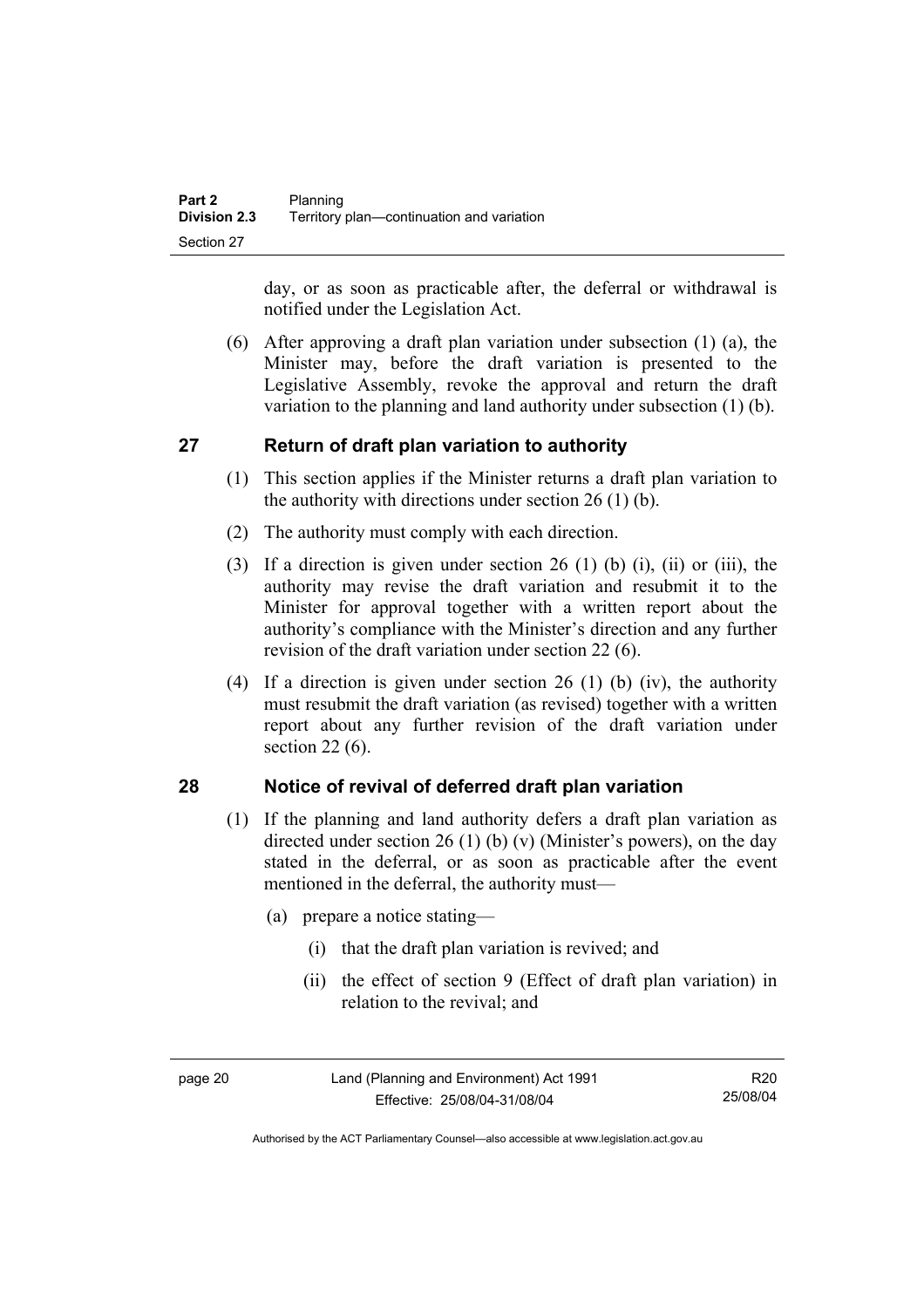day, or as soon as practicable after, the deferral or withdrawal is notified under the Legislation Act.

(6) After approving a draft plan variation under subsection (1) (a), the Minister may, before the draft variation is presented to the Legislative Assembly, revoke the approval and return the draft variation to the planning and land authority under subsection (1) (b).

## 27 Return of draft plan variation to authority

(1) This section applies if the Minister returns a draft plan variation to the authority with directions under section 26 (1) (b).

(2) The authority must comply with each direction.

(3) If a direction is given under section 26 (1) (b) (i), (ii) or (iii), the authority may revise the draft variation and resubmit it to the Minister for approval together with a written report about the authority's compliance with the Minister's direction and any further revision of the draft variation under section 22 (6).

(4) If a direction is given under section 26 (1) (b) (iv), the authority must resubmit the draft variation (as revised) together with a written report about any further revision of the draft variation under section 22 (6).

## 28 Notice of revival of deferred draft plan variation

(1) If the planning and land authority defers a draft plan variation as directed under section 26 (1) (b) (v) (Minister's powers), on the day stated in the deferral, or as soon as practicable after the event mentioned in the deferral, the authority must—

(a) prepare a notice stating—

(i) that the draft plan variation is revived; and

(ii) the effect of section 9 (Effect of draft plan variation) in relation to the revival; and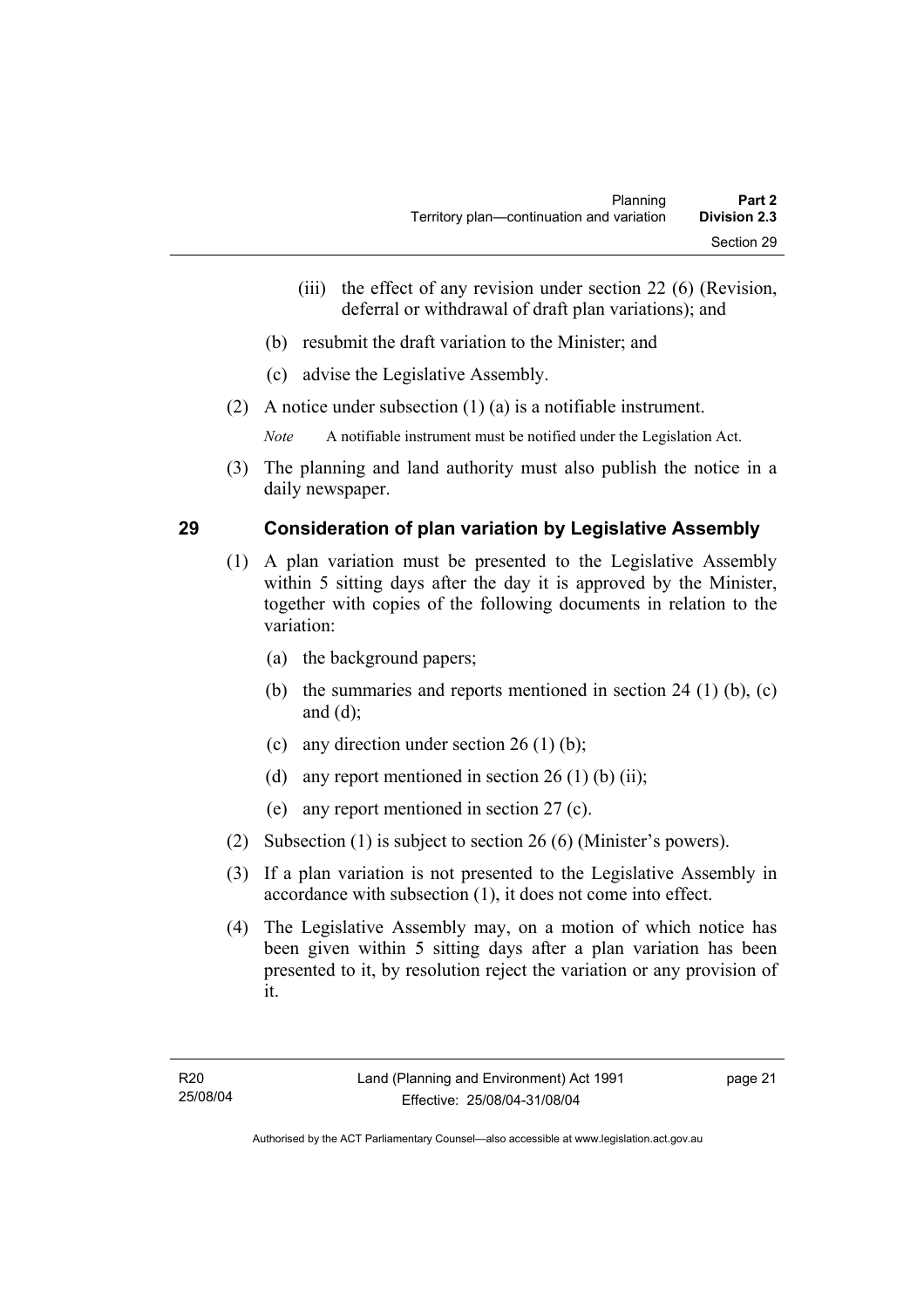(iii) the effect of any revision under section 22 (6) (Revision, deferral or withdrawal of draft plan variations); and

(b) resubmit the draft variation to the Minister; and

(c) advise the Legislative Assembly.

(2) A notice under subsection (1) (a) is a notifiable instrument.

*Note* A notifiable instrument must be notified under the Legislation Act.

(3) The planning and land authority must also publish the notice in a daily newspaper.

## 29 Consideration of plan variation by Legislative Assembly

(1) A plan variation must be presented to the Legislative Assembly within 5 sitting days after the day it is approved by the Minister, together with copies of the following documents in relation to the variation:

(a) the background papers;

(b) the summaries and reports mentioned in section 24 (1) (b), (c) and (d);

(c) any direction under section 26 (1) (b);

(d) any report mentioned in section 26 (1) (b) (ii);

(e) any report mentioned in section 27 (c).

(2) Subsection (1) is subject to section 26 (6) (Minister's powers).

(3) If a plan variation is not presented to the Legislative Assembly in accordance with subsection (1), it does not come into effect.

(4) The Legislative Assembly may, on a motion of which notice has been given within 5 sitting days after a plan variation has been presented to it, by resolution reject the variation or any provision of it.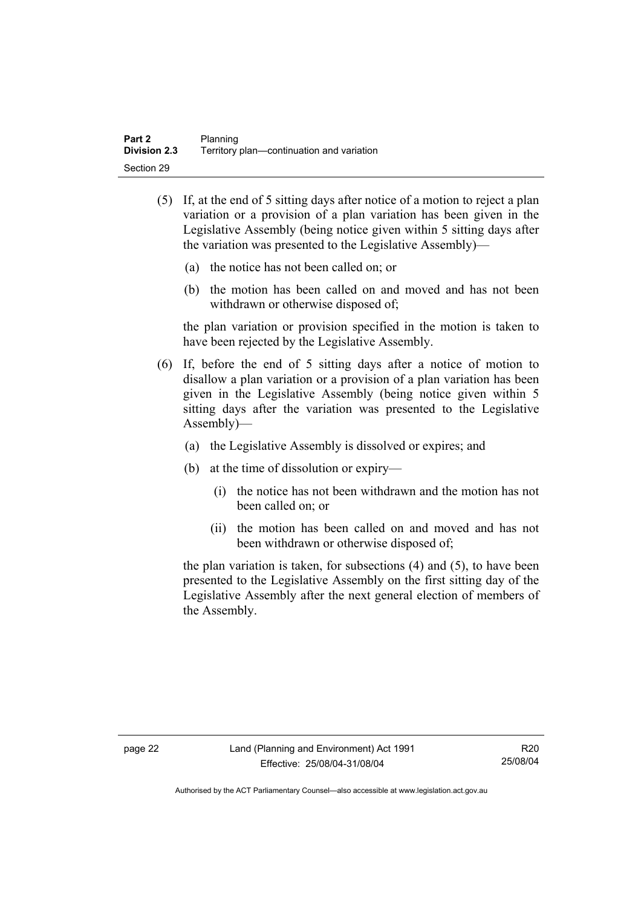(5) If, at the end of 5 sitting days after notice of a motion to reject a plan variation or a provision of a plan variation has been given in the Legislative Assembly (being notice given within 5 sitting days after the variation was presented to the Legislative Assembly)—

   (a) the notice has not been called on; or

   (b) the motion has been called on and moved and has not been withdrawn or otherwise disposed of;

   the plan variation or provision specified in the motion is taken to have been rejected by the Legislative Assembly.

(6) If, before the end of 5 sitting days after a notice of motion to disallow a plan variation or a provision of a plan variation has been given in the Legislative Assembly (being notice given within 5 sitting days after the variation was presented to the Legislative Assembly)—

   (a) the Legislative Assembly is dissolved or expires; and

   (b) at the time of dissolution or expiry—

      (i) the notice has not been withdrawn and the motion has not been called on; or

      (ii) the motion has been called on and moved and has not been withdrawn or otherwise disposed of;

   the plan variation is taken, for subsections (4) and (5), to have been presented to the Legislative Assembly on the first sitting day of the Legislative Assembly after the next general election of members of the Assembly.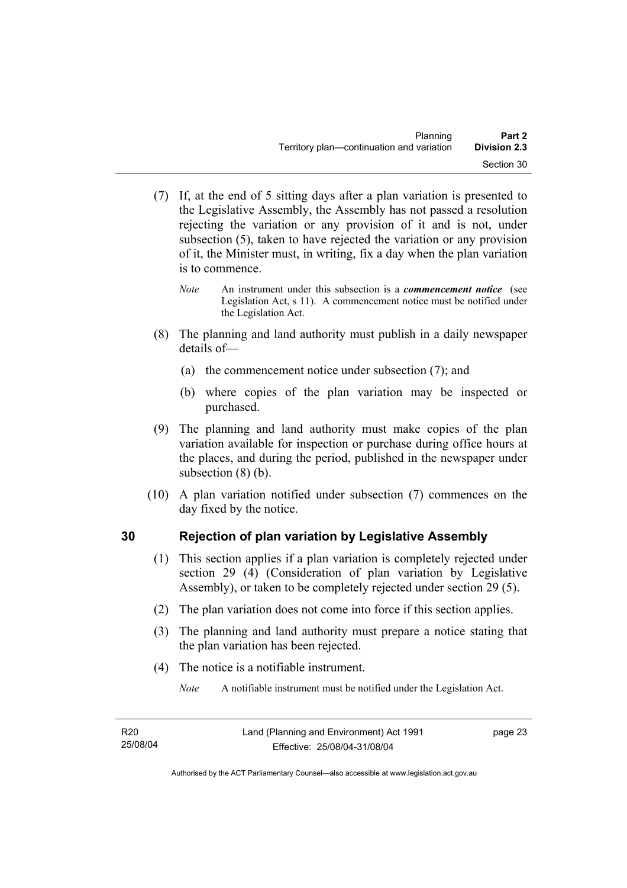(7) If, at the end of 5 sitting days after a plan variation is presented to the Legislative Assembly, the Assembly has not passed a resolution rejecting the variation or any provision of it and is not, under subsection (5), taken to have rejected the variation or any provision of it, the Minister must, in writing, fix a day when the plan variation is to commence.

*Note* An instrument under this subsection is a ***commencement notice*** (see Legislation Act, s 11). A commencement notice must be notified under the Legislation Act.

(8) The planning and land authority must publish in a daily newspaper details of—

(a) the commencement notice under subsection (7); and

(b) where copies of the plan variation may be inspected or purchased.

(9) The planning and land authority must make copies of the plan variation available for inspection or purchase during office hours at the places, and during the period, published in the newspaper under subsection (8) (b).

(10) A plan variation notified under subsection (7) commences on the day fixed by the notice.

## 30 Rejection of plan variation by Legislative Assembly

(1) This section applies if a plan variation is completely rejected under section 29 (4) (Consideration of plan variation by Legislative Assembly), or taken to be completely rejected under section 29 (5).

(2) The plan variation does not come into force if this section applies.

(3) The planning and land authority must prepare a notice stating that the plan variation has been rejected.

(4) The notice is a notifiable instrument.

*Note* A notifiable instrument must be notified under the Legislation Act.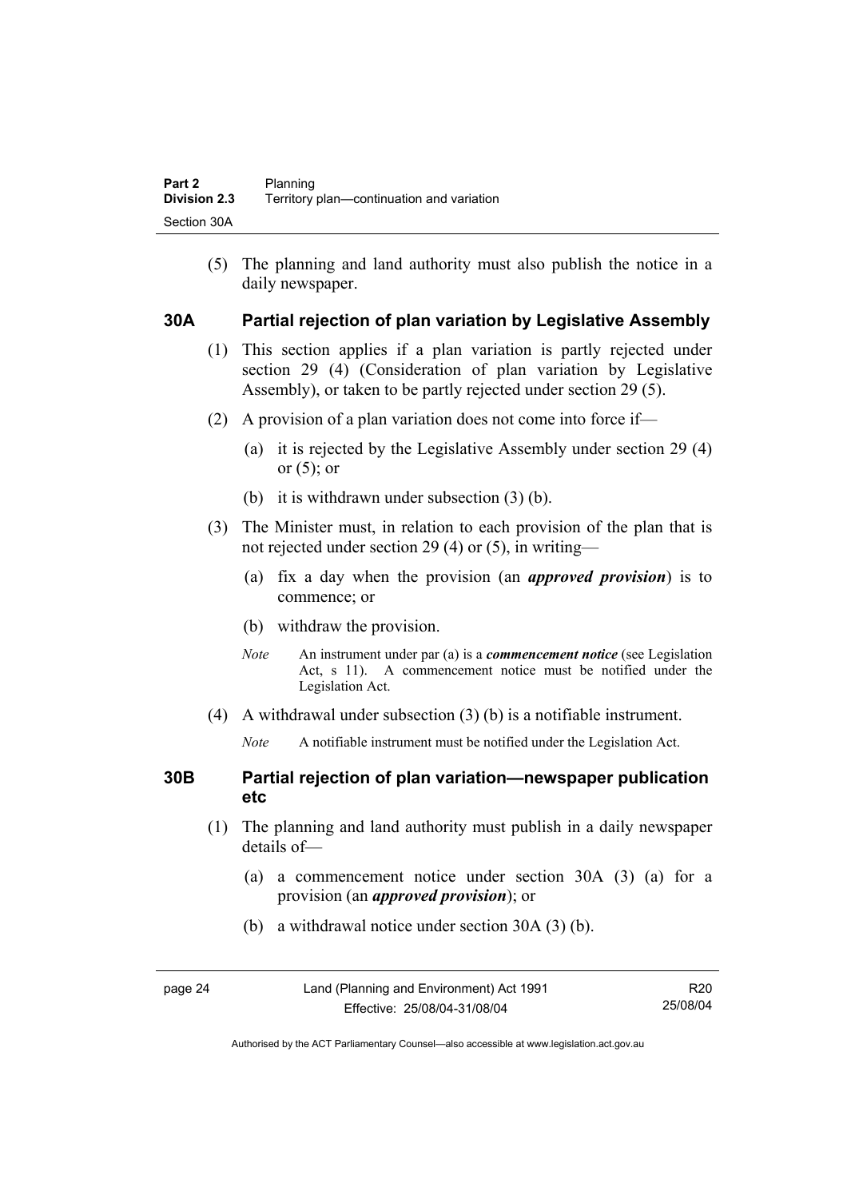(5) The planning and land authority must also publish the notice in a daily newspaper.

### 30A Partial rejection of plan variation by Legislative Assembly

(1) This section applies if a plan variation is partly rejected under section 29 (4) (Consideration of plan variation by Legislative Assembly), or taken to be partly rejected under section 29 (5).

(2) A provision of a plan variation does not come into force if—

(a) it is rejected by the Legislative Assembly under section 29 (4) or (5); or

(b) it is withdrawn under subsection (3) (b).

(3) The Minister must, in relation to each provision of the plan that is not rejected under section 29 (4) or (5), in writing—

(a) fix a day when the provision (an ***approved provision***) is to commence; or

(b) withdraw the provision.

*Note* An instrument under par (a) is a ***commencement notice*** (see Legislation Act, s 11). A commencement notice must be notified under the Legislation Act.

(4) A withdrawal under subsection (3) (b) is a notifiable instrument.

*Note* A notifiable instrument must be notified under the Legislation Act.

### 30B Partial rejection of plan variation—newspaper publication etc

(1) The planning and land authority must publish in a daily newspaper details of—

(a) a commencement notice under section 30A (3) (a) for a provision (an ***approved provision***); or

(b) a withdrawal notice under section 30A (3) (b).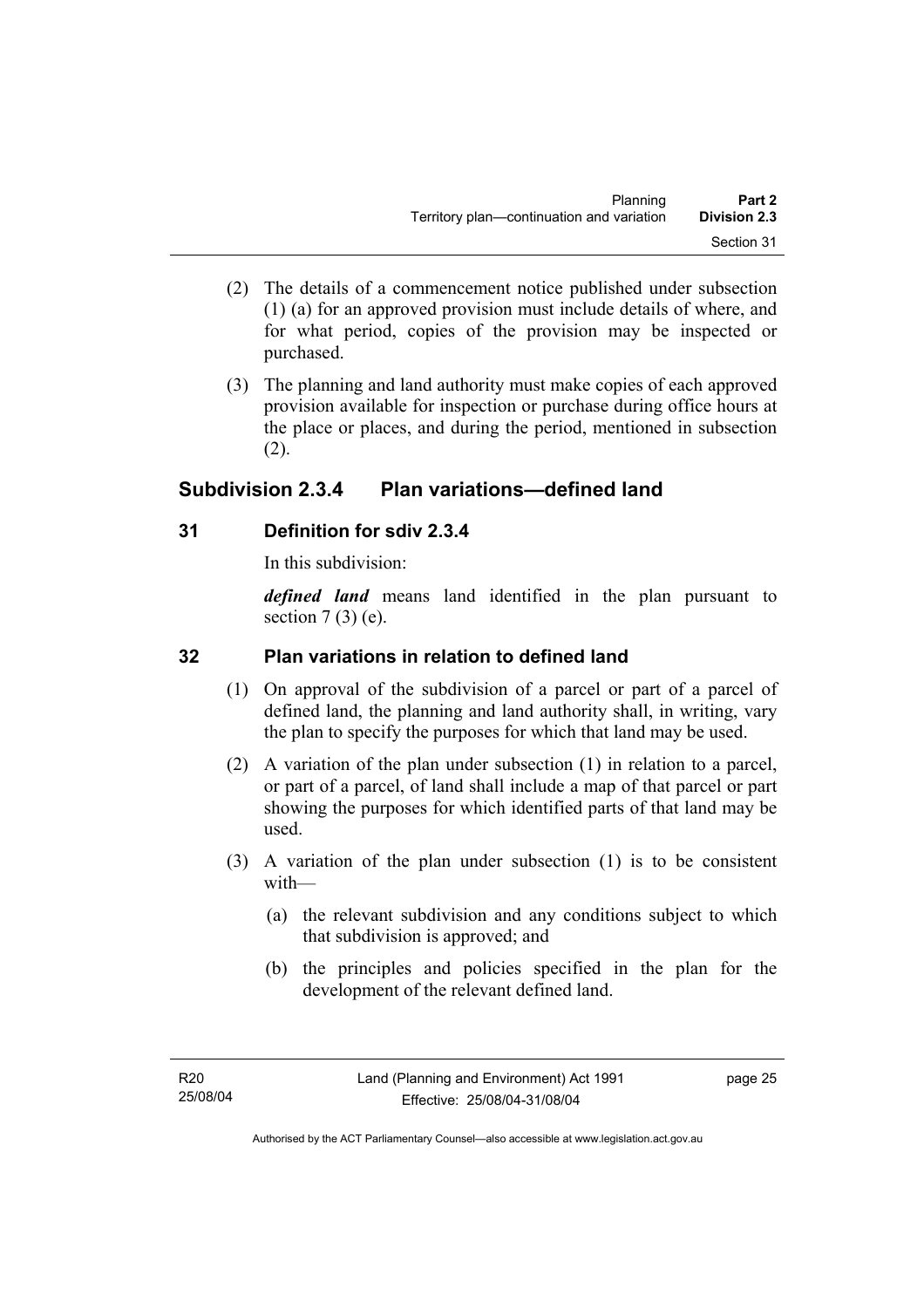(2) The details of a commencement notice published under subsection (1) (a) for an approved provision must include details of where, and for what period, copies of the provision may be inspected or purchased.

(3) The planning and land authority must make copies of each approved provision available for inspection or purchase during office hours at the place or places, and during the period, mentioned in subsection (2).

## Subdivision 2.3.4 Plan variations—defined land

### 31 Definition for sdiv 2.3.4

In this subdivision:

***defined land*** means land identified in the plan pursuant to section 7 (3) (e).

### 32 Plan variations in relation to defined land

(1) On approval of the subdivision of a parcel or part of a parcel of defined land, the planning and land authority shall, in writing, vary the plan to specify the purposes for which that land may be used.

(2) A variation of the plan under subsection (1) in relation to a parcel, or part of a parcel, of land shall include a map of that parcel or part showing the purposes for which identified parts of that land may be used.

(3) A variation of the plan under subsection (1) is to be consistent with—

(a) the relevant subdivision and any conditions subject to which that subdivision is approved; and

(b) the principles and policies specified in the plan for the development of the relevant defined land.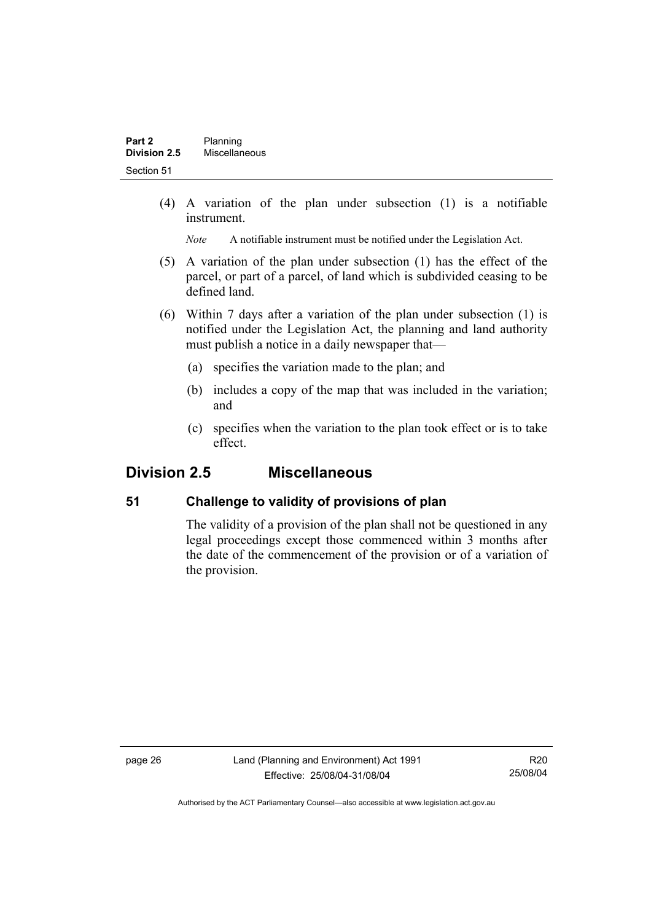(4) A variation of the plan under subsection (1) is a notifiable instrument.

*Note* A notifiable instrument must be notified under the Legislation Act.

(5) A variation of the plan under subsection (1) has the effect of the parcel, or part of a parcel, of land which is subdivided ceasing to be defined land.

(6) Within 7 days after a variation of the plan under subsection (1) is notified under the Legislation Act, the planning and land authority must publish a notice in a daily newspaper that—

(a) specifies the variation made to the plan; and

(b) includes a copy of the map that was included in the variation; and

(c) specifies when the variation to the plan took effect or is to take effect.

## Division 2.5 Miscellaneous

### 51 Challenge to validity of provisions of plan

The validity of a provision of the plan shall not be questioned in any legal proceedings except those commenced within 3 months after the date of the commencement of the provision or of a variation of the provision.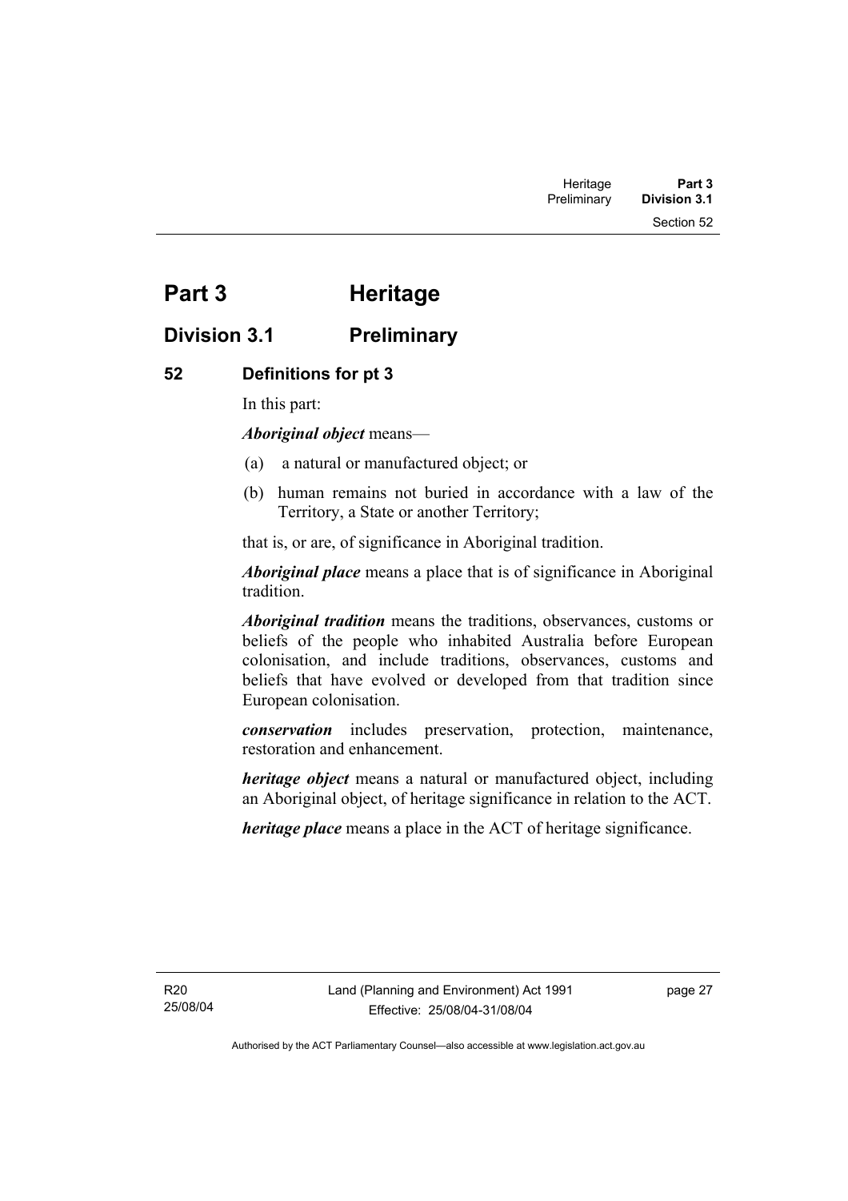# Part 3 Heritage

## Division 3.1 Preliminary

### 52 Definitions for pt 3

In this part:

***Aboriginal object*** means—

(a) a natural or manufactured object; or

(b) human remains not buried in accordance with a law of the Territory, a State or another Territory;

that is, or are, of significance in Aboriginal tradition.

***Aboriginal place*** means a place that is of significance in Aboriginal tradition.

***Aboriginal tradition*** means the traditions, observances, customs or beliefs of the people who inhabited Australia before European colonisation, and include traditions, observances, customs and beliefs that have evolved or developed from that tradition since European colonisation.

***conservation*** includes preservation, protection, maintenance, restoration and enhancement.

***heritage object*** means a natural or manufactured object, including an Aboriginal object, of heritage significance in relation to the ACT.

***heritage place*** means a place in the ACT of heritage significance.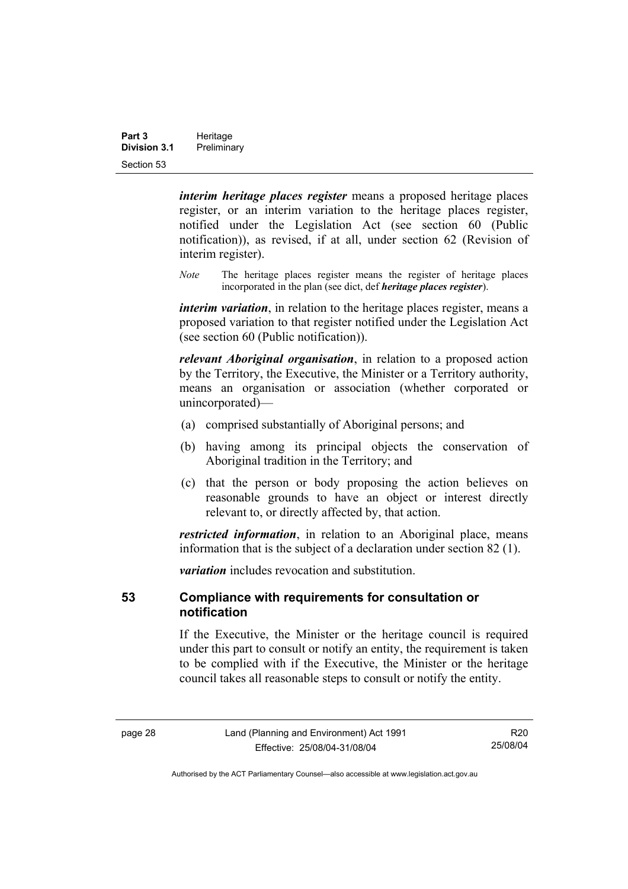***interim heritage places register*** means a proposed heritage places register, or an interim variation to the heritage places register, notified under the Legislation Act (see section 60 (Public notification)), as revised, if at all, under section 62 (Revision of interim register).

*Note* The heritage places register means the register of heritage places incorporated in the plan (see dict, def ***heritage places register***).

***interim variation***, in relation to the heritage places register, means a proposed variation to that register notified under the Legislation Act (see section 60 (Public notification)).

***relevant Aboriginal organisation***, in relation to a proposed action by the Territory, the Executive, the Minister or a Territory authority, means an organisation or association (whether corporated or unincorporated)—

(a) comprised substantially of Aboriginal persons; and

(b) having among its principal objects the conservation of Aboriginal tradition in the Territory; and

(c) that the person or body proposing the action believes on reasonable grounds to have an object or interest directly relevant to, or directly affected by, that action.

***restricted information***, in relation to an Aboriginal place, means information that is the subject of a declaration under section 82 (1).

***variation*** includes revocation and substitution.

## 53 Compliance with requirements for consultation or notification

If the Executive, the Minister or the heritage council is required under this part to consult or notify an entity, the requirement is taken to be complied with if the Executive, the Minister or the heritage council takes all reasonable steps to consult or notify the entity.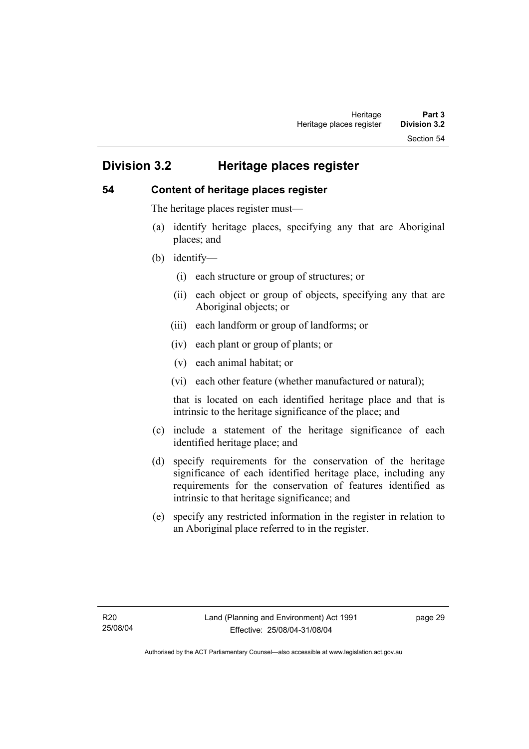## Division 3.2 Heritage places register

### 54 Content of heritage places register

The heritage places register must—

(a) identify heritage places, specifying any that are Aboriginal places; and

(b) identify—

  (i) each structure or group of structures; or

  (ii) each object or group of objects, specifying any that are Aboriginal objects; or

  (iii) each landform or group of landforms; or

  (iv) each plant or group of plants; or

  (v) each animal habitat; or

  (vi) each other feature (whether manufactured or natural);

  that is located on each identified heritage place and that is intrinsic to the heritage significance of the place; and

(c) include a statement of the heritage significance of each identified heritage place; and

(d) specify requirements for the conservation of the heritage significance of each identified heritage place, including any requirements for the conservation of features identified as intrinsic to that heritage significance; and

(e) specify any restricted information in the register in relation to an Aboriginal place referred to in the register.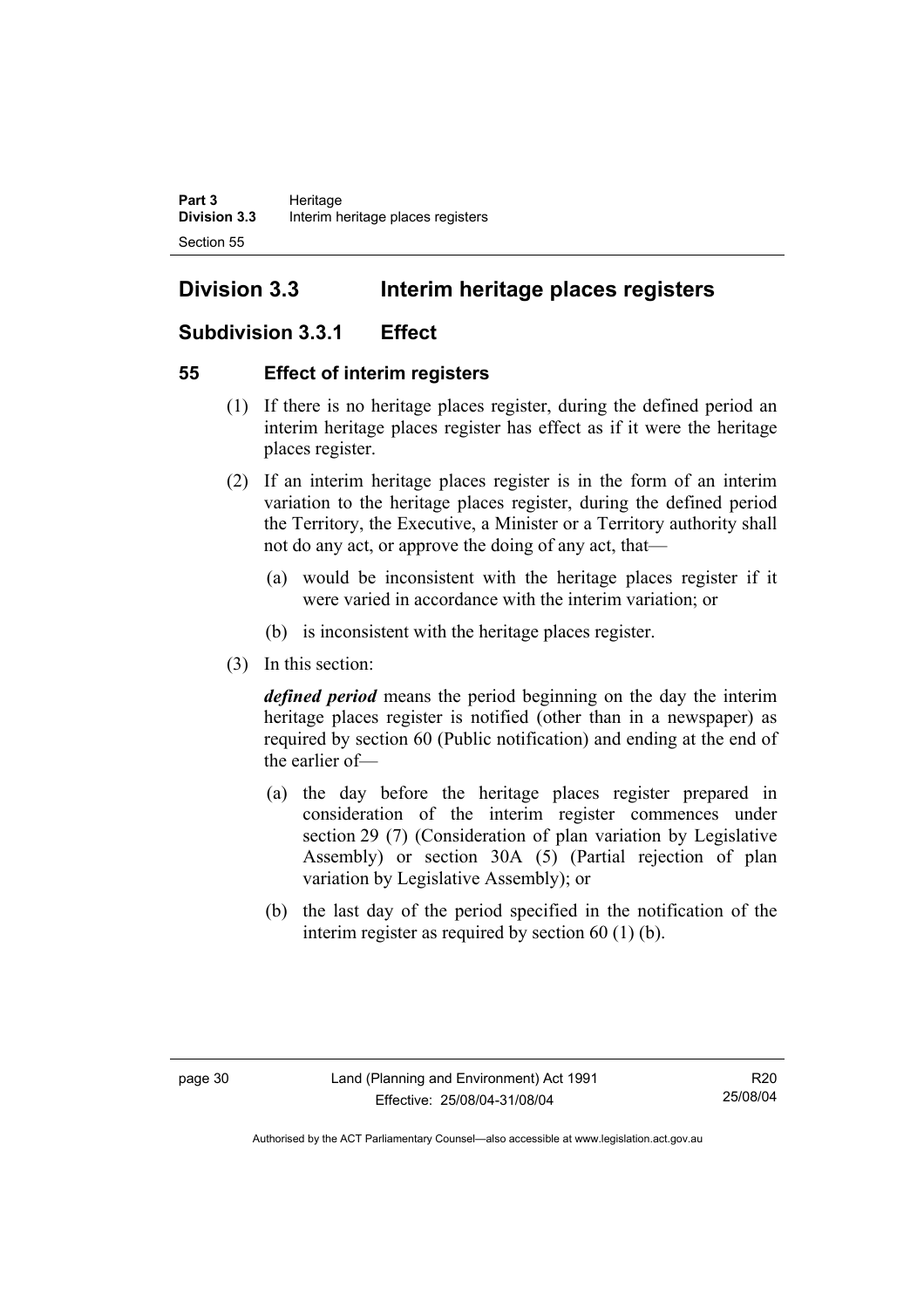## Division 3.3 Interim heritage places registers

### Subdivision 3.3.1 Effect

#### 55 Effect of interim registers

(1) If there is no heritage places register, during the defined period an interim heritage places register has effect as if it were the heritage places register.

(2) If an interim heritage places register is in the form of an interim variation to the heritage places register, during the defined period the Territory, the Executive, a Minister or a Territory authority shall not do any act, or approve the doing of any act, that—

(a) would be inconsistent with the heritage places register if it were varied in accordance with the interim variation; or

(b) is inconsistent with the heritage places register.

(3) In this section:

***defined period*** means the period beginning on the day the interim heritage places register is notified (other than in a newspaper) as required by section 60 (Public notification) and ending at the end of the earlier of—

(a) the day before the heritage places register prepared in consideration of the interim register commences under section 29 (7) (Consideration of plan variation by Legislative Assembly) or section 30A (5) (Partial rejection of plan variation by Legislative Assembly); or

(b) the last day of the period specified in the notification of the interim register as required by section 60 (1) (b).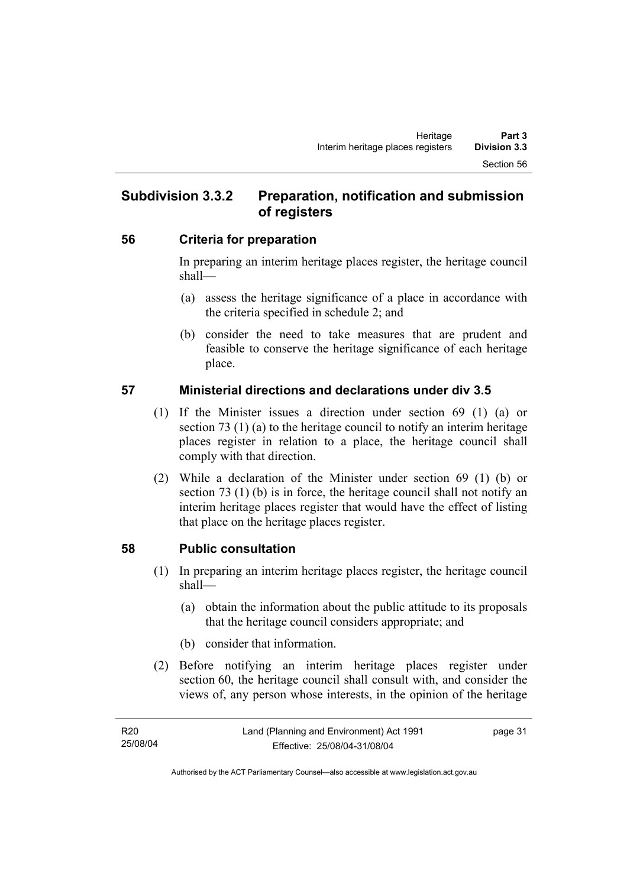## Subdivision 3.3.2 Preparation, notification and submission of registers

### 56 Criteria for preparation

In preparing an interim heritage places register, the heritage council shall—

(a) assess the heritage significance of a place in accordance with the criteria specified in schedule 2; and

(b) consider the need to take measures that are prudent and feasible to conserve the heritage significance of each heritage place.

### 57 Ministerial directions and declarations under div 3.5

(1) If the Minister issues a direction under section 69 (1) (a) or section 73 (1) (a) to the heritage council to notify an interim heritage places register in relation to a place, the heritage council shall comply with that direction.

(2) While a declaration of the Minister under section 69 (1) (b) or section 73 (1) (b) is in force, the heritage council shall not notify an interim heritage places register that would have the effect of listing that place on the heritage places register.

### 58 Public consultation

(1) In preparing an interim heritage places register, the heritage council shall—

(a) obtain the information about the public attitude to its proposals that the heritage council considers appropriate; and

(b) consider that information.

(2) Before notifying an interim heritage places register under section 60, the heritage council shall consult with, and consider the views of, any person whose interests, in the opinion of the heritage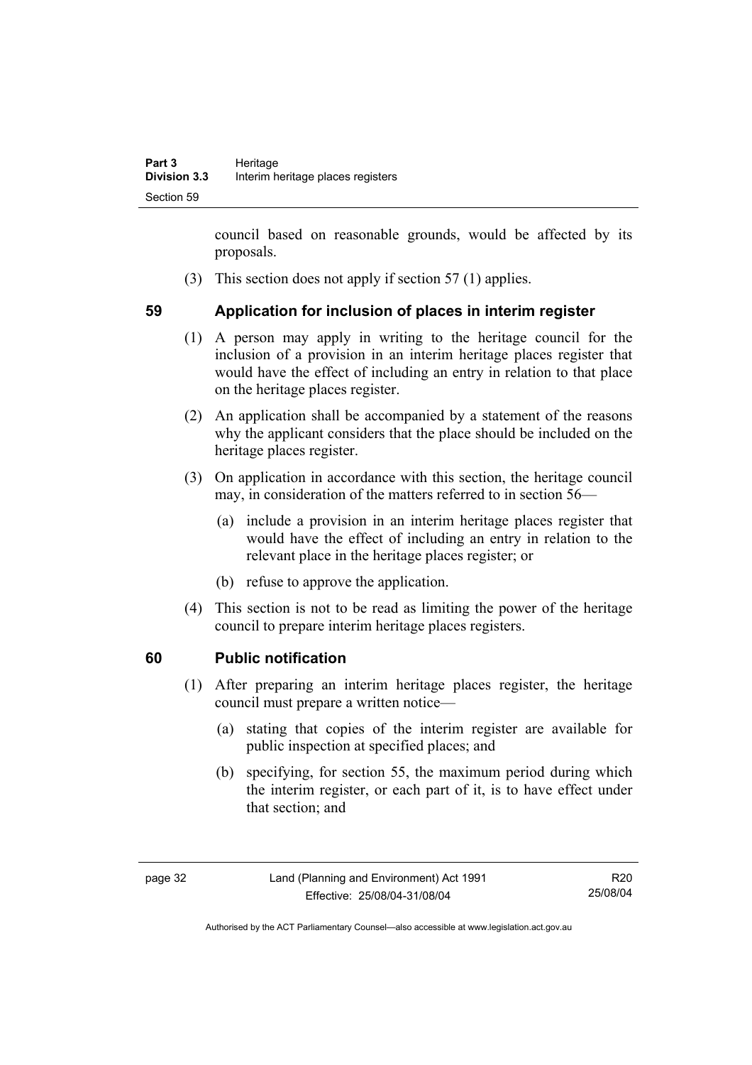council based on reasonable grounds, would be affected by its proposals.

(3) This section does not apply if section 57 (1) applies.

## 59 Application for inclusion of places in interim register

(1) A person may apply in writing to the heritage council for the inclusion of a provision in an interim heritage places register that would have the effect of including an entry in relation to that place on the heritage places register.

(2) An application shall be accompanied by a statement of the reasons why the applicant considers that the place should be included on the heritage places register.

(3) On application in accordance with this section, the heritage council may, in consideration of the matters referred to in section 56—

(a) include a provision in an interim heritage places register that would have the effect of including an entry in relation to the relevant place in the heritage places register; or

(b) refuse to approve the application.

(4) This section is not to be read as limiting the power of the heritage council to prepare interim heritage places registers.

## 60 Public notification

(1) After preparing an interim heritage places register, the heritage council must prepare a written notice—

(a) stating that copies of the interim register are available for public inspection at specified places; and

(b) specifying, for section 55, the maximum period during which the interim register, or each part of it, is to have effect under that section; and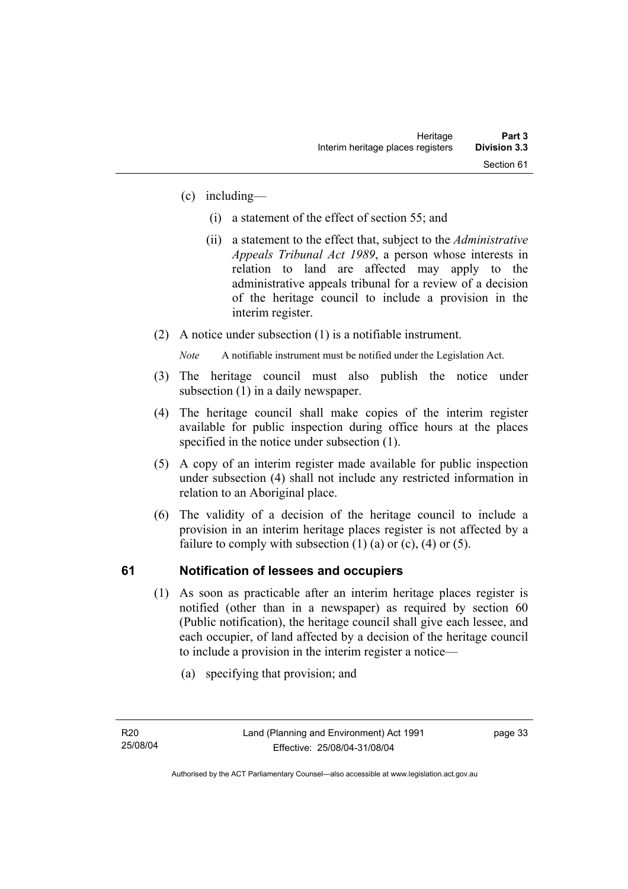(c) including—

(i) a statement of the effect of section 55; and

(ii) a statement to the effect that, subject to the *Administrative Appeals Tribunal Act 1989*, a person whose interests in relation to land are affected may apply to the administrative appeals tribunal for a review of a decision of the heritage council to include a provision in the interim register.

(2) A notice under subsection (1) is a notifiable instrument.

*Note* A notifiable instrument must be notified under the Legislation Act.

(3) The heritage council must also publish the notice under subsection (1) in a daily newspaper.

(4) The heritage council shall make copies of the interim register available for public inspection during office hours at the places specified in the notice under subsection (1).

(5) A copy of an interim register made available for public inspection under subsection (4) shall not include any restricted information in relation to an Aboriginal place.

(6) The validity of a decision of the heritage council to include a provision in an interim heritage places register is not affected by a failure to comply with subsection (1) (a) or (c), (4) or (5).

## 61 Notification of lessees and occupiers

(1) As soon as practicable after an interim heritage places register is notified (other than in a newspaper) as required by section 60 (Public notification), the heritage council shall give each lessee, and each occupier, of land affected by a decision of the heritage council to include a provision in the interim register a notice—

(a) specifying that provision; and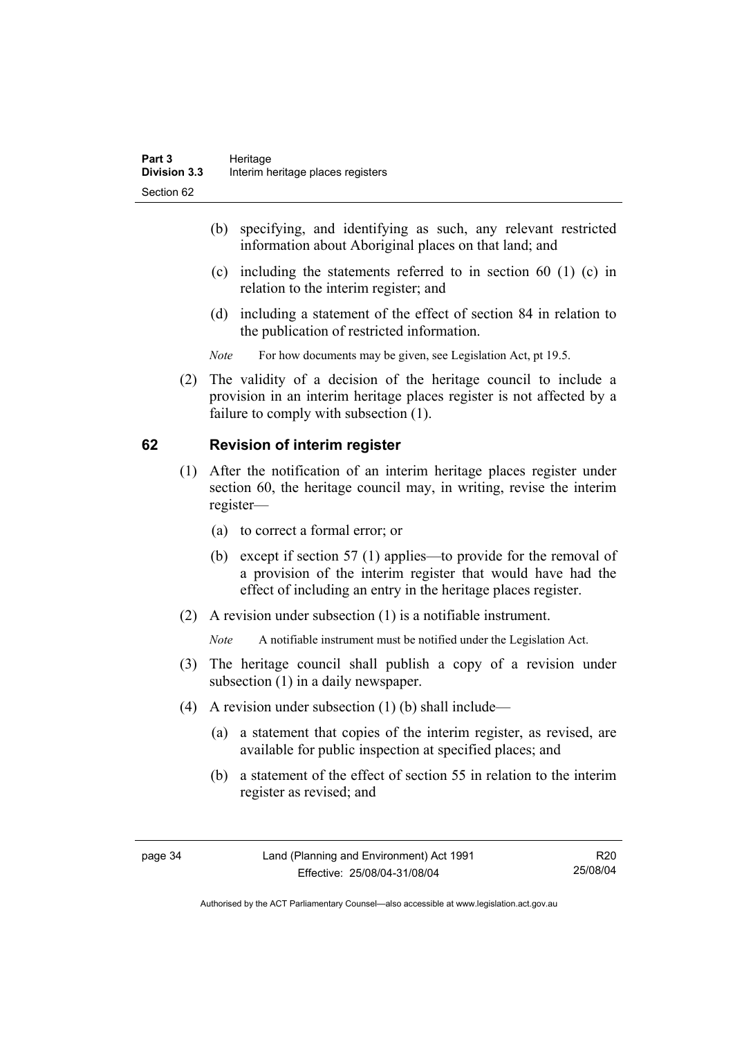(b) specifying, and identifying as such, any relevant restricted information about Aboriginal places on that land; and

(c) including the statements referred to in section 60 (1) (c) in relation to the interim register; and

(d) including a statement of the effect of section 84 in relation to the publication of restricted information.

*Note* For how documents may be given, see Legislation Act, pt 19.5.

(2) The validity of a decision of the heritage council to include a provision in an interim heritage places register is not affected by a failure to comply with subsection (1).

## 62 Revision of interim register

(1) After the notification of an interim heritage places register under section 60, the heritage council may, in writing, revise the interim register—

(a) to correct a formal error; or

(b) except if section 57 (1) applies—to provide for the removal of a provision of the interim register that would have had the effect of including an entry in the heritage places register.

(2) A revision under subsection (1) is a notifiable instrument.

*Note* A notifiable instrument must be notified under the Legislation Act.

(3) The heritage council shall publish a copy of a revision under subsection (1) in a daily newspaper.

(4) A revision under subsection (1) (b) shall include—

(a) a statement that copies of the interim register, as revised, are available for public inspection at specified places; and

(b) a statement of the effect of section 55 in relation to the interim register as revised; and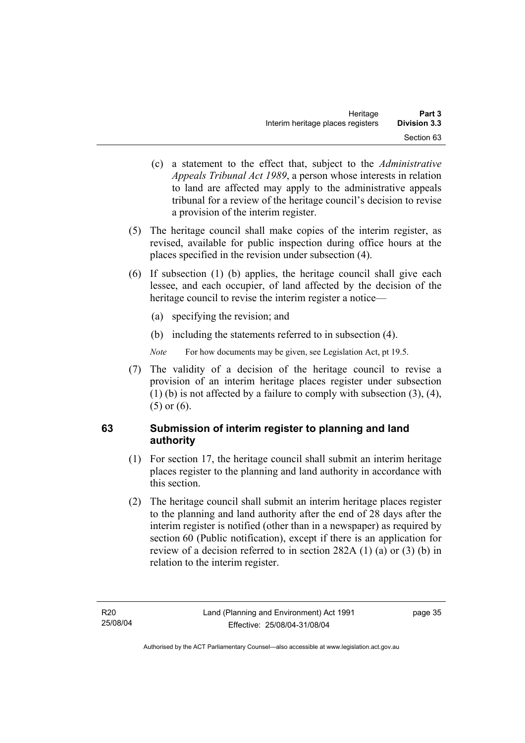(c) a statement to the effect that, subject to the *Administrative Appeals Tribunal Act 1989*, a person whose interests in relation to land are affected may apply to the administrative appeals tribunal for a review of the heritage council's decision to revise a provision of the interim register.

(5) The heritage council shall make copies of the interim register, as revised, available for public inspection during office hours at the places specified in the revision under subsection (4).

(6) If subsection (1) (b) applies, the heritage council shall give each lessee, and each occupier, of land affected by the decision of the heritage council to revise the interim register a notice—

(a) specifying the revision; and

(b) including the statements referred to in subsection (4).

*Note* For how documents may be given, see Legislation Act, pt 19.5.

(7) The validity of a decision of the heritage council to revise a provision of an interim heritage places register under subsection (1) (b) is not affected by a failure to comply with subsection (3), (4), (5) or (6).

## 63 Submission of interim register to planning and land authority

(1) For section 17, the heritage council shall submit an interim heritage places register to the planning and land authority in accordance with this section.

(2) The heritage council shall submit an interim heritage places register to the planning and land authority after the end of 28 days after the interim register is notified (other than in a newspaper) as required by section 60 (Public notification), except if there is an application for review of a decision referred to in section 282A (1) (a) or (3) (b) in relation to the interim register.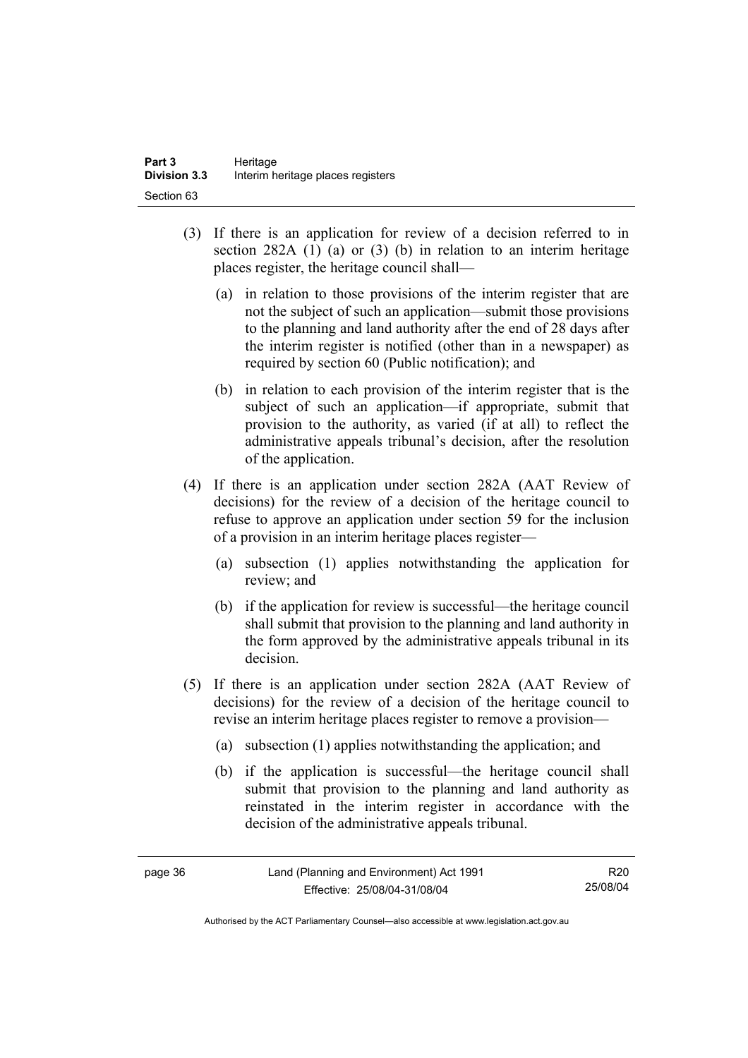(3) If there is an application for review of a decision referred to in section 282A (1) (a) or (3) (b) in relation to an interim heritage places register, the heritage council shall—

(a) in relation to those provisions of the interim register that are not the subject of such an application—submit those provisions to the planning and land authority after the end of 28 days after the interim register is notified (other than in a newspaper) as required by section 60 (Public notification); and

(b) in relation to each provision of the interim register that is the subject of such an application—if appropriate, submit that provision to the authority, as varied (if at all) to reflect the administrative appeals tribunal's decision, after the resolution of the application.

(4) If there is an application under section 282A (AAT Review of decisions) for the review of a decision of the heritage council to refuse to approve an application under section 59 for the inclusion of a provision in an interim heritage places register—

(a) subsection (1) applies notwithstanding the application for review; and

(b) if the application for review is successful—the heritage council shall submit that provision to the planning and land authority in the form approved by the administrative appeals tribunal in its decision.

(5) If there is an application under section 282A (AAT Review of decisions) for the review of a decision of the heritage council to revise an interim heritage places register to remove a provision—

(a) subsection (1) applies notwithstanding the application; and

(b) if the application is successful—the heritage council shall submit that provision to the planning and land authority as reinstated in the interim register in accordance with the decision of the administrative appeals tribunal.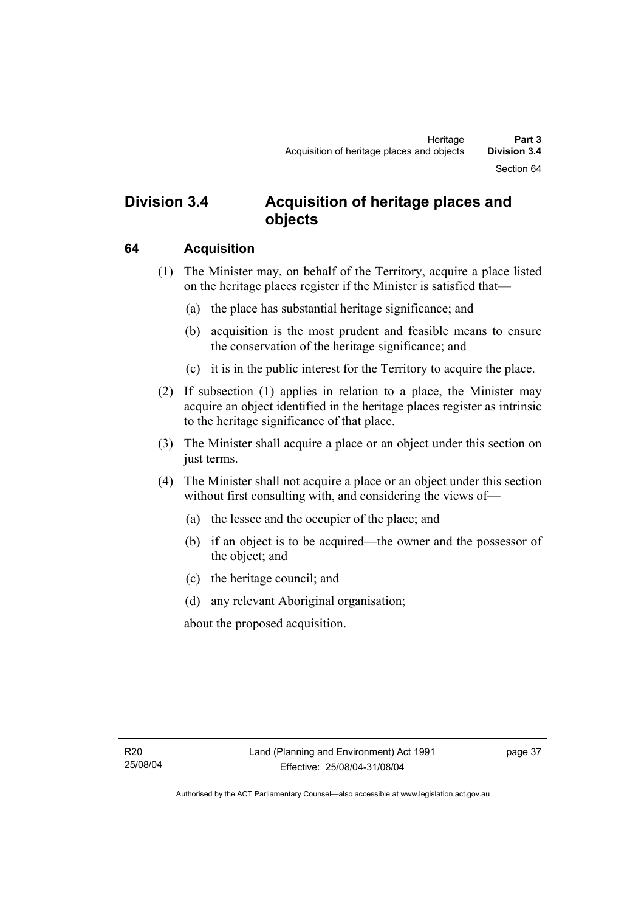## Division 3.4 Acquisition of heritage places and objects

### 64 Acquisition

(1) The Minister may, on behalf of the Territory, acquire a place listed on the heritage places register if the Minister is satisfied that—

(a) the place has substantial heritage significance; and

(b) acquisition is the most prudent and feasible means to ensure the conservation of the heritage significance; and

(c) it is in the public interest for the Territory to acquire the place.

(2) If subsection (1) applies in relation to a place, the Minister may acquire an object identified in the heritage places register as intrinsic to the heritage significance of that place.

(3) The Minister shall acquire a place or an object under this section on just terms.

(4) The Minister shall not acquire a place or an object under this section without first consulting with, and considering the views of—

(a) the lessee and the occupier of the place; and

(b) if an object is to be acquired—the owner and the possessor of the object; and

(c) the heritage council; and

(d) any relevant Aboriginal organisation;

about the proposed acquisition.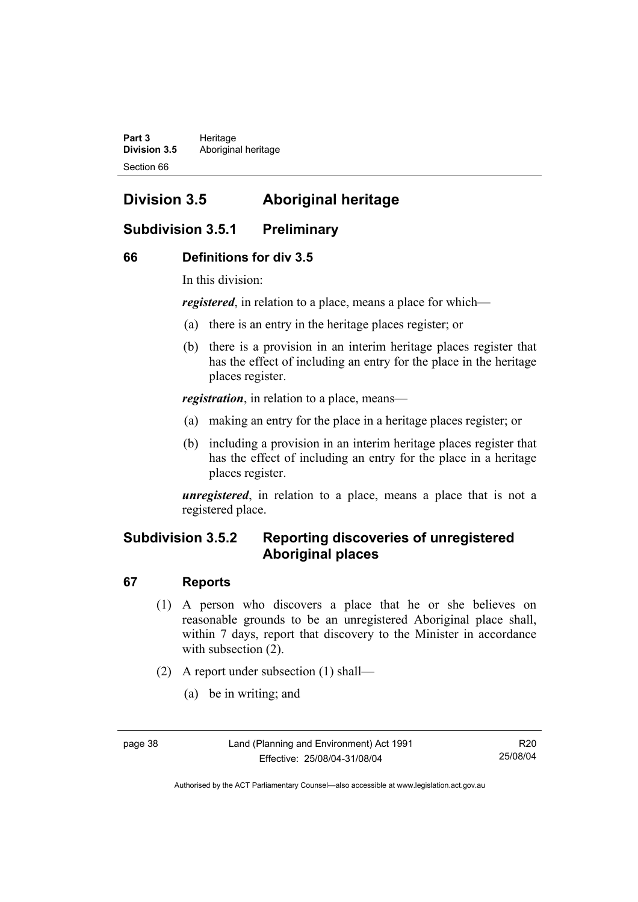# Division 3.5 Aboriginal heritage

## Subdivision 3.5.1 Preliminary

### 66 Definitions for div 3.5

In this division:

***registered***, in relation to a place, means a place for which—

(a) there is an entry in the heritage places register; or

(b) there is a provision in an interim heritage places register that has the effect of including an entry for the place in the heritage places register.

***registration***, in relation to a place, means—

(a) making an entry for the place in a heritage places register; or

(b) including a provision in an interim heritage places register that has the effect of including an entry for the place in a heritage places register.

***unregistered***, in relation to a place, means a place that is not a registered place.

## Subdivision 3.5.2 Reporting discoveries of unregistered Aboriginal places

### 67 Reports

(1) A person who discovers a place that he or she believes on reasonable grounds to be an unregistered Aboriginal place shall, within 7 days, report that discovery to the Minister in accordance with subsection (2).

(2) A report under subsection (1) shall—

(a) be in writing; and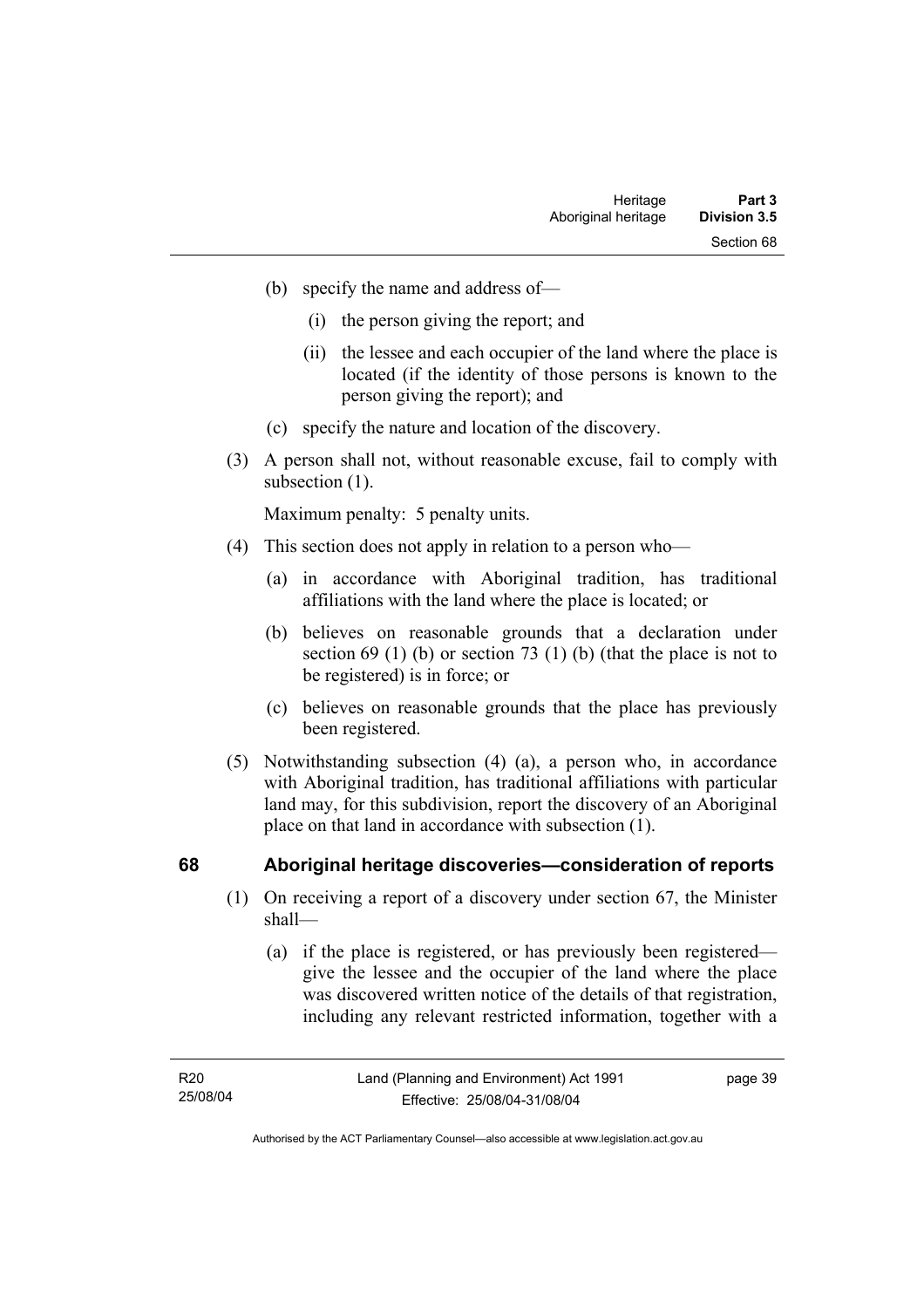(b) specify the name and address of—

 (i) the person giving the report; and

 (ii) the lessee and each occupier of the land where the place is located (if the identity of those persons is known to the person giving the report); and

(c) specify the nature and location of the discovery.

(3) A person shall not, without reasonable excuse, fail to comply with subsection (1).

Maximum penalty: 5 penalty units.

(4) This section does not apply in relation to a person who—

(a) in accordance with Aboriginal tradition, has traditional affiliations with the land where the place is located; or

(b) believes on reasonable grounds that a declaration under section 69 (1) (b) or section 73 (1) (b) (that the place is not to be registered) is in force; or

(c) believes on reasonable grounds that the place has previously been registered.

(5) Notwithstanding subsection (4) (a), a person who, in accordance with Aboriginal tradition, has traditional affiliations with particular land may, for this subdivision, report the discovery of an Aboriginal place on that land in accordance with subsection (1).

## 68 Aboriginal heritage discoveries—consideration of reports

(1) On receiving a report of a discovery under section 67, the Minister shall—

(a) if the place is registered, or has previously been registered—give the lessee and the occupier of the land where the place was discovered written notice of the details of that registration, including any relevant restricted information, together with a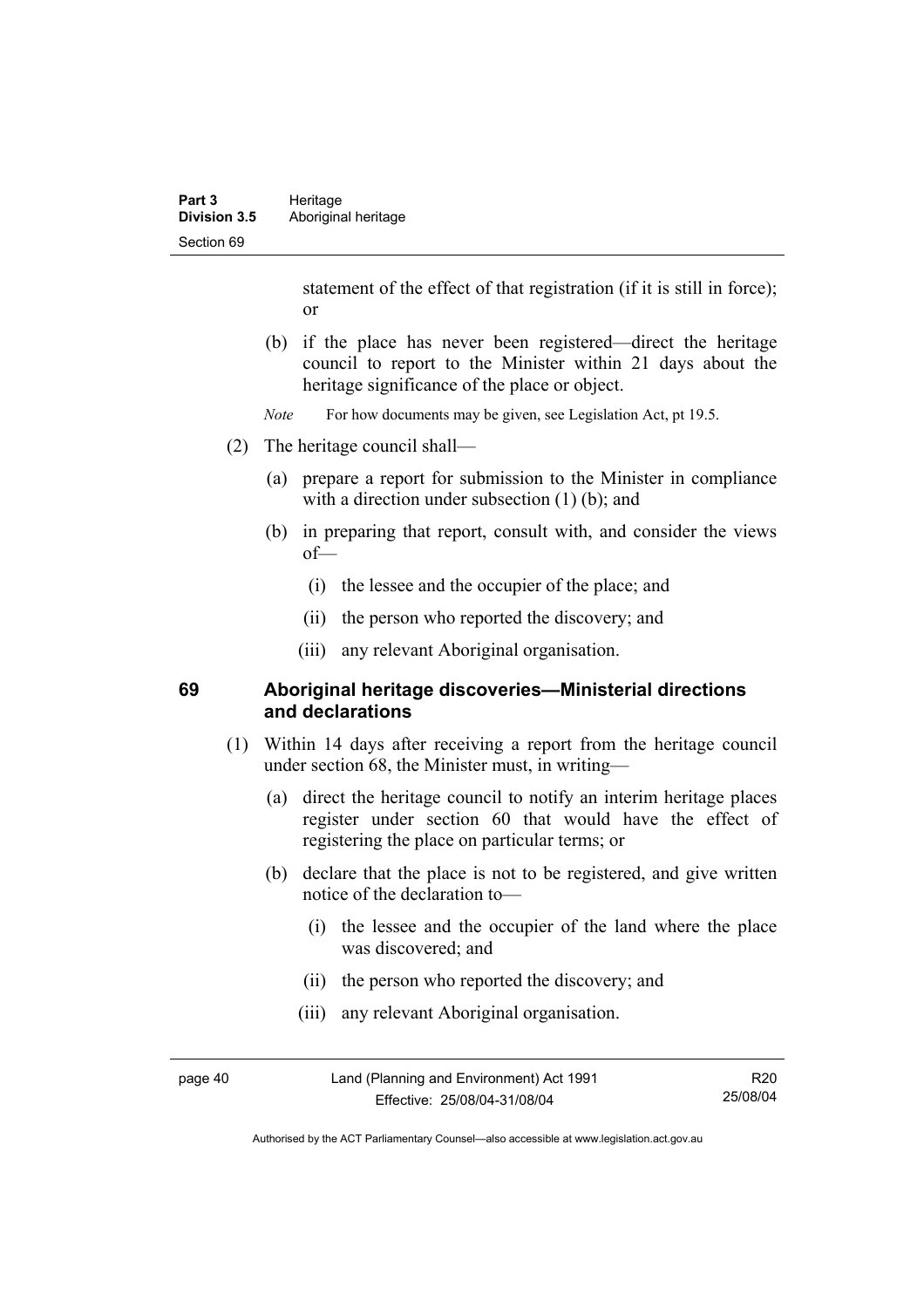statement of the effect of that registration (if it is still in force); or

(b) if the place has never been registered—direct the heritage council to report to the Minister within 21 days about the heritage significance of the place or object.

*Note* For how documents may be given, see Legislation Act, pt 19.5.

(2) The heritage council shall—

(a) prepare a report for submission to the Minister in compliance with a direction under subsection (1) (b); and

(b) in preparing that report, consult with, and consider the views of—

(i) the lessee and the occupier of the place; and

(ii) the person who reported the discovery; and

(iii) any relevant Aboriginal organisation.

## 69 Aboriginal heritage discoveries—Ministerial directions and declarations

(1) Within 14 days after receiving a report from the heritage council under section 68, the Minister must, in writing—

(a) direct the heritage council to notify an interim heritage places register under section 60 that would have the effect of registering the place on particular terms; or

(b) declare that the place is not to be registered, and give written notice of the declaration to—

(i) the lessee and the occupier of the land where the place was discovered; and

(ii) the person who reported the discovery; and

(iii) any relevant Aboriginal organisation.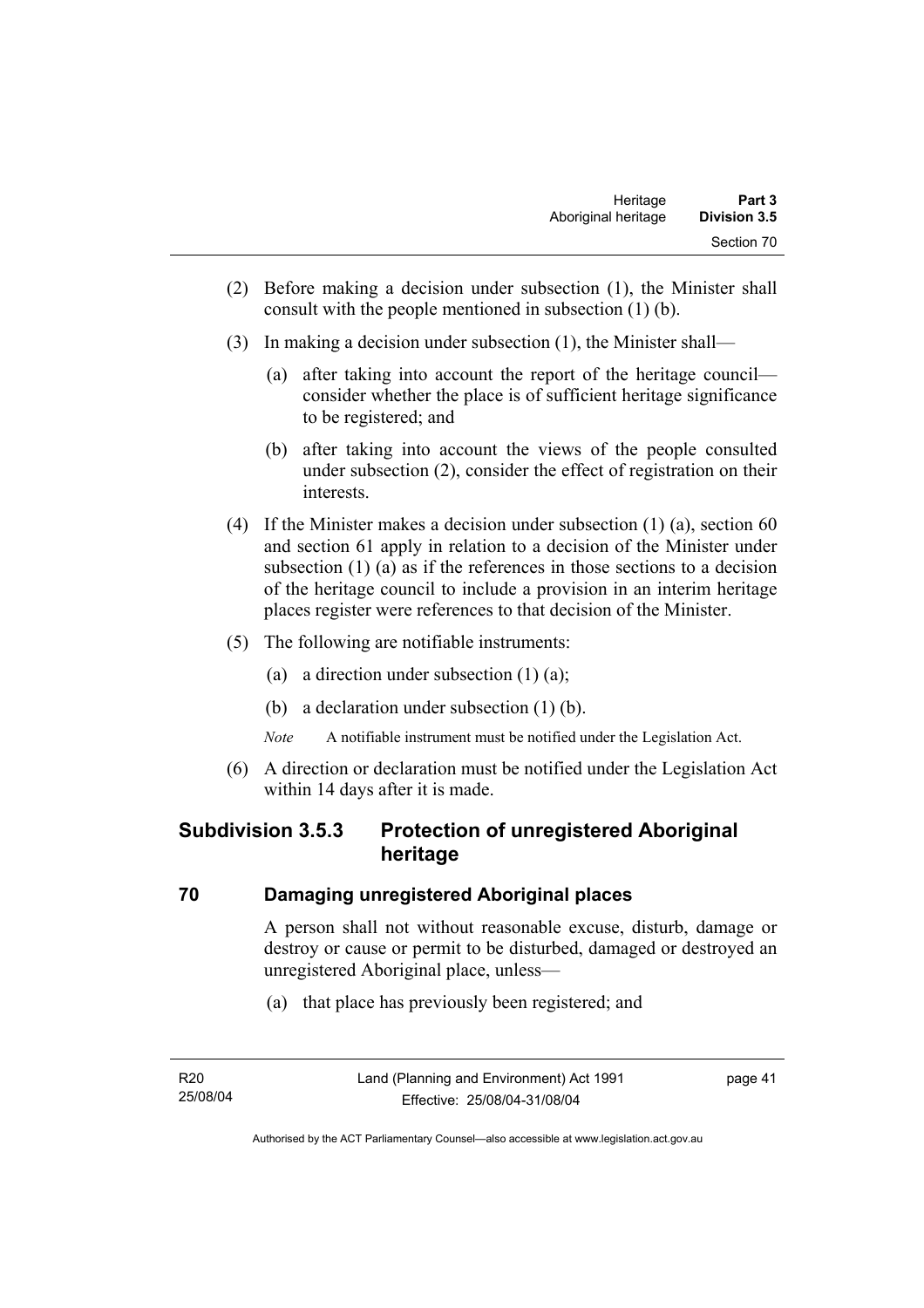(2) Before making a decision under subsection (1), the Minister shall consult with the people mentioned in subsection (1) (b).

(3) In making a decision under subsection (1), the Minister shall—

(a) after taking into account the report of the heritage council—consider whether the place is of sufficient heritage significance to be registered; and

(b) after taking into account the views of the people consulted under subsection (2), consider the effect of registration on their interests.

(4) If the Minister makes a decision under subsection (1) (a), section 60 and section 61 apply in relation to a decision of the Minister under subsection (1) (a) as if the references in those sections to a decision of the heritage council to include a provision in an interim heritage places register were references to that decision of the Minister.

(5) The following are notifiable instruments:

(a) a direction under subsection (1) (a);

(b) a declaration under subsection (1) (b).

*Note* A notifiable instrument must be notified under the Legislation Act.

(6) A direction or declaration must be notified under the Legislation Act within 14 days after it is made.

## Subdivision 3.5.3 Protection of unregistered Aboriginal heritage

### 70 Damaging unregistered Aboriginal places

A person shall not without reasonable excuse, disturb, damage or destroy or cause or permit to be disturbed, damaged or destroyed an unregistered Aboriginal place, unless—

(a) that place has previously been registered; and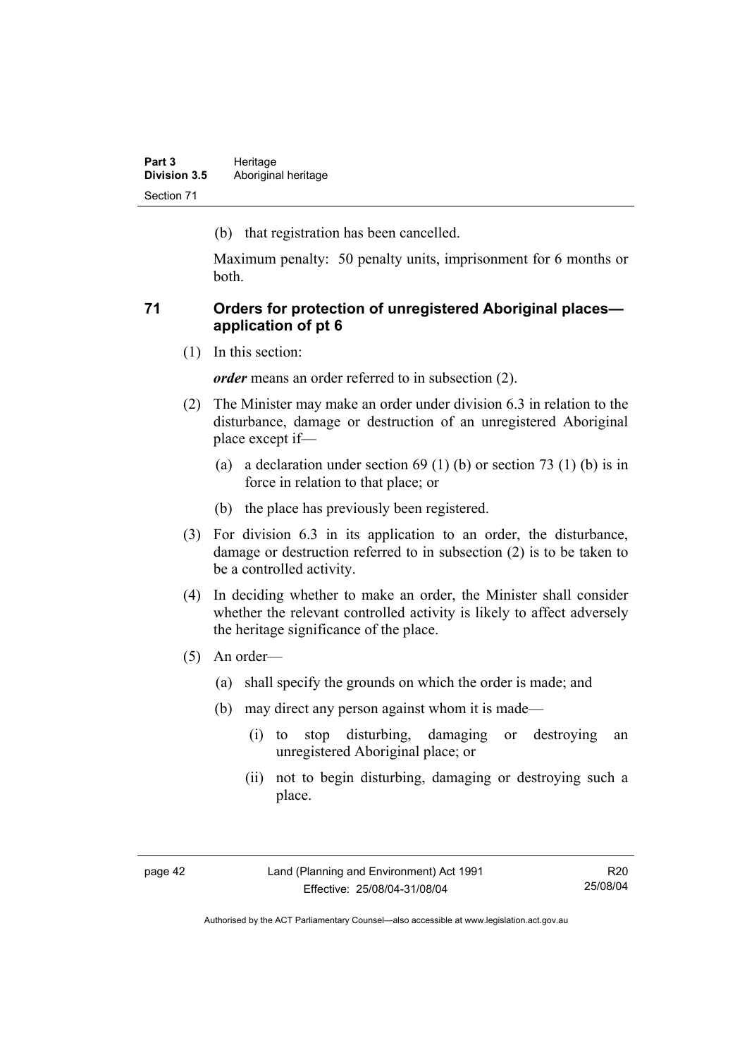(b) that registration has been cancelled.

Maximum penalty: 50 penalty units, imprisonment for 6 months or both.

### 71 Orders for protection of unregistered Aboriginal places—application of pt 6

(1) In this section:

***order*** means an order referred to in subsection (2).

(2) The Minister may make an order under division 6.3 in relation to the disturbance, damage or destruction of an unregistered Aboriginal place except if—

(a) a declaration under section 69 (1) (b) or section 73 (1) (b) is in force in relation to that place; or

(b) the place has previously been registered.

(3) For division 6.3 in its application to an order, the disturbance, damage or destruction referred to in subsection (2) is to be taken to be a controlled activity.

(4) In deciding whether to make an order, the Minister shall consider whether the relevant controlled activity is likely to affect adversely the heritage significance of the place.

(5) An order—

(a) shall specify the grounds on which the order is made; and

(b) may direct any person against whom it is made—

(i) to stop disturbing, damaging or destroying an unregistered Aboriginal place; or

(ii) not to begin disturbing, damaging or destroying such a place.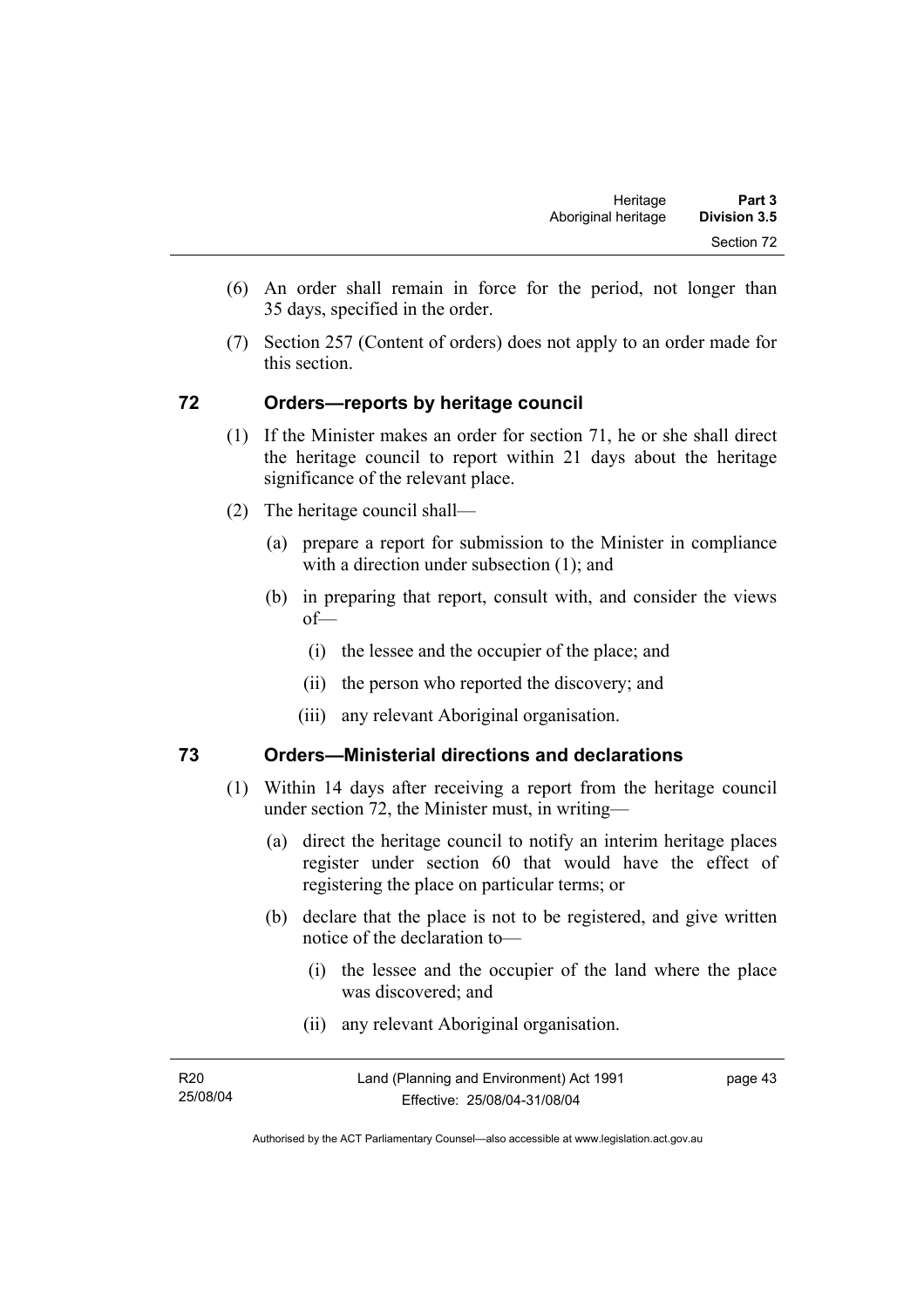(6) An order shall remain in force for the period, not longer than 35 days, specified in the order.

(7) Section 257 (Content of orders) does not apply to an order made for this section.

## 72 Orders—reports by heritage council

(1) If the Minister makes an order for section 71, he or she shall direct the heritage council to report within 21 days about the heritage significance of the relevant place.

(2) The heritage council shall—

(a) prepare a report for submission to the Minister in compliance with a direction under subsection (1); and

(b) in preparing that report, consult with, and consider the views of—

(i) the lessee and the occupier of the place; and

(ii) the person who reported the discovery; and

(iii) any relevant Aboriginal organisation.

## 73 Orders—Ministerial directions and declarations

(1) Within 14 days after receiving a report from the heritage council under section 72, the Minister must, in writing—

(a) direct the heritage council to notify an interim heritage places register under section 60 that would have the effect of registering the place on particular terms; or

(b) declare that the place is not to be registered, and give written notice of the declaration to—

(i) the lessee and the occupier of the land where the place was discovered; and

(ii) any relevant Aboriginal organisation.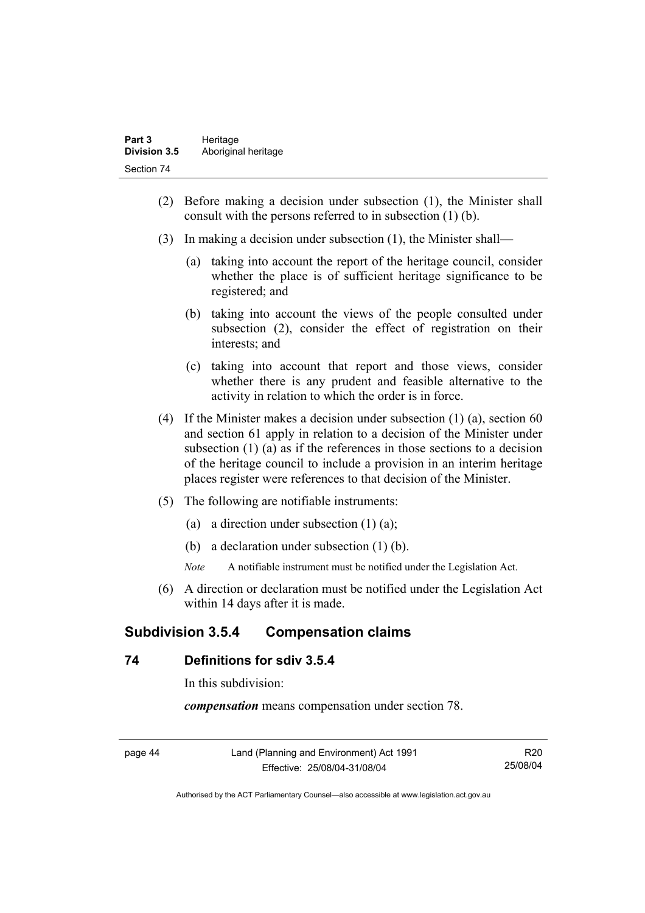(2) Before making a decision under subsection (1), the Minister shall consult with the persons referred to in subsection (1) (b).

(3) In making a decision under subsection (1), the Minister shall—

(a) taking into account the report of the heritage council, consider whether the place is of sufficient heritage significance to be registered; and

(b) taking into account the views of the people consulted under subsection (2), consider the effect of registration on their interests; and

(c) taking into account that report and those views, consider whether there is any prudent and feasible alternative to the activity in relation to which the order is in force.

(4) If the Minister makes a decision under subsection (1) (a), section 60 and section 61 apply in relation to a decision of the Minister under subsection (1) (a) as if the references in those sections to a decision of the heritage council to include a provision in an interim heritage places register were references to that decision of the Minister.

(5) The following are notifiable instruments:

(a) a direction under subsection (1) (a);

(b) a declaration under subsection (1) (b).

*Note* A notifiable instrument must be notified under the Legislation Act.

(6) A direction or declaration must be notified under the Legislation Act within 14 days after it is made.

## Subdivision 3.5.4 Compensation claims

### 74 Definitions for sdiv 3.5.4

In this subdivision:

***compensation*** means compensation under section 78.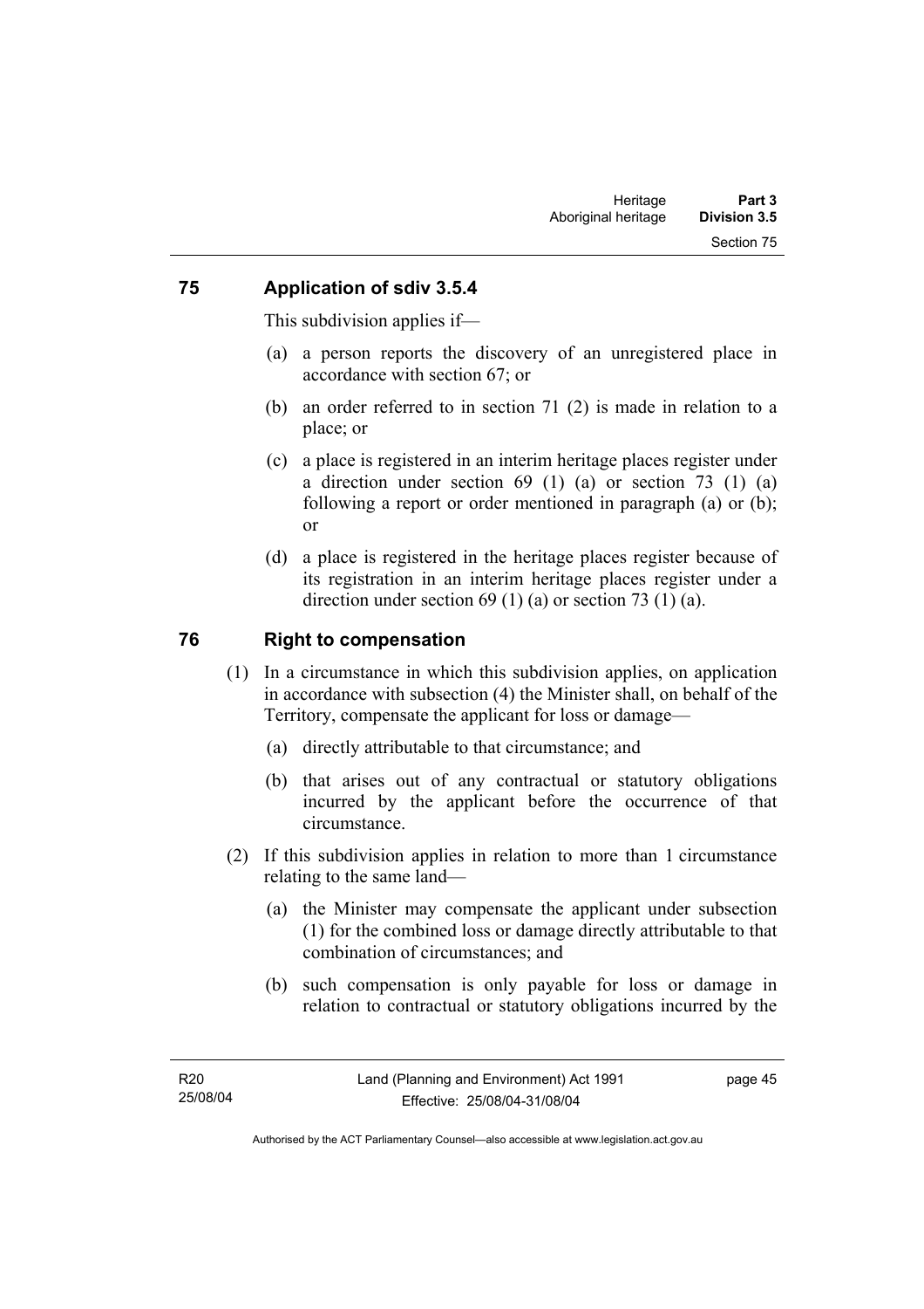## 75 Application of sdiv 3.5.4

This subdivision applies if—

(a) a person reports the discovery of an unregistered place in accordance with section 67; or

(b) an order referred to in section 71 (2) is made in relation to a place; or

(c) a place is registered in an interim heritage places register under a direction under section 69 (1) (a) or section 73 (1) (a) following a report or order mentioned in paragraph (a) or (b); or

(d) a place is registered in the heritage places register because of its registration in an interim heritage places register under a direction under section 69 (1) (a) or section 73 (1) (a).

## 76 Right to compensation

(1) In a circumstance in which this subdivision applies, on application in accordance with subsection (4) the Minister shall, on behalf of the Territory, compensate the applicant for loss or damage—

(a) directly attributable to that circumstance; and

(b) that arises out of any contractual or statutory obligations incurred by the applicant before the occurrence of that circumstance.

(2) If this subdivision applies in relation to more than 1 circumstance relating to the same land—

(a) the Minister may compensate the applicant under subsection (1) for the combined loss or damage directly attributable to that combination of circumstances; and

(b) such compensation is only payable for loss or damage in relation to contractual or statutory obligations incurred by the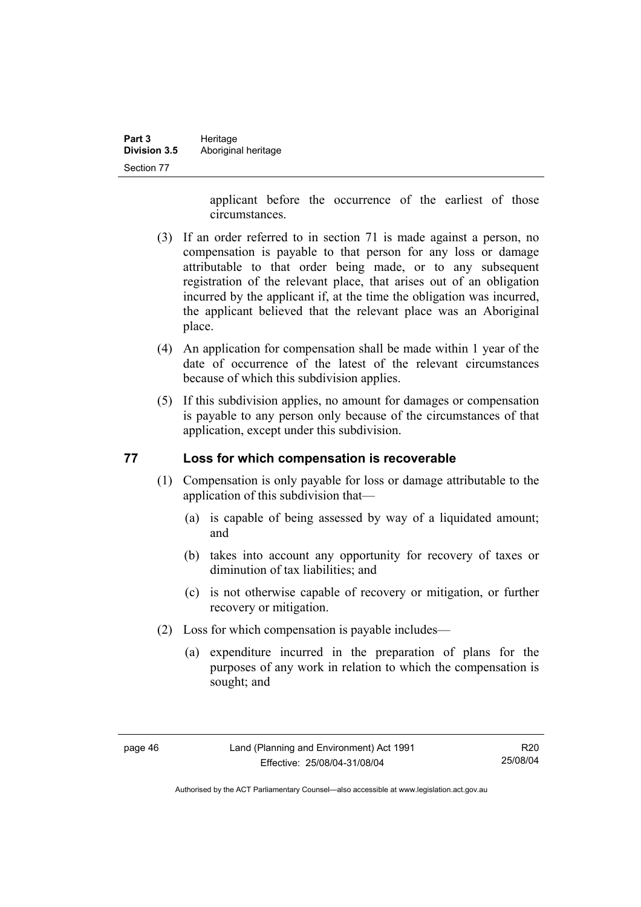applicant before the occurrence of the earliest of those circumstances.

(3) If an order referred to in section 71 is made against a person, no compensation is payable to that person for any loss or damage attributable to that order being made, or to any subsequent registration of the relevant place, that arises out of an obligation incurred by the applicant if, at the time the obligation was incurred, the applicant believed that the relevant place was an Aboriginal place.

(4) An application for compensation shall be made within 1 year of the date of occurrence of the latest of the relevant circumstances because of which this subdivision applies.

(5) If this subdivision applies, no amount for damages or compensation is payable to any person only because of the circumstances of that application, except under this subdivision.

## 77 Loss for which compensation is recoverable

(1) Compensation is only payable for loss or damage attributable to the application of this subdivision that—

(a) is capable of being assessed by way of a liquidated amount; and

(b) takes into account any opportunity for recovery of taxes or diminution of tax liabilities; and

(c) is not otherwise capable of recovery or mitigation, or further recovery or mitigation.

(2) Loss for which compensation is payable includes—

(a) expenditure incurred in the preparation of plans for the purposes of any work in relation to which the compensation is sought; and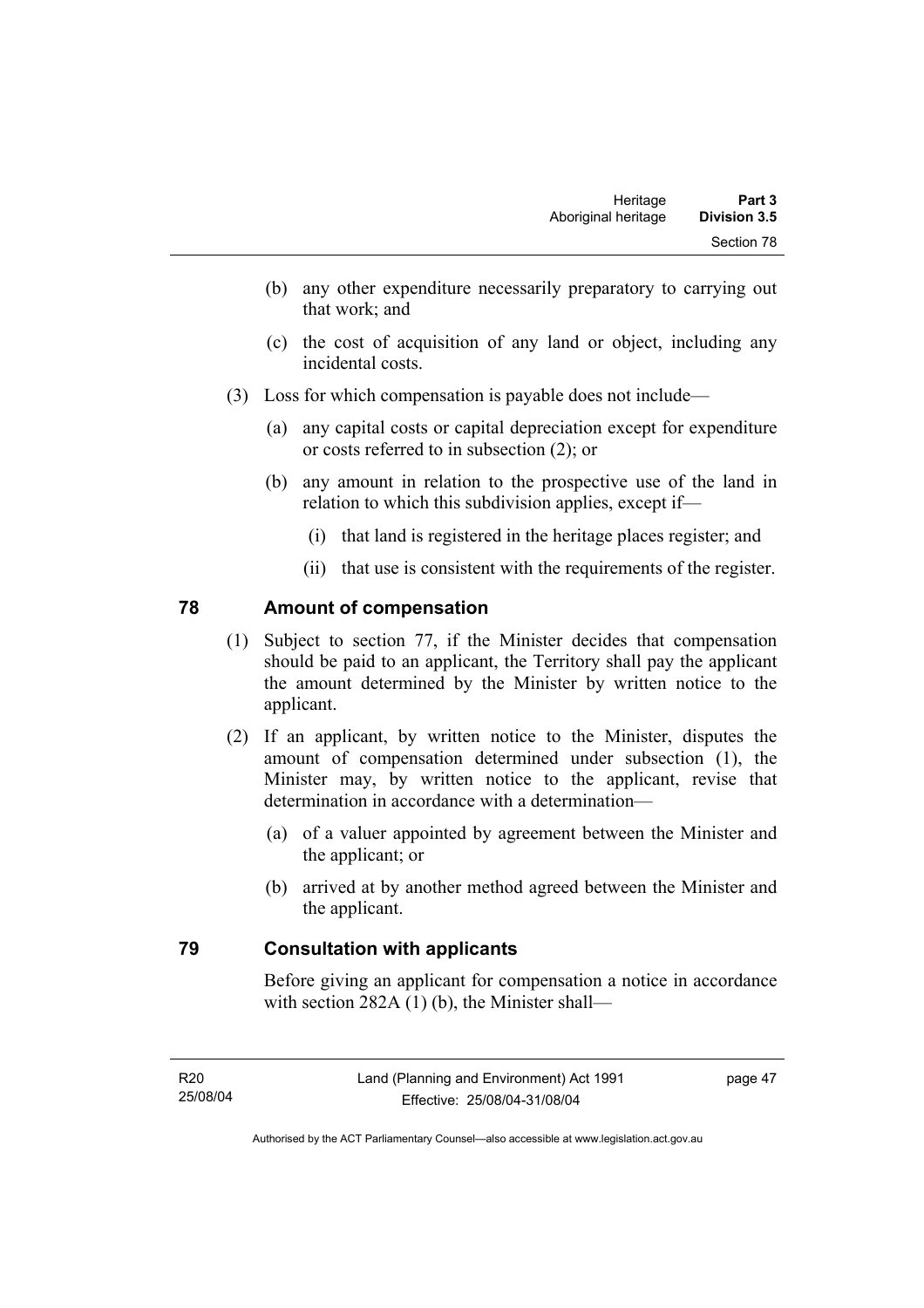(b) any other expenditure necessarily preparatory to carrying out that work; and

(c) the cost of acquisition of any land or object, including any incidental costs.

(3) Loss for which compensation is payable does not include—

(a) any capital costs or capital depreciation except for expenditure or costs referred to in subsection (2); or

(b) any amount in relation to the prospective use of the land in relation to which this subdivision applies, except if—

(i) that land is registered in the heritage places register; and

(ii) that use is consistent with the requirements of the register.

## 78 Amount of compensation

(1) Subject to section 77, if the Minister decides that compensation should be paid to an applicant, the Territory shall pay the applicant the amount determined by the Minister by written notice to the applicant.

(2) If an applicant, by written notice to the Minister, disputes the amount of compensation determined under subsection (1), the Minister may, by written notice to the applicant, revise that determination in accordance with a determination—

(a) of a valuer appointed by agreement between the Minister and the applicant; or

(b) arrived at by another method agreed between the Minister and the applicant.

## 79 Consultation with applicants

Before giving an applicant for compensation a notice in accordance with section 282A (1) (b), the Minister shall—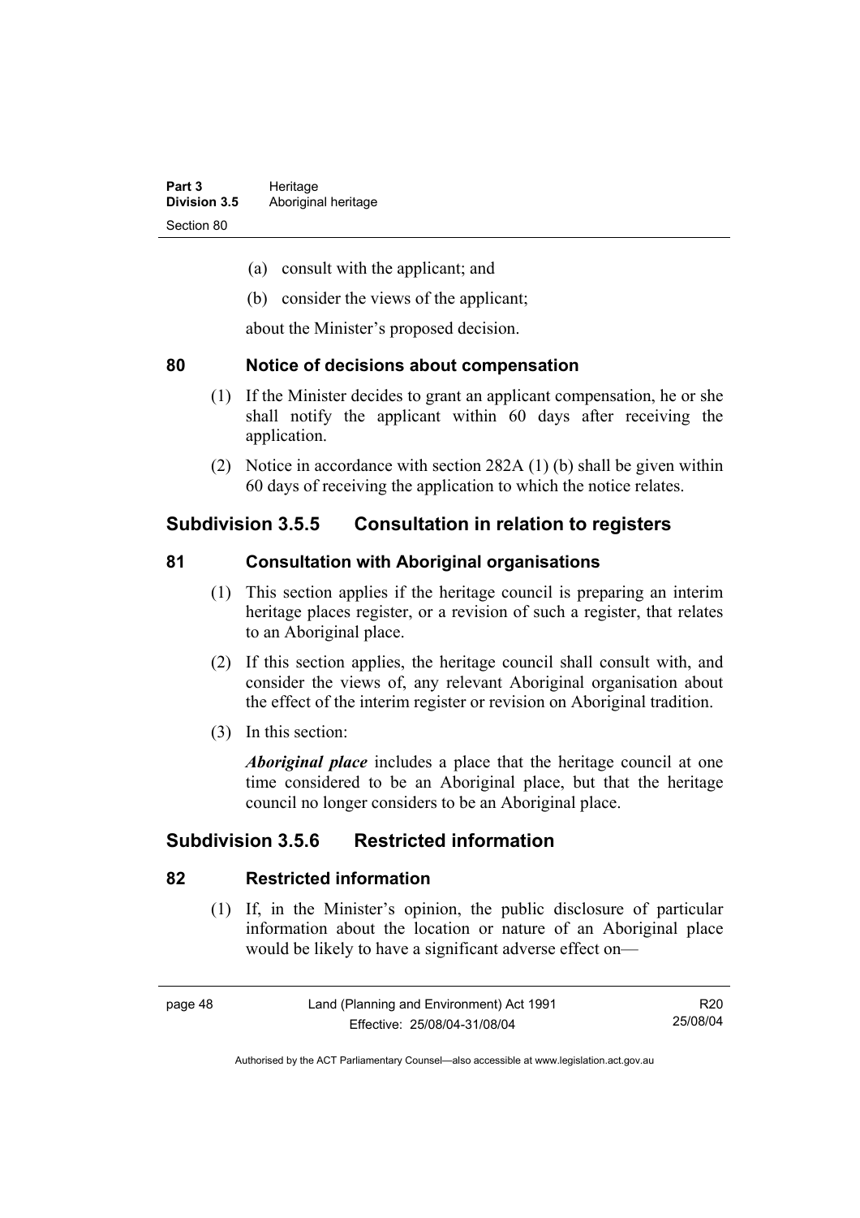(a) consult with the applicant; and

(b) consider the views of the applicant;

about the Minister's proposed decision.

## 80 Notice of decisions about compensation

(1) If the Minister decides to grant an applicant compensation, he or she shall notify the applicant within 60 days after receiving the application.

(2) Notice in accordance with section 282A (1) (b) shall be given within 60 days of receiving the application to which the notice relates.

# Subdivision 3.5.5 Consultation in relation to registers

## 81 Consultation with Aboriginal organisations

(1) This section applies if the heritage council is preparing an interim heritage places register, or a revision of such a register, that relates to an Aboriginal place.

(2) If this section applies, the heritage council shall consult with, and consider the views of, any relevant Aboriginal organisation about the effect of the interim register or revision on Aboriginal tradition.

(3) In this section:

***Aboriginal place*** includes a place that the heritage council at one time considered to be an Aboriginal place, but that the heritage council no longer considers to be an Aboriginal place.

# Subdivision 3.5.6 Restricted information

## 82 Restricted information

(1) If, in the Minister's opinion, the public disclosure of particular information about the location or nature of an Aboriginal place would be likely to have a significant adverse effect on—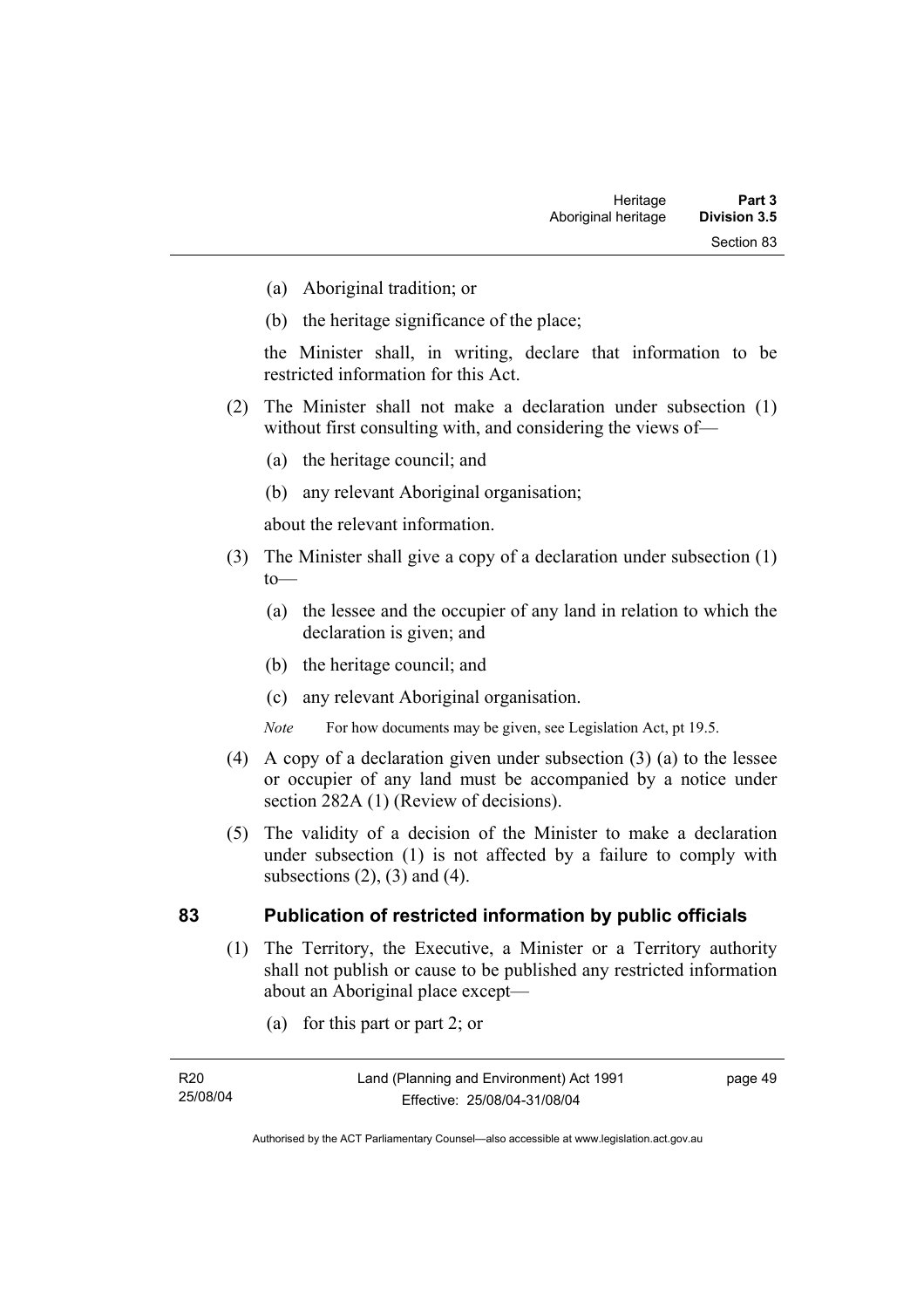(a) Aboriginal tradition; or

(b) the heritage significance of the place;

the Minister shall, in writing, declare that information to be restricted information for this Act.

(2) The Minister shall not make a declaration under subsection (1) without first consulting with, and considering the views of—

(a) the heritage council; and

(b) any relevant Aboriginal organisation;

about the relevant information.

(3) The Minister shall give a copy of a declaration under subsection (1) to—

(a) the lessee and the occupier of any land in relation to which the declaration is given; and

(b) the heritage council; and

(c) any relevant Aboriginal organisation.

*Note* For how documents may be given, see Legislation Act, pt 19.5.

(4) A copy of a declaration given under subsection (3) (a) to the lessee or occupier of any land must be accompanied by a notice under section 282A (1) (Review of decisions).

(5) The validity of a decision of the Minister to make a declaration under subsection (1) is not affected by a failure to comply with subsections (2), (3) and (4).

## 83 Publication of restricted information by public officials

(1) The Territory, the Executive, a Minister or a Territory authority shall not publish or cause to be published any restricted information about an Aboriginal place except—

(a) for this part or part 2; or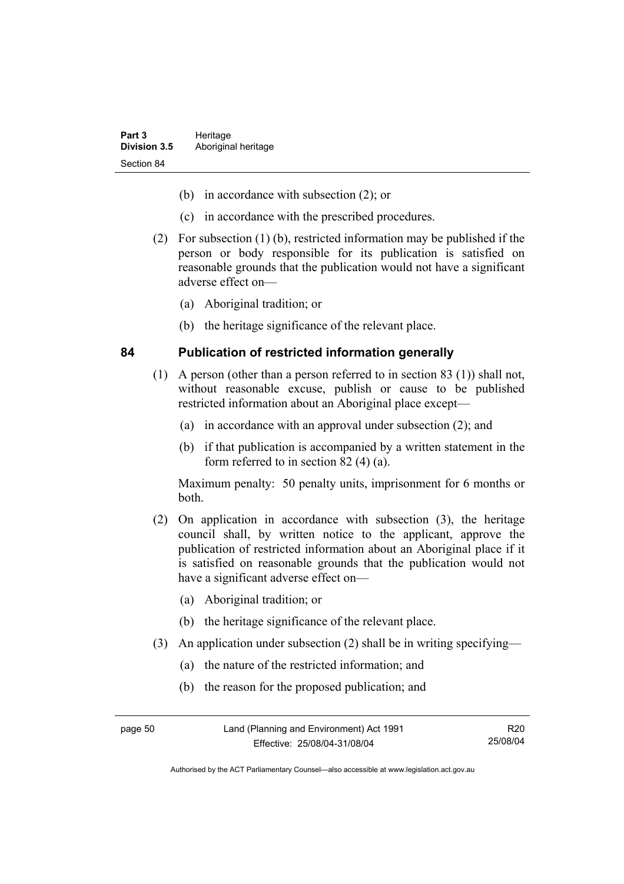(b) in accordance with subsection (2); or

(c) in accordance with the prescribed procedures.

(2) For subsection (1) (b), restricted information may be published if the person or body responsible for its publication is satisfied on reasonable grounds that the publication would not have a significant adverse effect on—

(a) Aboriginal tradition; or

(b) the heritage significance of the relevant place.

## 84 Publication of restricted information generally

(1) A person (other than a person referred to in section 83 (1)) shall not, without reasonable excuse, publish or cause to be published restricted information about an Aboriginal place except—

(a) in accordance with an approval under subsection (2); and

(b) if that publication is accompanied by a written statement in the form referred to in section 82 (4) (a).

Maximum penalty: 50 penalty units, imprisonment for 6 months or both.

(2) On application in accordance with subsection (3), the heritage council shall, by written notice to the applicant, approve the publication of restricted information about an Aboriginal place if it is satisfied on reasonable grounds that the publication would not have a significant adverse effect on—

(a) Aboriginal tradition; or

(b) the heritage significance of the relevant place.

(3) An application under subsection (2) shall be in writing specifying—

(a) the nature of the restricted information; and

(b) the reason for the proposed publication; and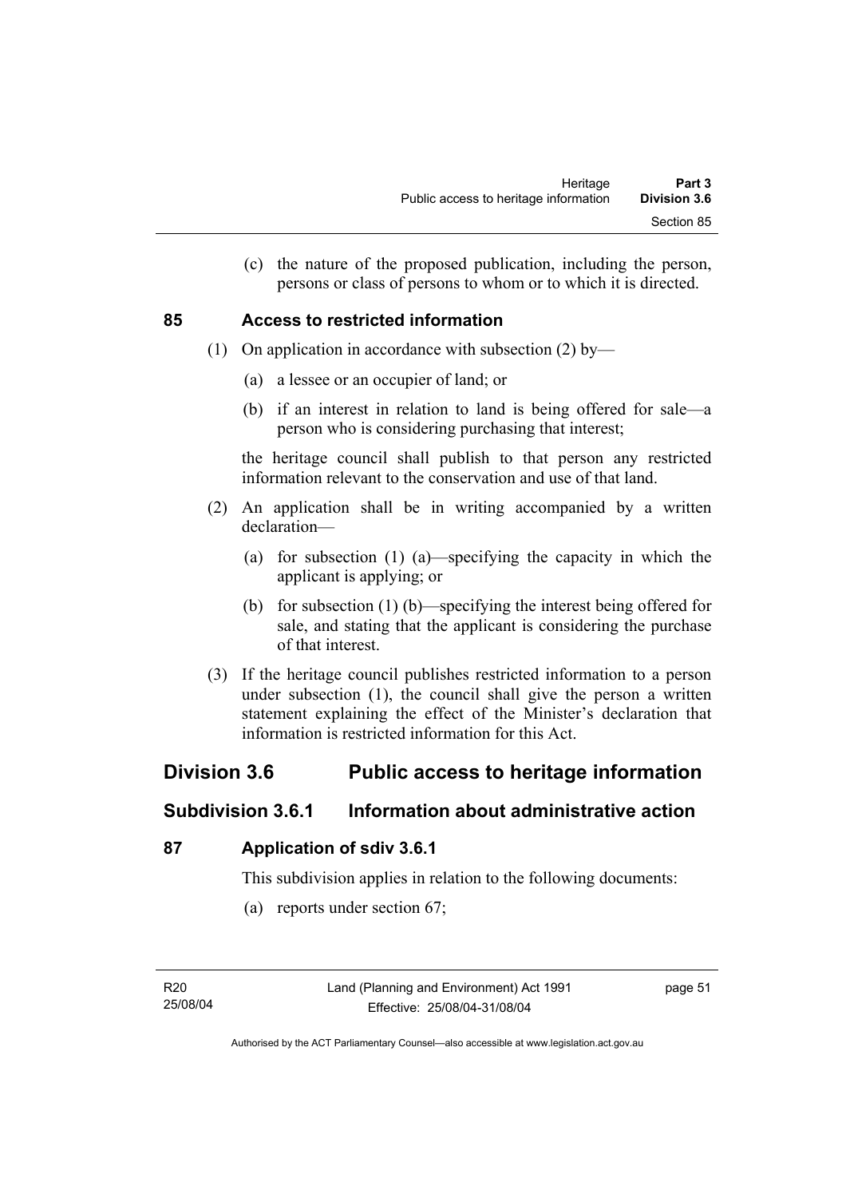(c) the nature of the proposed publication, including the person, persons or class of persons to whom or to which it is directed.

### 85 Access to restricted information

(1) On application in accordance with subsection (2) by—

(a) a lessee or an occupier of land; or

(b) if an interest in relation to land is being offered for sale—a person who is considering purchasing that interest;

the heritage council shall publish to that person any restricted information relevant to the conservation and use of that land.

(2) An application shall be in writing accompanied by a written declaration—

(a) for subsection (1) (a)—specifying the capacity in which the applicant is applying; or

(b) for subsection (1) (b)—specifying the interest being offered for sale, and stating that the applicant is considering the purchase of that interest.

(3) If the heritage council publishes restricted information to a person under subsection (1), the council shall give the person a written statement explaining the effect of the Minister's declaration that information is restricted information for this Act.

## Division 3.6 Public access to heritage information

## Subdivision 3.6.1 Information about administrative action

### 87 Application of sdiv 3.6.1

This subdivision applies in relation to the following documents:

(a) reports under section 67;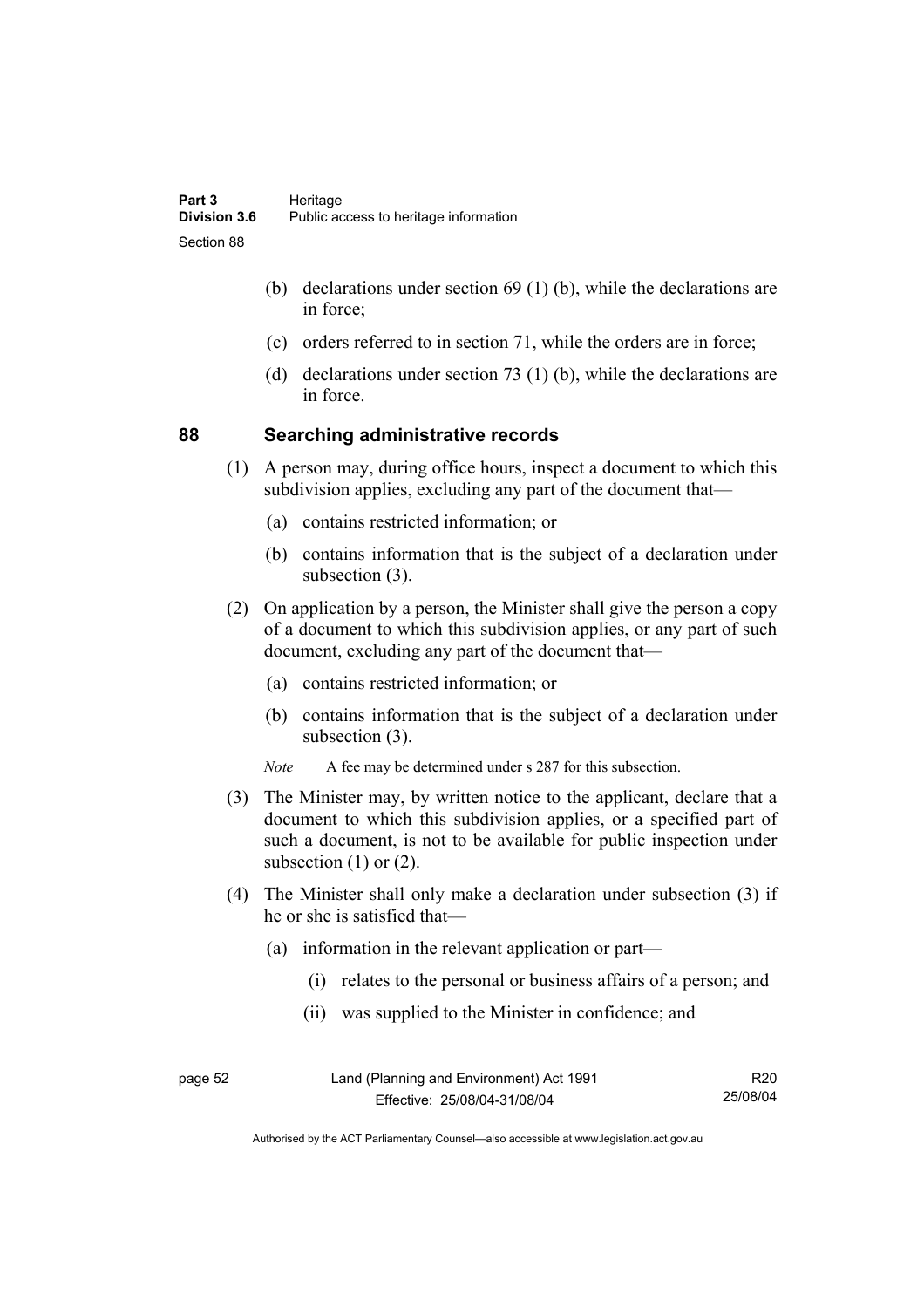(b) declarations under section 69 (1) (b), while the declarations are in force;

(c) orders referred to in section 71, while the orders are in force;

(d) declarations under section 73 (1) (b), while the declarations are in force.

## 88 Searching administrative records

(1) A person may, during office hours, inspect a document to which this subdivision applies, excluding any part of the document that—

(a) contains restricted information; or

(b) contains information that is the subject of a declaration under subsection (3).

(2) On application by a person, the Minister shall give the person a copy of a document to which this subdivision applies, or any part of such document, excluding any part of the document that—

(a) contains restricted information; or

(b) contains information that is the subject of a declaration under subsection (3).

*Note* A fee may be determined under s 287 for this subsection.

(3) The Minister may, by written notice to the applicant, declare that a document to which this subdivision applies, or a specified part of such a document, is not to be available for public inspection under subsection (1) or (2).

(4) The Minister shall only make a declaration under subsection (3) if he or she is satisfied that—

(a) information in the relevant application or part—

(i) relates to the personal or business affairs of a person; and

(ii) was supplied to the Minister in confidence; and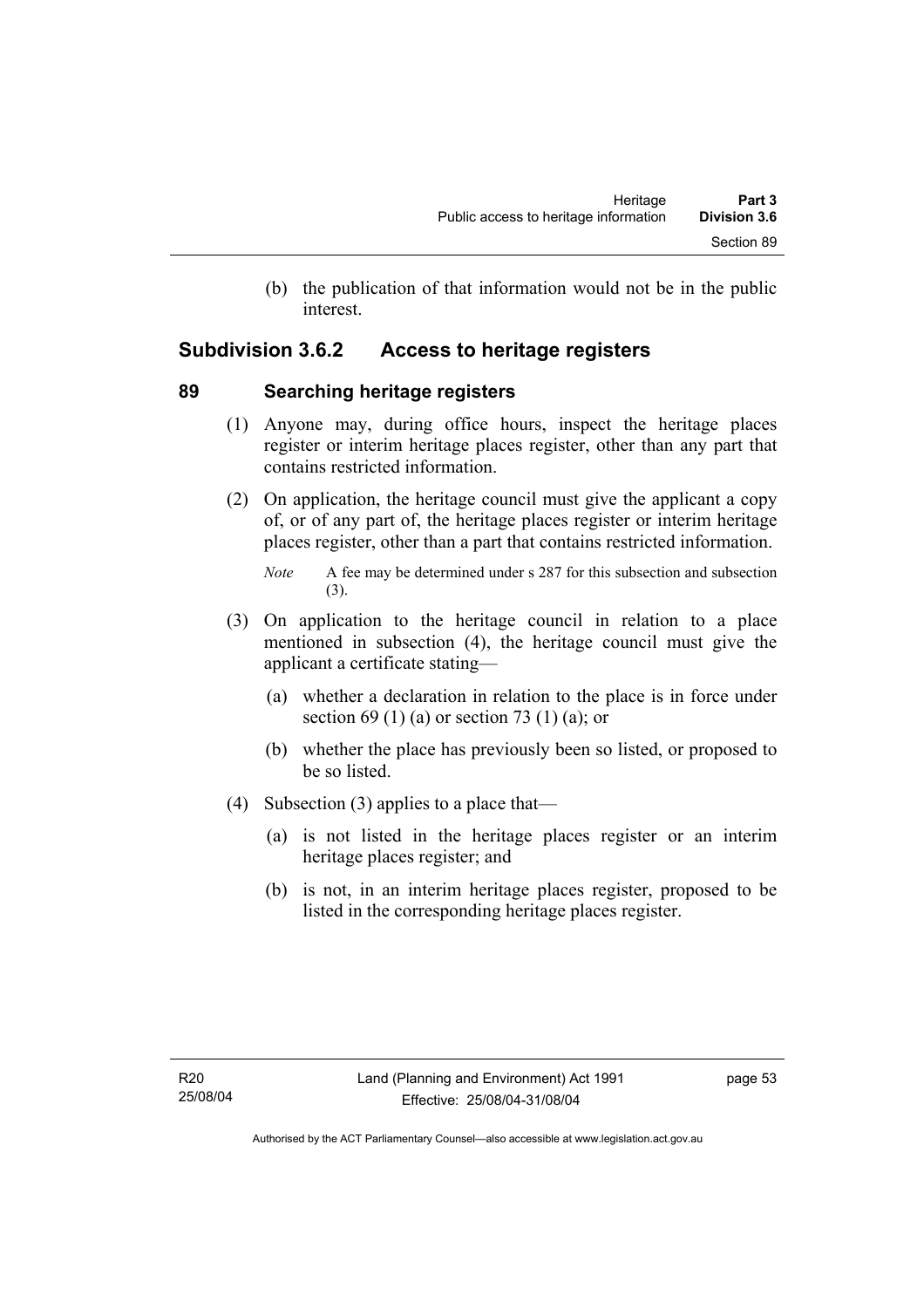(b) the publication of that information would not be in the public interest.

## Subdivision 3.6.2 Access to heritage registers

### 89 Searching heritage registers

(1) Anyone may, during office hours, inspect the heritage places register or interim heritage places register, other than any part that contains restricted information.

(2) On application, the heritage council must give the applicant a copy of, or of any part of, the heritage places register or interim heritage places register, other than a part that contains restricted information.

*Note* A fee may be determined under s 287 for this subsection and subsection (3).

(3) On application to the heritage council in relation to a place mentioned in subsection (4), the heritage council must give the applicant a certificate stating—

(a) whether a declaration in relation to the place is in force under section 69 (1) (a) or section 73 (1) (a); or

(b) whether the place has previously been so listed, or proposed to be so listed.

(4) Subsection (3) applies to a place that—

(a) is not listed in the heritage places register or an interim heritage places register; and

(b) is not, in an interim heritage places register, proposed to be listed in the corresponding heritage places register.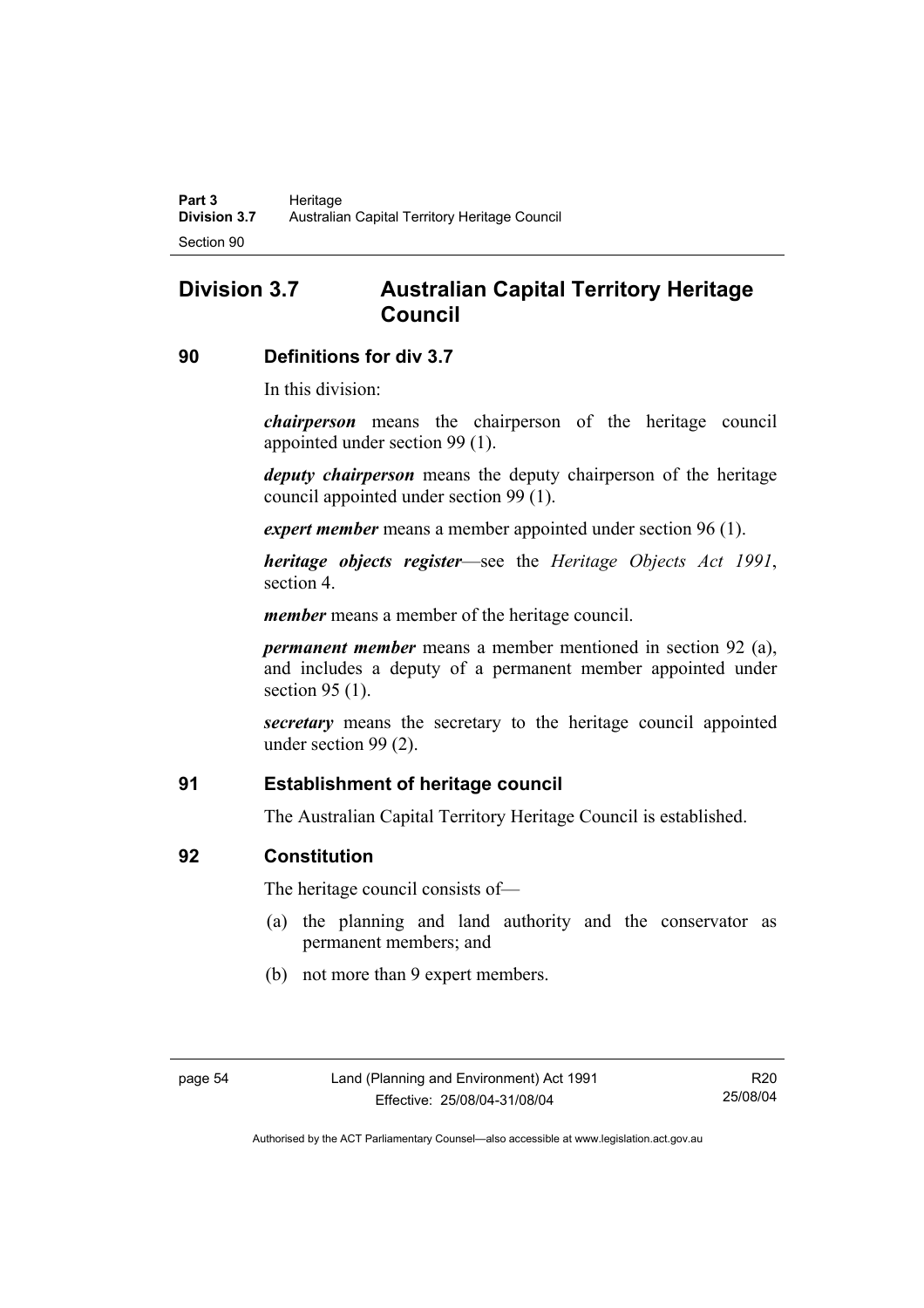## Division 3.7 Australian Capital Territory Heritage Council

### 90 Definitions for div 3.7

In this division:

***chairperson*** means the chairperson of the heritage council appointed under section 99 (1).

***deputy chairperson*** means the deputy chairperson of the heritage council appointed under section 99 (1).

***expert member*** means a member appointed under section 96 (1).

***heritage objects register***—see the *Heritage Objects Act 1991*, section 4.

***member*** means a member of the heritage council.

***permanent member*** means a member mentioned in section 92 (a), and includes a deputy of a permanent member appointed under section 95 (1).

***secretary*** means the secretary to the heritage council appointed under section 99 (2).

### 91 Establishment of heritage council

The Australian Capital Territory Heritage Council is established.

### 92 Constitution

The heritage council consists of—

(a) the planning and land authority and the conservator as permanent members; and

(b) not more than 9 expert members.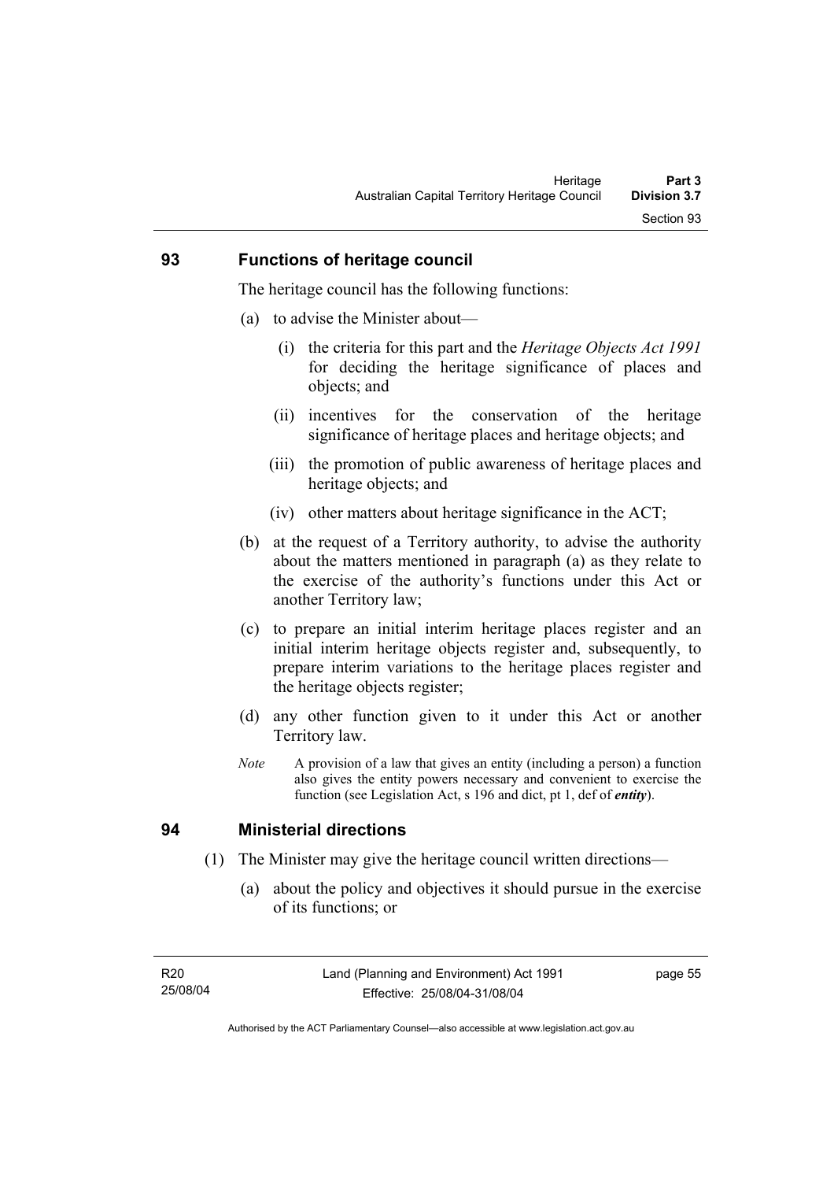## 93 Functions of heritage council

The heritage council has the following functions:

(a) to advise the Minister about—

(i) the criteria for this part and the *Heritage Objects Act 1991* for deciding the heritage significance of places and objects; and

(ii) incentives for the conservation of the heritage significance of heritage places and heritage objects; and

(iii) the promotion of public awareness of heritage places and heritage objects; and

(iv) other matters about heritage significance in the ACT;

(b) at the request of a Territory authority, to advise the authority about the matters mentioned in paragraph (a) as they relate to the exercise of the authority's functions under this Act or another Territory law;

(c) to prepare an initial interim heritage places register and an initial interim heritage objects register and, subsequently, to prepare interim variations to the heritage places register and the heritage objects register;

(d) any other function given to it under this Act or another Territory law.

*Note* A provision of a law that gives an entity (including a person) a function also gives the entity powers necessary and convenient to exercise the function (see Legislation Act, s 196 and dict, pt 1, def of ***entity***).

## 94 Ministerial directions

(1) The Minister may give the heritage council written directions—

(a) about the policy and objectives it should pursue in the exercise of its functions; or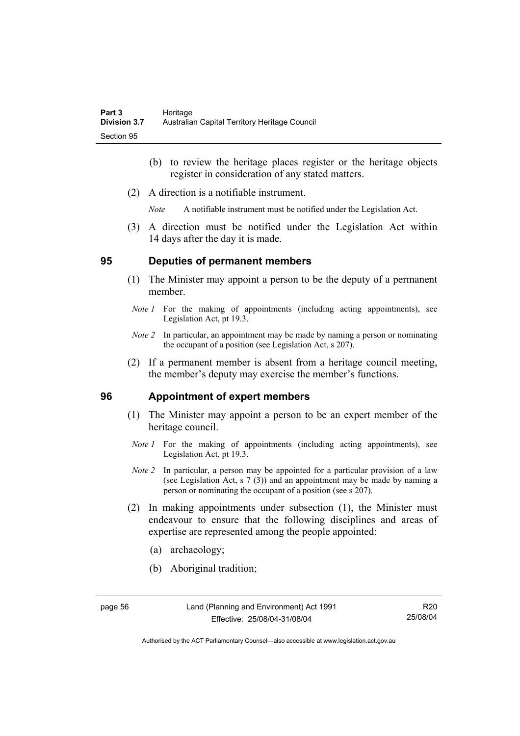(b) to review the heritage places register or the heritage objects register in consideration of any stated matters.

(2) A direction is a notifiable instrument.

*Note* A notifiable instrument must be notified under the Legislation Act.

(3) A direction must be notified under the Legislation Act within 14 days after the day it is made.

## 95 Deputies of permanent members

(1) The Minister may appoint a person to be the deputy of a permanent member.

*Note 1* For the making of appointments (including acting appointments), see Legislation Act, pt 19.3.

*Note 2* In particular, an appointment may be made by naming a person or nominating the occupant of a position (see Legislation Act, s 207).

(2) If a permanent member is absent from a heritage council meeting, the member's deputy may exercise the member's functions.

## 96 Appointment of expert members

(1) The Minister may appoint a person to be an expert member of the heritage council.

*Note 1* For the making of appointments (including acting appointments), see Legislation Act, pt 19.3.

*Note 2* In particular, a person may be appointed for a particular provision of a law (see Legislation Act, s 7 (3)) and an appointment may be made by naming a person or nominating the occupant of a position (see s 207).

(2) In making appointments under subsection (1), the Minister must endeavour to ensure that the following disciplines and areas of expertise are represented among the people appointed:

(a) archaeology;

(b) Aboriginal tradition;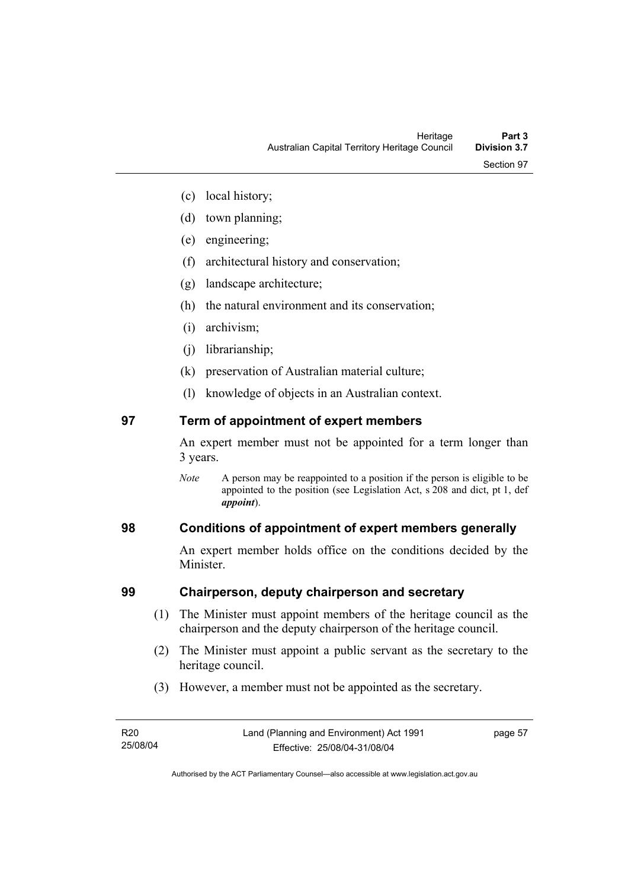(c) local history;

(d) town planning;

(e) engineering;

(f) architectural history and conservation;

(g) landscape architecture;

(h) the natural environment and its conservation;

(i) archivism;

(j) librarianship;

(k) preservation of Australian material culture;

(l) knowledge of objects in an Australian context.

## 97 Term of appointment of expert members

An expert member must not be appointed for a term longer than 3 years.

*Note* A person may be reappointed to a position if the person is eligible to be appointed to the position (see Legislation Act, s 208 and dict, pt 1, def ***appoint***).

## 98 Conditions of appointment of expert members generally

An expert member holds office on the conditions decided by the Minister.

## 99 Chairperson, deputy chairperson and secretary

(1) The Minister must appoint members of the heritage council as the chairperson and the deputy chairperson of the heritage council.

(2) The Minister must appoint a public servant as the secretary to the heritage council.

(3) However, a member must not be appointed as the secretary.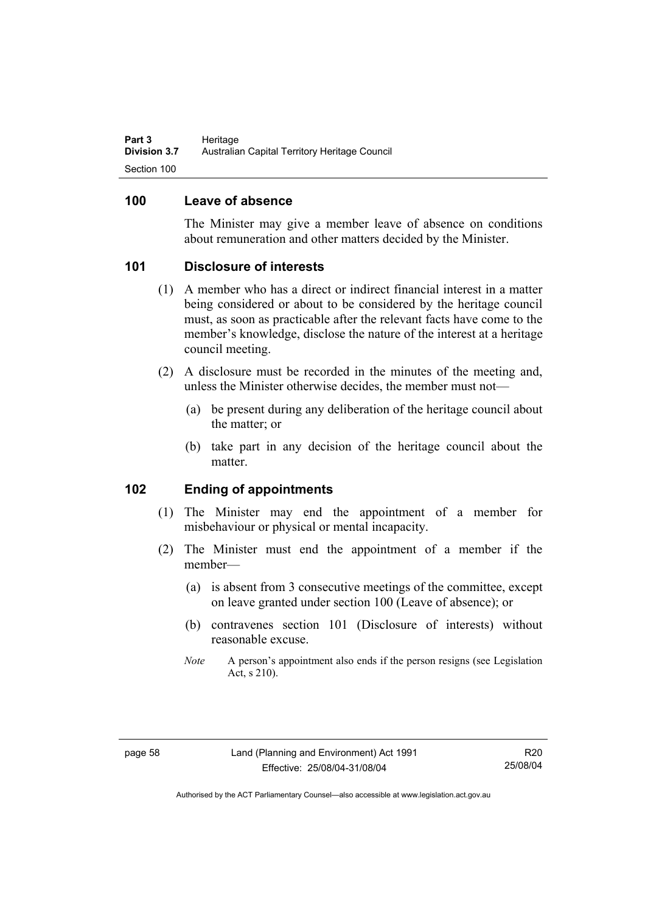## 100 Leave of absence

The Minister may give a member leave of absence on conditions about remuneration and other matters decided by the Minister.

## 101 Disclosure of interests

(1) A member who has a direct or indirect financial interest in a matter being considered or about to be considered by the heritage council must, as soon as practicable after the relevant facts have come to the member's knowledge, disclose the nature of the interest at a heritage council meeting.

(2) A disclosure must be recorded in the minutes of the meeting and, unless the Minister otherwise decides, the member must not—

(a) be present during any deliberation of the heritage council about the matter; or

(b) take part in any decision of the heritage council about the matter.

## 102 Ending of appointments

(1) The Minister may end the appointment of a member for misbehaviour or physical or mental incapacity.

(2) The Minister must end the appointment of a member if the member—

(a) is absent from 3 consecutive meetings of the committee, except on leave granted under section 100 (Leave of absence); or

(b) contravenes section 101 (Disclosure of interests) without reasonable excuse.

*Note* A person's appointment also ends if the person resigns (see Legislation Act, s 210).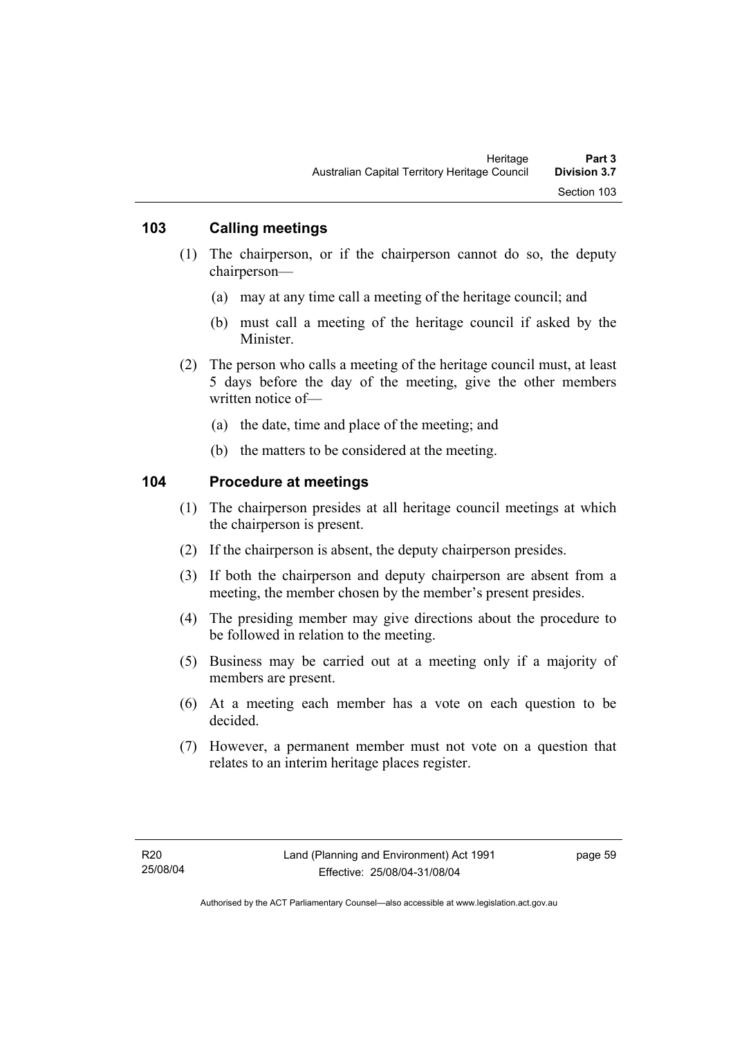## 103 Calling meetings

(1) The chairperson, or if the chairperson cannot do so, the deputy chairperson—

(a) may at any time call a meeting of the heritage council; and

(b) must call a meeting of the heritage council if asked by the Minister.

(2) The person who calls a meeting of the heritage council must, at least 5 days before the day of the meeting, give the other members written notice of—

(a) the date, time and place of the meeting; and

(b) the matters to be considered at the meeting.

## 104 Procedure at meetings

(1) The chairperson presides at all heritage council meetings at which the chairperson is present.

(2) If the chairperson is absent, the deputy chairperson presides.

(3) If both the chairperson and deputy chairperson are absent from a meeting, the member chosen by the member's present presides.

(4) The presiding member may give directions about the procedure to be followed in relation to the meeting.

(5) Business may be carried out at a meeting only if a majority of members are present.

(6) At a meeting each member has a vote on each question to be decided.

(7) However, a permanent member must not vote on a question that relates to an interim heritage places register.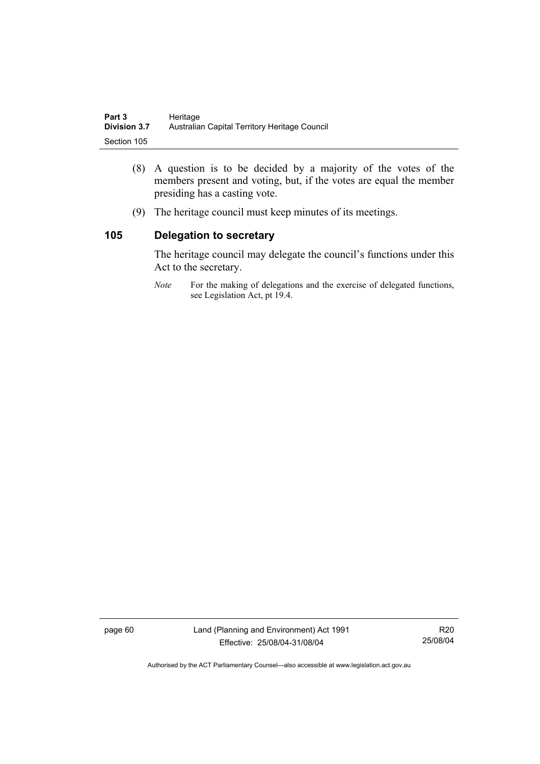(8) A question is to be decided by a majority of the votes of the members present and voting, but, if the votes are equal the member presiding has a casting vote.

(9) The heritage council must keep minutes of its meetings.

## 105 Delegation to secretary

The heritage council may delegate the council's functions under this Act to the secretary.

*Note* For the making of delegations and the exercise of delegated functions, see Legislation Act, pt 19.4.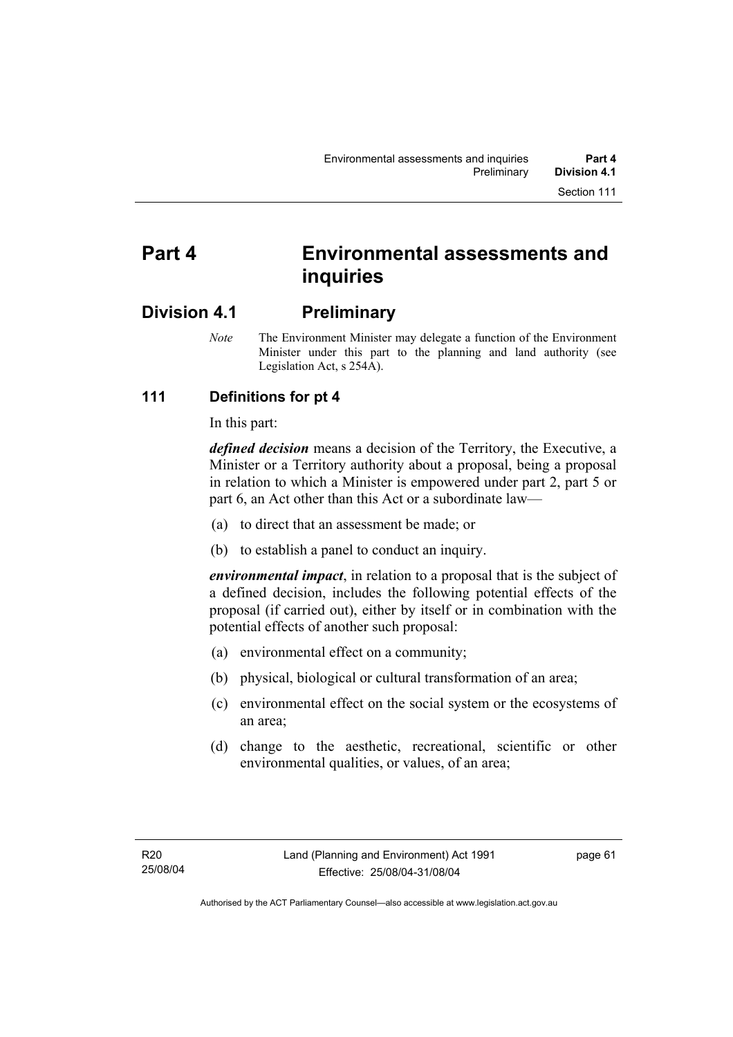# Part 4 Environmental assessments and inquiries

## Division 4.1 Preliminary

*Note* The Environment Minister may delegate a function of the Environment Minister under this part to the planning and land authority (see Legislation Act, s 254A).

### 111 Definitions for pt 4

In this part:

***defined decision*** means a decision of the Territory, the Executive, a Minister or a Territory authority about a proposal, being a proposal in relation to which a Minister is empowered under part 2, part 5 or part 6, an Act other than this Act or a subordinate law—

(a) to direct that an assessment be made; or

(b) to establish a panel to conduct an inquiry.

***environmental impact***, in relation to a proposal that is the subject of a defined decision, includes the following potential effects of the proposal (if carried out), either by itself or in combination with the potential effects of another such proposal:

(a) environmental effect on a community;

(b) physical, biological or cultural transformation of an area;

(c) environmental effect on the social system or the ecosystems of an area;

(d) change to the aesthetic, recreational, scientific or other environmental qualities, or values, of an area;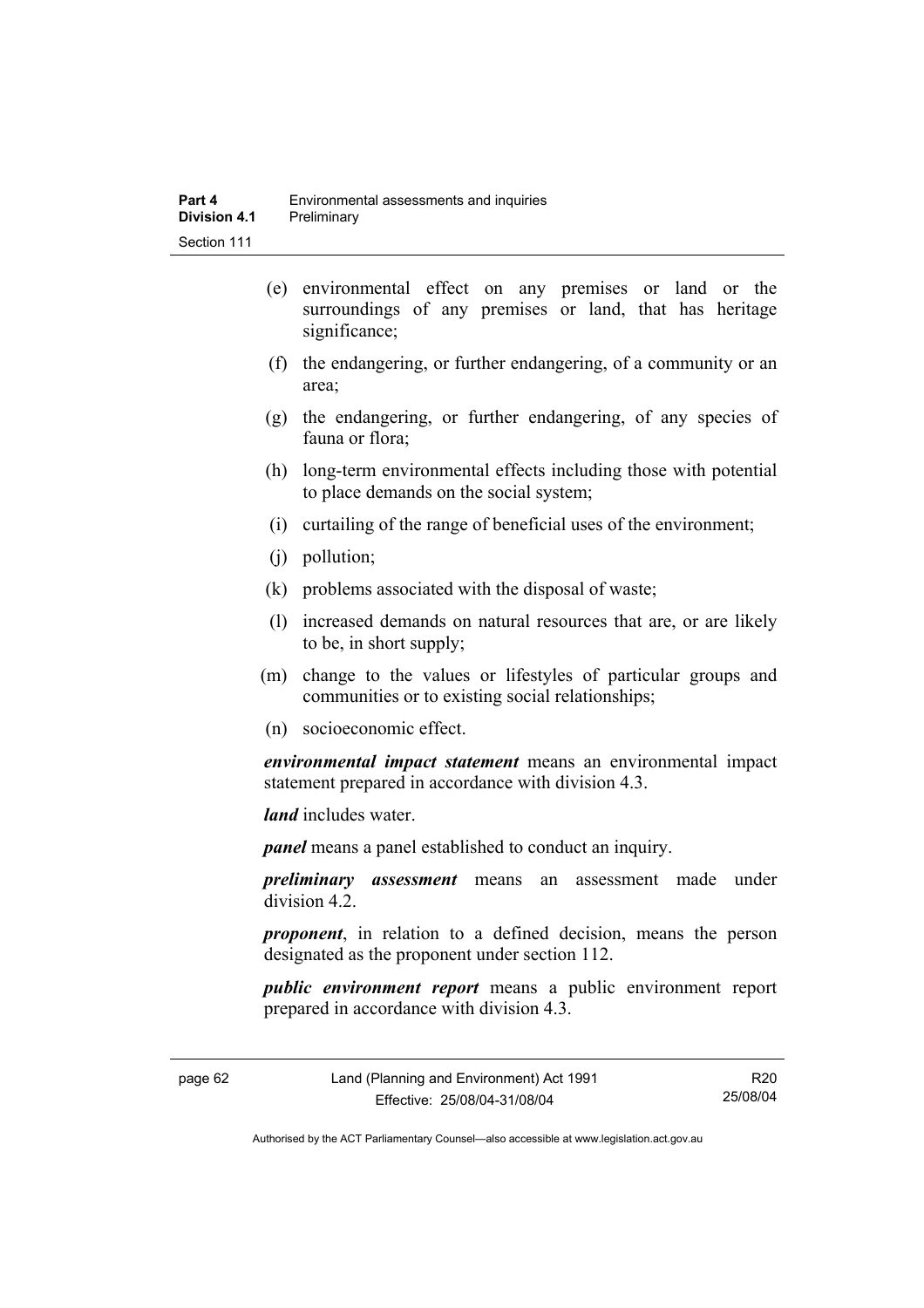(e) environmental effect on any premises or land or the surroundings of any premises or land, that has heritage significance;

(f) the endangering, or further endangering, of a community or an area;

(g) the endangering, or further endangering, of any species of fauna or flora;

(h) long-term environmental effects including those with potential to place demands on the social system;

(i) curtailing of the range of beneficial uses of the environment;

(j) pollution;

(k) problems associated with the disposal of waste;

(l) increased demands on natural resources that are, or are likely to be, in short supply;

(m) change to the values or lifestyles of particular groups and communities or to existing social relationships;

(n) socioeconomic effect.

***environmental impact statement*** means an environmental impact statement prepared in accordance with division 4.3.

***land*** includes water.

***panel*** means a panel established to conduct an inquiry.

***preliminary assessment*** means an assessment made under division 4.2.

***proponent***, in relation to a defined decision, means the person designated as the proponent under section 112.

***public environment report*** means a public environment report prepared in accordance with division 4.3.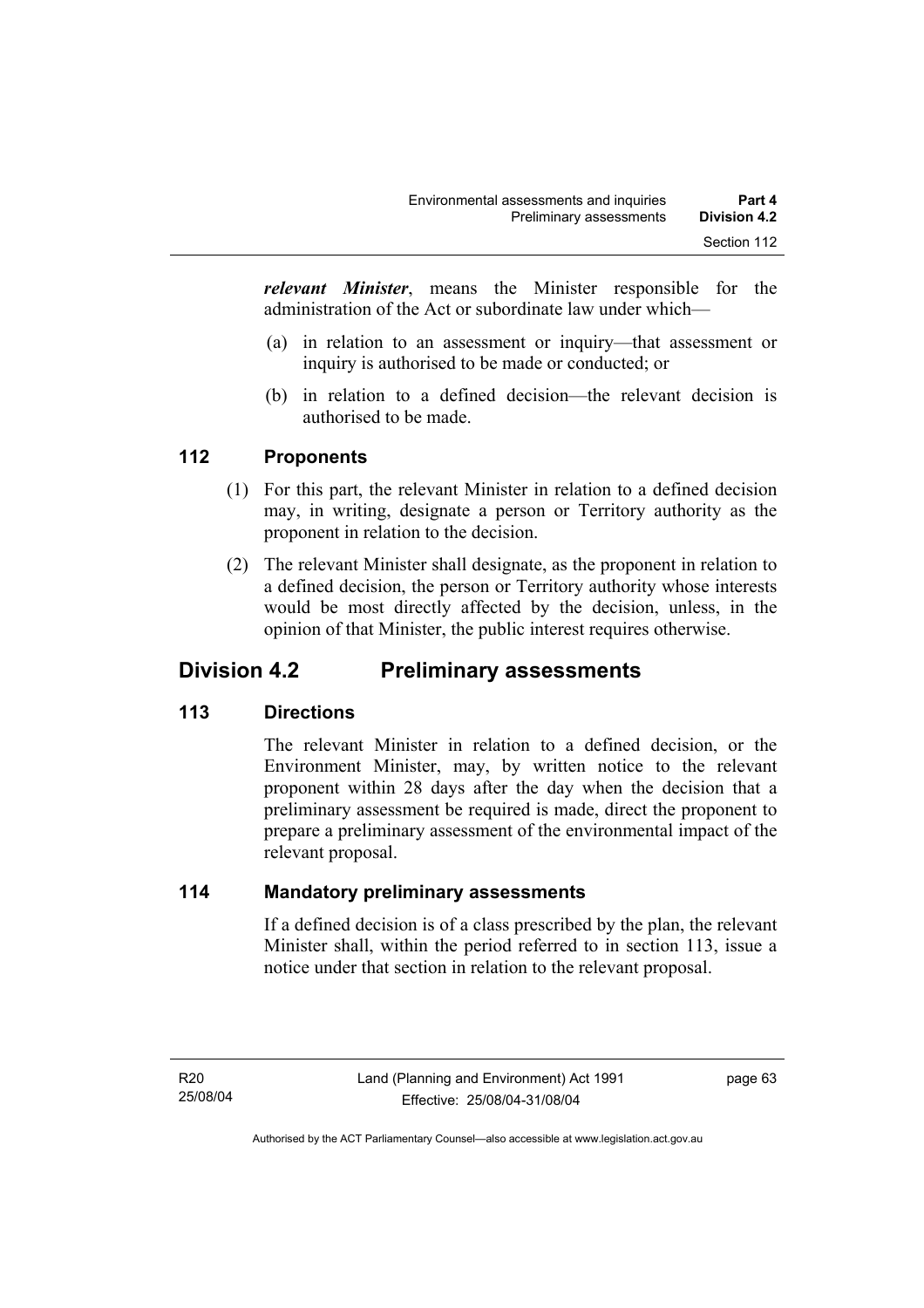***relevant Minister***, means the Minister responsible for the administration of the Act or subordinate law under which—

(a) in relation to an assessment or inquiry—that assessment or inquiry is authorised to be made or conducted; or

(b) in relation to a defined decision—the relevant decision is authorised to be made.

### 112 Proponents

(1) For this part, the relevant Minister in relation to a defined decision may, in writing, designate a person or Territory authority as the proponent in relation to the decision.

(2) The relevant Minister shall designate, as the proponent in relation to a defined decision, the person or Territory authority whose interests would be most directly affected by the decision, unless, in the opinion of that Minister, the public interest requires otherwise.

## Division 4.2 Preliminary assessments

### 113 Directions

The relevant Minister in relation to a defined decision, or the Environment Minister, may, by written notice to the relevant proponent within 28 days after the day when the decision that a preliminary assessment be required is made, direct the proponent to prepare a preliminary assessment of the environmental impact of the relevant proposal.

### 114 Mandatory preliminary assessments

If a defined decision is of a class prescribed by the plan, the relevant Minister shall, within the period referred to in section 113, issue a notice under that section in relation to the relevant proposal.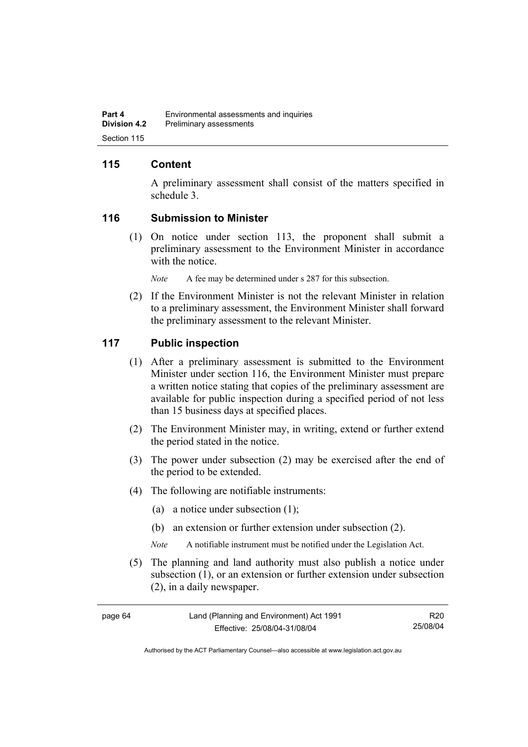## 115 Content

A preliminary assessment shall consist of the matters specified in schedule 3.

## 116 Submission to Minister

(1) On notice under section 113, the proponent shall submit a preliminary assessment to the Environment Minister in accordance with the notice.

*Note* A fee may be determined under s 287 for this subsection.

(2) If the Environment Minister is not the relevant Minister in relation to a preliminary assessment, the Environment Minister shall forward the preliminary assessment to the relevant Minister.

## 117 Public inspection

(1) After a preliminary assessment is submitted to the Environment Minister under section 116, the Environment Minister must prepare a written notice stating that copies of the preliminary assessment are available for public inspection during a specified period of not less than 15 business days at specified places.

(2) The Environment Minister may, in writing, extend or further extend the period stated in the notice.

(3) The power under subsection (2) may be exercised after the end of the period to be extended.

(4) The following are notifiable instruments:

(a) a notice under subsection (1);

(b) an extension or further extension under subsection (2).

*Note* A notifiable instrument must be notified under the Legislation Act.

(5) The planning and land authority must also publish a notice under subsection (1), or an extension or further extension under subsection (2), in a daily newspaper.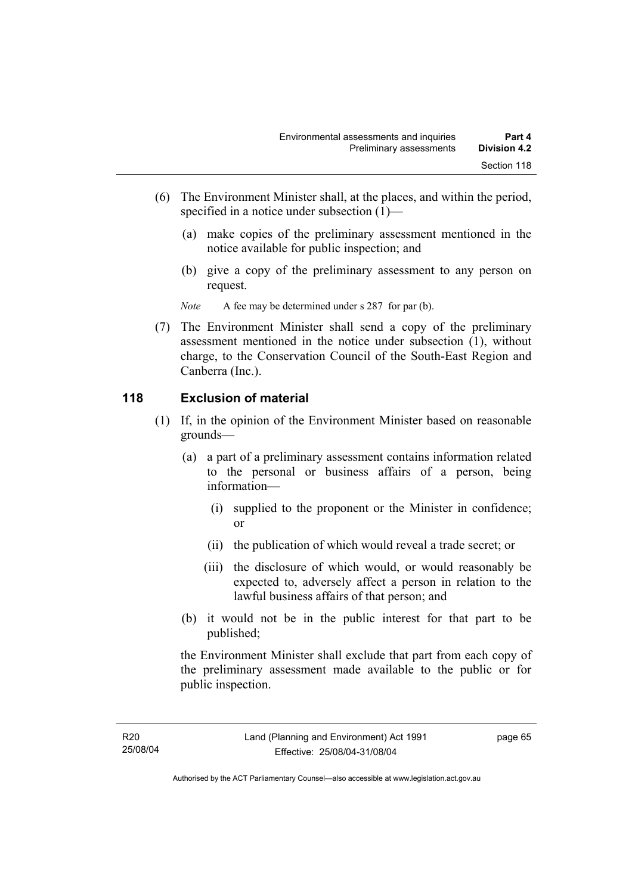(6) The Environment Minister shall, at the places, and within the period, specified in a notice under subsection (1)—

  (a) make copies of the preliminary assessment mentioned in the notice available for public inspection; and

  (b) give a copy of the preliminary assessment to any person on request.

  *Note* A fee may be determined under s 287 for par (b).

(7) The Environment Minister shall send a copy of the preliminary assessment mentioned in the notice under subsection (1), without charge, to the Conservation Council of the South-East Region and Canberra (Inc.).

## 118 Exclusion of material

(1) If, in the opinion of the Environment Minister based on reasonable grounds—

  (a) a part of a preliminary assessment contains information related to the personal or business affairs of a person, being information—

    (i) supplied to the proponent or the Minister in confidence; or

    (ii) the publication of which would reveal a trade secret; or

    (iii) the disclosure of which would, or would reasonably be expected to, adversely affect a person in relation to the lawful business affairs of that person; and

  (b) it would not be in the public interest for that part to be published;

  the Environment Minister shall exclude that part from each copy of the preliminary assessment made available to the public or for public inspection.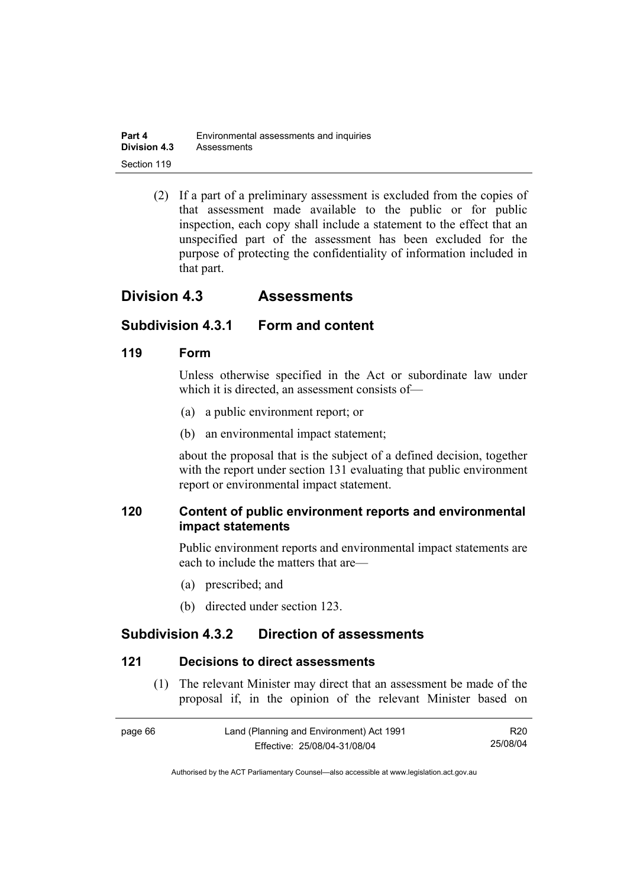(2) If a part of a preliminary assessment is excluded from the copies of that assessment made available to the public or for public inspection, each copy shall include a statement to the effect that an unspecified part of the assessment has been excluded for the purpose of protecting the confidentiality of information included in that part.

## Division 4.3 Assessments

### Subdivision 4.3.1 Form and content

#### 119 Form

Unless otherwise specified in the Act or subordinate law under which it is directed, an assessment consists of—

(a) a public environment report; or

(b) an environmental impact statement;

about the proposal that is the subject of a defined decision, together with the report under section 131 evaluating that public environment report or environmental impact statement.

#### 120 Content of public environment reports and environmental impact statements

Public environment reports and environmental impact statements are each to include the matters that are—

(a) prescribed; and

(b) directed under section 123.

### Subdivision 4.3.2 Direction of assessments

#### 121 Decisions to direct assessments

(1) The relevant Minister may direct that an assessment be made of the proposal if, in the opinion of the relevant Minister based on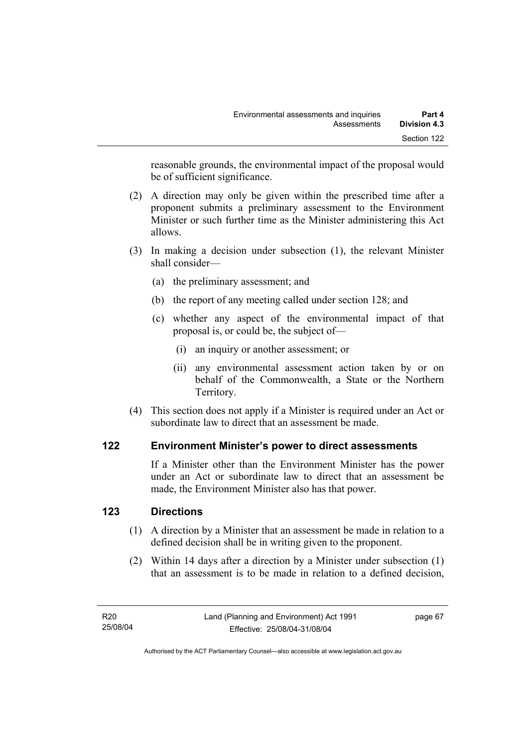reasonable grounds, the environmental impact of the proposal would be of sufficient significance.

(2) A direction may only be given within the prescribed time after a proponent submits a preliminary assessment to the Environment Minister or such further time as the Minister administering this Act allows.

(3) In making a decision under subsection (1), the relevant Minister shall consider—

(a) the preliminary assessment; and

(b) the report of any meeting called under section 128; and

(c) whether any aspect of the environmental impact of that proposal is, or could be, the subject of—

(i) an inquiry or another assessment; or

(ii) any environmental assessment action taken by or on behalf of the Commonwealth, a State or the Northern Territory.

(4) This section does not apply if a Minister is required under an Act or subordinate law to direct that an assessment be made.

## 122 Environment Minister's power to direct assessments

If a Minister other than the Environment Minister has the power under an Act or subordinate law to direct that an assessment be made, the Environment Minister also has that power.

## 123 Directions

(1) A direction by a Minister that an assessment be made in relation to a defined decision shall be in writing given to the proponent.

(2) Within 14 days after a direction by a Minister under subsection (1) that an assessment is to be made in relation to a defined decision,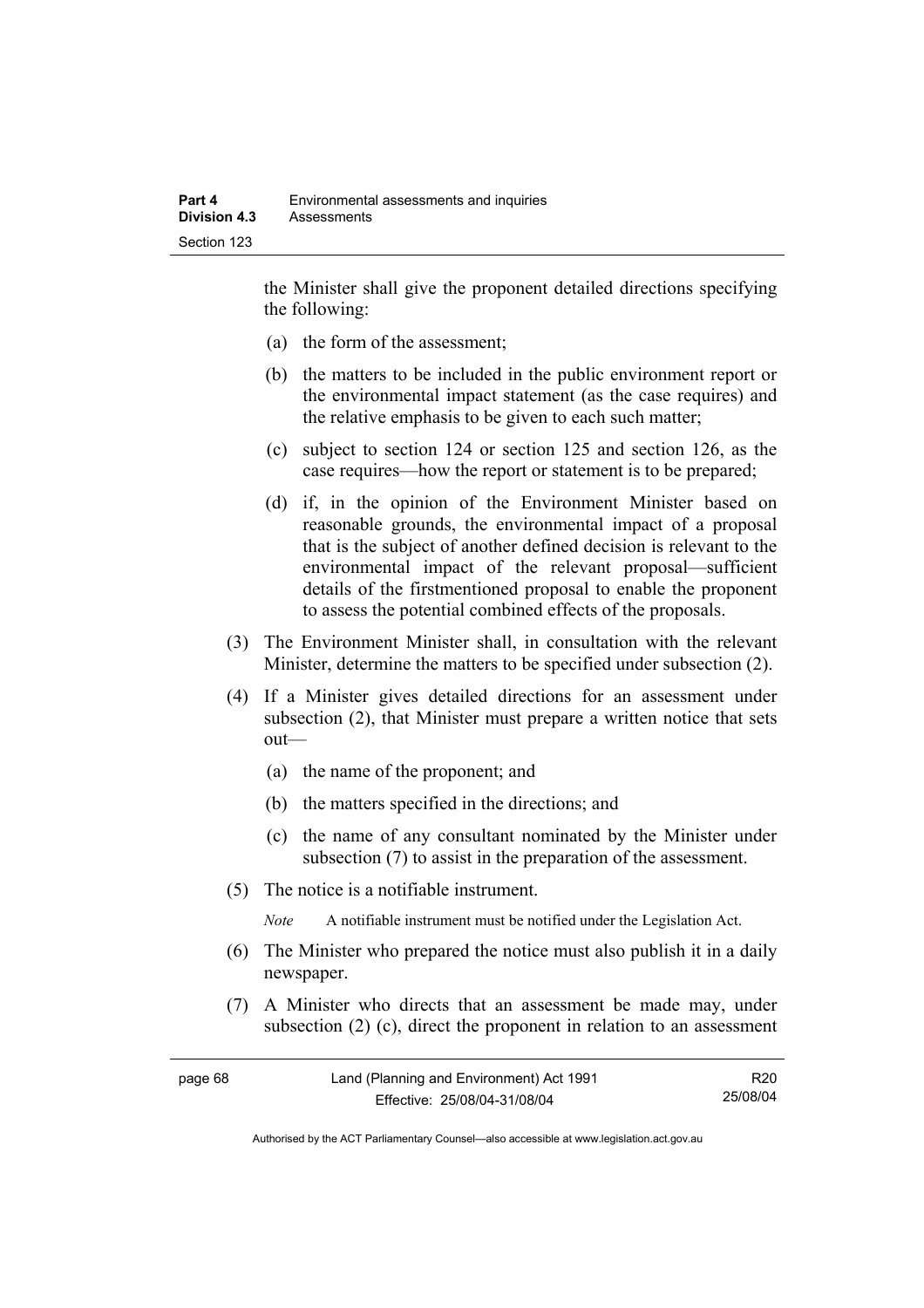the Minister shall give the proponent detailed directions specifying the following:

(a) the form of the assessment;

(b) the matters to be included in the public environment report or the environmental impact statement (as the case requires) and the relative emphasis to be given to each such matter;

(c) subject to section 124 or section 125 and section 126, as the case requires—how the report or statement is to be prepared;

(d) if, in the opinion of the Environment Minister based on reasonable grounds, the environmental impact of a proposal that is the subject of another defined decision is relevant to the environmental impact of the relevant proposal—sufficient details of the firstmentioned proposal to enable the proponent to assess the potential combined effects of the proposals.

(3) The Environment Minister shall, in consultation with the relevant Minister, determine the matters to be specified under subsection (2).

(4) If a Minister gives detailed directions for an assessment under subsection (2), that Minister must prepare a written notice that sets out—

(a) the name of the proponent; and

(b) the matters specified in the directions; and

(c) the name of any consultant nominated by the Minister under subsection (7) to assist in the preparation of the assessment.

(5) The notice is a notifiable instrument.

*Note* A notifiable instrument must be notified under the Legislation Act.

(6) The Minister who prepared the notice must also publish it in a daily newspaper.

(7) A Minister who directs that an assessment be made may, under subsection (2) (c), direct the proponent in relation to an assessment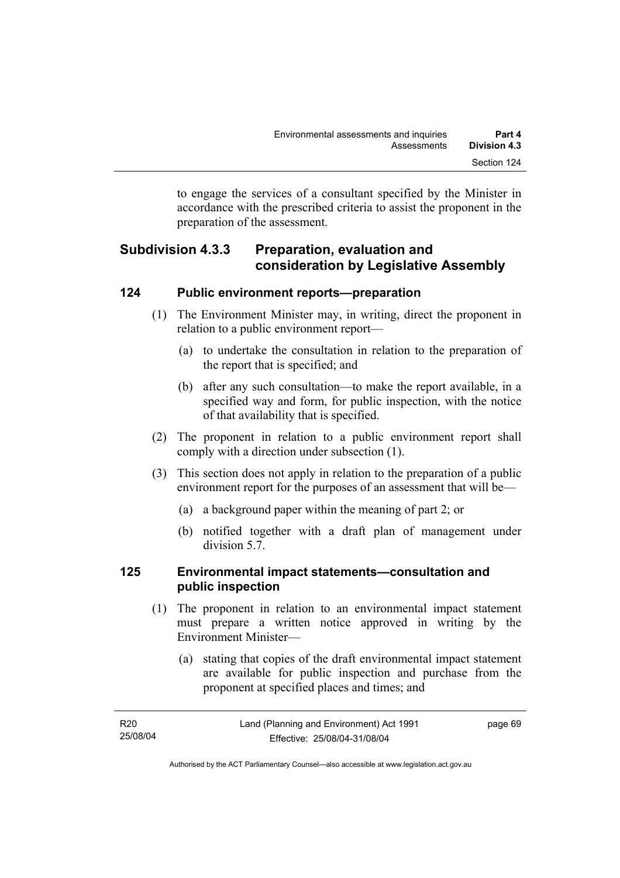to engage the services of a consultant specified by the Minister in accordance with the prescribed criteria to assist the proponent in the preparation of the assessment.

## Subdivision 4.3.3 Preparation, evaluation and consideration by Legislative Assembly

### 124 Public environment reports—preparation

(1) The Environment Minister may, in writing, direct the proponent in relation to a public environment report—

(a) to undertake the consultation in relation to the preparation of the report that is specified; and

(b) after any such consultation—to make the report available, in a specified way and form, for public inspection, with the notice of that availability that is specified.

(2) The proponent in relation to a public environment report shall comply with a direction under subsection (1).

(3) This section does not apply in relation to the preparation of a public environment report for the purposes of an assessment that will be—

(a) a background paper within the meaning of part 2; or

(b) notified together with a draft plan of management under division 5.7.

### 125 Environmental impact statements—consultation and public inspection

(1) The proponent in relation to an environmental impact statement must prepare a written notice approved in writing by the Environment Minister—

(a) stating that copies of the draft environmental impact statement are available for public inspection and purchase from the proponent at specified places and times; and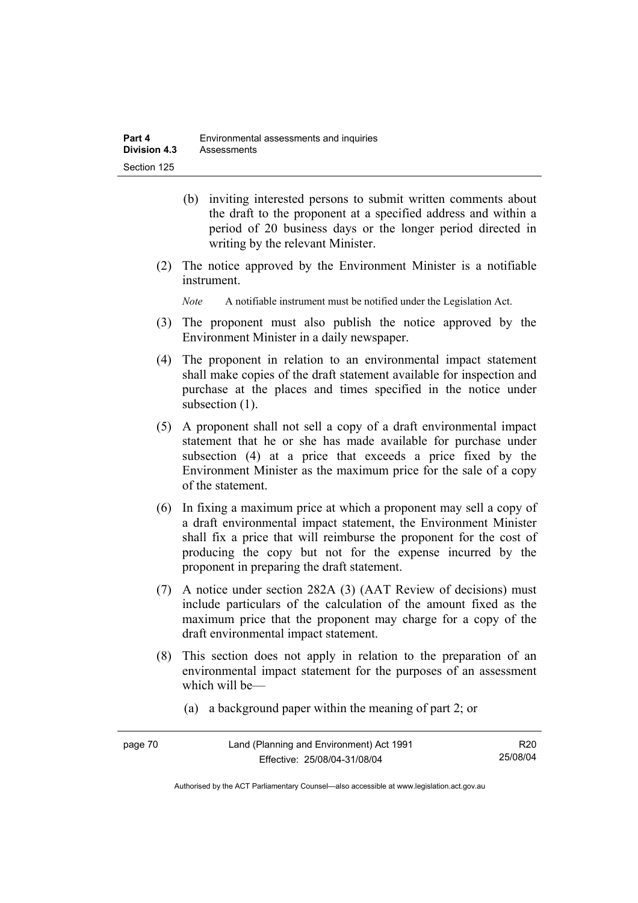(b) inviting interested persons to submit written comments about the draft to the proponent at a specified address and within a period of 20 business days or the longer period directed in writing by the relevant Minister.

(2) The notice approved by the Environment Minister is a notifiable instrument.

*Note* A notifiable instrument must be notified under the Legislation Act.

(3) The proponent must also publish the notice approved by the Environment Minister in a daily newspaper.

(4) The proponent in relation to an environmental impact statement shall make copies of the draft statement available for inspection and purchase at the places and times specified in the notice under subsection (1).

(5) A proponent shall not sell a copy of a draft environmental impact statement that he or she has made available for purchase under subsection (4) at a price that exceeds a price fixed by the Environment Minister as the maximum price for the sale of a copy of the statement.

(6) In fixing a maximum price at which a proponent may sell a copy of a draft environmental impact statement, the Environment Minister shall fix a price that will reimburse the proponent for the cost of producing the copy but not for the expense incurred by the proponent in preparing the draft statement.

(7) A notice under section 282A (3) (AAT Review of decisions) must include particulars of the calculation of the amount fixed as the maximum price that the proponent may charge for a copy of the draft environmental impact statement.

(8) This section does not apply in relation to the preparation of an environmental impact statement for the purposes of an assessment which will be—

(a) a background paper within the meaning of part 2; or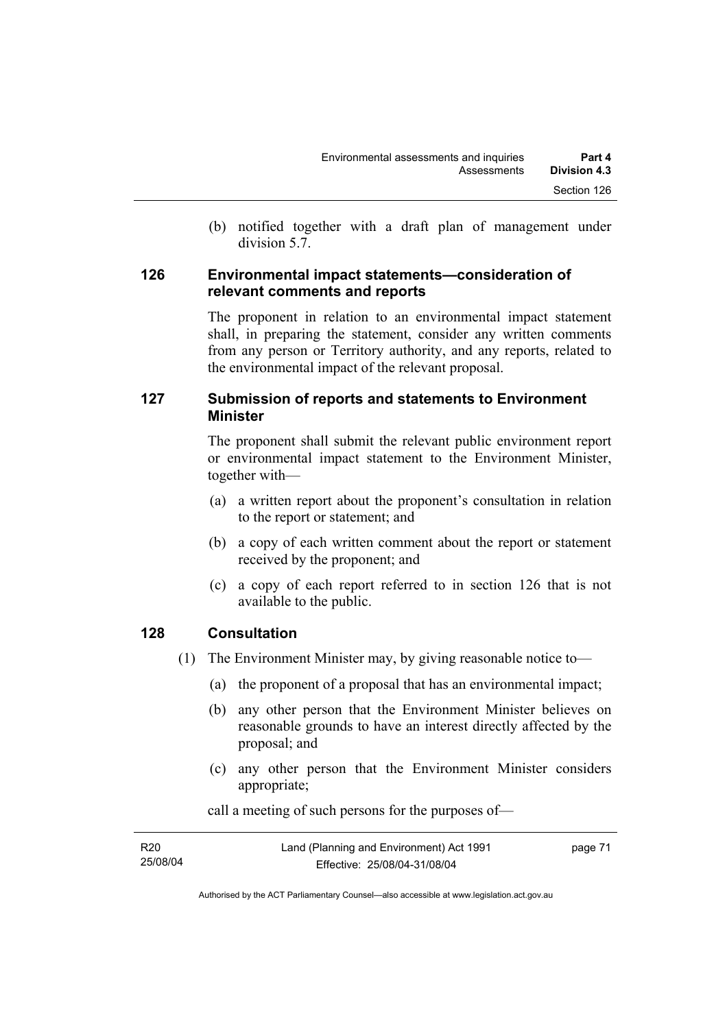(b) notified together with a draft plan of management under division 5.7.

## 126 Environmental impact statements—consideration of relevant comments and reports

The proponent in relation to an environmental impact statement shall, in preparing the statement, consider any written comments from any person or Territory authority, and any reports, related to the environmental impact of the relevant proposal.

## 127 Submission of reports and statements to Environment Minister

The proponent shall submit the relevant public environment report or environmental impact statement to the Environment Minister, together with—

(a) a written report about the proponent's consultation in relation to the report or statement; and

(b) a copy of each written comment about the report or statement received by the proponent; and

(c) a copy of each report referred to in section 126 that is not available to the public.

## 128 Consultation

(1) The Environment Minister may, by giving reasonable notice to—

(a) the proponent of a proposal that has an environmental impact;

(b) any other person that the Environment Minister believes on reasonable grounds to have an interest directly affected by the proposal; and

(c) any other person that the Environment Minister considers appropriate;

call a meeting of such persons for the purposes of—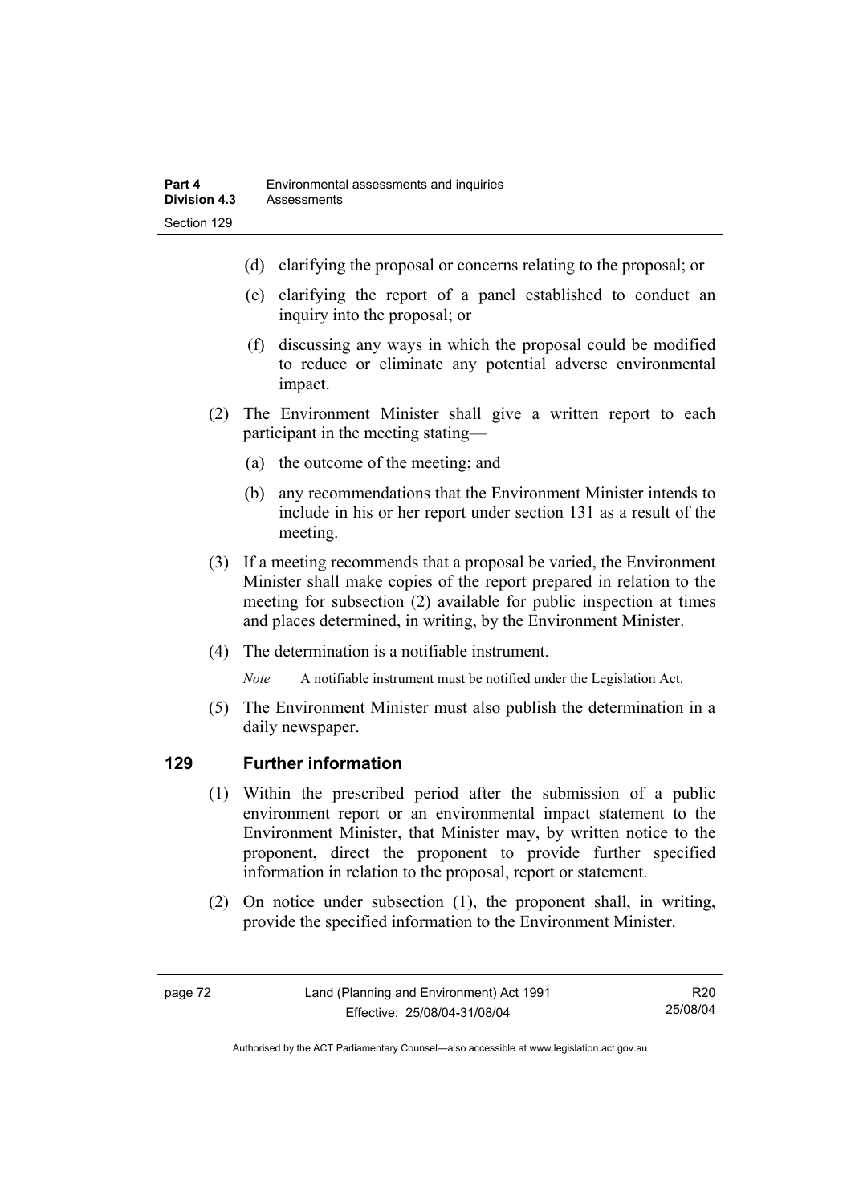(d) clarifying the proposal or concerns relating to the proposal; or

(e) clarifying the report of a panel established to conduct an inquiry into the proposal; or

(f) discussing any ways in which the proposal could be modified to reduce or eliminate any potential adverse environmental impact.

(2) The Environment Minister shall give a written report to each participant in the meeting stating—

(a) the outcome of the meeting; and

(b) any recommendations that the Environment Minister intends to include in his or her report under section 131 as a result of the meeting.

(3) If a meeting recommends that a proposal be varied, the Environment Minister shall make copies of the report prepared in relation to the meeting for subsection (2) available for public inspection at times and places determined, in writing, by the Environment Minister.

(4) The determination is a notifiable instrument.

*Note* A notifiable instrument must be notified under the Legislation Act.

(5) The Environment Minister must also publish the determination in a daily newspaper.

## 129 Further information

(1) Within the prescribed period after the submission of a public environment report or an environmental impact statement to the Environment Minister, that Minister may, by written notice to the proponent, direct the proponent to provide further specified information in relation to the proposal, report or statement.

(2) On notice under subsection (1), the proponent shall, in writing, provide the specified information to the Environment Minister.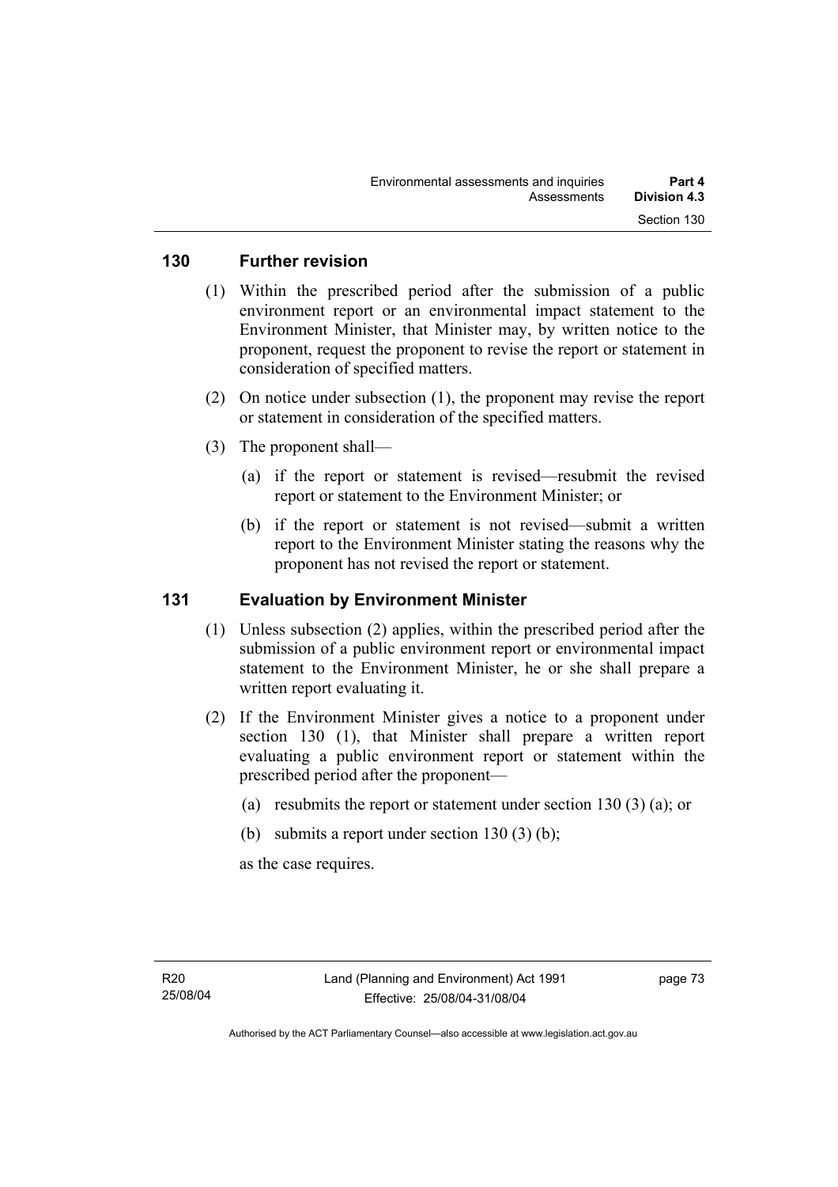## 130 Further revision

(1) Within the prescribed period after the submission of a public environment report or an environmental impact statement to the Environment Minister, that Minister may, by written notice to the proponent, request the proponent to revise the report or statement in consideration of specified matters.

(2) On notice under subsection (1), the proponent may revise the report or statement in consideration of the specified matters.

(3) The proponent shall—

(a) if the report or statement is revised—resubmit the revised report or statement to the Environment Minister; or

(b) if the report or statement is not revised—submit a written report to the Environment Minister stating the reasons why the proponent has not revised the report or statement.

## 131 Evaluation by Environment Minister

(1) Unless subsection (2) applies, within the prescribed period after the submission of a public environment report or environmental impact statement to the Environment Minister, he or she shall prepare a written report evaluating it.

(2) If the Environment Minister gives a notice to a proponent under section 130 (1), that Minister shall prepare a written report evaluating a public environment report or statement within the prescribed period after the proponent—

(a) resubmits the report or statement under section 130 (3) (a); or

(b) submits a report under section 130 (3) (b);

as the case requires.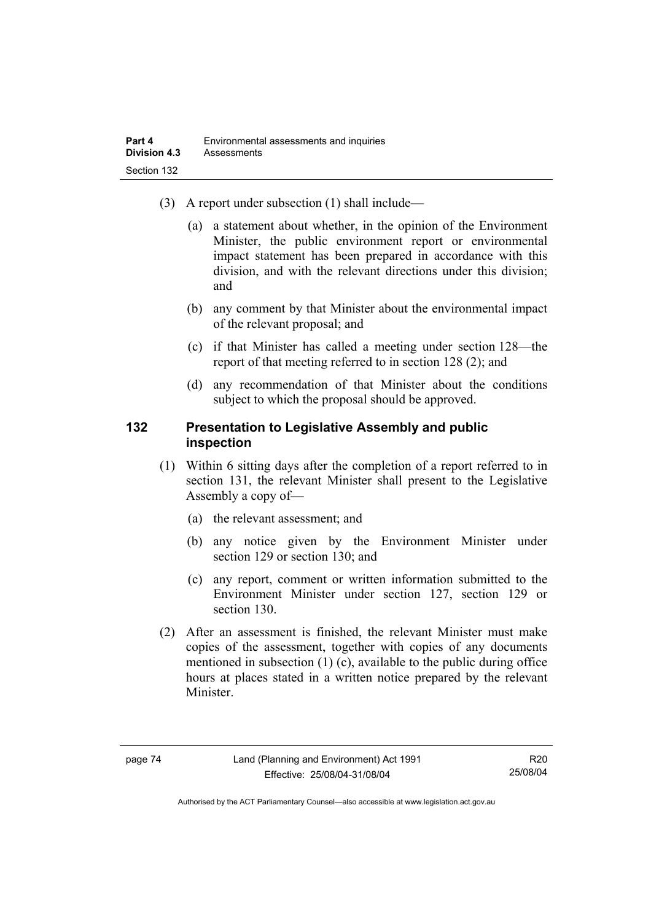(3) A report under subsection (1) shall include—

(a) a statement about whether, in the opinion of the Environment Minister, the public environment report or environmental impact statement has been prepared in accordance with this division, and with the relevant directions under this division; and

(b) any comment by that Minister about the environmental impact of the relevant proposal; and

(c) if that Minister has called a meeting under section 128—the report of that meeting referred to in section 128 (2); and

(d) any recommendation of that Minister about the conditions subject to which the proposal should be approved.

### 132 Presentation to Legislative Assembly and public inspection

(1) Within 6 sitting days after the completion of a report referred to in section 131, the relevant Minister shall present to the Legislative Assembly a copy of—

(a) the relevant assessment; and

(b) any notice given by the Environment Minister under section 129 or section 130; and

(c) any report, comment or written information submitted to the Environment Minister under section 127, section 129 or section 130.

(2) After an assessment is finished, the relevant Minister must make copies of the assessment, together with copies of any documents mentioned in subsection (1) (c), available to the public during office hours at places stated in a written notice prepared by the relevant Minister.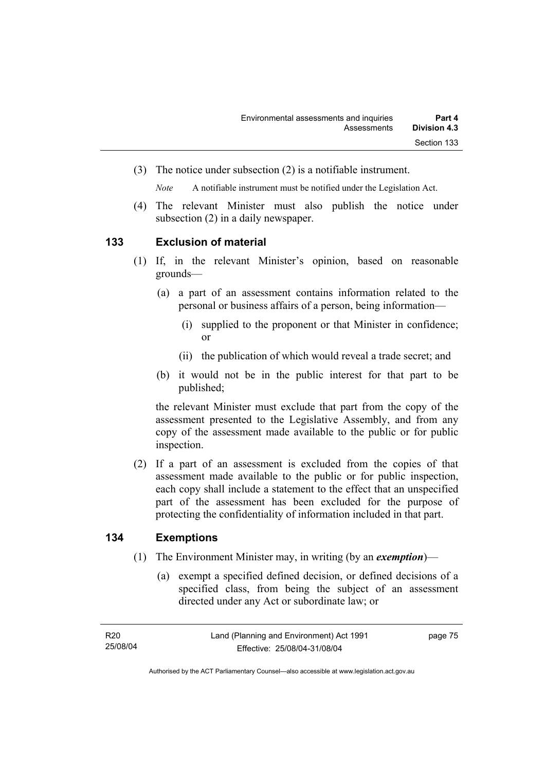(3) The notice under subsection (2) is a notifiable instrument.

*Note* A notifiable instrument must be notified under the Legislation Act.

(4) The relevant Minister must also publish the notice under subsection (2) in a daily newspaper.

### 133 Exclusion of material

(1) If, in the relevant Minister's opinion, based on reasonable grounds—

(a) a part of an assessment contains information related to the personal or business affairs of a person, being information—

(i) supplied to the proponent or that Minister in confidence; or

(ii) the publication of which would reveal a trade secret; and

(b) it would not be in the public interest for that part to be published;

the relevant Minister must exclude that part from the copy of the assessment presented to the Legislative Assembly, and from any copy of the assessment made available to the public or for public inspection.

(2) If a part of an assessment is excluded from the copies of that assessment made available to the public or for public inspection, each copy shall include a statement to the effect that an unspecified part of the assessment has been excluded for the purpose of protecting the confidentiality of information included in that part.

### 134 Exemptions

(1) The Environment Minister may, in writing (by an ***exemption***)—

(a) exempt a specified defined decision, or defined decisions of a specified class, from being the subject of an assessment directed under any Act or subordinate law; or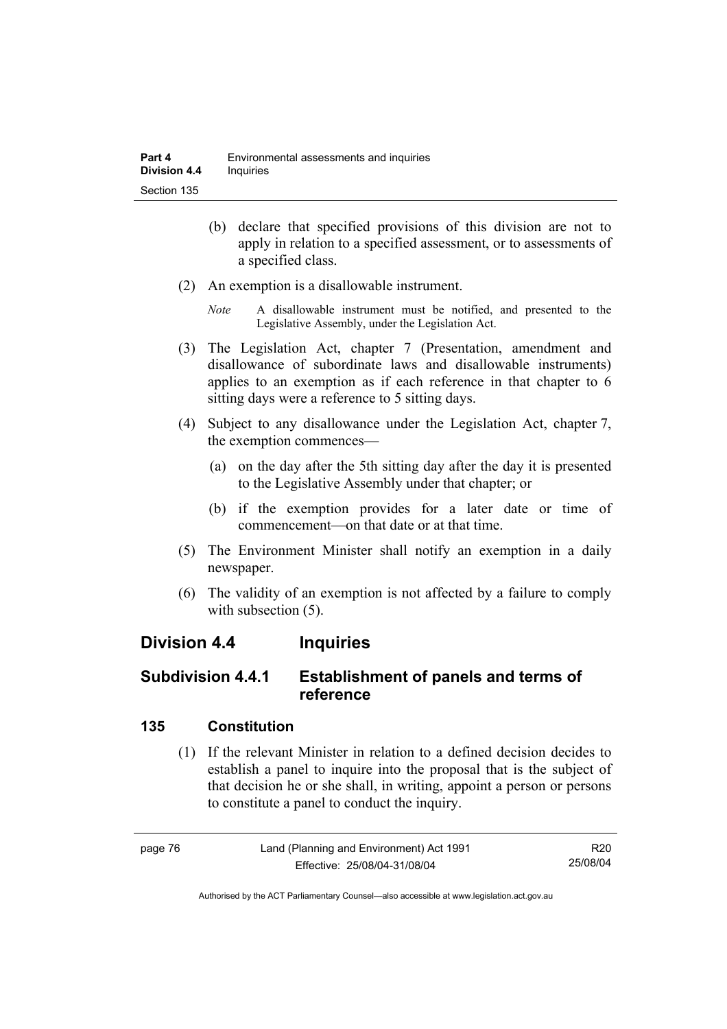(b) declare that specified provisions of this division are not to apply in relation to a specified assessment, or to assessments of a specified class.

(2) An exemption is a disallowable instrument.

*Note* A disallowable instrument must be notified, and presented to the Legislative Assembly, under the Legislation Act.

(3) The Legislation Act, chapter 7 (Presentation, amendment and disallowance of subordinate laws and disallowable instruments) applies to an exemption as if each reference in that chapter to 6 sitting days were a reference to 5 sitting days.

(4) Subject to any disallowance under the Legislation Act, chapter 7, the exemption commences—

(a) on the day after the 5th sitting day after the day it is presented to the Legislative Assembly under that chapter; or

(b) if the exemption provides for a later date or time of commencement—on that date or at that time.

(5) The Environment Minister shall notify an exemption in a daily newspaper.

(6) The validity of an exemption is not affected by a failure to comply with subsection (5).

## Division 4.4 Inquiries

### Subdivision 4.4.1 Establishment of panels and terms of reference

#### 135 Constitution

(1) If the relevant Minister in relation to a defined decision decides to establish a panel to inquire into the proposal that is the subject of that decision he or she shall, in writing, appoint a person or persons to constitute a panel to conduct the inquiry.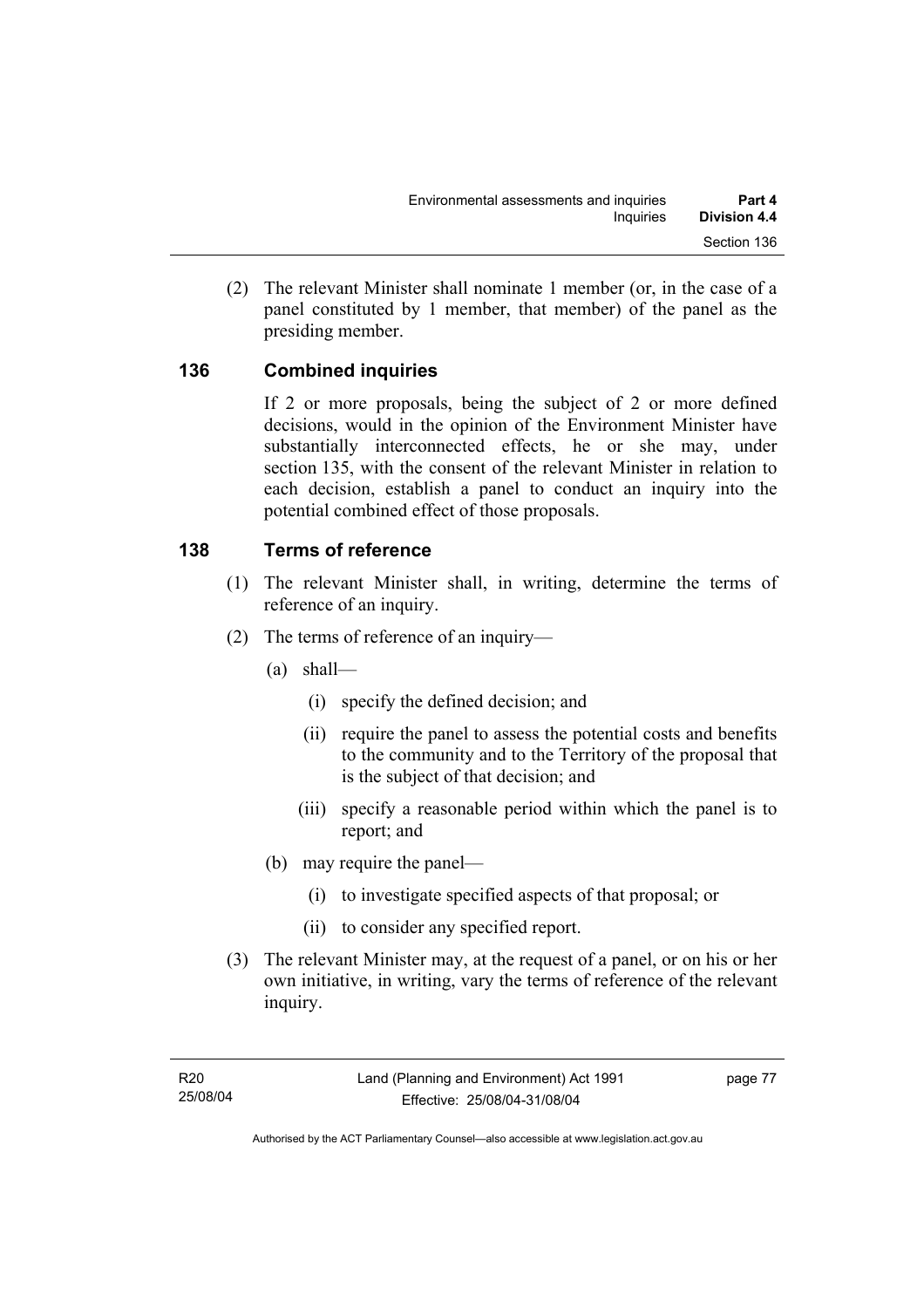(2) The relevant Minister shall nominate 1 member (or, in the case of a panel constituted by 1 member, that member) of the panel as the presiding member.

## 136 Combined inquiries

If 2 or more proposals, being the subject of 2 or more defined decisions, would in the opinion of the Environment Minister have substantially interconnected effects, he or she may, under section 135, with the consent of the relevant Minister in relation to each decision, establish a panel to conduct an inquiry into the potential combined effect of those proposals.

## 138 Terms of reference

(1) The relevant Minister shall, in writing, determine the terms of reference of an inquiry.

(2) The terms of reference of an inquiry—

(a) shall—

(i) specify the defined decision; and

(ii) require the panel to assess the potential costs and benefits to the community and to the Territory of the proposal that is the subject of that decision; and

(iii) specify a reasonable period within which the panel is to report; and

(b) may require the panel—

(i) to investigate specified aspects of that proposal; or

(ii) to consider any specified report.

(3) The relevant Minister may, at the request of a panel, or on his or her own initiative, in writing, vary the terms of reference of the relevant inquiry.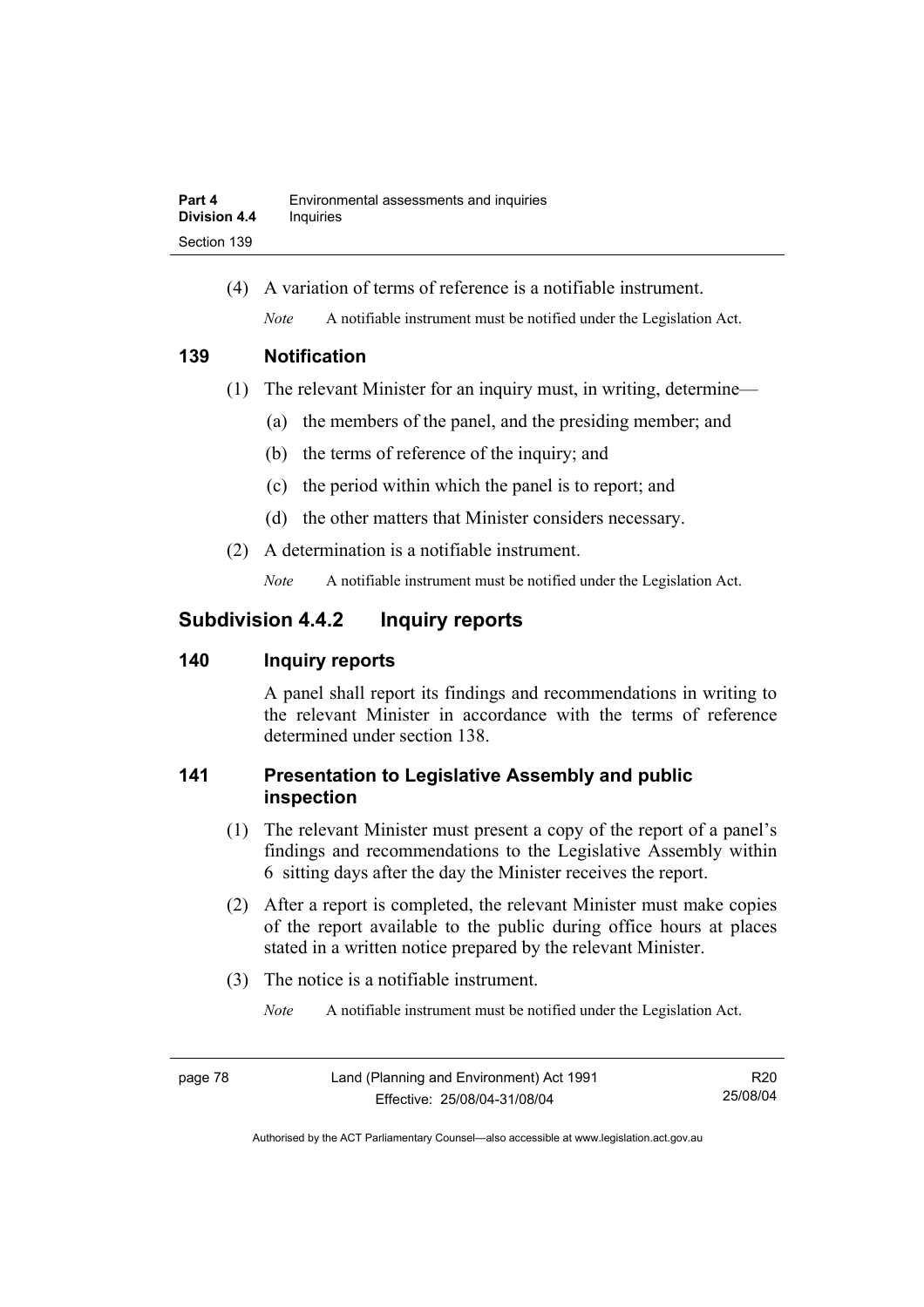(4) A variation of terms of reference is a notifiable instrument.

*Note* A notifiable instrument must be notified under the Legislation Act.

### 139 Notification

(1) The relevant Minister for an inquiry must, in writing, determine—

(a) the members of the panel, and the presiding member; and

(b) the terms of reference of the inquiry; and

(c) the period within which the panel is to report; and

(d) the other matters that Minister considers necessary.

(2) A determination is a notifiable instrument.

*Note* A notifiable instrument must be notified under the Legislation Act.

## Subdivision 4.4.2 Inquiry reports

### 140 Inquiry reports

A panel shall report its findings and recommendations in writing to the relevant Minister in accordance with the terms of reference determined under section 138.

### 141 Presentation to Legislative Assembly and public inspection

(1) The relevant Minister must present a copy of the report of a panel's findings and recommendations to the Legislative Assembly within 6 sitting days after the day the Minister receives the report.

(2) After a report is completed, the relevant Minister must make copies of the report available to the public during office hours at places stated in a written notice prepared by the relevant Minister.

(3) The notice is a notifiable instrument.

*Note* A notifiable instrument must be notified under the Legislation Act.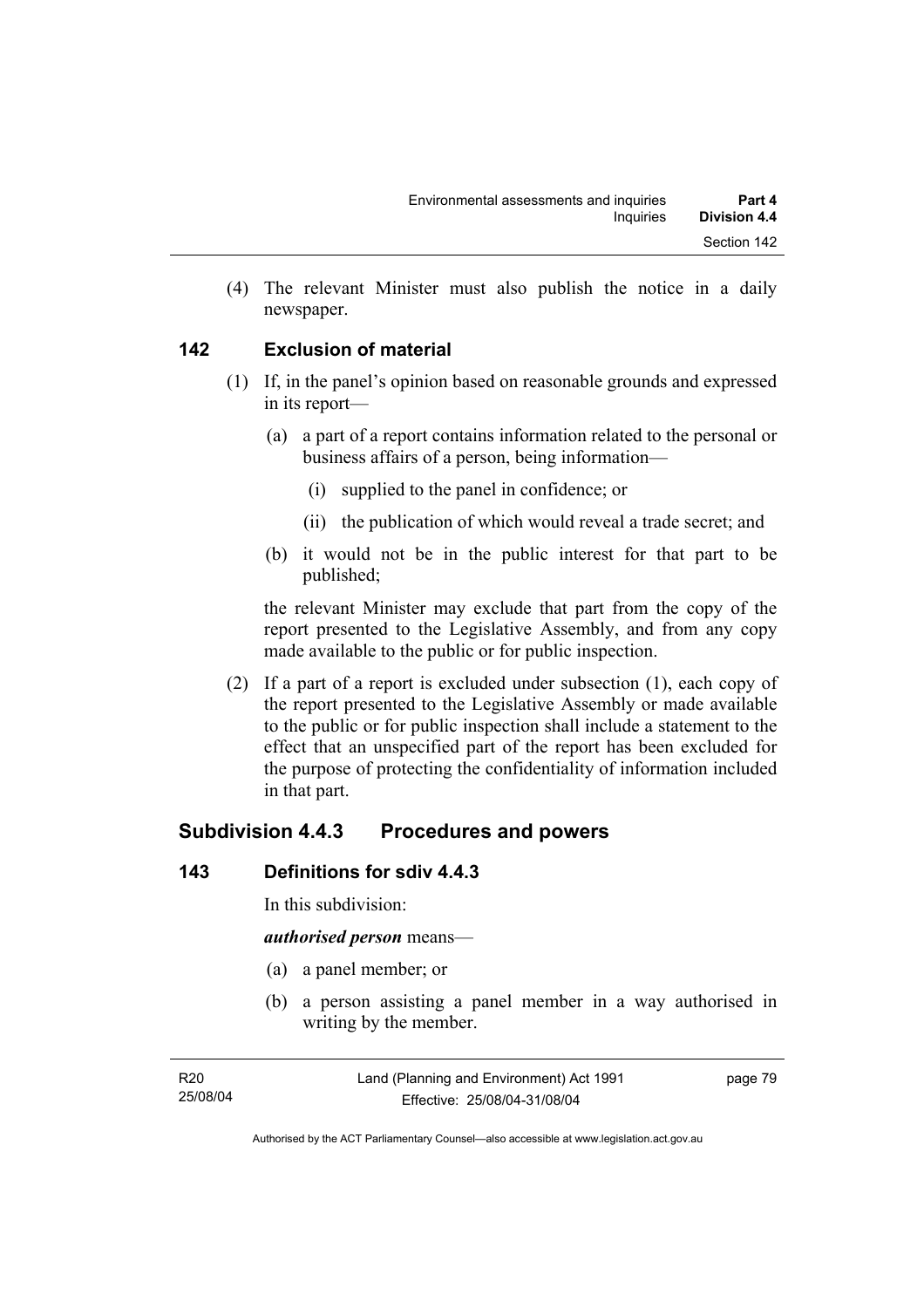(4) The relevant Minister must also publish the notice in a daily newspaper.

## 142 Exclusion of material

(1) If, in the panel's opinion based on reasonable grounds and expressed in its report—

(a) a part of a report contains information related to the personal or business affairs of a person, being information—

(i) supplied to the panel in confidence; or

(ii) the publication of which would reveal a trade secret; and

(b) it would not be in the public interest for that part to be published;

the relevant Minister may exclude that part from the copy of the report presented to the Legislative Assembly, and from any copy made available to the public or for public inspection.

(2) If a part of a report is excluded under subsection (1), each copy of the report presented to the Legislative Assembly or made available to the public or for public inspection shall include a statement to the effect that an unspecified part of the report has been excluded for the purpose of protecting the confidentiality of information included in that part.

# Subdivision 4.4.3 Procedures and powers

## 143 Definitions for sdiv 4.4.3

In this subdivision:

***authorised person*** means—

(a) a panel member; or

(b) a person assisting a panel member in a way authorised in writing by the member.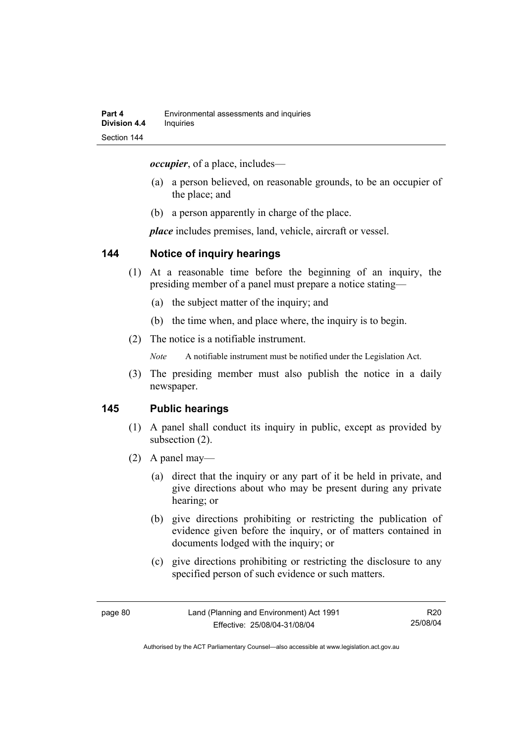***occupier***, of a place, includes—

(a) a person believed, on reasonable grounds, to be an occupier of the place; and

(b) a person apparently in charge of the place.

***place*** includes premises, land, vehicle, aircraft or vessel.

## 144 Notice of inquiry hearings

(1) At a reasonable time before the beginning of an inquiry, the presiding member of a panel must prepare a notice stating—

(a) the subject matter of the inquiry; and

(b) the time when, and place where, the inquiry is to begin.

(2) The notice is a notifiable instrument.

*Note* A notifiable instrument must be notified under the Legislation Act.

(3) The presiding member must also publish the notice in a daily newspaper.

## 145 Public hearings

(1) A panel shall conduct its inquiry in public, except as provided by subsection (2).

(2) A panel may—

(a) direct that the inquiry or any part of it be held in private, and give directions about who may be present during any private hearing; or

(b) give directions prohibiting or restricting the publication of evidence given before the inquiry, or of matters contained in documents lodged with the inquiry; or

(c) give directions prohibiting or restricting the disclosure to any specified person of such evidence or such matters.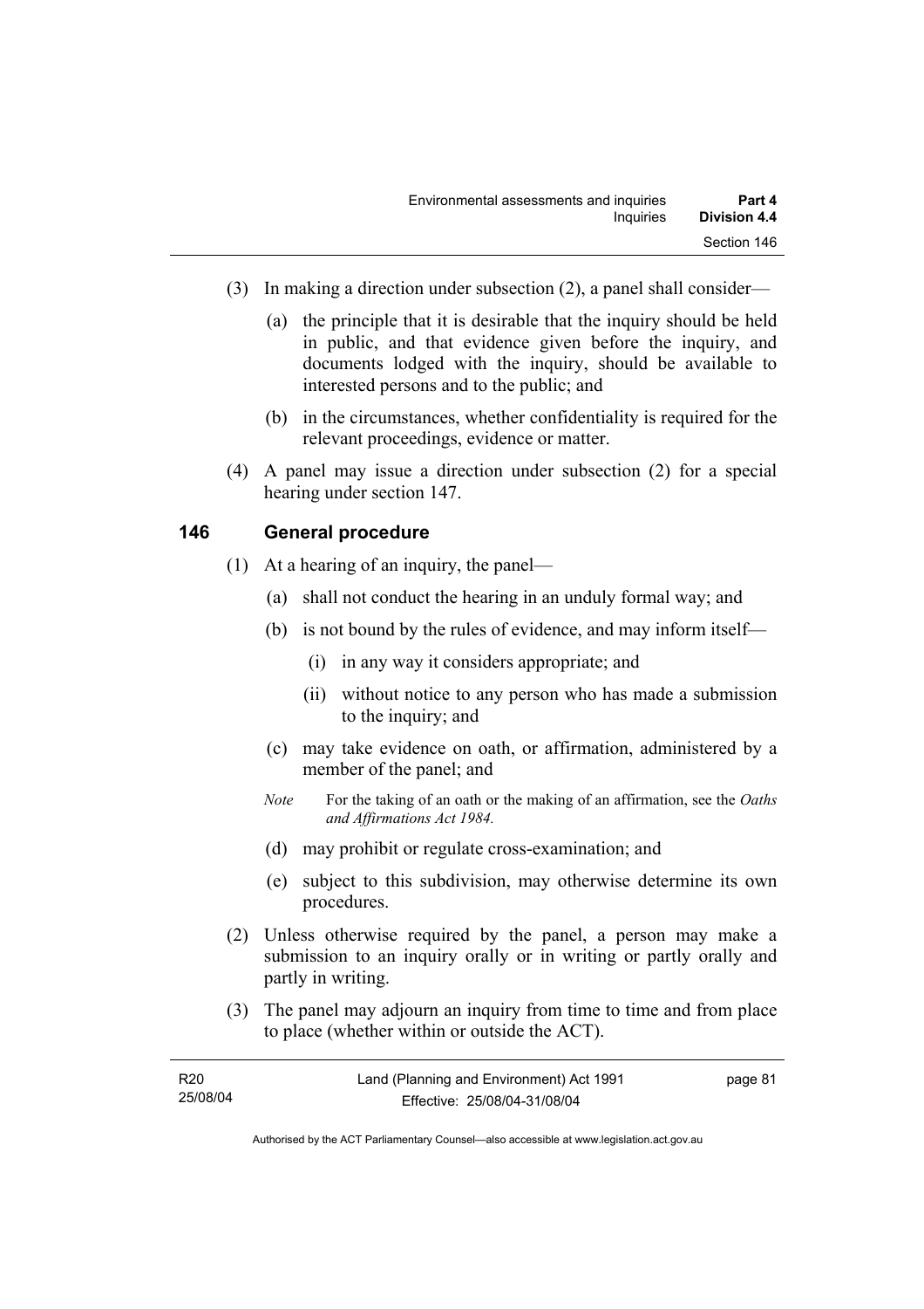(3) In making a direction under subsection (2), a panel shall consider—

(a) the principle that it is desirable that the inquiry should be held in public, and that evidence given before the inquiry, and documents lodged with the inquiry, should be available to interested persons and to the public; and

(b) in the circumstances, whether confidentiality is required for the relevant proceedings, evidence or matter.

(4) A panel may issue a direction under subsection (2) for a special hearing under section 147.

## 146 General procedure

(1) At a hearing of an inquiry, the panel—

(a) shall not conduct the hearing in an unduly formal way; and

(b) is not bound by the rules of evidence, and may inform itself—

(i) in any way it considers appropriate; and

(ii) without notice to any person who has made a submission to the inquiry; and

(c) may take evidence on oath, or affirmation, administered by a member of the panel; and

*Note* For the taking of an oath or the making of an affirmation, see the *Oaths and Affirmations Act 1984.*

(d) may prohibit or regulate cross-examination; and

(e) subject to this subdivision, may otherwise determine its own procedures.

(2) Unless otherwise required by the panel, a person may make a submission to an inquiry orally or in writing or partly orally and partly in writing.

(3) The panel may adjourn an inquiry from time to time and from place to place (whether within or outside the ACT).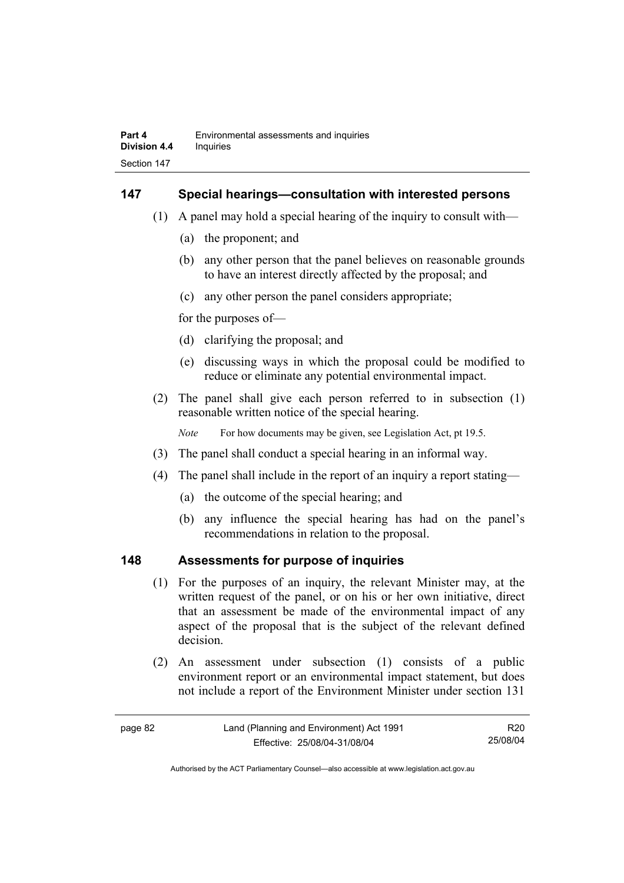## 147 Special hearings—consultation with interested persons

(1) A panel may hold a special hearing of the inquiry to consult with—

(a) the proponent; and

(b) any other person that the panel believes on reasonable grounds to have an interest directly affected by the proposal; and

(c) any other person the panel considers appropriate;

for the purposes of—

(d) clarifying the proposal; and

(e) discussing ways in which the proposal could be modified to reduce or eliminate any potential environmental impact.

(2) The panel shall give each person referred to in subsection (1) reasonable written notice of the special hearing.

*Note* For how documents may be given, see Legislation Act, pt 19.5.

(3) The panel shall conduct a special hearing in an informal way.

(4) The panel shall include in the report of an inquiry a report stating—

(a) the outcome of the special hearing; and

(b) any influence the special hearing has had on the panel's recommendations in relation to the proposal.

## 148 Assessments for purpose of inquiries

(1) For the purposes of an inquiry, the relevant Minister may, at the written request of the panel, or on his or her own initiative, direct that an assessment be made of the environmental impact of any aspect of the proposal that is the subject of the relevant defined decision.

(2) An assessment under subsection (1) consists of a public environment report or an environmental impact statement, but does not include a report of the Environment Minister under section 131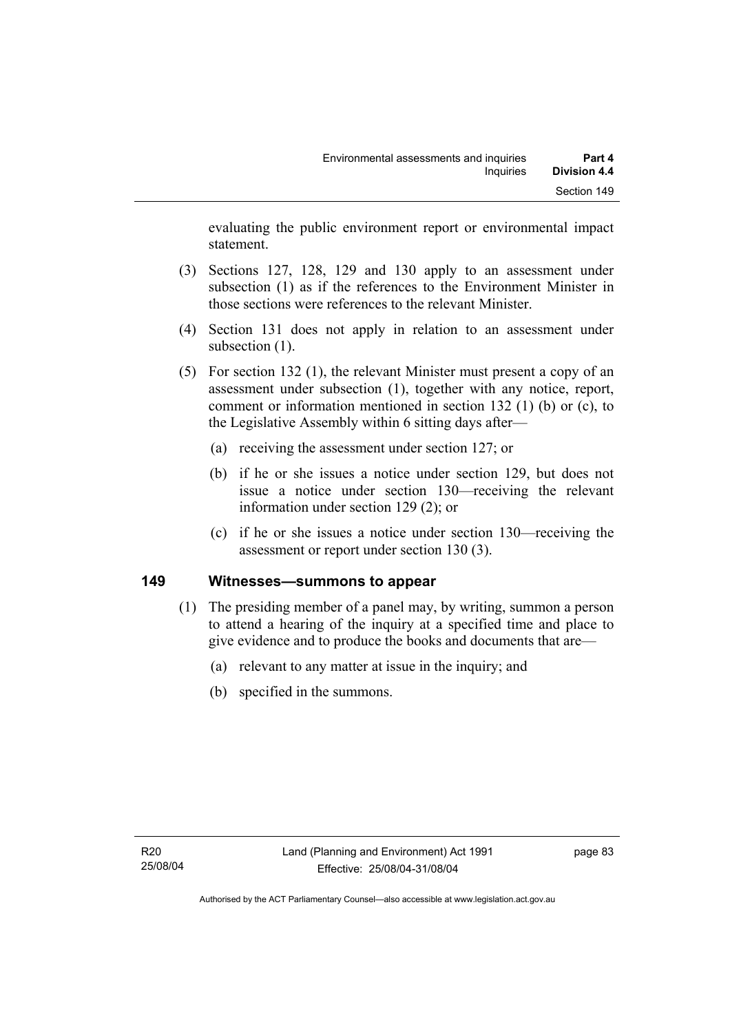evaluating the public environment report or environmental impact statement.

(3) Sections 127, 128, 129 and 130 apply to an assessment under subsection (1) as if the references to the Environment Minister in those sections were references to the relevant Minister.

(4) Section 131 does not apply in relation to an assessment under subsection (1).

(5) For section 132 (1), the relevant Minister must present a copy of an assessment under subsection (1), together with any notice, report, comment or information mentioned in section 132 (1) (b) or (c), to the Legislative Assembly within 6 sitting days after—

(a) receiving the assessment under section 127; or

(b) if he or she issues a notice under section 129, but does not issue a notice under section 130—receiving the relevant information under section 129 (2); or

(c) if he or she issues a notice under section 130—receiving the assessment or report under section 130 (3).

## 149 Witnesses—summons to appear

(1) The presiding member of a panel may, by writing, summon a person to attend a hearing of the inquiry at a specified time and place to give evidence and to produce the books and documents that are—

(a) relevant to any matter at issue in the inquiry; and

(b) specified in the summons.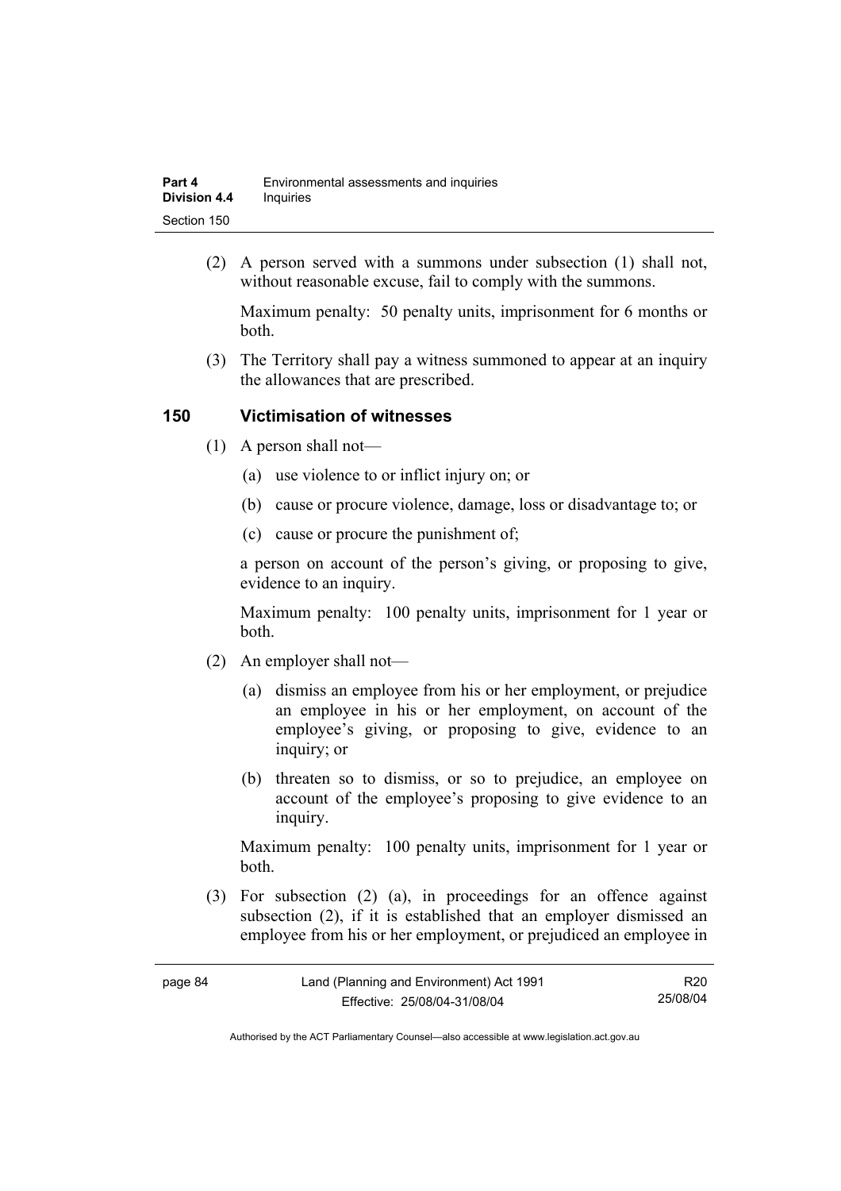(2) A person served with a summons under subsection (1) shall not, without reasonable excuse, fail to comply with the summons.

Maximum penalty: 50 penalty units, imprisonment for 6 months or both.

(3) The Territory shall pay a witness summoned to appear at an inquiry the allowances that are prescribed.

### 150 Victimisation of witnesses

(1) A person shall not—

(a) use violence to or inflict injury on; or

(b) cause or procure violence, damage, loss or disadvantage to; or

(c) cause or procure the punishment of;

a person on account of the person's giving, or proposing to give, evidence to an inquiry.

Maximum penalty: 100 penalty units, imprisonment for 1 year or both.

(2) An employer shall not—

(a) dismiss an employee from his or her employment, or prejudice an employee in his or her employment, on account of the employee's giving, or proposing to give, evidence to an inquiry; or

(b) threaten so to dismiss, or so to prejudice, an employee on account of the employee's proposing to give evidence to an inquiry.

Maximum penalty: 100 penalty units, imprisonment for 1 year or both.

(3) For subsection (2) (a), in proceedings for an offence against subsection (2), if it is established that an employer dismissed an employee from his or her employment, or prejudiced an employee in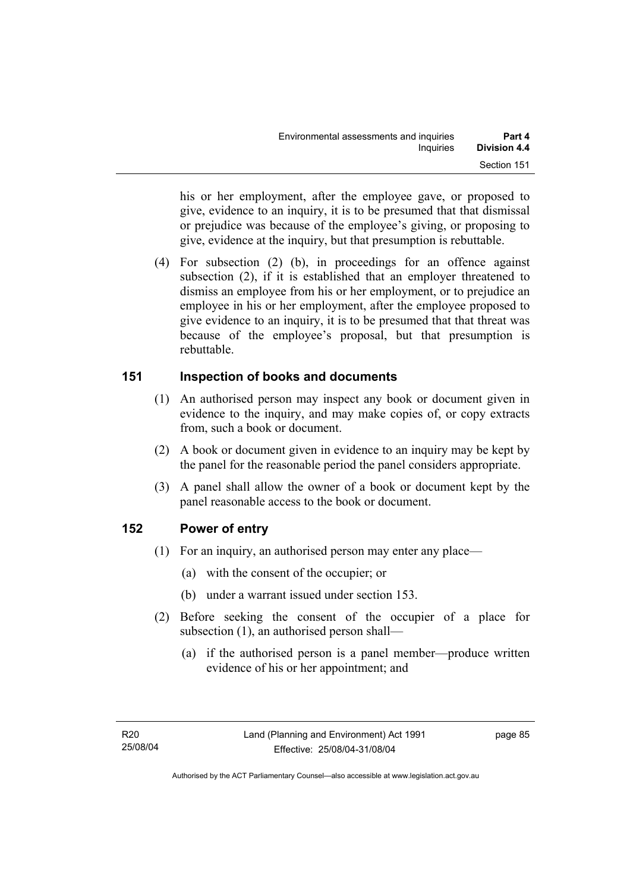his or her employment, after the employee gave, or proposed to give, evidence to an inquiry, it is to be presumed that that dismissal or prejudice was because of the employee's giving, or proposing to give, evidence at the inquiry, but that presumption is rebuttable.

(4) For subsection (2) (b), in proceedings for an offence against subsection (2), if it is established that an employer threatened to dismiss an employee from his or her employment, or to prejudice an employee in his or her employment, after the employee proposed to give evidence to an inquiry, it is to be presumed that that threat was because of the employee's proposal, but that presumption is rebuttable.

## 151 Inspection of books and documents

(1) An authorised person may inspect any book or document given in evidence to the inquiry, and may make copies of, or copy extracts from, such a book or document.

(2) A book or document given in evidence to an inquiry may be kept by the panel for the reasonable period the panel considers appropriate.

(3) A panel shall allow the owner of a book or document kept by the panel reasonable access to the book or document.

## 152 Power of entry

(1) For an inquiry, an authorised person may enter any place—

(a) with the consent of the occupier; or

(b) under a warrant issued under section 153.

(2) Before seeking the consent of the occupier of a place for subsection (1), an authorised person shall—

(a) if the authorised person is a panel member—produce written evidence of his or her appointment; and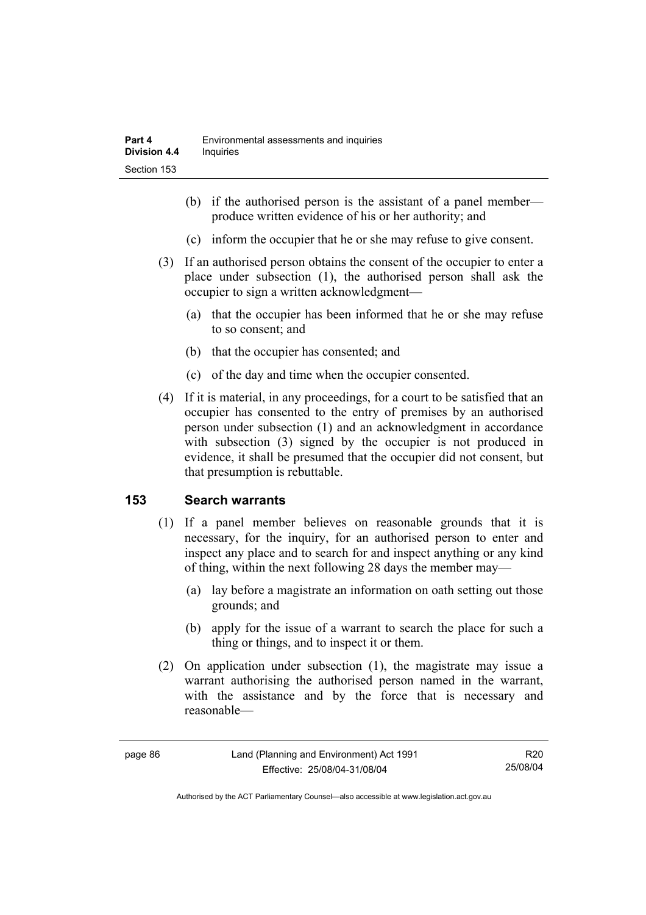(b) if the authorised person is the assistant of a panel member—produce written evidence of his or her authority; and

(c) inform the occupier that he or she may refuse to give consent.

(3) If an authorised person obtains the consent of the occupier to enter a place under subsection (1), the authorised person shall ask the occupier to sign a written acknowledgment—

(a) that the occupier has been informed that he or she may refuse to so consent; and

(b) that the occupier has consented; and

(c) of the day and time when the occupier consented.

(4) If it is material, in any proceedings, for a court to be satisfied that an occupier has consented to the entry of premises by an authorised person under subsection (1) and an acknowledgment in accordance with subsection (3) signed by the occupier is not produced in evidence, it shall be presumed that the occupier did not consent, but that presumption is rebuttable.

## 153 Search warrants

(1) If a panel member believes on reasonable grounds that it is necessary, for the inquiry, for an authorised person to enter and inspect any place and to search for and inspect anything or any kind of thing, within the next following 28 days the member may—

(a) lay before a magistrate an information on oath setting out those grounds; and

(b) apply for the issue of a warrant to search the place for such a thing or things, and to inspect it or them.

(2) On application under subsection (1), the magistrate may issue a warrant authorising the authorised person named in the warrant, with the assistance and by the force that is necessary and reasonable—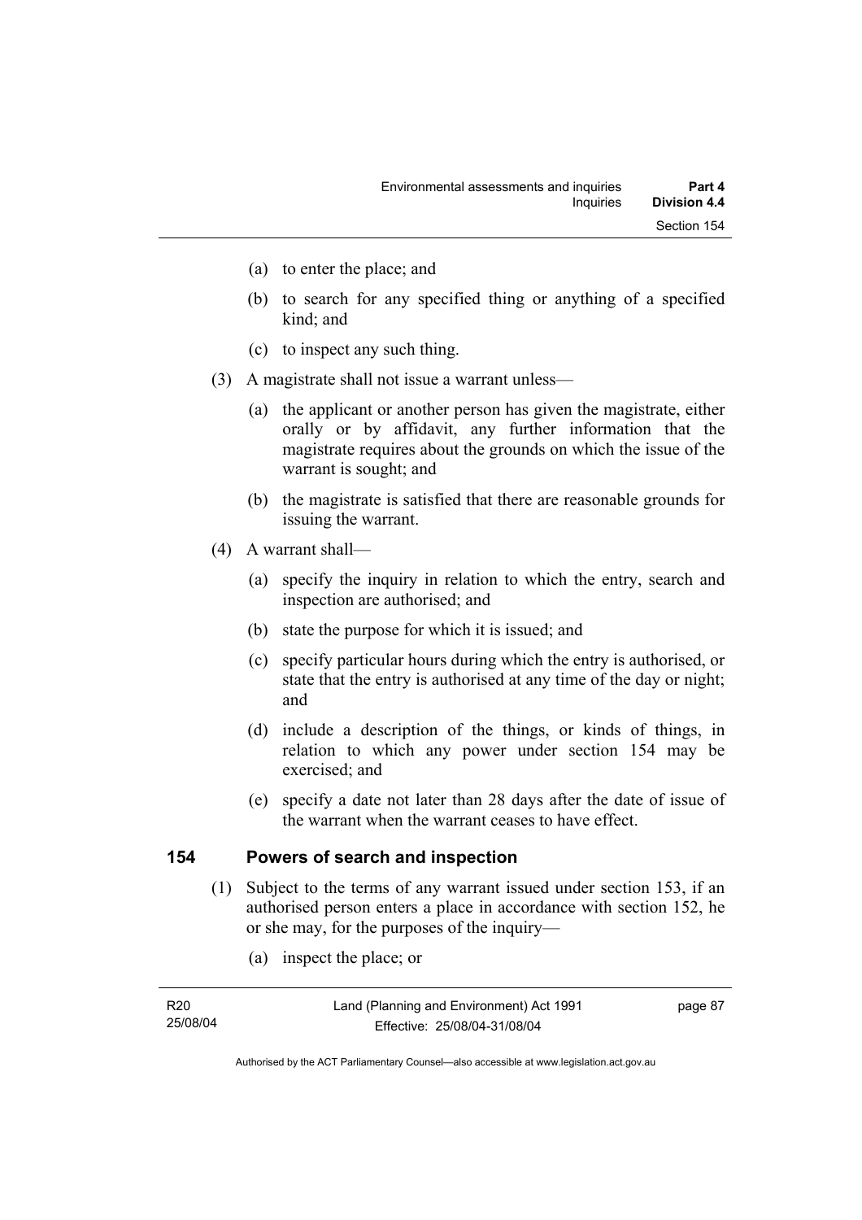(a) to enter the place; and

(b) to search for any specified thing or anything of a specified kind; and

(c) to inspect any such thing.

(3) A magistrate shall not issue a warrant unless—

(a) the applicant or another person has given the magistrate, either orally or by affidavit, any further information that the magistrate requires about the grounds on which the issue of the warrant is sought; and

(b) the magistrate is satisfied that there are reasonable grounds for issuing the warrant.

(4) A warrant shall—

(a) specify the inquiry in relation to which the entry, search and inspection are authorised; and

(b) state the purpose for which it is issued; and

(c) specify particular hours during which the entry is authorised, or state that the entry is authorised at any time of the day or night; and

(d) include a description of the things, or kinds of things, in relation to which any power under section 154 may be exercised; and

(e) specify a date not later than 28 days after the date of issue of the warrant when the warrant ceases to have effect.

## 154 Powers of search and inspection

(1) Subject to the terms of any warrant issued under section 153, if an authorised person enters a place in accordance with section 152, he or she may, for the purposes of the inquiry—

(a) inspect the place; or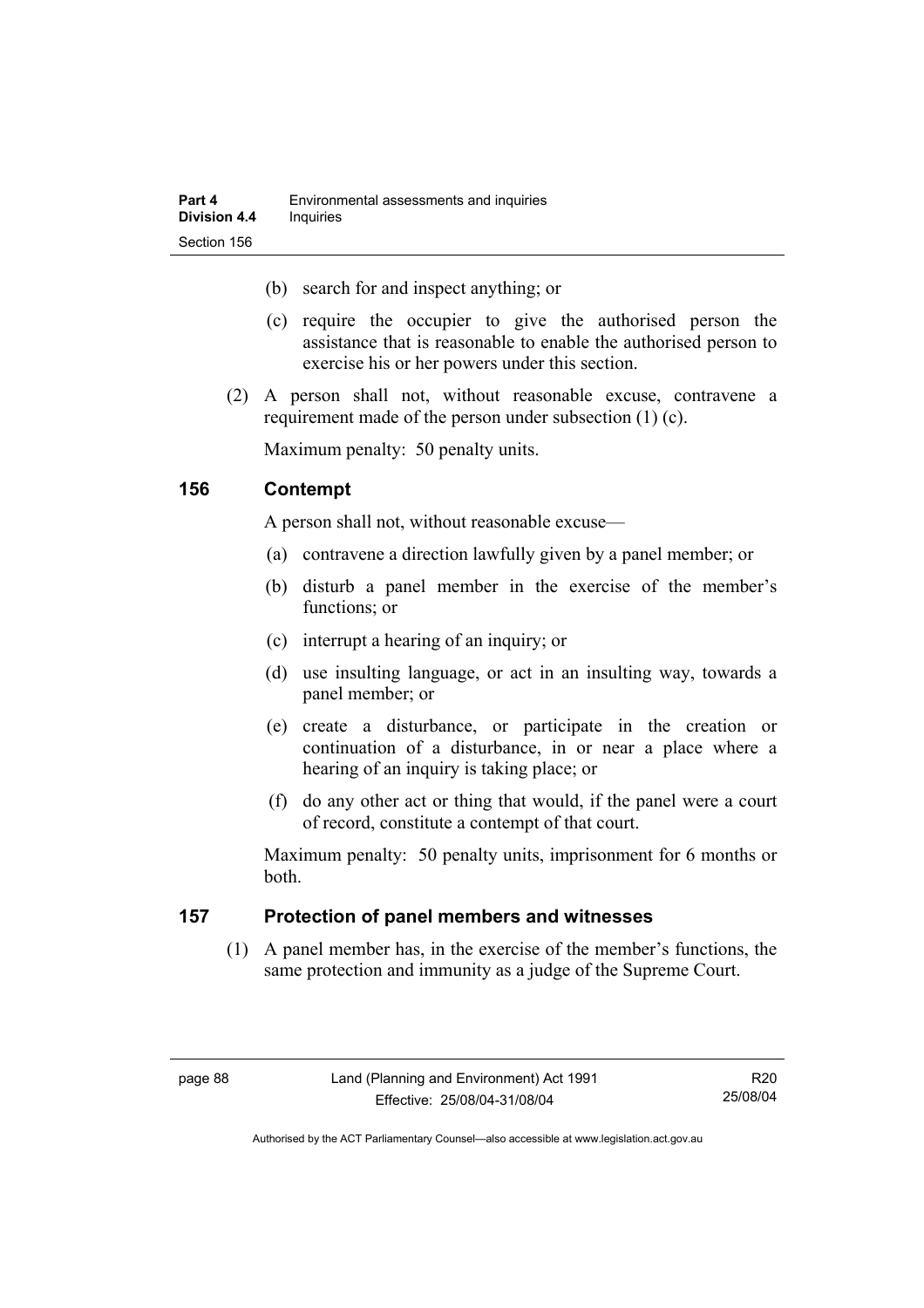(b) search for and inspect anything; or

(c) require the occupier to give the authorised person the assistance that is reasonable to enable the authorised person to exercise his or her powers under this section.

(2) A person shall not, without reasonable excuse, contravene a requirement made of the person under subsection (1) (c).

Maximum penalty: 50 penalty units.

## 156 Contempt

A person shall not, without reasonable excuse—

(a) contravene a direction lawfully given by a panel member; or

(b) disturb a panel member in the exercise of the member's functions; or

(c) interrupt a hearing of an inquiry; or

(d) use insulting language, or act in an insulting way, towards a panel member; or

(e) create a disturbance, or participate in the creation or continuation of a disturbance, in or near a place where a hearing of an inquiry is taking place; or

(f) do any other act or thing that would, if the panel were a court of record, constitute a contempt of that court.

Maximum penalty: 50 penalty units, imprisonment for 6 months or both.

## 157 Protection of panel members and witnesses

(1) A panel member has, in the exercise of the member's functions, the same protection and immunity as a judge of the Supreme Court.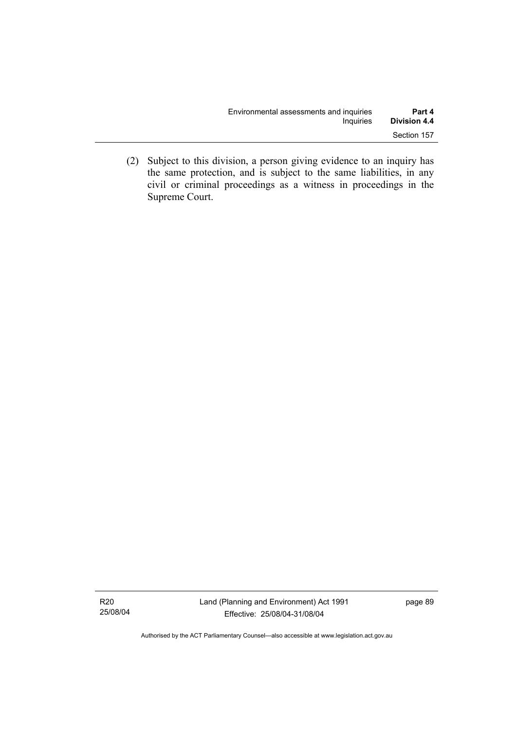(2) Subject to this division, a person giving evidence to an inquiry has the same protection, and is subject to the same liabilities, in any civil or criminal proceedings as a witness in proceedings in the Supreme Court.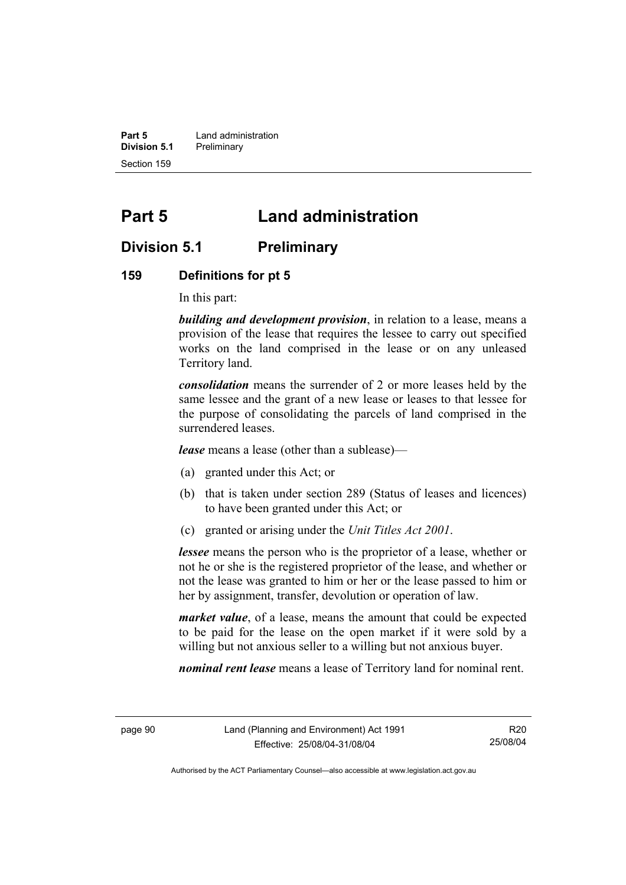# Part 5 Land administration

## Division 5.1 Preliminary

### 159 Definitions for pt 5

In this part:

***building and development provision***, in relation to a lease, means a provision of the lease that requires the lessee to carry out specified works on the land comprised in the lease or on any unleased Territory land.

***consolidation*** means the surrender of 2 or more leases held by the same lessee and the grant of a new lease or leases to that lessee for the purpose of consolidating the parcels of land comprised in the surrendered leases.

***lease*** means a lease (other than a sublease)—

(a) granted under this Act; or

(b) that is taken under section 289 (Status of leases and licences) to have been granted under this Act; or

(c) granted or arising under the *Unit Titles Act 2001*.

***lessee*** means the person who is the proprietor of a lease, whether or not he or she is the registered proprietor of the lease, and whether or not the lease was granted to him or her or the lease passed to him or her by assignment, transfer, devolution or operation of law.

***market value***, of a lease, means the amount that could be expected to be paid for the lease on the open market if it were sold by a willing but not anxious seller to a willing but not anxious buyer.

***nominal rent lease*** means a lease of Territory land for nominal rent.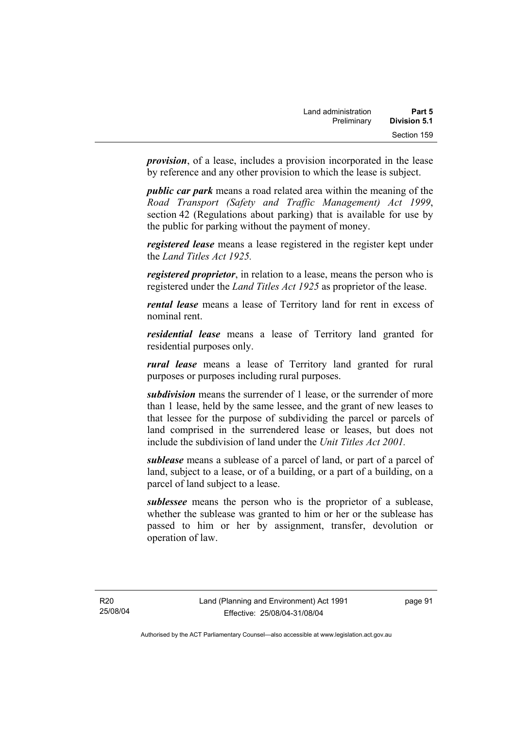***provision***, of a lease, includes a provision incorporated in the lease by reference and any other provision to which the lease is subject.

***public car park*** means a road related area within the meaning of the *Road Transport (Safety and Traffic Management) Act 1999*, section 42 (Regulations about parking) that is available for use by the public for parking without the payment of money.

***registered lease*** means a lease registered in the register kept under the *Land Titles Act 1925.*

***registered proprietor***, in relation to a lease, means the person who is registered under the *Land Titles Act 1925* as proprietor of the lease.

***rental lease*** means a lease of Territory land for rent in excess of nominal rent.

***residential lease*** means a lease of Territory land granted for residential purposes only.

***rural lease*** means a lease of Territory land granted for rural purposes or purposes including rural purposes.

***subdivision*** means the surrender of 1 lease, or the surrender of more than 1 lease, held by the same lessee, and the grant of new leases to that lessee for the purpose of subdividing the parcel or parcels of land comprised in the surrendered lease or leases, but does not include the subdivision of land under the *Unit Titles Act 2001.*

***sublease*** means a sublease of a parcel of land, or part of a parcel of land, subject to a lease, or of a building, or a part of a building, on a parcel of land subject to a lease.

***sublessee*** means the person who is the proprietor of a sublease, whether the sublease was granted to him or her or the sublease has passed to him or her by assignment, transfer, devolution or operation of law.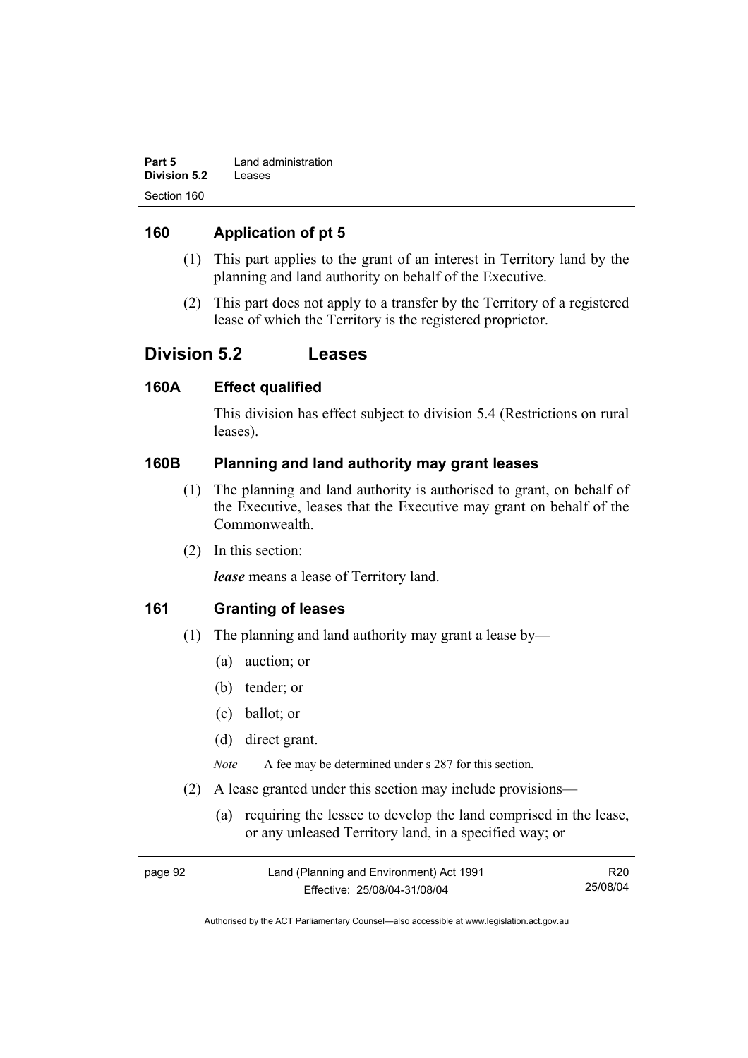### 160 Application of pt 5

(1) This part applies to the grant of an interest in Territory land by the planning and land authority on behalf of the Executive.

(2) This part does not apply to a transfer by the Territory of a registered lease of which the Territory is the registered proprietor.

## Division 5.2 Leases

### 160A Effect qualified

This division has effect subject to division 5.4 (Restrictions on rural leases).

### 160B Planning and land authority may grant leases

(1) The planning and land authority is authorised to grant, on behalf of the Executive, leases that the Executive may grant on behalf of the Commonwealth.

(2) In this section:

***lease*** means a lease of Territory land.

### 161 Granting of leases

(1) The planning and land authority may grant a lease by—

(a) auction; or

(b) tender; or

(c) ballot; or

(d) direct grant.

*Note* A fee may be determined under s 287 for this section.

(2) A lease granted under this section may include provisions—

(a) requiring the lessee to develop the land comprised in the lease, or any unleased Territory land, in a specified way; or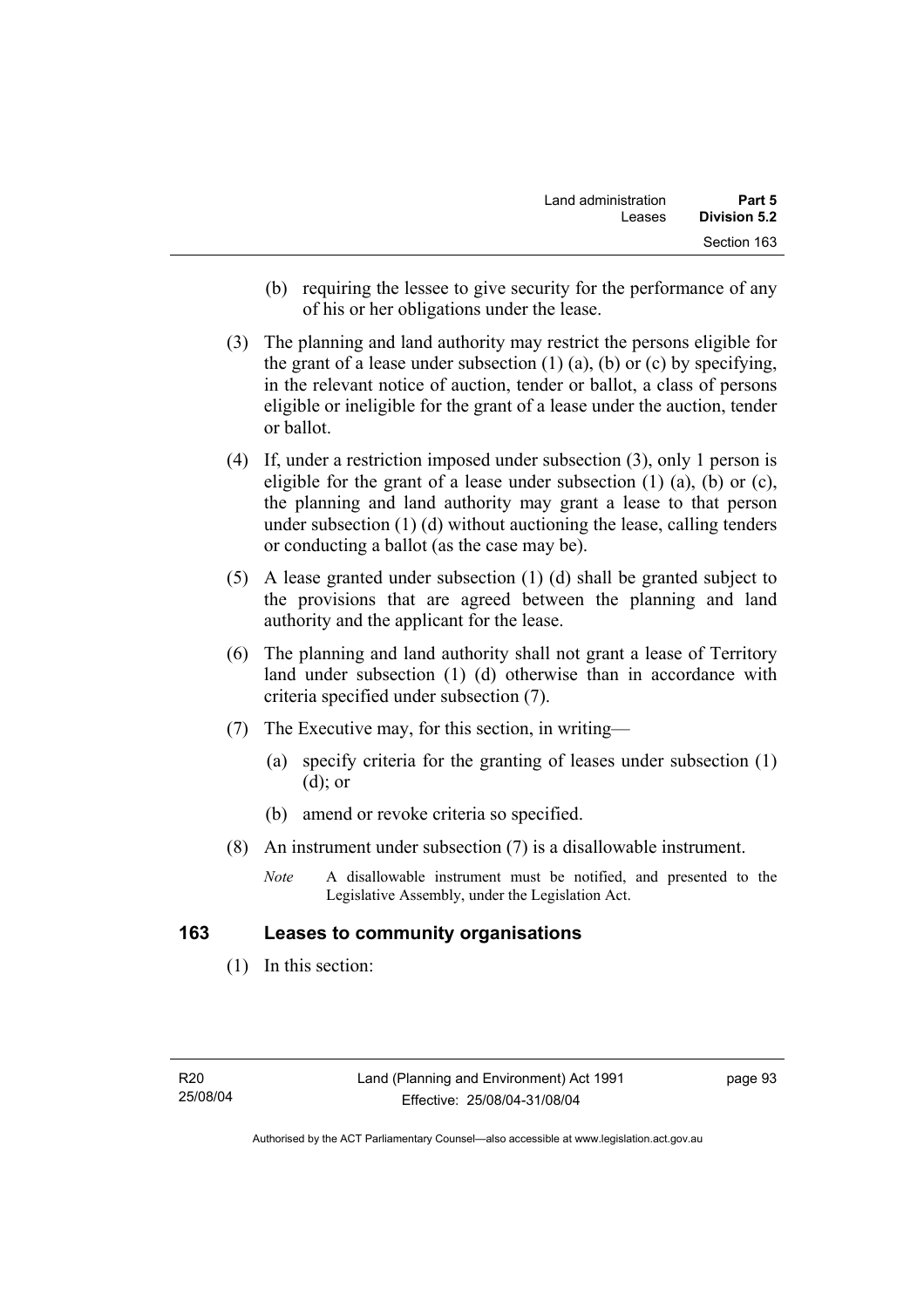(b) requiring the lessee to give security for the performance of any of his or her obligations under the lease.

(3) The planning and land authority may restrict the persons eligible for the grant of a lease under subsection (1) (a), (b) or (c) by specifying, in the relevant notice of auction, tender or ballot, a class of persons eligible or ineligible for the grant of a lease under the auction, tender or ballot.

(4) If, under a restriction imposed under subsection (3), only 1 person is eligible for the grant of a lease under subsection (1) (a), (b) or (c), the planning and land authority may grant a lease to that person under subsection (1) (d) without auctioning the lease, calling tenders or conducting a ballot (as the case may be).

(5) A lease granted under subsection (1) (d) shall be granted subject to the provisions that are agreed between the planning and land authority and the applicant for the lease.

(6) The planning and land authority shall not grant a lease of Territory land under subsection (1) (d) otherwise than in accordance with criteria specified under subsection (7).

(7) The Executive may, for this section, in writing—

(a) specify criteria for the granting of leases under subsection (1) (d); or

(b) amend or revoke criteria so specified.

(8) An instrument under subsection (7) is a disallowable instrument.

*Note* A disallowable instrument must be notified, and presented to the Legislative Assembly, under the Legislation Act.

## 163 Leases to community organisations

(1) In this section: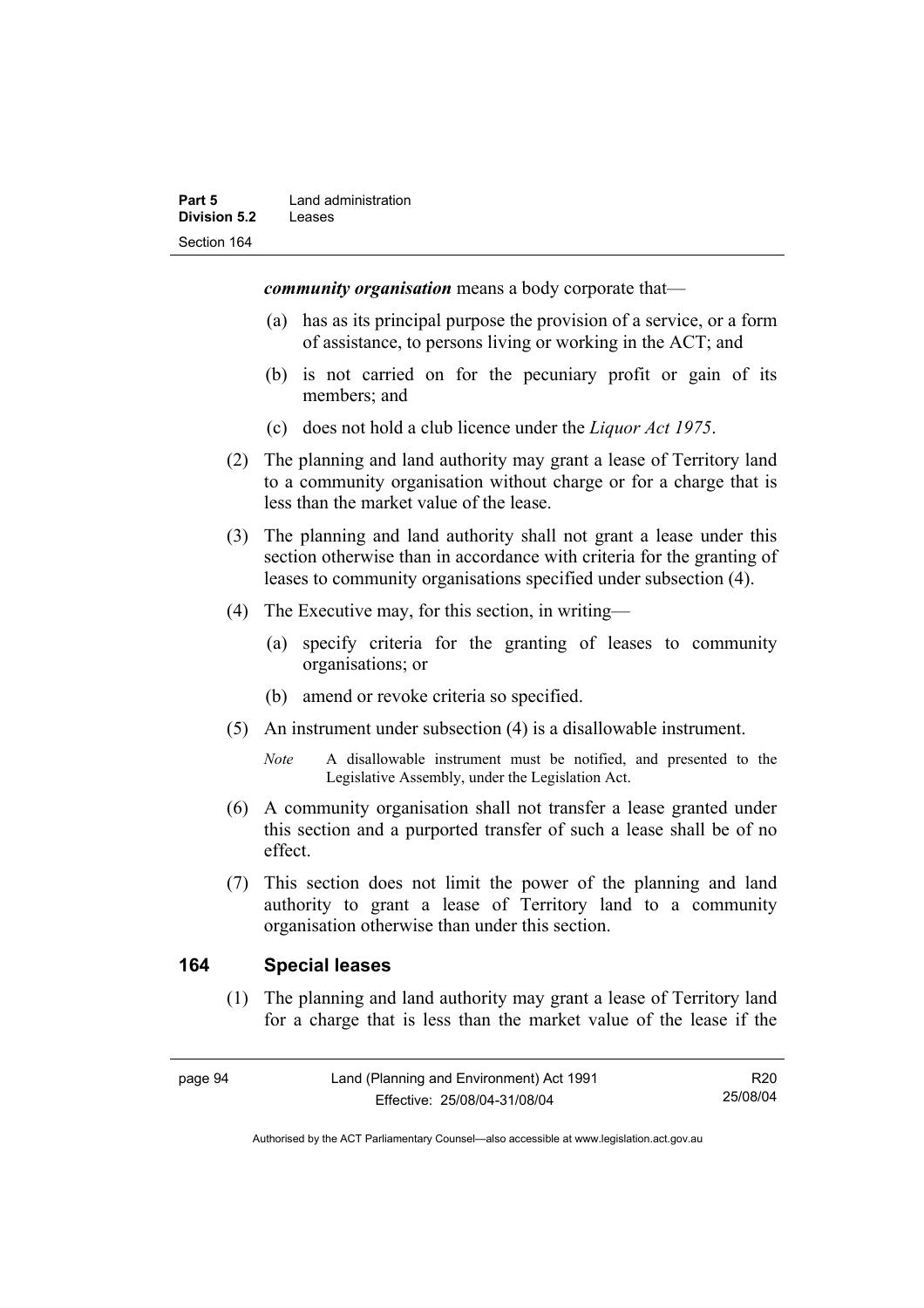***community organisation*** means a body corporate that—

(a) has as its principal purpose the provision of a service, or a form of assistance, to persons living or working in the ACT; and

(b) is not carried on for the pecuniary profit or gain of its members; and

(c) does not hold a club licence under the *Liquor Act 1975*.

(2) The planning and land authority may grant a lease of Territory land to a community organisation without charge or for a charge that is less than the market value of the lease.

(3) The planning and land authority shall not grant a lease under this section otherwise than in accordance with criteria for the granting of leases to community organisations specified under subsection (4).

(4) The Executive may, for this section, in writing—

(a) specify criteria for the granting of leases to community organisations; or

(b) amend or revoke criteria so specified.

(5) An instrument under subsection (4) is a disallowable instrument.

*Note* A disallowable instrument must be notified, and presented to the Legislative Assembly, under the Legislation Act.

(6) A community organisation shall not transfer a lease granted under this section and a purported transfer of such a lease shall be of no effect.

(7) This section does not limit the power of the planning and land authority to grant a lease of Territory land to a community organisation otherwise than under this section.

## 164 Special leases

(1) The planning and land authority may grant a lease of Territory land for a charge that is less than the market value of the lease if the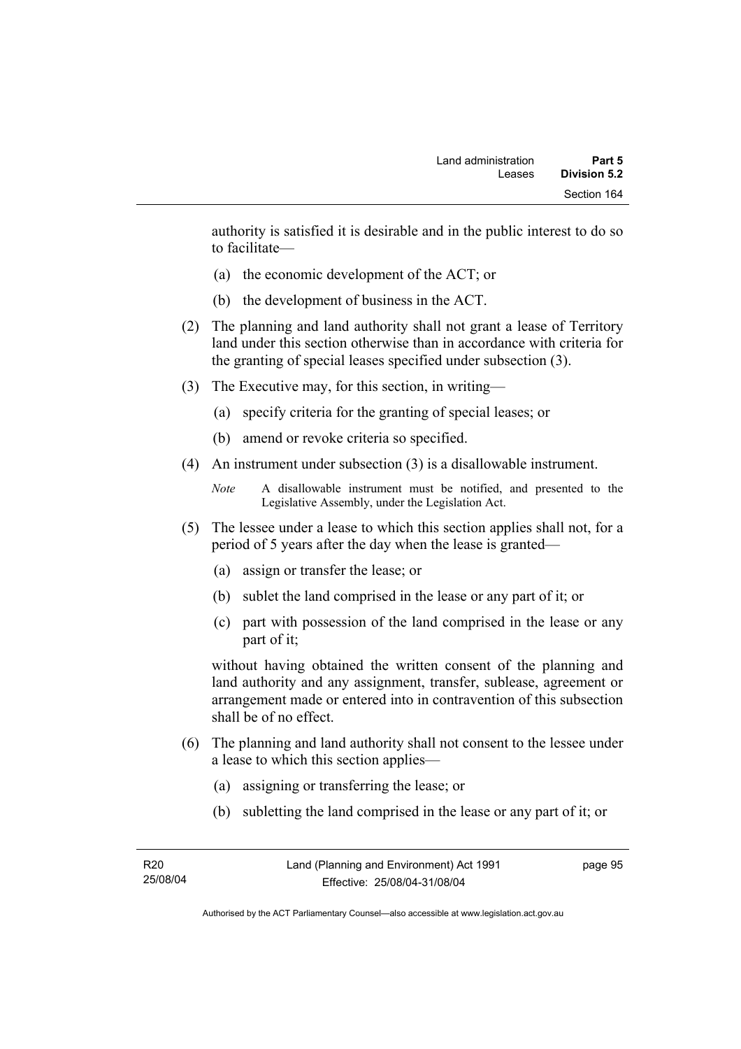authority is satisfied it is desirable and in the public interest to do so to facilitate—

(a) the economic development of the ACT; or

(b) the development of business in the ACT.

(2) The planning and land authority shall not grant a lease of Territory land under this section otherwise than in accordance with criteria for the granting of special leases specified under subsection (3).

(3) The Executive may, for this section, in writing—

(a) specify criteria for the granting of special leases; or

(b) amend or revoke criteria so specified.

(4) An instrument under subsection (3) is a disallowable instrument.

*Note* A disallowable instrument must be notified, and presented to the Legislative Assembly, under the Legislation Act.

(5) The lessee under a lease to which this section applies shall not, for a period of 5 years after the day when the lease is granted—

(a) assign or transfer the lease; or

(b) sublet the land comprised in the lease or any part of it; or

(c) part with possession of the land comprised in the lease or any part of it;

without having obtained the written consent of the planning and land authority and any assignment, transfer, sublease, agreement or arrangement made or entered into in contravention of this subsection shall be of no effect.

(6) The planning and land authority shall not consent to the lessee under a lease to which this section applies—

(a) assigning or transferring the lease; or

(b) subletting the land comprised in the lease or any part of it; or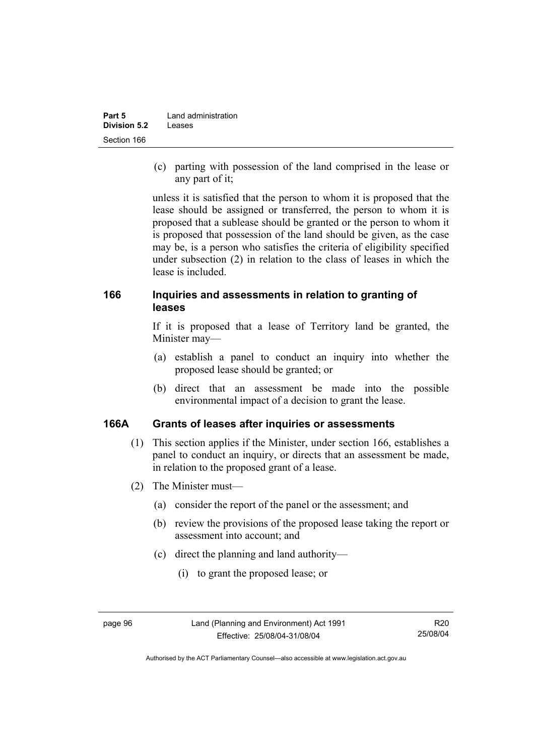(c) parting with possession of the land comprised in the lease or any part of it;

unless it is satisfied that the person to whom it is proposed that the lease should be assigned or transferred, the person to whom it is proposed that a sublease should be granted or the person to whom it is proposed that possession of the land should be given, as the case may be, is a person who satisfies the criteria of eligibility specified under subsection (2) in relation to the class of leases in which the lease is included.

### 166 Inquiries and assessments in relation to granting of leases

If it is proposed that a lease of Territory land be granted, the Minister may—

(a) establish a panel to conduct an inquiry into whether the proposed lease should be granted; or

(b) direct that an assessment be made into the possible environmental impact of a decision to grant the lease.

### 166A Grants of leases after inquiries or assessments

(1) This section applies if the Minister, under section 166, establishes a panel to conduct an inquiry, or directs that an assessment be made, in relation to the proposed grant of a lease.

(2) The Minister must—

(a) consider the report of the panel or the assessment; and

(b) review the provisions of the proposed lease taking the report or assessment into account; and

(c) direct the planning and land authority—

(i) to grant the proposed lease; or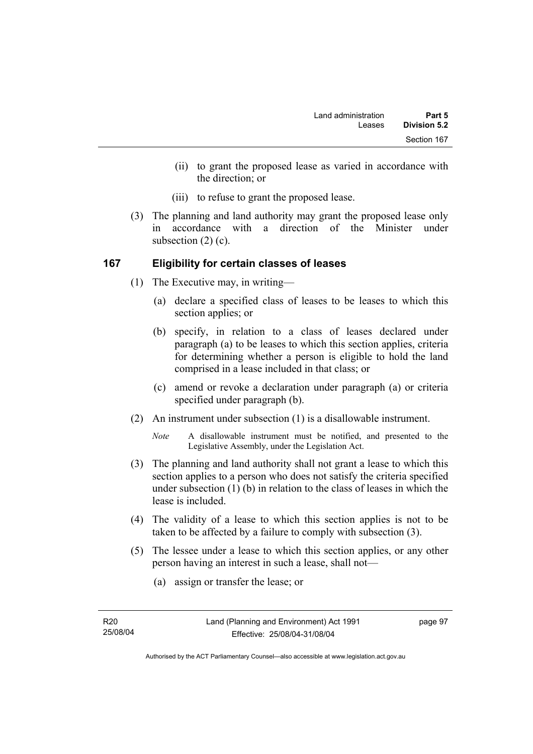(ii) to grant the proposed lease as varied in accordance with the direction; or

(iii) to refuse to grant the proposed lease.

(3) The planning and land authority may grant the proposed lease only in accordance with a direction of the Minister under subsection (2) (c).

## 167 Eligibility for certain classes of leases

(1) The Executive may, in writing—

(a) declare a specified class of leases to be leases to which this section applies; or

(b) specify, in relation to a class of leases declared under paragraph (a) to be leases to which this section applies, criteria for determining whether a person is eligible to hold the land comprised in a lease included in that class; or

(c) amend or revoke a declaration under paragraph (a) or criteria specified under paragraph (b).

(2) An instrument under subsection (1) is a disallowable instrument.

*Note* A disallowable instrument must be notified, and presented to the Legislative Assembly, under the Legislation Act.

(3) The planning and land authority shall not grant a lease to which this section applies to a person who does not satisfy the criteria specified under subsection (1) (b) in relation to the class of leases in which the lease is included.

(4) The validity of a lease to which this section applies is not to be taken to be affected by a failure to comply with subsection (3).

(5) The lessee under a lease to which this section applies, or any other person having an interest in such a lease, shall not—

(a) assign or transfer the lease; or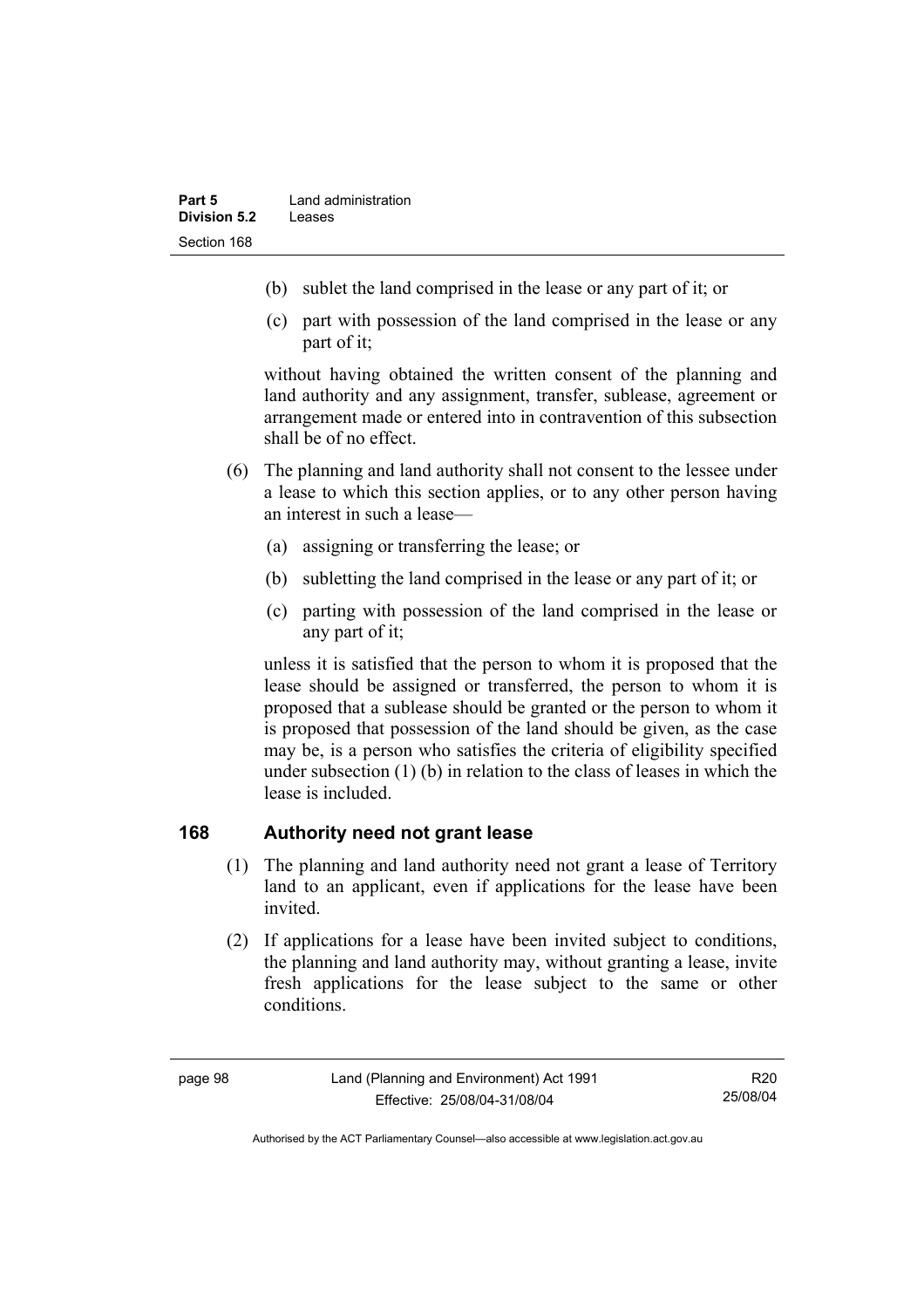(b) sublet the land comprised in the lease or any part of it; or

(c) part with possession of the land comprised in the lease or any part of it;

without having obtained the written consent of the planning and land authority and any assignment, transfer, sublease, agreement or arrangement made or entered into in contravention of this subsection shall be of no effect.

(6) The planning and land authority shall not consent to the lessee under a lease to which this section applies, or to any other person having an interest in such a lease—

(a) assigning or transferring the lease; or

(b) subletting the land comprised in the lease or any part of it; or

(c) parting with possession of the land comprised in the lease or any part of it;

unless it is satisfied that the person to whom it is proposed that the lease should be assigned or transferred, the person to whom it is proposed that a sublease should be granted or the person to whom it is proposed that possession of the land should be given, as the case may be, is a person who satisfies the criteria of eligibility specified under subsection (1) (b) in relation to the class of leases in which the lease is included.

## 168 Authority need not grant lease

(1) The planning and land authority need not grant a lease of Territory land to an applicant, even if applications for the lease have been invited.

(2) If applications for a lease have been invited subject to conditions, the planning and land authority may, without granting a lease, invite fresh applications for the lease subject to the same or other conditions.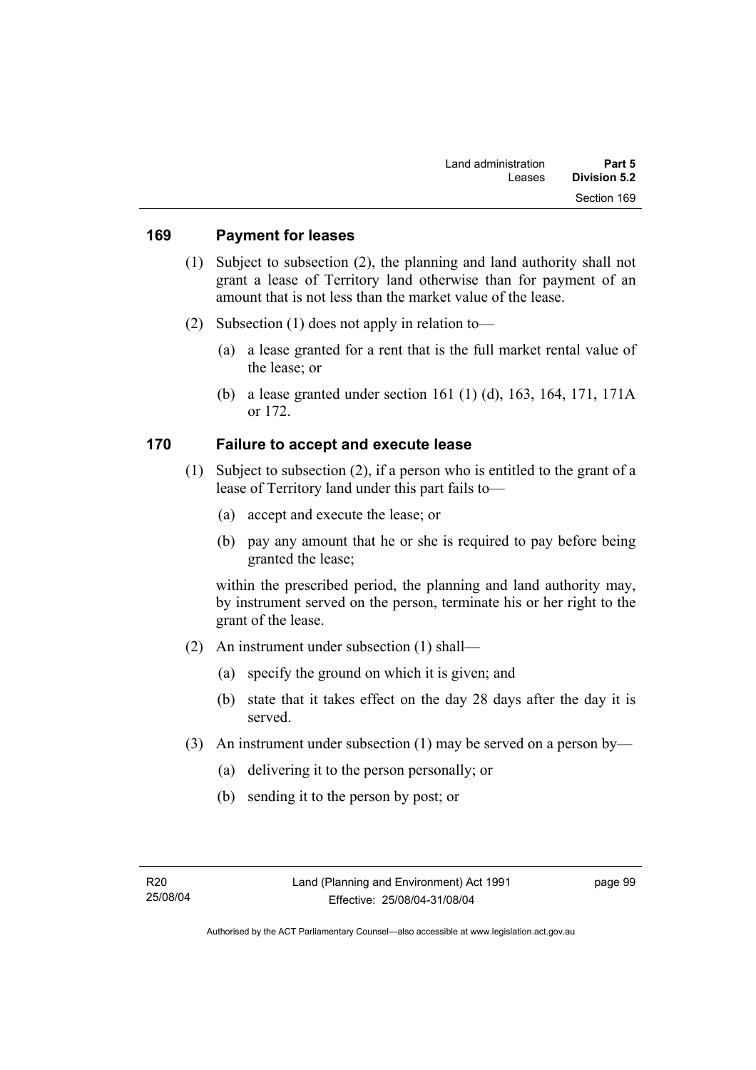## 169 Payment for leases

(1) Subject to subsection (2), the planning and land authority shall not grant a lease of Territory land otherwise than for payment of an amount that is not less than the market value of the lease.

(2) Subsection (1) does not apply in relation to—

(a) a lease granted for a rent that is the full market rental value of the lease; or

(b) a lease granted under section 161 (1) (d), 163, 164, 171, 171A or 172.

## 170 Failure to accept and execute lease

(1) Subject to subsection (2), if a person who is entitled to the grant of a lease of Territory land under this part fails to—

(a) accept and execute the lease; or

(b) pay any amount that he or she is required to pay before being granted the lease;

within the prescribed period, the planning and land authority may, by instrument served on the person, terminate his or her right to the grant of the lease.

(2) An instrument under subsection (1) shall—

(a) specify the ground on which it is given; and

(b) state that it takes effect on the day 28 days after the day it is served.

(3) An instrument under subsection (1) may be served on a person by—

(a) delivering it to the person personally; or

(b) sending it to the person by post; or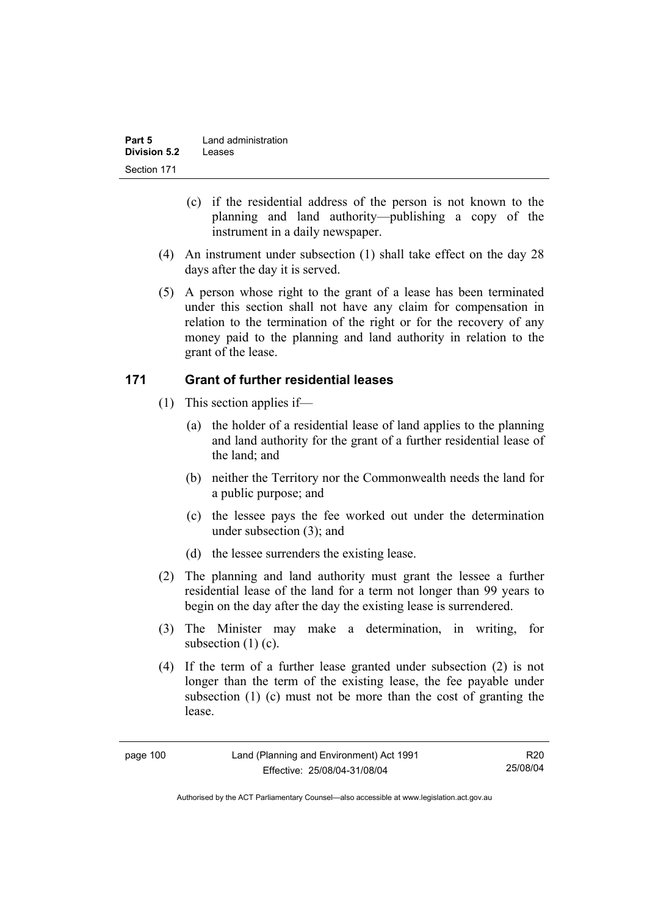(c) if the residential address of the person is not known to the planning and land authority—publishing a copy of the instrument in a daily newspaper.

(4) An instrument under subsection (1) shall take effect on the day 28 days after the day it is served.

(5) A person whose right to the grant of a lease has been terminated under this section shall not have any claim for compensation in relation to the termination of the right or for the recovery of any money paid to the planning and land authority in relation to the grant of the lease.

## 171 Grant of further residential leases

(1) This section applies if—

(a) the holder of a residential lease of land applies to the planning and land authority for the grant of a further residential lease of the land; and

(b) neither the Territory nor the Commonwealth needs the land for a public purpose; and

(c) the lessee pays the fee worked out under the determination under subsection (3); and

(d) the lessee surrenders the existing lease.

(2) The planning and land authority must grant the lessee a further residential lease of the land for a term not longer than 99 years to begin on the day after the day the existing lease is surrendered.

(3) The Minister may make a determination, in writing, for subsection (1) (c).

(4) If the term of a further lease granted under subsection (2) is not longer than the term of the existing lease, the fee payable under subsection (1) (c) must not be more than the cost of granting the lease.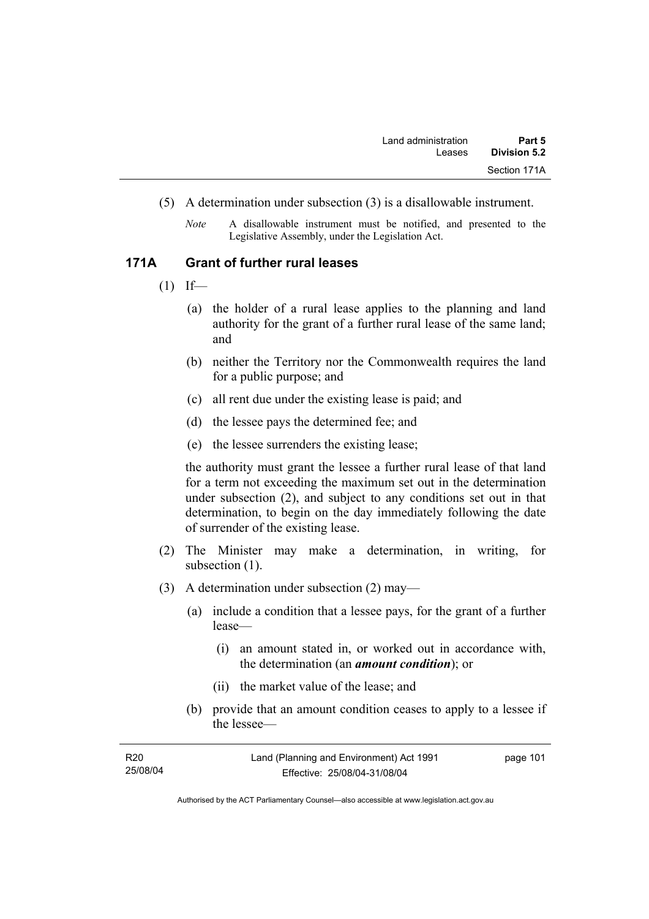(5) A determination under subsection (3) is a disallowable instrument.

*Note* A disallowable instrument must be notified, and presented to the Legislative Assembly, under the Legislation Act.

## 171A Grant of further rural leases

(1) If—

(a) the holder of a rural lease applies to the planning and land authority for the grant of a further rural lease of the same land; and

(b) neither the Territory nor the Commonwealth requires the land for a public purpose; and

(c) all rent due under the existing lease is paid; and

(d) the lessee pays the determined fee; and

(e) the lessee surrenders the existing lease;

the authority must grant the lessee a further rural lease of that land for a term not exceeding the maximum set out in the determination under subsection (2), and subject to any conditions set out in that determination, to begin on the day immediately following the date of surrender of the existing lease.

(2) The Minister may make a determination, in writing, for subsection (1).

(3) A determination under subsection (2) may—

(a) include a condition that a lessee pays, for the grant of a further lease—

(i) an amount stated in, or worked out in accordance with, the determination (an ***amount condition***); or

(ii) the market value of the lease; and

(b) provide that an amount condition ceases to apply to a lessee if the lessee—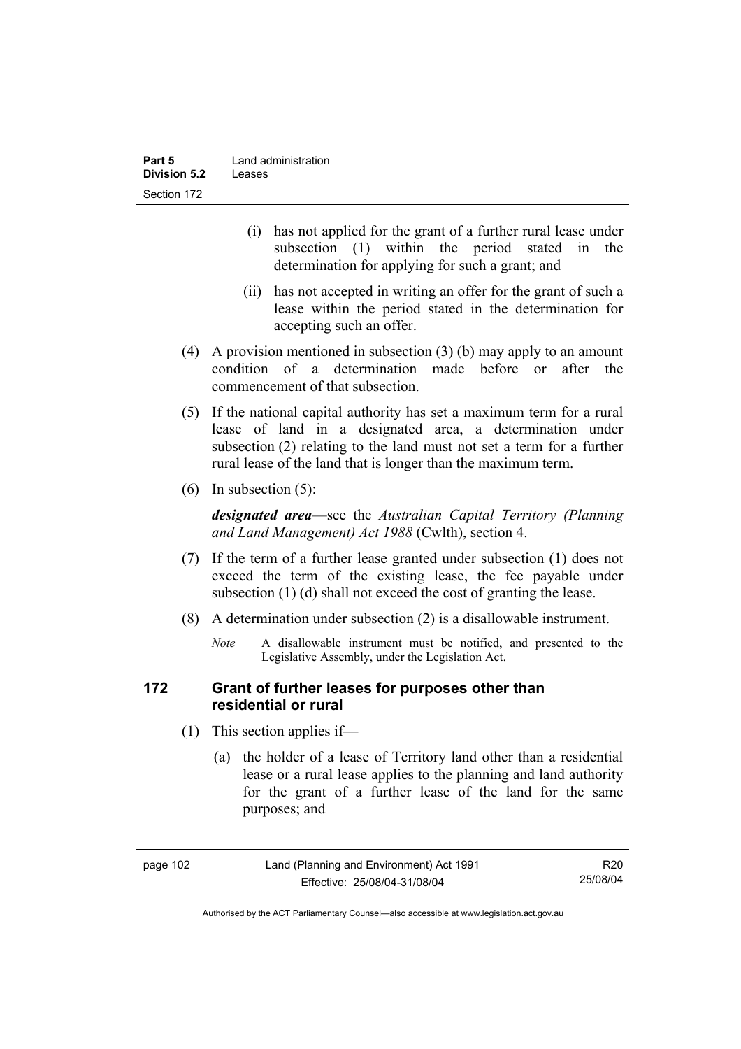(i) has not applied for the grant of a further rural lease under subsection (1) within the period stated in the determination for applying for such a grant; and

(ii) has not accepted in writing an offer for the grant of such a lease within the period stated in the determination for accepting such an offer.

(4) A provision mentioned in subsection (3) (b) may apply to an amount condition of a determination made before or after the commencement of that subsection.

(5) If the national capital authority has set a maximum term for a rural lease of land in a designated area, a determination under subsection (2) relating to the land must not set a term for a further rural lease of the land that is longer than the maximum term.

(6) In subsection (5):

***designated area***—see the *Australian Capital Territory (Planning and Land Management) Act 1988* (Cwlth), section 4.

(7) If the term of a further lease granted under subsection (1) does not exceed the term of the existing lease, the fee payable under subsection (1) (d) shall not exceed the cost of granting the lease.

(8) A determination under subsection (2) is a disallowable instrument.

*Note* A disallowable instrument must be notified, and presented to the Legislative Assembly, under the Legislation Act.

## 172 Grant of further leases for purposes other than residential or rural

(1) This section applies if—

(a) the holder of a lease of Territory land other than a residential lease or a rural lease applies to the planning and land authority for the grant of a further lease of the land for the same purposes; and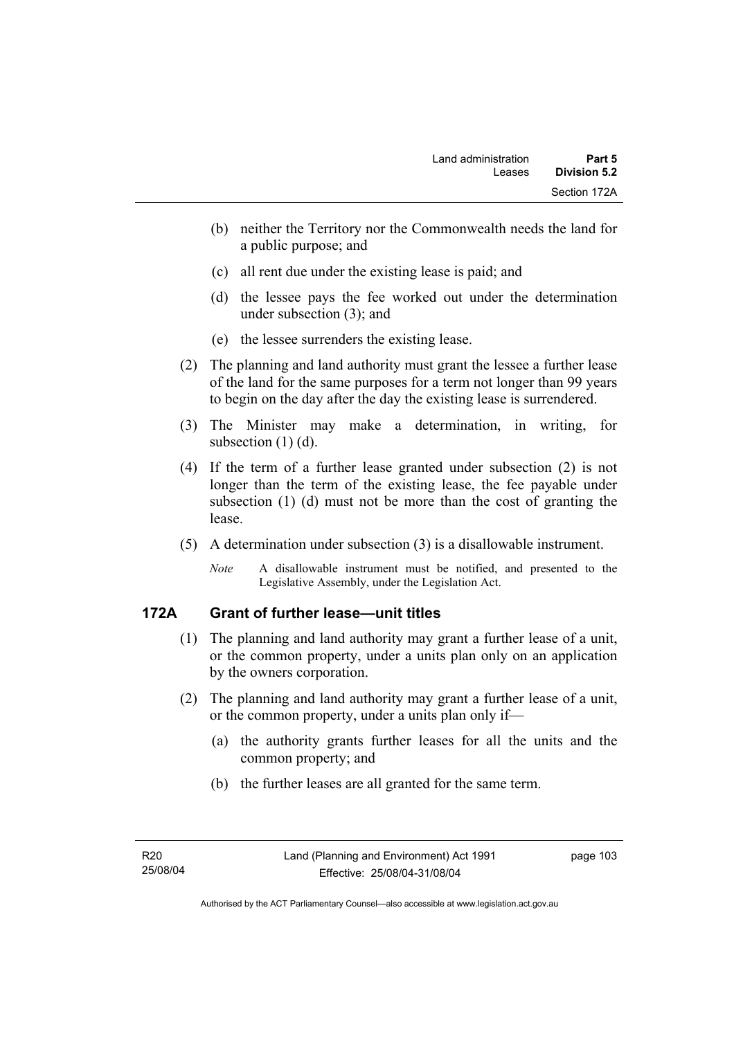(b) neither the Territory nor the Commonwealth needs the land for a public purpose; and

(c) all rent due under the existing lease is paid; and

(d) the lessee pays the fee worked out under the determination under subsection (3); and

(e) the lessee surrenders the existing lease.

(2) The planning and land authority must grant the lessee a further lease of the land for the same purposes for a term not longer than 99 years to begin on the day after the day the existing lease is surrendered.

(3) The Minister may make a determination, in writing, for subsection (1) (d).

(4) If the term of a further lease granted under subsection (2) is not longer than the term of the existing lease, the fee payable under subsection (1) (d) must not be more than the cost of granting the lease.

(5) A determination under subsection (3) is a disallowable instrument.

*Note* A disallowable instrument must be notified, and presented to the Legislative Assembly, under the Legislation Act.

## 172A Grant of further lease—unit titles

(1) The planning and land authority may grant a further lease of a unit, or the common property, under a units plan only on an application by the owners corporation.

(2) The planning and land authority may grant a further lease of a unit, or the common property, under a units plan only if—

(a) the authority grants further leases for all the units and the common property; and

(b) the further leases are all granted for the same term.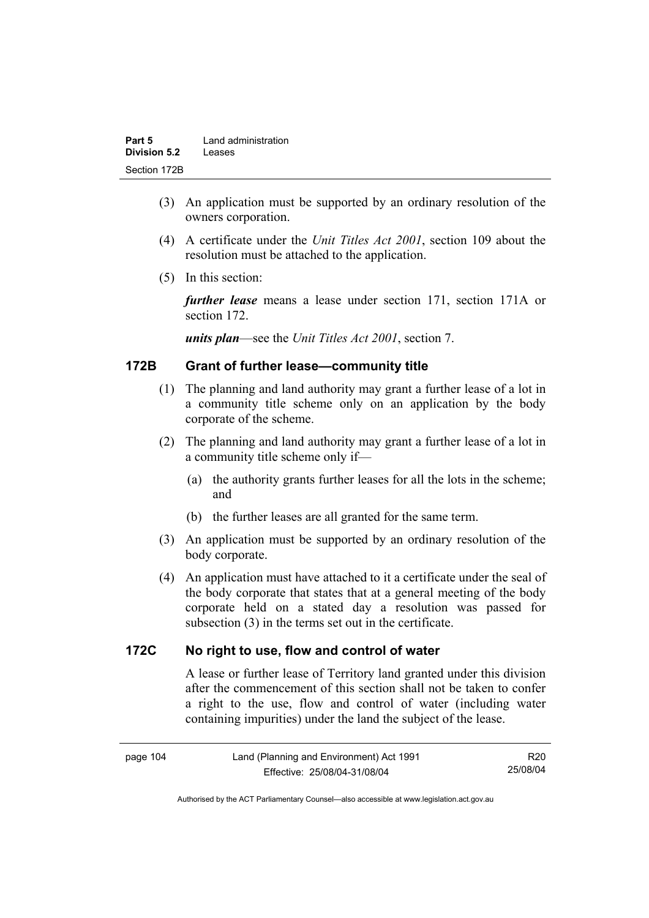(3) An application must be supported by an ordinary resolution of the owners corporation.

(4) A certificate under the *Unit Titles Act 2001*, section 109 about the resolution must be attached to the application.

(5) In this section:

***further lease*** means a lease under section 171, section 171A or section 172.

***units plan***—see the *Unit Titles Act 2001*, section 7.

## 172B Grant of further lease—community title

(1) The planning and land authority may grant a further lease of a lot in a community title scheme only on an application by the body corporate of the scheme.

(2) The planning and land authority may grant a further lease of a lot in a community title scheme only if—

(a) the authority grants further leases for all the lots in the scheme; and

(b) the further leases are all granted for the same term.

(3) An application must be supported by an ordinary resolution of the body corporate.

(4) An application must have attached to it a certificate under the seal of the body corporate that states that at a general meeting of the body corporate held on a stated day a resolution was passed for subsection (3) in the terms set out in the certificate.

## 172C No right to use, flow and control of water

A lease or further lease of Territory land granted under this division after the commencement of this section shall not be taken to confer a right to the use, flow and control of water (including water containing impurities) under the land the subject of the lease.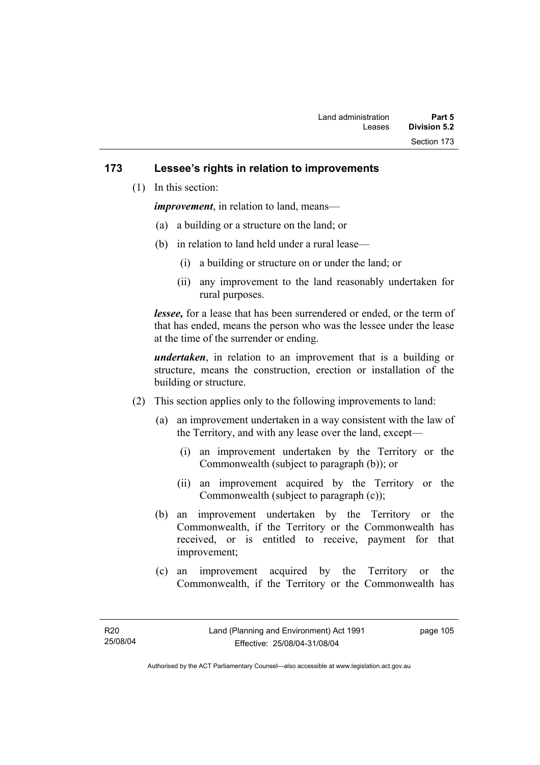## 173 Lessee's rights in relation to improvements

(1) In this section:

***improvement***, in relation to land, means—

(a) a building or a structure on the land; or

(b) in relation to land held under a rural lease—

(i) a building or structure on or under the land; or

(ii) any improvement to the land reasonably undertaken for rural purposes.

***lessee,*** for a lease that has been surrendered or ended, or the term of that has ended, means the person who was the lessee under the lease at the time of the surrender or ending.

***undertaken***, in relation to an improvement that is a building or structure, means the construction, erection or installation of the building or structure.

(2) This section applies only to the following improvements to land:

(a) an improvement undertaken in a way consistent with the law of the Territory, and with any lease over the land, except—

(i) an improvement undertaken by the Territory or the Commonwealth (subject to paragraph (b)); or

(ii) an improvement acquired by the Territory or the Commonwealth (subject to paragraph (c));

(b) an improvement undertaken by the Territory or the Commonwealth, if the Territory or the Commonwealth has received, or is entitled to receive, payment for that improvement;

(c) an improvement acquired by the Territory or the Commonwealth, if the Territory or the Commonwealth has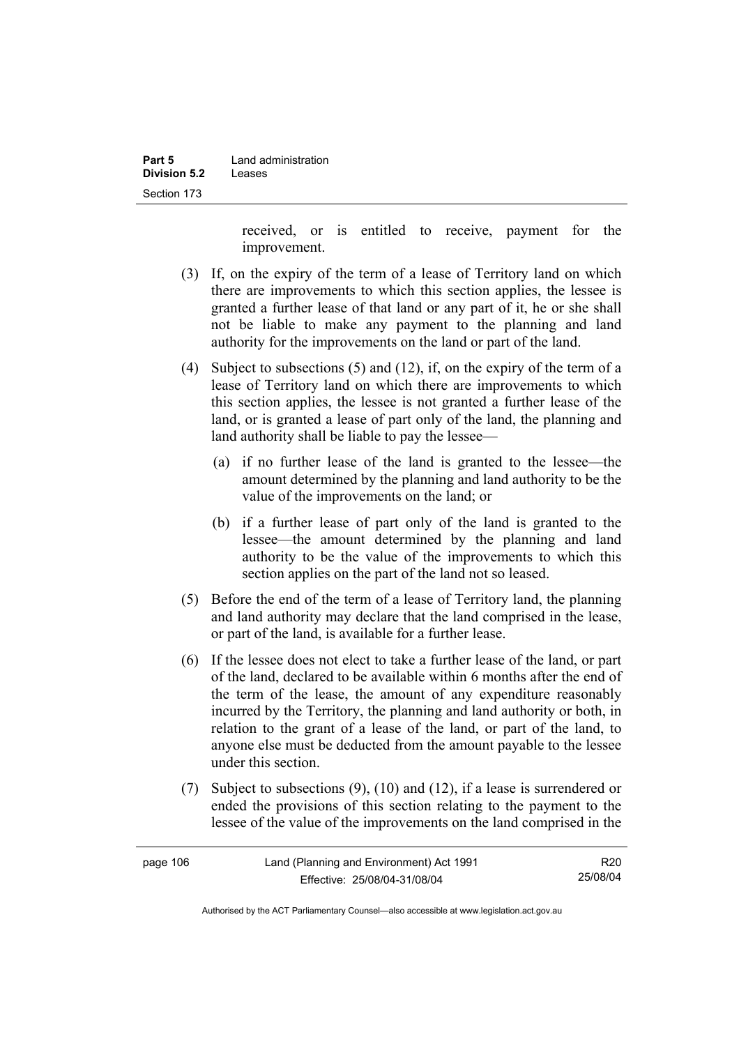received, or is entitled to receive, payment for the improvement.

(3) If, on the expiry of the term of a lease of Territory land on which there are improvements to which this section applies, the lessee is granted a further lease of that land or any part of it, he or she shall not be liable to make any payment to the planning and land authority for the improvements on the land or part of the land.

(4) Subject to subsections (5) and (12), if, on the expiry of the term of a lease of Territory land on which there are improvements to which this section applies, the lessee is not granted a further lease of the land, or is granted a lease of part only of the land, the planning and land authority shall be liable to pay the lessee—

(a) if no further lease of the land is granted to the lessee—the amount determined by the planning and land authority to be the value of the improvements on the land; or

(b) if a further lease of part only of the land is granted to the lessee—the amount determined by the planning and land authority to be the value of the improvements to which this section applies on the part of the land not so leased.

(5) Before the end of the term of a lease of Territory land, the planning and land authority may declare that the land comprised in the lease, or part of the land, is available for a further lease.

(6) If the lessee does not elect to take a further lease of the land, or part of the land, declared to be available within 6 months after the end of the term of the lease, the amount of any expenditure reasonably incurred by the Territory, the planning and land authority or both, in relation to the grant of a lease of the land, or part of the land, to anyone else must be deducted from the amount payable to the lessee under this section.

(7) Subject to subsections (9), (10) and (12), if a lease is surrendered or ended the provisions of this section relating to the payment to the lessee of the value of the improvements on the land comprised in the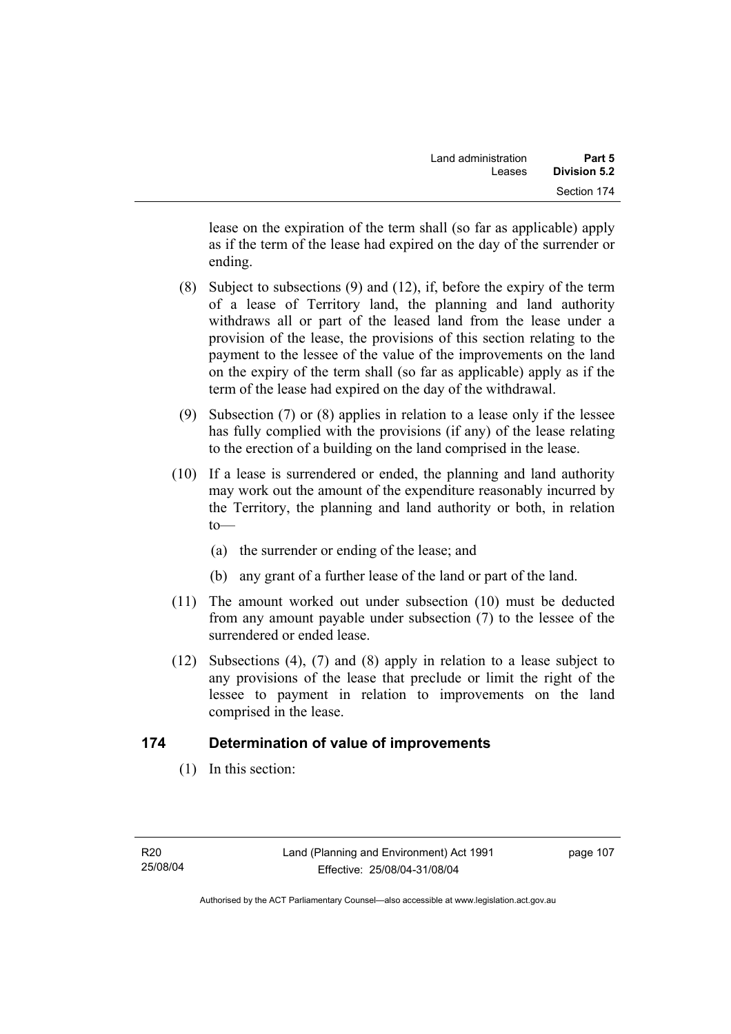lease on the expiration of the term shall (so far as applicable) apply as if the term of the lease had expired on the day of the surrender or ending.

(8) Subject to subsections (9) and (12), if, before the expiry of the term of a lease of Territory land, the planning and land authority withdraws all or part of the leased land from the lease under a provision of the lease, the provisions of this section relating to the payment to the lessee of the value of the improvements on the land on the expiry of the term shall (so far as applicable) apply as if the term of the lease had expired on the day of the withdrawal.

(9) Subsection (7) or (8) applies in relation to a lease only if the lessee has fully complied with the provisions (if any) of the lease relating to the erection of a building on the land comprised in the lease.

(10) If a lease is surrendered or ended, the planning and land authority may work out the amount of the expenditure reasonably incurred by the Territory, the planning and land authority or both, in relation to—

(a) the surrender or ending of the lease; and

(b) any grant of a further lease of the land or part of the land.

(11) The amount worked out under subsection (10) must be deducted from any amount payable under subsection (7) to the lessee of the surrendered or ended lease.

(12) Subsections (4), (7) and (8) apply in relation to a lease subject to any provisions of the lease that preclude or limit the right of the lessee to payment in relation to improvements on the land comprised in the lease.

## 174 Determination of value of improvements

(1) In this section: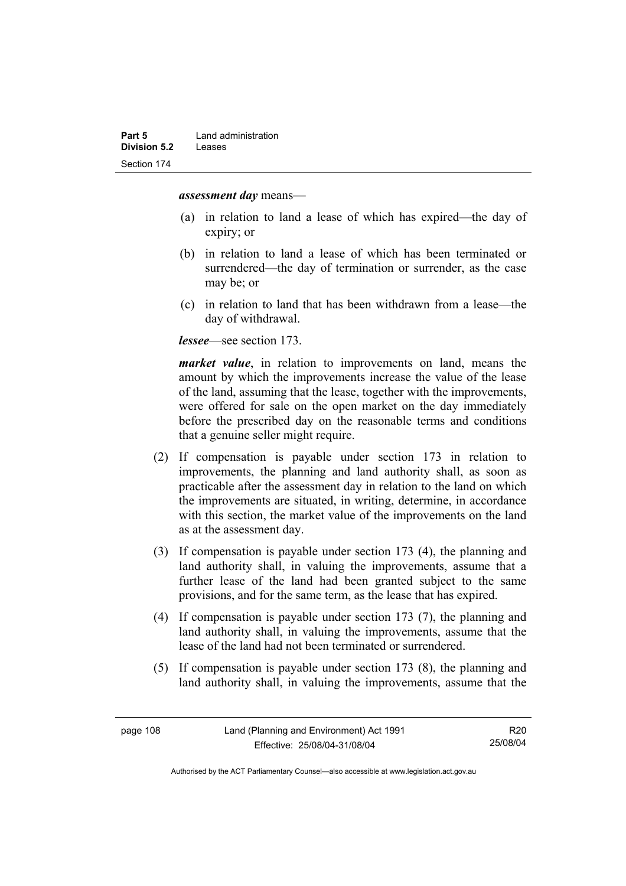***assessment day*** means—

(a) in relation to land a lease of which has expired—the day of expiry; or

(b) in relation to land a lease of which has been terminated or surrendered—the day of termination or surrender, as the case may be; or

(c) in relation to land that has been withdrawn from a lease—the day of withdrawal.

***lessee***—see section 173.

***market value***, in relation to improvements on land, means the amount by which the improvements increase the value of the lease of the land, assuming that the lease, together with the improvements, were offered for sale on the open market on the day immediately before the prescribed day on the reasonable terms and conditions that a genuine seller might require.

(2) If compensation is payable under section 173 in relation to improvements, the planning and land authority shall, as soon as practicable after the assessment day in relation to the land on which the improvements are situated, in writing, determine, in accordance with this section, the market value of the improvements on the land as at the assessment day.

(3) If compensation is payable under section 173 (4), the planning and land authority shall, in valuing the improvements, assume that a further lease of the land had been granted subject to the same provisions, and for the same term, as the lease that has expired.

(4) If compensation is payable under section 173 (7), the planning and land authority shall, in valuing the improvements, assume that the lease of the land had not been terminated or surrendered.

(5) If compensation is payable under section 173 (8), the planning and land authority shall, in valuing the improvements, assume that the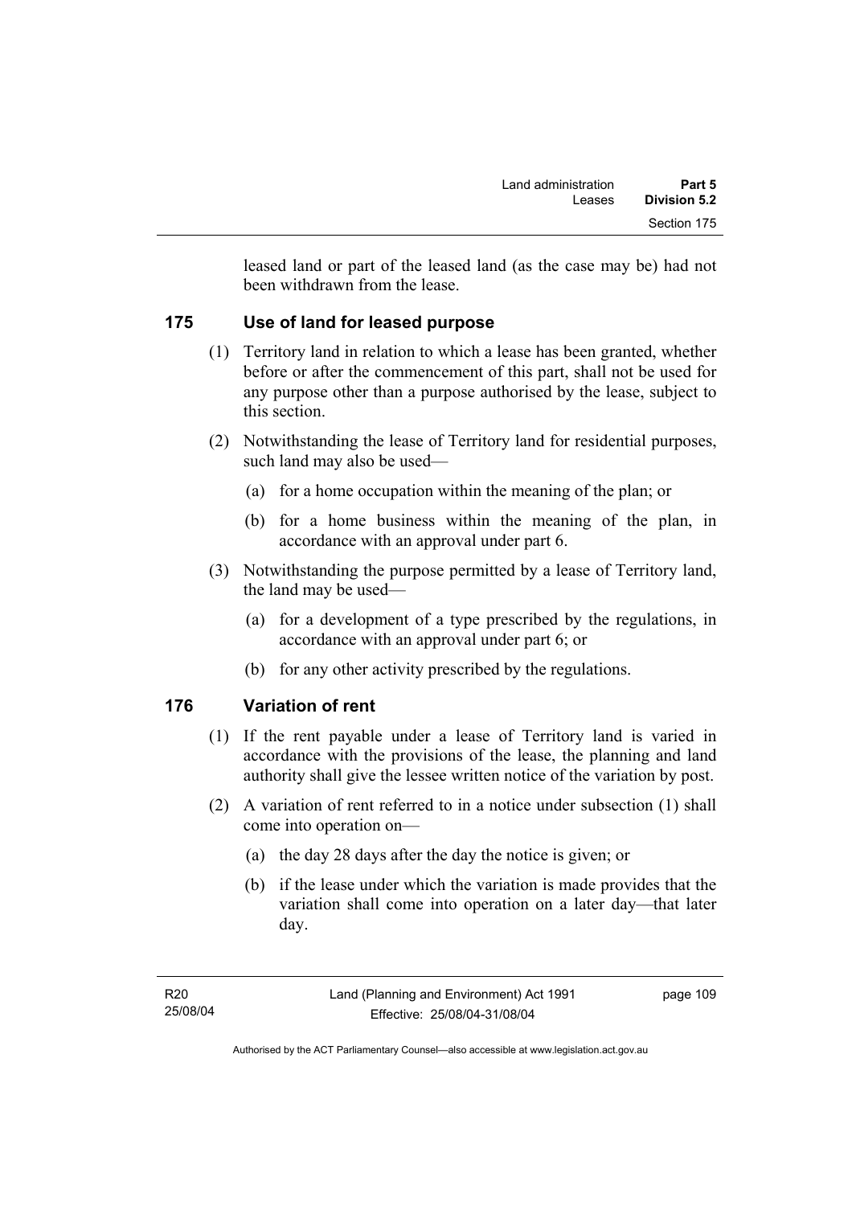leased land or part of the leased land (as the case may be) had not been withdrawn from the lease.

## 175 Use of land for leased purpose

(1) Territory land in relation to which a lease has been granted, whether before or after the commencement of this part, shall not be used for any purpose other than a purpose authorised by the lease, subject to this section.

(2) Notwithstanding the lease of Territory land for residential purposes, such land may also be used—

(a) for a home occupation within the meaning of the plan; or

(b) for a home business within the meaning of the plan, in accordance with an approval under part 6.

(3) Notwithstanding the purpose permitted by a lease of Territory land, the land may be used—

(a) for a development of a type prescribed by the regulations, in accordance with an approval under part 6; or

(b) for any other activity prescribed by the regulations.

## 176 Variation of rent

(1) If the rent payable under a lease of Territory land is varied in accordance with the provisions of the lease, the planning and land authority shall give the lessee written notice of the variation by post.

(2) A variation of rent referred to in a notice under subsection (1) shall come into operation on—

(a) the day 28 days after the day the notice is given; or

(b) if the lease under which the variation is made provides that the variation shall come into operation on a later day—that later day.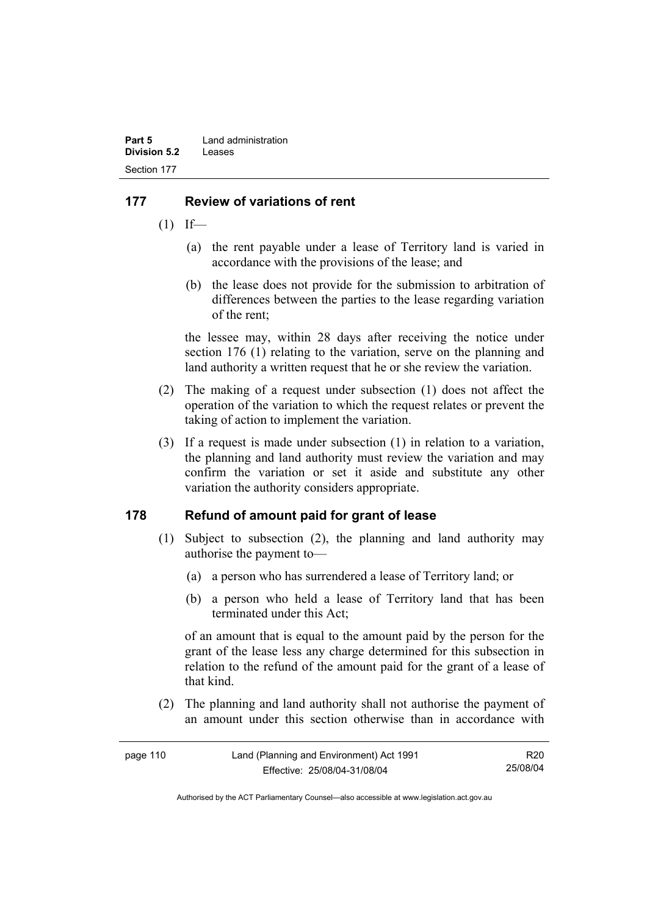## 177 Review of variations of rent

(1) If—

(a) the rent payable under a lease of Territory land is varied in accordance with the provisions of the lease; and

(b) the lease does not provide for the submission to arbitration of differences between the parties to the lease regarding variation of the rent;

the lessee may, within 28 days after receiving the notice under section 176 (1) relating to the variation, serve on the planning and land authority a written request that he or she review the variation.

(2) The making of a request under subsection (1) does not affect the operation of the variation to which the request relates or prevent the taking of action to implement the variation.

(3) If a request is made under subsection (1) in relation to a variation, the planning and land authority must review the variation and may confirm the variation or set it aside and substitute any other variation the authority considers appropriate.

## 178 Refund of amount paid for grant of lease

(1) Subject to subsection (2), the planning and land authority may authorise the payment to—

(a) a person who has surrendered a lease of Territory land; or

(b) a person who held a lease of Territory land that has been terminated under this Act;

of an amount that is equal to the amount paid by the person for the grant of the lease less any charge determined for this subsection in relation to the refund of the amount paid for the grant of a lease of that kind.

(2) The planning and land authority shall not authorise the payment of an amount under this section otherwise than in accordance with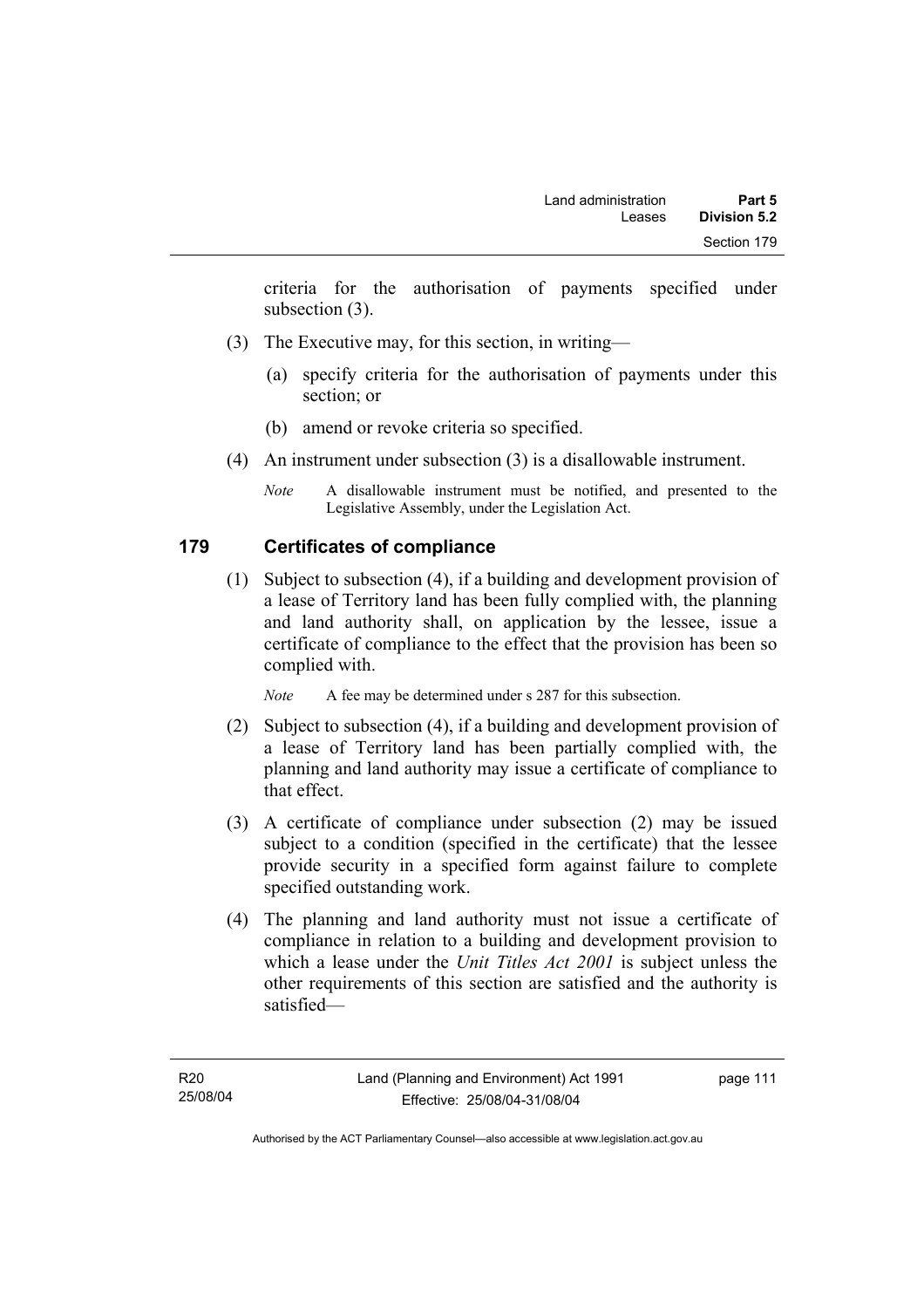criteria for the authorisation of payments specified under subsection (3).

(3) The Executive may, for this section, in writing—

(a) specify criteria for the authorisation of payments under this section; or

(b) amend or revoke criteria so specified.

(4) An instrument under subsection (3) is a disallowable instrument.

*Note* A disallowable instrument must be notified, and presented to the Legislative Assembly, under the Legislation Act.

## 179 Certificates of compliance

(1) Subject to subsection (4), if a building and development provision of a lease of Territory land has been fully complied with, the planning and land authority shall, on application by the lessee, issue a certificate of compliance to the effect that the provision has been so complied with.

*Note* A fee may be determined under s 287 for this subsection.

(2) Subject to subsection (4), if a building and development provision of a lease of Territory land has been partially complied with, the planning and land authority may issue a certificate of compliance to that effect.

(3) A certificate of compliance under subsection (2) may be issued subject to a condition (specified in the certificate) that the lessee provide security in a specified form against failure to complete specified outstanding work.

(4) The planning and land authority must not issue a certificate of compliance in relation to a building and development provision to which a lease under the *Unit Titles Act 2001* is subject unless the other requirements of this section are satisfied and the authority is satisfied—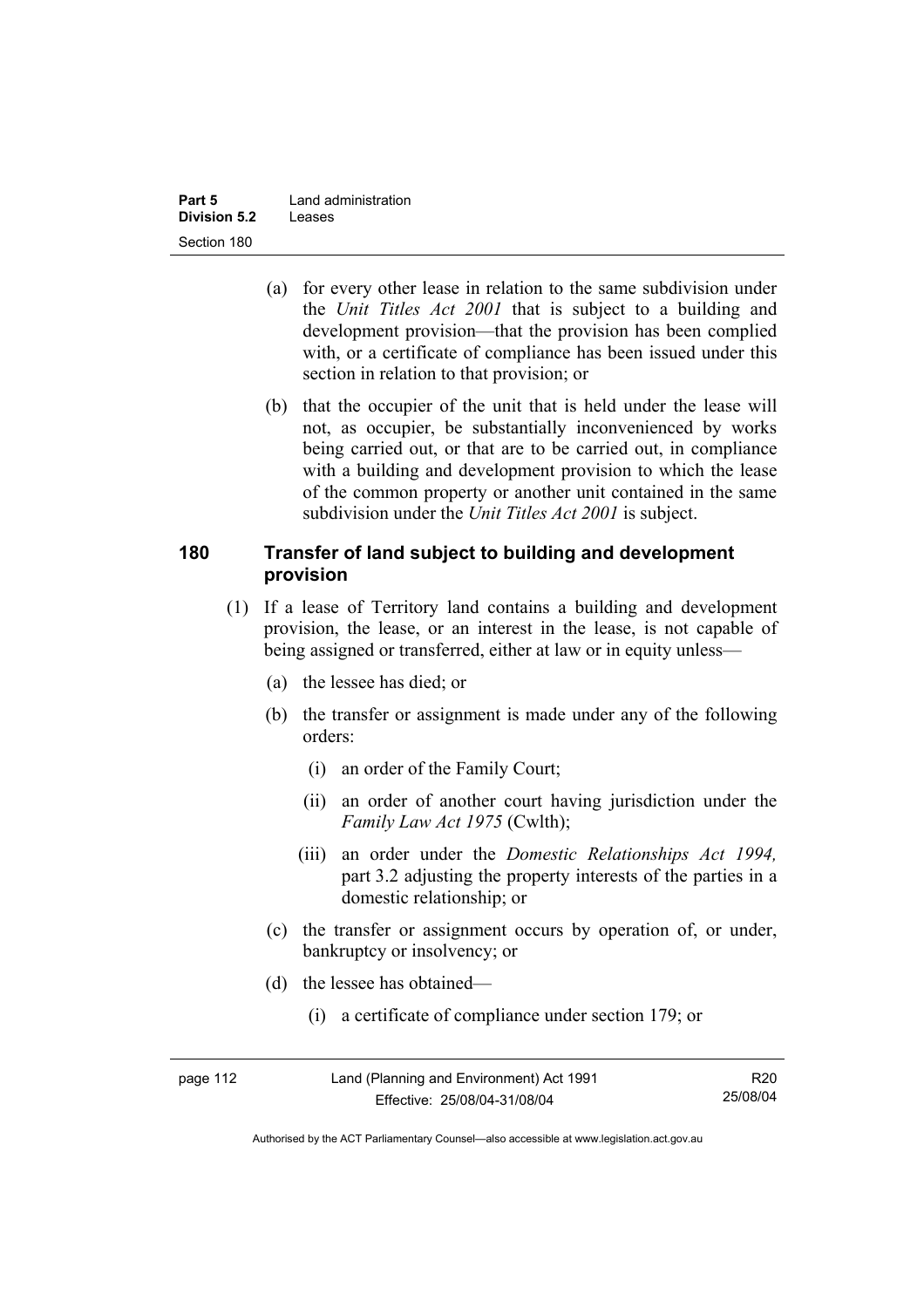(a) for every other lease in relation to the same subdivision under the *Unit Titles Act 2001* that is subject to a building and development provision—that the provision has been complied with, or a certificate of compliance has been issued under this section in relation to that provision; or

(b) that the occupier of the unit that is held under the lease will not, as occupier, be substantially inconvenienced by works being carried out, or that are to be carried out, in compliance with a building and development provision to which the lease of the common property or another unit contained in the same subdivision under the *Unit Titles Act 2001* is subject.

## 180 Transfer of land subject to building and development provision

(1) If a lease of Territory land contains a building and development provision, the lease, or an interest in the lease, is not capable of being assigned or transferred, either at law or in equity unless—

(a) the lessee has died; or

(b) the transfer or assignment is made under any of the following orders:

(i) an order of the Family Court;

(ii) an order of another court having jurisdiction under the *Family Law Act 1975* (Cwlth);

(iii) an order under the *Domestic Relationships Act 1994,* part 3.2 adjusting the property interests of the parties in a domestic relationship; or

(c) the transfer or assignment occurs by operation of, or under, bankruptcy or insolvency; or

(d) the lessee has obtained—

(i) a certificate of compliance under section 179; or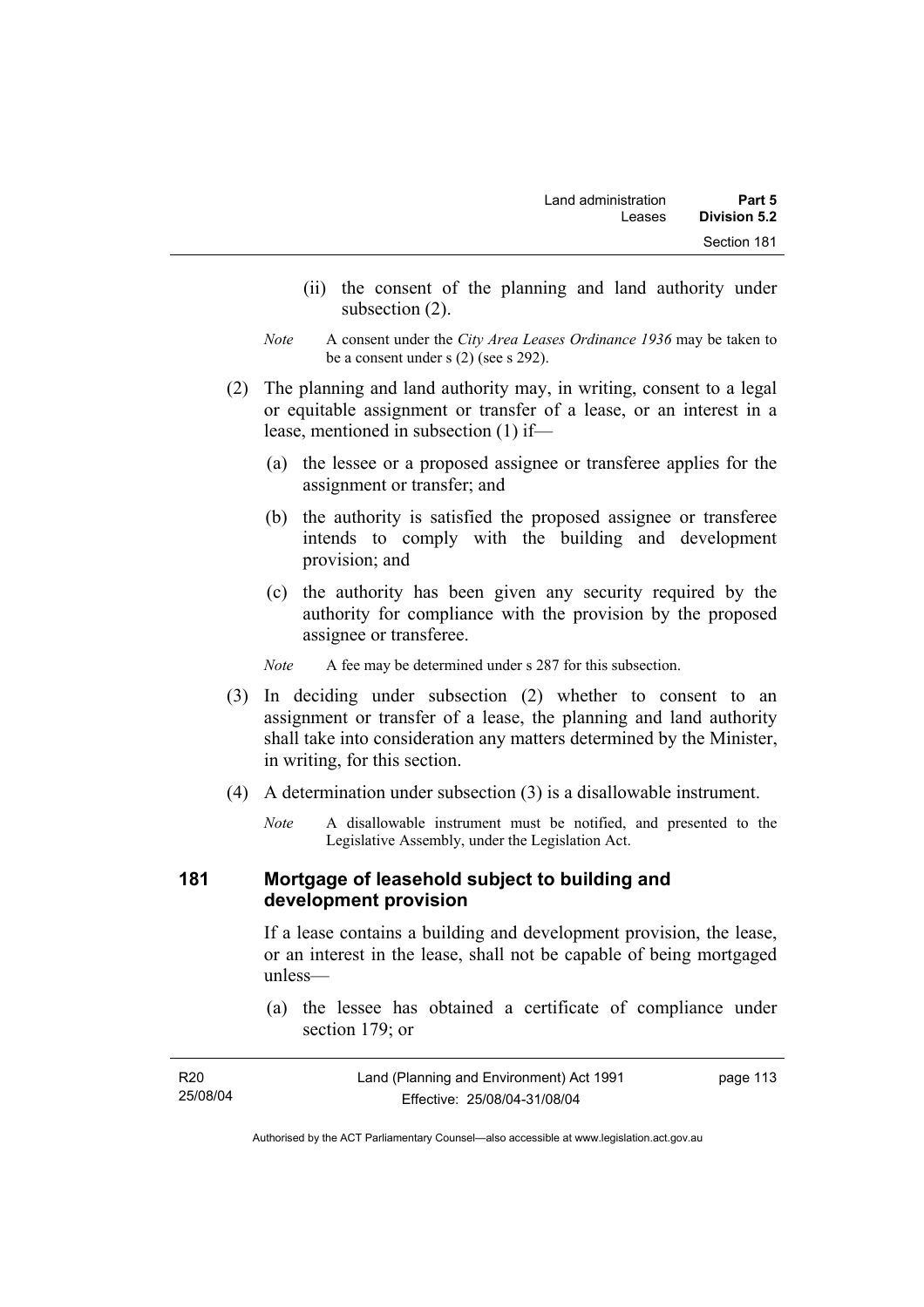(ii) the consent of the planning and land authority under subsection (2).

*Note* A consent under the *City Area Leases Ordinance 1936* may be taken to be a consent under s (2) (see s 292).

(2) The planning and land authority may, in writing, consent to a legal or equitable assignment or transfer of a lease, or an interest in a lease, mentioned in subsection (1) if—

(a) the lessee or a proposed assignee or transferee applies for the assignment or transfer; and

(b) the authority is satisfied the proposed assignee or transferee intends to comply with the building and development provision; and

(c) the authority has been given any security required by the authority for compliance with the provision by the proposed assignee or transferee.

*Note* A fee may be determined under s 287 for this subsection.

(3) In deciding under subsection (2) whether to consent to an assignment or transfer of a lease, the planning and land authority shall take into consideration any matters determined by the Minister, in writing, for this section.

(4) A determination under subsection (3) is a disallowable instrument.

*Note* A disallowable instrument must be notified, and presented to the Legislative Assembly, under the Legislation Act.

## 181 Mortgage of leasehold subject to building and development provision

If a lease contains a building and development provision, the lease, or an interest in the lease, shall not be capable of being mortgaged unless—

(a) the lessee has obtained a certificate of compliance under section 179; or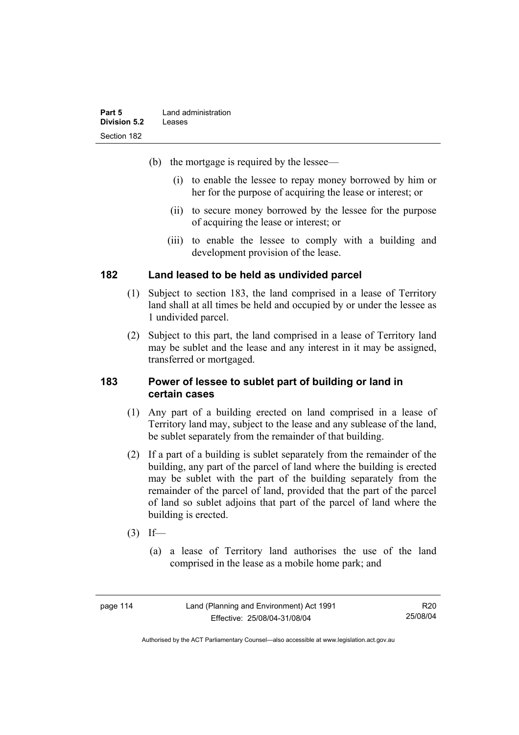(b) the mortgage is required by the lessee—

  (i) to enable the lessee to repay money borrowed by him or her for the purpose of acquiring the lease or interest; or

  (ii) to secure money borrowed by the lessee for the purpose of acquiring the lease or interest; or

  (iii) to enable the lessee to comply with a building and development provision of the lease.

## 182 Land leased to be held as undivided parcel

(1) Subject to section 183, the land comprised in a lease of Territory land shall at all times be held and occupied by or under the lessee as 1 undivided parcel.

(2) Subject to this part, the land comprised in a lease of Territory land may be sublet and the lease and any interest in it may be assigned, transferred or mortgaged.

## 183 Power of lessee to sublet part of building or land in certain cases

(1) Any part of a building erected on land comprised in a lease of Territory land may, subject to the lease and any sublease of the land, be sublet separately from the remainder of that building.

(2) If a part of a building is sublet separately from the remainder of the building, any part of the parcel of land where the building is erected may be sublet with the part of the building separately from the remainder of the parcel of land, provided that the part of the parcel of land so sublet adjoins that part of the parcel of land where the building is erected.

(3) If—

  (a) a lease of Territory land authorises the use of the land comprised in the lease as a mobile home park; and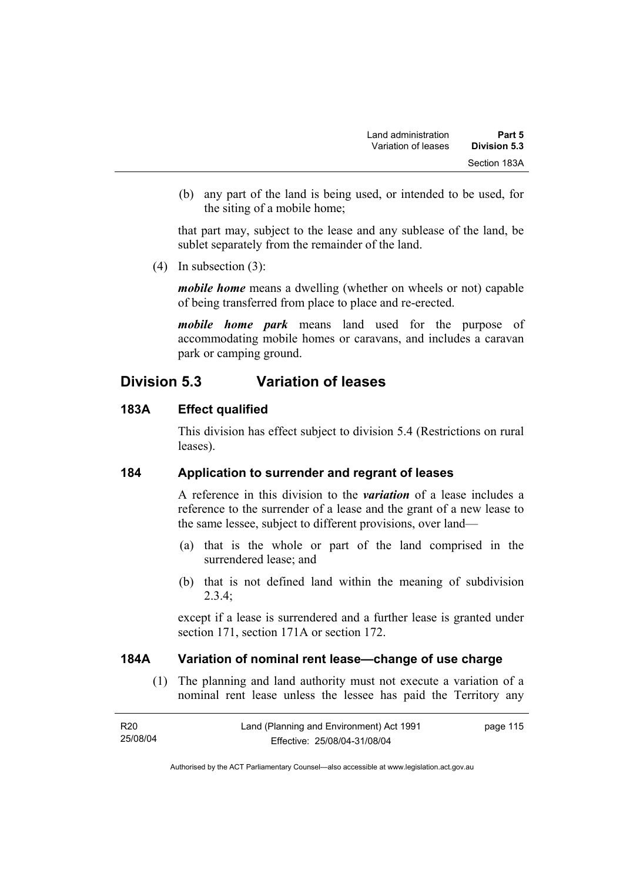(b) any part of the land is being used, or intended to be used, for the siting of a mobile home;

that part may, subject to the lease and any sublease of the land, be sublet separately from the remainder of the land.

(4) In subsection (3):

***mobile home*** means a dwelling (whether on wheels or not) capable of being transferred from place to place and re-erected.

***mobile home park*** means land used for the purpose of accommodating mobile homes or caravans, and includes a caravan park or camping ground.

## Division 5.3 Variation of leases

### 183A Effect qualified

This division has effect subject to division 5.4 (Restrictions on rural leases).

### 184 Application to surrender and regrant of leases

A reference in this division to the ***variation*** of a lease includes a reference to the surrender of a lease and the grant of a new lease to the same lessee, subject to different provisions, over land—

(a) that is the whole or part of the land comprised in the surrendered lease; and

(b) that is not defined land within the meaning of subdivision 2.3.4;

except if a lease is surrendered and a further lease is granted under section 171, section 171A or section 172.

### 184A Variation of nominal rent lease—change of use charge

(1) The planning and land authority must not execute a variation of a nominal rent lease unless the lessee has paid the Territory any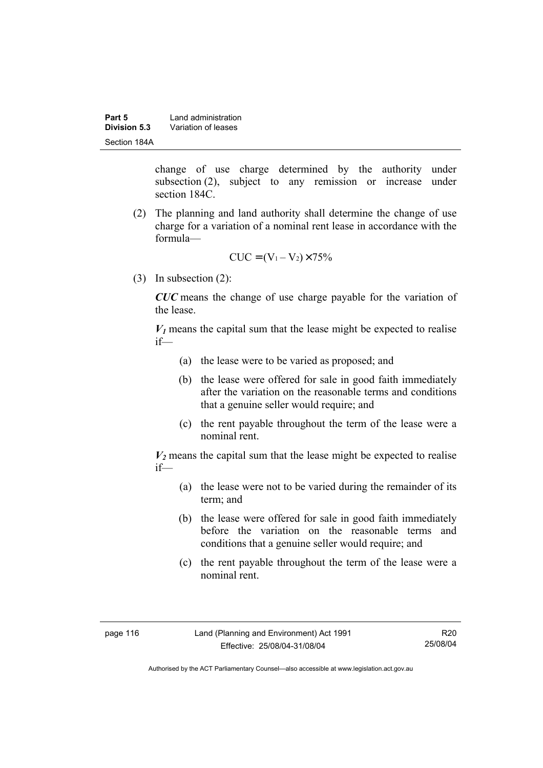change of use charge determined by the authority under subsection (2), subject to any remission or increase under section 184C.

(2) The planning and land authority shall determine the change of use charge for a variation of a nominal rent lease in accordance with the formula—

$$CUC = (V_1 - V_2) \times 75\%$$

(3) In subsection (2):

***CUC*** means the change of use charge payable for the variation of the lease.

***$V_1$*** means the capital sum that the lease might be expected to realise if—

(a) the lease were to be varied as proposed; and

(b) the lease were offered for sale in good faith immediately after the variation on the reasonable terms and conditions that a genuine seller would require; and

(c) the rent payable throughout the term of the lease were a nominal rent.

***$V_2$*** means the capital sum that the lease might be expected to realise if—

(a) the lease were not to be varied during the remainder of its term; and

(b) the lease were offered for sale in good faith immediately before the variation on the reasonable terms and conditions that a genuine seller would require; and

(c) the rent payable throughout the term of the lease were a nominal rent.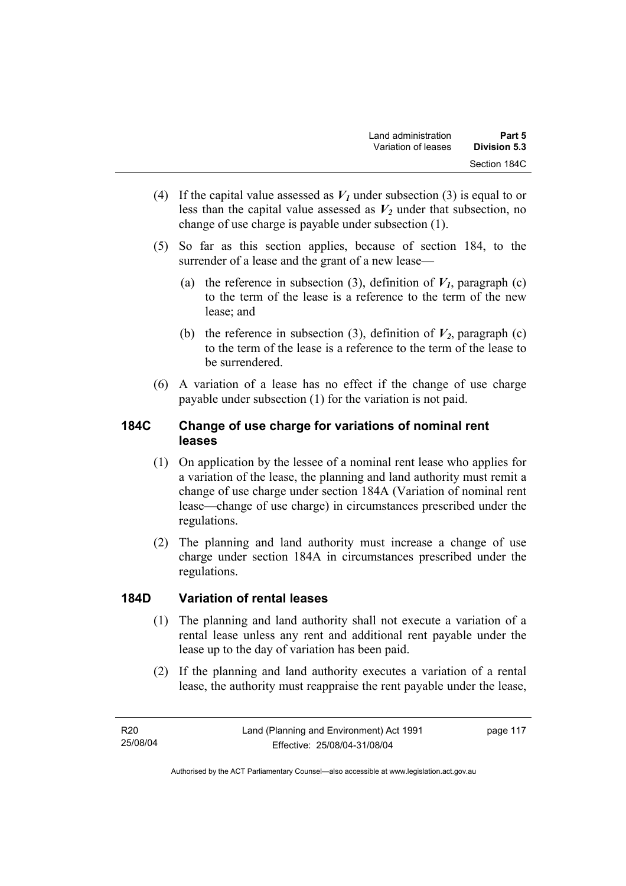(4) If the capital value assessed as $V_1$ under subsection (3) is equal to or less than the capital value assessed as $V_2$ under that subsection, no change of use charge is payable under subsection (1).

(5) So far as this section applies, because of section 184, to the surrender of a lease and the grant of a new lease—

(a) the reference in subsection (3), definition of $V_1$, paragraph (c) to the term of the lease is a reference to the term of the new lease; and

(b) the reference in subsection (3), definition of $V_2$, paragraph (c) to the term of the lease is a reference to the term of the lease to be surrendered.

(6) A variation of a lease has no effect if the change of use charge payable under subsection (1) for the variation is not paid.

## 184C Change of use charge for variations of nominal rent leases

(1) On application by the lessee of a nominal rent lease who applies for a variation of the lease, the planning and land authority must remit a change of use charge under section 184A (Variation of nominal rent lease—change of use charge) in circumstances prescribed under the regulations.

(2) The planning and land authority must increase a change of use charge under section 184A in circumstances prescribed under the regulations.

## 184D Variation of rental leases

(1) The planning and land authority shall not execute a variation of a rental lease unless any rent and additional rent payable under the lease up to the day of variation has been paid.

(2) If the planning and land authority executes a variation of a rental lease, the authority must reappraise the rent payable under the lease,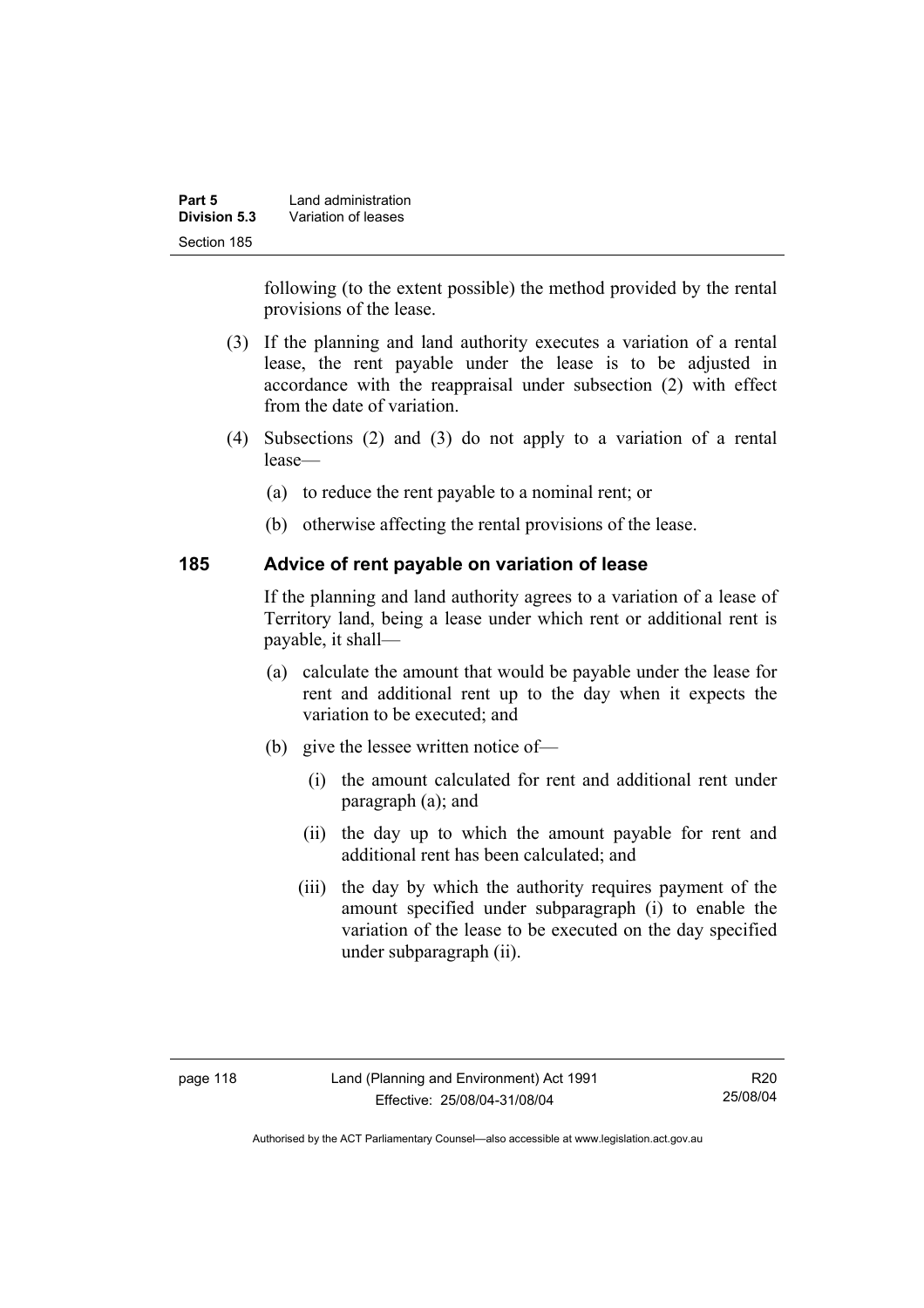following (to the extent possible) the method provided by the rental provisions of the lease.

(3) If the planning and land authority executes a variation of a rental lease, the rent payable under the lease is to be adjusted in accordance with the reappraisal under subsection (2) with effect from the date of variation.

(4) Subsections (2) and (3) do not apply to a variation of a rental lease—

(a) to reduce the rent payable to a nominal rent; or

(b) otherwise affecting the rental provisions of the lease.

## 185 Advice of rent payable on variation of lease

If the planning and land authority agrees to a variation of a lease of Territory land, being a lease under which rent or additional rent is payable, it shall—

(a) calculate the amount that would be payable under the lease for rent and additional rent up to the day when it expects the variation to be executed; and

(b) give the lessee written notice of—

(i) the amount calculated for rent and additional rent under paragraph (a); and

(ii) the day up to which the amount payable for rent and additional rent has been calculated; and

(iii) the day by which the authority requires payment of the amount specified under subparagraph (i) to enable the variation of the lease to be executed on the day specified under subparagraph (ii).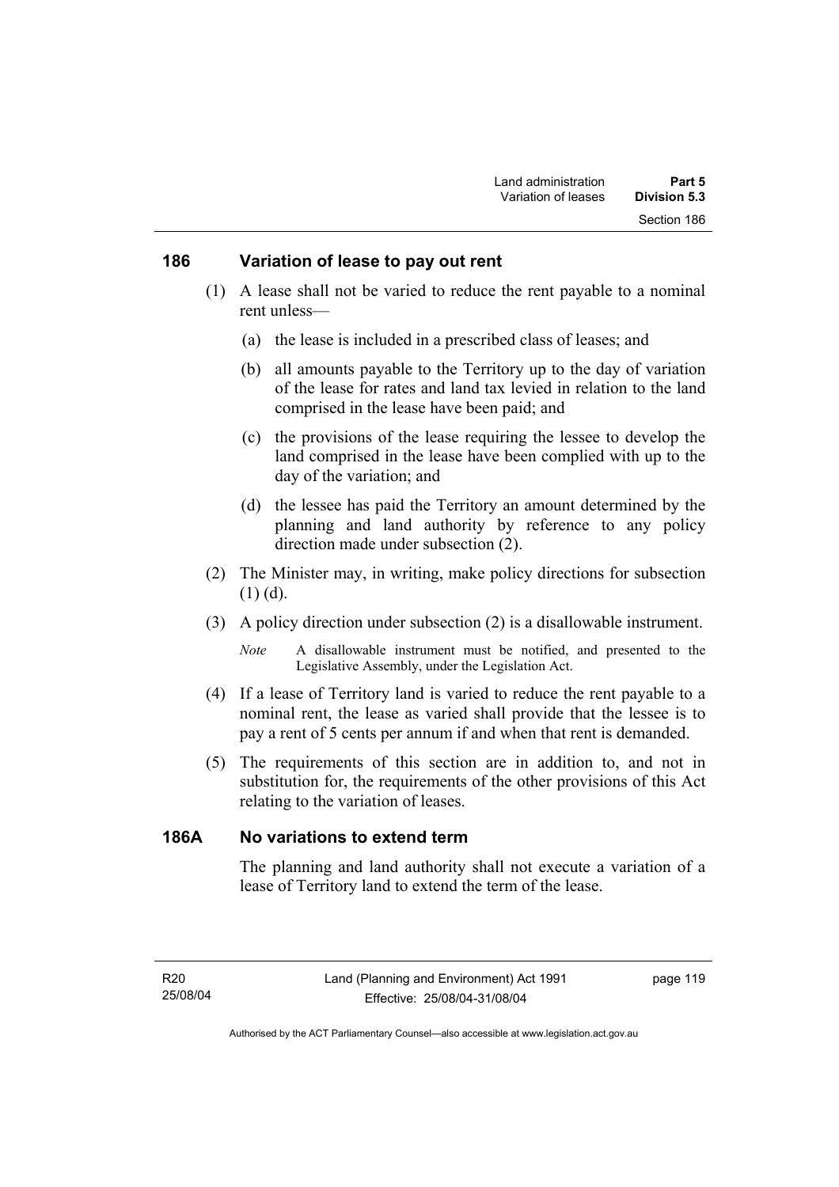## 186 Variation of lease to pay out rent

(1) A lease shall not be varied to reduce the rent payable to a nominal rent unless—

(a) the lease is included in a prescribed class of leases; and

(b) all amounts payable to the Territory up to the day of variation of the lease for rates and land tax levied in relation to the land comprised in the lease have been paid; and

(c) the provisions of the lease requiring the lessee to develop the land comprised in the lease have been complied with up to the day of the variation; and

(d) the lessee has paid the Territory an amount determined by the planning and land authority by reference to any policy direction made under subsection (2).

(2) The Minister may, in writing, make policy directions for subsection (1) (d).

(3) A policy direction under subsection (2) is a disallowable instrument.

*Note* A disallowable instrument must be notified, and presented to the Legislative Assembly, under the Legislation Act.

(4) If a lease of Territory land is varied to reduce the rent payable to a nominal rent, the lease as varied shall provide that the lessee is to pay a rent of 5 cents per annum if and when that rent is demanded.

(5) The requirements of this section are in addition to, and not in substitution for, the requirements of the other provisions of this Act relating to the variation of leases.

## 186A No variations to extend term

The planning and land authority shall not execute a variation of a lease of Territory land to extend the term of the lease.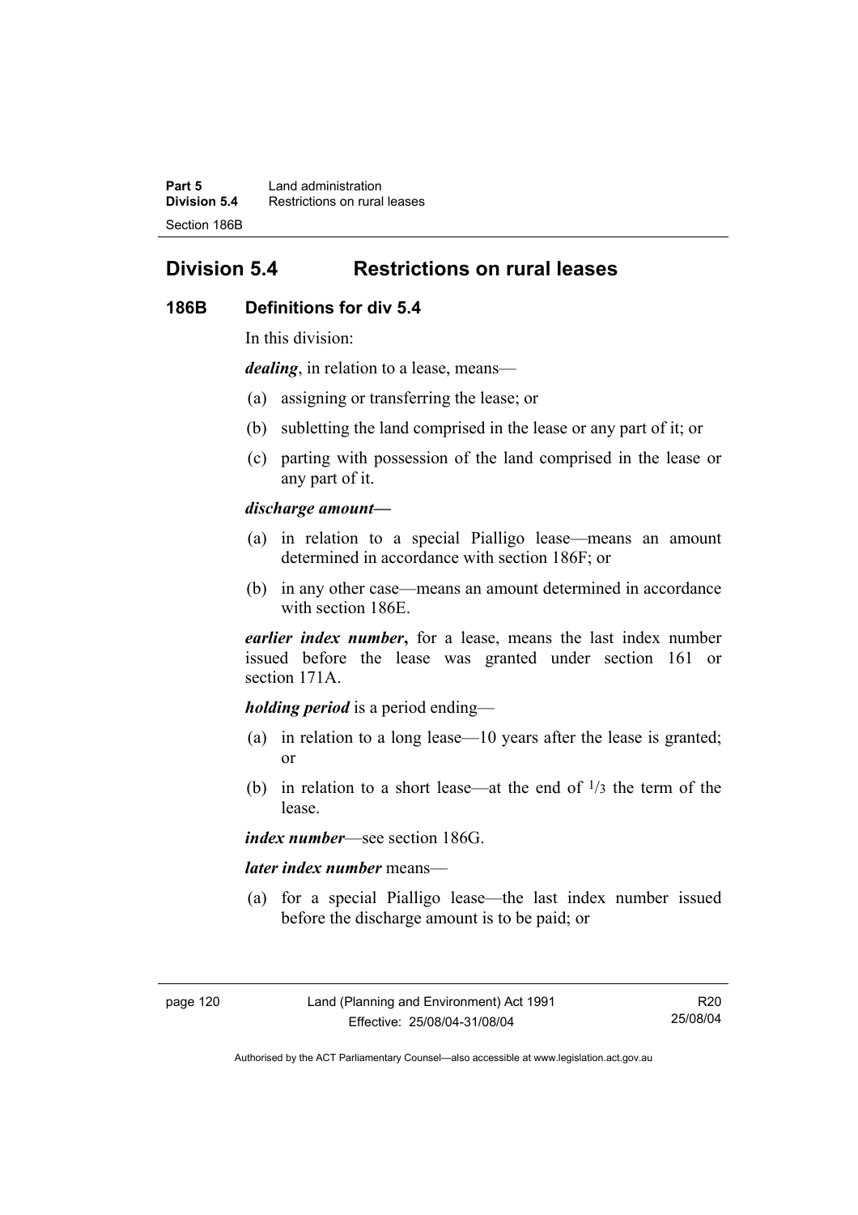# Division 5.4 Restrictions on rural leases

## 186B Definitions for div 5.4

In this division:

***dealing***, in relation to a lease, means—

(a) assigning or transferring the lease; or

(b) subletting the land comprised in the lease or any part of it; or

(c) parting with possession of the land comprised in the lease or any part of it.

***discharge amount—***

(a) in relation to a special Pialligo lease—means an amount determined in accordance with section 186F; or

(b) in any other case—means an amount determined in accordance with section 186E.

***earlier index number*,** for a lease, means the last index number issued before the lease was granted under section 161 or section 171A.

***holding period*** is a period ending—

(a) in relation to a long lease—10 years after the lease is granted; or

(b) in relation to a short lease—at the end of $^{1}/_{3}$ the term of the lease.

***index number***—see section 186G.

***later index number*** means—

(a) for a special Pialligo lease—the last index number issued before the discharge amount is to be paid; or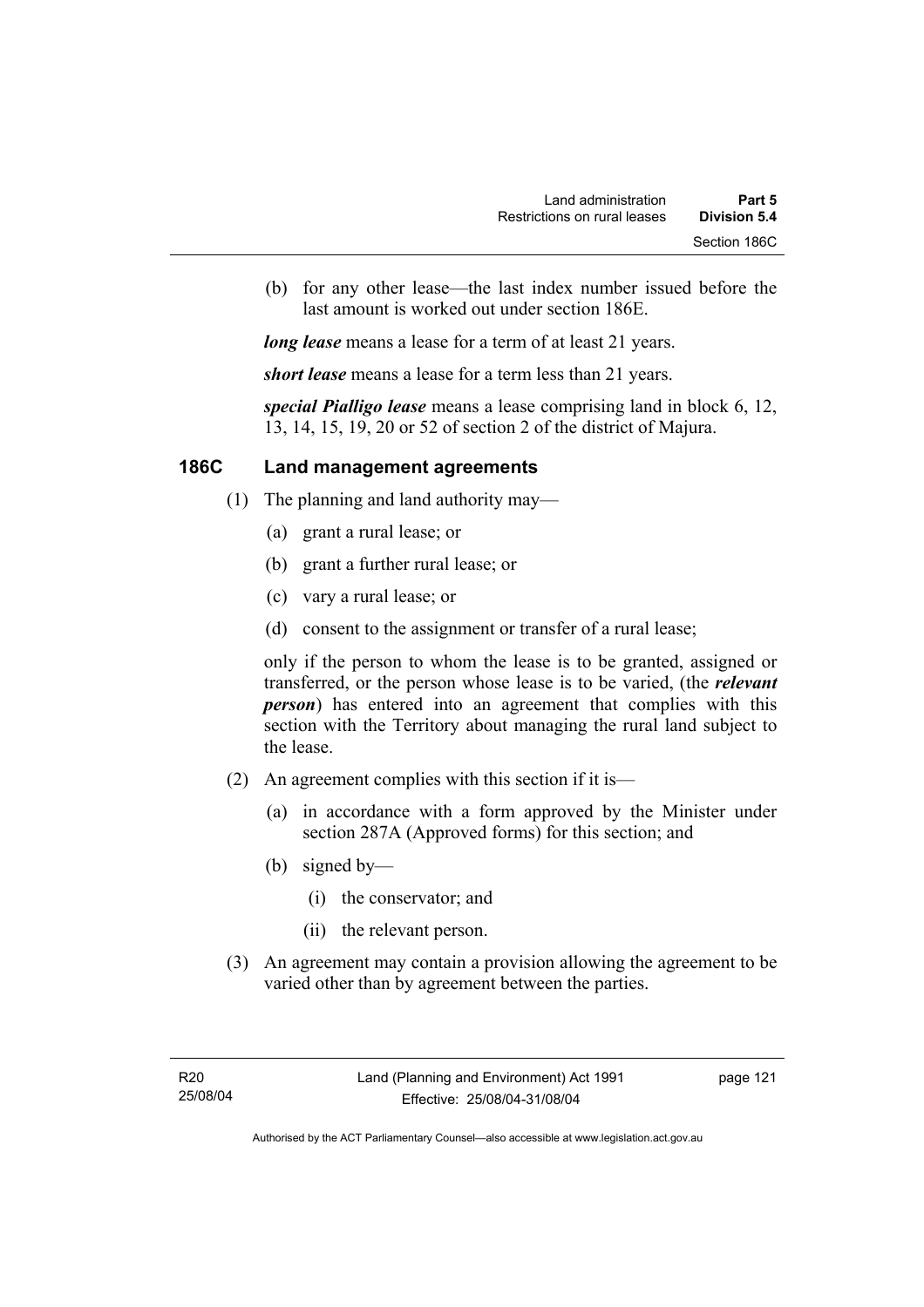(b) for any other lease—the last index number issued before the last amount is worked out under section 186E.

***long lease*** means a lease for a term of at least 21 years.

***short lease*** means a lease for a term less than 21 years.

***special Pialligo lease*** means a lease comprising land in block 6, 12, 13, 14, 15, 19, 20 or 52 of section 2 of the district of Majura.

## 186C Land management agreements

(1) The planning and land authority may—

(a) grant a rural lease; or

(b) grant a further rural lease; or

(c) vary a rural lease; or

(d) consent to the assignment or transfer of a rural lease;

only if the person to whom the lease is to be granted, assigned or transferred, or the person whose lease is to be varied, (the ***relevant person***) has entered into an agreement that complies with this section with the Territory about managing the rural land subject to the lease.

(2) An agreement complies with this section if it is—

(a) in accordance with a form approved by the Minister under section 287A (Approved forms) for this section; and

(b) signed by—

(i) the conservator; and

(ii) the relevant person.

(3) An agreement may contain a provision allowing the agreement to be varied other than by agreement between the parties.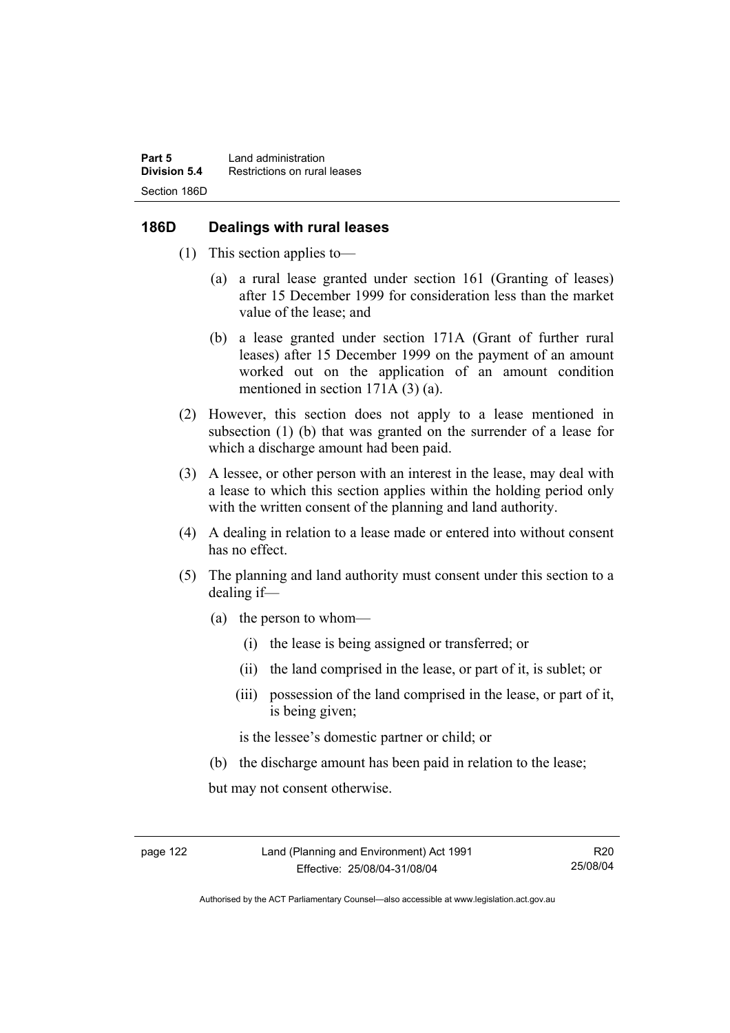## 186D Dealings with rural leases

(1) This section applies to—

  (a) a rural lease granted under section 161 (Granting of leases) after 15 December 1999 for consideration less than the market value of the lease; and

  (b) a lease granted under section 171A (Grant of further rural leases) after 15 December 1999 on the payment of an amount worked out on the application of an amount condition mentioned in section 171A (3) (a).

(2) However, this section does not apply to a lease mentioned in subsection (1) (b) that was granted on the surrender of a lease for which a discharge amount had been paid.

(3) A lessee, or other person with an interest in the lease, may deal with a lease to which this section applies within the holding period only with the written consent of the planning and land authority.

(4) A dealing in relation to a lease made or entered into without consent has no effect.

(5) The planning and land authority must consent under this section to a dealing if—

  (a) the person to whom—

    (i) the lease is being assigned or transferred; or

    (ii) the land comprised in the lease, or part of it, is sublet; or

    (iii) possession of the land comprised in the lease, or part of it, is being given;

  is the lessee's domestic partner or child; or

  (b) the discharge amount has been paid in relation to the lease;

but may not consent otherwise.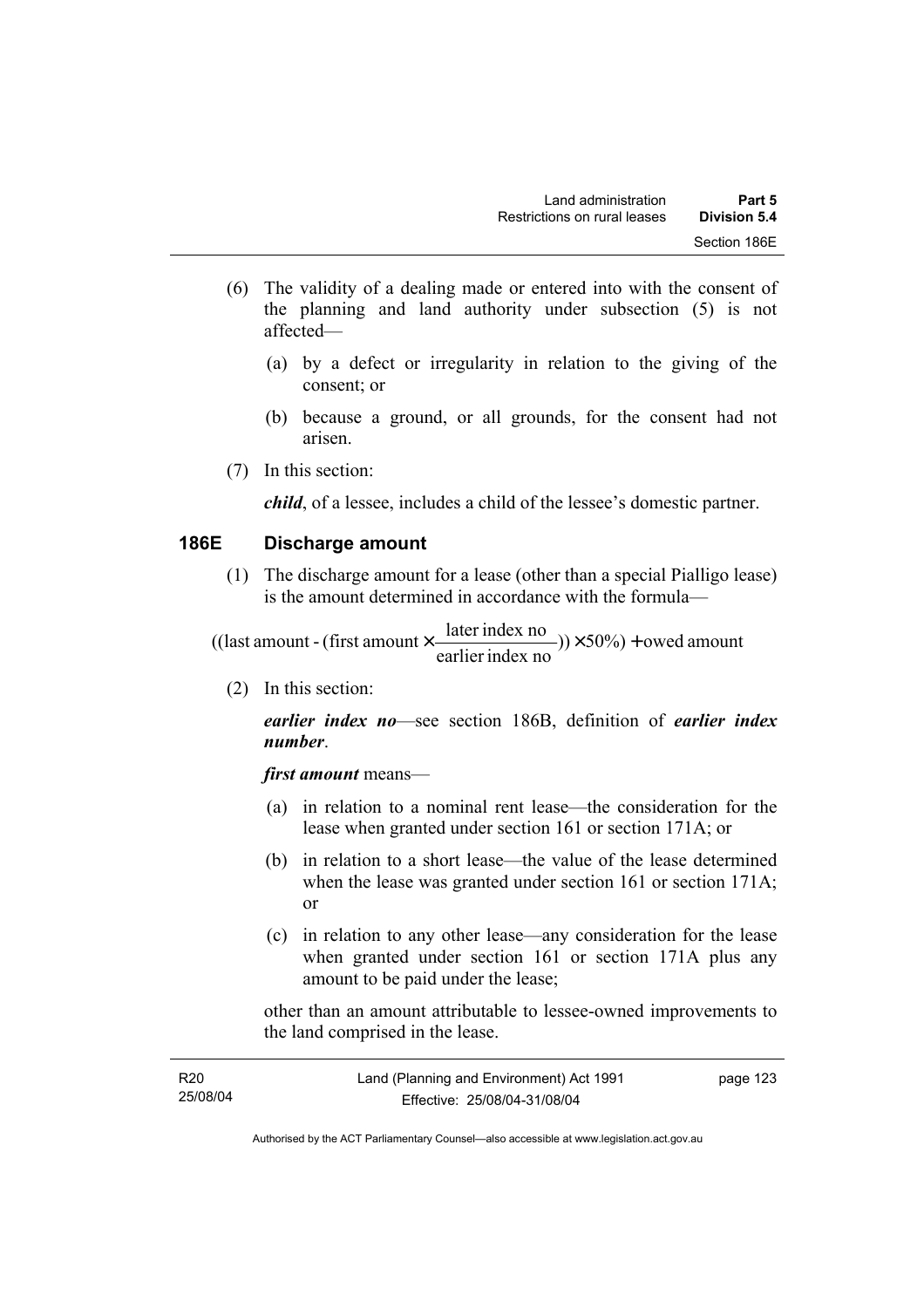(6) The validity of a dealing made or entered into with the consent of the planning and land authority under subsection (5) is not affected—

(a) by a defect or irregularity in relation to the giving of the consent; or

(b) because a ground, or all grounds, for the consent had not arisen.

(7) In this section:

***child***, of a lessee, includes a child of the lessee's domestic partner.

### 186E Discharge amount

(1) The discharge amount for a lease (other than a special Pialligo lease) is the amount determined in accordance with the formula—

$$((\text{last amount} - (\text{first amount} \times \frac{\text{later index no}}{\text{earlier index no}})) \times 50\%) + \text{owed amount}$$

(2) In this section:

***earlier index no***—see section 186B, definition of ***earlier index number***.

***first amount*** means—

(a) in relation to a nominal rent lease—the consideration for the lease when granted under section 161 or section 171A; or

(b) in relation to a short lease—the value of the lease determined when the lease was granted under section 161 or section 171A; or

(c) in relation to any other lease—any consideration for the lease when granted under section 161 or section 171A plus any amount to be paid under the lease;

other than an amount attributable to lessee-owned improvements to the land comprised in the lease.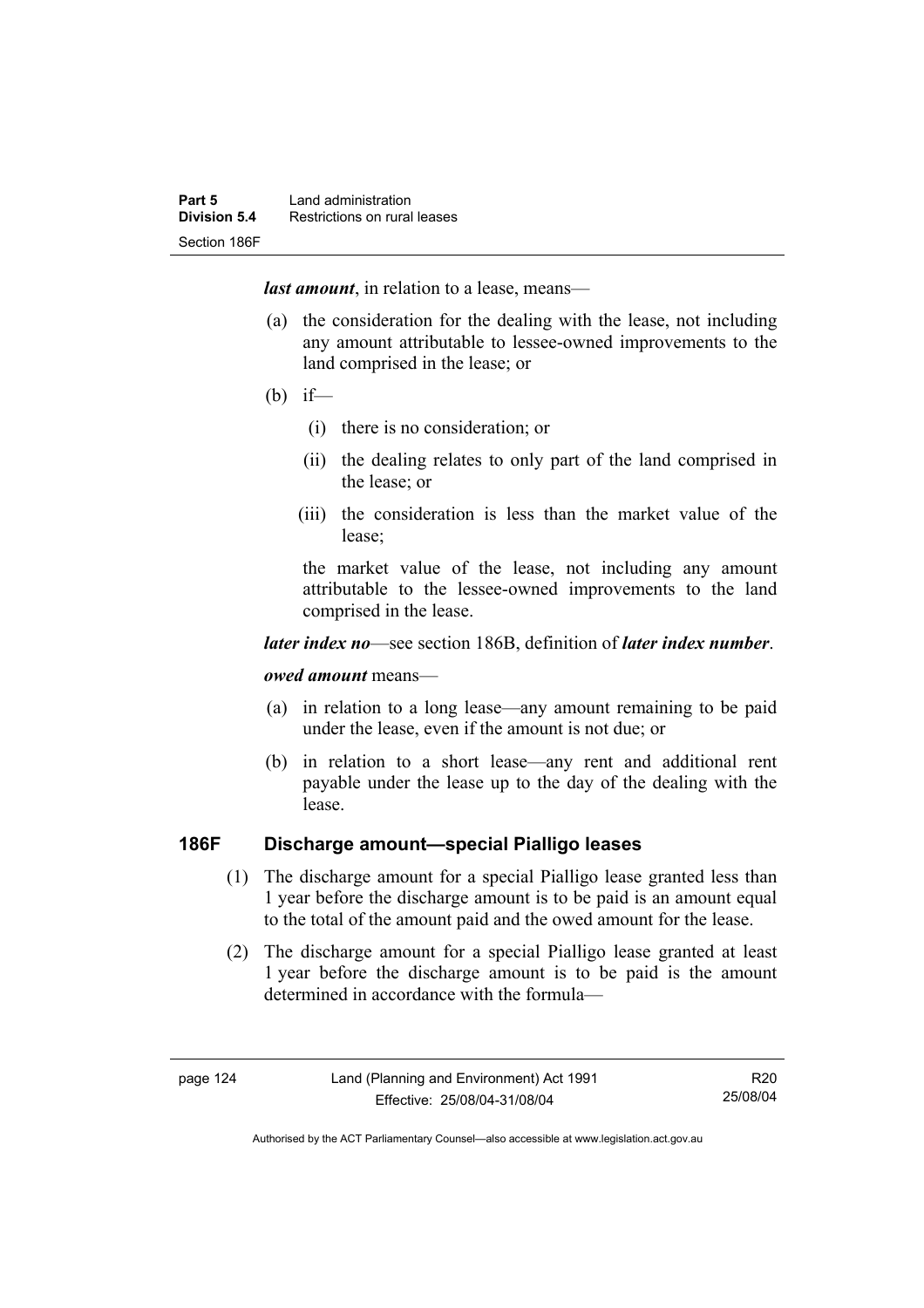***last amount***, in relation to a lease, means—

(a) the consideration for the dealing with the lease, not including any amount attributable to lessee-owned improvements to the land comprised in the lease; or

(b) if—

(i) there is no consideration; or

(ii) the dealing relates to only part of the land comprised in the lease; or

(iii) the consideration is less than the market value of the lease;

the market value of the lease, not including any amount attributable to the lessee-owned improvements to the land comprised in the lease.

***later index no***—see section 186B, definition of ***later index number***.

***owed amount*** means—

(a) in relation to a long lease—any amount remaining to be paid under the lease, even if the amount is not due; or

(b) in relation to a short lease—any rent and additional rent payable under the lease up to the day of the dealing with the lease.

### 186F Discharge amount—special Pialligo leases

(1) The discharge amount for a special Pialligo lease granted less than 1 year before the discharge amount is to be paid is an amount equal to the total of the amount paid and the owed amount for the lease.

(2) The discharge amount for a special Pialligo lease granted at least 1 year before the discharge amount is to be paid is the amount determined in accordance with the formula—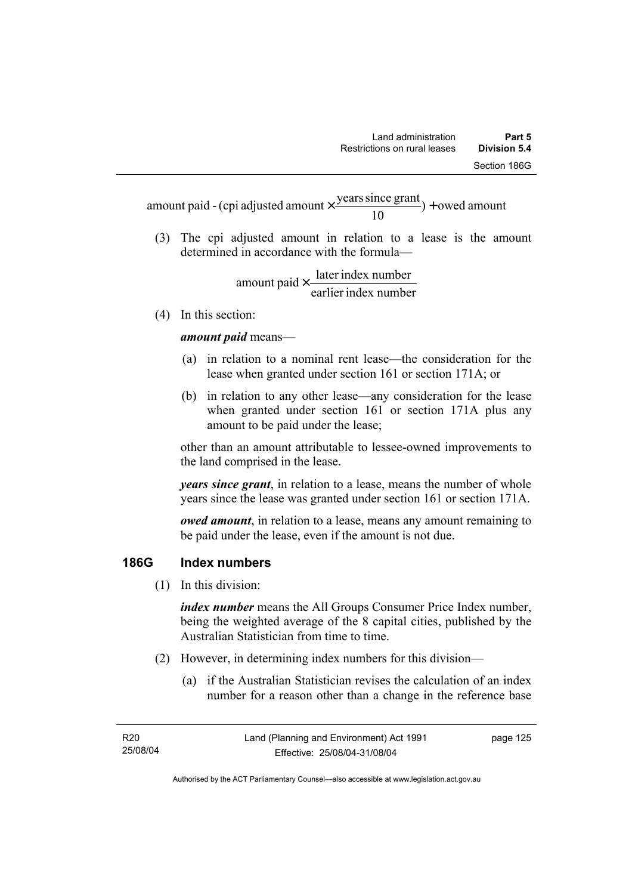$$\text{amount paid - (cpi adjusted amount} \times \frac{\text{years since grant}}{10}\text{)} + \text{owed amount}$$

(3) The cpi adjusted amount in relation to a lease is the amount determined in accordance with the formula—

$$\text{amount paid} \times \frac{\text{later index number}}{\text{earlier index number}}$$

(4) In this section:

***amount paid*** means—

(a) in relation to a nominal rent lease—the consideration for the lease when granted under section 161 or section 171A; or

(b) in relation to any other lease—any consideration for the lease when granted under section 161 or section 171A plus any amount to be paid under the lease;

other than an amount attributable to lessee-owned improvements to the land comprised in the lease.

***years since grant***, in relation to a lease, means the number of whole years since the lease was granted under section 161 or section 171A.

***owed amount***, in relation to a lease, means any amount remaining to be paid under the lease, even if the amount is not due.

### 186G Index numbers

(1) In this division:

***index number*** means the All Groups Consumer Price Index number, being the weighted average of the 8 capital cities, published by the Australian Statistician from time to time.

(2) However, in determining index numbers for this division—

(a) if the Australian Statistician revises the calculation of an index number for a reason other than a change in the reference base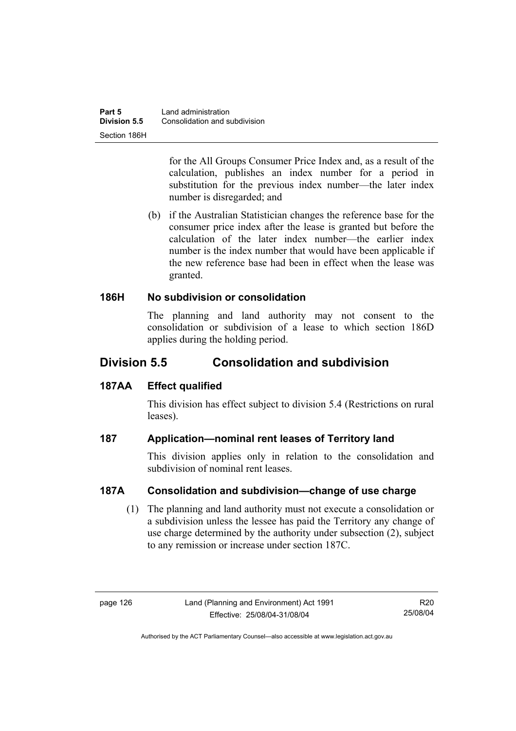for the All Groups Consumer Price Index and, as a result of the calculation, publishes an index number for a period in substitution for the previous index number—the later index number is disregarded; and

(b) if the Australian Statistician changes the reference base for the consumer price index after the lease is granted but before the calculation of the later index number—the earlier index number is the index number that would have been applicable if the new reference base had been in effect when the lease was granted.

### 186H No subdivision or consolidation

The planning and land authority may not consent to the consolidation or subdivision of a lease to which section 186D applies during the holding period.

## Division 5.5 Consolidation and subdivision

### 187AA Effect qualified

This division has effect subject to division 5.4 (Restrictions on rural leases).

### 187 Application—nominal rent leases of Territory land

This division applies only in relation to the consolidation and subdivision of nominal rent leases.

### 187A Consolidation and subdivision—change of use charge

(1) The planning and land authority must not execute a consolidation or a subdivision unless the lessee has paid the Territory any change of use charge determined by the authority under subsection (2), subject to any remission or increase under section 187C.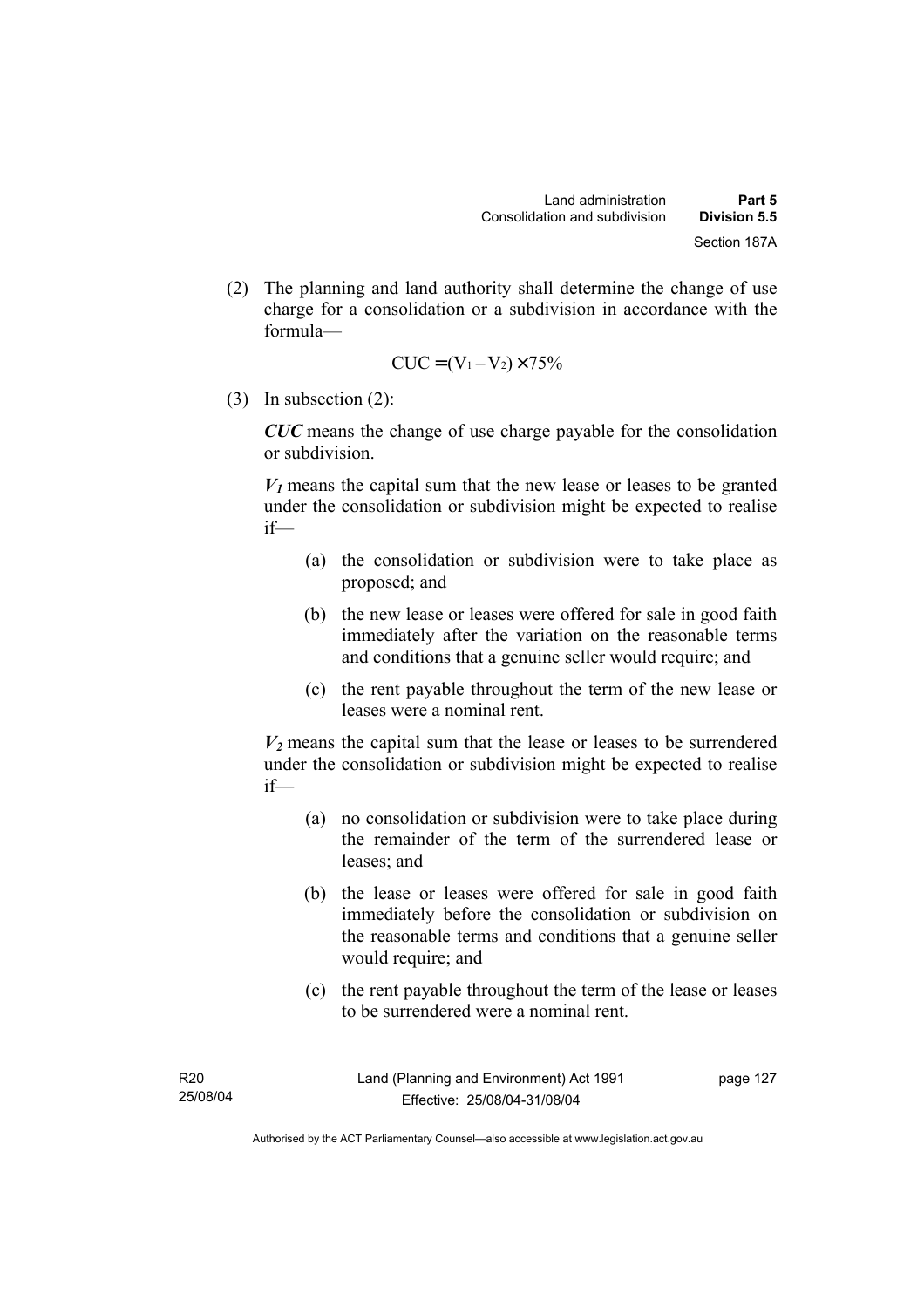(2) The planning and land authority shall determine the change of use charge for a consolidation or a subdivision in accordance with the formula—

$$CUC = (V_1 - V_2) \times 75\%$$

(3) In subsection (2):

***CUC*** means the change of use charge payable for the consolidation or subdivision.

$V_1$ means the capital sum that the new lease or leases to be granted under the consolidation or subdivision might be expected to realise if—

(a) the consolidation or subdivision were to take place as proposed; and

(b) the new lease or leases were offered for sale in good faith immediately after the variation on the reasonable terms and conditions that a genuine seller would require; and

(c) the rent payable throughout the term of the new lease or leases were a nominal rent.

$V_2$ means the capital sum that the lease or leases to be surrendered under the consolidation or subdivision might be expected to realise if—

(a) no consolidation or subdivision were to take place during the remainder of the term of the surrendered lease or leases; and

(b) the lease or leases were offered for sale in good faith immediately before the consolidation or subdivision on the reasonable terms and conditions that a genuine seller would require; and

(c) the rent payable throughout the term of the lease or leases to be surrendered were a nominal rent.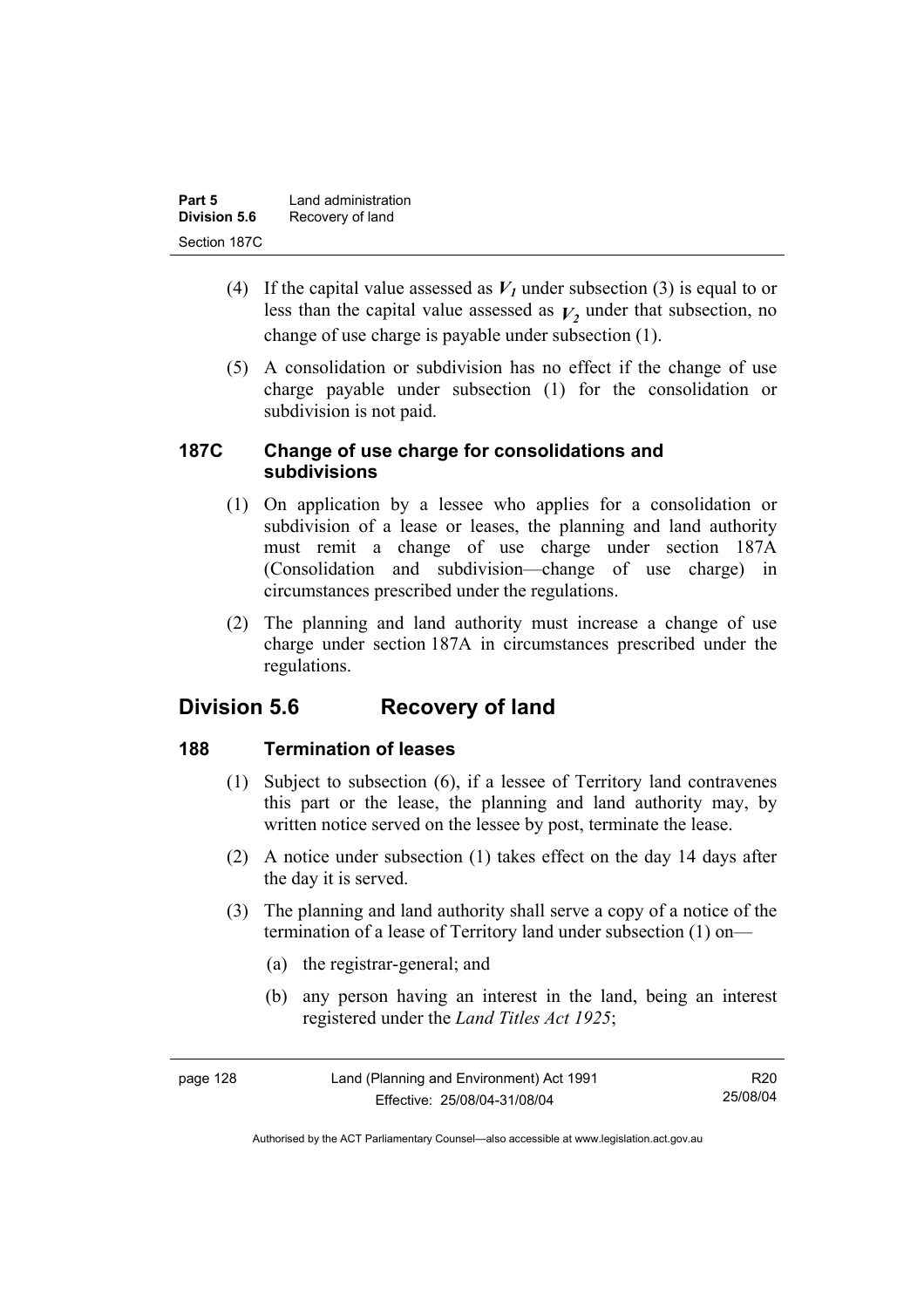(4) If the capital value assessed as $V_1$ under subsection (3) is equal to or less than the capital value assessed as $V_2$ under that subsection, no change of use charge is payable under subsection (1).

(5) A consolidation or subdivision has no effect if the change of use charge payable under subsection (1) for the consolidation or subdivision is not paid.

### 187C Change of use charge for consolidations and subdivisions

(1) On application by a lessee who applies for a consolidation or subdivision of a lease or leases, the planning and land authority must remit a change of use charge under section 187A (Consolidation and subdivision—change of use charge) in circumstances prescribed under the regulations.

(2) The planning and land authority must increase a change of use charge under section 187A in circumstances prescribed under the regulations.

## Division 5.6 Recovery of land

### 188 Termination of leases

(1) Subject to subsection (6), if a lessee of Territory land contravenes this part or the lease, the planning and land authority may, by written notice served on the lessee by post, terminate the lease.

(2) A notice under subsection (1) takes effect on the day 14 days after the day it is served.

(3) The planning and land authority shall serve a copy of a notice of the termination of a lease of Territory land under subsection (1) on—

(a) the registrar-general; and

(b) any person having an interest in the land, being an interest registered under the *Land Titles Act 1925*;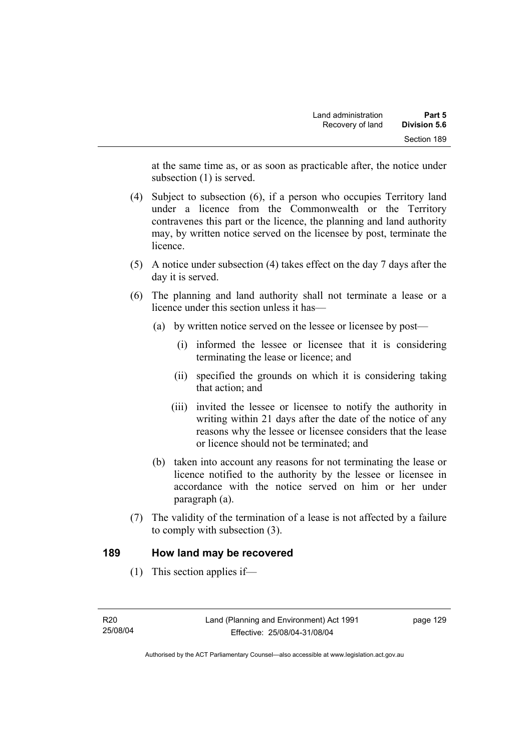at the same time as, or as soon as practicable after, the notice under subsection (1) is served.

(4) Subject to subsection (6), if a person who occupies Territory land under a licence from the Commonwealth or the Territory contravenes this part or the licence, the planning and land authority may, by written notice served on the licensee by post, terminate the licence.

(5) A notice under subsection (4) takes effect on the day 7 days after the day it is served.

(6) The planning and land authority shall not terminate a lease or a licence under this section unless it has—

(a) by written notice served on the lessee or licensee by post—

(i) informed the lessee or licensee that it is considering terminating the lease or licence; and

(ii) specified the grounds on which it is considering taking that action; and

(iii) invited the lessee or licensee to notify the authority in writing within 21 days after the date of the notice of any reasons why the lessee or licensee considers that the lease or licence should not be terminated; and

(b) taken into account any reasons for not terminating the lease or licence notified to the authority by the lessee or licensee in accordance with the notice served on him or her under paragraph (a).

(7) The validity of the termination of a lease is not affected by a failure to comply with subsection (3).

## 189 How land may be recovered

(1) This section applies if—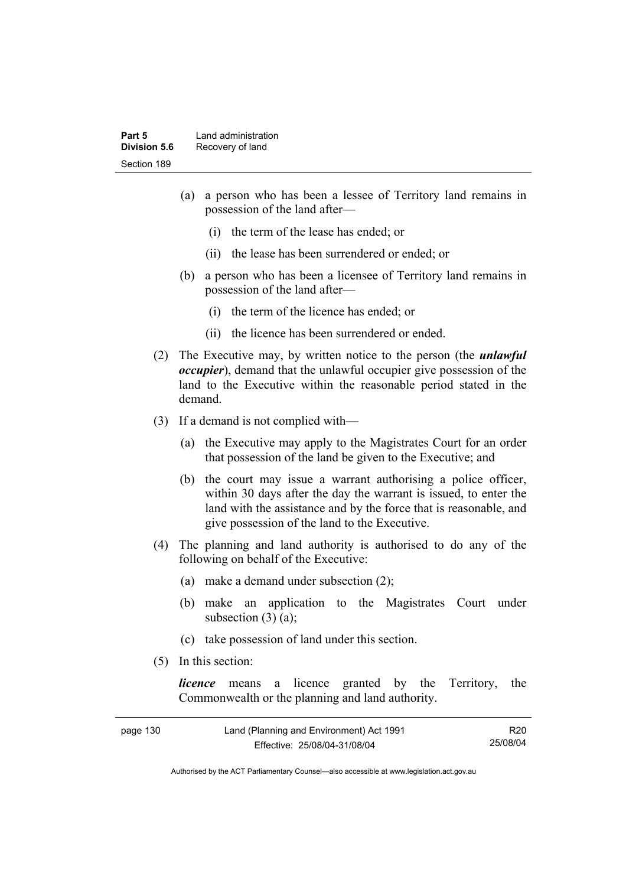(a) a person who has been a lessee of Territory land remains in possession of the land after—

   (i) the term of the lease has ended; or

   (ii) the lease has been surrendered or ended; or

(b) a person who has been a licensee of Territory land remains in possession of the land after—

   (i) the term of the licence has ended; or

   (ii) the licence has been surrendered or ended.

(2) The Executive may, by written notice to the person (the ***unlawful occupier***), demand that the unlawful occupier give possession of the land to the Executive within the reasonable period stated in the demand.

(3) If a demand is not complied with—

(a) the Executive may apply to the Magistrates Court for an order that possession of the land be given to the Executive; and

(b) the court may issue a warrant authorising a police officer, within 30 days after the day the warrant is issued, to enter the land with the assistance and by the force that is reasonable, and give possession of the land to the Executive.

(4) The planning and land authority is authorised to do any of the following on behalf of the Executive:

(a) make a demand under subsection (2);

(b) make an application to the Magistrates Court under subsection (3) (a);

(c) take possession of land under this section.

(5) In this section:

***licence*** means a licence granted by the Territory, the Commonwealth or the planning and land authority.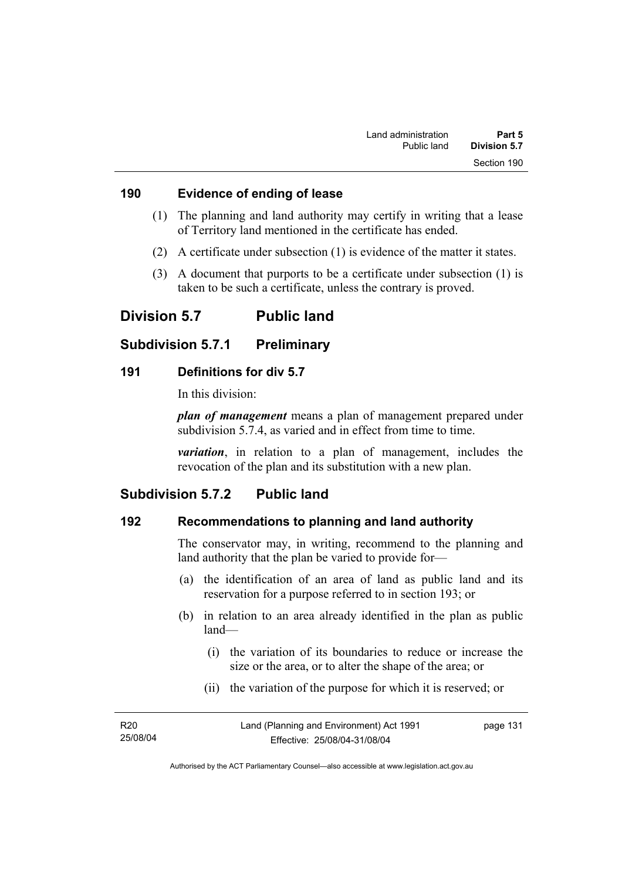### 190 Evidence of ending of lease

(1) The planning and land authority may certify in writing that a lease of Territory land mentioned in the certificate has ended.

(2) A certificate under subsection (1) is evidence of the matter it states.

(3) A document that purports to be a certificate under subsection (1) is taken to be such a certificate, unless the contrary is proved.

## Division 5.7 Public land

## Subdivision 5.7.1 Preliminary

### 191 Definitions for div 5.7

In this division:

***plan of management*** means a plan of management prepared under subdivision 5.7.4, as varied and in effect from time to time.

***variation***, in relation to a plan of management, includes the revocation of the plan and its substitution with a new plan.

## Subdivision 5.7.2 Public land

### 192 Recommendations to planning and land authority

The conservator may, in writing, recommend to the planning and land authority that the plan be varied to provide for—

(a) the identification of an area of land as public land and its reservation for a purpose referred to in section 193; or

(b) in relation to an area already identified in the plan as public land—

(i) the variation of its boundaries to reduce or increase the size or the area, or to alter the shape of the area; or

(ii) the variation of the purpose for which it is reserved; or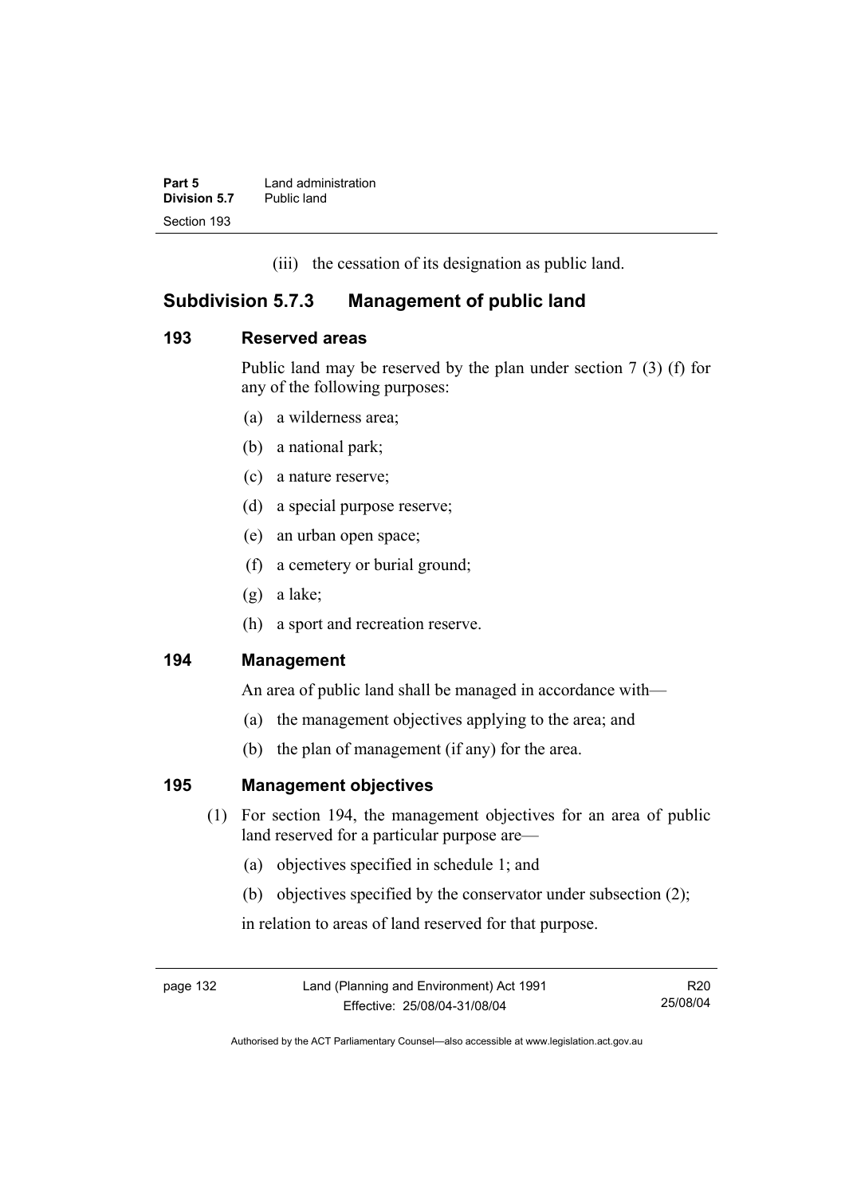(iii) the cessation of its designation as public land.

## Subdivision 5.7.3 Management of public land

### 193 Reserved areas

Public land may be reserved by the plan under section 7 (3) (f) for any of the following purposes:

(a) a wilderness area;

(b) a national park;

(c) a nature reserve;

(d) a special purpose reserve;

(e) an urban open space;

(f) a cemetery or burial ground;

(g) a lake;

(h) a sport and recreation reserve.

### 194 Management

An area of public land shall be managed in accordance with—

(a) the management objectives applying to the area; and

(b) the plan of management (if any) for the area.

### 195 Management objectives

(1) For section 194, the management objectives for an area of public land reserved for a particular purpose are—

(a) objectives specified in schedule 1; and

(b) objectives specified by the conservator under subsection (2);

in relation to areas of land reserved for that purpose.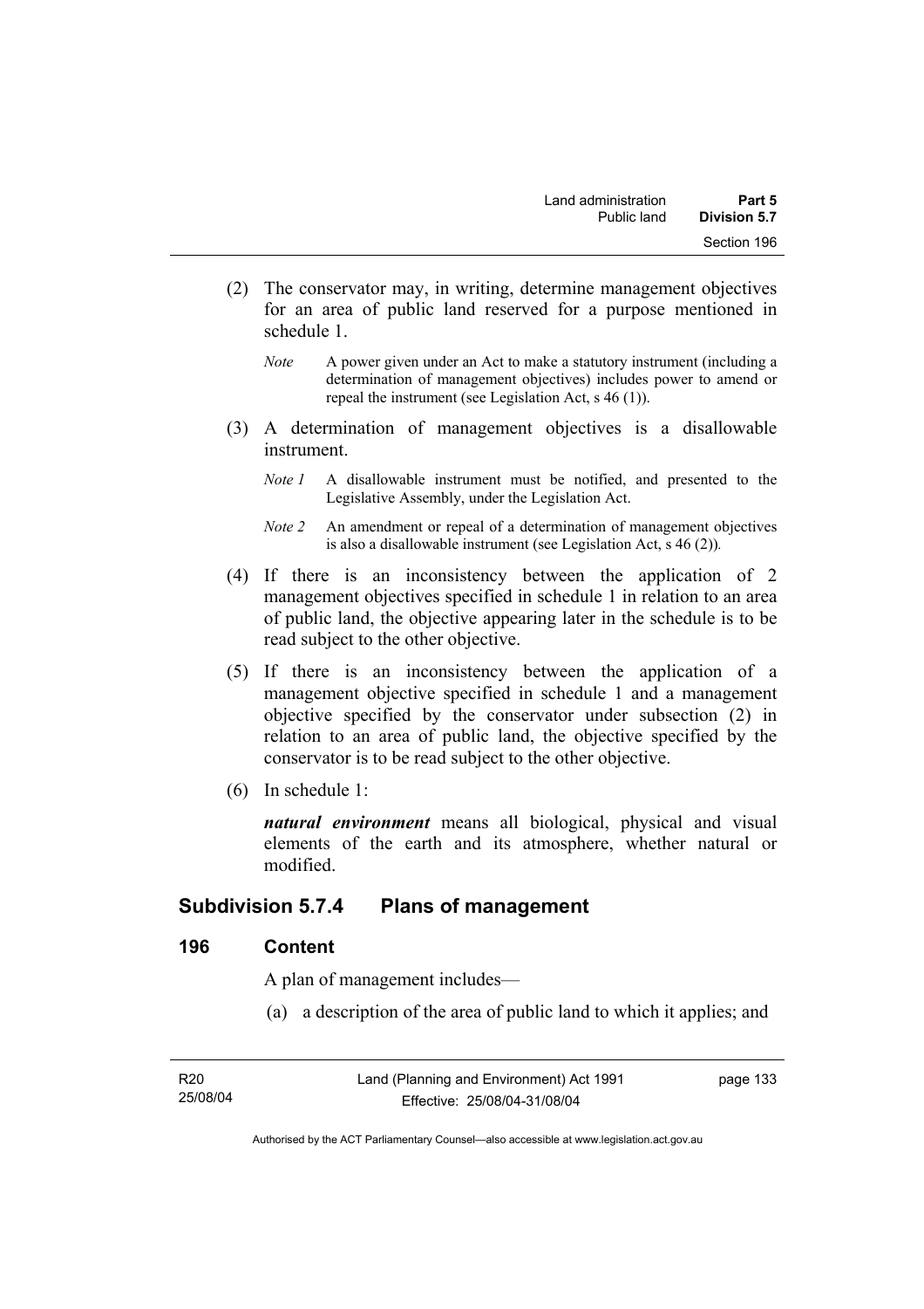(2) The conservator may, in writing, determine management objectives for an area of public land reserved for a purpose mentioned in schedule 1.

*Note* A power given under an Act to make a statutory instrument (including a determination of management objectives) includes power to amend or repeal the instrument (see Legislation Act, s 46 (1)).

(3) A determination of management objectives is a disallowable instrument.

*Note 1* A disallowable instrument must be notified, and presented to the Legislative Assembly, under the Legislation Act.

*Note 2* An amendment or repeal of a determination of management objectives is also a disallowable instrument (see Legislation Act, s 46 (2)).

(4) If there is an inconsistency between the application of 2 management objectives specified in schedule 1 in relation to an area of public land, the objective appearing later in the schedule is to be read subject to the other objective.

(5) If there is an inconsistency between the application of a management objective specified in schedule 1 and a management objective specified by the conservator under subsection (2) in relation to an area of public land, the objective specified by the conservator is to be read subject to the other objective.

(6) In schedule 1:

***natural environment*** means all biological, physical and visual elements of the earth and its atmosphere, whether natural or modified.

## Subdivision 5.7.4 Plans of management

### 196 Content

A plan of management includes—

(a) a description of the area of public land to which it applies; and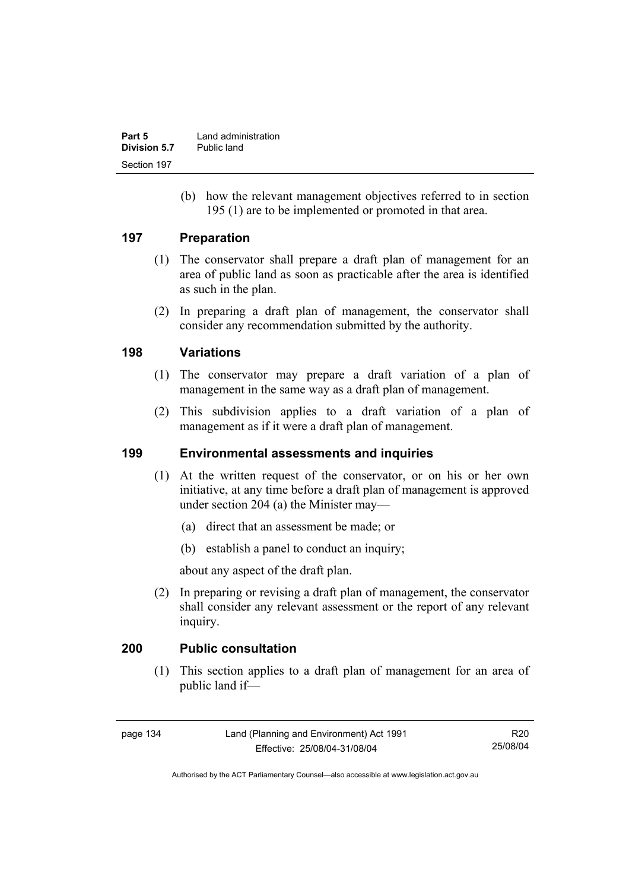(b) how the relevant management objectives referred to in section 195 (1) are to be implemented or promoted in that area.

## 197 Preparation

(1) The conservator shall prepare a draft plan of management for an area of public land as soon as practicable after the area is identified as such in the plan.

(2) In preparing a draft plan of management, the conservator shall consider any recommendation submitted by the authority.

## 198 Variations

(1) The conservator may prepare a draft variation of a plan of management in the same way as a draft plan of management.

(2) This subdivision applies to a draft variation of a plan of management as if it were a draft plan of management.

## 199 Environmental assessments and inquiries

(1) At the written request of the conservator, or on his or her own initiative, at any time before a draft plan of management is approved under section 204 (a) the Minister may—

(a) direct that an assessment be made; or

(b) establish a panel to conduct an inquiry;

about any aspect of the draft plan.

(2) In preparing or revising a draft plan of management, the conservator shall consider any relevant assessment or the report of any relevant inquiry.

## 200 Public consultation

(1) This section applies to a draft plan of management for an area of public land if—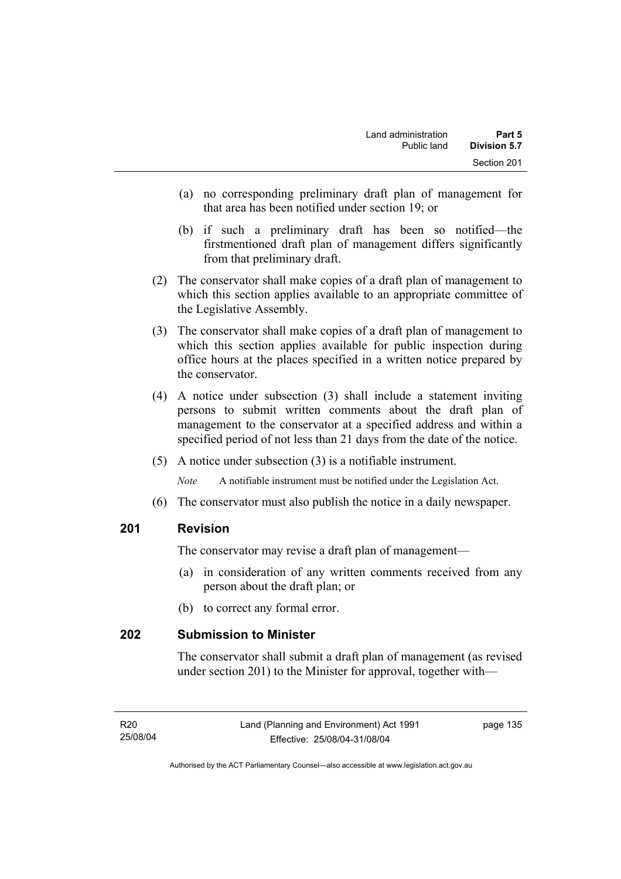(a) no corresponding preliminary draft plan of management for that area has been notified under section 19; or

(b) if such a preliminary draft has been so notified—the firstmentioned draft plan of management differs significantly from that preliminary draft.

(2) The conservator shall make copies of a draft plan of management to which this section applies available to an appropriate committee of the Legislative Assembly.

(3) The conservator shall make copies of a draft plan of management to which this section applies available for public inspection during office hours at the places specified in a written notice prepared by the conservator.

(4) A notice under subsection (3) shall include a statement inviting persons to submit written comments about the draft plan of management to the conservator at a specified address and within a specified period of not less than 21 days from the date of the notice.

(5) A notice under subsection (3) is a notifiable instrument.

*Note* A notifiable instrument must be notified under the Legislation Act.

(6) The conservator must also publish the notice in a daily newspaper.

## 201 Revision

The conservator may revise a draft plan of management—

(a) in consideration of any written comments received from any person about the draft plan; or

(b) to correct any formal error.

## 202 Submission to Minister

The conservator shall submit a draft plan of management (as revised under section 201) to the Minister for approval, together with—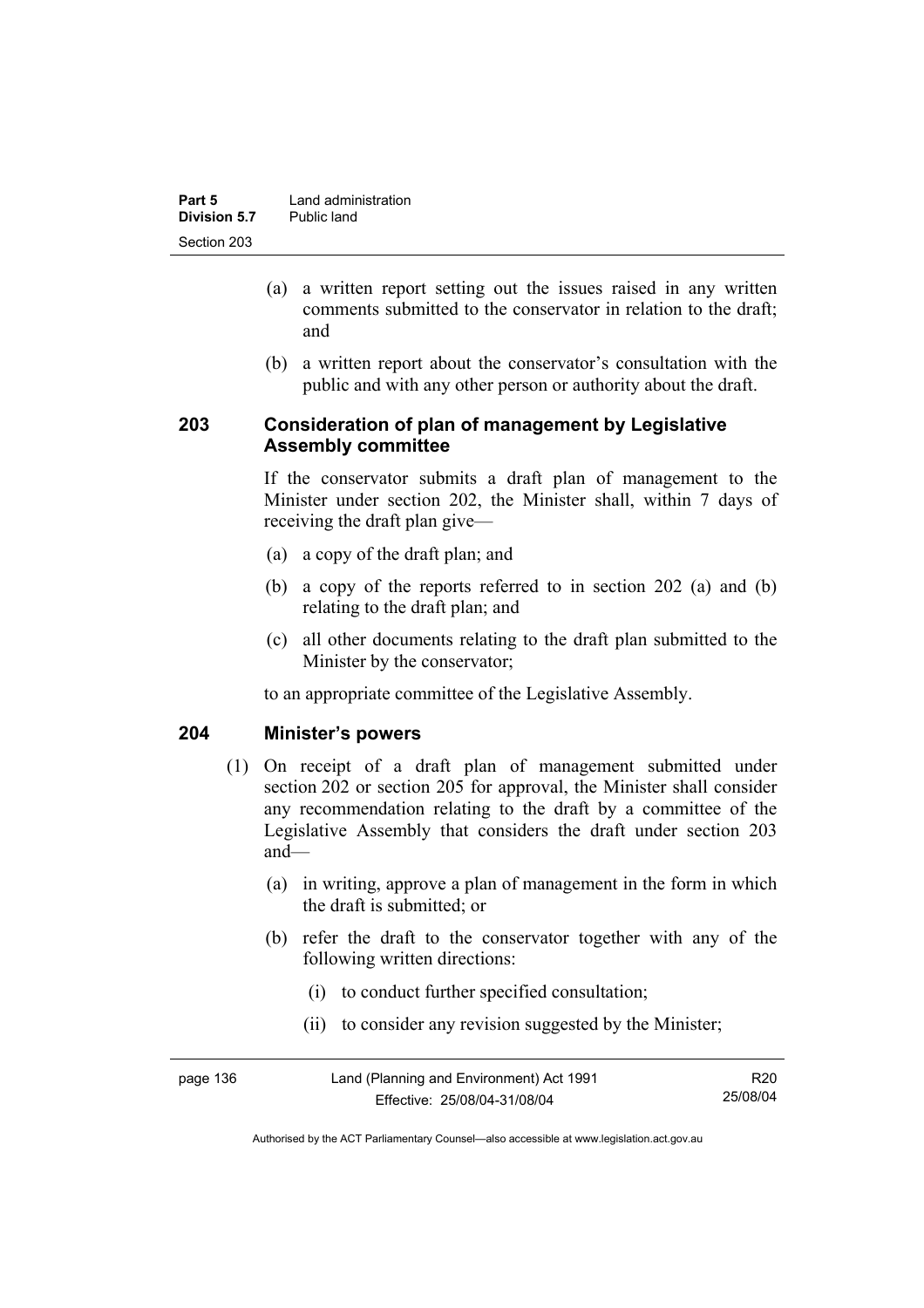(a) a written report setting out the issues raised in any written comments submitted to the conservator in relation to the draft; and

(b) a written report about the conservator's consultation with the public and with any other person or authority about the draft.

## 203 Consideration of plan of management by Legislative Assembly committee

If the conservator submits a draft plan of management to the Minister under section 202, the Minister shall, within 7 days of receiving the draft plan give—

(a) a copy of the draft plan; and

(b) a copy of the reports referred to in section 202 (a) and (b) relating to the draft plan; and

(c) all other documents relating to the draft plan submitted to the Minister by the conservator;

to an appropriate committee of the Legislative Assembly.

## 204 Minister's powers

(1) On receipt of a draft plan of management submitted under section 202 or section 205 for approval, the Minister shall consider any recommendation relating to the draft by a committee of the Legislative Assembly that considers the draft under section 203 and—

(a) in writing, approve a plan of management in the form in which the draft is submitted; or

(b) refer the draft to the conservator together with any of the following written directions:

(i) to conduct further specified consultation;

(ii) to consider any revision suggested by the Minister;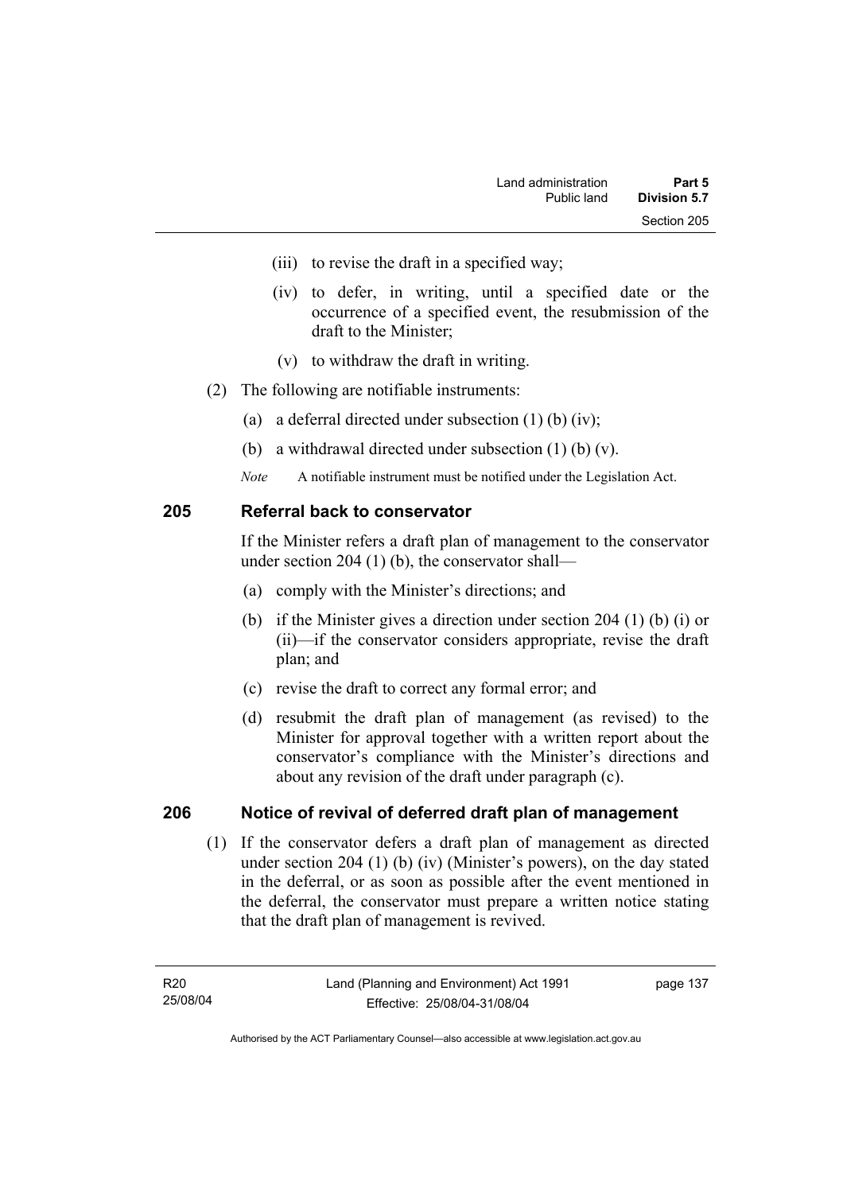(iii) to revise the draft in a specified way;

(iv) to defer, in writing, until a specified date or the occurrence of a specified event, the resubmission of the draft to the Minister;

(v) to withdraw the draft in writing.

(2) The following are notifiable instruments:

(a) a deferral directed under subsection (1) (b) (iv);

(b) a withdrawal directed under subsection (1) (b) (v).

*Note* A notifiable instrument must be notified under the Legislation Act.

## 205 Referral back to conservator

If the Minister refers a draft plan of management to the conservator under section 204 (1) (b), the conservator shall—

(a) comply with the Minister's directions; and

(b) if the Minister gives a direction under section 204 (1) (b) (i) or (ii)—if the conservator considers appropriate, revise the draft plan; and

(c) revise the draft to correct any formal error; and

(d) resubmit the draft plan of management (as revised) to the Minister for approval together with a written report about the conservator's compliance with the Minister's directions and about any revision of the draft under paragraph (c).

## 206 Notice of revival of deferred draft plan of management

(1) If the conservator defers a draft plan of management as directed under section 204 (1) (b) (iv) (Minister's powers), on the day stated in the deferral, or as soon as possible after the event mentioned in the deferral, the conservator must prepare a written notice stating that the draft plan of management is revived.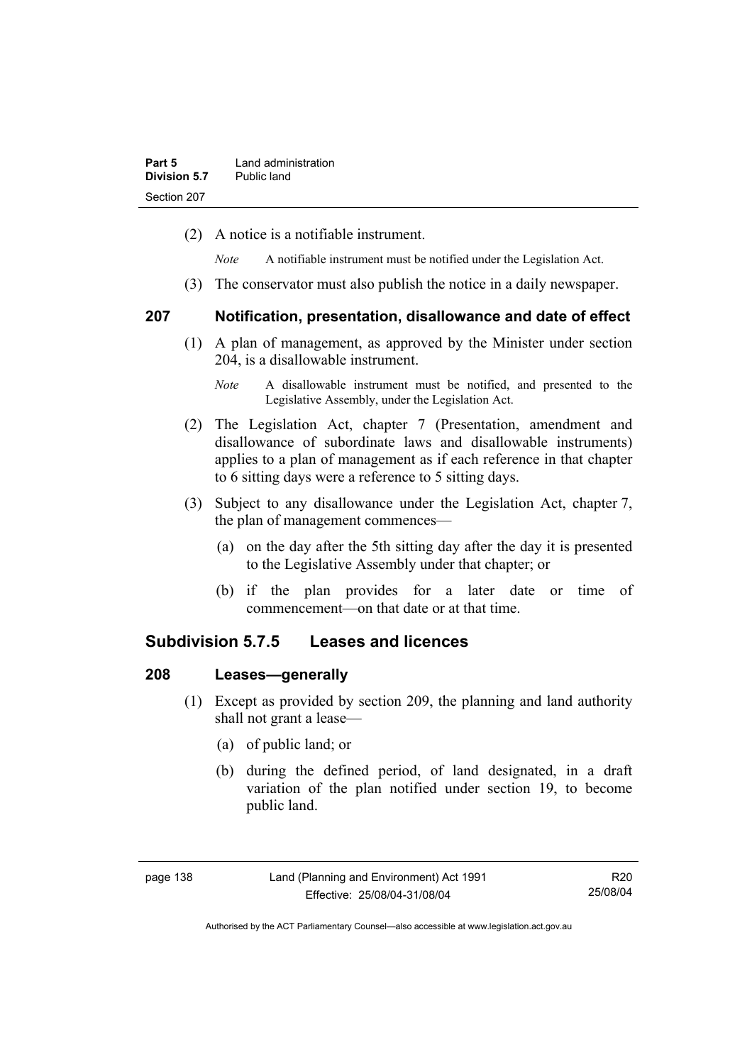(2) A notice is a notifiable instrument.

*Note* A notifiable instrument must be notified under the Legislation Act.

(3) The conservator must also publish the notice in a daily newspaper.

### 207 Notification, presentation, disallowance and date of effect

(1) A plan of management, as approved by the Minister under section 204, is a disallowable instrument.

*Note* A disallowable instrument must be notified, and presented to the Legislative Assembly, under the Legislation Act.

(2) The Legislation Act, chapter 7 (Presentation, amendment and disallowance of subordinate laws and disallowable instruments) applies to a plan of management as if each reference in that chapter to 6 sitting days were a reference to 5 sitting days.

(3) Subject to any disallowance under the Legislation Act, chapter 7, the plan of management commences—

(a) on the day after the 5th sitting day after the day it is presented to the Legislative Assembly under that chapter; or

(b) if the plan provides for a later date or time of commencement—on that date or at that time.

## Subdivision 5.7.5 Leases and licences

### 208 Leases—generally

(1) Except as provided by section 209, the planning and land authority shall not grant a lease—

(a) of public land; or

(b) during the defined period, of land designated, in a draft variation of the plan notified under section 19, to become public land.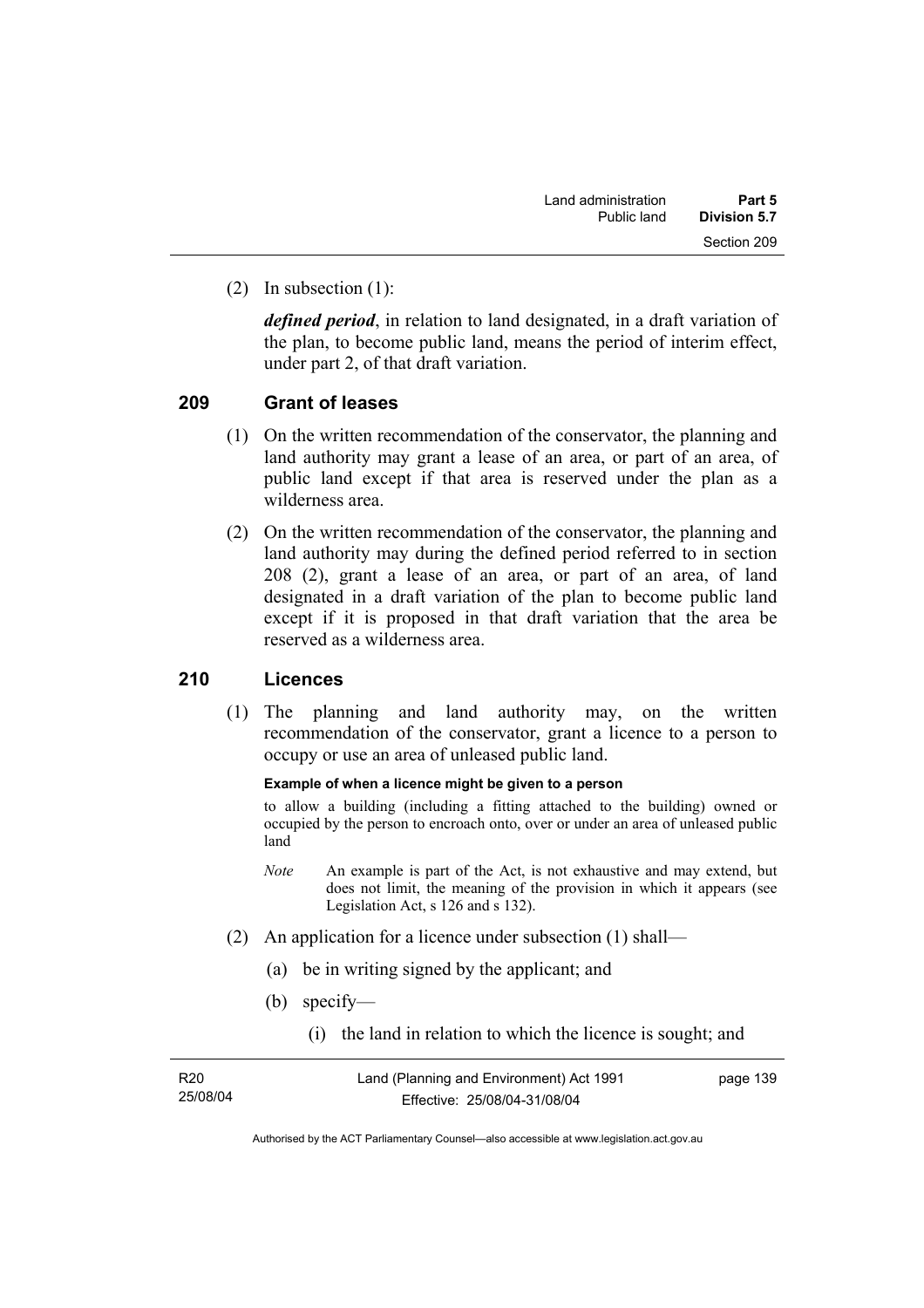(2) In subsection (1):

***defined period***, in relation to land designated, in a draft variation of the plan, to become public land, means the period of interim effect, under part 2, of that draft variation.

## 209 Grant of leases

(1) On the written recommendation of the conservator, the planning and land authority may grant a lease of an area, or part of an area, of public land except if that area is reserved under the plan as a wilderness area.

(2) On the written recommendation of the conservator, the planning and land authority may during the defined period referred to in section 208 (2), grant a lease of an area, or part of an area, of land designated in a draft variation of the plan to become public land except if it is proposed in that draft variation that the area be reserved as a wilderness area.

## 210 Licences

(1) The planning and land authority may, on the written recommendation of the conservator, grant a licence to a person to occupy or use an area of unleased public land.

**Example of when a licence might be given to a person**

to allow a building (including a fitting attached to the building) owned or occupied by the person to encroach onto, over or under an area of unleased public land

*Note* An example is part of the Act, is not exhaustive and may extend, but does not limit, the meaning of the provision in which it appears (see Legislation Act, s 126 and s 132).

(2) An application for a licence under subsection (1) shall—

(a) be in writing signed by the applicant; and

(b) specify—

(i) the land in relation to which the licence is sought; and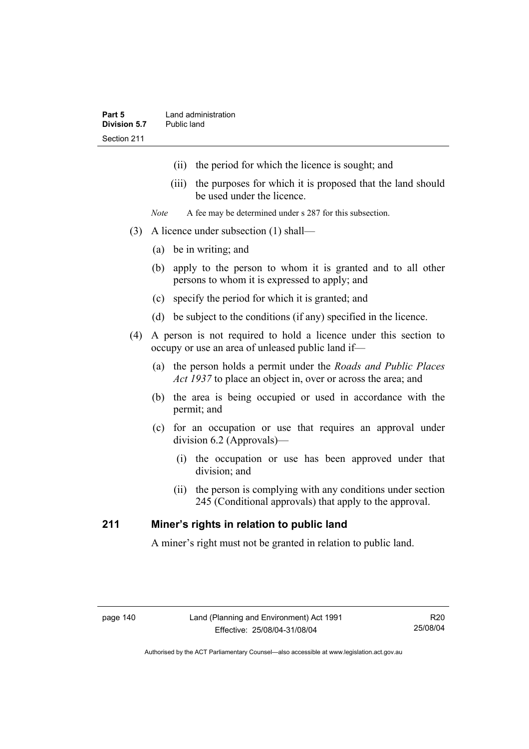(ii) the period for which the licence is sought; and

(iii) the purposes for which it is proposed that the land should be used under the licence.

*Note* A fee may be determined under s 287 for this subsection.

(3) A licence under subsection (1) shall—

(a) be in writing; and

(b) apply to the person to whom it is granted and to all other persons to whom it is expressed to apply; and

(c) specify the period for which it is granted; and

(d) be subject to the conditions (if any) specified in the licence.

(4) A person is not required to hold a licence under this section to occupy or use an area of unleased public land if—

(a) the person holds a permit under the *Roads and Public Places Act 1937* to place an object in, over or across the area; and

(b) the area is being occupied or used in accordance with the permit; and

(c) for an occupation or use that requires an approval under division 6.2 (Approvals)—

(i) the occupation or use has been approved under that division; and

(ii) the person is complying with any conditions under section 245 (Conditional approvals) that apply to the approval.

## 211 Miner's rights in relation to public land

A miner's right must not be granted in relation to public land.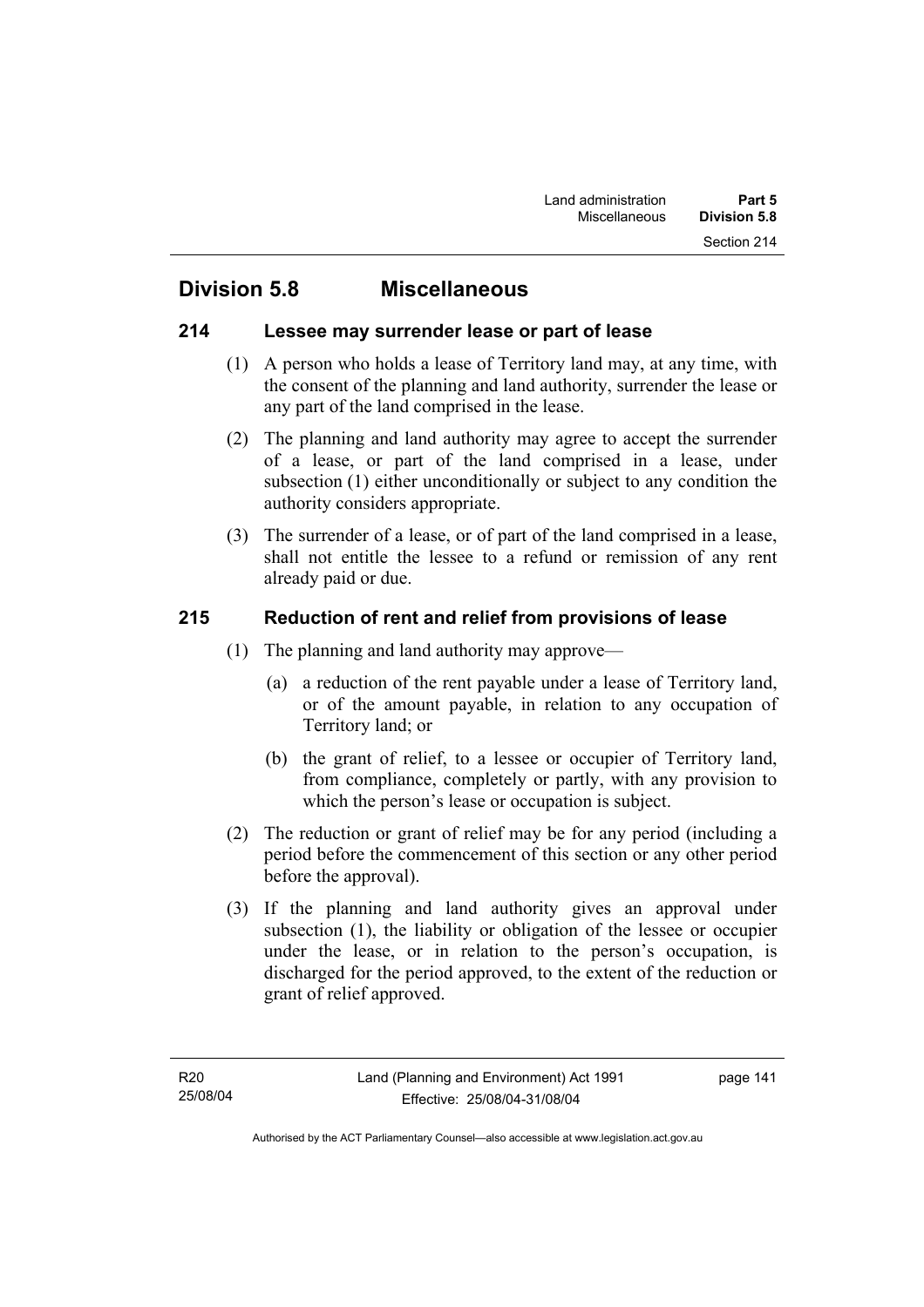## Division 5.8 Miscellaneous

### 214 Lessee may surrender lease or part of lease

(1) A person who holds a lease of Territory land may, at any time, with the consent of the planning and land authority, surrender the lease or any part of the land comprised in the lease.

(2) The planning and land authority may agree to accept the surrender of a lease, or part of the land comprised in a lease, under subsection (1) either unconditionally or subject to any condition the authority considers appropriate.

(3) The surrender of a lease, or of part of the land comprised in a lease, shall not entitle the lessee to a refund or remission of any rent already paid or due.

### 215 Reduction of rent and relief from provisions of lease

(1) The planning and land authority may approve—

(a) a reduction of the rent payable under a lease of Territory land, or of the amount payable, in relation to any occupation of Territory land; or

(b) the grant of relief, to a lessee or occupier of Territory land, from compliance, completely or partly, with any provision to which the person's lease or occupation is subject.

(2) The reduction or grant of relief may be for any period (including a period before the commencement of this section or any other period before the approval).

(3) If the planning and land authority gives an approval under subsection (1), the liability or obligation of the lessee or occupier under the lease, or in relation to the person's occupation, is discharged for the period approved, to the extent of the reduction or grant of relief approved.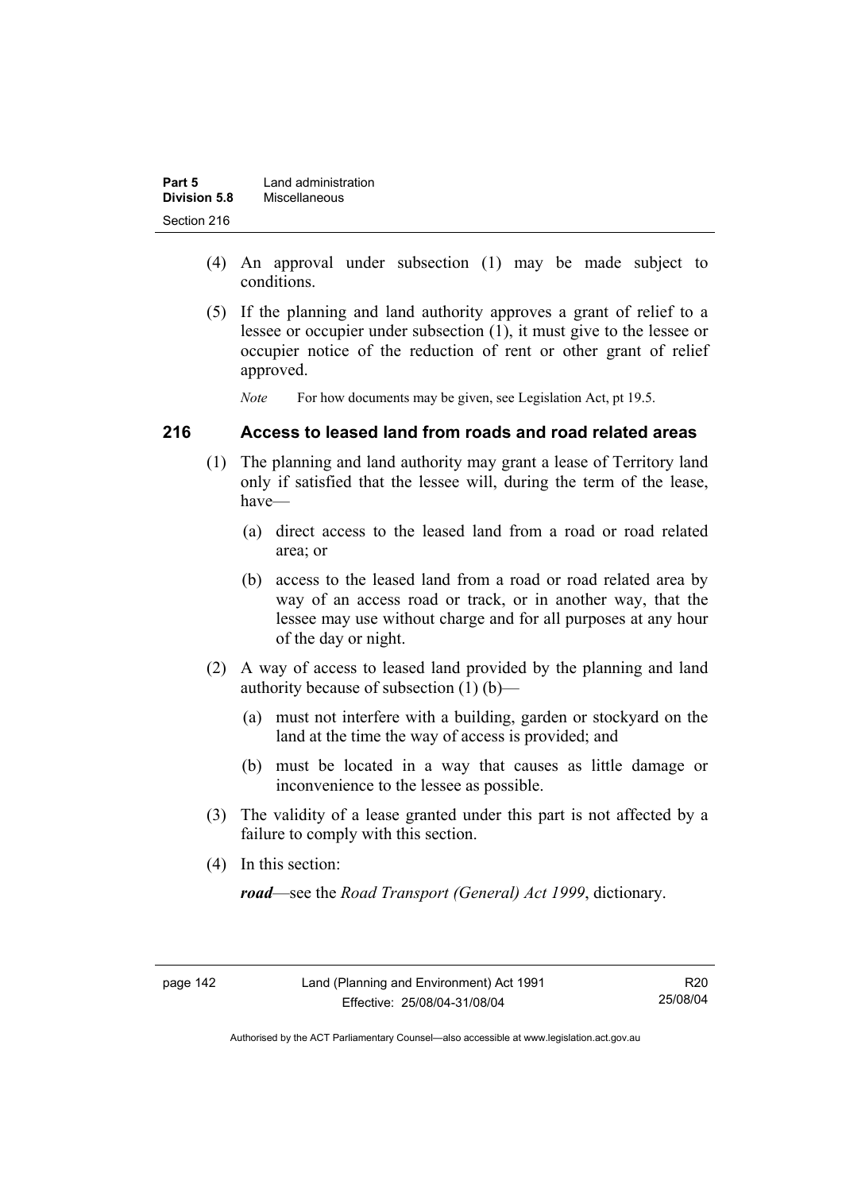(4) An approval under subsection (1) may be made subject to conditions.

(5) If the planning and land authority approves a grant of relief to a lessee or occupier under subsection (1), it must give to the lessee or occupier notice of the reduction of rent or other grant of relief approved.

*Note* For how documents may be given, see Legislation Act, pt 19.5.

## 216 Access to leased land from roads and road related areas

(1) The planning and land authority may grant a lease of Territory land only if satisfied that the lessee will, during the term of the lease, have—

(a) direct access to the leased land from a road or road related area; or

(b) access to the leased land from a road or road related area by way of an access road or track, or in another way, that the lessee may use without charge and for all purposes at any hour of the day or night.

(2) A way of access to leased land provided by the planning and land authority because of subsection (1) (b)—

(a) must not interfere with a building, garden or stockyard on the land at the time the way of access is provided; and

(b) must be located in a way that causes as little damage or inconvenience to the lessee as possible.

(3) The validity of a lease granted under this part is not affected by a failure to comply with this section.

(4) In this section:

***road***—see the *Road Transport (General) Act 1999*, dictionary.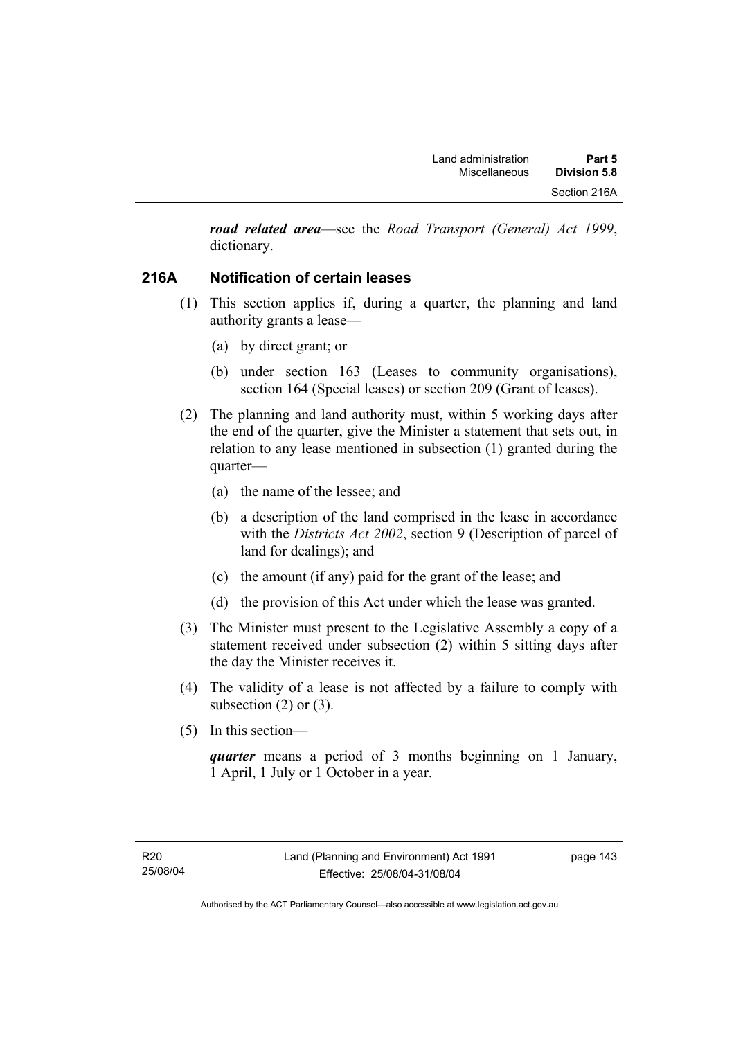***road related area***—see the *Road Transport (General) Act 1999*, dictionary.

### 216A Notification of certain leases

(1) This section applies if, during a quarter, the planning and land authority grants a lease—

(a) by direct grant; or

(b) under section 163 (Leases to community organisations), section 164 (Special leases) or section 209 (Grant of leases).

(2) The planning and land authority must, within 5 working days after the end of the quarter, give the Minister a statement that sets out, in relation to any lease mentioned in subsection (1) granted during the quarter—

(a) the name of the lessee; and

(b) a description of the land comprised in the lease in accordance with the *Districts Act 2002*, section 9 (Description of parcel of land for dealings); and

(c) the amount (if any) paid for the grant of the lease; and

(d) the provision of this Act under which the lease was granted.

(3) The Minister must present to the Legislative Assembly a copy of a statement received under subsection (2) within 5 sitting days after the day the Minister receives it.

(4) The validity of a lease is not affected by a failure to comply with subsection (2) or (3).

(5) In this section—

***quarter*** means a period of 3 months beginning on 1 January, 1 April, 1 July or 1 October in a year.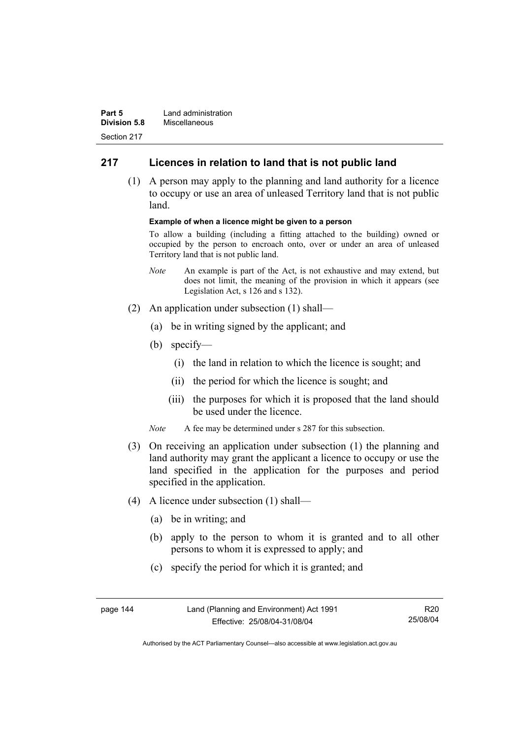## 217 Licences in relation to land that is not public land

(1) A person may apply to the planning and land authority for a licence to occupy or use an area of unleased Territory land that is not public land.

**Example of when a licence might be given to a person**

To allow a building (including a fitting attached to the building) owned or occupied by the person to encroach onto, over or under an area of unleased Territory land that is not public land.

*Note* An example is part of the Act, is not exhaustive and may extend, but does not limit, the meaning of the provision in which it appears (see Legislation Act, s 126 and s 132).

(2) An application under subsection (1) shall—

(a) be in writing signed by the applicant; and

(b) specify—

(i) the land in relation to which the licence is sought; and

(ii) the period for which the licence is sought; and

(iii) the purposes for which it is proposed that the land should be used under the licence.

*Note* A fee may be determined under s 287 for this subsection.

(3) On receiving an application under subsection (1) the planning and land authority may grant the applicant a licence to occupy or use the land specified in the application for the purposes and period specified in the application.

(4) A licence under subsection (1) shall—

(a) be in writing; and

(b) apply to the person to whom it is granted and to all other persons to whom it is expressed to apply; and

(c) specify the period for which it is granted; and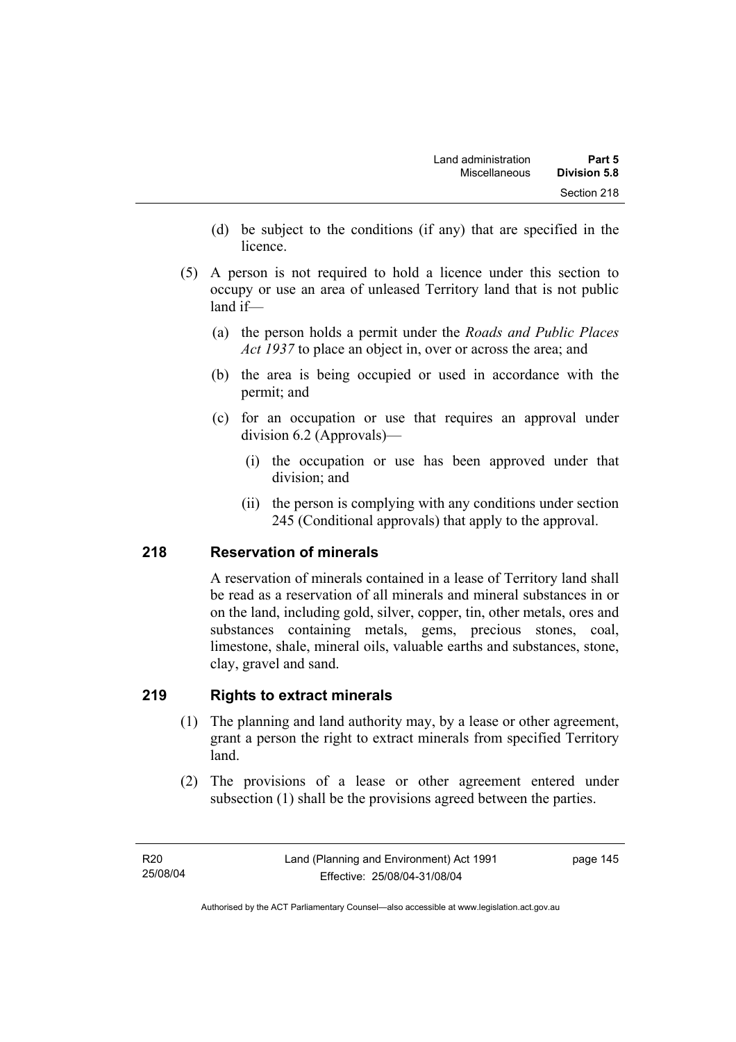(d) be subject to the conditions (if any) that are specified in the licence.

(5) A person is not required to hold a licence under this section to occupy or use an area of unleased Territory land that is not public land if—

(a) the person holds a permit under the *Roads and Public Places Act 1937* to place an object in, over or across the area; and

(b) the area is being occupied or used in accordance with the permit; and

(c) for an occupation or use that requires an approval under division 6.2 (Approvals)—

(i) the occupation or use has been approved under that division; and

(ii) the person is complying with any conditions under section 245 (Conditional approvals) that apply to the approval.

## 218 Reservation of minerals

A reservation of minerals contained in a lease of Territory land shall be read as a reservation of all minerals and mineral substances in or on the land, including gold, silver, copper, tin, other metals, ores and substances containing metals, gems, precious stones, coal, limestone, shale, mineral oils, valuable earths and substances, stone, clay, gravel and sand.

## 219 Rights to extract minerals

(1) The planning and land authority may, by a lease or other agreement, grant a person the right to extract minerals from specified Territory land.

(2) The provisions of a lease or other agreement entered under subsection (1) shall be the provisions agreed between the parties.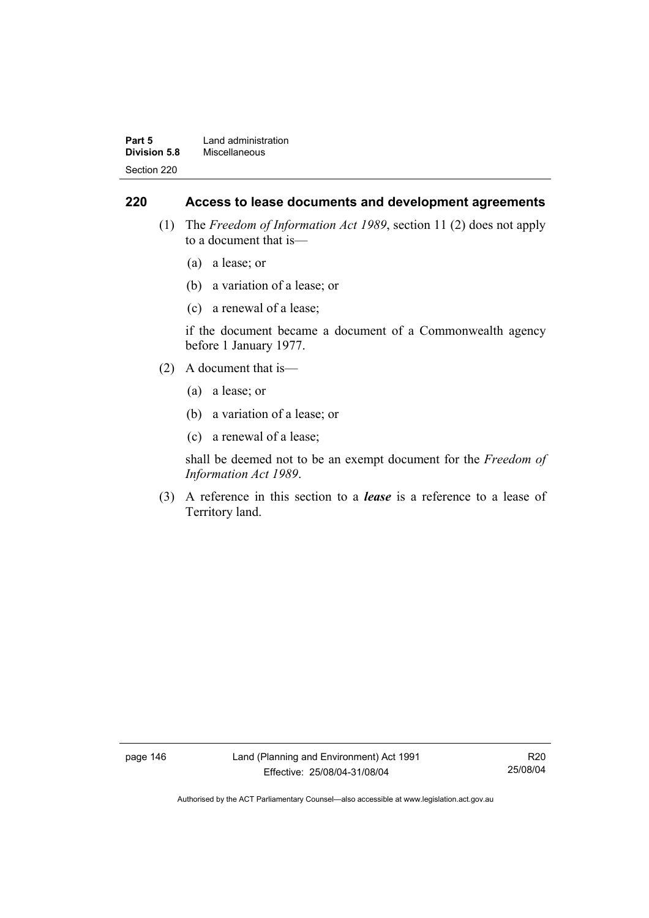## 220 Access to lease documents and development agreements

(1) The *Freedom of Information Act 1989*, section 11 (2) does not apply to a document that is—

(a) a lease; or

(b) a variation of a lease; or

(c) a renewal of a lease;

if the document became a document of a Commonwealth agency before 1 January 1977.

(2) A document that is—

(a) a lease; or

(b) a variation of a lease; or

(c) a renewal of a lease;

shall be deemed not to be an exempt document for the *Freedom of Information Act 1989*.

(3) A reference in this section to a ***lease*** is a reference to a lease of Territory land.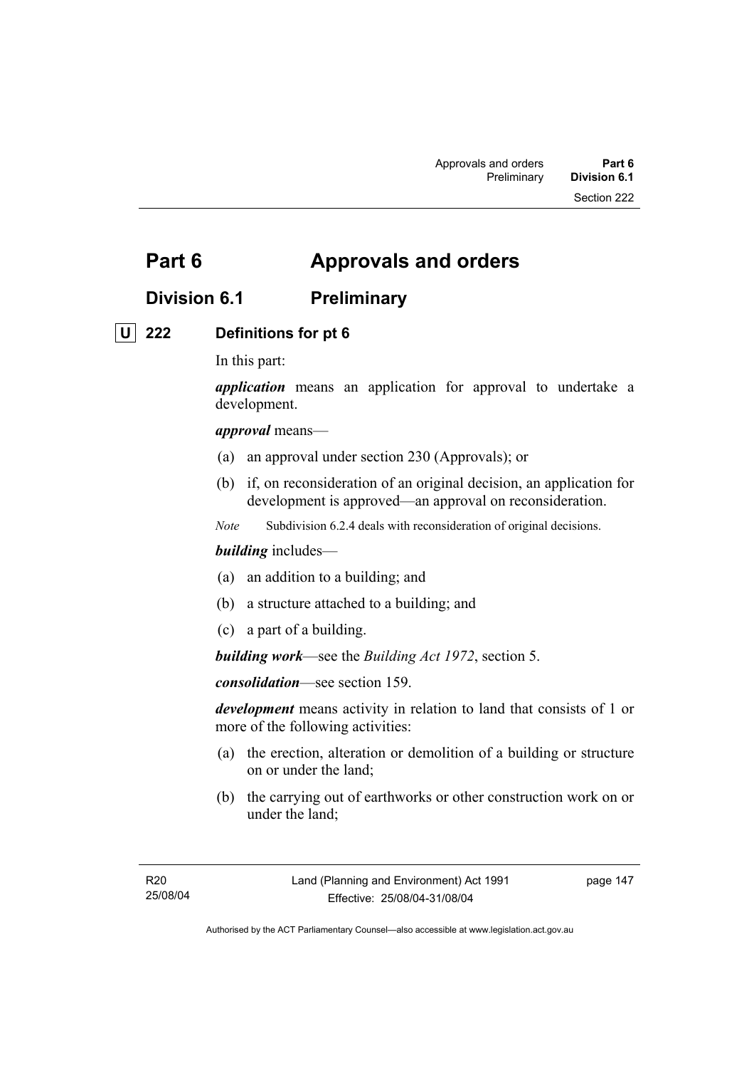# Part 6 Approvals and orders

## Division 6.1 Preliminary

### U 222 Definitions for pt 6

In this part:

***application*** means an application for approval to undertake a development.

***approval*** means—

(a) an approval under section 230 (Approvals); or

(b) if, on reconsideration of an original decision, an application for development is approved—an approval on reconsideration.

*Note* Subdivision 6.2.4 deals with reconsideration of original decisions.

***building*** includes—

(a) an addition to a building; and

(b) a structure attached to a building; and

(c) a part of a building.

***building work***—see the *Building Act 1972*, section 5.

***consolidation***—see section 159.

***development*** means activity in relation to land that consists of 1 or more of the following activities:

(a) the erection, alteration or demolition of a building or structure on or under the land;

(b) the carrying out of earthworks or other construction work on or under the land;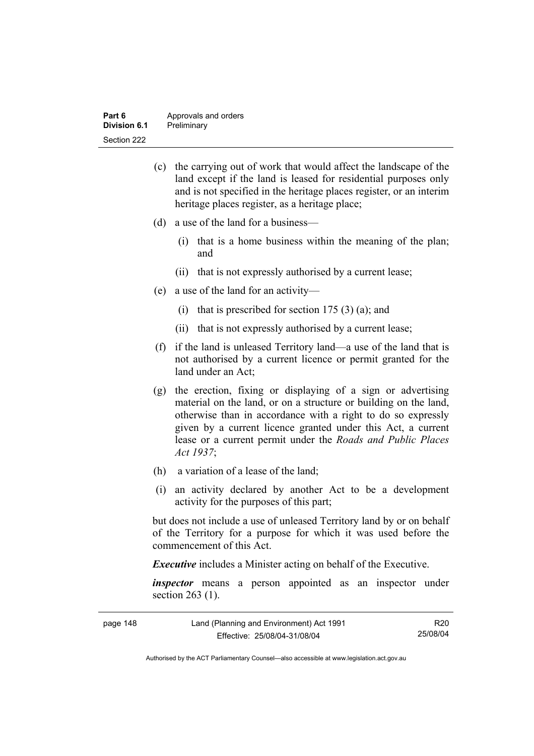(c) the carrying out of work that would affect the landscape of the land except if the land is leased for residential purposes only and is not specified in the heritage places register, or an interim heritage places register, as a heritage place;

(d) a use of the land for a business—

(i) that is a home business within the meaning of the plan; and

(ii) that is not expressly authorised by a current lease;

(e) a use of the land for an activity—

(i) that is prescribed for section 175 (3) (a); and

(ii) that is not expressly authorised by a current lease;

(f) if the land is unleased Territory land—a use of the land that is not authorised by a current licence or permit granted for the land under an Act;

(g) the erection, fixing or displaying of a sign or advertising material on the land, or on a structure or building on the land, otherwise than in accordance with a right to do so expressly given by a current licence granted under this Act, a current lease or a current permit under the *Roads and Public Places Act 1937*;

(h) a variation of a lease of the land;

(i) an activity declared by another Act to be a development activity for the purposes of this part;

but does not include a use of unleased Territory land by or on behalf of the Territory for a purpose for which it was used before the commencement of this Act.

***Executive*** includes a Minister acting on behalf of the Executive.

***inspector*** means a person appointed as an inspector under section 263 (1).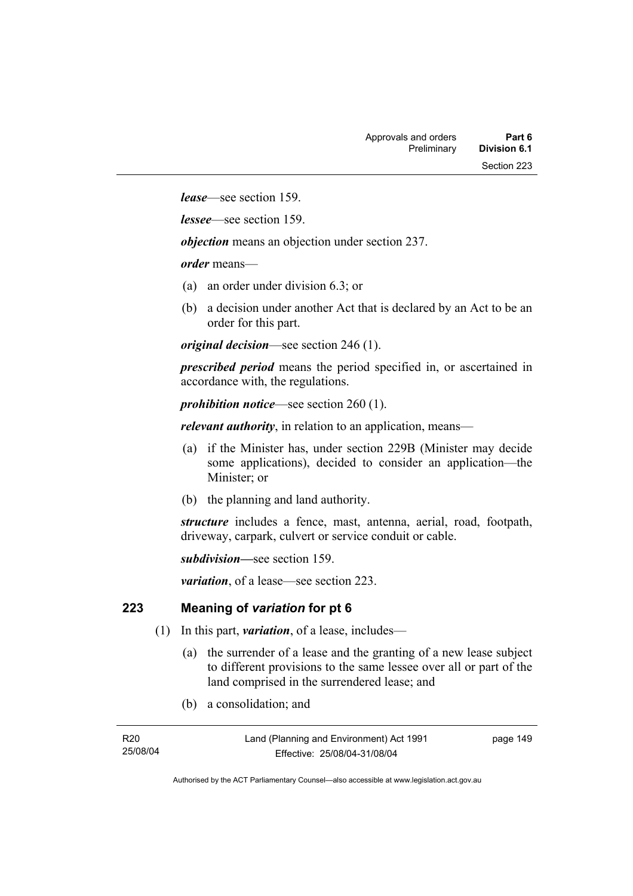***lease***—see section 159.

***lessee***—see section 159.

***objection*** means an objection under section 237.

***order*** means—

(a) an order under division 6.3; or

(b) a decision under another Act that is declared by an Act to be an order for this part.

***original decision***—see section 246 (1).

***prescribed period*** means the period specified in, or ascertained in accordance with, the regulations.

***prohibition notice***—see section 260 (1).

***relevant authority***, in relation to an application, means—

(a) if the Minister has, under section 229B (Minister may decide some applications), decided to consider an application—the Minister; or

(b) the planning and land authority.

***structure*** includes a fence, mast, antenna, aerial, road, footpath, driveway, carpark, culvert or service conduit or cable.

***subdivision*****—**see section 159.

***variation***, of a lease—see section 223.

## 223 Meaning of *variation* for pt 6

(1) In this part, ***variation***, of a lease, includes—

(a) the surrender of a lease and the granting of a new lease subject to different provisions to the same lessee over all or part of the land comprised in the surrendered lease; and

(b) a consolidation; and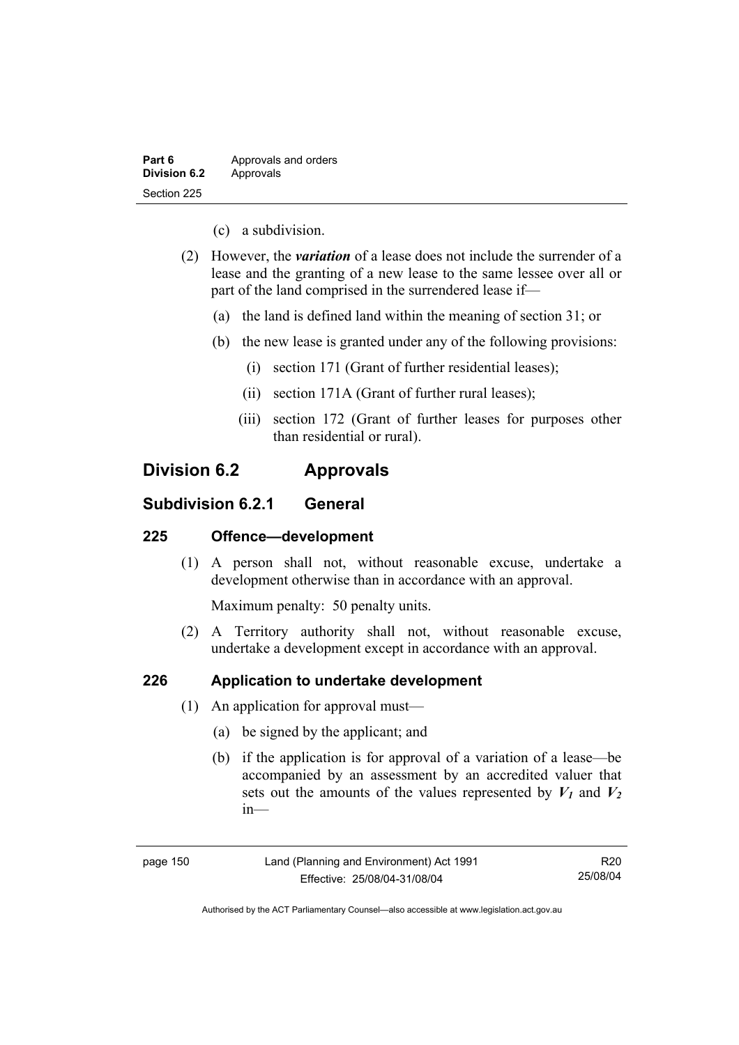(c) a subdivision.

(2) However, the ***variation*** of a lease does not include the surrender of a lease and the granting of a new lease to the same lessee over all or part of the land comprised in the surrendered lease if—

(a) the land is defined land within the meaning of section 31; or

(b) the new lease is granted under any of the following provisions:

(i) section 171 (Grant of further residential leases);

(ii) section 171A (Grant of further rural leases);

(iii) section 172 (Grant of further leases for purposes other than residential or rural).

## Division 6.2 Approvals

### Subdivision 6.2.1 General

#### 225 Offence—development

(1) A person shall not, without reasonable excuse, undertake a development otherwise than in accordance with an approval.

Maximum penalty: 50 penalty units.

(2) A Territory authority shall not, without reasonable excuse, undertake a development except in accordance with an approval.

#### 226 Application to undertake development

(1) An application for approval must—

(a) be signed by the applicant; and

(b) if the application is for approval of a variation of a lease—be accompanied by an assessment by an accredited valuer that sets out the amounts of the values represented by $V_1$ and $V_2$ in—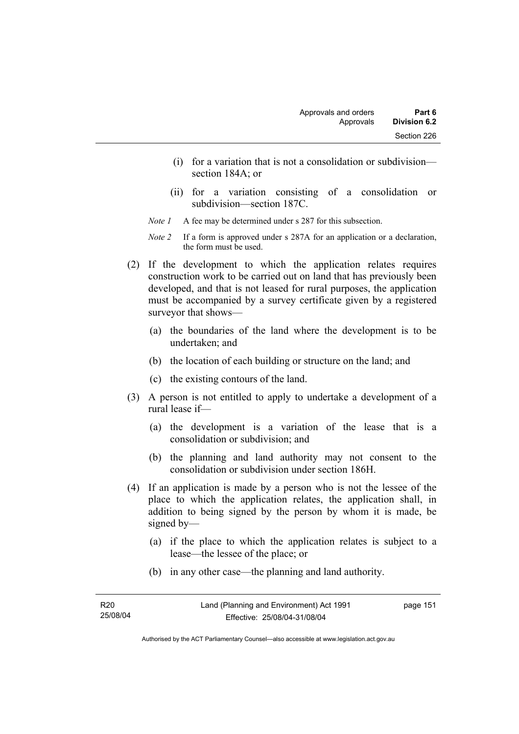(i) for a variation that is not a consolidation or subdivision—section 184A; or

(ii) for a variation consisting of a consolidation or subdivision—section 187C.

*Note 1* A fee may be determined under s 287 for this subsection.

*Note 2* If a form is approved under s 287A for an application or a declaration, the form must be used.

(2) If the development to which the application relates requires construction work to be carried out on land that has previously been developed, and that is not leased for rural purposes, the application must be accompanied by a survey certificate given by a registered surveyor that shows—

(a) the boundaries of the land where the development is to be undertaken; and

(b) the location of each building or structure on the land; and

(c) the existing contours of the land.

(3) A person is not entitled to apply to undertake a development of a rural lease if—

(a) the development is a variation of the lease that is a consolidation or subdivision; and

(b) the planning and land authority may not consent to the consolidation or subdivision under section 186H.

(4) If an application is made by a person who is not the lessee of the place to which the application relates, the application shall, in addition to being signed by the person by whom it is made, be signed by—

(a) if the place to which the application relates is subject to a lease—the lessee of the place; or

(b) in any other case—the planning and land authority.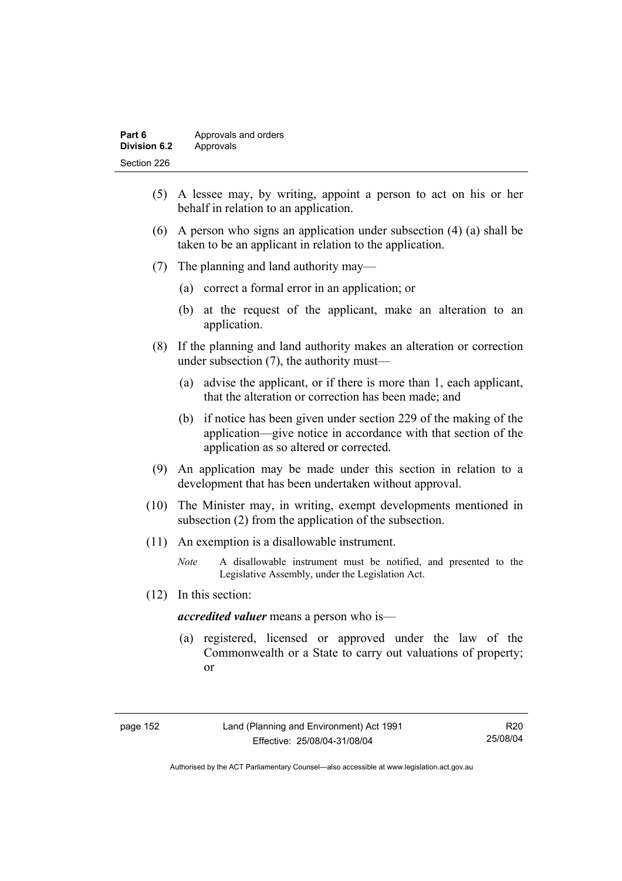(5) A lessee may, by writing, appoint a person to act on his or her behalf in relation to an application.

(6) A person who signs an application under subsection (4) (a) shall be taken to be an applicant in relation to the application.

(7) The planning and land authority may—

(a) correct a formal error in an application; or

(b) at the request of the applicant, make an alteration to an application.

(8) If the planning and land authority makes an alteration or correction under subsection (7), the authority must—

(a) advise the applicant, or if there is more than 1, each applicant, that the alteration or correction has been made; and

(b) if notice has been given under section 229 of the making of the application—give notice in accordance with that section of the application as so altered or corrected.

(9) An application may be made under this section in relation to a development that has been undertaken without approval.

(10) The Minister may, in writing, exempt developments mentioned in subsection (2) from the application of the subsection.

(11) An exemption is a disallowable instrument.

*Note* A disallowable instrument must be notified, and presented to the Legislative Assembly, under the Legislation Act.

(12) In this section:

***accredited valuer*** means a person who is—

(a) registered, licensed or approved under the law of the Commonwealth or a State to carry out valuations of property; or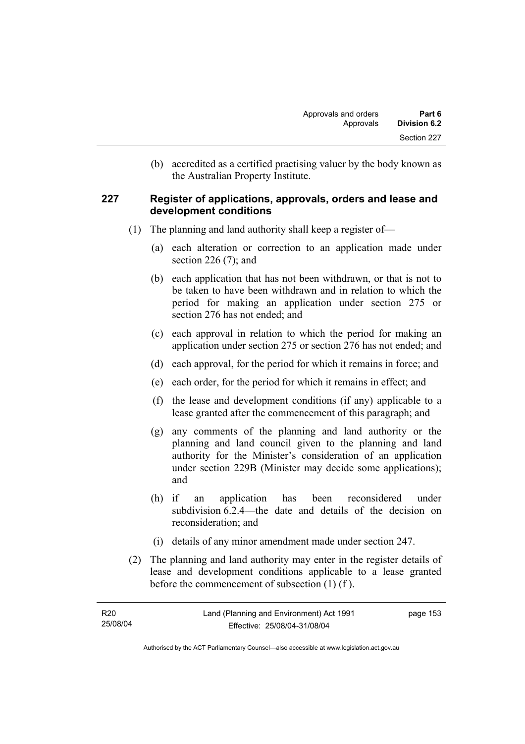(b) accredited as a certified practising valuer by the body known as the Australian Property Institute.

### 227 Register of applications, approvals, orders and lease and development conditions

(1) The planning and land authority shall keep a register of—

(a) each alteration or correction to an application made under section 226 (7); and

(b) each application that has not been withdrawn, or that is not to be taken to have been withdrawn and in relation to which the period for making an application under section 275 or section 276 has not ended; and

(c) each approval in relation to which the period for making an application under section 275 or section 276 has not ended; and

(d) each approval, for the period for which it remains in force; and

(e) each order, for the period for which it remains in effect; and

(f) the lease and development conditions (if any) applicable to a lease granted after the commencement of this paragraph; and

(g) any comments of the planning and land authority or the planning and land council given to the planning and land authority for the Minister's consideration of an application under section 229B (Minister may decide some applications); and

(h) if an application has been reconsidered under subdivision 6.2.4—the date and details of the decision on reconsideration; and

(i) details of any minor amendment made under section 247.

(2) The planning and land authority may enter in the register details of lease and development conditions applicable to a lease granted before the commencement of subsection (1) (f ).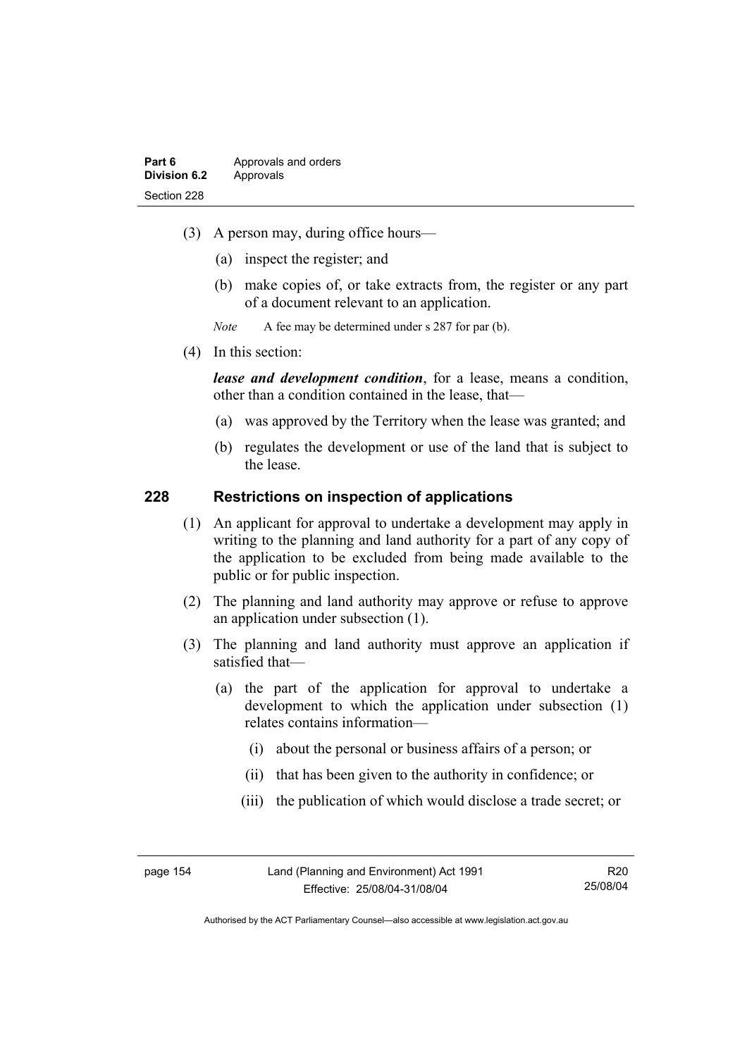(3) A person may, during office hours—

(a) inspect the register; and

(b) make copies of, or take extracts from, the register or any part of a document relevant to an application.

*Note* A fee may be determined under s 287 for par (b).

(4) In this section:

***lease and development condition***, for a lease, means a condition, other than a condition contained in the lease, that—

(a) was approved by the Territory when the lease was granted; and

(b) regulates the development or use of the land that is subject to the lease.

## 228 Restrictions on inspection of applications

(1) An applicant for approval to undertake a development may apply in writing to the planning and land authority for a part of any copy of the application to be excluded from being made available to the public or for public inspection.

(2) The planning and land authority may approve or refuse to approve an application under subsection (1).

(3) The planning and land authority must approve an application if satisfied that—

(a) the part of the application for approval to undertake a development to which the application under subsection (1) relates contains information—

(i) about the personal or business affairs of a person; or

(ii) that has been given to the authority in confidence; or

(iii) the publication of which would disclose a trade secret; or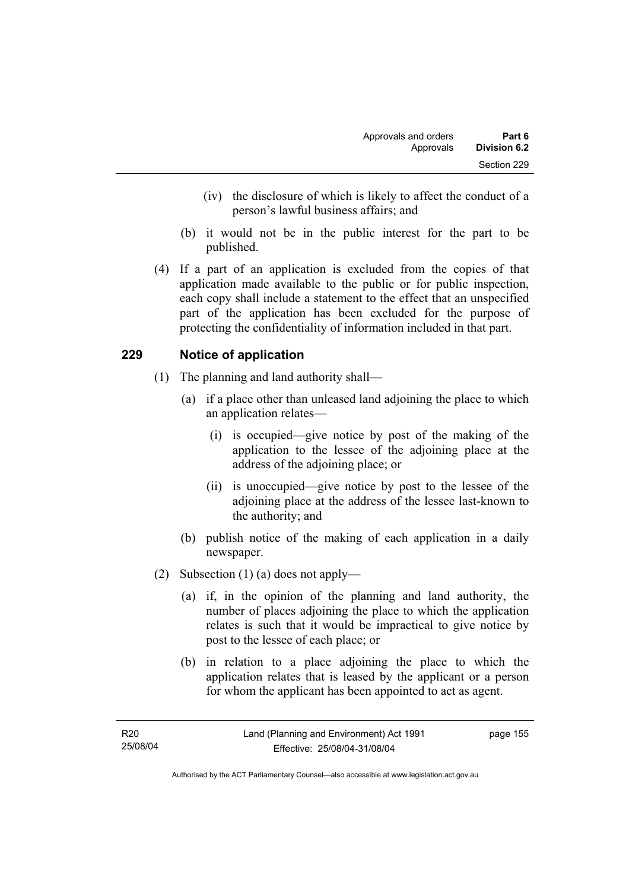(iv) the disclosure of which is likely to affect the conduct of a person's lawful business affairs; and

(b) it would not be in the public interest for the part to be published.

(4) If a part of an application is excluded from the copies of that application made available to the public or for public inspection, each copy shall include a statement to the effect that an unspecified part of the application has been excluded for the purpose of protecting the confidentiality of information included in that part.

## 229 Notice of application

(1) The planning and land authority shall—

(a) if a place other than unleased land adjoining the place to which an application relates—

(i) is occupied—give notice by post of the making of the application to the lessee of the adjoining place at the address of the adjoining place; or

(ii) is unoccupied—give notice by post to the lessee of the adjoining place at the address of the lessee last-known to the authority; and

(b) publish notice of the making of each application in a daily newspaper.

(2) Subsection (1) (a) does not apply—

(a) if, in the opinion of the planning and land authority, the number of places adjoining the place to which the application relates is such that it would be impractical to give notice by post to the lessee of each place; or

(b) in relation to a place adjoining the place to which the application relates that is leased by the applicant or a person for whom the applicant has been appointed to act as agent.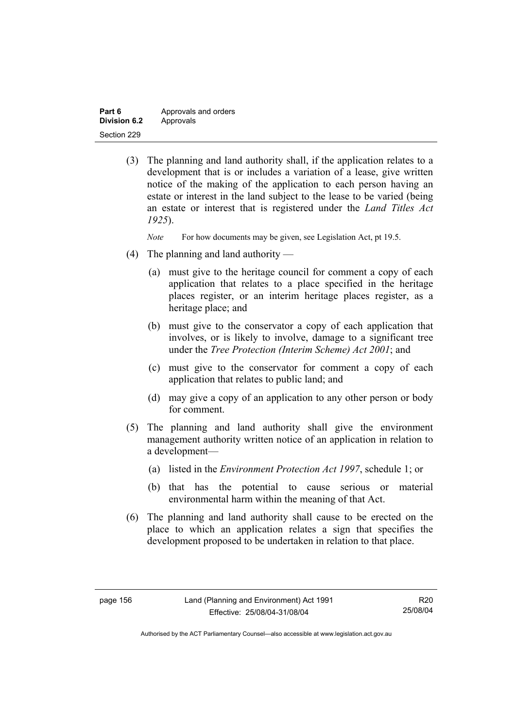(3) The planning and land authority shall, if the application relates to a development that is or includes a variation of a lease, give written notice of the making of the application to each person having an estate or interest in the land subject to the lease to be varied (being an estate or interest that is registered under the *Land Titles Act 1925*).

*Note* For how documents may be given, see Legislation Act, pt 19.5.

(4) The planning and land authority —

(a) must give to the heritage council for comment a copy of each application that relates to a place specified in the heritage places register, or an interim heritage places register, as a heritage place; and

(b) must give to the conservator a copy of each application that involves, or is likely to involve, damage to a significant tree under the *Tree Protection (Interim Scheme) Act 2001*; and

(c) must give to the conservator for comment a copy of each application that relates to public land; and

(d) may give a copy of an application to any other person or body for comment.

(5) The planning and land authority shall give the environment management authority written notice of an application in relation to a development—

(a) listed in the *Environment Protection Act 1997*, schedule 1; or

(b) that has the potential to cause serious or material environmental harm within the meaning of that Act.

(6) The planning and land authority shall cause to be erected on the place to which an application relates a sign that specifies the development proposed to be undertaken in relation to that place.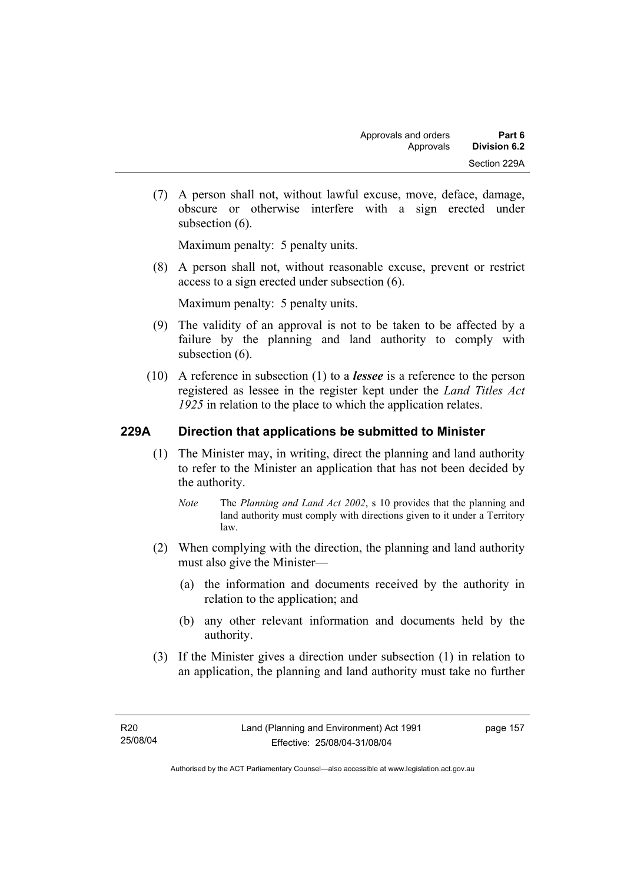(7) A person shall not, without lawful excuse, move, deface, damage, obscure or otherwise interfere with a sign erected under subsection (6).

Maximum penalty: 5 penalty units.

(8) A person shall not, without reasonable excuse, prevent or restrict access to a sign erected under subsection (6).

Maximum penalty: 5 penalty units.

(9) The validity of an approval is not to be taken to be affected by a failure by the planning and land authority to comply with subsection (6).

(10) A reference in subsection (1) to a ***lessee*** is a reference to the person registered as lessee in the register kept under the *Land Titles Act 1925* in relation to the place to which the application relates.

### 229A Direction that applications be submitted to Minister

(1) The Minister may, in writing, direct the planning and land authority to refer to the Minister an application that has not been decided by the authority.

*Note* The *Planning and Land Act 2002*, s 10 provides that the planning and land authority must comply with directions given to it under a Territory law.

(2) When complying with the direction, the planning and land authority must also give the Minister—

(a) the information and documents received by the authority in relation to the application; and

(b) any other relevant information and documents held by the authority.

(3) If the Minister gives a direction under subsection (1) in relation to an application, the planning and land authority must take no further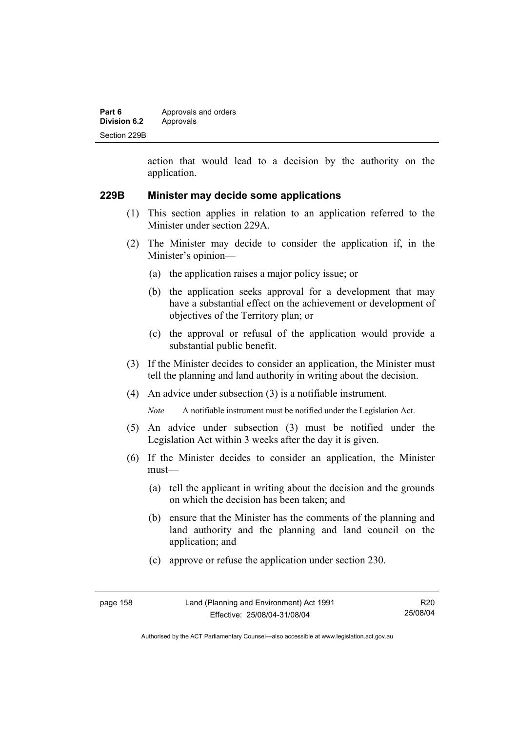action that would lead to a decision by the authority on the application.

## 229B Minister may decide some applications

(1) This section applies in relation to an application referred to the Minister under section 229A.

(2) The Minister may decide to consider the application if, in the Minister's opinion—

(a) the application raises a major policy issue; or

(b) the application seeks approval for a development that may have a substantial effect on the achievement or development of objectives of the Territory plan; or

(c) the approval or refusal of the application would provide a substantial public benefit.

(3) If the Minister decides to consider an application, the Minister must tell the planning and land authority in writing about the decision.

(4) An advice under subsection (3) is a notifiable instrument.

*Note* A notifiable instrument must be notified under the Legislation Act.

(5) An advice under subsection (3) must be notified under the Legislation Act within 3 weeks after the day it is given.

(6) If the Minister decides to consider an application, the Minister must—

(a) tell the applicant in writing about the decision and the grounds on which the decision has been taken; and

(b) ensure that the Minister has the comments of the planning and land authority and the planning and land council on the application; and

(c) approve or refuse the application under section 230.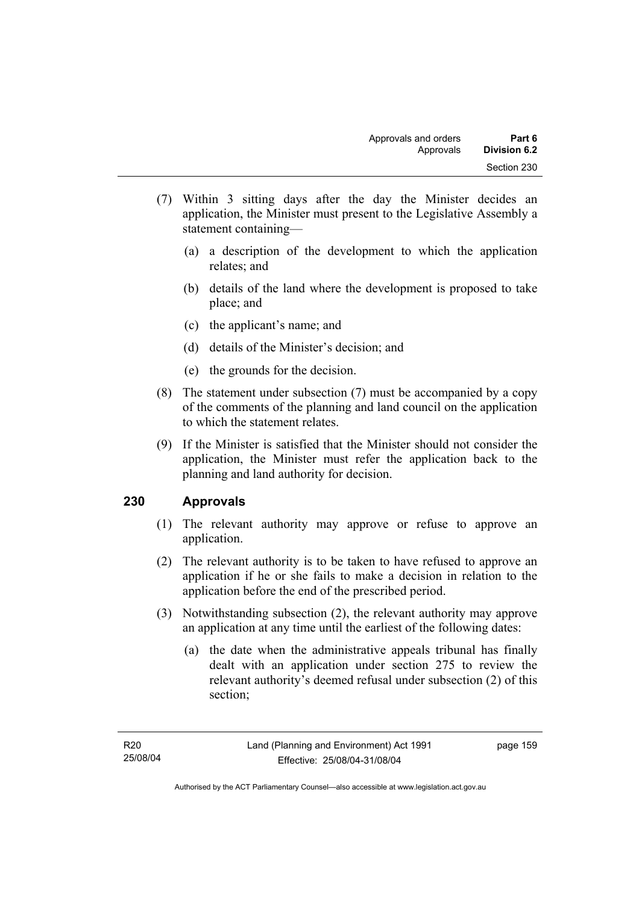(7) Within 3 sitting days after the day the Minister decides an application, the Minister must present to the Legislative Assembly a statement containing—

  (a) a description of the development to which the application relates; and

  (b) details of the land where the development is proposed to take place; and

  (c) the applicant's name; and

  (d) details of the Minister's decision; and

  (e) the grounds for the decision.

(8) The statement under subsection (7) must be accompanied by a copy of the comments of the planning and land council on the application to which the statement relates.

(9) If the Minister is satisfied that the Minister should not consider the application, the Minister must refer the application back to the planning and land authority for decision.

## 230 Approvals

(1) The relevant authority may approve or refuse to approve an application.

(2) The relevant authority is to be taken to have refused to approve an application if he or she fails to make a decision in relation to the application before the end of the prescribed period.

(3) Notwithstanding subsection (2), the relevant authority may approve an application at any time until the earliest of the following dates:

  (a) the date when the administrative appeals tribunal has finally dealt with an application under section 275 to review the relevant authority's deemed refusal under subsection (2) of this section;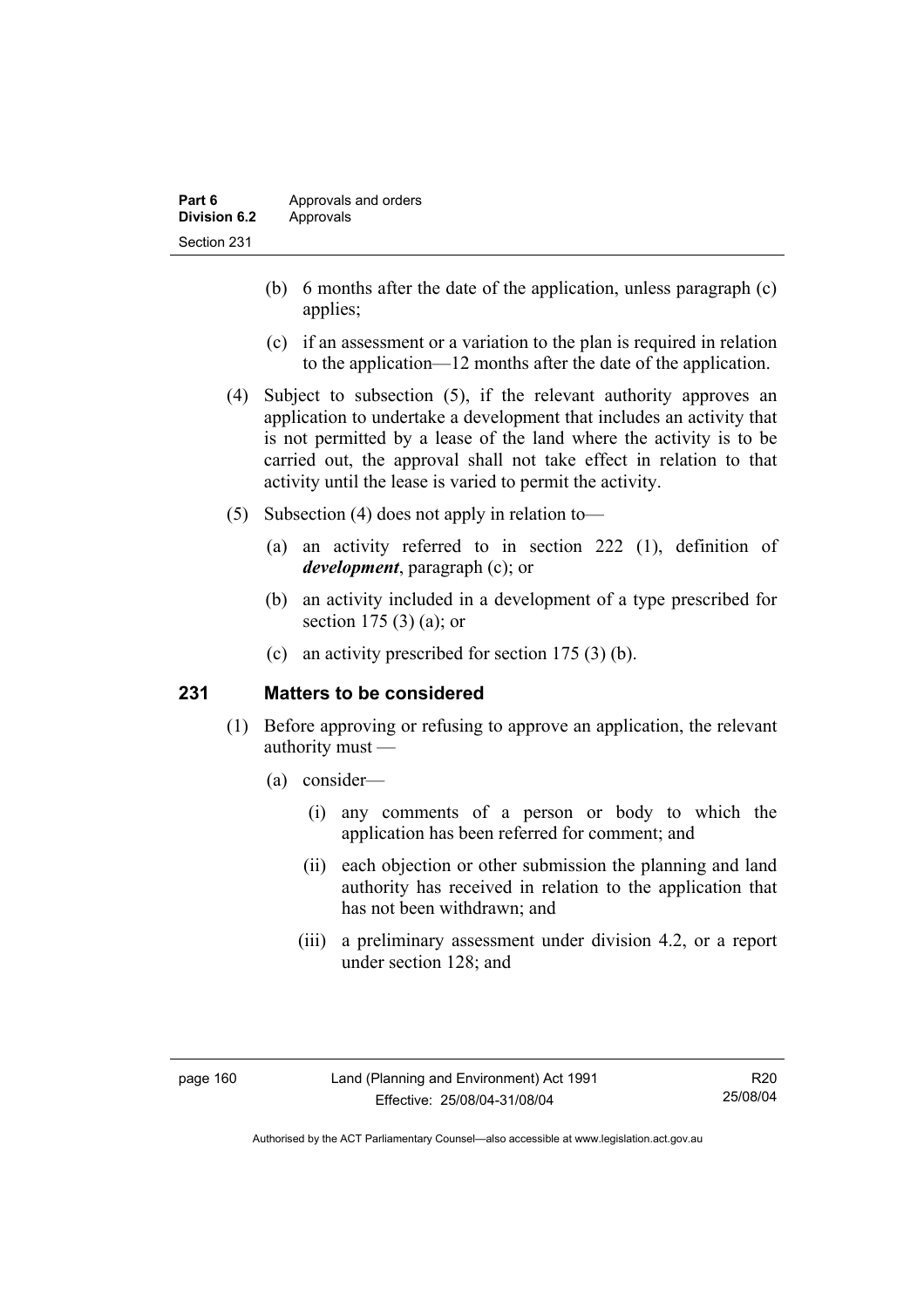(b) 6 months after the date of the application, unless paragraph (c) applies;

(c) if an assessment or a variation to the plan is required in relation to the application—12 months after the date of the application.

(4) Subject to subsection (5), if the relevant authority approves an application to undertake a development that includes an activity that is not permitted by a lease of the land where the activity is to be carried out, the approval shall not take effect in relation to that activity until the lease is varied to permit the activity.

(5) Subsection (4) does not apply in relation to—

(a) an activity referred to in section 222 (1), definition of ***development***, paragraph (c); or

(b) an activity included in a development of a type prescribed for section 175 (3) (a); or

(c) an activity prescribed for section 175 (3) (b).

## 231 Matters to be considered

(1) Before approving or refusing to approve an application, the relevant authority must —

(a) consider—

(i) any comments of a person or body to which the application has been referred for comment; and

(ii) each objection or other submission the planning and land authority has received in relation to the application that has not been withdrawn; and

(iii) a preliminary assessment under division 4.2, or a report under section 128; and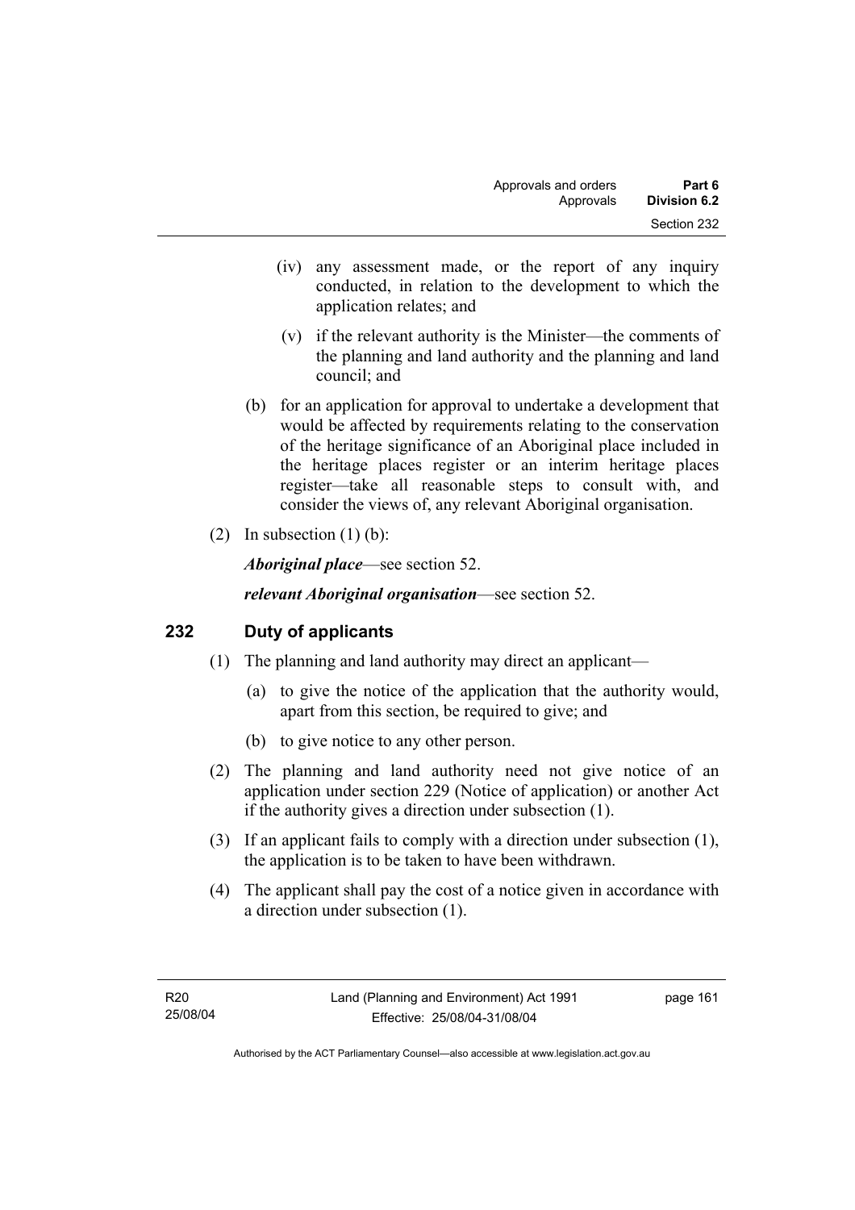(iv) any assessment made, or the report of any inquiry conducted, in relation to the development to which the application relates; and

(v) if the relevant authority is the Minister—the comments of the planning and land authority and the planning and land council; and

(b) for an application for approval to undertake a development that would be affected by requirements relating to the conservation of the heritage significance of an Aboriginal place included in the heritage places register or an interim heritage places register—take all reasonable steps to consult with, and consider the views of, any relevant Aboriginal organisation.

(2) In subsection (1) (b):

***Aboriginal place***—see section 52.

***relevant Aboriginal organisation***—see section 52.

## 232 Duty of applicants

(1) The planning and land authority may direct an applicant—

(a) to give the notice of the application that the authority would, apart from this section, be required to give; and

(b) to give notice to any other person.

(2) The planning and land authority need not give notice of an application under section 229 (Notice of application) or another Act if the authority gives a direction under subsection (1).

(3) If an applicant fails to comply with a direction under subsection (1), the application is to be taken to have been withdrawn.

(4) The applicant shall pay the cost of a notice given in accordance with a direction under subsection (1).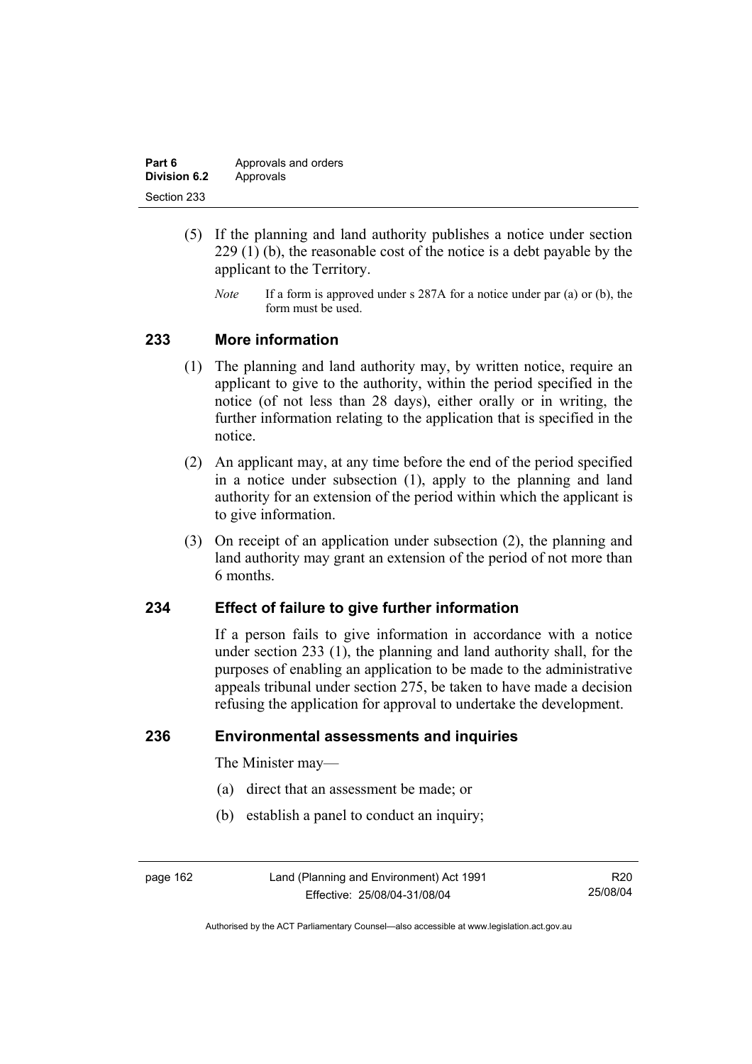(5) If the planning and land authority publishes a notice under section 229 (1) (b), the reasonable cost of the notice is a debt payable by the applicant to the Territory.

*Note* If a form is approved under s 287A for a notice under par (a) or (b), the form must be used.

## 233 More information

(1) The planning and land authority may, by written notice, require an applicant to give to the authority, within the period specified in the notice (of not less than 28 days), either orally or in writing, the further information relating to the application that is specified in the notice.

(2) An applicant may, at any time before the end of the period specified in a notice under subsection (1), apply to the planning and land authority for an extension of the period within which the applicant is to give information.

(3) On receipt of an application under subsection (2), the planning and land authority may grant an extension of the period of not more than 6 months.

## 234 Effect of failure to give further information

If a person fails to give information in accordance with a notice under section 233 (1), the planning and land authority shall, for the purposes of enabling an application to be made to the administrative appeals tribunal under section 275, be taken to have made a decision refusing the application for approval to undertake the development.

## 236 Environmental assessments and inquiries

The Minister may—

(a) direct that an assessment be made; or

(b) establish a panel to conduct an inquiry;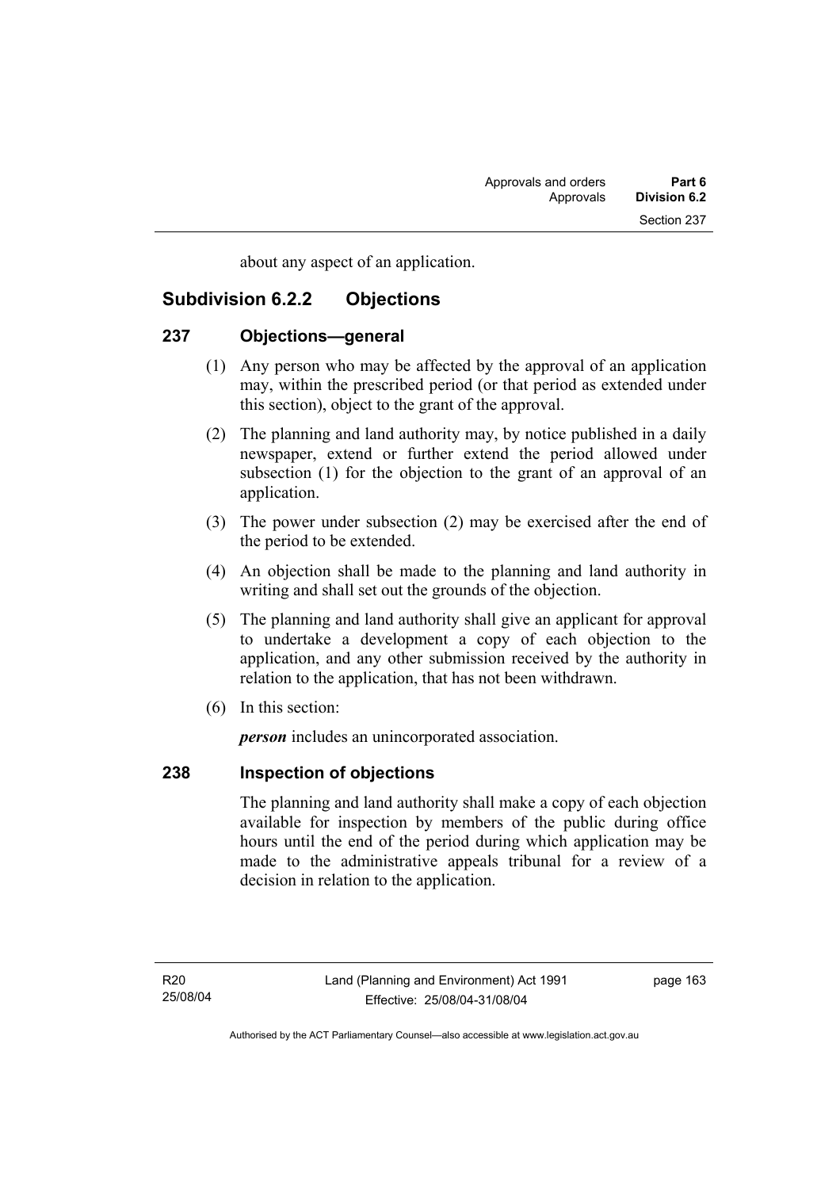about any aspect of an application.

## Subdivision 6.2.2 Objections

### 237 Objections—general

(1) Any person who may be affected by the approval of an application may, within the prescribed period (or that period as extended under this section), object to the grant of the approval.

(2) The planning and land authority may, by notice published in a daily newspaper, extend or further extend the period allowed under subsection (1) for the objection to the grant of an approval of an application.

(3) The power under subsection (2) may be exercised after the end of the period to be extended.

(4) An objection shall be made to the planning and land authority in writing and shall set out the grounds of the objection.

(5) The planning and land authority shall give an applicant for approval to undertake a development a copy of each objection to the application, and any other submission received by the authority in relation to the application, that has not been withdrawn.

(6) In this section:

***person*** includes an unincorporated association.

### 238 Inspection of objections

The planning and land authority shall make a copy of each objection available for inspection by members of the public during office hours until the end of the period during which application may be made to the administrative appeals tribunal for a review of a decision in relation to the application.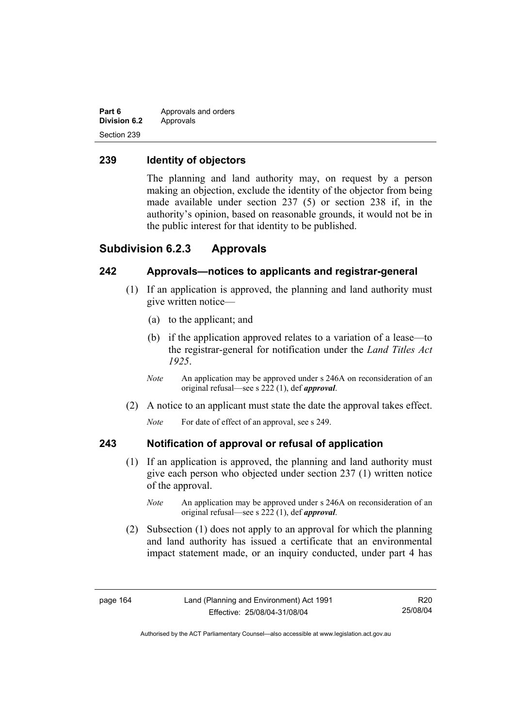## 239 Identity of objectors

The planning and land authority may, on request by a person making an objection, exclude the identity of the objector from being made available under section 237 (5) or section 238 if, in the authority's opinion, based on reasonable grounds, it would not be in the public interest for that identity to be published.

## Subdivision 6.2.3 Approvals

## 242 Approvals—notices to applicants and registrar-general

(1) If an application is approved, the planning and land authority must give written notice—

(a) to the applicant; and

(b) if the application approved relates to a variation of a lease—to the registrar-general for notification under the *Land Titles Act 1925*.

*Note* An application may be approved under s 246A on reconsideration of an original refusal—see s 222 (1), def ***approval***.

(2) A notice to an applicant must state the date the approval takes effect.

*Note* For date of effect of an approval, see s 249.

## 243 Notification of approval or refusal of application

(1) If an application is approved, the planning and land authority must give each person who objected under section 237 (1) written notice of the approval.

*Note* An application may be approved under s 246A on reconsideration of an original refusal—see s 222 (1), def ***approval***.

(2) Subsection (1) does not apply to an approval for which the planning and land authority has issued a certificate that an environmental impact statement made, or an inquiry conducted, under part 4 has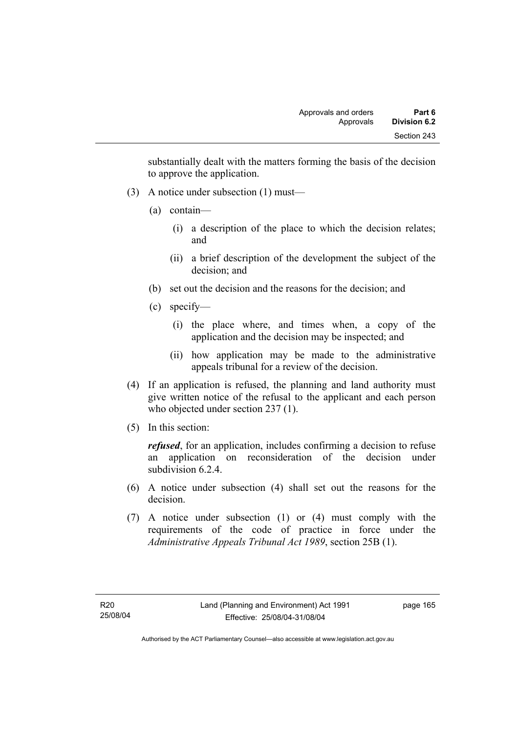substantially dealt with the matters forming the basis of the decision to approve the application.

(3) A notice under subsection (1) must—

(a) contain—

(i) a description of the place to which the decision relates; and

(ii) a brief description of the development the subject of the decision; and

(b) set out the decision and the reasons for the decision; and

(c) specify—

(i) the place where, and times when, a copy of the application and the decision may be inspected; and

(ii) how application may be made to the administrative appeals tribunal for a review of the decision.

(4) If an application is refused, the planning and land authority must give written notice of the refusal to the applicant and each person who objected under section 237 (1).

(5) In this section:

***refused***, for an application, includes confirming a decision to refuse an application on reconsideration of the decision under subdivision 6.2.4.

(6) A notice under subsection (4) shall set out the reasons for the decision.

(7) A notice under subsection (1) or (4) must comply with the requirements of the code of practice in force under the *Administrative Appeals Tribunal Act 1989*, section 25B (1).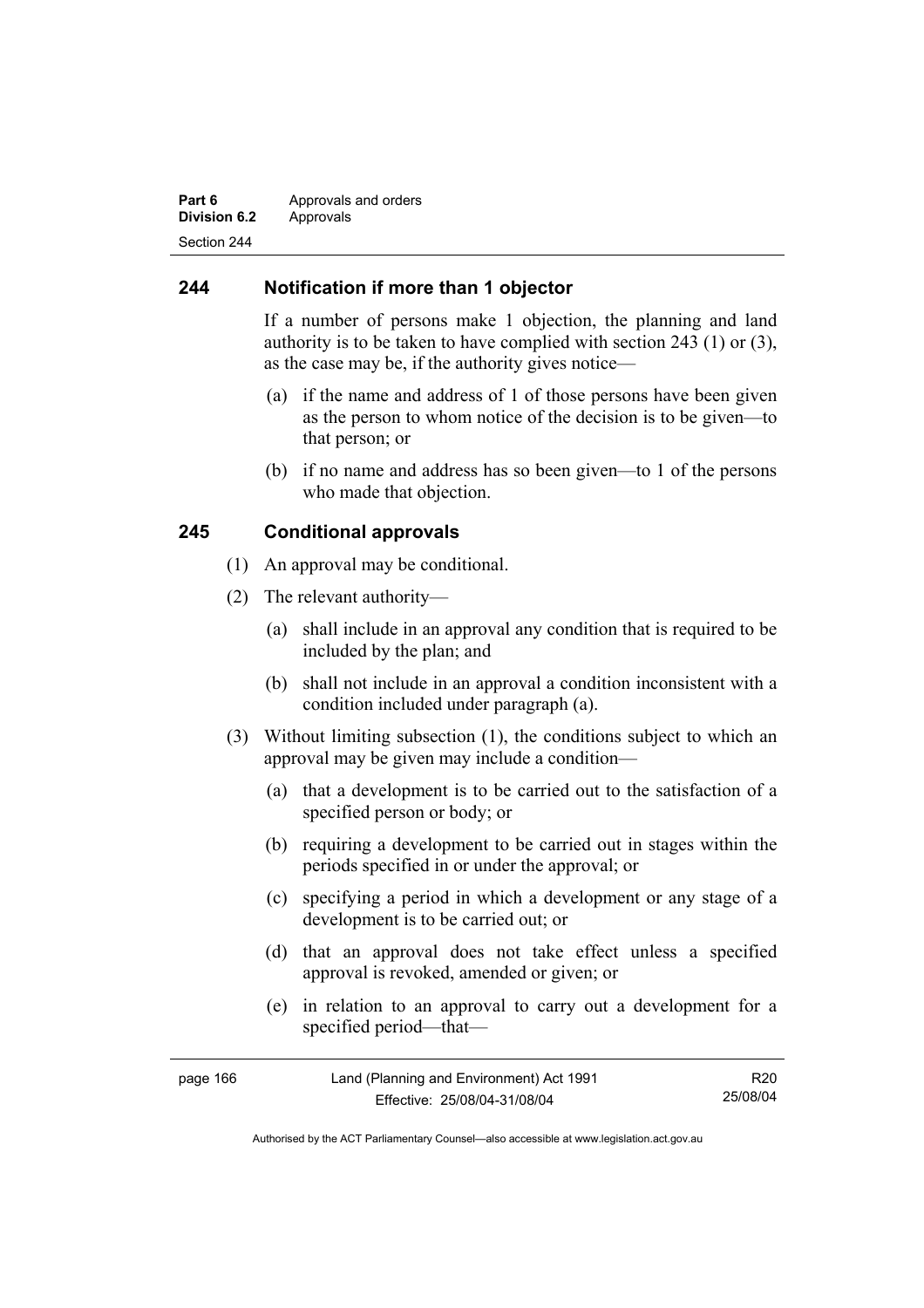## 244 Notification if more than 1 objector

If a number of persons make 1 objection, the planning and land authority is to be taken to have complied with section 243 (1) or (3), as the case may be, if the authority gives notice—

(a) if the name and address of 1 of those persons have been given as the person to whom notice of the decision is to be given—to that person; or

(b) if no name and address has so been given—to 1 of the persons who made that objection.

## 245 Conditional approvals

(1) An approval may be conditional.

(2) The relevant authority—

(a) shall include in an approval any condition that is required to be included by the plan; and

(b) shall not include in an approval a condition inconsistent with a condition included under paragraph (a).

(3) Without limiting subsection (1), the conditions subject to which an approval may be given may include a condition—

(a) that a development is to be carried out to the satisfaction of a specified person or body; or

(b) requiring a development to be carried out in stages within the periods specified in or under the approval; or

(c) specifying a period in which a development or any stage of a development is to be carried out; or

(d) that an approval does not take effect unless a specified approval is revoked, amended or given; or

(e) in relation to an approval to carry out a development for a specified period—that—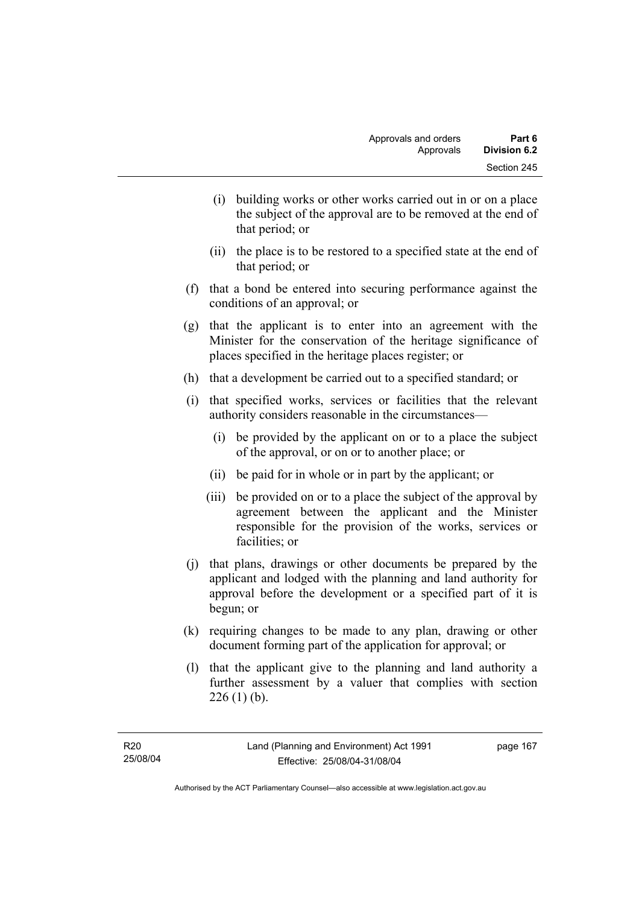(i) building works or other works carried out in or on a place the subject of the approval are to be removed at the end of that period; or

(ii) the place is to be restored to a specified state at the end of that period; or

(f) that a bond be entered into securing performance against the conditions of an approval; or

(g) that the applicant is to enter into an agreement with the Minister for the conservation of the heritage significance of places specified in the heritage places register; or

(h) that a development be carried out to a specified standard; or

(i) that specified works, services or facilities that the relevant authority considers reasonable in the circumstances—

(i) be provided by the applicant on or to a place the subject of the approval, or on or to another place; or

(ii) be paid for in whole or in part by the applicant; or

(iii) be provided on or to a place the subject of the approval by agreement between the applicant and the Minister responsible for the provision of the works, services or facilities; or

(j) that plans, drawings or other documents be prepared by the applicant and lodged with the planning and land authority for approval before the development or a specified part of it is begun; or

(k) requiring changes to be made to any plan, drawing or other document forming part of the application for approval; or

(l) that the applicant give to the planning and land authority a further assessment by a valuer that complies with section 226 (1) (b).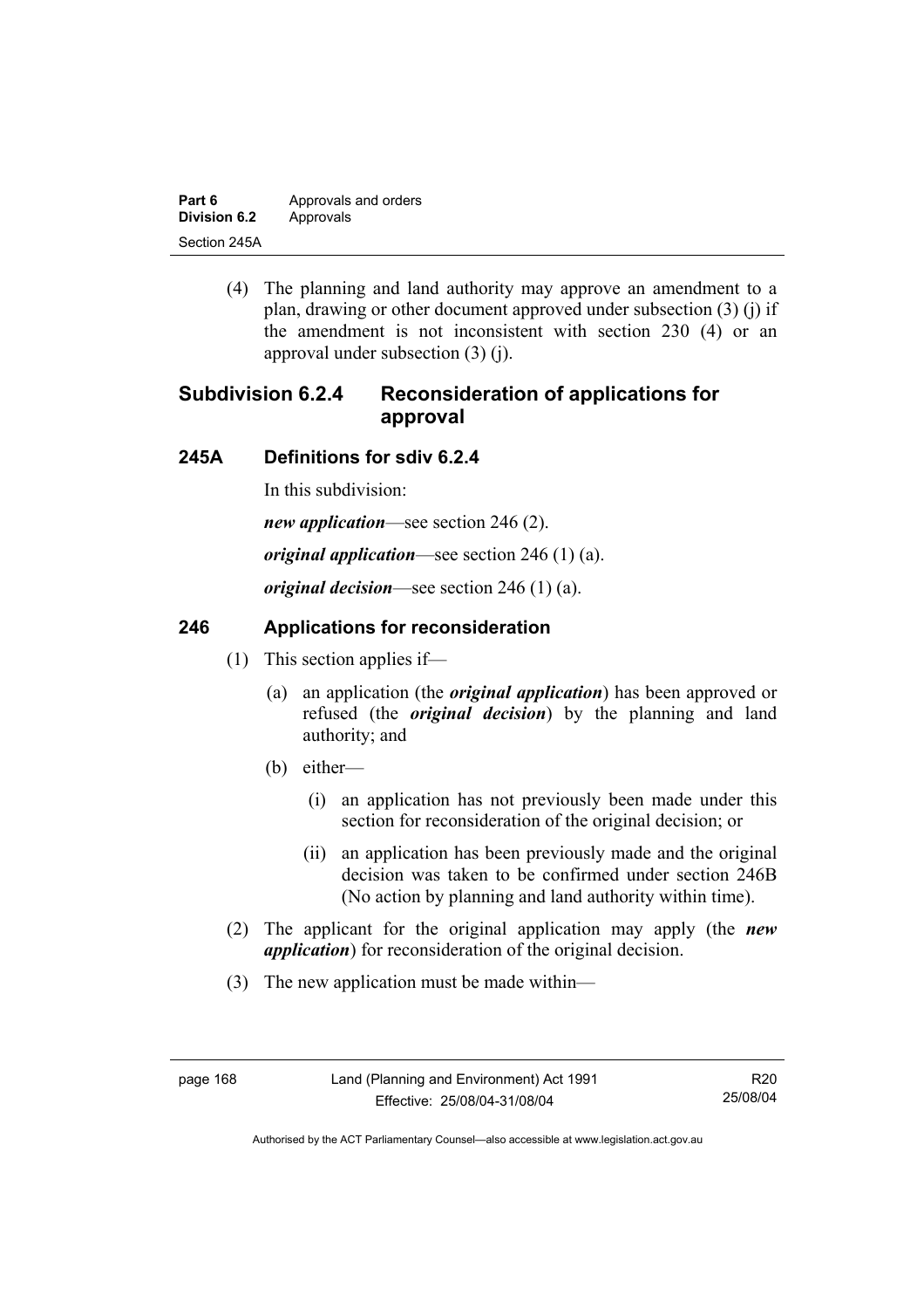(4) The planning and land authority may approve an amendment to a plan, drawing or other document approved under subsection (3) (j) if the amendment is not inconsistent with section 230 (4) or an approval under subsection (3) (j).

## Subdivision 6.2.4 Reconsideration of applications for approval

### 245A Definitions for sdiv 6.2.4

In this subdivision:

***new application***—see section 246 (2).

***original application***—see section 246 (1) (a).

***original decision***—see section 246 (1) (a).

### 246 Applications for reconsideration

(1) This section applies if—

(a) an application (the ***original application***) has been approved or refused (the ***original decision***) by the planning and land authority; and

(b) either—

(i) an application has not previously been made under this section for reconsideration of the original decision; or

(ii) an application has been previously made and the original decision was taken to be confirmed under section 246B (No action by planning and land authority within time).

(2) The applicant for the original application may apply (the ***new application***) for reconsideration of the original decision.

(3) The new application must be made within—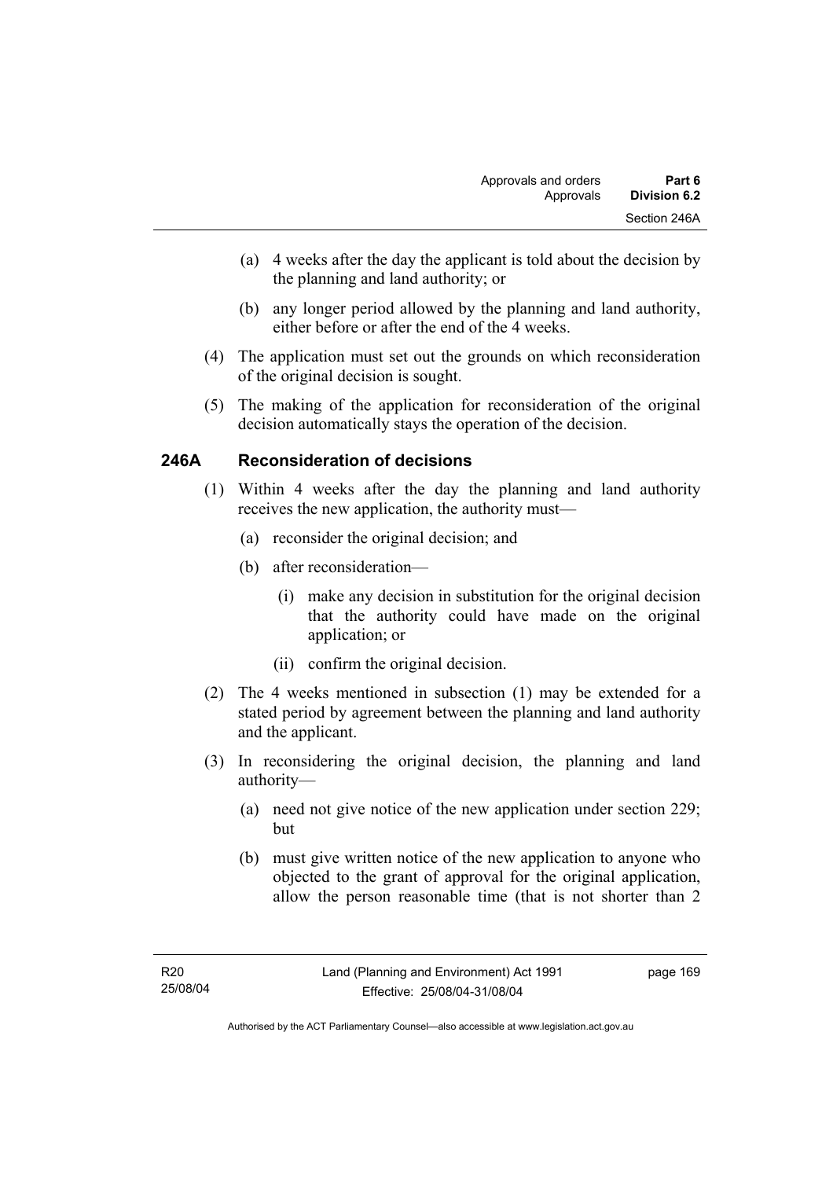(a) 4 weeks after the day the applicant is told about the decision by the planning and land authority; or

(b) any longer period allowed by the planning and land authority, either before or after the end of the 4 weeks.

(4) The application must set out the grounds on which reconsideration of the original decision is sought.

(5) The making of the application for reconsideration of the original decision automatically stays the operation of the decision.

## 246A Reconsideration of decisions

(1) Within 4 weeks after the day the planning and land authority receives the new application, the authority must—

(a) reconsider the original decision; and

(b) after reconsideration—

(i) make any decision in substitution for the original decision that the authority could have made on the original application; or

(ii) confirm the original decision.

(2) The 4 weeks mentioned in subsection (1) may be extended for a stated period by agreement between the planning and land authority and the applicant.

(3) In reconsidering the original decision, the planning and land authority—

(a) need not give notice of the new application under section 229; but

(b) must give written notice of the new application to anyone who objected to the grant of approval for the original application, allow the person reasonable time (that is not shorter than 2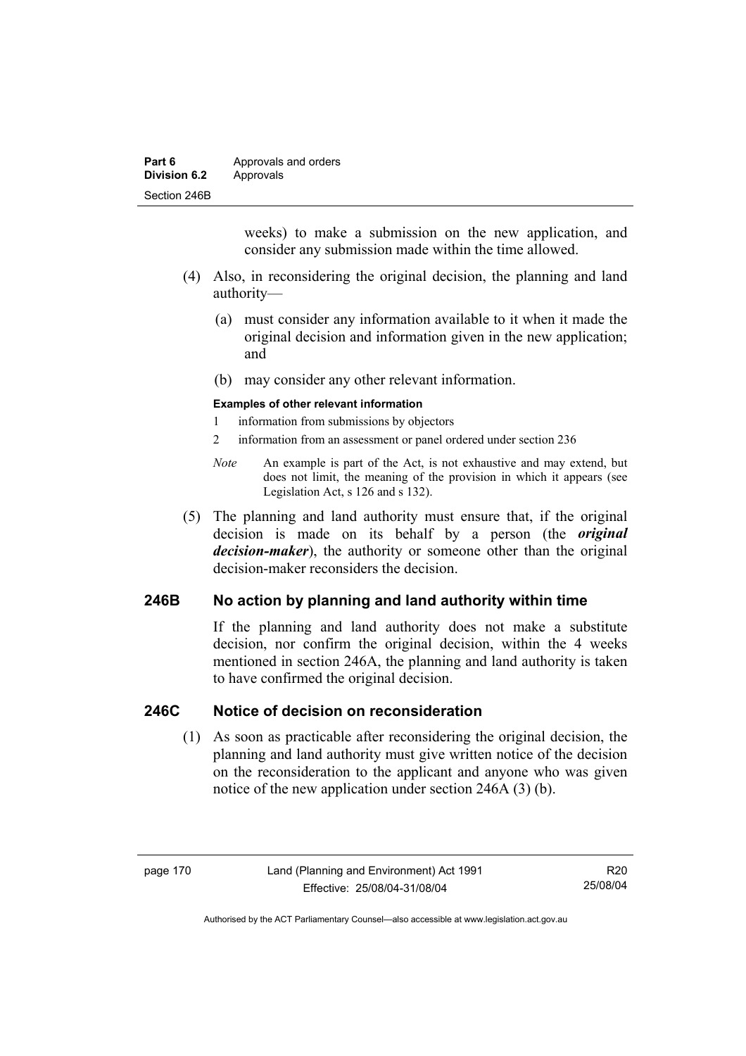weeks) to make a submission on the new application, and consider any submission made within the time allowed.

(4) Also, in reconsidering the original decision, the planning and land authority—

(a) must consider any information available to it when it made the original decision and information given in the new application; and

(b) may consider any other relevant information.

**Examples of other relevant information**

1 information from submissions by objectors

2 information from an assessment or panel ordered under section 236

*Note* An example is part of the Act, is not exhaustive and may extend, but does not limit, the meaning of the provision in which it appears (see Legislation Act, s 126 and s 132).

(5) The planning and land authority must ensure that, if the original decision is made on its behalf by a person (the ***original decision-maker***), the authority or someone other than the original decision-maker reconsiders the decision.

## 246B No action by planning and land authority within time

If the planning and land authority does not make a substitute decision, nor confirm the original decision, within the 4 weeks mentioned in section 246A, the planning and land authority is taken to have confirmed the original decision.

## 246C Notice of decision on reconsideration

(1) As soon as practicable after reconsidering the original decision, the planning and land authority must give written notice of the decision on the reconsideration to the applicant and anyone who was given notice of the new application under section 246A (3) (b).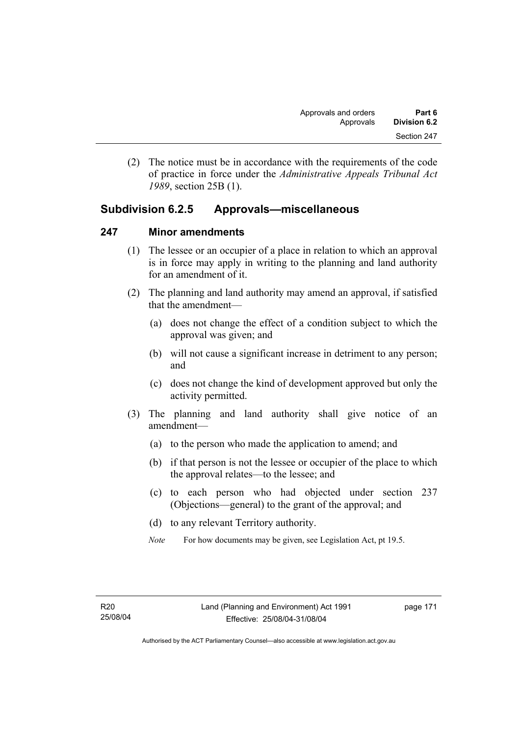(2) The notice must be in accordance with the requirements of the code of practice in force under the *Administrative Appeals Tribunal Act 1989*, section 25B (1).

## Subdivision 6.2.5 Approvals—miscellaneous

### 247 Minor amendments

(1) The lessee or an occupier of a place in relation to which an approval is in force may apply in writing to the planning and land authority for an amendment of it.

(2) The planning and land authority may amend an approval, if satisfied that the amendment—

(a) does not change the effect of a condition subject to which the approval was given; and

(b) will not cause a significant increase in detriment to any person; and

(c) does not change the kind of development approved but only the activity permitted.

(3) The planning and land authority shall give notice of an amendment—

(a) to the person who made the application to amend; and

(b) if that person is not the lessee or occupier of the place to which the approval relates—to the lessee; and

(c) to each person who had objected under section 237 (Objections—general) to the grant of the approval; and

(d) to any relevant Territory authority.

*Note* For how documents may be given, see Legislation Act, pt 19.5.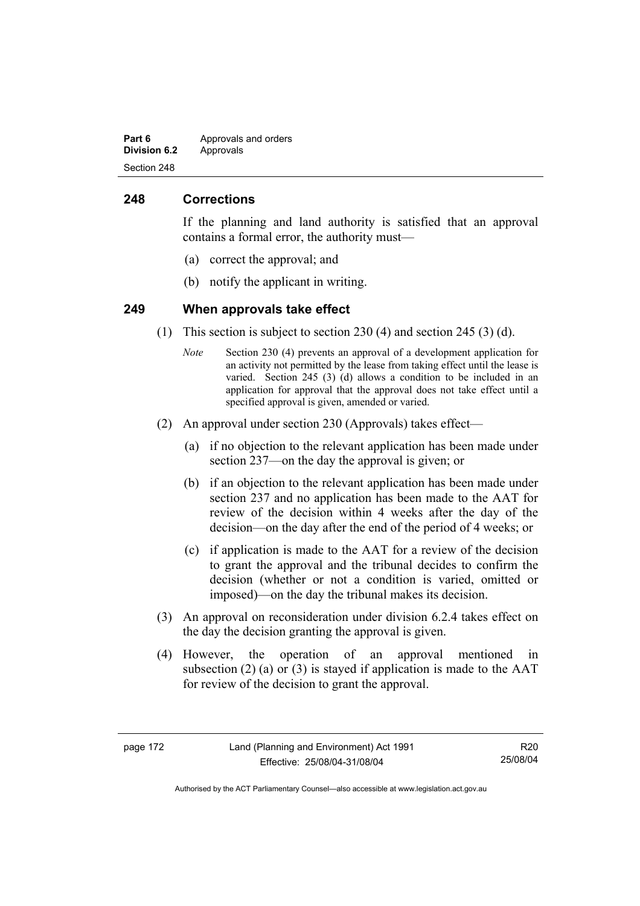## 248 Corrections

If the planning and land authority is satisfied that an approval contains a formal error, the authority must—

(a) correct the approval; and

(b) notify the applicant in writing.

## 249 When approvals take effect

(1) This section is subject to section 230 (4) and section 245 (3) (d).

*Note* Section 230 (4) prevents an approval of a development application for an activity not permitted by the lease from taking effect until the lease is varied. Section 245 (3) (d) allows a condition to be included in an application for approval that the approval does not take effect until a specified approval is given, amended or varied.

(2) An approval under section 230 (Approvals) takes effect—

(a) if no objection to the relevant application has been made under section 237—on the day the approval is given; or

(b) if an objection to the relevant application has been made under section 237 and no application has been made to the AAT for review of the decision within 4 weeks after the day of the decision—on the day after the end of the period of 4 weeks; or

(c) if application is made to the AAT for a review of the decision to grant the approval and the tribunal decides to confirm the decision (whether or not a condition is varied, omitted or imposed)—on the day the tribunal makes its decision.

(3) An approval on reconsideration under division 6.2.4 takes effect on the day the decision granting the approval is given.

(4) However, the operation of an approval mentioned in subsection (2) (a) or (3) is stayed if application is made to the AAT for review of the decision to grant the approval.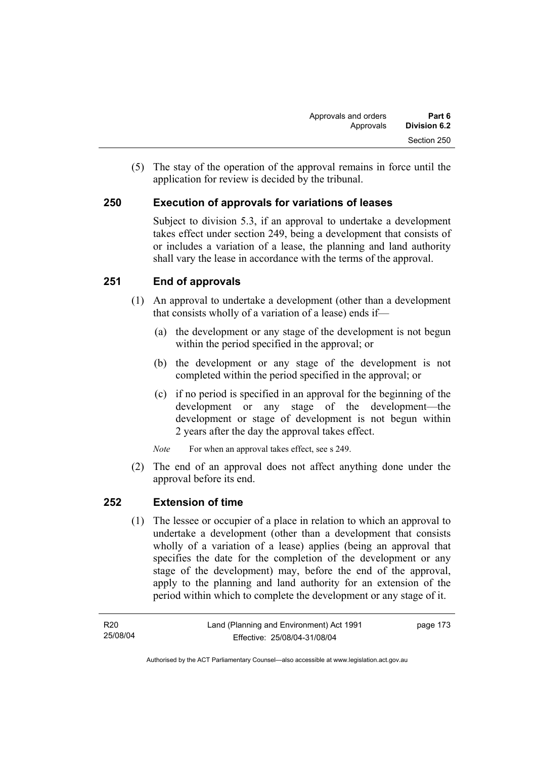(5) The stay of the operation of the approval remains in force until the application for review is decided by the tribunal.

## 250 Execution of approvals for variations of leases

Subject to division 5.3, if an approval to undertake a development takes effect under section 249, being a development that consists of or includes a variation of a lease, the planning and land authority shall vary the lease in accordance with the terms of the approval.

## 251 End of approvals

(1) An approval to undertake a development (other than a development that consists wholly of a variation of a lease) ends if—

(a) the development or any stage of the development is not begun within the period specified in the approval; or

(b) the development or any stage of the development is not completed within the period specified in the approval; or

(c) if no period is specified in an approval for the beginning of the development or any stage of the development—the development or stage of development is not begun within 2 years after the day the approval takes effect.

*Note* For when an approval takes effect, see s 249.

(2) The end of an approval does not affect anything done under the approval before its end.

## 252 Extension of time

(1) The lessee or occupier of a place in relation to which an approval to undertake a development (other than a development that consists wholly of a variation of a lease) applies (being an approval that specifies the date for the completion of the development or any stage of the development) may, before the end of the approval, apply to the planning and land authority for an extension of the period within which to complete the development or any stage of it.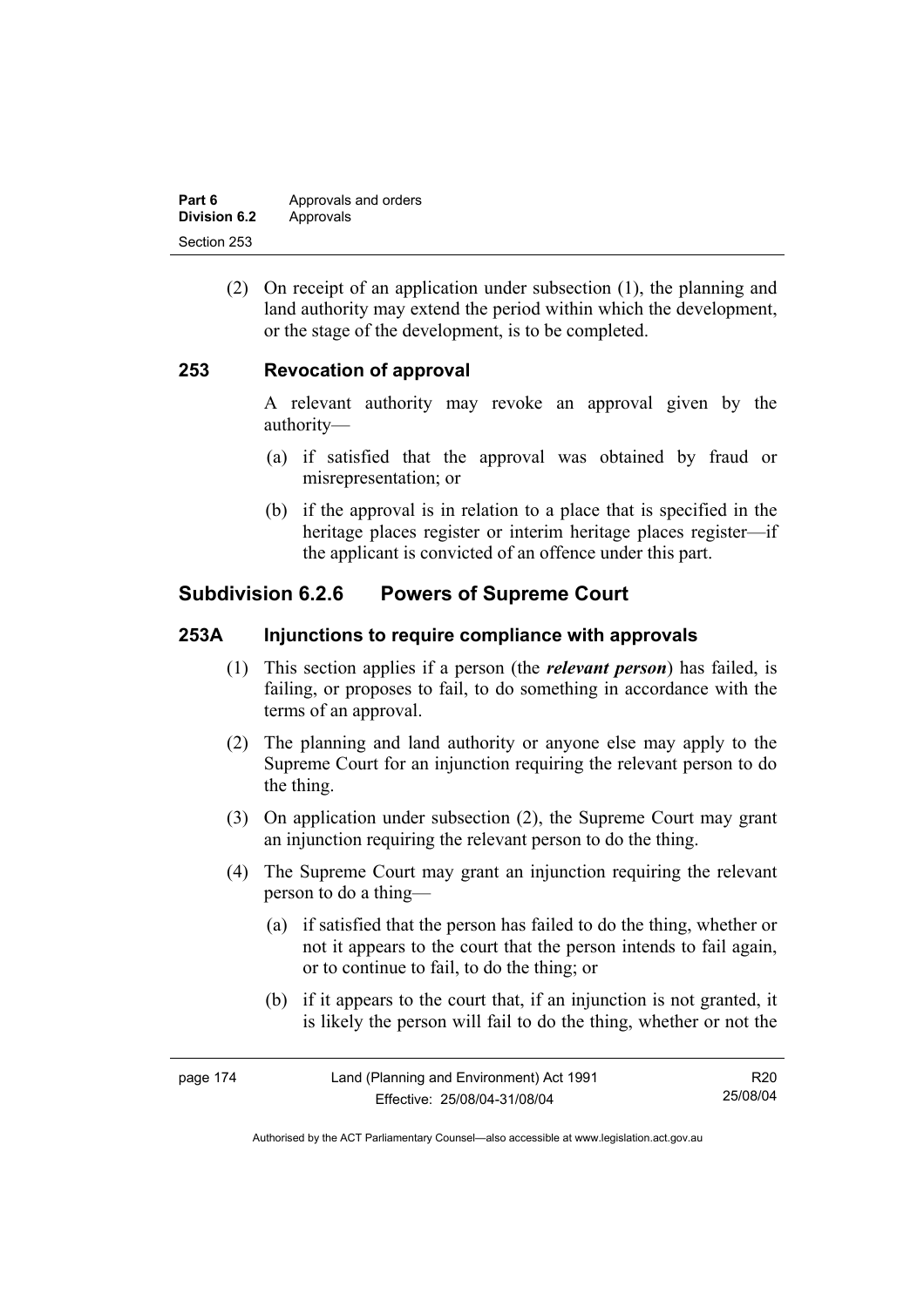(2) On receipt of an application under subsection (1), the planning and land authority may extend the period within which the development, or the stage of the development, is to be completed.

### 253 Revocation of approval

A relevant authority may revoke an approval given by the authority—

(a) if satisfied that the approval was obtained by fraud or misrepresentation; or

(b) if the approval is in relation to a place that is specified in the heritage places register or interim heritage places register—if the applicant is convicted of an offence under this part.

## Subdivision 6.2.6 Powers of Supreme Court

### 253A Injunctions to require compliance with approvals

(1) This section applies if a person (the ***relevant person***) has failed, is failing, or proposes to fail, to do something in accordance with the terms of an approval.

(2) The planning and land authority or anyone else may apply to the Supreme Court for an injunction requiring the relevant person to do the thing.

(3) On application under subsection (2), the Supreme Court may grant an injunction requiring the relevant person to do the thing.

(4) The Supreme Court may grant an injunction requiring the relevant person to do a thing—

(a) if satisfied that the person has failed to do the thing, whether or not it appears to the court that the person intends to fail again, or to continue to fail, to do the thing; or

(b) if it appears to the court that, if an injunction is not granted, it is likely the person will fail to do the thing, whether or not the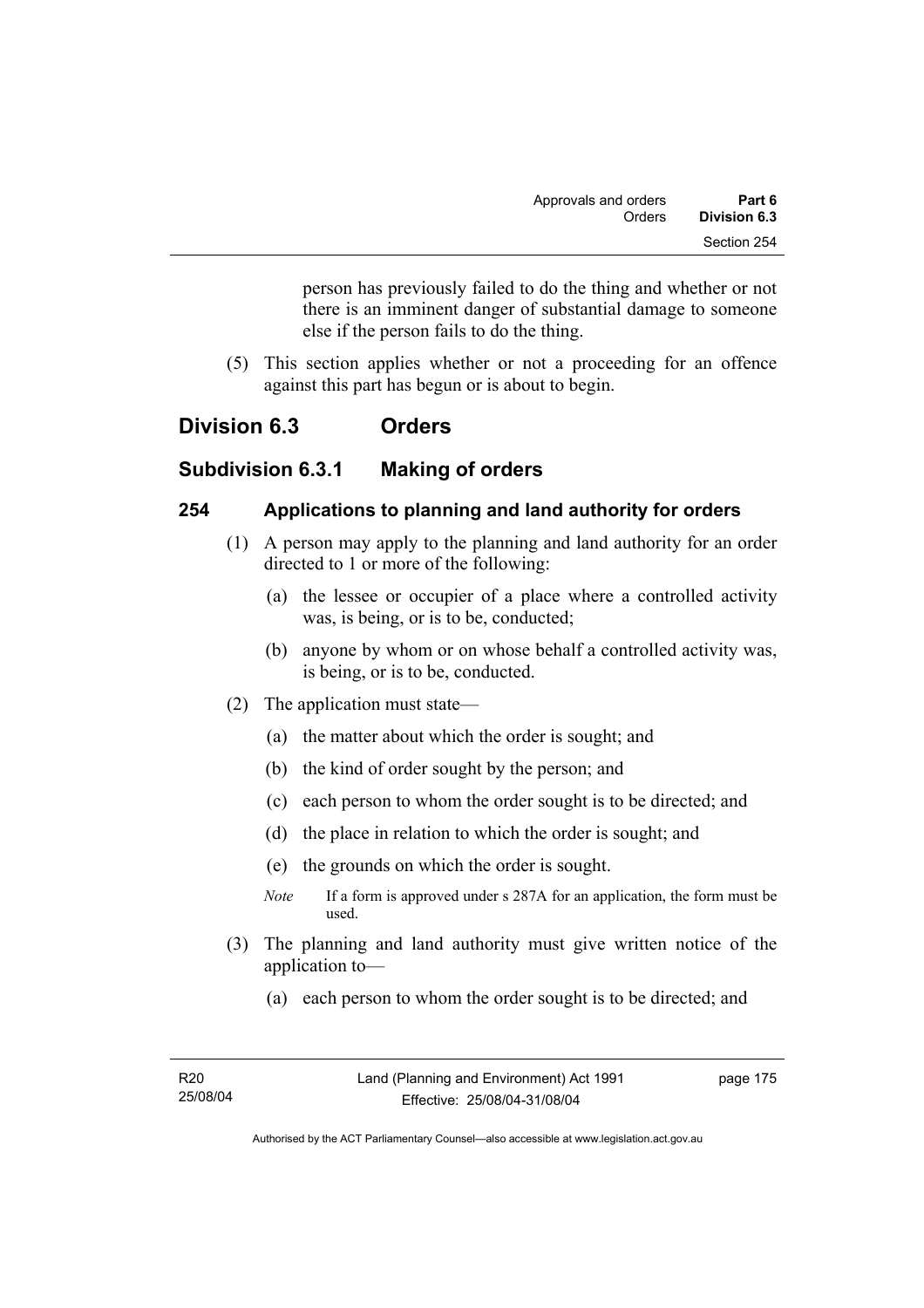person has previously failed to do the thing and whether or not there is an imminent danger of substantial damage to someone else if the person fails to do the thing.

(5) This section applies whether or not a proceeding for an offence against this part has begun or is about to begin.

## Division 6.3 Orders

### Subdivision 6.3.1 Making of orders

#### 254 Applications to planning and land authority for orders

(1) A person may apply to the planning and land authority for an order directed to 1 or more of the following:

(a) the lessee or occupier of a place where a controlled activity was, is being, or is to be, conducted;

(b) anyone by whom or on whose behalf a controlled activity was, is being, or is to be, conducted.

(2) The application must state—

(a) the matter about which the order is sought; and

(b) the kind of order sought by the person; and

(c) each person to whom the order sought is to be directed; and

(d) the place in relation to which the order is sought; and

(e) the grounds on which the order is sought.

*Note* If a form is approved under s 287A for an application, the form must be used.

(3) The planning and land authority must give written notice of the application to—

(a) each person to whom the order sought is to be directed; and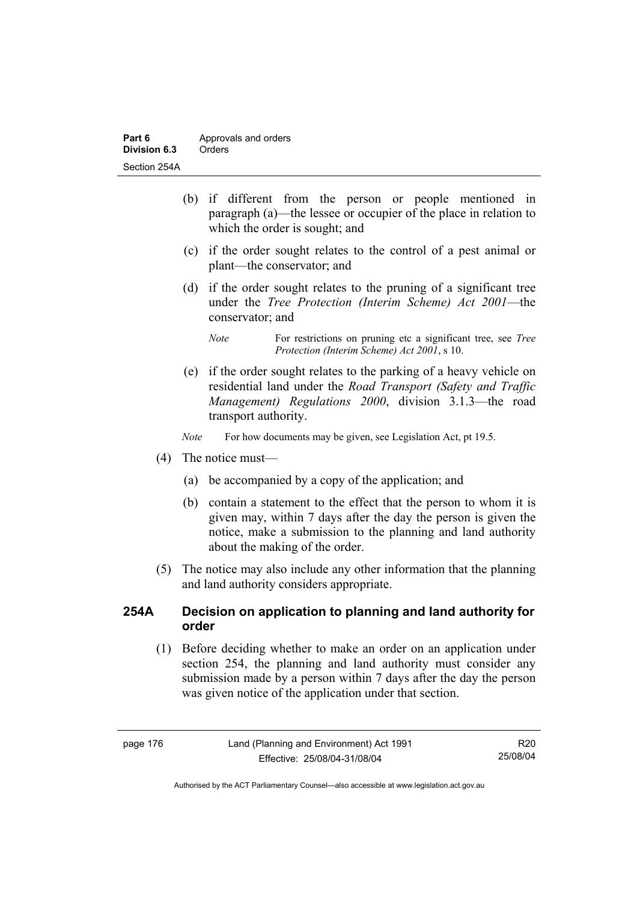(b) if different from the person or people mentioned in paragraph (a)—the lessee or occupier of the place in relation to which the order is sought; and

(c) if the order sought relates to the control of a pest animal or plant—the conservator; and

(d) if the order sought relates to the pruning of a significant tree under the *Tree Protection (Interim Scheme) Act 2001*—the conservator; and

*Note* For restrictions on pruning etc a significant tree, see *Tree Protection (Interim Scheme) Act 2001*, s 10.

(e) if the order sought relates to the parking of a heavy vehicle on residential land under the *Road Transport (Safety and Traffic Management) Regulations 2000*, division 3.1.3—the road transport authority.

*Note* For how documents may be given, see Legislation Act, pt 19.5.

(4) The notice must—

(a) be accompanied by a copy of the application; and

(b) contain a statement to the effect that the person to whom it is given may, within 7 days after the day the person is given the notice, make a submission to the planning and land authority about the making of the order.

(5) The notice may also include any other information that the planning and land authority considers appropriate.

## 254A Decision on application to planning and land authority for order

(1) Before deciding whether to make an order on an application under section 254, the planning and land authority must consider any submission made by a person within 7 days after the day the person was given notice of the application under that section.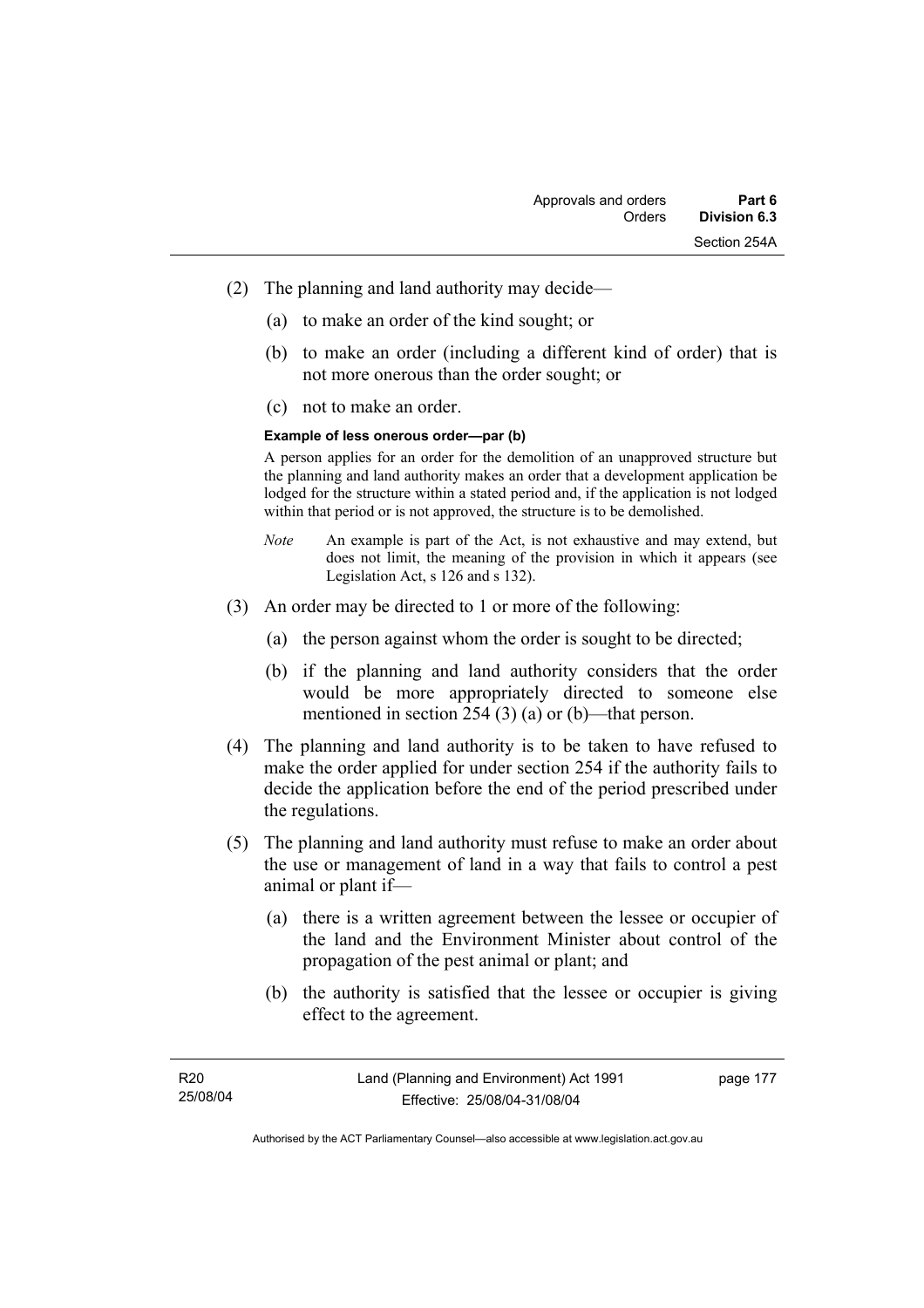(2) The planning and land authority may decide—

(a) to make an order of the kind sought; or

(b) to make an order (including a different kind of order) that is not more onerous than the order sought; or

(c) not to make an order.

**Example of less onerous order—par (b)**

A person applies for an order for the demolition of an unapproved structure but the planning and land authority makes an order that a development application be lodged for the structure within a stated period and, if the application is not lodged within that period or is not approved, the structure is to be demolished.

*Note* An example is part of the Act, is not exhaustive and may extend, but does not limit, the meaning of the provision in which it appears (see Legislation Act, s 126 and s 132).

(3) An order may be directed to 1 or more of the following:

(a) the person against whom the order is sought to be directed;

(b) if the planning and land authority considers that the order would be more appropriately directed to someone else mentioned in section 254 (3) (a) or (b)—that person.

(4) The planning and land authority is to be taken to have refused to make the order applied for under section 254 if the authority fails to decide the application before the end of the period prescribed under the regulations.

(5) The planning and land authority must refuse to make an order about the use or management of land in a way that fails to control a pest animal or plant if—

(a) there is a written agreement between the lessee or occupier of the land and the Environment Minister about control of the propagation of the pest animal or plant; and

(b) the authority is satisfied that the lessee or occupier is giving effect to the agreement.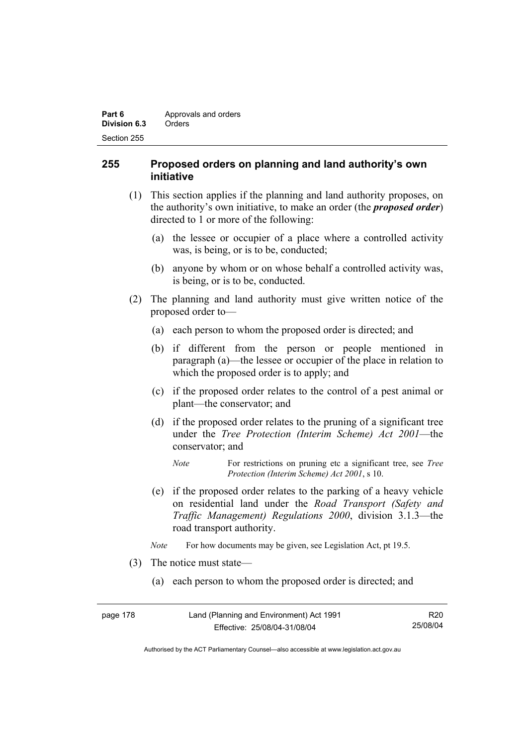## 255 Proposed orders on planning and land authority's own initiative

(1) This section applies if the planning and land authority proposes, on the authority's own initiative, to make an order (the ***proposed order***) directed to 1 or more of the following:

(a) the lessee or occupier of a place where a controlled activity was, is being, or is to be, conducted;

(b) anyone by whom or on whose behalf a controlled activity was, is being, or is to be, conducted.

(2) The planning and land authority must give written notice of the proposed order to—

(a) each person to whom the proposed order is directed; and

(b) if different from the person or people mentioned in paragraph (a)—the lessee or occupier of the place in relation to which the proposed order is to apply; and

(c) if the proposed order relates to the control of a pest animal or plant—the conservator; and

(d) if the proposed order relates to the pruning of a significant tree under the *Tree Protection (Interim Scheme) Act 2001*—the conservator; and

*Note* For restrictions on pruning etc a significant tree, see *Tree Protection (Interim Scheme) Act 2001*, s 10.

(e) if the proposed order relates to the parking of a heavy vehicle on residential land under the *Road Transport (Safety and Traffic Management) Regulations 2000*, division 3.1.3—the road transport authority.

*Note* For how documents may be given, see Legislation Act, pt 19.5.

(3) The notice must state—

(a) each person to whom the proposed order is directed; and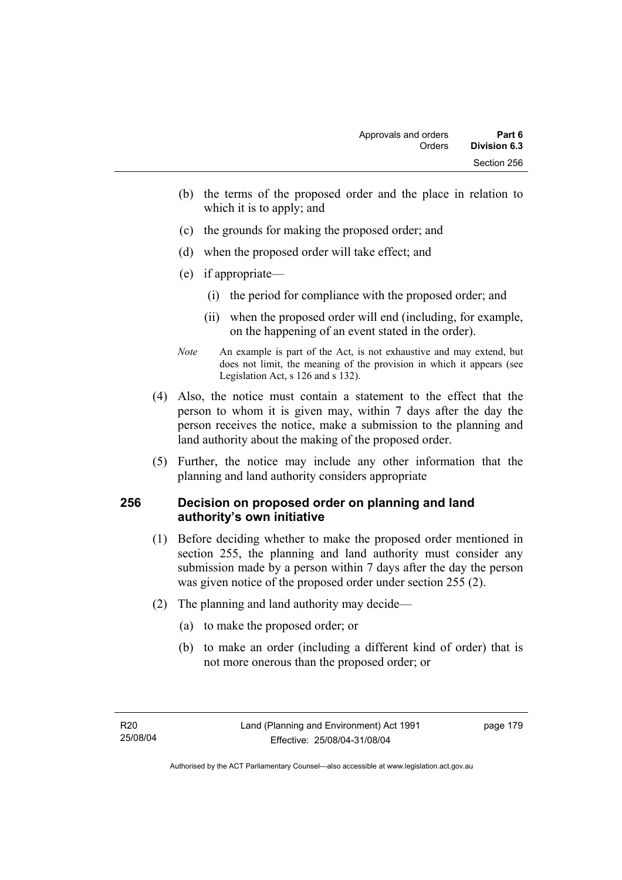(b) the terms of the proposed order and the place in relation to which it is to apply; and

(c) the grounds for making the proposed order; and

(d) when the proposed order will take effect; and

(e) if appropriate—

(i) the period for compliance with the proposed order; and

(ii) when the proposed order will end (including, for example, on the happening of an event stated in the order).

*Note* An example is part of the Act, is not exhaustive and may extend, but does not limit, the meaning of the provision in which it appears (see Legislation Act, s 126 and s 132).

(4) Also, the notice must contain a statement to the effect that the person to whom it is given may, within 7 days after the day the person receives the notice, make a submission to the planning and land authority about the making of the proposed order.

(5) Further, the notice may include any other information that the planning and land authority considers appropriate

## 256 Decision on proposed order on planning and land authority's own initiative

(1) Before deciding whether to make the proposed order mentioned in section 255, the planning and land authority must consider any submission made by a person within 7 days after the day the person was given notice of the proposed order under section 255 (2).

(2) The planning and land authority may decide—

(a) to make the proposed order; or

(b) to make an order (including a different kind of order) that is not more onerous than the proposed order; or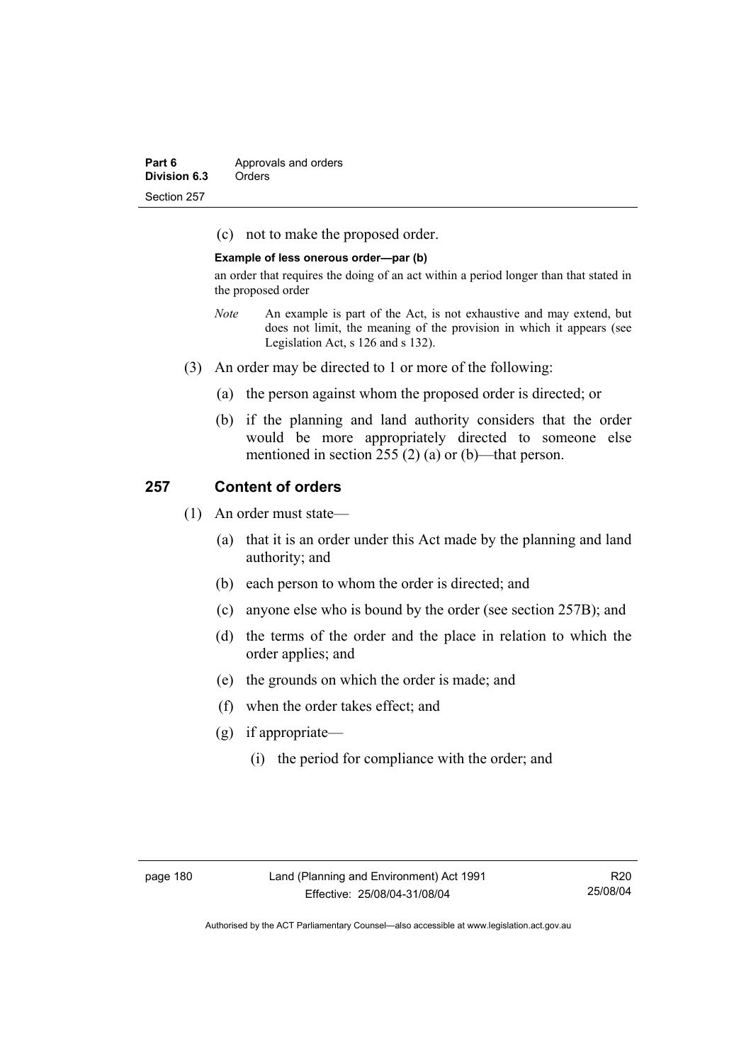(c) not to make the proposed order.

**Example of less onerous order—par (b)**

an order that requires the doing of an act within a period longer than that stated in the proposed order

*Note* An example is part of the Act, is not exhaustive and may extend, but does not limit, the meaning of the provision in which it appears (see Legislation Act, s 126 and s 132).

(3) An order may be directed to 1 or more of the following:

(a) the person against whom the proposed order is directed; or

(b) if the planning and land authority considers that the order would be more appropriately directed to someone else mentioned in section 255 (2) (a) or (b)—that person.

## 257 Content of orders

(1) An order must state—

(a) that it is an order under this Act made by the planning and land authority; and

(b) each person to whom the order is directed; and

(c) anyone else who is bound by the order (see section 257B); and

(d) the terms of the order and the place in relation to which the order applies; and

(e) the grounds on which the order is made; and

(f) when the order takes effect; and

(g) if appropriate—

(i) the period for compliance with the order; and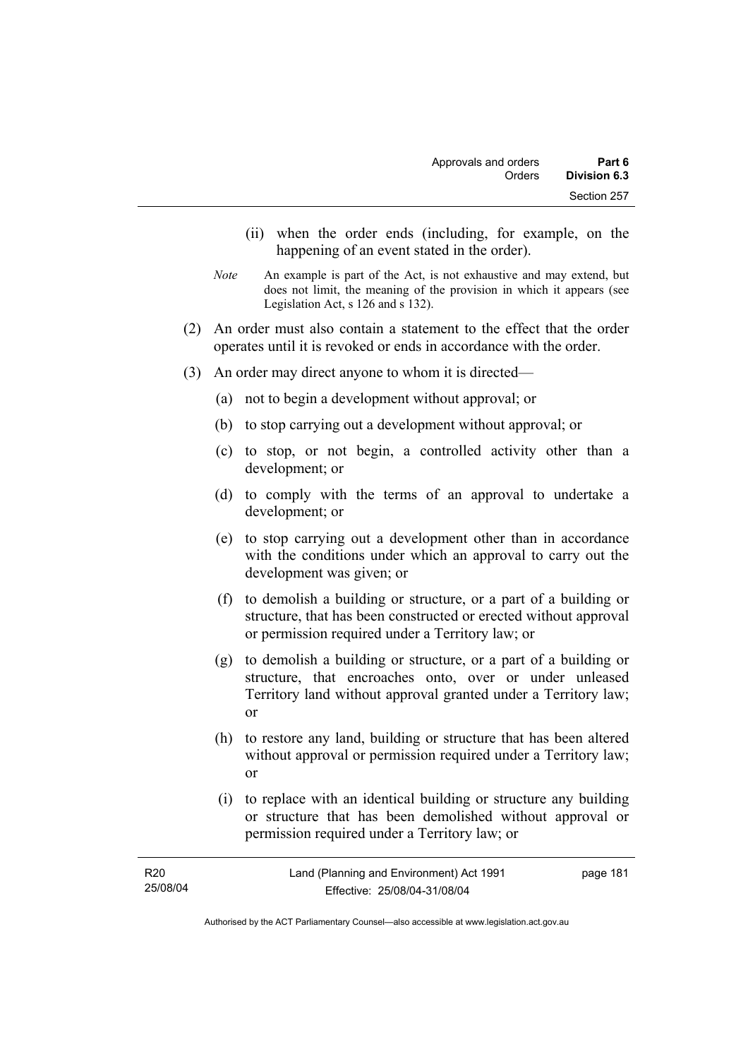(ii) when the order ends (including, for example, on the happening of an event stated in the order).

*Note* An example is part of the Act, is not exhaustive and may extend, but does not limit, the meaning of the provision in which it appears (see Legislation Act, s 126 and s 132).

(2) An order must also contain a statement to the effect that the order operates until it is revoked or ends in accordance with the order.

(3) An order may direct anyone to whom it is directed—

(a) not to begin a development without approval; or

(b) to stop carrying out a development without approval; or

(c) to stop, or not begin, a controlled activity other than a development; or

(d) to comply with the terms of an approval to undertake a development; or

(e) to stop carrying out a development other than in accordance with the conditions under which an approval to carry out the development was given; or

(f) to demolish a building or structure, or a part of a building or structure, that has been constructed or erected without approval or permission required under a Territory law; or

(g) to demolish a building or structure, or a part of a building or structure, that encroaches onto, over or under unleased Territory land without approval granted under a Territory law; or

(h) to restore any land, building or structure that has been altered without approval or permission required under a Territory law; or

(i) to replace with an identical building or structure any building or structure that has been demolished without approval or permission required under a Territory law; or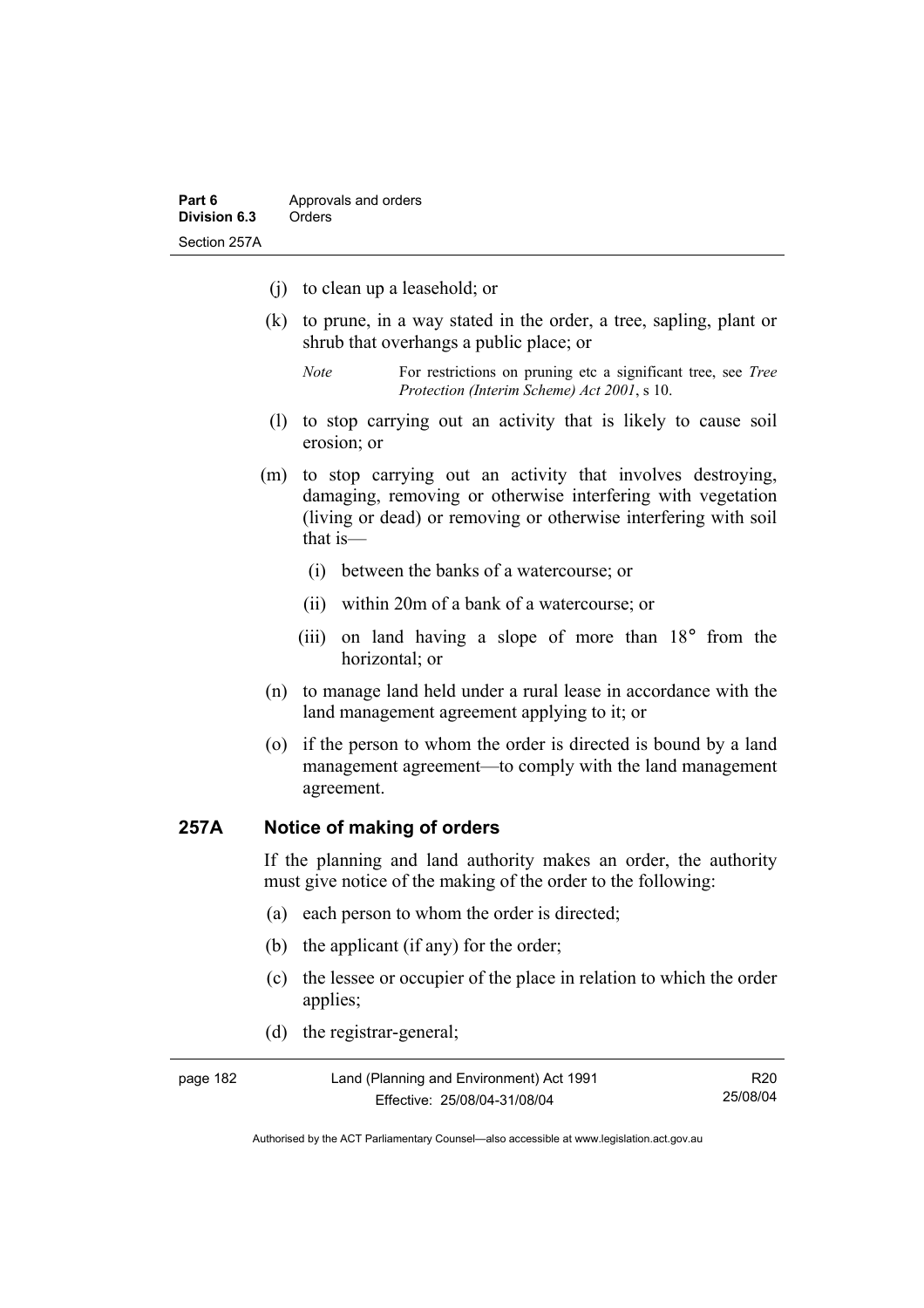- (j) to clean up a leasehold; or
- (k) to prune, in a way stated in the order, a tree, sapling, plant or shrub that overhangs a public place; or

  *Note* For restrictions on pruning etc a significant tree, see *Tree Protection (Interim Scheme) Act 2001*, s 10.

- (l) to stop carrying out an activity that is likely to cause soil erosion; or
- (m) to stop carrying out an activity that involves destroying, damaging, removing or otherwise interfering with vegetation (living or dead) or removing or otherwise interfering with soil that is—
  - (i) between the banks of a watercourse; or
  - (ii) within 20m of a bank of a watercourse; or
  - (iii) on land having a slope of more than 18° from the horizontal; or
- (n) to manage land held under a rural lease in accordance with the land management agreement applying to it; or
- (o) if the person to whom the order is directed is bound by a land management agreement—to comply with the land management agreement.

## 257A Notice of making of orders

If the planning and land authority makes an order, the authority must give notice of the making of the order to the following:

- (a) each person to whom the order is directed;
- (b) the applicant (if any) for the order;
- (c) the lessee or occupier of the place in relation to which the order applies;
- (d) the registrar-general;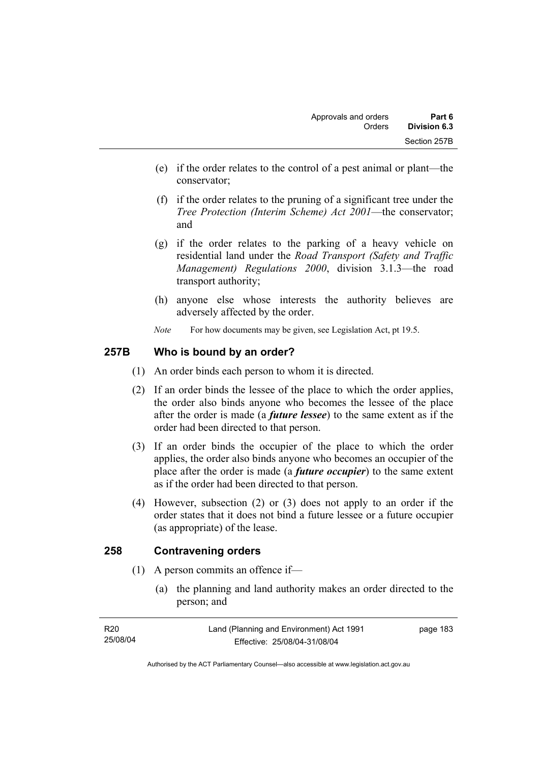(e) if the order relates to the control of a pest animal or plant—the conservator;

(f) if the order relates to the pruning of a significant tree under the *Tree Protection (Interim Scheme) Act 2001*—the conservator; and

(g) if the order relates to the parking of a heavy vehicle on residential land under the *Road Transport (Safety and Traffic Management) Regulations 2000*, division 3.1.3—the road transport authority;

(h) anyone else whose interests the authority believes are adversely affected by the order.

*Note* For how documents may be given, see Legislation Act, pt 19.5.

## 257B Who is bound by an order?

(1) An order binds each person to whom it is directed.

(2) If an order binds the lessee of the place to which the order applies, the order also binds anyone who becomes the lessee of the place after the order is made (a ***future lessee***) to the same extent as if the order had been directed to that person.

(3) If an order binds the occupier of the place to which the order applies, the order also binds anyone who becomes an occupier of the place after the order is made (a ***future occupier***) to the same extent as if the order had been directed to that person.

(4) However, subsection (2) or (3) does not apply to an order if the order states that it does not bind a future lessee or a future occupier (as appropriate) of the lease.

## 258 Contravening orders

(1) A person commits an offence if—

(a) the planning and land authority makes an order directed to the person; and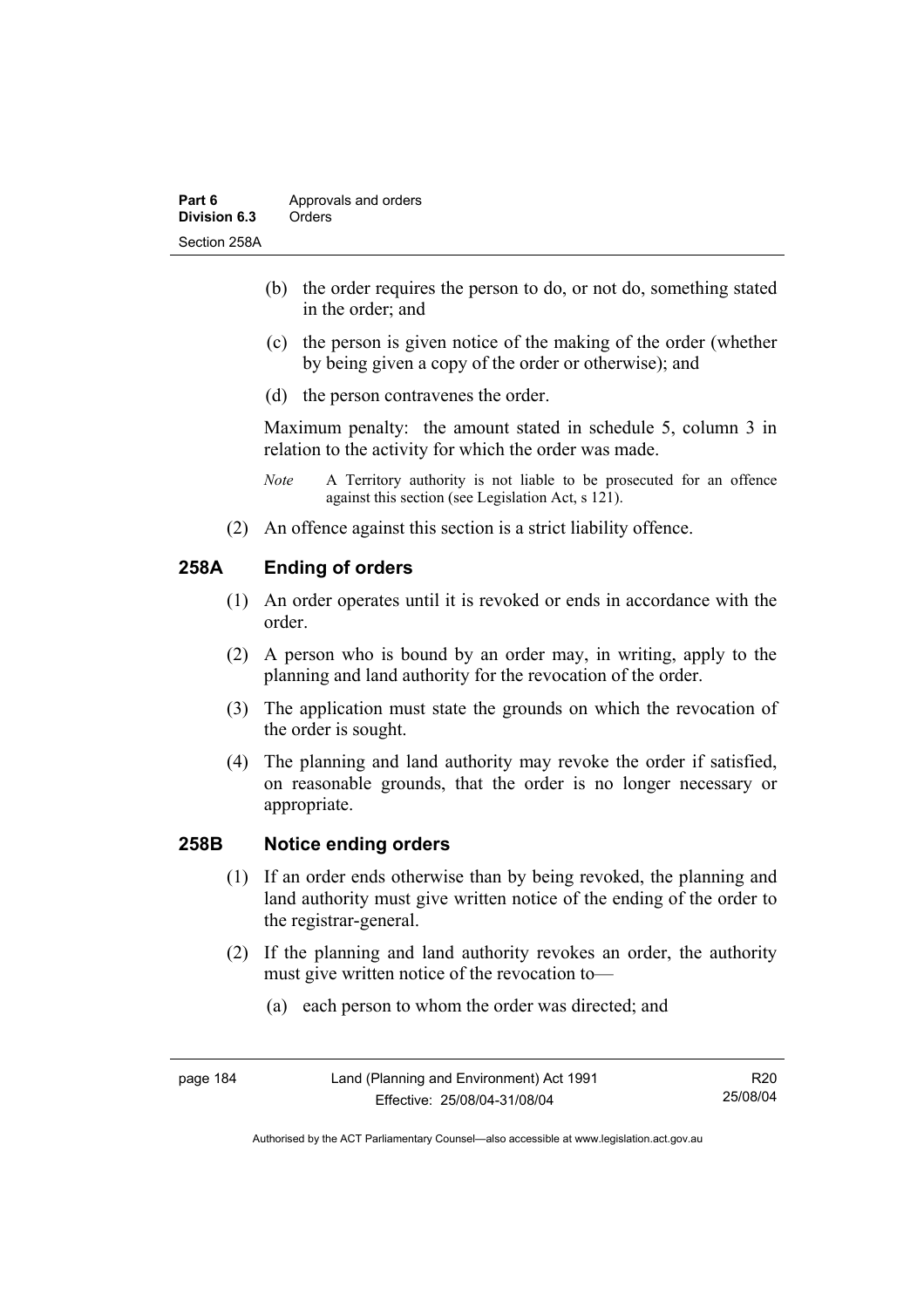(b) the order requires the person to do, or not do, something stated in the order; and

(c) the person is given notice of the making of the order (whether by being given a copy of the order or otherwise); and

(d) the person contravenes the order.

Maximum penalty: the amount stated in schedule 5, column 3 in relation to the activity for which the order was made.

*Note* A Territory authority is not liable to be prosecuted for an offence against this section (see Legislation Act, s 121).

(2) An offence against this section is a strict liability offence.

## 258A Ending of orders

(1) An order operates until it is revoked or ends in accordance with the order.

(2) A person who is bound by an order may, in writing, apply to the planning and land authority for the revocation of the order.

(3) The application must state the grounds on which the revocation of the order is sought.

(4) The planning and land authority may revoke the order if satisfied, on reasonable grounds, that the order is no longer necessary or appropriate.

## 258B Notice ending orders

(1) If an order ends otherwise than by being revoked, the planning and land authority must give written notice of the ending of the order to the registrar-general.

(2) If the planning and land authority revokes an order, the authority must give written notice of the revocation to—

(a) each person to whom the order was directed; and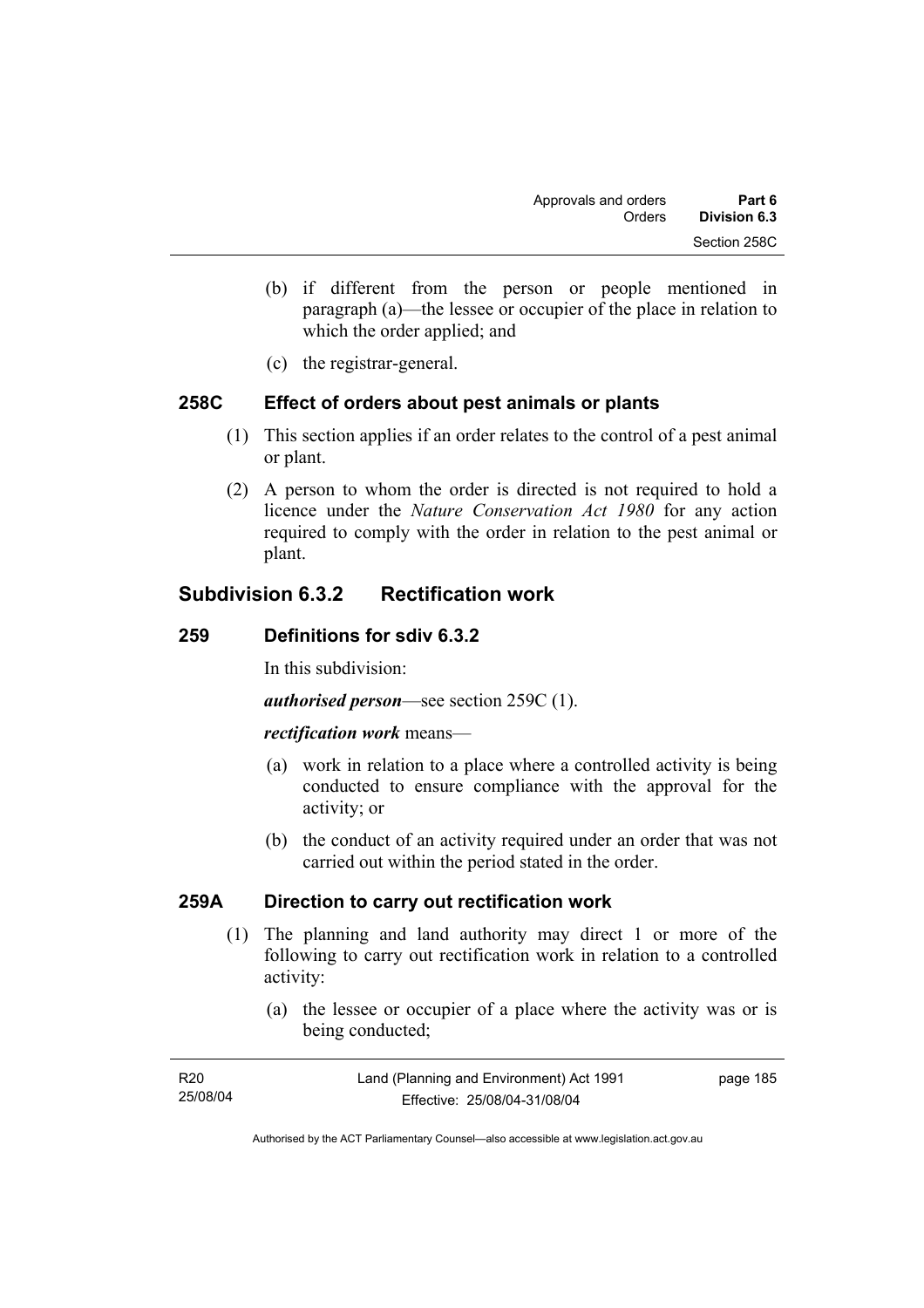(b) if different from the person or people mentioned in paragraph (a)—the lessee or occupier of the place in relation to which the order applied; and

(c) the registrar-general.

### 258C Effect of orders about pest animals or plants

(1) This section applies if an order relates to the control of a pest animal or plant.

(2) A person to whom the order is directed is not required to hold a licence under the *Nature Conservation Act 1980* for any action required to comply with the order in relation to the pest animal or plant.

## Subdivision 6.3.2 Rectification work

### 259 Definitions for sdiv 6.3.2

In this subdivision:

***authorised person***—see section 259C (1).

***rectification work*** means—

(a) work in relation to a place where a controlled activity is being conducted to ensure compliance with the approval for the activity; or

(b) the conduct of an activity required under an order that was not carried out within the period stated in the order.

### 259A Direction to carry out rectification work

(1) The planning and land authority may direct 1 or more of the following to carry out rectification work in relation to a controlled activity:

(a) the lessee or occupier of a place where the activity was or is being conducted;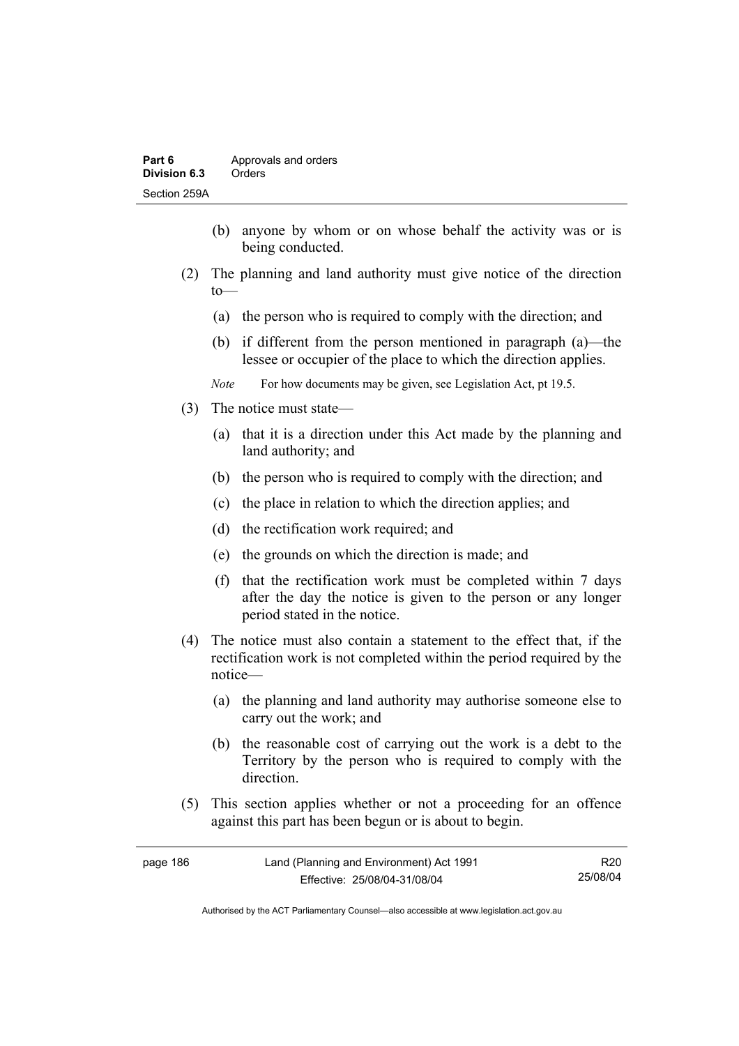(b) anyone by whom or on whose behalf the activity was or is being conducted.

(2) The planning and land authority must give notice of the direction to—

(a) the person who is required to comply with the direction; and

(b) if different from the person mentioned in paragraph (a)—the lessee or occupier of the place to which the direction applies.

*Note* For how documents may be given, see Legislation Act, pt 19.5.

(3) The notice must state—

(a) that it is a direction under this Act made by the planning and land authority; and

(b) the person who is required to comply with the direction; and

(c) the place in relation to which the direction applies; and

(d) the rectification work required; and

(e) the grounds on which the direction is made; and

(f) that the rectification work must be completed within 7 days after the day the notice is given to the person or any longer period stated in the notice.

(4) The notice must also contain a statement to the effect that, if the rectification work is not completed within the period required by the notice—

(a) the planning and land authority may authorise someone else to carry out the work; and

(b) the reasonable cost of carrying out the work is a debt to the Territory by the person who is required to comply with the direction.

(5) This section applies whether or not a proceeding for an offence against this part has been begun or is about to begin.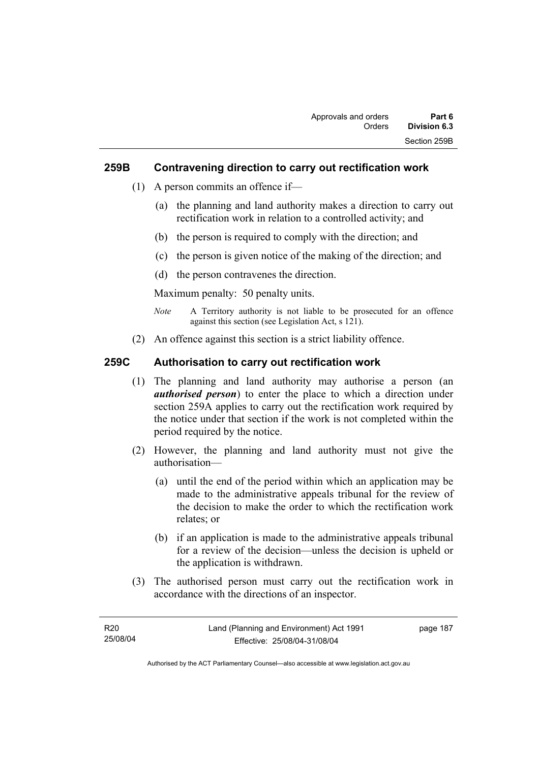## 259B Contravening direction to carry out rectification work

(1) A person commits an offence if—

(a) the planning and land authority makes a direction to carry out rectification work in relation to a controlled activity; and

(b) the person is required to comply with the direction; and

(c) the person is given notice of the making of the direction; and

(d) the person contravenes the direction.

Maximum penalty: 50 penalty units.

*Note* A Territory authority is not liable to be prosecuted for an offence against this section (see Legislation Act, s 121).

(2) An offence against this section is a strict liability offence.

## 259C Authorisation to carry out rectification work

(1) The planning and land authority may authorise a person (an ***authorised person***) to enter the place to which a direction under section 259A applies to carry out the rectification work required by the notice under that section if the work is not completed within the period required by the notice.

(2) However, the planning and land authority must not give the authorisation—

(a) until the end of the period within which an application may be made to the administrative appeals tribunal for the review of the decision to make the order to which the rectification work relates; or

(b) if an application is made to the administrative appeals tribunal for a review of the decision—unless the decision is upheld or the application is withdrawn.

(3) The authorised person must carry out the rectification work in accordance with the directions of an inspector.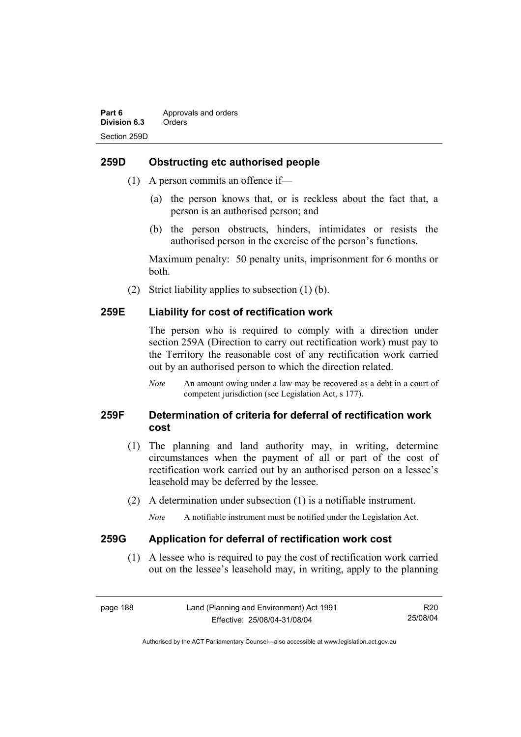## 259D Obstructing etc authorised people

(1) A person commits an offence if—

(a) the person knows that, or is reckless about the fact that, a person is an authorised person; and

(b) the person obstructs, hinders, intimidates or resists the authorised person in the exercise of the person's functions.

Maximum penalty: 50 penalty units, imprisonment for 6 months or both.

(2) Strict liability applies to subsection (1) (b).

## 259E Liability for cost of rectification work

The person who is required to comply with a direction under section 259A (Direction to carry out rectification work) must pay to the Territory the reasonable cost of any rectification work carried out by an authorised person to which the direction related.

*Note* An amount owing under a law may be recovered as a debt in a court of competent jurisdiction (see Legislation Act, s 177).

## 259F Determination of criteria for deferral of rectification work cost

(1) The planning and land authority may, in writing, determine circumstances when the payment of all or part of the cost of rectification work carried out by an authorised person on a lessee's leasehold may be deferred by the lessee.

(2) A determination under subsection (1) is a notifiable instrument.

*Note* A notifiable instrument must be notified under the Legislation Act.

## 259G Application for deferral of rectification work cost

(1) A lessee who is required to pay the cost of rectification work carried out on the lessee's leasehold may, in writing, apply to the planning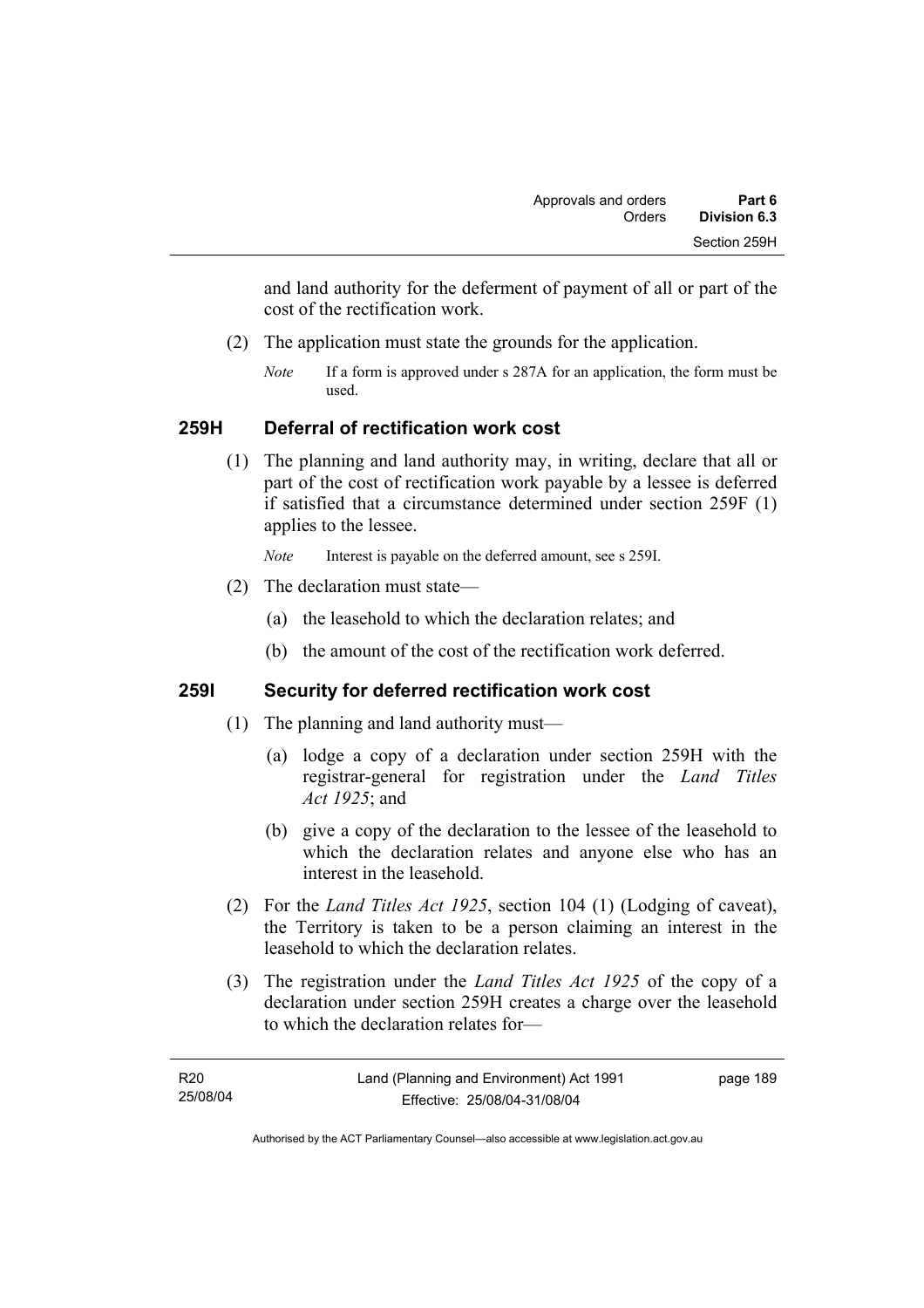and land authority for the deferment of payment of all or part of the cost of the rectification work.

(2) The application must state the grounds for the application.

*Note* If a form is approved under s 287A for an application, the form must be used.

## 259H Deferral of rectification work cost

(1) The planning and land authority may, in writing, declare that all or part of the cost of rectification work payable by a lessee is deferred if satisfied that a circumstance determined under section 259F (1) applies to the lessee.

*Note* Interest is payable on the deferred amount, see s 259I.

(2) The declaration must state—

(a) the leasehold to which the declaration relates; and

(b) the amount of the cost of the rectification work deferred.

## 259I Security for deferred rectification work cost

(1) The planning and land authority must—

(a) lodge a copy of a declaration under section 259H with the registrar-general for registration under the *Land Titles Act 1925*; and

(b) give a copy of the declaration to the lessee of the leasehold to which the declaration relates and anyone else who has an interest in the leasehold.

(2) For the *Land Titles Act 1925*, section 104 (1) (Lodging of caveat), the Territory is taken to be a person claiming an interest in the leasehold to which the declaration relates.

(3) The registration under the *Land Titles Act 1925* of the copy of a declaration under section 259H creates a charge over the leasehold to which the declaration relates for—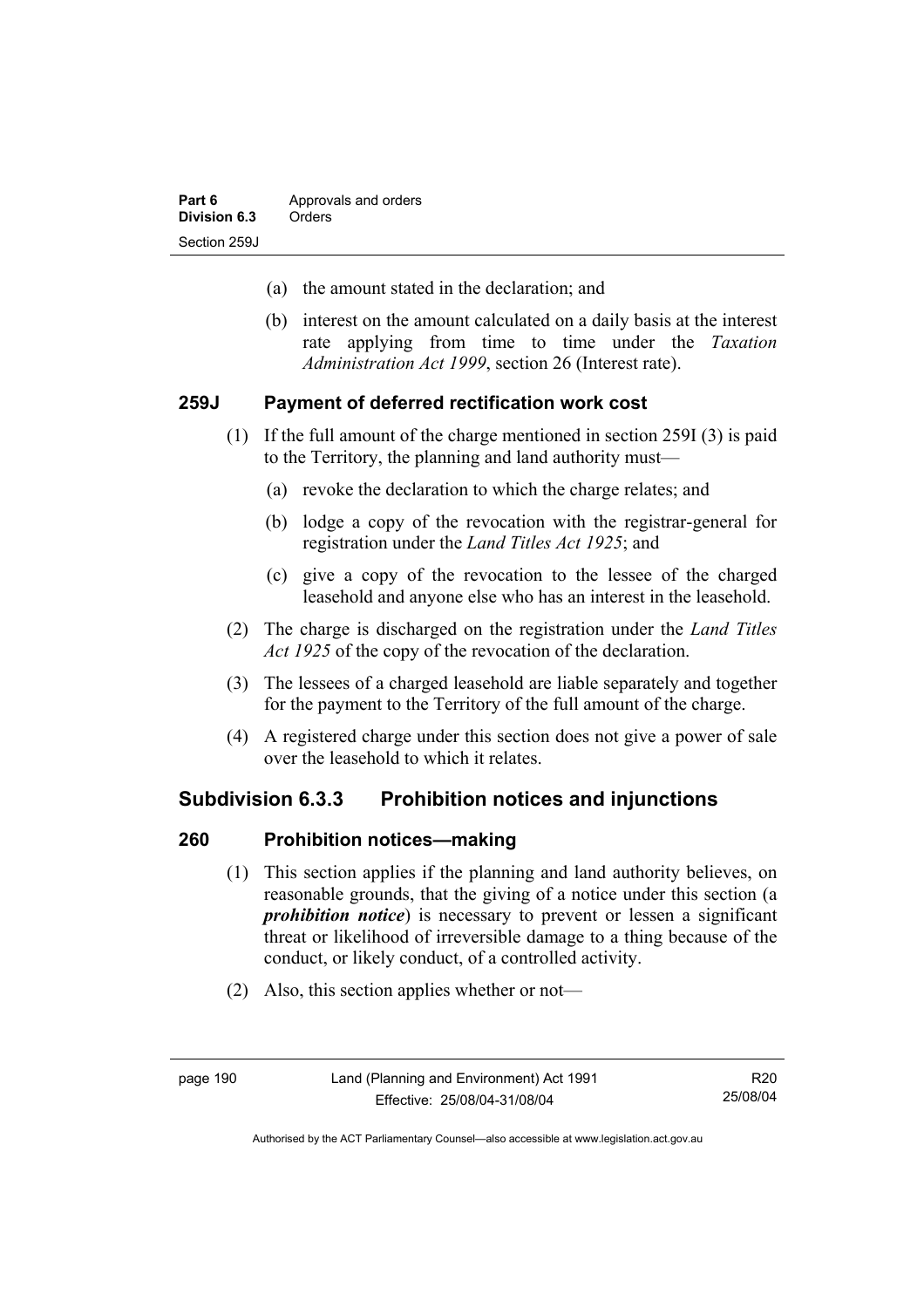(a) the amount stated in the declaration; and

(b) interest on the amount calculated on a daily basis at the interest rate applying from time to time under the *Taxation Administration Act 1999*, section 26 (Interest rate).

### 259J Payment of deferred rectification work cost

(1) If the full amount of the charge mentioned in section 259I (3) is paid to the Territory, the planning and land authority must—

(a) revoke the declaration to which the charge relates; and

(b) lodge a copy of the revocation with the registrar-general for registration under the *Land Titles Act 1925*; and

(c) give a copy of the revocation to the lessee of the charged leasehold and anyone else who has an interest in the leasehold.

(2) The charge is discharged on the registration under the *Land Titles Act 1925* of the copy of the revocation of the declaration.

(3) The lessees of a charged leasehold are liable separately and together for the payment to the Territory of the full amount of the charge.

(4) A registered charge under this section does not give a power of sale over the leasehold to which it relates.

## Subdivision 6.3.3 Prohibition notices and injunctions

### 260 Prohibition notices—making

(1) This section applies if the planning and land authority believes, on reasonable grounds, that the giving of a notice under this section (a ***prohibition notice***) is necessary to prevent or lessen a significant threat or likelihood of irreversible damage to a thing because of the conduct, or likely conduct, of a controlled activity.

(2) Also, this section applies whether or not—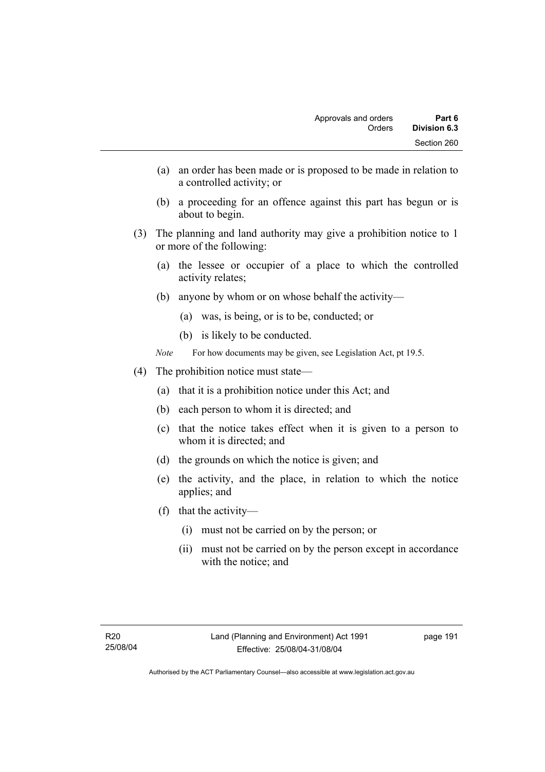(a) an order has been made or is proposed to be made in relation to a controlled activity; or

(b) a proceeding for an offence against this part has begun or is about to begin.

(3) The planning and land authority may give a prohibition notice to 1 or more of the following:

(a) the lessee or occupier of a place to which the controlled activity relates;

(b) anyone by whom or on whose behalf the activity—

(a) was, is being, or is to be, conducted; or

(b) is likely to be conducted.

*Note* For how documents may be given, see Legislation Act, pt 19.5.

(4) The prohibition notice must state—

(a) that it is a prohibition notice under this Act; and

(b) each person to whom it is directed; and

(c) that the notice takes effect when it is given to a person to whom it is directed; and

(d) the grounds on which the notice is given; and

(e) the activity, and the place, in relation to which the notice applies; and

(f) that the activity—

(i) must not be carried on by the person; or

(ii) must not be carried on by the person except in accordance with the notice; and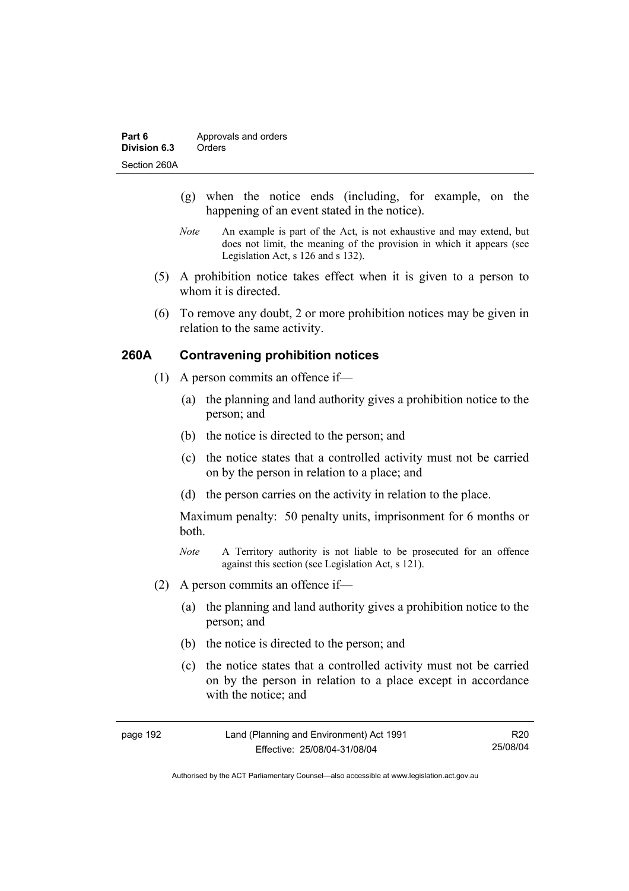(g) when the notice ends (including, for example, on the happening of an event stated in the notice).

*Note* An example is part of the Act, is not exhaustive and may extend, but does not limit, the meaning of the provision in which it appears (see Legislation Act, s 126 and s 132).

(5) A prohibition notice takes effect when it is given to a person to whom it is directed.

(6) To remove any doubt, 2 or more prohibition notices may be given in relation to the same activity.

### 260A Contravening prohibition notices

(1) A person commits an offence if—

(a) the planning and land authority gives a prohibition notice to the person; and

(b) the notice is directed to the person; and

(c) the notice states that a controlled activity must not be carried on by the person in relation to a place; and

(d) the person carries on the activity in relation to the place.

Maximum penalty: 50 penalty units, imprisonment for 6 months or both.

*Note* A Territory authority is not liable to be prosecuted for an offence against this section (see Legislation Act, s 121).

(2) A person commits an offence if—

(a) the planning and land authority gives a prohibition notice to the person; and

(b) the notice is directed to the person; and

(c) the notice states that a controlled activity must not be carried on by the person in relation to a place except in accordance with the notice; and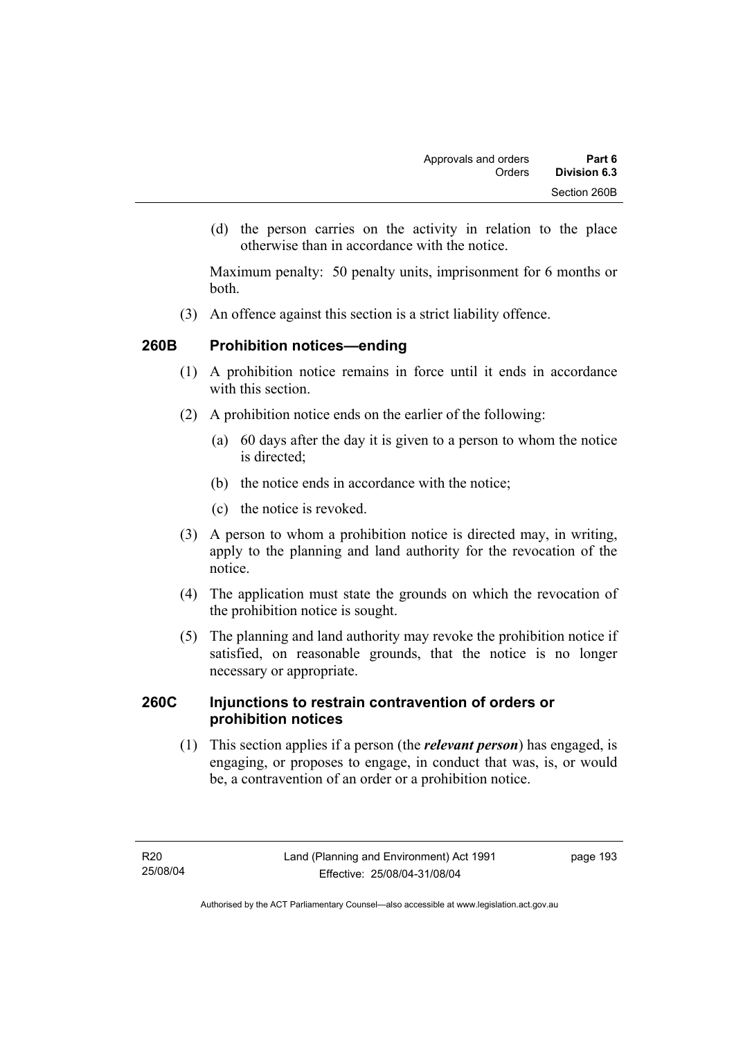(d) the person carries on the activity in relation to the place otherwise than in accordance with the notice.

Maximum penalty: 50 penalty units, imprisonment for 6 months or both.

(3) An offence against this section is a strict liability offence.

## 260B Prohibition notices—ending

(1) A prohibition notice remains in force until it ends in accordance with this section.

(2) A prohibition notice ends on the earlier of the following:

(a) 60 days after the day it is given to a person to whom the notice is directed;

(b) the notice ends in accordance with the notice;

(c) the notice is revoked.

(3) A person to whom a prohibition notice is directed may, in writing, apply to the planning and land authority for the revocation of the notice.

(4) The application must state the grounds on which the revocation of the prohibition notice is sought.

(5) The planning and land authority may revoke the prohibition notice if satisfied, on reasonable grounds, that the notice is no longer necessary or appropriate.

## 260C Injunctions to restrain contravention of orders or prohibition notices

(1) This section applies if a person (the ***relevant person***) has engaged, is engaging, or proposes to engage, in conduct that was, is, or would be, a contravention of an order or a prohibition notice.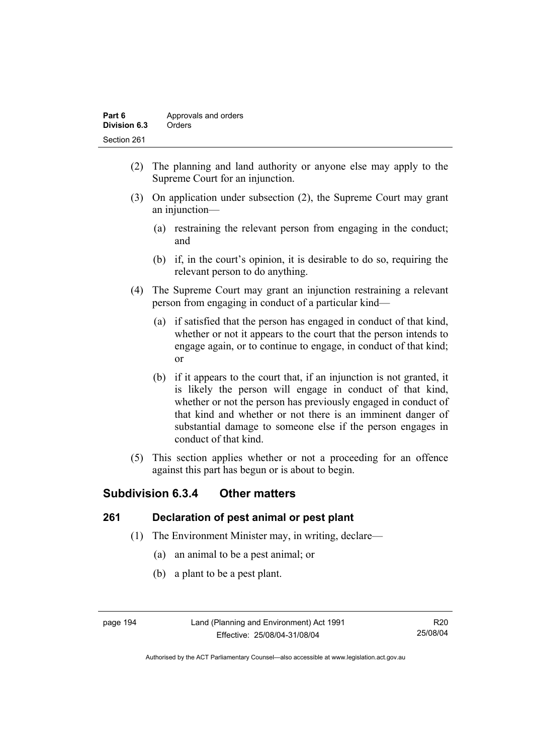(2) The planning and land authority or anyone else may apply to the Supreme Court for an injunction.

(3) On application under subsection (2), the Supreme Court may grant an injunction—

(a) restraining the relevant person from engaging in the conduct; and

(b) if, in the court's opinion, it is desirable to do so, requiring the relevant person to do anything.

(4) The Supreme Court may grant an injunction restraining a relevant person from engaging in conduct of a particular kind—

(a) if satisfied that the person has engaged in conduct of that kind, whether or not it appears to the court that the person intends to engage again, or to continue to engage, in conduct of that kind; or

(b) if it appears to the court that, if an injunction is not granted, it is likely the person will engage in conduct of that kind, whether or not the person has previously engaged in conduct of that kind and whether or not there is an imminent danger of substantial damage to someone else if the person engages in conduct of that kind.

(5) This section applies whether or not a proceeding for an offence against this part has begun or is about to begin.

### Subdivision 6.3.4 Other matters

#### 261 Declaration of pest animal or pest plant

(1) The Environment Minister may, in writing, declare—

(a) an animal to be a pest animal; or

(b) a plant to be a pest plant.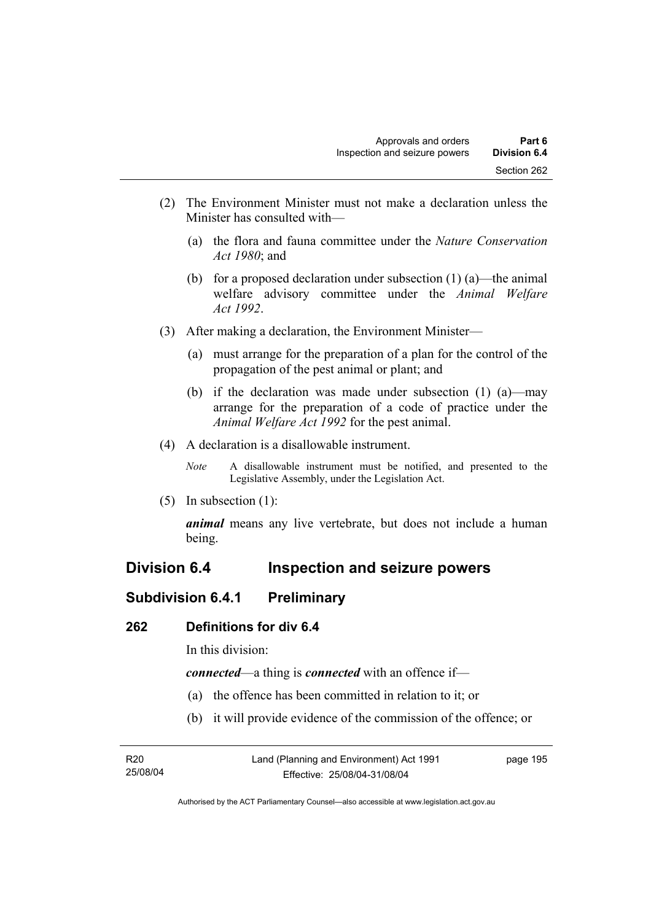(2) The Environment Minister must not make a declaration unless the Minister has consulted with—

(a) the flora and fauna committee under the *Nature Conservation Act 1980*; and

(b) for a proposed declaration under subsection (1) (a)—the animal welfare advisory committee under the *Animal Welfare Act 1992*.

(3) After making a declaration, the Environment Minister—

(a) must arrange for the preparation of a plan for the control of the propagation of the pest animal or plant; and

(b) if the declaration was made under subsection (1) (a)—may arrange for the preparation of a code of practice under the *Animal Welfare Act 1992* for the pest animal.

(4) A declaration is a disallowable instrument.

*Note* A disallowable instrument must be notified, and presented to the Legislative Assembly, under the Legislation Act.

(5) In subsection (1):

***animal*** means any live vertebrate, but does not include a human being.

## Division 6.4 Inspection and seizure powers

### Subdivision 6.4.1 Preliminary

#### 262 Definitions for div 6.4

In this division:

***connected***—a thing is ***connected*** with an offence if—

(a) the offence has been committed in relation to it; or

(b) it will provide evidence of the commission of the offence; or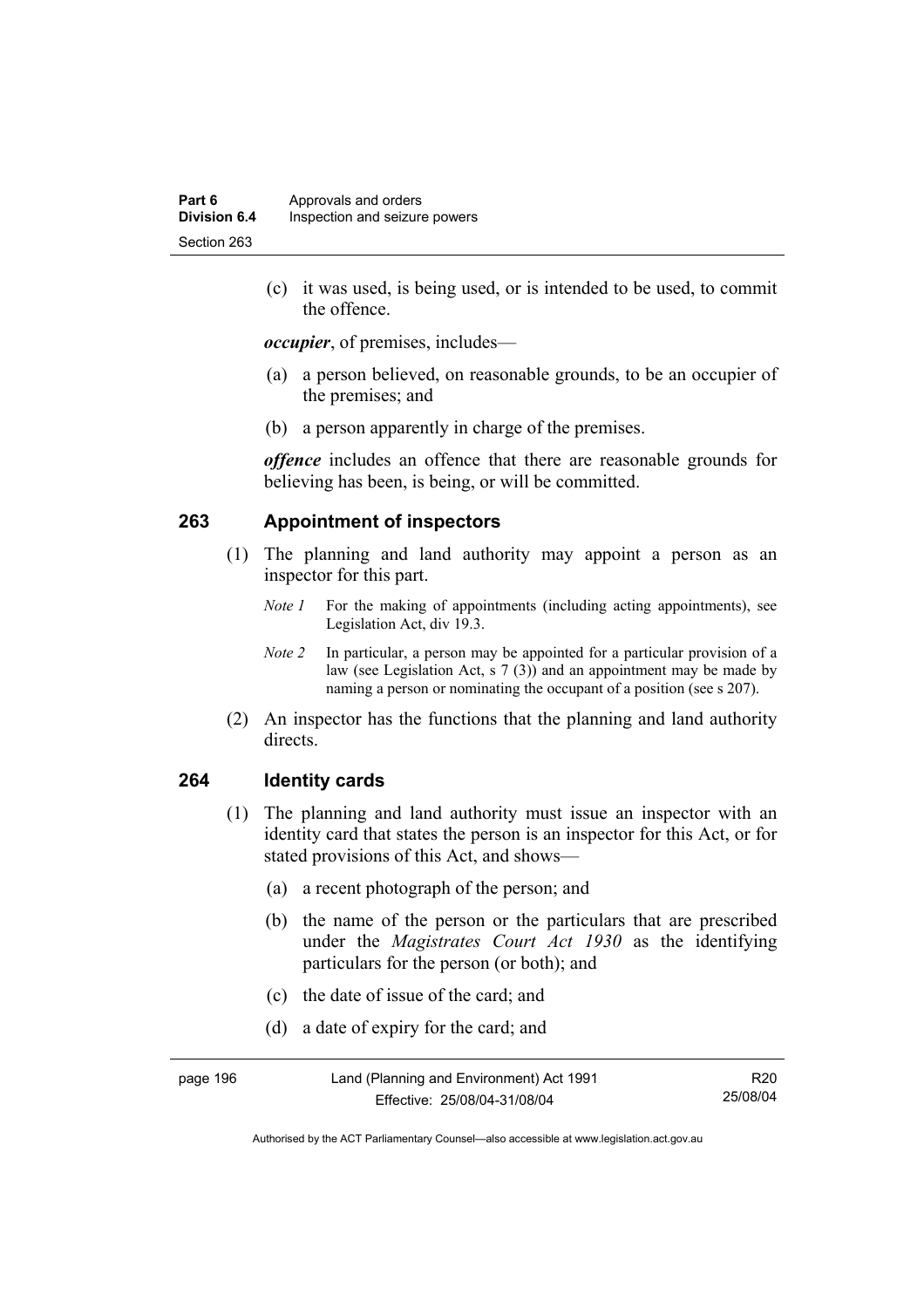(c) it was used, is being used, or is intended to be used, to commit the offence.

***occupier***, of premises, includes—

(a) a person believed, on reasonable grounds, to be an occupier of the premises; and

(b) a person apparently in charge of the premises.

***offence*** includes an offence that there are reasonable grounds for believing has been, is being, or will be committed.

## 263 Appointment of inspectors

(1) The planning and land authority may appoint a person as an inspector for this part.

*Note 1* For the making of appointments (including acting appointments), see Legislation Act, div 19.3.

*Note 2* In particular, a person may be appointed for a particular provision of a law (see Legislation Act, s 7 (3)) and an appointment may be made by naming a person or nominating the occupant of a position (see s 207).

(2) An inspector has the functions that the planning and land authority directs.

## 264 Identity cards

(1) The planning and land authority must issue an inspector with an identity card that states the person is an inspector for this Act, or for stated provisions of this Act, and shows—

(a) a recent photograph of the person; and

(b) the name of the person or the particulars that are prescribed under the *Magistrates Court Act 1930* as the identifying particulars for the person (or both); and

(c) the date of issue of the card; and

(d) a date of expiry for the card; and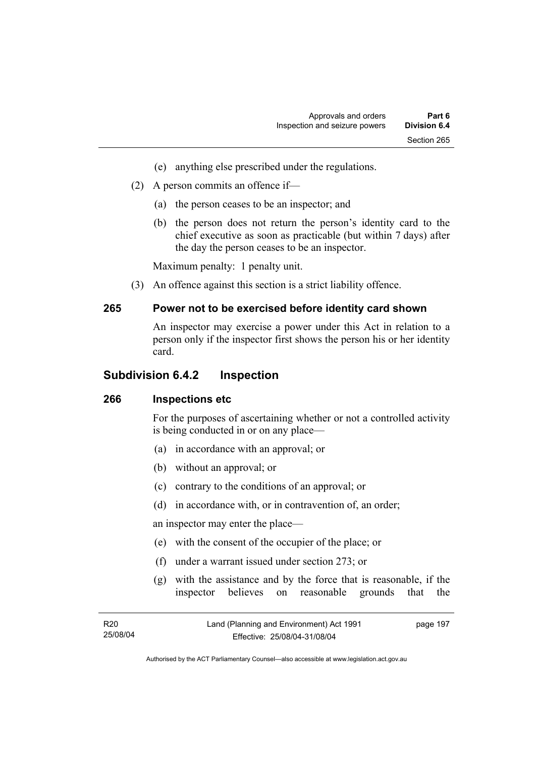(e) anything else prescribed under the regulations.

(2) A person commits an offence if—

(a) the person ceases to be an inspector; and

(b) the person does not return the person's identity card to the chief executive as soon as practicable (but within 7 days) after the day the person ceases to be an inspector.

Maximum penalty: 1 penalty unit.

(3) An offence against this section is a strict liability offence.

### 265 Power not to be exercised before identity card shown

An inspector may exercise a power under this Act in relation to a person only if the inspector first shows the person his or her identity card.

## Subdivision 6.4.2 Inspection

### 266 Inspections etc

For the purposes of ascertaining whether or not a controlled activity is being conducted in or on any place—

(a) in accordance with an approval; or

(b) without an approval; or

(c) contrary to the conditions of an approval; or

(d) in accordance with, or in contravention of, an order;

an inspector may enter the place—

(e) with the consent of the occupier of the place; or

(f) under a warrant issued under section 273; or

(g) with the assistance and by the force that is reasonable, if the inspector believes on reasonable grounds that the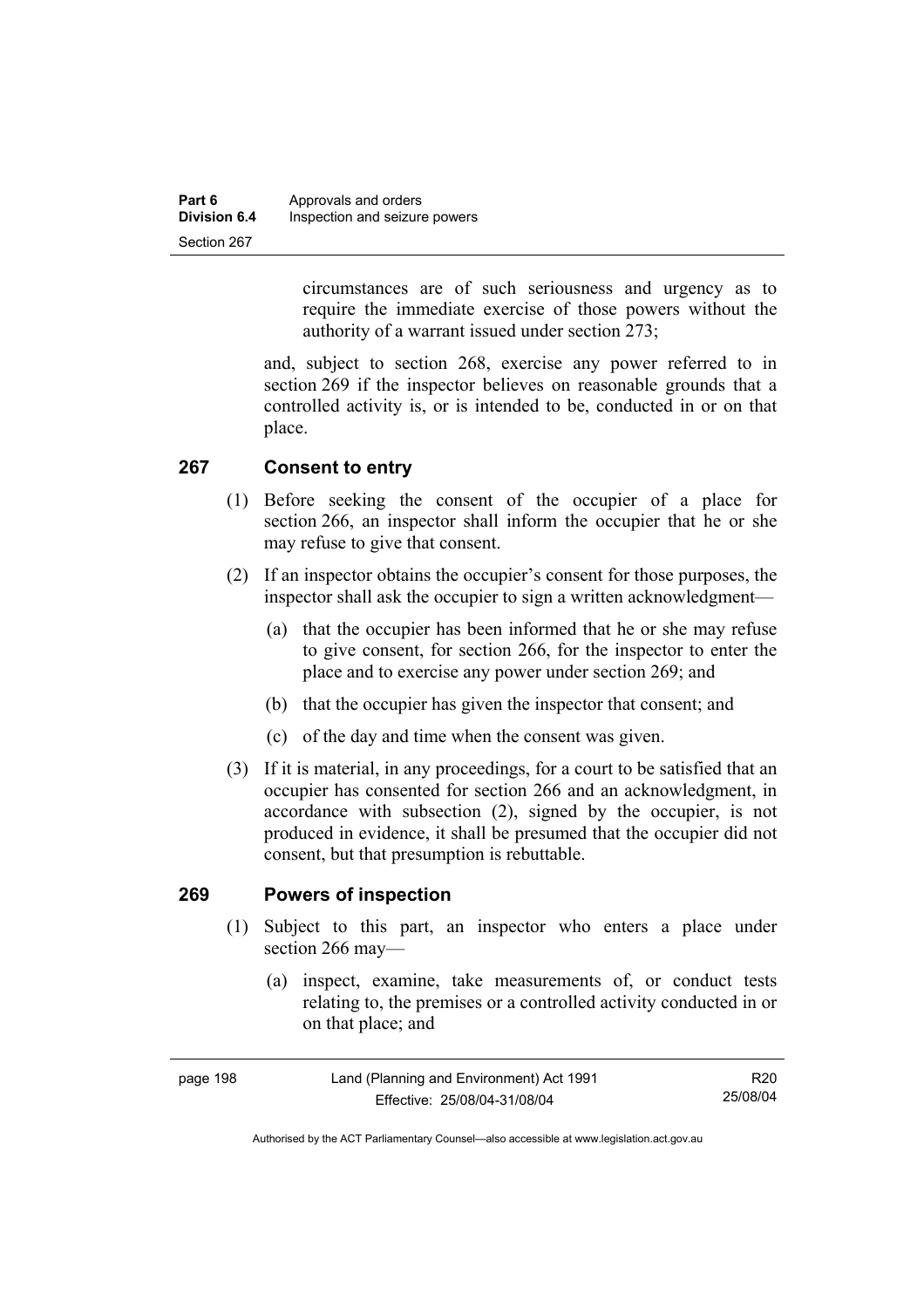circumstances are of such seriousness and urgency as to require the immediate exercise of those powers without the authority of a warrant issued under section 273;

and, subject to section 268, exercise any power referred to in section 269 if the inspector believes on reasonable grounds that a controlled activity is, or is intended to be, conducted in or on that place.

## 267 Consent to entry

(1) Before seeking the consent of the occupier of a place for section 266, an inspector shall inform the occupier that he or she may refuse to give that consent.

(2) If an inspector obtains the occupier's consent for those purposes, the inspector shall ask the occupier to sign a written acknowledgment—

   (a) that the occupier has been informed that he or she may refuse to give consent, for section 266, for the inspector to enter the place and to exercise any power under section 269; and

   (b) that the occupier has given the inspector that consent; and

   (c) of the day and time when the consent was given.

(3) If it is material, in any proceedings, for a court to be satisfied that an occupier has consented for section 266 and an acknowledgment, in accordance with subsection (2), signed by the occupier, is not produced in evidence, it shall be presumed that the occupier did not consent, but that presumption is rebuttable.

## 269 Powers of inspection

(1) Subject to this part, an inspector who enters a place under section 266 may—

   (a) inspect, examine, take measurements of, or conduct tests relating to, the premises or a controlled activity conducted in or on that place; and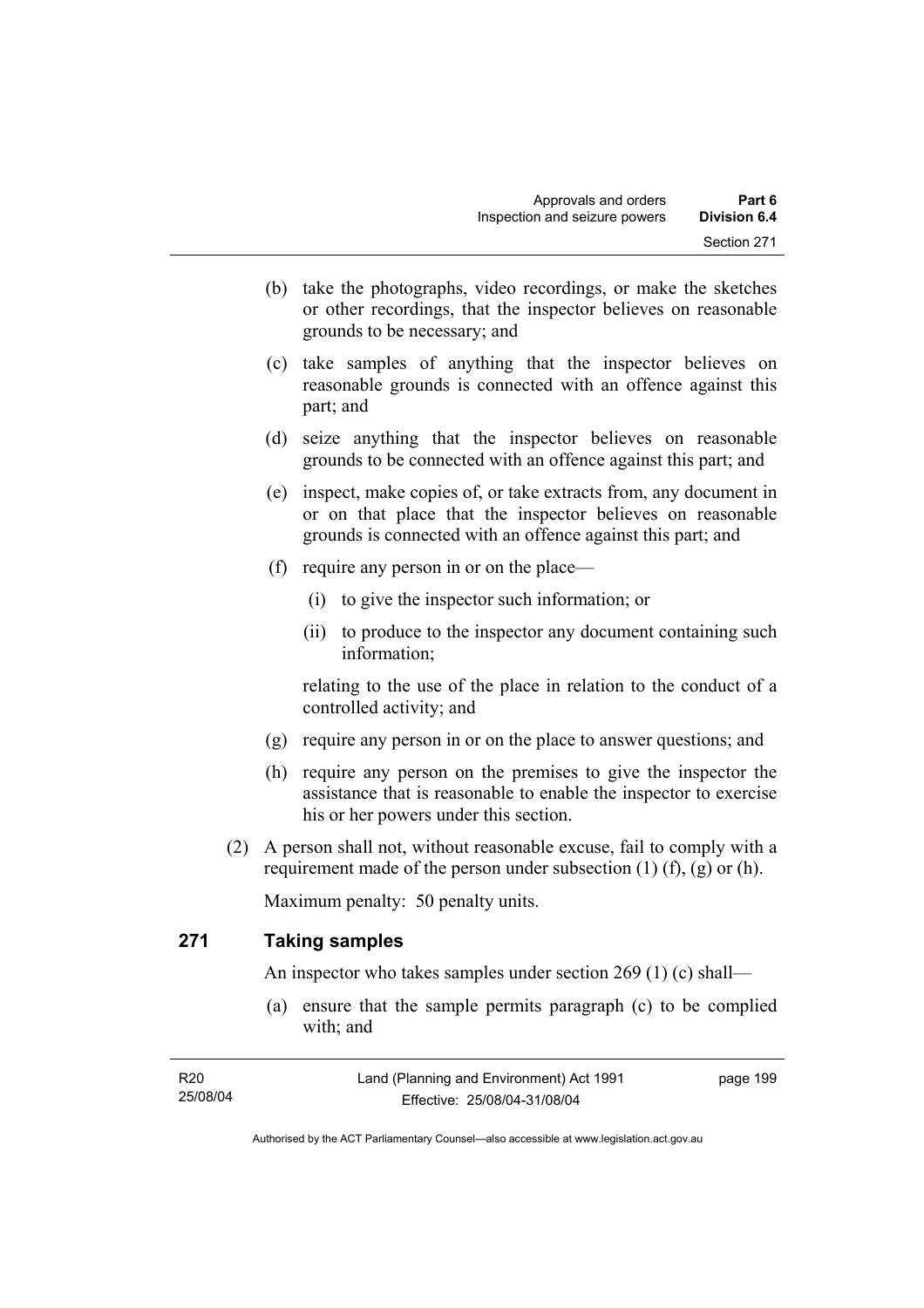(b) take the photographs, video recordings, or make the sketches or other recordings, that the inspector believes on reasonable grounds to be necessary; and

(c) take samples of anything that the inspector believes on reasonable grounds is connected with an offence against this part; and

(d) seize anything that the inspector believes on reasonable grounds to be connected with an offence against this part; and

(e) inspect, make copies of, or take extracts from, any document in or on that place that the inspector believes on reasonable grounds is connected with an offence against this part; and

(f) require any person in or on the place—

(i) to give the inspector such information; or

(ii) to produce to the inspector any document containing such information;

relating to the use of the place in relation to the conduct of a controlled activity; and

(g) require any person in or on the place to answer questions; and

(h) require any person on the premises to give the inspector the assistance that is reasonable to enable the inspector to exercise his or her powers under this section.

(2) A person shall not, without reasonable excuse, fail to comply with a requirement made of the person under subsection (1) (f), (g) or (h).

Maximum penalty: 50 penalty units.

## 271 Taking samples

An inspector who takes samples under section 269 (1) (c) shall—

(a) ensure that the sample permits paragraph (c) to be complied with; and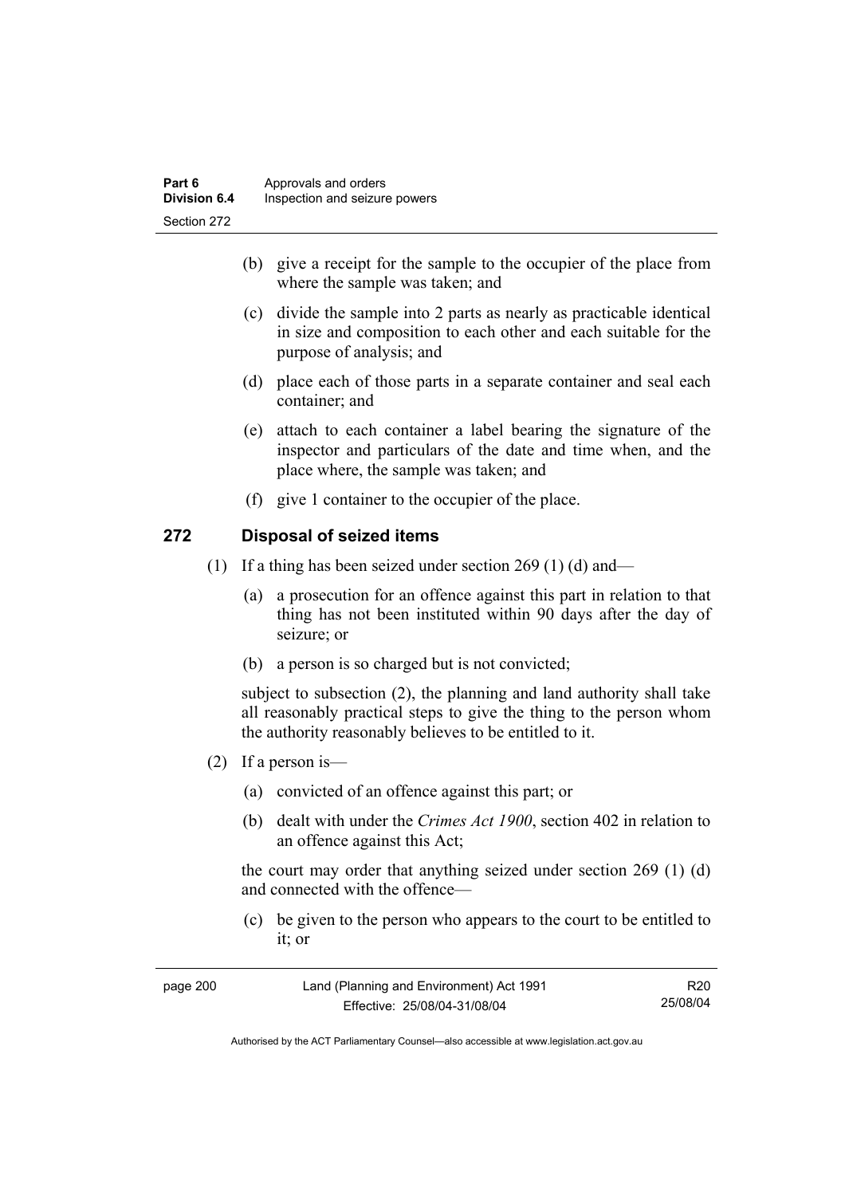(b) give a receipt for the sample to the occupier of the place from where the sample was taken; and

(c) divide the sample into 2 parts as nearly as practicable identical in size and composition to each other and each suitable for the purpose of analysis; and

(d) place each of those parts in a separate container and seal each container; and

(e) attach to each container a label bearing the signature of the inspector and particulars of the date and time when, and the place where, the sample was taken; and

(f) give 1 container to the occupier of the place.

## 272 Disposal of seized items

(1) If a thing has been seized under section 269 (1) (d) and—

(a) a prosecution for an offence against this part in relation to that thing has not been instituted within 90 days after the day of seizure; or

(b) a person is so charged but is not convicted;

subject to subsection (2), the planning and land authority shall take all reasonably practical steps to give the thing to the person whom the authority reasonably believes to be entitled to it.

(2) If a person is—

(a) convicted of an offence against this part; or

(b) dealt with under the *Crimes Act 1900*, section 402 in relation to an offence against this Act;

the court may order that anything seized under section 269 (1) (d) and connected with the offence—

(c) be given to the person who appears to the court to be entitled to it; or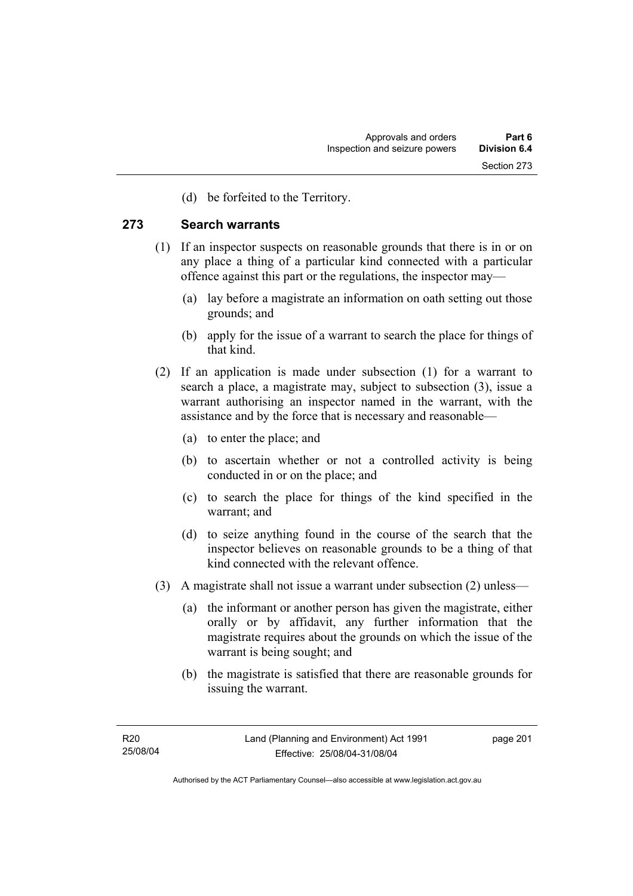(d) be forfeited to the Territory.

## 273 Search warrants

(1) If an inspector suspects on reasonable grounds that there is in or on any place a thing of a particular kind connected with a particular offence against this part or the regulations, the inspector may—

(a) lay before a magistrate an information on oath setting out those grounds; and

(b) apply for the issue of a warrant to search the place for things of that kind.

(2) If an application is made under subsection (1) for a warrant to search a place, a magistrate may, subject to subsection (3), issue a warrant authorising an inspector named in the warrant, with the assistance and by the force that is necessary and reasonable—

(a) to enter the place; and

(b) to ascertain whether or not a controlled activity is being conducted in or on the place; and

(c) to search the place for things of the kind specified in the warrant; and

(d) to seize anything found in the course of the search that the inspector believes on reasonable grounds to be a thing of that kind connected with the relevant offence.

(3) A magistrate shall not issue a warrant under subsection (2) unless—

(a) the informant or another person has given the magistrate, either orally or by affidavit, any further information that the magistrate requires about the grounds on which the issue of the warrant is being sought; and

(b) the magistrate is satisfied that there are reasonable grounds for issuing the warrant.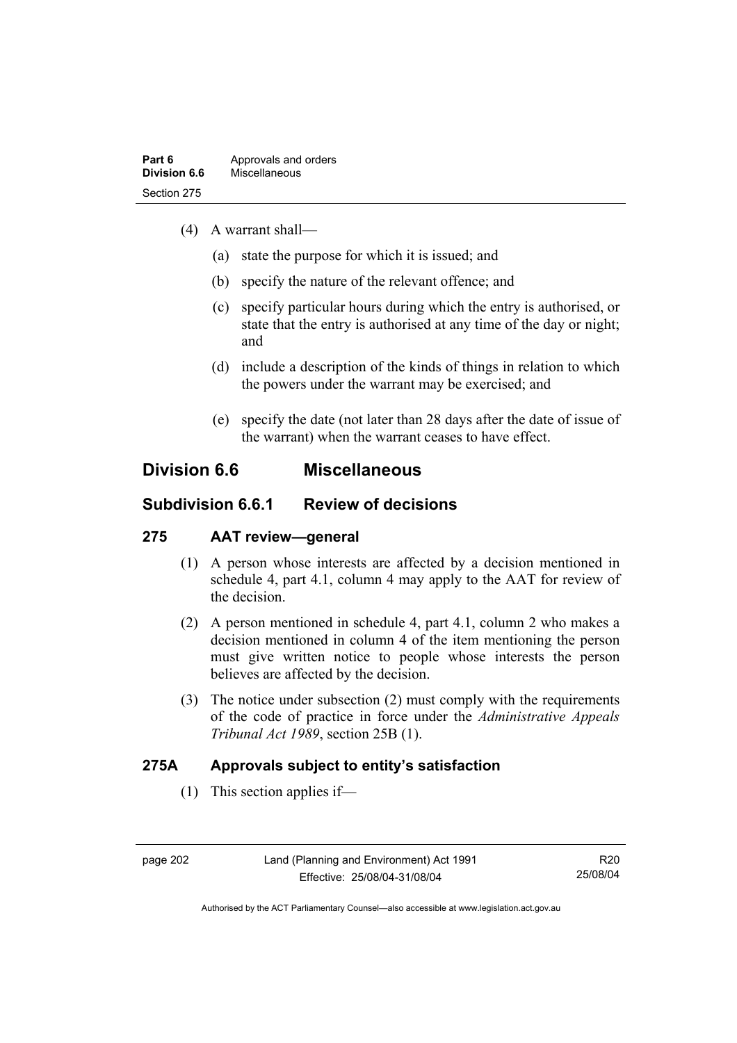(4) A warrant shall—

(a) state the purpose for which it is issued; and

(b) specify the nature of the relevant offence; and

(c) specify particular hours during which the entry is authorised, or state that the entry is authorised at any time of the day or night; and

(d) include a description of the kinds of things in relation to which the powers under the warrant may be exercised; and

(e) specify the date (not later than 28 days after the date of issue of the warrant) when the warrant ceases to have effect.

## Division 6.6 Miscellaneous

### Subdivision 6.6.1 Review of decisions

#### 275 AAT review—general

(1) A person whose interests are affected by a decision mentioned in schedule 4, part 4.1, column 4 may apply to the AAT for review of the decision.

(2) A person mentioned in schedule 4, part 4.1, column 2 who makes a decision mentioned in column 4 of the item mentioning the person must give written notice to people whose interests the person believes are affected by the decision.

(3) The notice under subsection (2) must comply with the requirements of the code of practice in force under the *Administrative Appeals Tribunal Act 1989*, section 25B (1).

#### 275A Approvals subject to entity's satisfaction

(1) This section applies if—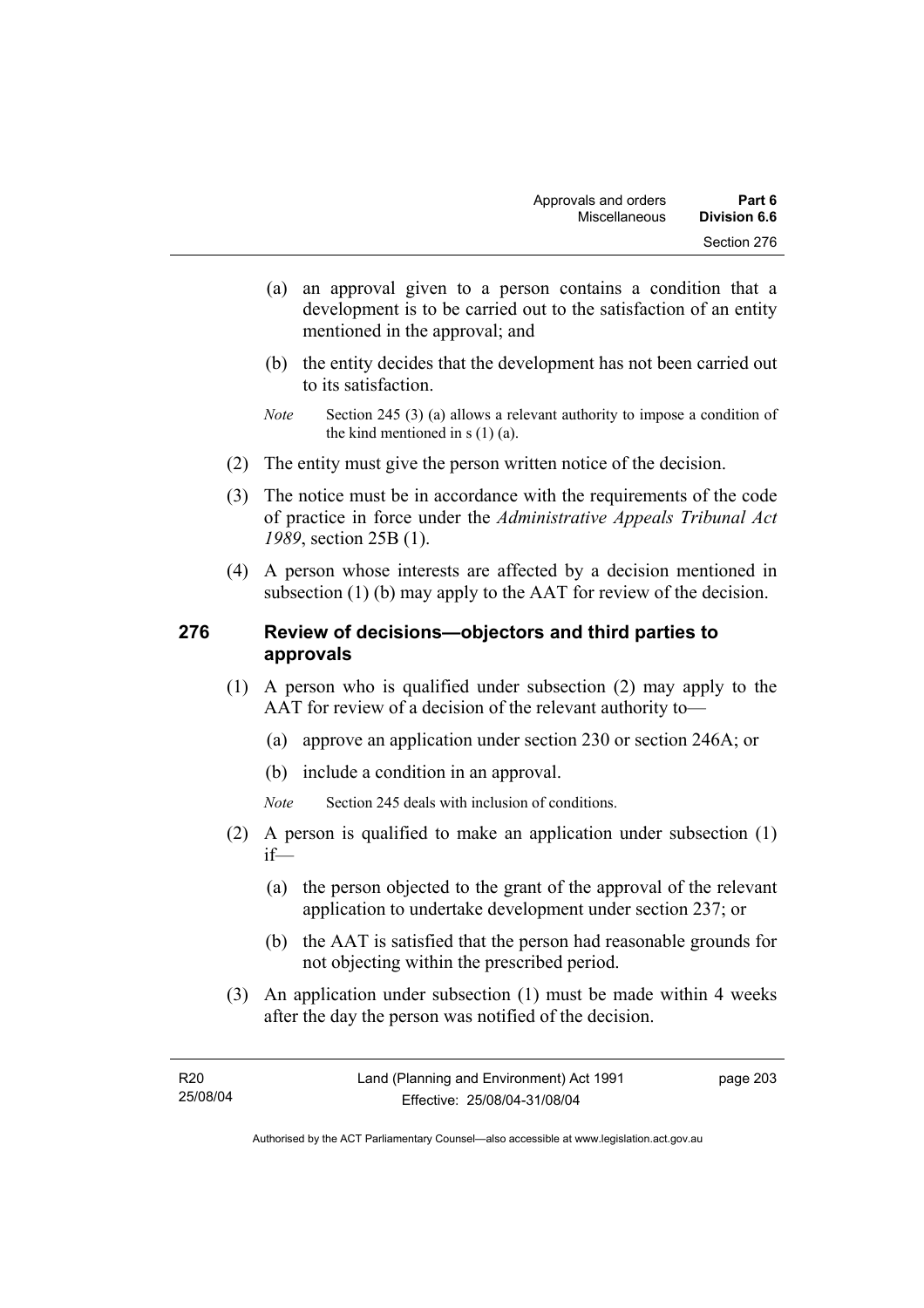(a) an approval given to a person contains a condition that a development is to be carried out to the satisfaction of an entity mentioned in the approval; and

(b) the entity decides that the development has not been carried out to its satisfaction.

*Note* Section 245 (3) (a) allows a relevant authority to impose a condition of the kind mentioned in s (1) (a).

(2) The entity must give the person written notice of the decision.

(3) The notice must be in accordance with the requirements of the code of practice in force under the *Administrative Appeals Tribunal Act 1989*, section 25B (1).

(4) A person whose interests are affected by a decision mentioned in subsection (1) (b) may apply to the AAT for review of the decision.

## 276 Review of decisions—objectors and third parties to approvals

(1) A person who is qualified under subsection (2) may apply to the AAT for review of a decision of the relevant authority to—

(a) approve an application under section 230 or section 246A; or

(b) include a condition in an approval.

*Note* Section 245 deals with inclusion of conditions.

(2) A person is qualified to make an application under subsection (1) if—

(a) the person objected to the grant of the approval of the relevant application to undertake development under section 237; or

(b) the AAT is satisfied that the person had reasonable grounds for not objecting within the prescribed period.

(3) An application under subsection (1) must be made within 4 weeks after the day the person was notified of the decision.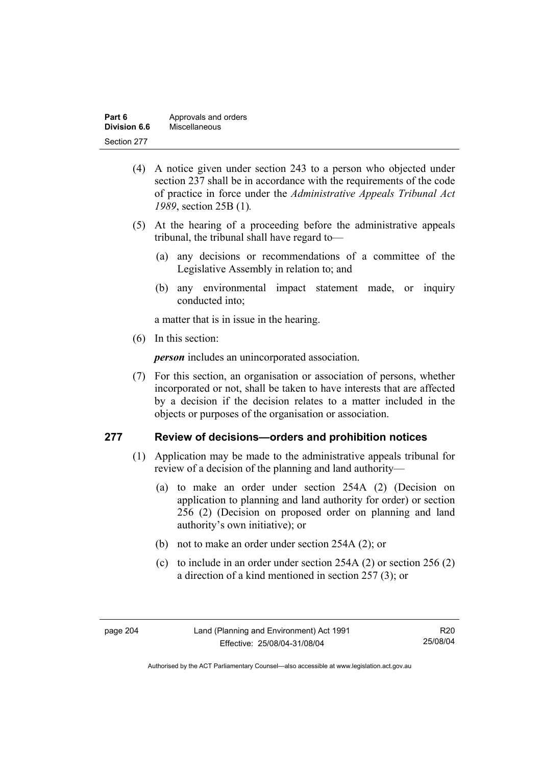(4) A notice given under section 243 to a person who objected under section 237 shall be in accordance with the requirements of the code of practice in force under the *Administrative Appeals Tribunal Act 1989*, section 25B (1)*.*

(5) At the hearing of a proceeding before the administrative appeals tribunal, the tribunal shall have regard to—

   (a) any decisions or recommendations of a committee of the Legislative Assembly in relation to; and

   (b) any environmental impact statement made, or inquiry conducted into;

   a matter that is in issue in the hearing.

(6) In this section:

   ***person*** includes an unincorporated association.

(7) For this section, an organisation or association of persons, whether incorporated or not, shall be taken to have interests that are affected by a decision if the decision relates to a matter included in the objects or purposes of the organisation or association.

## 277 Review of decisions—orders and prohibition notices

(1) Application may be made to the administrative appeals tribunal for review of a decision of the planning and land authority—

   (a) to make an order under section 254A (2) (Decision on application to planning and land authority for order) or section 256 (2) (Decision on proposed order on planning and land authority's own initiative); or

   (b) not to make an order under section 254A (2); or

   (c) to include in an order under section 254A (2) or section 256 (2) a direction of a kind mentioned in section 257 (3); or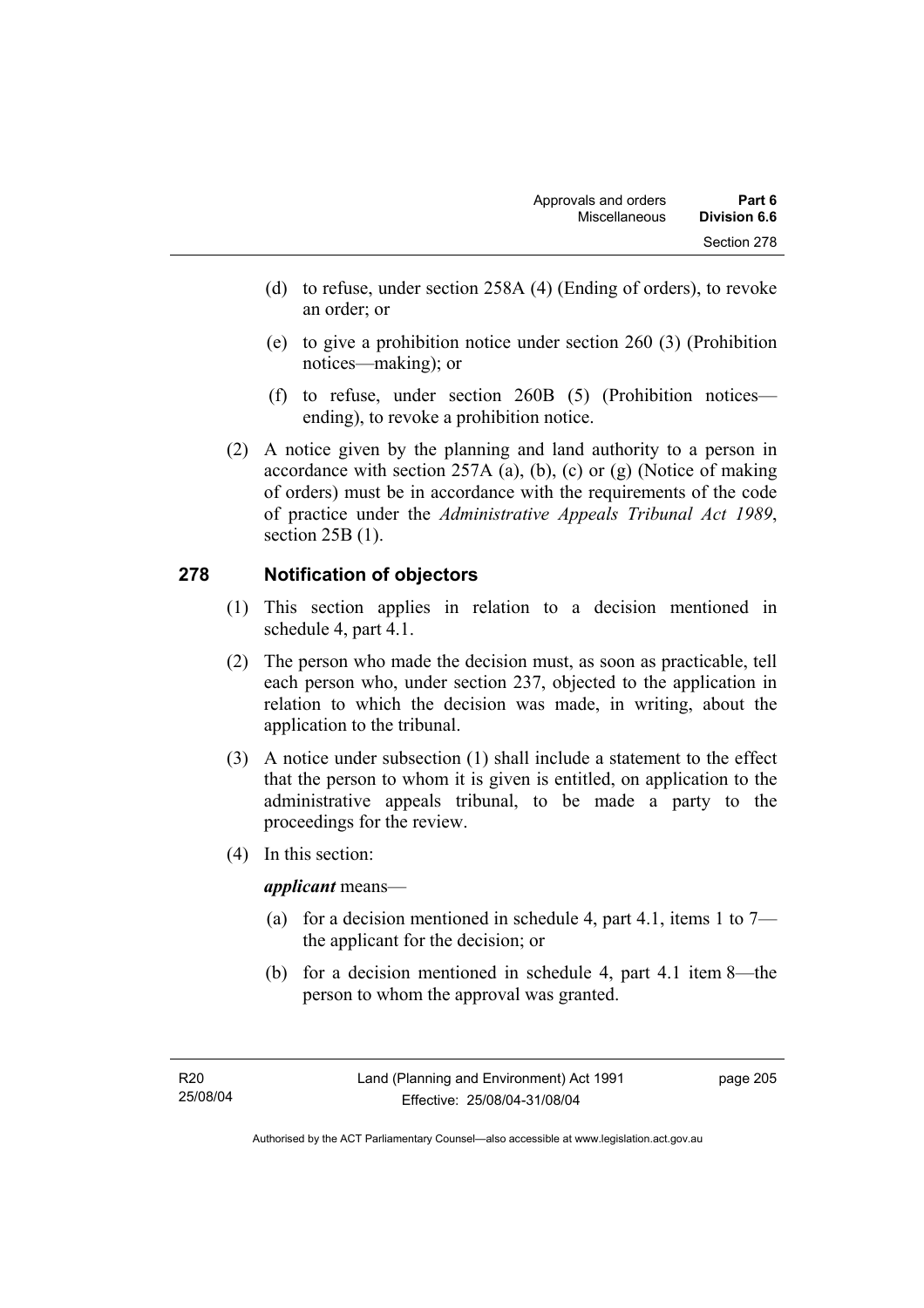(d) to refuse, under section 258A (4) (Ending of orders), to revoke an order; or

(e) to give a prohibition notice under section 260 (3) (Prohibition notices—making); or

(f) to refuse, under section 260B (5) (Prohibition notices—ending), to revoke a prohibition notice.

(2) A notice given by the planning and land authority to a person in accordance with section 257A (a), (b), (c) or (g) (Notice of making of orders) must be in accordance with the requirements of the code of practice under the *Administrative Appeals Tribunal Act 1989*, section 25B (1).

## 278 Notification of objectors

(1) This section applies in relation to a decision mentioned in schedule 4, part 4.1.

(2) The person who made the decision must, as soon as practicable, tell each person who, under section 237, objected to the application in relation to which the decision was made, in writing, about the application to the tribunal.

(3) A notice under subsection (1) shall include a statement to the effect that the person to whom it is given is entitled, on application to the administrative appeals tribunal, to be made a party to the proceedings for the review.

(4) In this section:

***applicant*** means—

(a) for a decision mentioned in schedule 4, part 4.1, items 1 to 7—the applicant for the decision; or

(b) for a decision mentioned in schedule 4, part 4.1 item 8—the person to whom the approval was granted.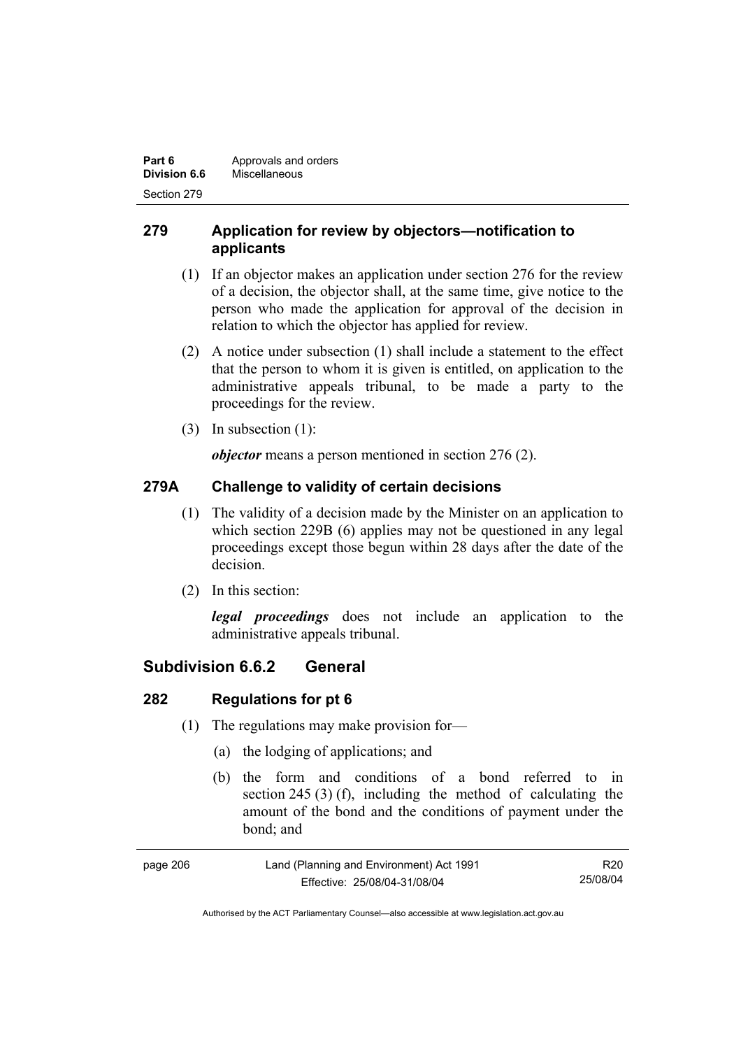## 279 Application for review by objectors—notification to applicants

(1) If an objector makes an application under section 276 for the review of a decision, the objector shall, at the same time, give notice to the person who made the application for approval of the decision in relation to which the objector has applied for review.

(2) A notice under subsection (1) shall include a statement to the effect that the person to whom it is given is entitled, on application to the administrative appeals tribunal, to be made a party to the proceedings for the review.

(3) In subsection (1):

***objector*** means a person mentioned in section 276 (2).

## 279A Challenge to validity of certain decisions

(1) The validity of a decision made by the Minister on an application to which section 229B (6) applies may not be questioned in any legal proceedings except those begun within 28 days after the date of the decision.

(2) In this section:

***legal proceedings*** does not include an application to the administrative appeals tribunal.

# Subdivision 6.6.2 General

## 282 Regulations for pt 6

(1) The regulations may make provision for—

(a) the lodging of applications; and

(b) the form and conditions of a bond referred to in section 245 (3) (f), including the method of calculating the amount of the bond and the conditions of payment under the bond; and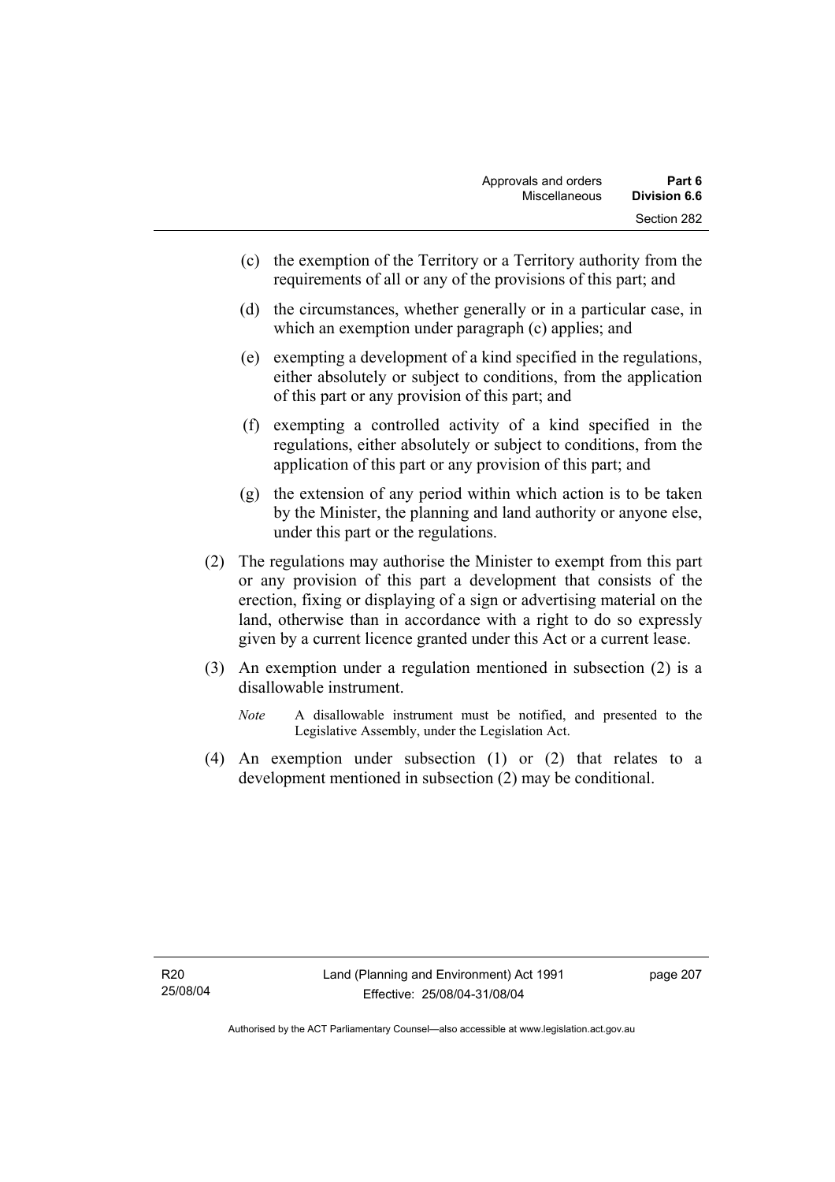(c) the exemption of the Territory or a Territory authority from the requirements of all or any of the provisions of this part; and

(d) the circumstances, whether generally or in a particular case, in which an exemption under paragraph (c) applies; and

(e) exempting a development of a kind specified in the regulations, either absolutely or subject to conditions, from the application of this part or any provision of this part; and

(f) exempting a controlled activity of a kind specified in the regulations, either absolutely or subject to conditions, from the application of this part or any provision of this part; and

(g) the extension of any period within which action is to be taken by the Minister, the planning and land authority or anyone else, under this part or the regulations.

(2) The regulations may authorise the Minister to exempt from this part or any provision of this part a development that consists of the erection, fixing or displaying of a sign or advertising material on the land, otherwise than in accordance with a right to do so expressly given by a current licence granted under this Act or a current lease.

(3) An exemption under a regulation mentioned in subsection (2) is a disallowable instrument.

*Note* A disallowable instrument must be notified, and presented to the Legislative Assembly, under the Legislation Act.

(4) An exemption under subsection (1) or (2) that relates to a development mentioned in subsection (2) may be conditional.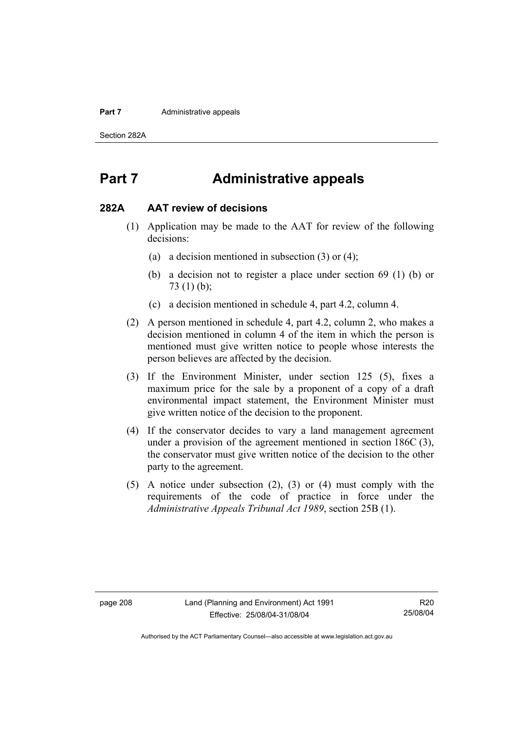# Part 7 Administrative appeals

## 282A AAT review of decisions

(1) Application may be made to the AAT for review of the following decisions:

(a) a decision mentioned in subsection (3) or (4);

(b) a decision not to register a place under section 69 (1) (b) or 73 (1) (b);

(c) a decision mentioned in schedule 4, part 4.2, column 4.

(2) A person mentioned in schedule 4, part 4.2, column 2, who makes a decision mentioned in column 4 of the item in which the person is mentioned must give written notice to people whose interests the person believes are affected by the decision.

(3) If the Environment Minister, under section 125 (5), fixes a maximum price for the sale by a proponent of a copy of a draft environmental impact statement, the Environment Minister must give written notice of the decision to the proponent.

(4) If the conservator decides to vary a land management agreement under a provision of the agreement mentioned in section 186C (3), the conservator must give written notice of the decision to the other party to the agreement.

(5) A notice under subsection (2), (3) or (4) must comply with the requirements of the code of practice in force under the *Administrative Appeals Tribunal Act 1989*, section 25B (1).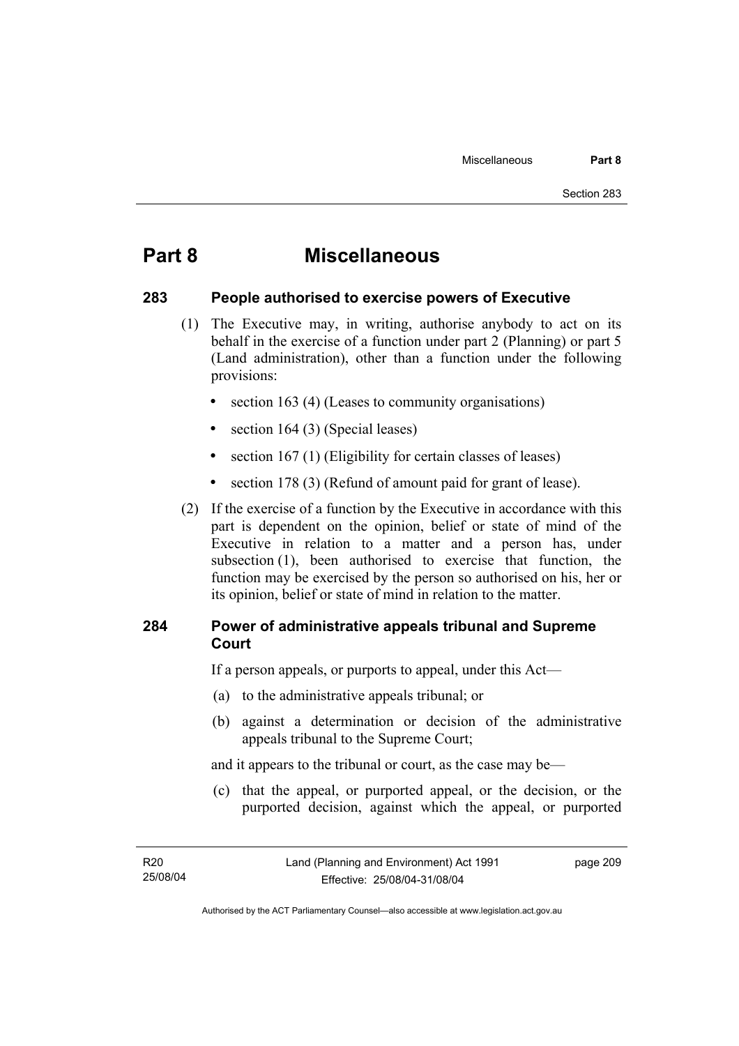# Part 8 Miscellaneous

## 283 People authorised to exercise powers of Executive

(1) The Executive may, in writing, authorise anybody to act on its behalf in the exercise of a function under part 2 (Planning) or part 5 (Land administration), other than a function under the following provisions:

- section 163 (4) (Leases to community organisations)
- section 164 (3) (Special leases)
- section 167 (1) (Eligibility for certain classes of leases)
- section 178 (3) (Refund of amount paid for grant of lease).

(2) If the exercise of a function by the Executive in accordance with this part is dependent on the opinion, belief or state of mind of the Executive in relation to a matter and a person has, under subsection (1), been authorised to exercise that function, the function may be exercised by the person so authorised on his, her or its opinion, belief or state of mind in relation to the matter.

## 284 Power of administrative appeals tribunal and Supreme Court

If a person appeals, or purports to appeal, under this Act—

(a) to the administrative appeals tribunal; or

(b) against a determination or decision of the administrative appeals tribunal to the Supreme Court;

and it appears to the tribunal or court, as the case may be—

(c) that the appeal, or purported appeal, or the decision, or the purported decision, against which the appeal, or purported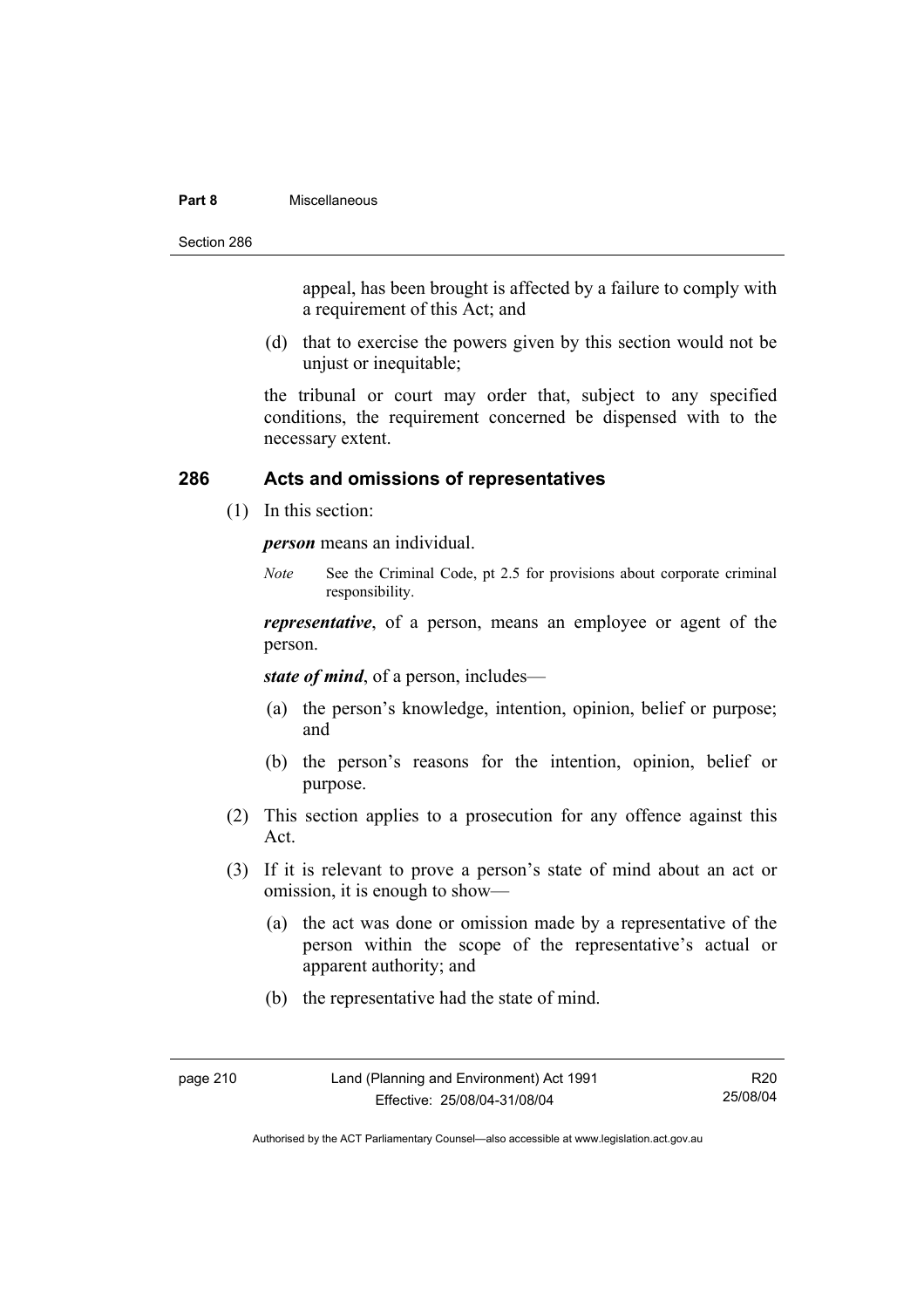appeal, has been brought is affected by a failure to comply with a requirement of this Act; and

(d) that to exercise the powers given by this section would not be unjust or inequitable;

the tribunal or court may order that, subject to any specified conditions, the requirement concerned be dispensed with to the necessary extent.

## 286 Acts and omissions of representatives

(1) In this section:

***person*** means an individual.

*Note* See the Criminal Code, pt 2.5 for provisions about corporate criminal responsibility.

***representative***, of a person, means an employee or agent of the person.

***state of mind***, of a person, includes—

(a) the person's knowledge, intention, opinion, belief or purpose; and

(b) the person's reasons for the intention, opinion, belief or purpose.

(2) This section applies to a prosecution for any offence against this Act.

(3) If it is relevant to prove a person's state of mind about an act or omission, it is enough to show—

(a) the act was done or omission made by a representative of the person within the scope of the representative's actual or apparent authority; and

(b) the representative had the state of mind.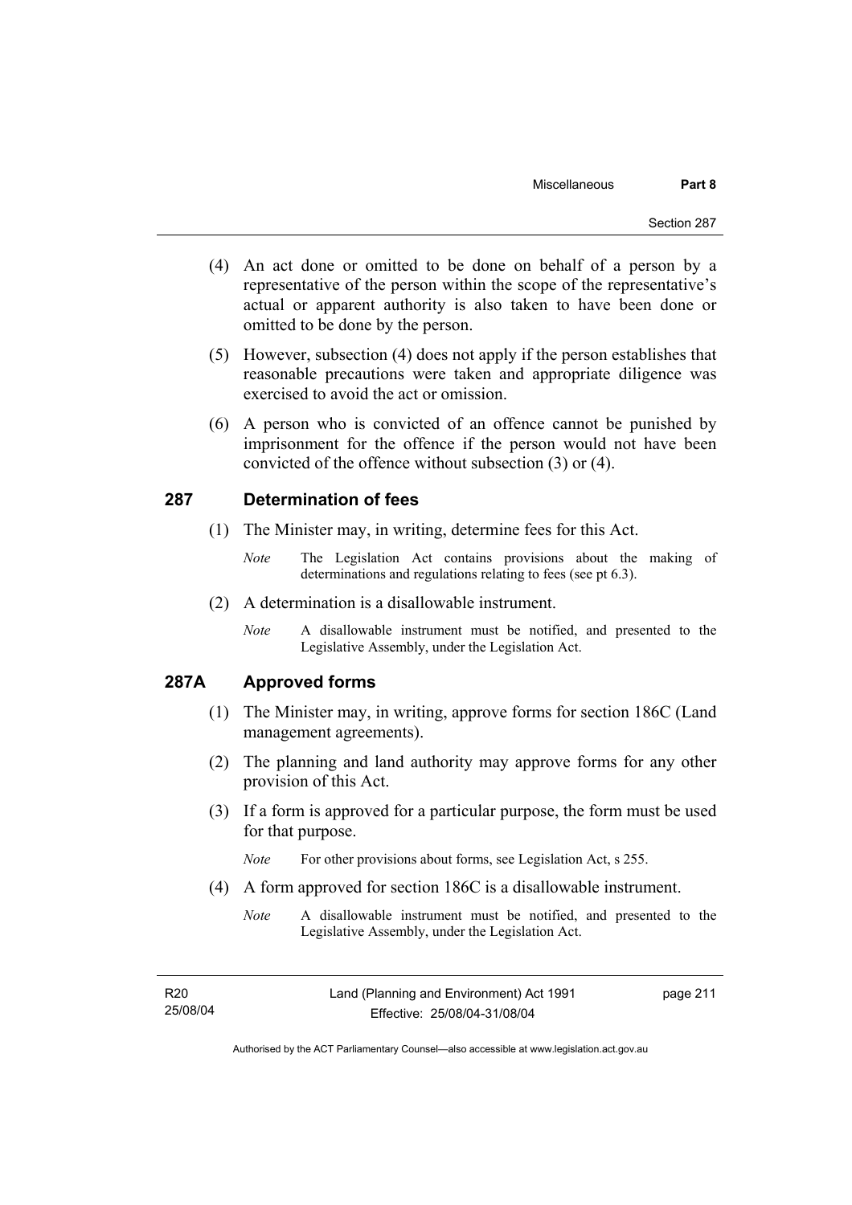(4) An act done or omitted to be done on behalf of a person by a representative of the person within the scope of the representative's actual or apparent authority is also taken to have been done or omitted to be done by the person.

(5) However, subsection (4) does not apply if the person establishes that reasonable precautions were taken and appropriate diligence was exercised to avoid the act or omission.

(6) A person who is convicted of an offence cannot be punished by imprisonment for the offence if the person would not have been convicted of the offence without subsection (3) or (4).

## 287 Determination of fees

(1) The Minister may, in writing, determine fees for this Act.

*Note* The Legislation Act contains provisions about the making of determinations and regulations relating to fees (see pt 6.3).

(2) A determination is a disallowable instrument.

*Note* A disallowable instrument must be notified, and presented to the Legislative Assembly, under the Legislation Act.

## 287A Approved forms

(1) The Minister may, in writing, approve forms for section 186C (Land management agreements).

(2) The planning and land authority may approve forms for any other provision of this Act.

(3) If a form is approved for a particular purpose, the form must be used for that purpose.

*Note* For other provisions about forms, see Legislation Act, s 255.

(4) A form approved for section 186C is a disallowable instrument.

*Note* A disallowable instrument must be notified, and presented to the Legislative Assembly, under the Legislation Act.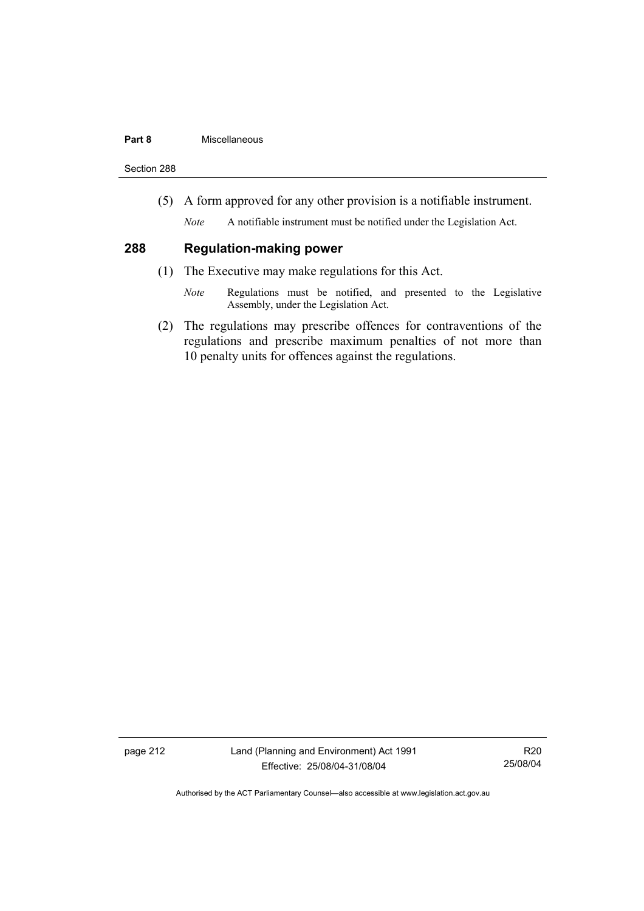(5) A form approved for any other provision is a notifiable instrument.

*Note* A notifiable instrument must be notified under the Legislation Act.

## 288 Regulation-making power

(1) The Executive may make regulations for this Act.

*Note* Regulations must be notified, and presented to the Legislative Assembly, under the Legislation Act.

(2) The regulations may prescribe offences for contraventions of the regulations and prescribe maximum penalties of not more than 10 penalty units for offences against the regulations.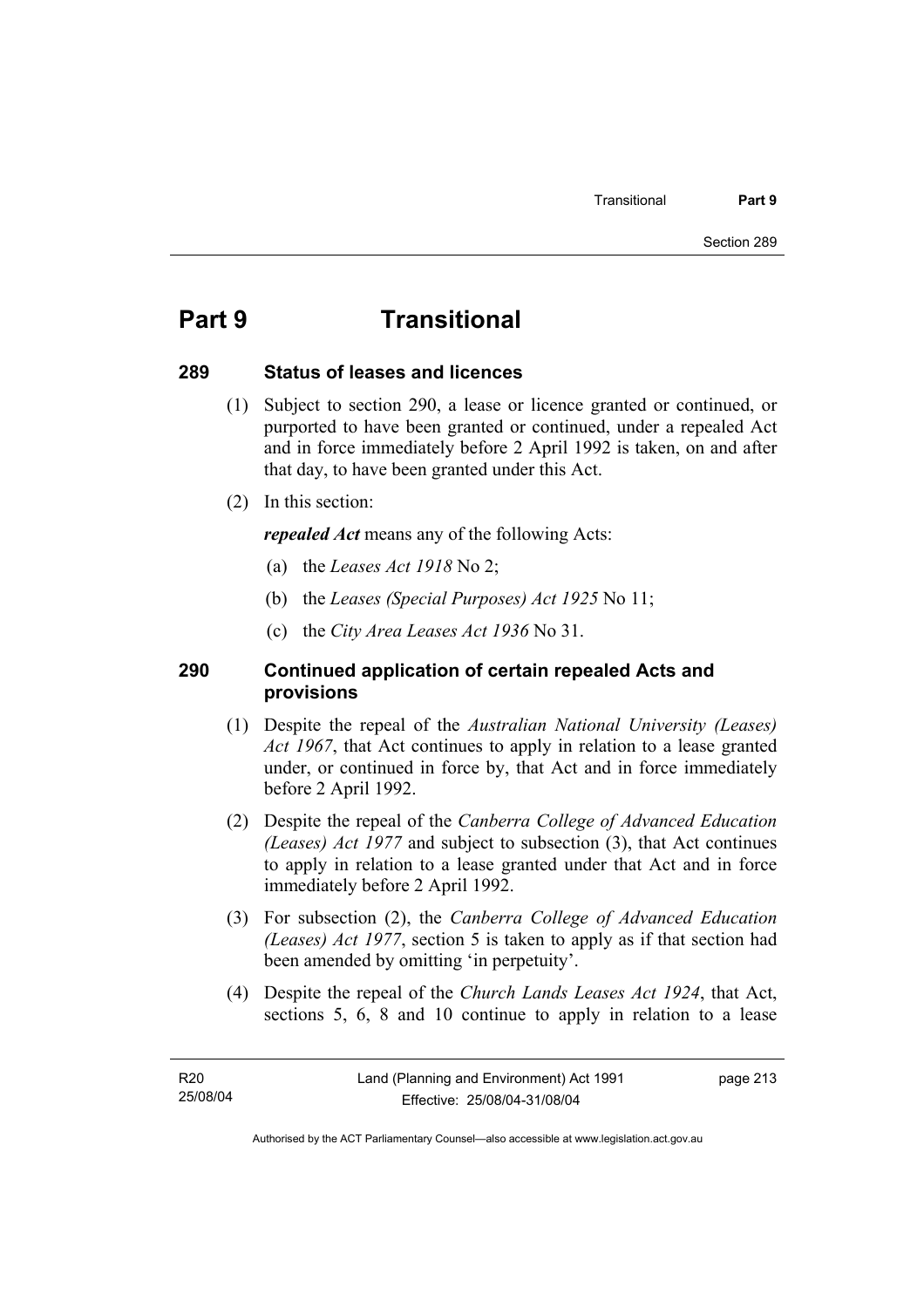# Part 9 Transitional

## 289 Status of leases and licences

(1) Subject to section 290, a lease or licence granted or continued, or purported to have been granted or continued, under a repealed Act and in force immediately before 2 April 1992 is taken, on and after that day, to have been granted under this Act.

(2) In this section:

***repealed Act*** means any of the following Acts:

(a) the *Leases Act 1918* No 2;

(b) the *Leases (Special Purposes) Act 1925* No 11;

(c) the *City Area Leases Act 1936* No 31.

## 290 Continued application of certain repealed Acts and provisions

(1) Despite the repeal of the *Australian National University (Leases) Act 1967*, that Act continues to apply in relation to a lease granted under, or continued in force by, that Act and in force immediately before 2 April 1992.

(2) Despite the repeal of the *Canberra College of Advanced Education (Leases) Act 1977* and subject to subsection (3), that Act continues to apply in relation to a lease granted under that Act and in force immediately before 2 April 1992.

(3) For subsection (2), the *Canberra College of Advanced Education (Leases) Act 1977*, section 5 is taken to apply as if that section had been amended by omitting 'in perpetuity'.

(4) Despite the repeal of the *Church Lands Leases Act 1924*, that Act, sections 5, 6, 8 and 10 continue to apply in relation to a lease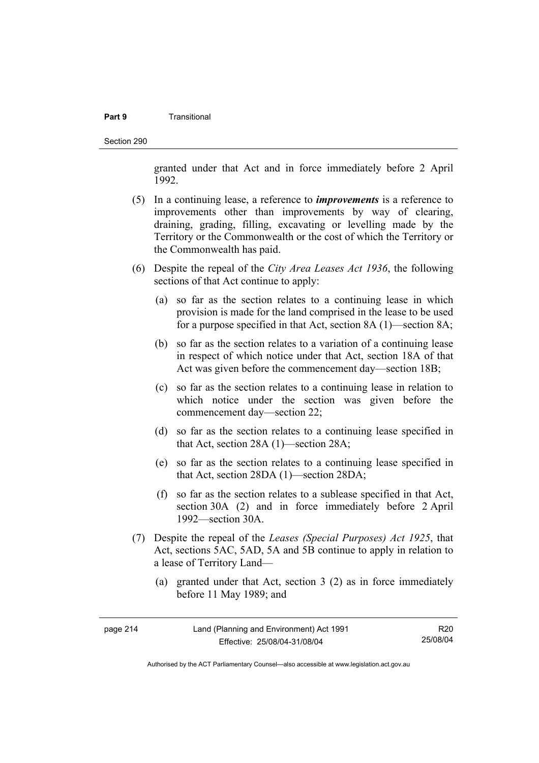granted under that Act and in force immediately before 2 April 1992.

(5) In a continuing lease, a reference to ***improvements*** is a reference to improvements other than improvements by way of clearing, draining, grading, filling, excavating or levelling made by the Territory or the Commonwealth or the cost of which the Territory or the Commonwealth has paid.

(6) Despite the repeal of the *City Area Leases Act 1936*, the following sections of that Act continue to apply:

(a) so far as the section relates to a continuing lease in which provision is made for the land comprised in the lease to be used for a purpose specified in that Act, section 8A (1)—section 8A;

(b) so far as the section relates to a variation of a continuing lease in respect of which notice under that Act, section 18A of that Act was given before the commencement day—section 18B;

(c) so far as the section relates to a continuing lease in relation to which notice under the section was given before the commencement day—section 22;

(d) so far as the section relates to a continuing lease specified in that Act, section 28A (1)—section 28A;

(e) so far as the section relates to a continuing lease specified in that Act, section 28DA (1)—section 28DA;

(f) so far as the section relates to a sublease specified in that Act, section 30A (2) and in force immediately before 2 April 1992—section 30A.

(7) Despite the repeal of the *Leases (Special Purposes) Act 1925*, that Act, sections 5AC, 5AD, 5A and 5B continue to apply in relation to a lease of Territory Land—

(a) granted under that Act, section 3 (2) as in force immediately before 11 May 1989; and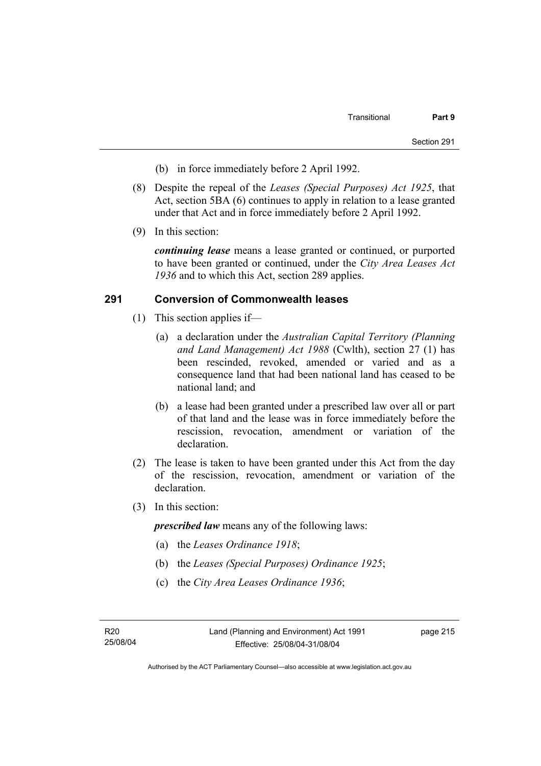(b) in force immediately before 2 April 1992.

(8) Despite the repeal of the *Leases (Special Purposes) Act 1925*, that Act, section 5BA (6) continues to apply in relation to a lease granted under that Act and in force immediately before 2 April 1992.

(9) In this section:

***continuing lease*** means a lease granted or continued, or purported to have been granted or continued, under the *City Area Leases Act 1936* and to which this Act, section 289 applies.

## 291 Conversion of Commonwealth leases

(1) This section applies if—

(a) a declaration under the *Australian Capital Territory (Planning and Land Management) Act 1988* (Cwlth), section 27 (1) has been rescinded, revoked, amended or varied and as a consequence land that had been national land has ceased to be national land; and

(b) a lease had been granted under a prescribed law over all or part of that land and the lease was in force immediately before the rescission, revocation, amendment or variation of the declaration.

(2) The lease is taken to have been granted under this Act from the day of the rescission, revocation, amendment or variation of the declaration.

(3) In this section:

***prescribed law*** means any of the following laws:

(a) the *Leases Ordinance 1918*;

(b) the *Leases (Special Purposes) Ordinance 1925*;

(c) the *City Area Leases Ordinance 1936*;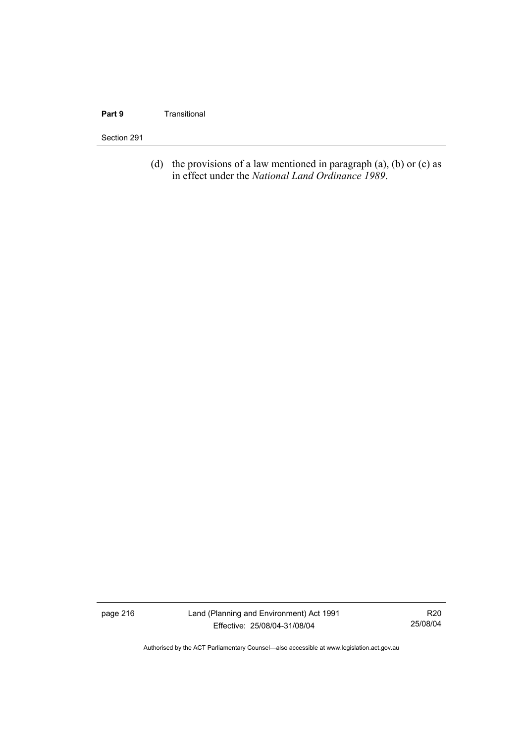(d) the provisions of a law mentioned in paragraph (a), (b) or (c) as in effect under the *National Land Ordinance 1989*.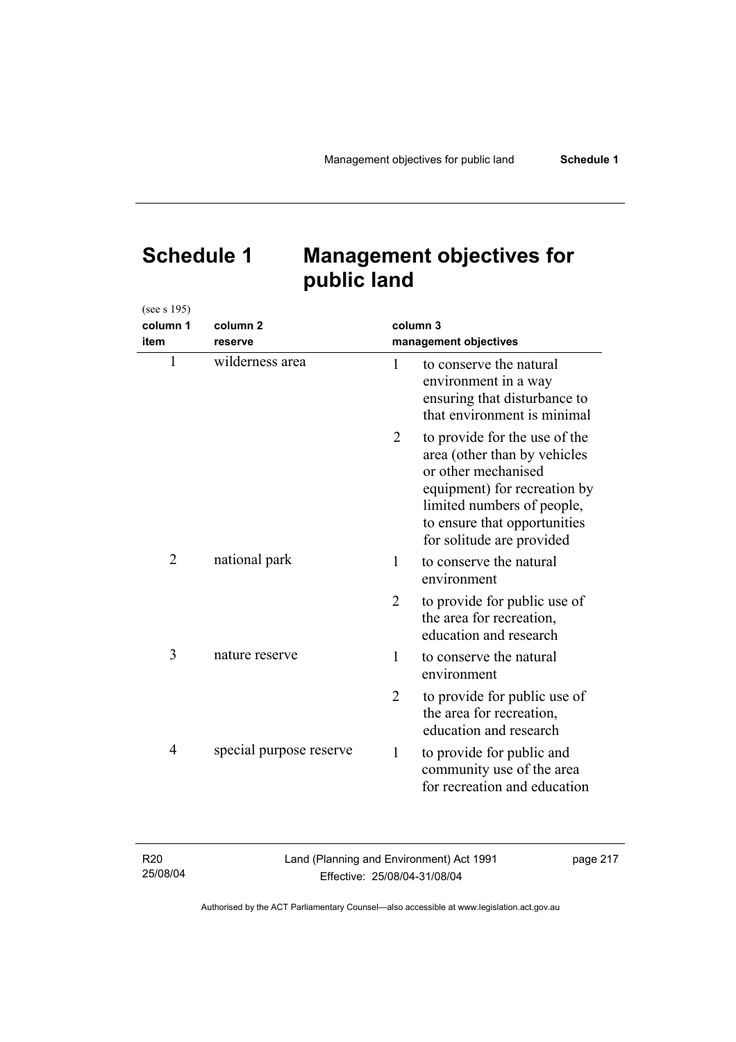# Schedule 1 Management objectives for public land

(see s 195)

| column 1 item | column 2 reserve | column 3 management objectives |
|---|---|---|
| 1 | wilderness area | 1 to conserve the natural environment in a way ensuring that disturbance to that environment is minimal |
| | | 2 to provide for the use of the area (other than by vehicles or other mechanised equipment) for recreation by limited numbers of people, to ensure that opportunities for solitude are provided |
| 2 | national park | 1 to conserve the natural environment |
| | | 2 to provide for public use of the area for recreation, education and research |
| 3 | nature reserve | 1 to conserve the natural environment |
| | | 2 to provide for public use of the area for recreation, education and research |
| 4 | special purpose reserve | 1 to provide for public and community use of the area for recreation and education |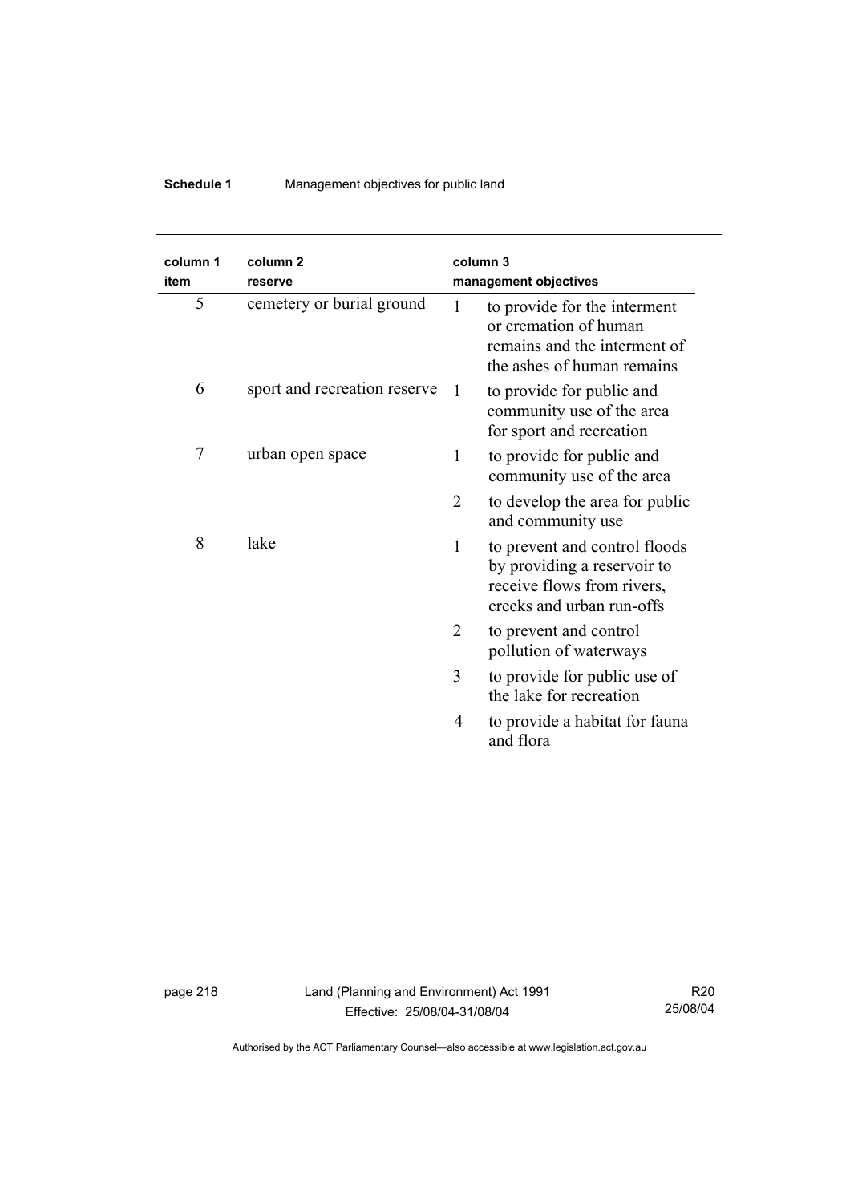| column 1 item | column 2 reserve | column 3 management objectives | |
|---|---|---|---|
| 5 | cemetery or burial ground | 1 | to provide for the interment or cremation of human remains and the interment of the ashes of human remains |
| 6 | sport and recreation reserve | 1 | to provide for public and community use of the area for sport and recreation |
| 7 | urban open space | 1 | to provide for public and community use of the area |
| | | 2 | to develop the area for public and community use |
| 8 | lake | 1 | to prevent and control floods by providing a reservoir to receive flows from rivers, creeks and urban run-offs |
| | | 2 | to prevent and control pollution of waterways |
| | | 3 | to provide for public use of the lake for recreation |
| | | 4 | to provide a habitat for fauna and flora |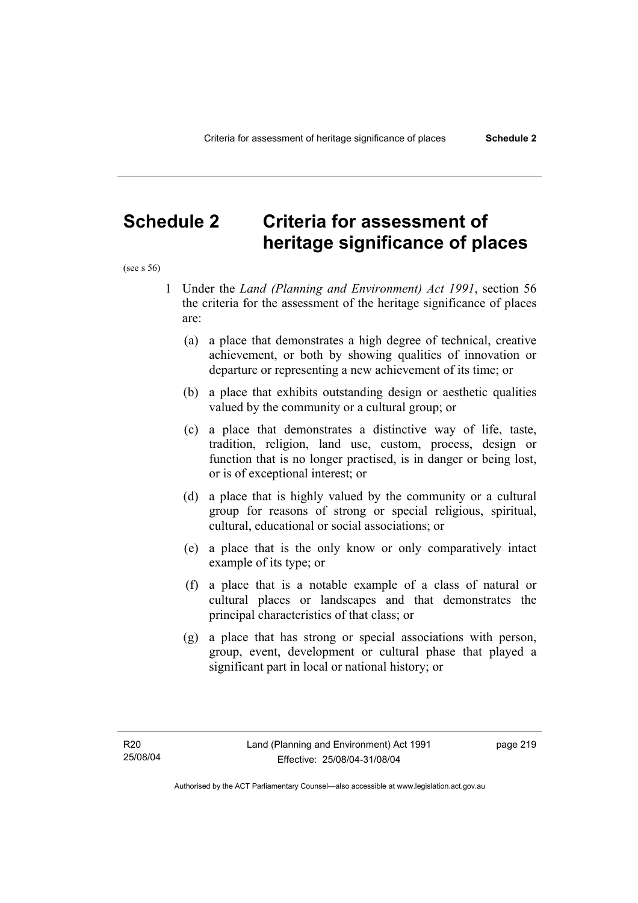# Schedule 2 Criteria for assessment of heritage significance of places

(see s 56)

1 Under the *Land (Planning and Environment) Act 1991*, section 56 the criteria for the assessment of the heritage significance of places are:

(a) a place that demonstrates a high degree of technical, creative achievement, or both by showing qualities of innovation or departure or representing a new achievement of its time; or

(b) a place that exhibits outstanding design or aesthetic qualities valued by the community or a cultural group; or

(c) a place that demonstrates a distinctive way of life, taste, tradition, religion, land use, custom, process, design or function that is no longer practised, is in danger or being lost, or is of exceptional interest; or

(d) a place that is highly valued by the community or a cultural group for reasons of strong or special religious, spiritual, cultural, educational or social associations; or

(e) a place that is the only know or only comparatively intact example of its type; or

(f) a place that is a notable example of a class of natural or cultural places or landscapes and that demonstrates the principal characteristics of that class; or

(g) a place that has strong or special associations with person, group, event, development or cultural phase that played a significant part in local or national history; or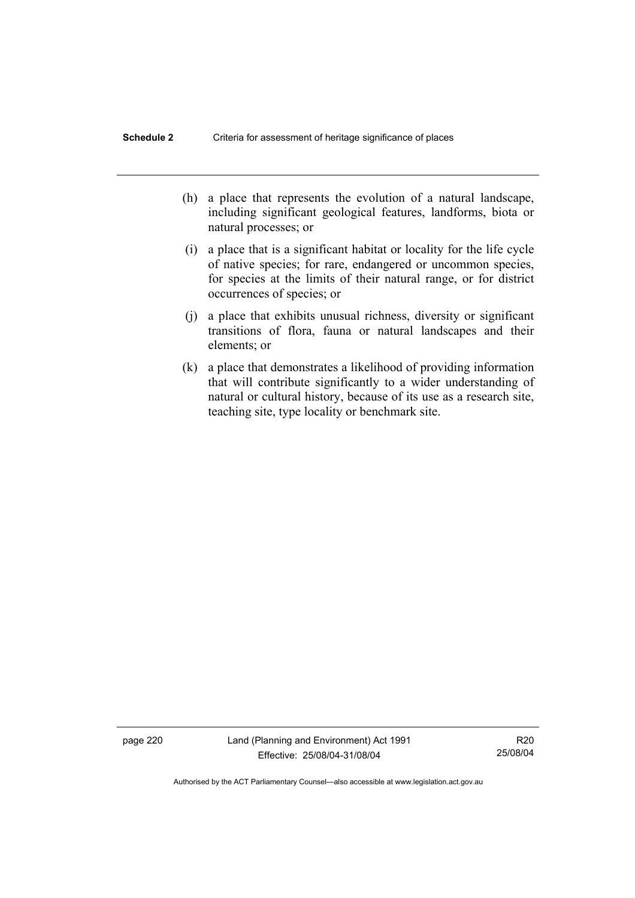(h) a place that represents the evolution of a natural landscape, including significant geological features, landforms, biota or natural processes; or

(i) a place that is a significant habitat or locality for the life cycle of native species; for rare, endangered or uncommon species, for species at the limits of their natural range, or for district occurrences of species; or

(j) a place that exhibits unusual richness, diversity or significant transitions of flora, fauna or natural landscapes and their elements; or

(k) a place that demonstrates a likelihood of providing information that will contribute significantly to a wider understanding of natural or cultural history, because of its use as a research site, teaching site, type locality or benchmark site.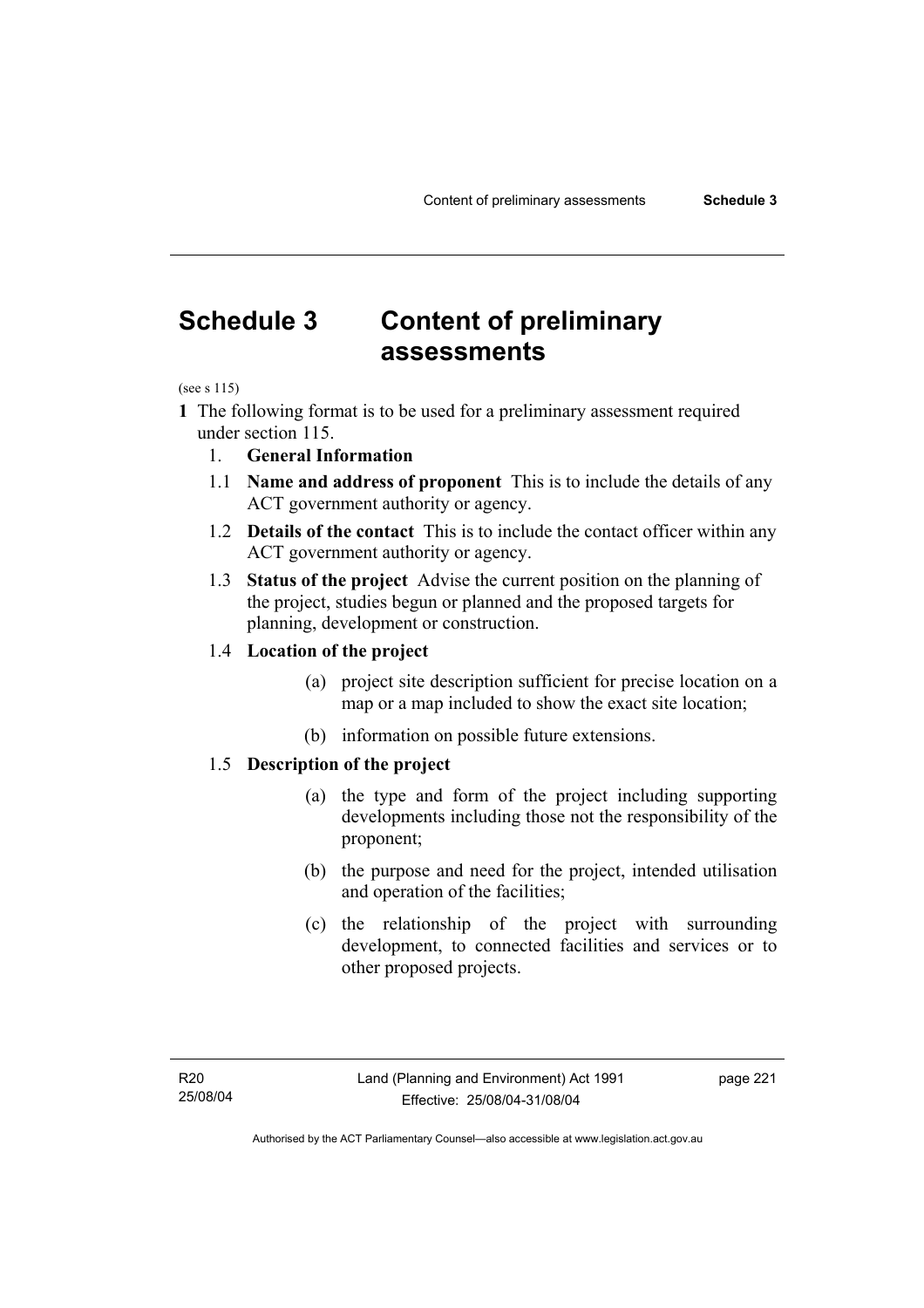# Schedule 3 Content of preliminary assessments

(see s 115)

**1** The following format is to be used for a preliminary assessment required under section 115.

1. **General Information**

1.1 **Name and address of proponent** This is to include the details of any ACT government authority or agency.

1.2 **Details of the contact** This is to include the contact officer within any ACT government authority or agency.

1.3 **Status of the project** Advise the current position on the planning of the project, studies begun or planned and the proposed targets for planning, development or construction.

1.4 **Location of the project**

(a) project site description sufficient for precise location on a map or a map included to show the exact site location;

(b) information on possible future extensions.

1.5 **Description of the project**

(a) the type and form of the project including supporting developments including those not the responsibility of the proponent;

(b) the purpose and need for the project, intended utilisation and operation of the facilities;

(c) the relationship of the project with surrounding development, to connected facilities and services or to other proposed projects.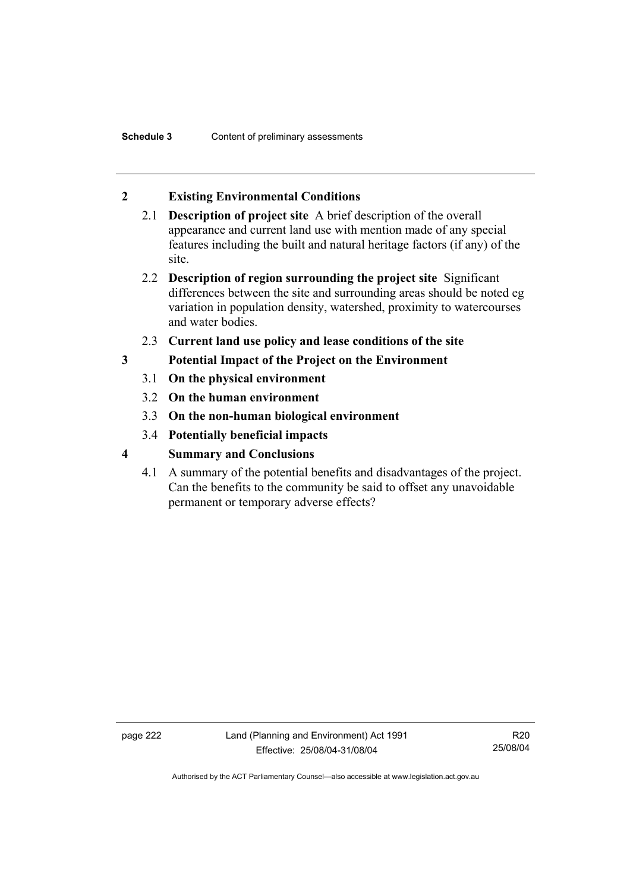## 2 Existing Environmental Conditions

2.1 **Description of project site** A brief description of the overall appearance and current land use with mention made of any special features including the built and natural heritage factors (if any) of the site.

2.2 **Description of region surrounding the project site** Significant differences between the site and surrounding areas should be noted eg variation in population density, watershed, proximity to watercourses and water bodies.

2.3 **Current land use policy and lease conditions of the site**

## 3 Potential Impact of the Project on the Environment

3.1 **On the physical environment**

3.2 **On the human environment**

3.3 **On the non-human biological environment**

3.4 **Potentially beneficial impacts**

## 4 Summary and Conclusions

4.1 A summary of the potential benefits and disadvantages of the project. Can the benefits to the community be said to offset any unavoidable permanent or temporary adverse effects?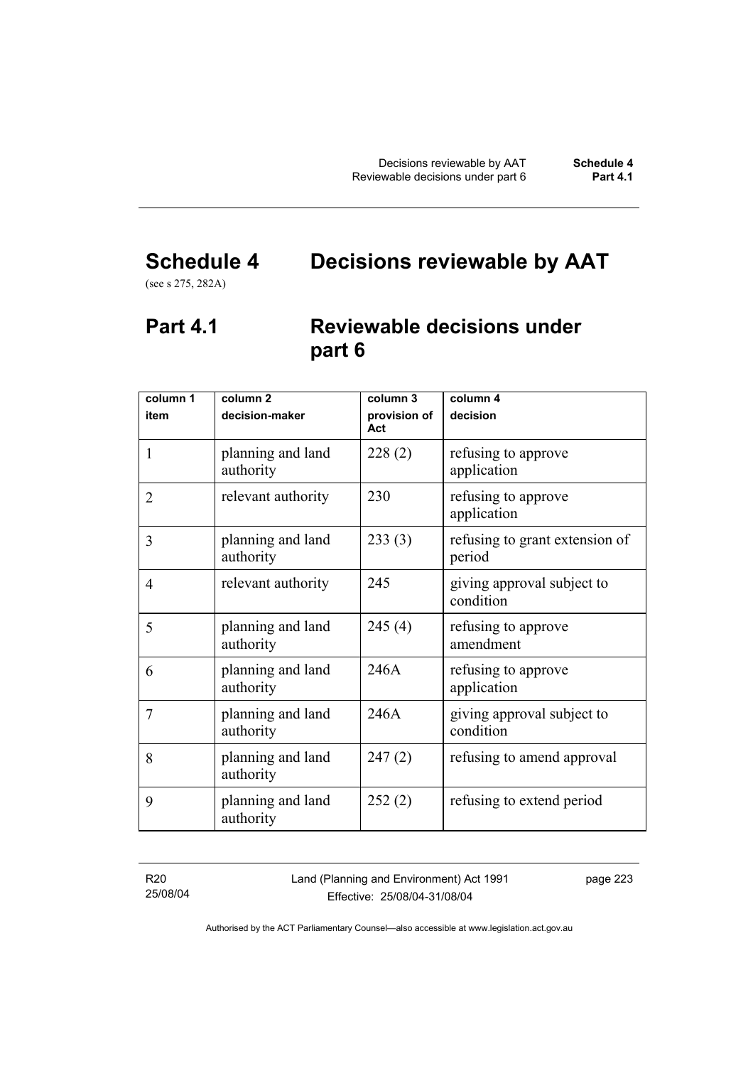# Schedule 4 Decisions reviewable by AAT

(see s 275, 282A)

## Part 4.1 Reviewable decisions under part 6

| column 1<br>item | column 2<br>decision-maker | column 3<br>provision of Act | column 4<br>decision |
|---|---|---|---|
| 1 | planning and land authority | 228 (2) | refusing to approve application |
| 2 | relevant authority | 230 | refusing to approve application |
| 3 | planning and land authority | 233 (3) | refusing to grant extension of period |
| 4 | relevant authority | 245 | giving approval subject to condition |
| 5 | planning and land authority | 245 (4) | refusing to approve amendment |
| 6 | planning and land authority | 246A | refusing to approve application |
| 7 | planning and land authority | 246A | giving approval subject to condition |
| 8 | planning and land authority | 247 (2) | refusing to amend approval |
| 9 | planning and land authority | 252 (2) | refusing to extend period |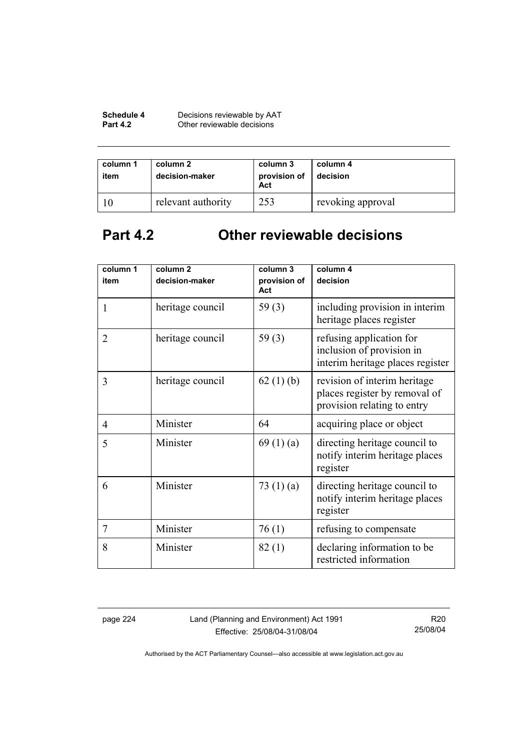| column 1 item | column 2 decision-maker | column 3 provision of Act | column 4 decision |
|---|---|---|---|
| 10 | relevant authority | 253 | revoking approval |

## Part 4.2 Other reviewable decisions

| column 1 item | column 2 decision-maker | column 3 provision of Act | column 4 decision |
|---|---|---|---|
| 1 | heritage council | 59 (3) | including provision in interim heritage places register |
| 2 | heritage council | 59 (3) | refusing application for inclusion of provision in interim heritage places register |
| 3 | heritage council | 62 (1) (b) | revision of interim heritage places register by removal of provision relating to entry |
| 4 | Minister | 64 | acquiring place or object |
| 5 | Minister | 69 (1) (a) | directing heritage council to notify interim heritage places register |
| 6 | Minister | 73 (1) (a) | directing heritage council to notify interim heritage places register |
| 7 | Minister | 76 (1) | refusing to compensate |
| 8 | Minister | 82 (1) | declaring information to be restricted information |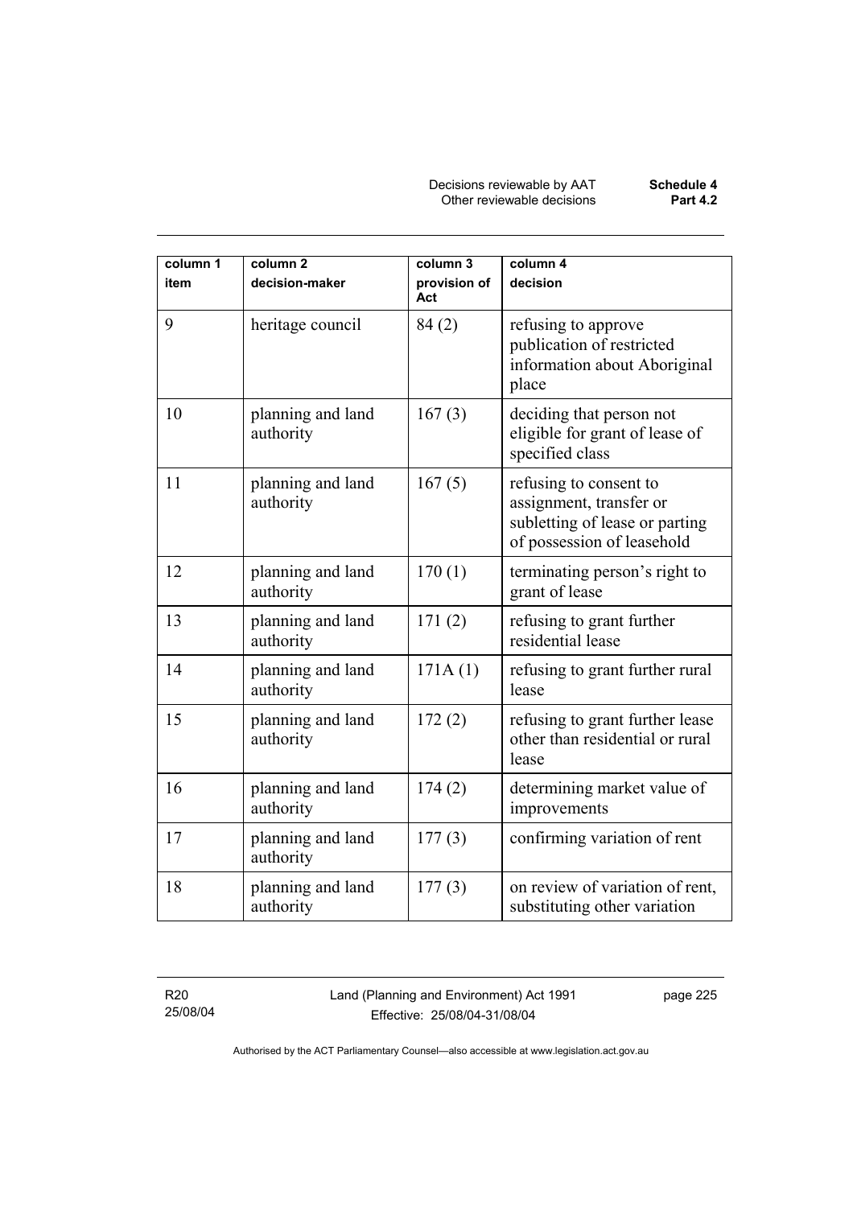| column 1 item | column 2 decision-maker | column 3 provision of Act | column 4 decision |
|---|---|---|---|
| 9 | heritage council | 84 (2) | refusing to approve publication of restricted information about Aboriginal place |
| 10 | planning and land authority | 167 (3) | deciding that person not eligible for grant of lease of specified class |
| 11 | planning and land authority | 167 (5) | refusing to consent to assignment, transfer or subletting of lease or parting of possession of leasehold |
| 12 | planning and land authority | 170 (1) | terminating person's right to grant of lease |
| 13 | planning and land authority | 171 (2) | refusing to grant further residential lease |
| 14 | planning and land authority | 171A (1) | refusing to grant further rural lease |
| 15 | planning and land authority | 172 (2) | refusing to grant further lease other than residential or rural lease |
| 16 | planning and land authority | 174 (2) | determining market value of improvements |
| 17 | planning and land authority | 177 (3) | confirming variation of rent |
| 18 | planning and land authority | 177 (3) | on review of variation of rent, substituting other variation |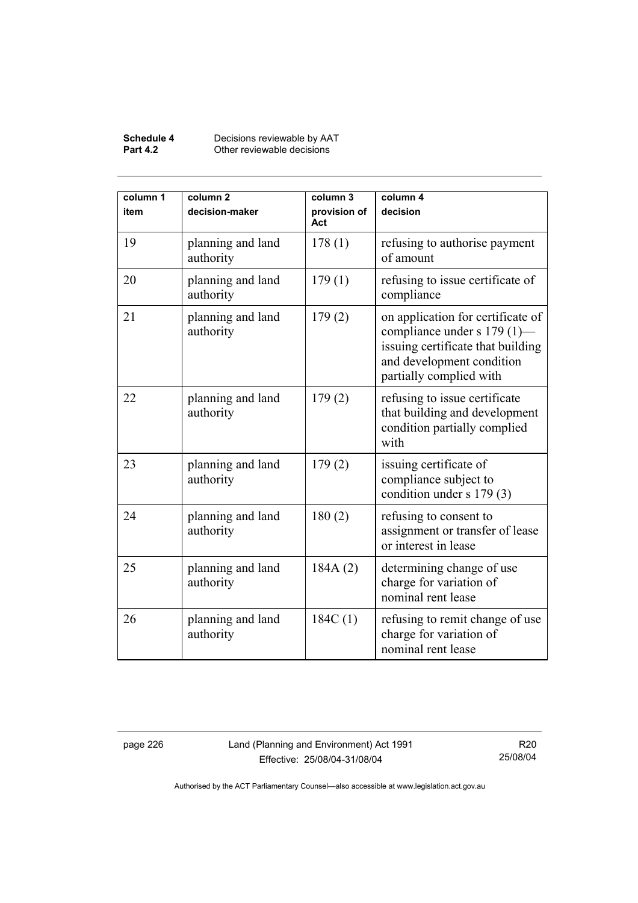| column 1 item | column 2 decision-maker | column 3 provision of Act | column 4 decision |
|---|---|---|---|
| 19 | planning and land authority | 178 (1) | refusing to authorise payment of amount |
| 20 | planning and land authority | 179 (1) | refusing to issue certificate of compliance |
| 21 | planning and land authority | 179 (2) | on application for certificate of compliance under s 179 (1)—issuing certificate that building and development condition partially complied with |
| 22 | planning and land authority | 179 (2) | refusing to issue certificate that building and development condition partially complied with |
| 23 | planning and land authority | 179 (2) | issuing certificate of compliance subject to condition under s 179 (3) |
| 24 | planning and land authority | 180 (2) | refusing to consent to assignment or transfer of lease or interest in lease |
| 25 | planning and land authority | 184A (2) | determining change of use charge for variation of nominal rent lease |
| 26 | planning and land authority | 184C (1) | refusing to remit change of use charge for variation of nominal rent lease |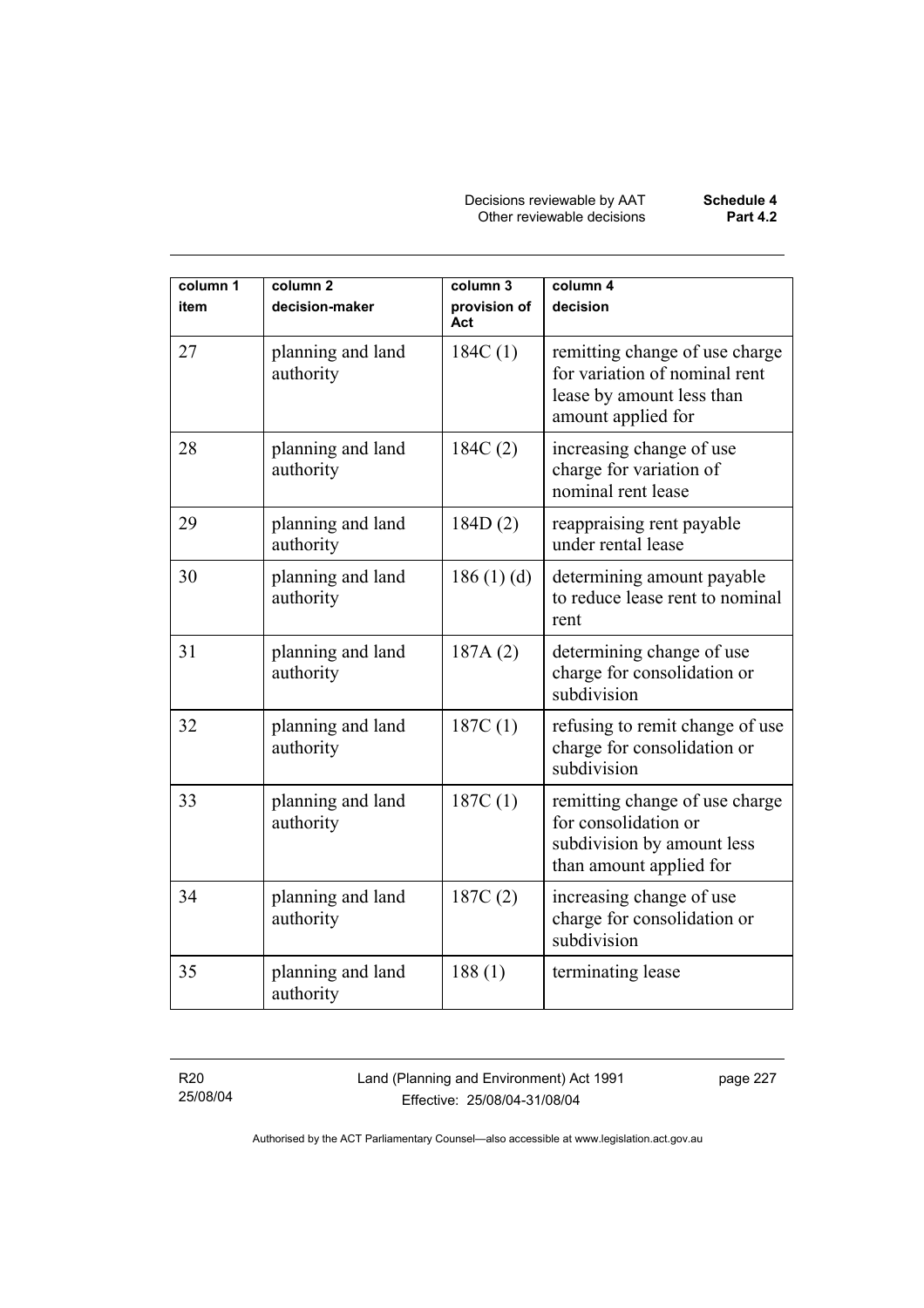| column 1<br>item | column 2<br>decision-maker | column 3<br>provision of Act | column 4<br>decision |
|---|---|---|---|
| 27 | planning and land authority | 184C (1) | remitting change of use charge for variation of nominal rent lease by amount less than amount applied for |
| 28 | planning and land authority | 184C (2) | increasing change of use charge for variation of nominal rent lease |
| 29 | planning and land authority | 184D (2) | reappraising rent payable under rental lease |
| 30 | planning and land authority | 186 (1) (d) | determining amount payable to reduce lease rent to nominal rent |
| 31 | planning and land authority | 187A (2) | determining change of use charge for consolidation or subdivision |
| 32 | planning and land authority | 187C (1) | refusing to remit change of use charge for consolidation or subdivision |
| 33 | planning and land authority | 187C (1) | remitting change of use charge for consolidation or subdivision by amount less than amount applied for |
| 34 | planning and land authority | 187C (2) | increasing change of use charge for consolidation or subdivision |
| 35 | planning and land authority | 188 (1) | terminating lease |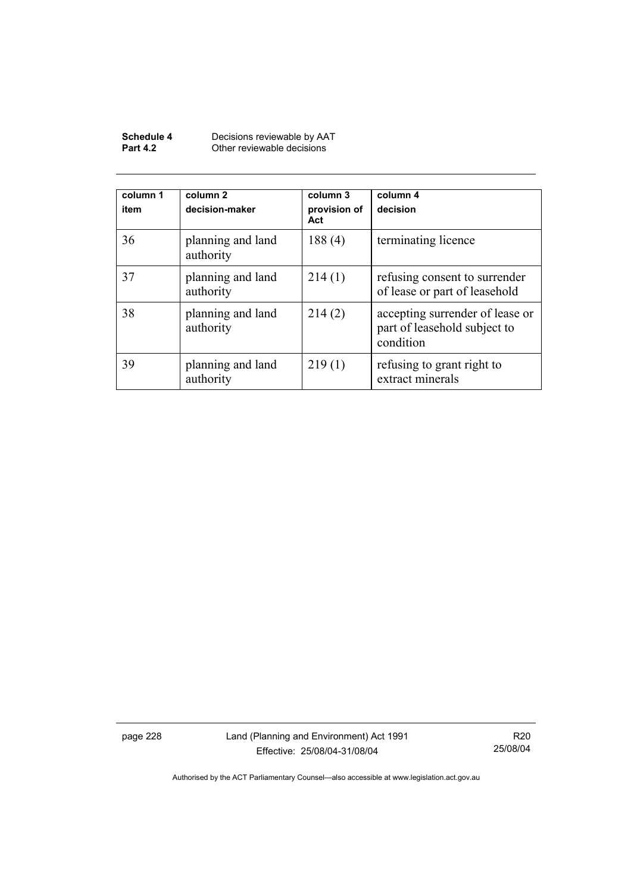| column 1 item | column 2 decision-maker | column 3 provision of Act | column 4 decision |
|---|---|---|---|
| 36 | planning and land authority | 188 (4) | terminating licence |
| 37 | planning and land authority | 214 (1) | refusing consent to surrender of lease or part of leasehold |
| 38 | planning and land authority | 214 (2) | accepting surrender of lease or part of leasehold subject to condition |
| 39 | planning and land authority | 219 (1) | refusing to grant right to extract minerals |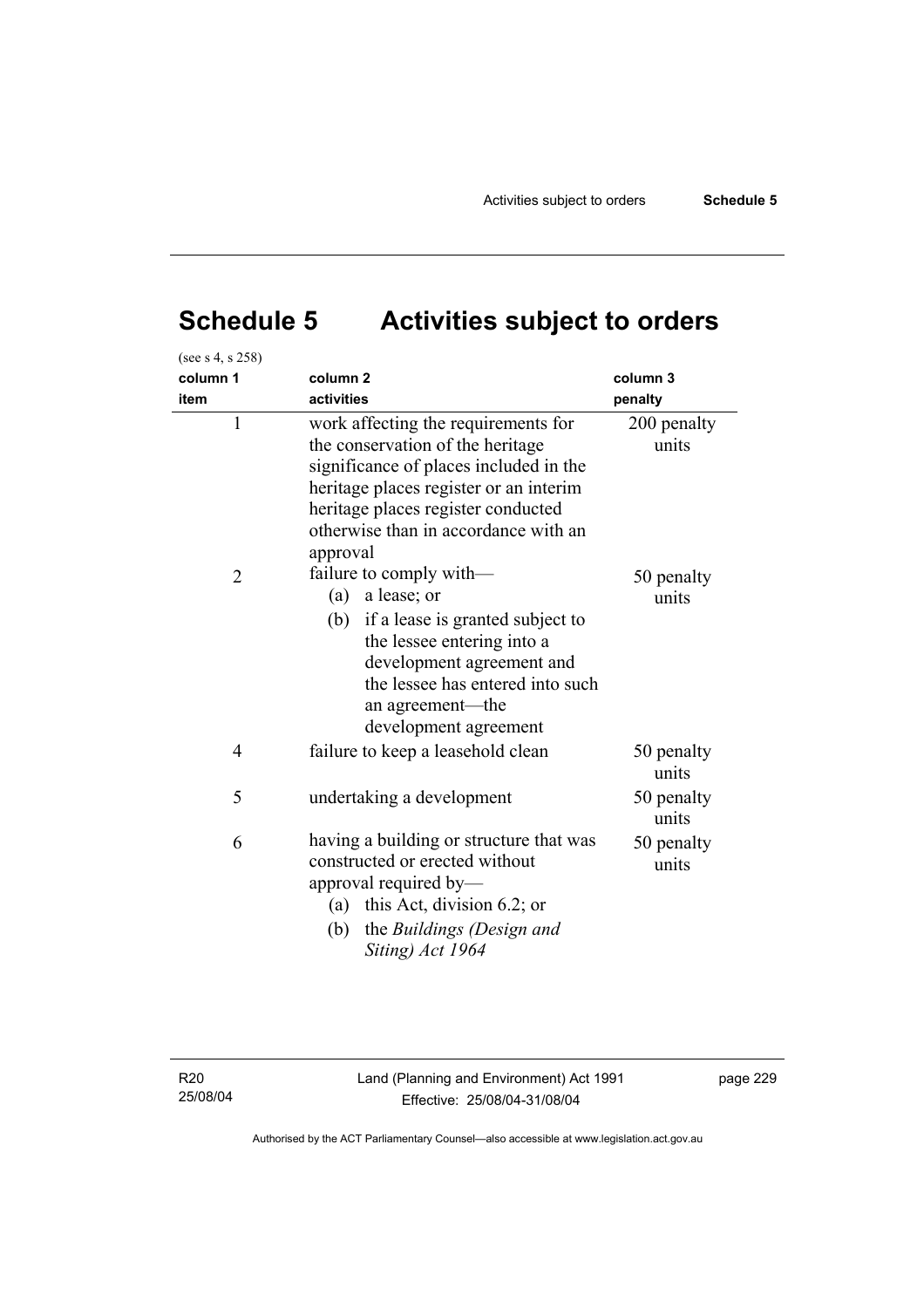# Schedule 5 Activities subject to orders

(see s 4, s 258)

| column 1 item | column 2 activities | column 3 penalty |
|---|---|---|
| 1 | work affecting the requirements for the conservation of the heritage significance of places included in the heritage places register or an interim heritage places register conducted otherwise than in accordance with an approval | 200 penalty units |
| 2 | failure to comply with—<br>(a) a lease; or<br>(b) if a lease is granted subject to the lessee entering into a development agreement and the lessee has entered into such an agreement—the development agreement | 50 penalty units |
| 4 | failure to keep a leasehold clean | 50 penalty units |
| 5 | undertaking a development | 50 penalty units |
| 6 | having a building or structure that was constructed or erected without approval required by—<br>(a) this Act, division 6.2; or<br>(b) the *Buildings (Design and Siting) Act 1964* | 50 penalty units |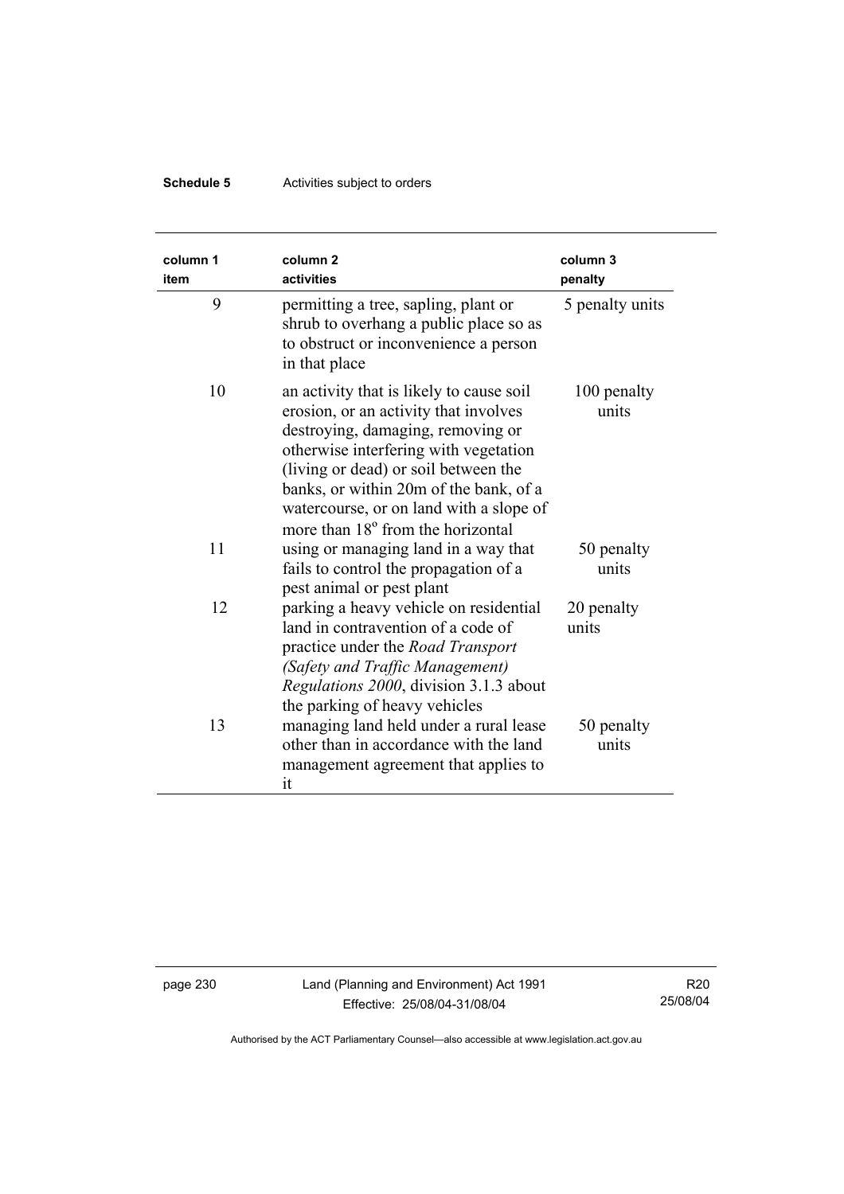| column 1 item | column 2 activities | column 3 penalty |
|---|---|---|
| 9 | permitting a tree, sapling, plant or shrub to overhang a public place so as to obstruct or inconvenience a person in that place | 5 penalty units |
| 10 | an activity that is likely to cause soil erosion, or an activity that involves destroying, damaging, removing or otherwise interfering with vegetation (living or dead) or soil between the banks, or within 20m of the bank, of a watercourse, or on land with a slope of more than $18^{o}$ from the horizontal | 100 penalty units |
| 11 | using or managing land in a way that fails to control the propagation of a pest animal or pest plant | 50 penalty units |
| 12 | parking a heavy vehicle on residential land in contravention of a code of practice under the *Road Transport (Safety and Traffic Management) Regulations 2000*, division 3.1.3 about the parking of heavy vehicles | 20 penalty units |
| 13 | managing land held under a rural lease other than in accordance with the land management agreement that applies to it | 50 penalty units |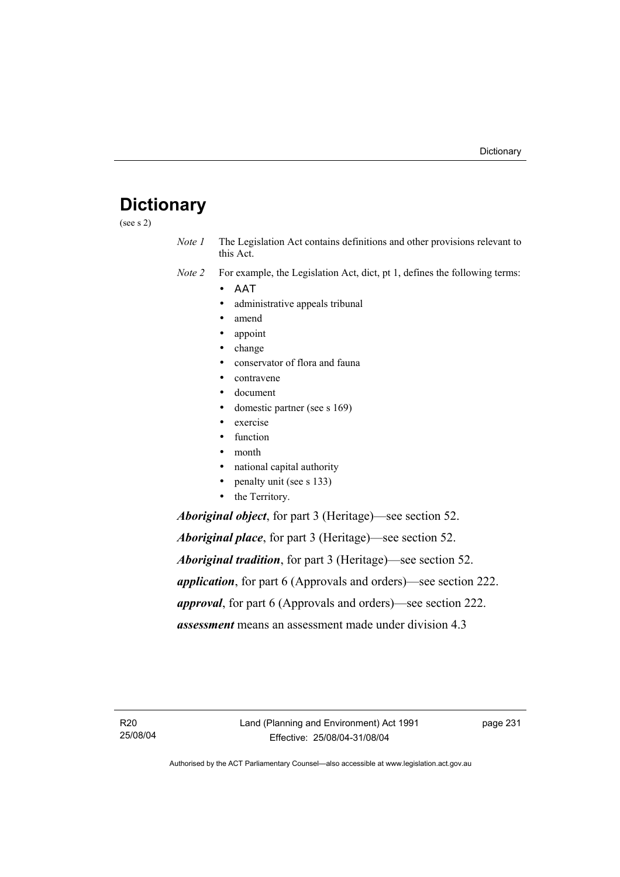# Dictionary

(see s 2)

*Note 1* The Legislation Act contains definitions and other provisions relevant to this Act.

*Note 2* For example, the Legislation Act, dict, pt 1, defines the following terms:

- AAT
- administrative appeals tribunal
- amend
- appoint
- change
- conservator of flora and fauna
- contravene
- document
- domestic partner (see s 169)
- exercise
- function
- month
- national capital authority
- penalty unit (see s 133)
- the Territory.

***Aboriginal object***, for part 3 (Heritage)—see section 52.

***Aboriginal place***, for part 3 (Heritage)—see section 52.

***Aboriginal tradition***, for part 3 (Heritage)—see section 52.

***application***, for part 6 (Approvals and orders)—see section 222.

***approval***, for part 6 (Approvals and orders)—see section 222.

***assessment*** means an assessment made under division 4.3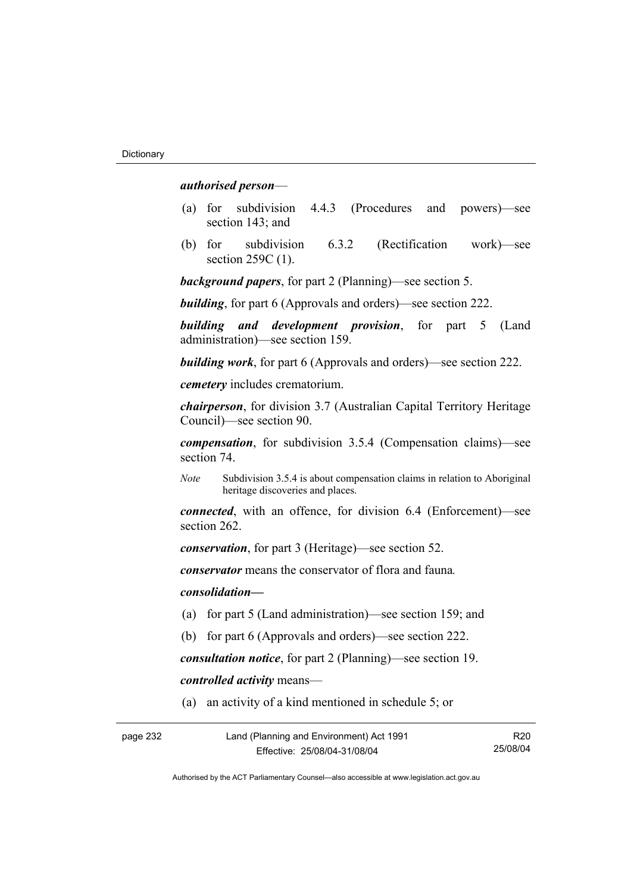***authorised person***—

(a) for subdivision 4.4.3 (Procedures and powers)—see section 143; and

(b) for subdivision 6.3.2 (Rectification work)—see section 259C (1).

***background papers***, for part 2 (Planning)—see section 5.

***building***, for part 6 (Approvals and orders)—see section 222.

***building and development provision***, for part 5 (Land administration)—see section 159.

***building work***, for part 6 (Approvals and orders)—see section 222.

***cemetery*** includes crematorium.

***chairperson***, for division 3.7 (Australian Capital Territory Heritage Council)—see section 90.

***compensation***, for subdivision 3.5.4 (Compensation claims)—see section 74.

*Note* Subdivision 3.5.4 is about compensation claims in relation to Aboriginal heritage discoveries and places.

***connected***, with an offence, for division 6.4 (Enforcement)—see section 262.

***conservation***, for part 3 (Heritage)—see section 52.

***conservator*** means the conservator of flora and fauna.

***consolidation—***

(a) for part 5 (Land administration)—see section 159; and

(b) for part 6 (Approvals and orders)—see section 222.

***consultation notice***, for part 2 (Planning)—see section 19.

***controlled activity*** means—

(a) an activity of a kind mentioned in schedule 5; or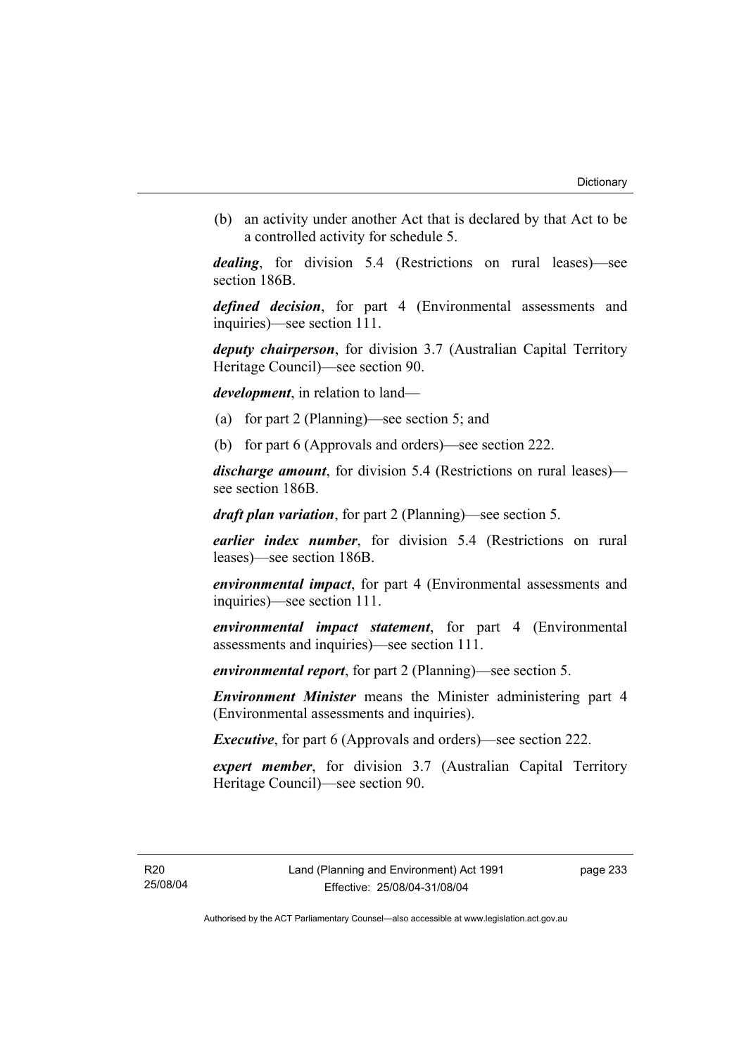(b) an activity under another Act that is declared by that Act to be a controlled activity for schedule 5.

***dealing***, for division 5.4 (Restrictions on rural leases)—see section 186B.

***defined decision***, for part 4 (Environmental assessments and inquiries)—see section 111.

***deputy chairperson***, for division 3.7 (Australian Capital Territory Heritage Council)—see section 90.

***development***, in relation to land—

(a) for part 2 (Planning)—see section 5; and

(b) for part 6 (Approvals and orders)—see section 222.

***discharge amount***, for division 5.4 (Restrictions on rural leases)—see section 186B.

***draft plan variation***, for part 2 (Planning)—see section 5.

***earlier index number***, for division 5.4 (Restrictions on rural leases)—see section 186B.

***environmental impact***, for part 4 (Environmental assessments and inquiries)—see section 111.

***environmental impact statement***, for part 4 (Environmental assessments and inquiries)—see section 111.

***environmental report***, for part 2 (Planning)—see section 5.

***Environment Minister*** means the Minister administering part 4 (Environmental assessments and inquiries).

***Executive***, for part 6 (Approvals and orders)—see section 222.

***expert member***, for division 3.7 (Australian Capital Territory Heritage Council)—see section 90.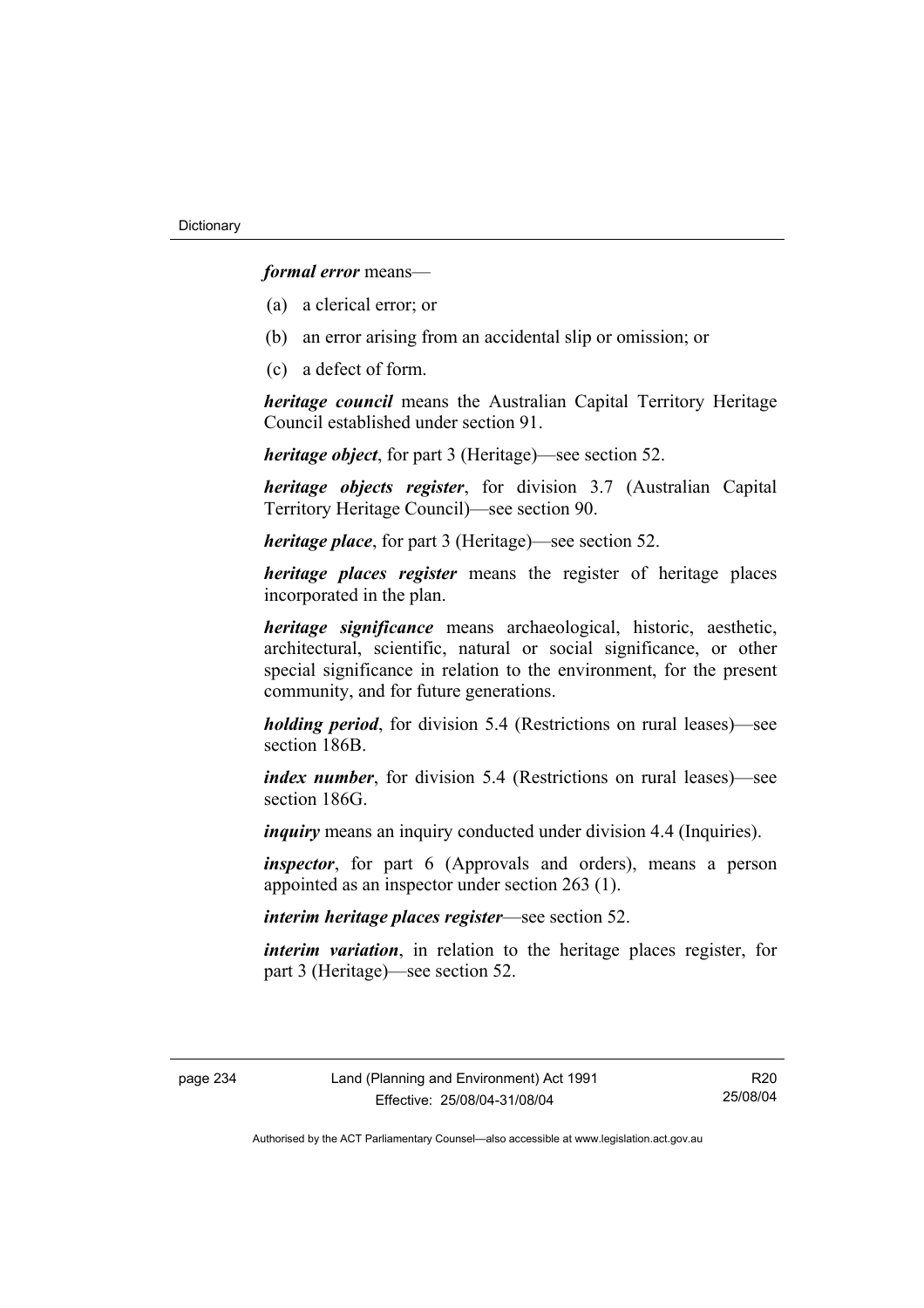***formal error*** means—

(a) a clerical error; or

(b) an error arising from an accidental slip or omission; or

(c) a defect of form.

***heritage council*** means the Australian Capital Territory Heritage Council established under section 91.

***heritage object***, for part 3 (Heritage)—see section 52.

***heritage objects register***, for division 3.7 (Australian Capital Territory Heritage Council)—see section 90.

***heritage place***, for part 3 (Heritage)—see section 52.

***heritage places register*** means the register of heritage places incorporated in the plan.

***heritage significance*** means archaeological, historic, aesthetic, architectural, scientific, natural or social significance, or other special significance in relation to the environment, for the present community, and for future generations.

***holding period***, for division 5.4 (Restrictions on rural leases)—see section 186B.

***index number***, for division 5.4 (Restrictions on rural leases)—see section 186G.

***inquiry*** means an inquiry conducted under division 4.4 (Inquiries).

***inspector***, for part 6 (Approvals and orders), means a person appointed as an inspector under section 263 (1).

***interim heritage places register***—see section 52.

***interim variation***, in relation to the heritage places register, for part 3 (Heritage)—see section 52.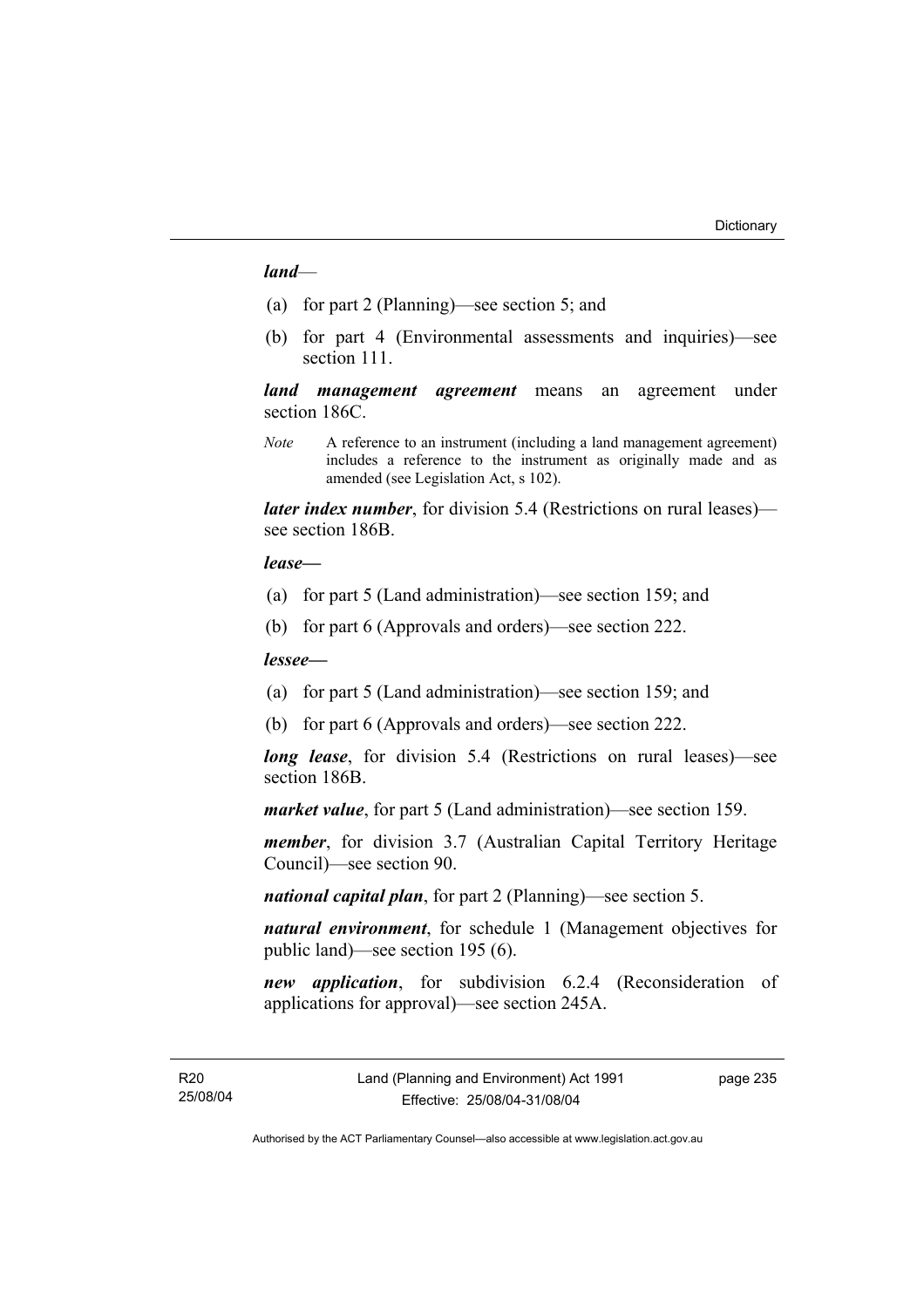***land***—

(a) for part 2 (Planning)—see section 5; and

(b) for part 4 (Environmental assessments and inquiries)—see section 111.

***land management agreement*** means an agreement under section 186C.

*Note* A reference to an instrument (including a land management agreement) includes a reference to the instrument as originally made and as amended (see Legislation Act, s 102).

***later index number***, for division 5.4 (Restrictions on rural leases)—see section 186B.

***lease—***

(a) for part 5 (Land administration)—see section 159; and

(b) for part 6 (Approvals and orders)—see section 222.

***lessee—***

(a) for part 5 (Land administration)—see section 159; and

(b) for part 6 (Approvals and orders)—see section 222.

***long lease***, for division 5.4 (Restrictions on rural leases)—see section 186B.

***market value***, for part 5 (Land administration)—see section 159.

***member***, for division 3.7 (Australian Capital Territory Heritage Council)—see section 90.

***national capital plan***, for part 2 (Planning)—see section 5.

***natural environment***, for schedule 1 (Management objectives for public land)—see section 195 (6).

***new application***, for subdivision 6.2.4 (Reconsideration of applications for approval)—see section 245A.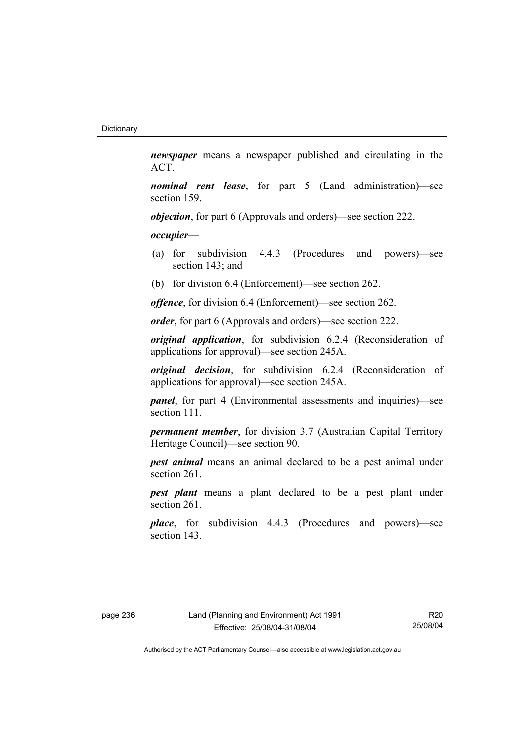***newspaper*** means a newspaper published and circulating in the ACT.

***nominal rent lease***, for part 5 (Land administration)—see section 159.

***objection***, for part 6 (Approvals and orders)—see section 222.

***occupier***—

(a) for subdivision 4.4.3 (Procedures and powers)—see section 143; and

(b) for division 6.4 (Enforcement)—see section 262.

***offence***, for division 6.4 (Enforcement)—see section 262.

***order***, for part 6 (Approvals and orders)—see section 222.

***original application***, for subdivision 6.2.4 (Reconsideration of applications for approval)—see section 245A.

***original decision***, for subdivision 6.2.4 (Reconsideration of applications for approval)—see section 245A.

***panel***, for part 4 (Environmental assessments and inquiries)—see section 111.

***permanent member***, for division 3.7 (Australian Capital Territory Heritage Council)—see section 90.

***pest animal*** means an animal declared to be a pest animal under section 261.

***pest plant*** means a plant declared to be a pest plant under section 261.

***place***, for subdivision 4.4.3 (Procedures and powers)—see section 143.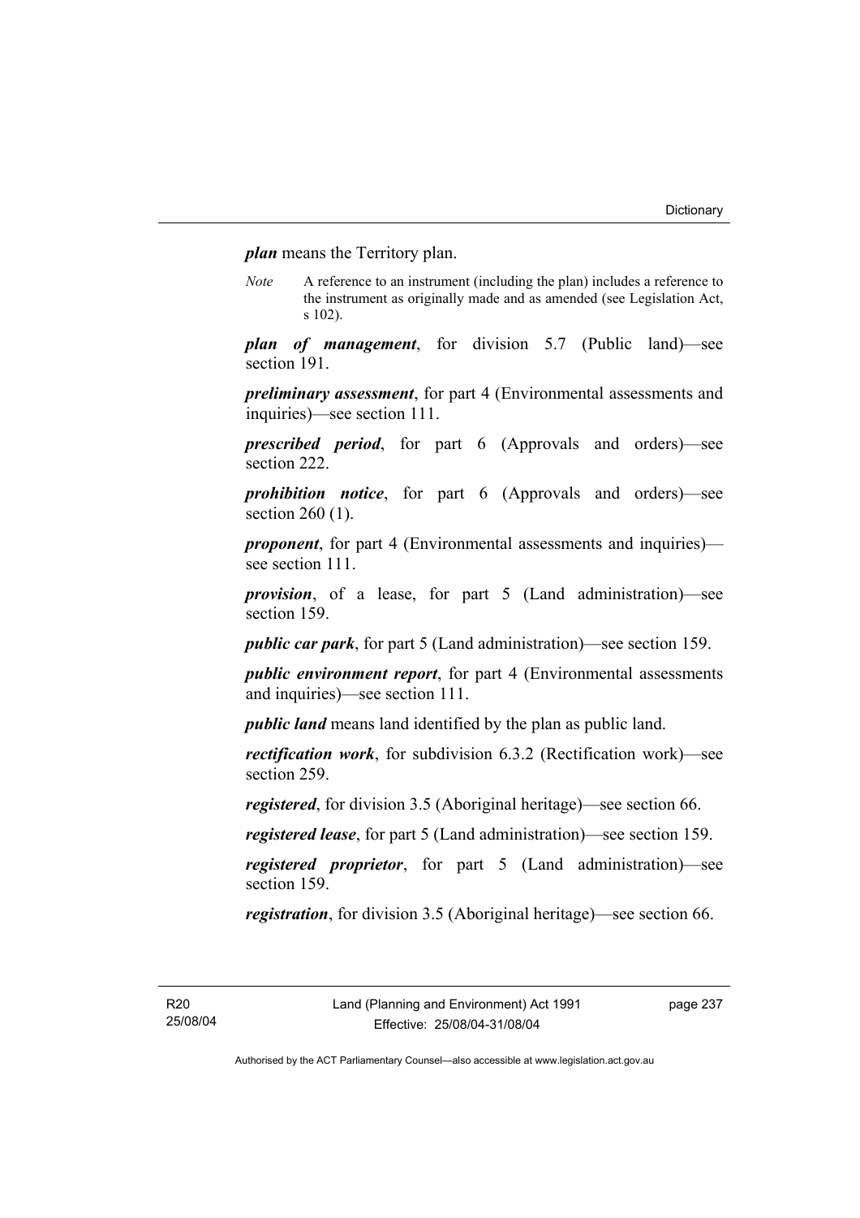***plan*** means the Territory plan.

*Note* A reference to an instrument (including the plan) includes a reference to the instrument as originally made and as amended (see Legislation Act, s 102).

***plan of management***, for division 5.7 (Public land)—see section 191.

***preliminary assessment***, for part 4 (Environmental assessments and inquiries)—see section 111.

***prescribed period***, for part 6 (Approvals and orders)—see section 222.

***prohibition notice***, for part 6 (Approvals and orders)—see section 260 (1).

***proponent***, for part 4 (Environmental assessments and inquiries)—see section 111.

***provision***, of a lease, for part 5 (Land administration)—see section 159.

***public car park***, for part 5 (Land administration)—see section 159.

***public environment report***, for part 4 (Environmental assessments and inquiries)—see section 111.

***public land*** means land identified by the plan as public land.

***rectification work***, for subdivision 6.3.2 (Rectification work)—see section 259.

***registered***, for division 3.5 (Aboriginal heritage)—see section 66.

***registered lease***, for part 5 (Land administration)—see section 159.

***registered proprietor***, for part 5 (Land administration)—see section 159.

***registration***, for division 3.5 (Aboriginal heritage)—see section 66.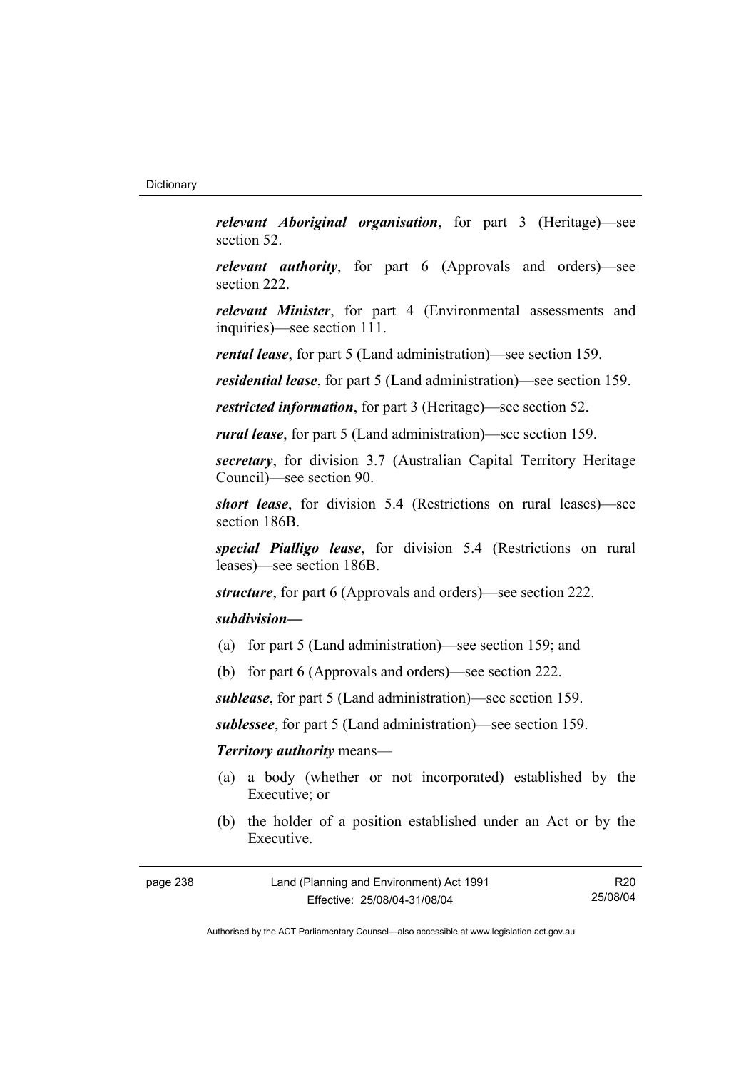***relevant Aboriginal organisation***, for part 3 (Heritage)—see section 52.

***relevant authority***, for part 6 (Approvals and orders)—see section 222.

***relevant Minister***, for part 4 (Environmental assessments and inquiries)—see section 111.

***rental lease***, for part 5 (Land administration)—see section 159.

***residential lease***, for part 5 (Land administration)—see section 159.

***restricted information***, for part 3 (Heritage)—see section 52.

***rural lease***, for part 5 (Land administration)—see section 159.

***secretary***, for division 3.7 (Australian Capital Territory Heritage Council)—see section 90.

***short lease***, for division 5.4 (Restrictions on rural leases)—see section 186B.

***special Pialligo lease***, for division 5.4 (Restrictions on rural leases)—see section 186B.

***structure***, for part 6 (Approvals and orders)—see section 222.

***subdivision***—

(a) for part 5 (Land administration)—see section 159; and

(b) for part 6 (Approvals and orders)—see section 222.

***sublease***, for part 5 (Land administration)—see section 159.

***sublessee***, for part 5 (Land administration)—see section 159.

***Territory authority*** means—

(a) a body (whether or not incorporated) established by the Executive; or

(b) the holder of a position established under an Act or by the Executive.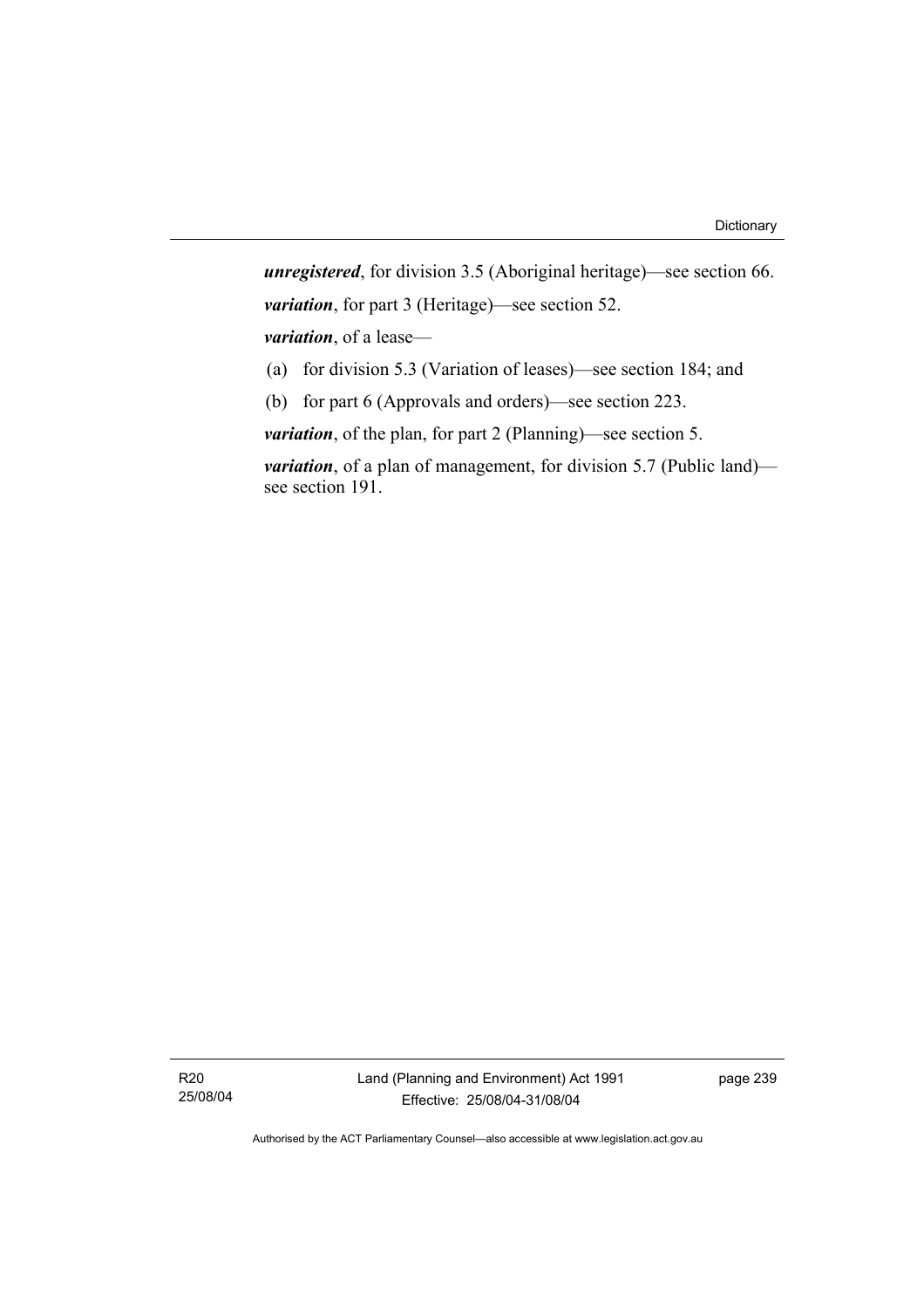***unregistered***, for division 3.5 (Aboriginal heritage)—see section 66.

***variation***, for part 3 (Heritage)—see section 52.

***variation***, of a lease—

(a) for division 5.3 (Variation of leases)—see section 184; and

(b) for part 6 (Approvals and orders)—see section 223.

***variation***, of the plan, for part 2 (Planning)—see section 5.

***variation***, of a plan of management, for division 5.7 (Public land)—see section 191.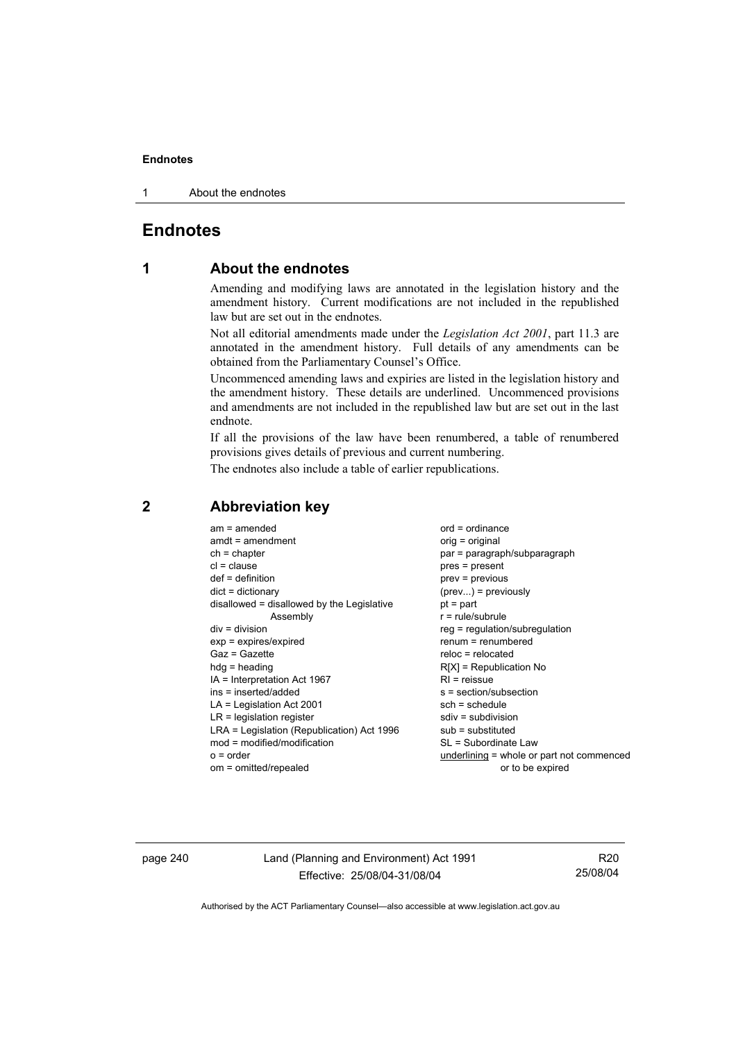# Endnotes

## 1 About the endnotes

Amending and modifying laws are annotated in the legislation history and the amendment history. Current modifications are not included in the republished law but are set out in the endnotes.

Not all editorial amendments made under the *Legislation Act 2001*, part 11.3 are annotated in the amendment history. Full details of any amendments can be obtained from the Parliamentary Counsel's Office.

Uncommenced amending laws and expiries are listed in the legislation history and the amendment history. These details are underlined. Uncommenced provisions and amendments are not included in the republished law but are set out in the last endnote.

If all the provisions of the law have been renumbered, a table of renumbered provisions gives details of previous and current numbering.

The endnotes also include a table of earlier republications.

## 2 Abbreviation key

am = amended
amdt = amendment
ch = chapter
cl = clause
def = definition
dict = dictionary
disallowed = disallowed by the Legislative Assembly
div = division
exp = expires/expired
Gaz = Gazette
hdg = heading
IA = Interpretation Act 1967
ins = inserted/added
LA = Legislation Act 2001
LR = legislation register
LRA = Legislation (Republication) Act 1996
mod = modified/modification
o = order
om = omitted/repealed
ord = ordinance
orig = original
par = paragraph/subparagraph
pres = present
prev = previous
(prev...) = previously
pt = part
r = rule/subrule
reg = regulation/subregulation
renum = renumbered
reloc = relocated
R[X] = Republication No
RI = reissue
s = section/subsection
sch = schedule
sdiv = subdivision
sub = substituted
SL = Subordinate Law
<u>underlining</u> = whole or part not commenced or to be expired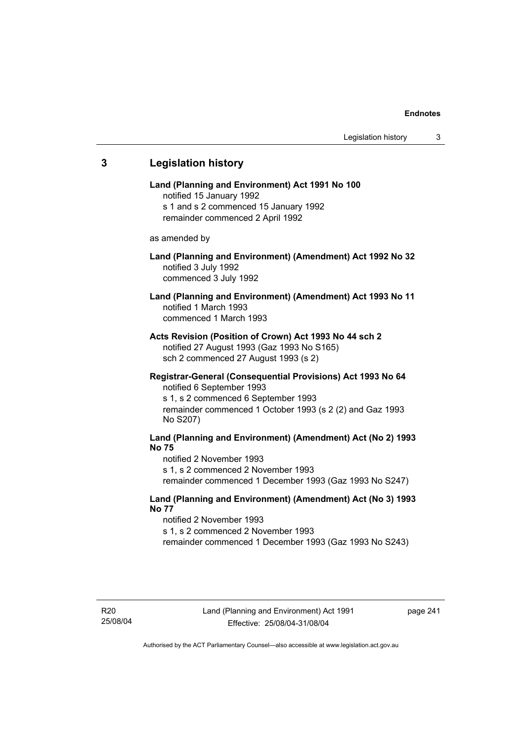## 3 Legislation history

**Land (Planning and Environment) Act 1991 No 100**
notified 15 January 1992
s 1 and s 2 commenced 15 January 1992
remainder commenced 2 April 1992

as amended by

**Land (Planning and Environment) (Amendment) Act 1992 No 32**
notified 3 July 1992
commenced 3 July 1992

**Land (Planning and Environment) (Amendment) Act 1993 No 11**
notified 1 March 1993
commenced 1 March 1993

**Acts Revision (Position of Crown) Act 1993 No 44 sch 2**
notified 27 August 1993 (Gaz 1993 No S165)
sch 2 commenced 27 August 1993 (s 2)

**Registrar-General (Consequential Provisions) Act 1993 No 64**
notified 6 September 1993
s 1, s 2 commenced 6 September 1993
remainder commenced 1 October 1993 (s 2 (2) and Gaz 1993 No S207)

**Land (Planning and Environment) (Amendment) Act (No 2) 1993 No 75**
notified 2 November 1993
s 1, s 2 commenced 2 November 1993
remainder commenced 1 December 1993 (Gaz 1993 No S247)

**Land (Planning and Environment) (Amendment) Act (No 3) 1993 No 77**
notified 2 November 1993
s 1, s 2 commenced 2 November 1993
remainder commenced 1 December 1993 (Gaz 1993 No S243)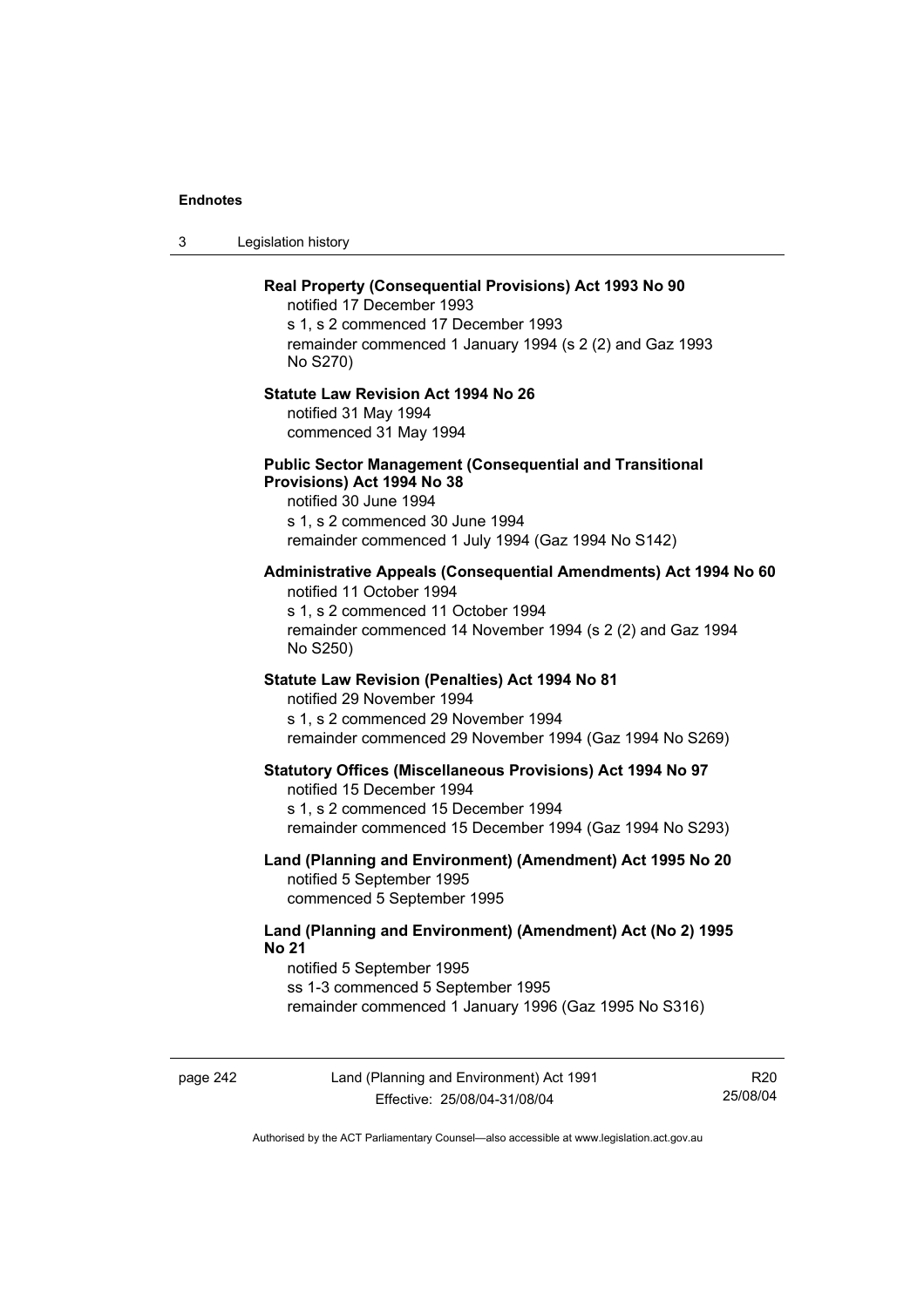**Real Property (Consequential Provisions) Act 1993 No 90**

notified 17 December 1993

s 1, s 2 commenced 17 December 1993

remainder commenced 1 January 1994 (s 2 (2) and Gaz 1993 No S270)

**Statute Law Revision Act 1994 No 26**

notified 31 May 1994

commenced 31 May 1994

**Public Sector Management (Consequential and Transitional Provisions) Act 1994 No 38**

notified 30 June 1994

s 1, s 2 commenced 30 June 1994

remainder commenced 1 July 1994 (Gaz 1994 No S142)

**Administrative Appeals (Consequential Amendments) Act 1994 No 60**

notified 11 October 1994

s 1, s 2 commenced 11 October 1994

remainder commenced 14 November 1994 (s 2 (2) and Gaz 1994 No S250)

**Statute Law Revision (Penalties) Act 1994 No 81**

notified 29 November 1994

s 1, s 2 commenced 29 November 1994

remainder commenced 29 November 1994 (Gaz 1994 No S269)

**Statutory Offices (Miscellaneous Provisions) Act 1994 No 97**

notified 15 December 1994

s 1, s 2 commenced 15 December 1994

remainder commenced 15 December 1994 (Gaz 1994 No S293)

**Land (Planning and Environment) (Amendment) Act 1995 No 20**

notified 5 September 1995

commenced 5 September 1995

**Land (Planning and Environment) (Amendment) Act (No 2) 1995 No 21**

notified 5 September 1995

ss 1-3 commenced 5 September 1995

remainder commenced 1 January 1996 (Gaz 1995 No S316)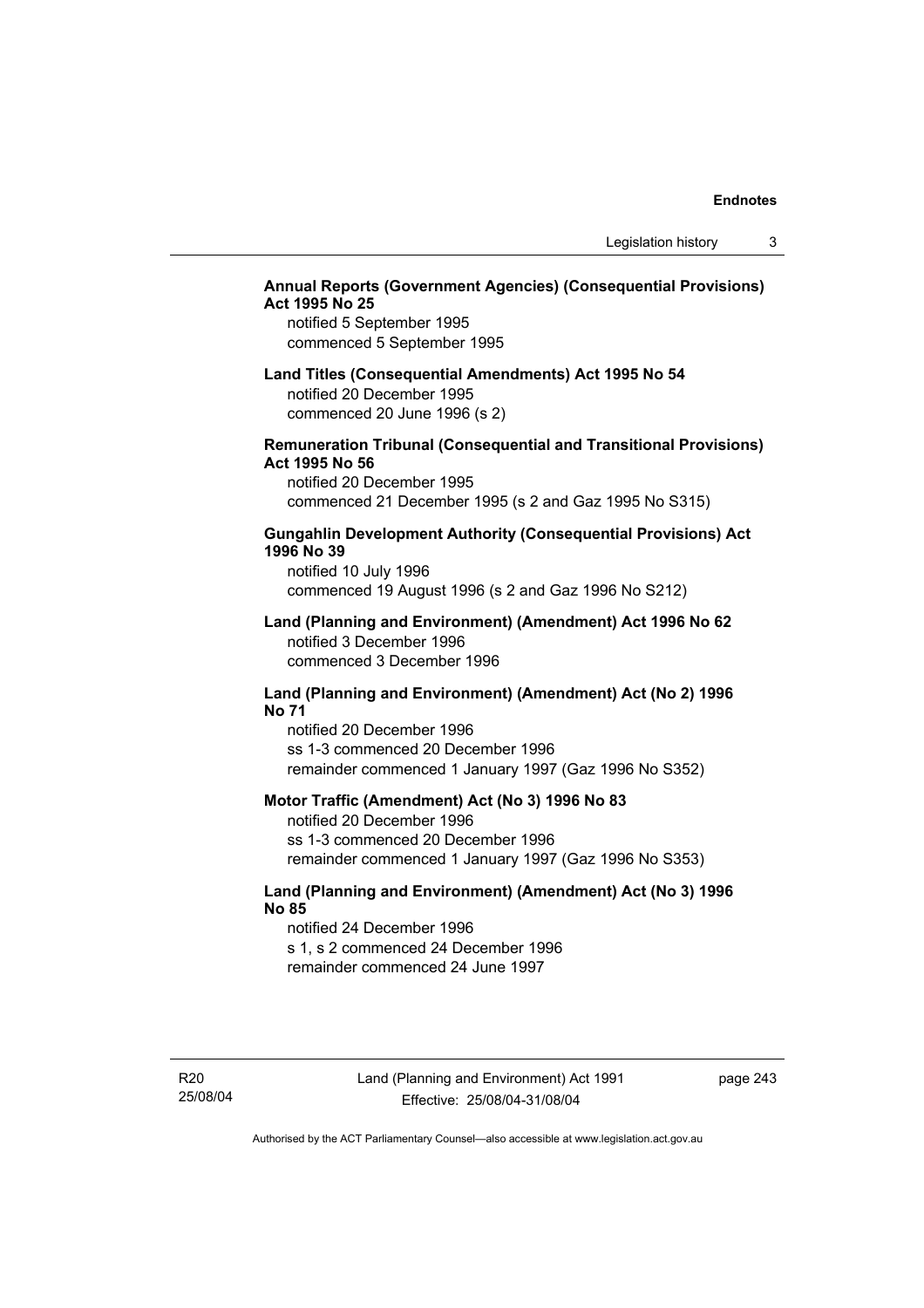**Annual Reports (Government Agencies) (Consequential Provisions) Act 1995 No 25**

notified 5 September 1995
commenced 5 September 1995

**Land Titles (Consequential Amendments) Act 1995 No 54**

notified 20 December 1995
commenced 20 June 1996 (s 2)

**Remuneration Tribunal (Consequential and Transitional Provisions) Act 1995 No 56**

notified 20 December 1995
commenced 21 December 1995 (s 2 and Gaz 1995 No S315)

**Gungahlin Development Authority (Consequential Provisions) Act 1996 No 39**

notified 10 July 1996
commenced 19 August 1996 (s 2 and Gaz 1996 No S212)

**Land (Planning and Environment) (Amendment) Act 1996 No 62**

notified 3 December 1996
commenced 3 December 1996

**Land (Planning and Environment) (Amendment) Act (No 2) 1996 No 71**

notified 20 December 1996
ss 1-3 commenced 20 December 1996
remainder commenced 1 January 1997 (Gaz 1996 No S352)

**Motor Traffic (Amendment) Act (No 3) 1996 No 83**

notified 20 December 1996
ss 1-3 commenced 20 December 1996
remainder commenced 1 January 1997 (Gaz 1996 No S353)

**Land (Planning and Environment) (Amendment) Act (No 3) 1996 No 85**

notified 24 December 1996
s 1, s 2 commenced 24 December 1996
remainder commenced 24 June 1997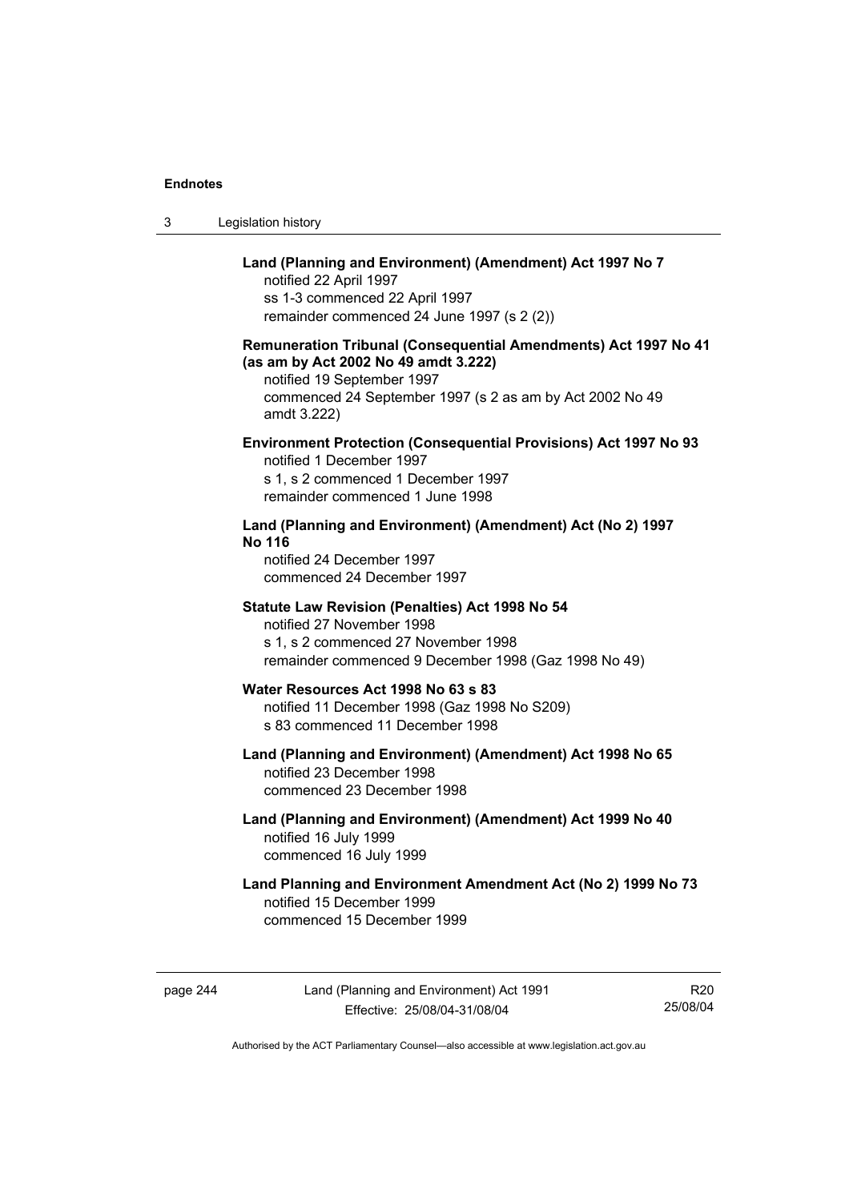**Land (Planning and Environment) (Amendment) Act 1997 No 7**
notified 22 April 1997
ss 1-3 commenced 22 April 1997
remainder commenced 24 June 1997 (s 2 (2))

**Remuneration Tribunal (Consequential Amendments) Act 1997 No 41 (as am by Act 2002 No 49 amdt 3.222)**
notified 19 September 1997
commenced 24 September 1997 (s 2 as am by Act 2002 No 49 amdt 3.222)

**Environment Protection (Consequential Provisions) Act 1997 No 93**
notified 1 December 1997
s 1, s 2 commenced 1 December 1997
remainder commenced 1 June 1998

**Land (Planning and Environment) (Amendment) Act (No 2) 1997 No 116**
notified 24 December 1997
commenced 24 December 1997

**Statute Law Revision (Penalties) Act 1998 No 54**
notified 27 November 1998
s 1, s 2 commenced 27 November 1998
remainder commenced 9 December 1998 (Gaz 1998 No 49)

**Water Resources Act 1998 No 63 s 83**
notified 11 December 1998 (Gaz 1998 No S209)
s 83 commenced 11 December 1998

**Land (Planning and Environment) (Amendment) Act 1998 No 65**
notified 23 December 1998
commenced 23 December 1998

**Land (Planning and Environment) (Amendment) Act 1999 No 40**
notified 16 July 1999
commenced 16 July 1999

**Land Planning and Environment Amendment Act (No 2) 1999 No 73**
notified 15 December 1999
commenced 15 December 1999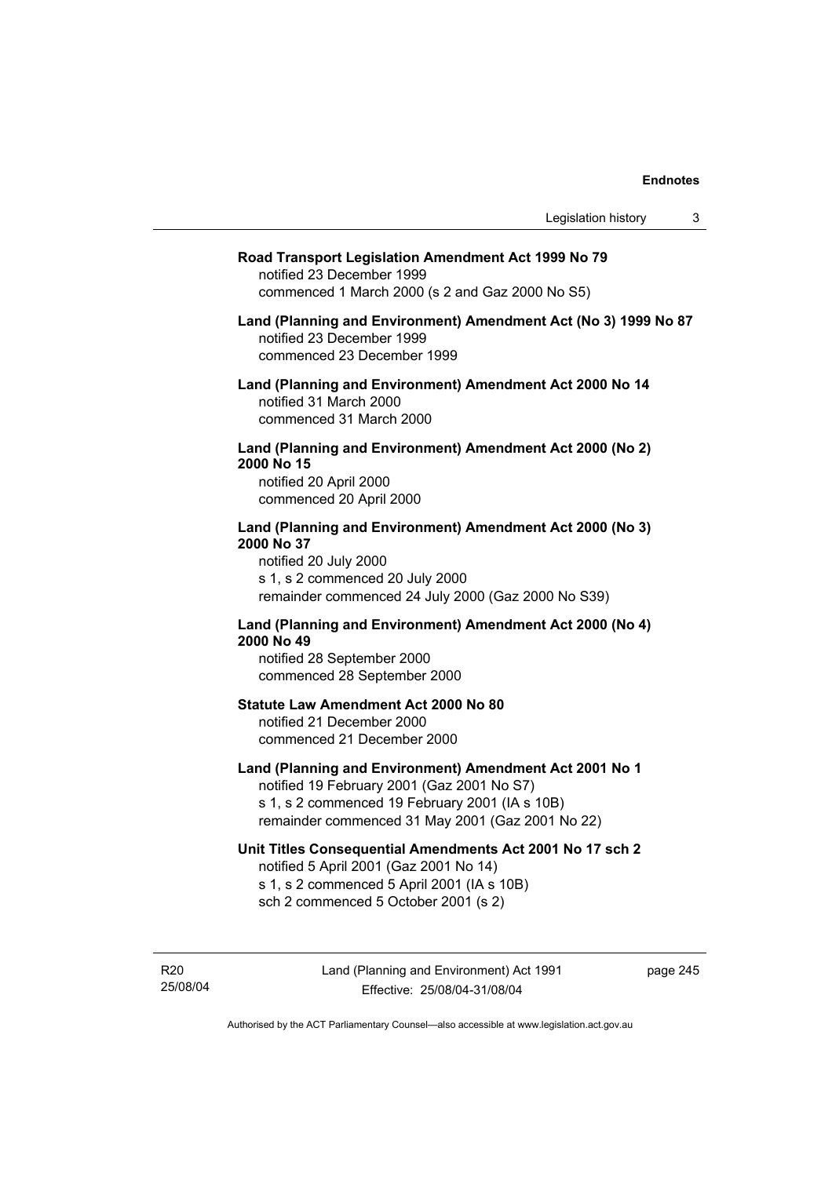**Road Transport Legislation Amendment Act 1999 No 79**
notified 23 December 1999
commenced 1 March 2000 (s 2 and Gaz 2000 No S5)

**Land (Planning and Environment) Amendment Act (No 3) 1999 No 87**
notified 23 December 1999
commenced 23 December 1999

**Land (Planning and Environment) Amendment Act 2000 No 14**
notified 31 March 2000
commenced 31 March 2000

**Land (Planning and Environment) Amendment Act 2000 (No 2) 2000 No 15**
notified 20 April 2000
commenced 20 April 2000

**Land (Planning and Environment) Amendment Act 2000 (No 3) 2000 No 37**
notified 20 July 2000
s 1, s 2 commenced 20 July 2000
remainder commenced 24 July 2000 (Gaz 2000 No S39)

**Land (Planning and Environment) Amendment Act 2000 (No 4) 2000 No 49**
notified 28 September 2000
commenced 28 September 2000

**Statute Law Amendment Act 2000 No 80**
notified 21 December 2000
commenced 21 December 2000

**Land (Planning and Environment) Amendment Act 2001 No 1**
notified 19 February 2001 (Gaz 2001 No S7)
s 1, s 2 commenced 19 February 2001 (IA s 10B)
remainder commenced 31 May 2001 (Gaz 2001 No 22)

**Unit Titles Consequential Amendments Act 2001 No 17 sch 2**
notified 5 April 2001 (Gaz 2001 No 14)
s 1, s 2 commenced 5 April 2001 (IA s 10B)
sch 2 commenced 5 October 2001 (s 2)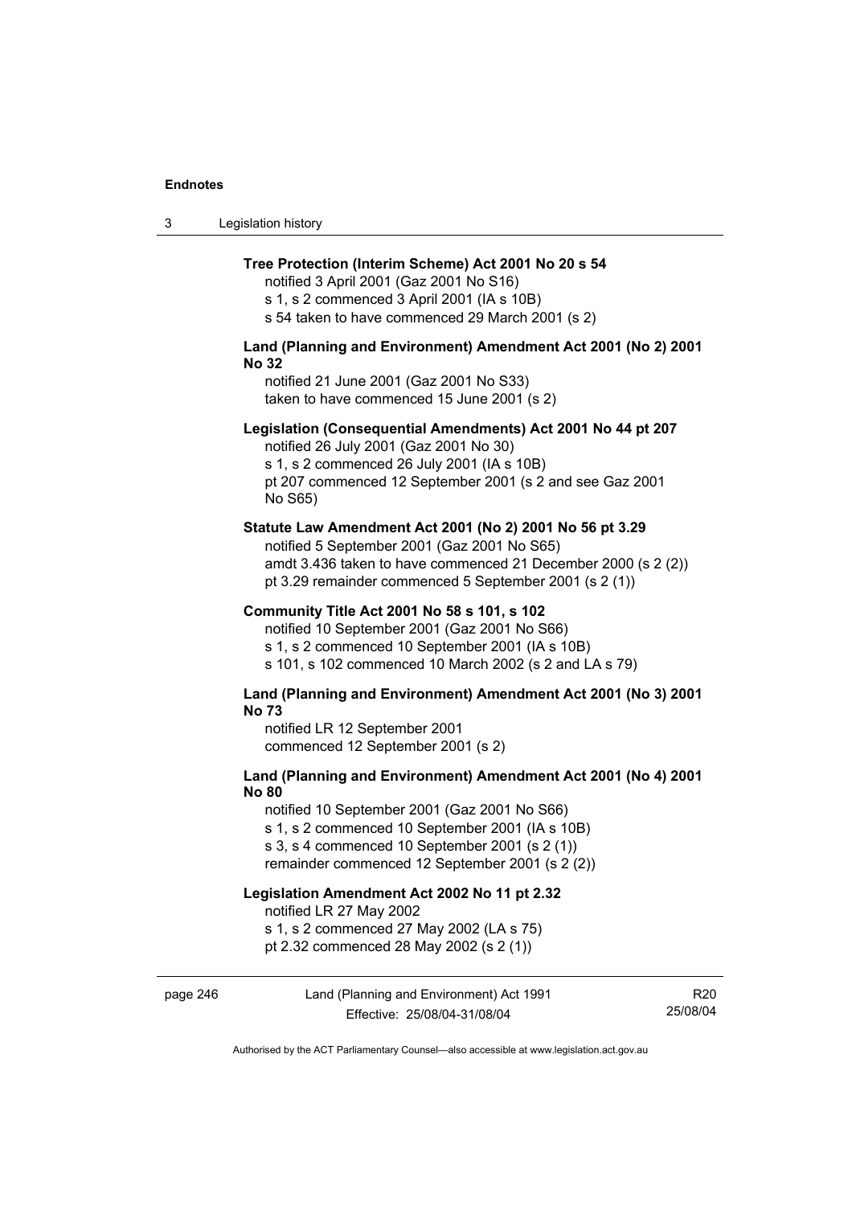**Tree Protection (Interim Scheme) Act 2001 No 20 s 54**

notified 3 April 2001 (Gaz 2001 No S16)
s 1, s 2 commenced 3 April 2001 (IA s 10B)
s 54 taken to have commenced 29 March 2001 (s 2)

**Land (Planning and Environment) Amendment Act 2001 (No 2) 2001 No 32**

notified 21 June 2001 (Gaz 2001 No S33)
taken to have commenced 15 June 2001 (s 2)

**Legislation (Consequential Amendments) Act 2001 No 44 pt 207**

notified 26 July 2001 (Gaz 2001 No 30)
s 1, s 2 commenced 26 July 2001 (IA s 10B)
pt 207 commenced 12 September 2001 (s 2 and see Gaz 2001 No S65)

**Statute Law Amendment Act 2001 (No 2) 2001 No 56 pt 3.29**

notified 5 September 2001 (Gaz 2001 No S65)
amdt 3.436 taken to have commenced 21 December 2000 (s 2 (2))
pt 3.29 remainder commenced 5 September 2001 (s 2 (1))

**Community Title Act 2001 No 58 s 101, s 102**

notified 10 September 2001 (Gaz 2001 No S66)
s 1, s 2 commenced 10 September 2001 (IA s 10B)
s 101, s 102 commenced 10 March 2002 (s 2 and LA s 79)

**Land (Planning and Environment) Amendment Act 2001 (No 3) 2001 No 73**

notified LR 12 September 2001
commenced 12 September 2001 (s 2)

**Land (Planning and Environment) Amendment Act 2001 (No 4) 2001 No 80**

notified 10 September 2001 (Gaz 2001 No S66)
s 1, s 2 commenced 10 September 2001 (IA s 10B)
s 3, s 4 commenced 10 September 2001 (s 2 (1))
remainder commenced 12 September 2001 (s 2 (2))

**Legislation Amendment Act 2002 No 11 pt 2.32**

notified LR 27 May 2002
s 1, s 2 commenced 27 May 2002 (LA s 75)
pt 2.32 commenced 28 May 2002 (s 2 (1))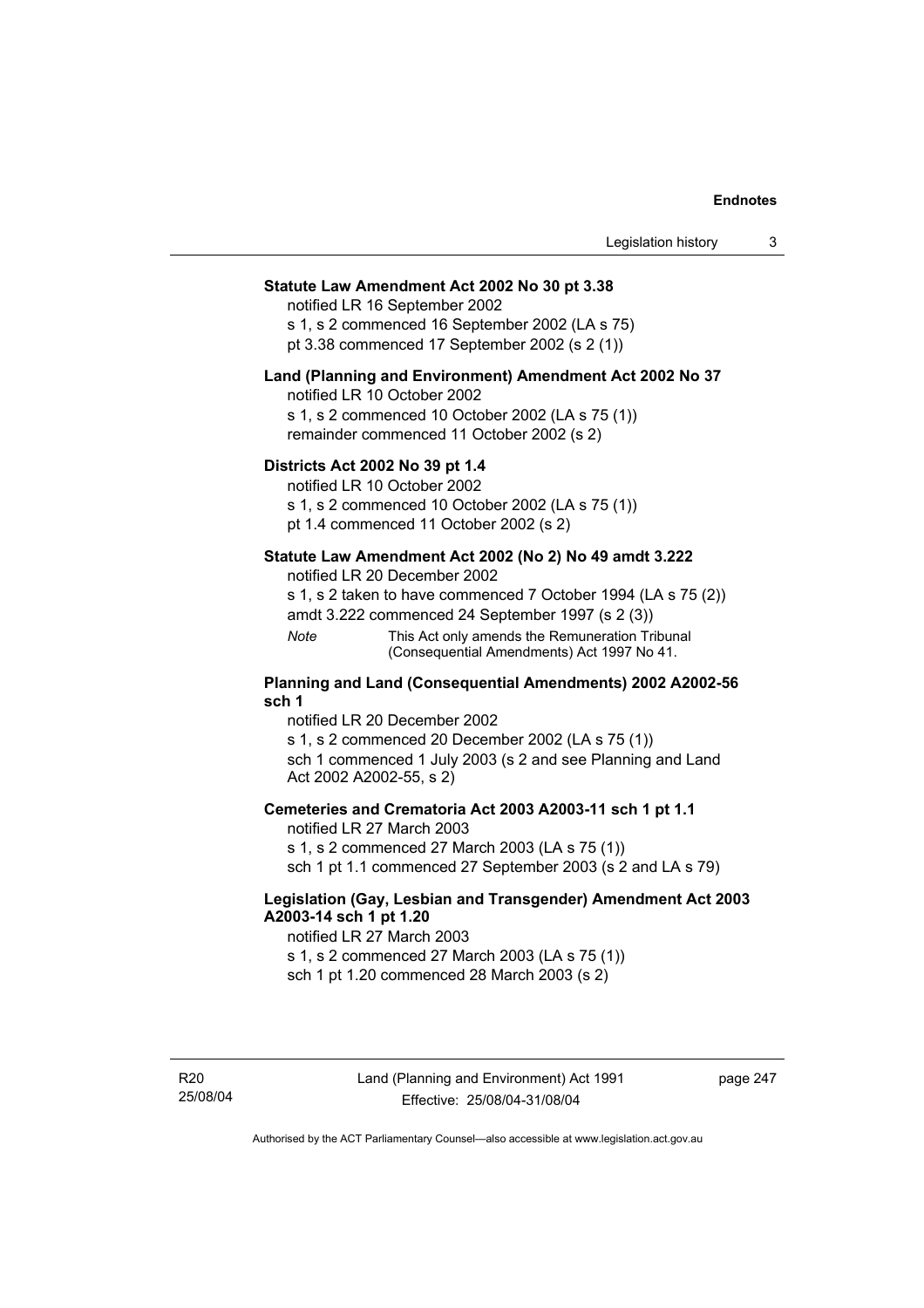**Statute Law Amendment Act 2002 No 30 pt 3.38**

notified LR 16 September 2002

s 1, s 2 commenced 16 September 2002 (LA s 75)

pt 3.38 commenced 17 September 2002 (s 2 (1))

**Land (Planning and Environment) Amendment Act 2002 No 37**

notified LR 10 October 2002

s 1, s 2 commenced 10 October 2002 (LA s 75 (1))

remainder commenced 11 October 2002 (s 2)

**Districts Act 2002 No 39 pt 1.4**

notified LR 10 October 2002

s 1, s 2 commenced 10 October 2002 (LA s 75 (1))

pt 1.4 commenced 11 October 2002 (s 2)

**Statute Law Amendment Act 2002 (No 2) No 49 amdt 3.222**

notified LR 20 December 2002

s 1, s 2 taken to have commenced 7 October 1994 (LA s 75 (2))

amdt 3.222 commenced 24 September 1997 (s 2 (3))

*Note* This Act only amends the Remuneration Tribunal (Consequential Amendments) Act 1997 No 41.

**Planning and Land (Consequential Amendments) 2002 A2002-56 sch 1**

notified LR 20 December 2002

s 1, s 2 commenced 20 December 2002 (LA s 75 (1))

sch 1 commenced 1 July 2003 (s 2 and see Planning and Land Act 2002 A2002-55, s 2)

**Cemeteries and Crematoria Act 2003 A2003-11 sch 1 pt 1.1**

notified LR 27 March 2003

s 1, s 2 commenced 27 March 2003 (LA s 75 (1))

sch 1 pt 1.1 commenced 27 September 2003 (s 2 and LA s 79)

**Legislation (Gay, Lesbian and Transgender) Amendment Act 2003 A2003-14 sch 1 pt 1.20**

notified LR 27 March 2003

s 1, s 2 commenced 27 March 2003 (LA s 75 (1))

sch 1 pt 1.20 commenced 28 March 2003 (s 2)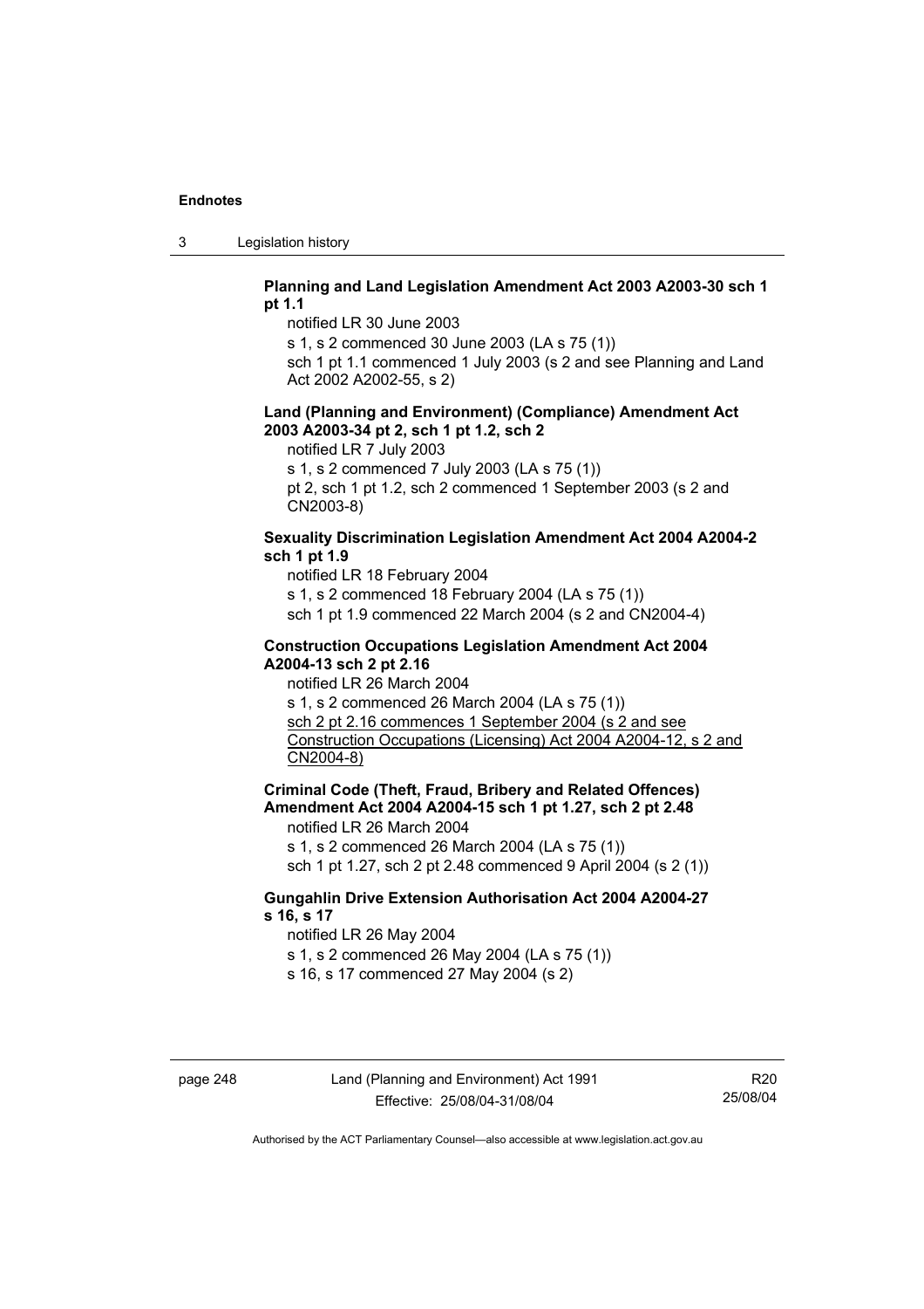**Planning and Land Legislation Amendment Act 2003 A2003-30 sch 1 pt 1.1**

notified LR 30 June 2003

s 1, s 2 commenced 30 June 2003 (LA s 75 (1))

sch 1 pt 1.1 commenced 1 July 2003 (s 2 and see Planning and Land Act 2002 A2002-55, s 2)

**Land (Planning and Environment) (Compliance) Amendment Act 2003 A2003-34 pt 2, sch 1 pt 1.2, sch 2**

notified LR 7 July 2003

s 1, s 2 commenced 7 July 2003 (LA s 75 (1))

pt 2, sch 1 pt 1.2, sch 2 commenced 1 September 2003 (s 2 and CN2003-8)

**Sexuality Discrimination Legislation Amendment Act 2004 A2004-2 sch 1 pt 1.9**

notified LR 18 February 2004

s 1, s 2 commenced 18 February 2004 (LA s 75 (1))

sch 1 pt 1.9 commenced 22 March 2004 (s 2 and CN2004-4)

**Construction Occupations Legislation Amendment Act 2004 A2004-13 sch 2 pt 2.16**

notified LR 26 March 2004

s 1, s 2 commenced 26 March 2004 (LA s 75 (1))

sch 2 pt 2.16 commences 1 September 2004 (s 2 and see Construction Occupations (Licensing) Act 2004 A2004-12, s 2 and CN2004-8)

**Criminal Code (Theft, Fraud, Bribery and Related Offences) Amendment Act 2004 A2004-15 sch 1 pt 1.27, sch 2 pt 2.48**

notified LR 26 March 2004

s 1, s 2 commenced 26 March 2004 (LA s 75 (1))

sch 1 pt 1.27, sch 2 pt 2.48 commenced 9 April 2004 (s 2 (1))

**Gungahlin Drive Extension Authorisation Act 2004 A2004-27 s 16, s 17**

notified LR 26 May 2004

s 1, s 2 commenced 26 May 2004 (LA s 75 (1))

s 16, s 17 commenced 27 May 2004 (s 2)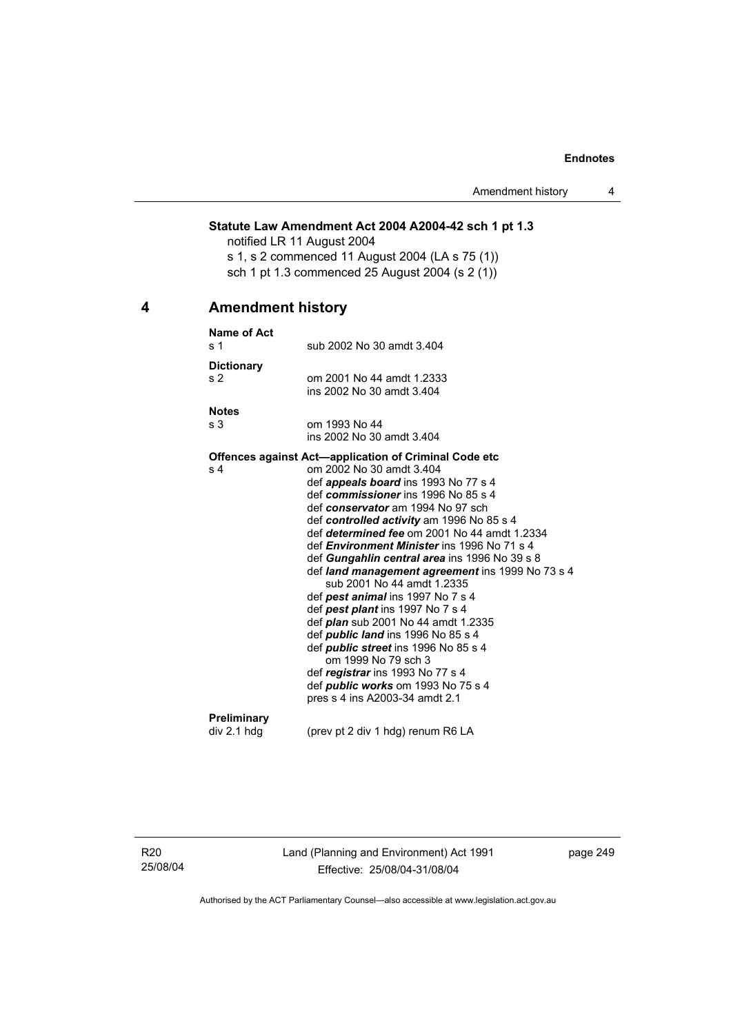**Statute Law Amendment Act 2004 A2004-42 sch 1 pt 1.3**

notified LR 11 August 2004

s 1, s 2 commenced 11 August 2004 (LA s 75 (1))

sch 1 pt 1.3 commenced 25 August 2004 (s 2 (1))

## 4 Amendment history

**Name of Act**

s 1 sub 2002 No 30 amdt 3.404

**Dictionary**

s 2 om 2001 No 44 amdt 1.2333
ins 2002 No 30 amdt 3.404

**Notes**

s 3 om 1993 No 44
ins 2002 No 30 amdt 3.404

**Offences against Act—application of Criminal Code etc**

s 4 om 2002 No 30 amdt 3.404
def ***appeals board*** ins 1993 No 77 s 4
def ***commissioner*** ins 1996 No 85 s 4
def ***conservator*** am 1994 No 97 sch
def ***controlled activity*** am 1996 No 85 s 4
def ***determined fee*** om 2001 No 44 amdt 1.2334
def ***Environment Minister*** ins 1996 No 71 s 4
def ***Gungahlin central area*** ins 1996 No 39 s 8
def ***land management agreement*** ins 1999 No 73 s 4
sub 2001 No 44 amdt 1.2335
def ***pest animal*** ins 1997 No 7 s 4
def ***pest plant*** ins 1997 No 7 s 4
def ***plan*** sub 2001 No 44 amdt 1.2335
def ***public land*** ins 1996 No 85 s 4
def ***public street*** ins 1996 No 85 s 4
om 1999 No 79 sch 3
def ***registrar*** ins 1993 No 77 s 4
def ***public works*** om 1993 No 75 s 4
pres s 4 ins A2003-34 amdt 2.1

**Preliminary**

div 2.1 hdg (prev pt 2 div 1 hdg) renum R6 LA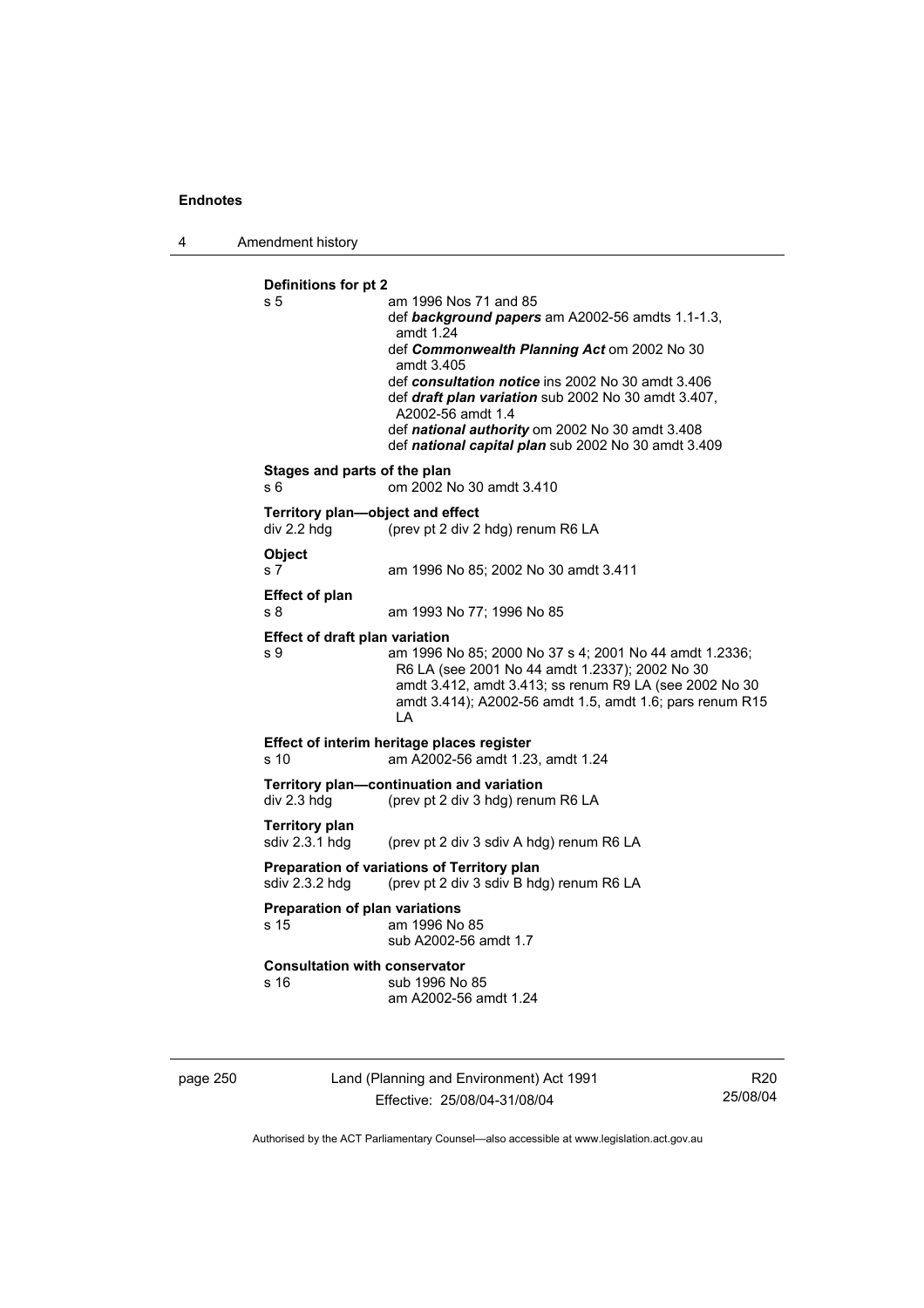**Definitions for pt 2**

s 5 am 1996 Nos 71 and 85
def ***background papers*** am A2002-56 amdts 1.1-1.3, amdt 1.24
def ***Commonwealth Planning Act*** om 2002 No 30 amdt 3.405
def ***consultation notice*** ins 2002 No 30 amdt 3.406
def ***draft plan variation*** sub 2002 No 30 amdt 3.407, A2002-56 amdt 1.4
def ***national authority*** om 2002 No 30 amdt 3.408
def ***national capital plan*** sub 2002 No 30 amdt 3.409

**Stages and parts of the plan**

s 6 om 2002 No 30 amdt 3.410

**Territory plan—object and effect**

div 2.2 hdg (prev pt 2 div 2 hdg) renum R6 LA

**Object**

s 7 am 1996 No 85; 2002 No 30 amdt 3.411

**Effect of plan**

s 8 am 1993 No 77; 1996 No 85

**Effect of draft plan variation**

s 9 am 1996 No 85; 2000 No 37 s 4; 2001 No 44 amdt 1.2336; R6 LA (see 2001 No 44 amdt 1.2337); 2002 No 30 amdt 3.412, amdt 3.413; ss renum R9 LA (see 2002 No 30 amdt 3.414); A2002-56 amdt 1.5, amdt 1.6; pars renum R15 LA

**Effect of interim heritage places register**

s 10 am A2002-56 amdt 1.23, amdt 1.24

**Territory plan—continuation and variation**

div 2.3 hdg (prev pt 2 div 3 hdg) renum R6 LA

**Territory plan**

sdiv 2.3.1 hdg (prev pt 2 div 3 sdiv A hdg) renum R6 LA

**Preparation of variations of Territory plan**

sdiv 2.3.2 hdg (prev pt 2 div 3 sdiv B hdg) renum R6 LA

**Preparation of plan variations**

s 15 am 1996 No 85
sub A2002-56 amdt 1.7

**Consultation with conservator**

s 16 sub 1996 No 85
am A2002-56 amdt 1.24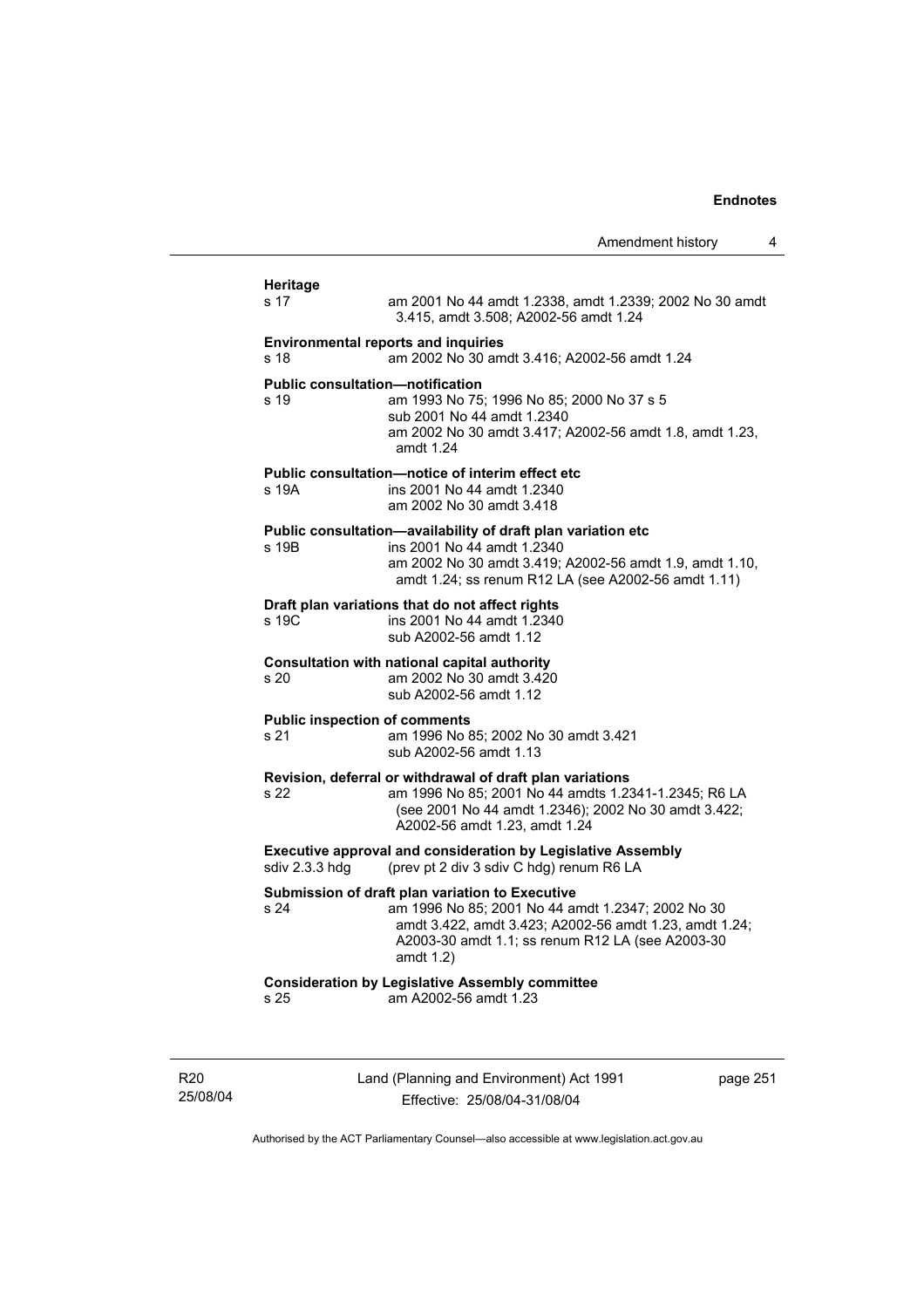**Heritage**

s 17 am 2001 No 44 amdt 1.2338, amdt 1.2339; 2002 No 30 amdt 3.415, amdt 3.508; A2002-56 amdt 1.24

**Environmental reports and inquiries**

s 18 am 2002 No 30 amdt 3.416; A2002-56 amdt 1.24

**Public consultation—notification**

s 19 am 1993 No 75; 1996 No 85; 2000 No 37 s 5
sub 2001 No 44 amdt 1.2340
am 2002 No 30 amdt 3.417; A2002-56 amdt 1.8, amdt 1.23, amdt 1.24

**Public consultation—notice of interim effect etc**

s 19A ins 2001 No 44 amdt 1.2340
am 2002 No 30 amdt 3.418

**Public consultation—availability of draft plan variation etc**

s 19B ins 2001 No 44 amdt 1.2340
am 2002 No 30 amdt 3.419; A2002-56 amdt 1.9, amdt 1.10, amdt 1.24; ss renum R12 LA (see A2002-56 amdt 1.11)

**Draft plan variations that do not affect rights**

s 19C ins 2001 No 44 amdt 1.2340
sub A2002-56 amdt 1.12

**Consultation with national capital authority**

s 20 am 2002 No 30 amdt 3.420
sub A2002-56 amdt 1.12

**Public inspection of comments**

s 21 am 1996 No 85; 2002 No 30 amdt 3.421
sub A2002-56 amdt 1.13

**Revision, deferral or withdrawal of draft plan variations**

s 22 am 1996 No 85; 2001 No 44 amdts 1.2341-1.2345; R6 LA (see 2001 No 44 amdt 1.2346); 2002 No 30 amdt 3.422; A2002-56 amdt 1.23, amdt 1.24

**Executive approval and consideration by Legislative Assembly**

sdiv 2.3.3 hdg (prev pt 2 div 3 sdiv C hdg) renum R6 LA

**Submission of draft plan variation to Executive**

s 24 am 1996 No 85; 2001 No 44 amdt 1.2347; 2002 No 30 amdt 3.422, amdt 3.423; A2002-56 amdt 1.23, amdt 1.24; A2003-30 amdt 1.1; ss renum R12 LA (see A2003-30 amdt 1.2)

**Consideration by Legislative Assembly committee**

s 25 am A2002-56 amdt 1.23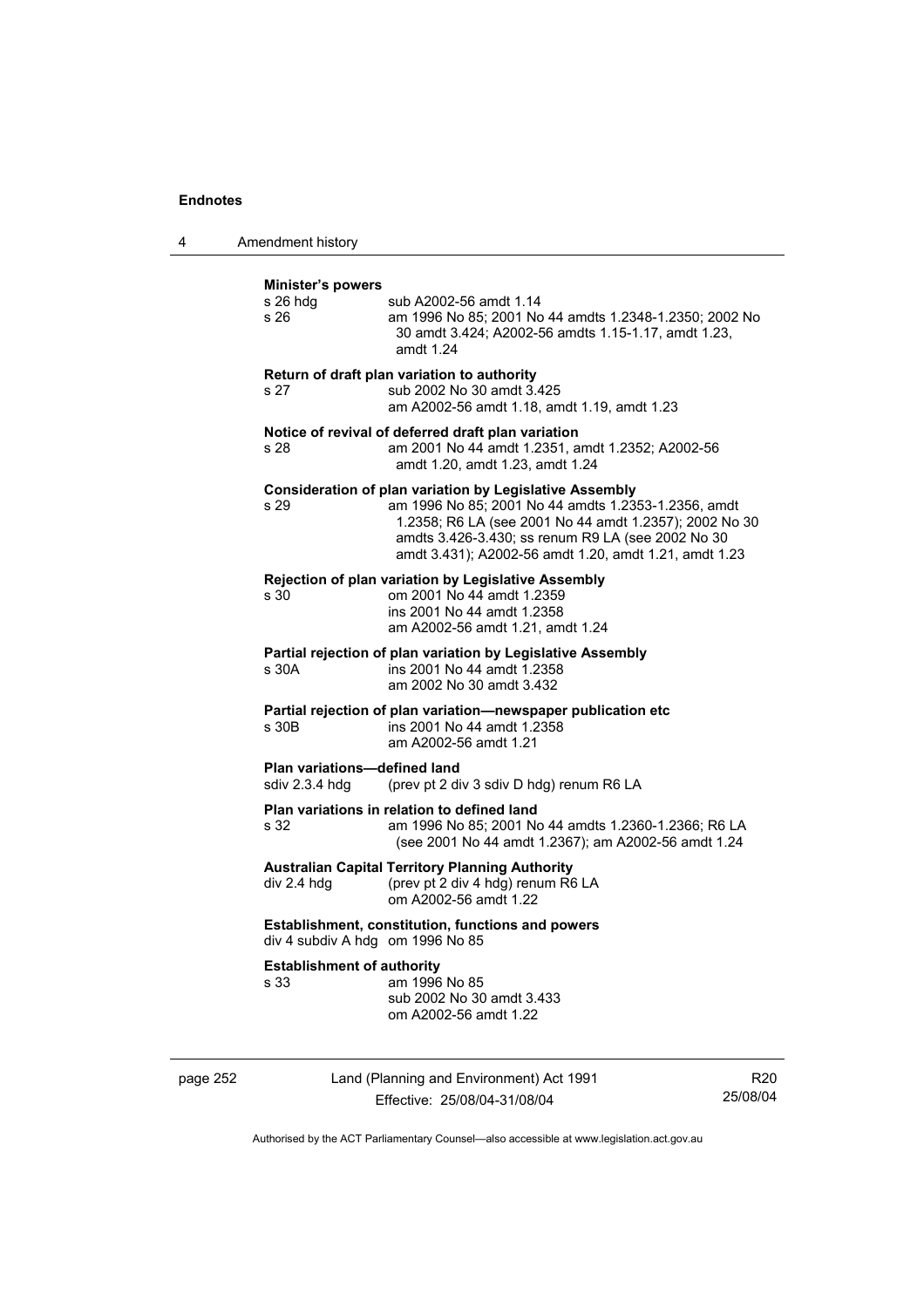**Minister's powers**

| | |
|---|---|
| s 26 hdg | sub A2002-56 amdt 1.14 |
| s 26 | am 1996 No 85; 2001 No 44 amdts 1.2348-1.2350; 2002 No 30 amdt 3.424; A2002-56 amdts 1.15-1.17, amdt 1.23, amdt 1.24 |

**Return of draft plan variation to authority**

| | |
|---|---|
| s 27 | sub 2002 No 30 amdt 3.425<br>am A2002-56 amdt 1.18, amdt 1.19, amdt 1.23 |

**Notice of revival of deferred draft plan variation**

| | |
|---|---|
| s 28 | am 2001 No 44 amdt 1.2351, amdt 1.2352; A2002-56 amdt 1.20, amdt 1.23, amdt 1.24 |

**Consideration of plan variation by Legislative Assembly**

| | |
|---|---|
| s 29 | am 1996 No 85; 2001 No 44 amdts 1.2353-1.2356, amdt 1.2358; R6 LA (see 2001 No 44 amdt 1.2357); 2002 No 30 amdts 3.426-3.430; ss renum R9 LA (see 2002 No 30 amdt 3.431); A2002-56 amdt 1.20, amdt 1.21, amdt 1.23 |

**Rejection of plan variation by Legislative Assembly**

| | |
|---|---|
| s 30 | om 2001 No 44 amdt 1.2359<br>ins 2001 No 44 amdt 1.2358<br>am A2002-56 amdt 1.21, amdt 1.24 |

**Partial rejection of plan variation by Legislative Assembly**

| | |
|---|---|
| s 30A | ins 2001 No 44 amdt 1.2358<br>am 2002 No 30 amdt 3.432 |

**Partial rejection of plan variation—newspaper publication etc**

| | |
|---|---|
| s 30B | ins 2001 No 44 amdt 1.2358<br>am A2002-56 amdt 1.21 |

**Plan variations—defined land**

| | |
|---|---|
| sdiv 2.3.4 hdg | (prev pt 2 div 3 sdiv D hdg) renum R6 LA |

**Plan variations in relation to defined land**

| | |
|---|---|
| s 32 | am 1996 No 85; 2001 No 44 amdts 1.2360-1.2366; R6 LA (see 2001 No 44 amdt 1.2367); am A2002-56 amdt 1.24 |

**Australian Capital Territory Planning Authority**

| | |
|---|---|
| div 2.4 hdg | (prev pt 2 div 4 hdg) renum R6 LA<br>om A2002-56 amdt 1.22 |

**Establishment, constitution, functions and powers**

| | |
|---|---|
| div 4 subdiv A hdg | om 1996 No 85 |

**Establishment of authority**

| | |
|---|---|
| s 33 | am 1996 No 85<br>sub 2002 No 30 amdt 3.433<br>om A2002-56 amdt 1.22 |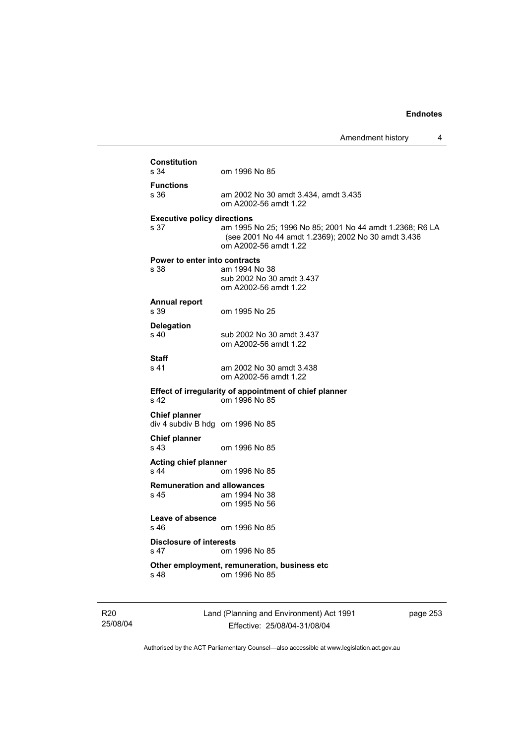**Constitution**
s 34 om 1996 No 85

**Functions**
s 36 am 2002 No 30 amdt 3.434, amdt 3.435
om A2002-56 amdt 1.22

**Executive policy directions**
s 37 am 1995 No 25; 1996 No 85; 2001 No 44 amdt 1.2368; R6 LA (see 2001 No 44 amdt 1.2369); 2002 No 30 amdt 3.436
om A2002-56 amdt 1.22

**Power to enter into contracts**
s 38 am 1994 No 38
sub 2002 No 30 amdt 3.437
om A2002-56 amdt 1.22

**Annual report**
s 39 om 1995 No 25

**Delegation**
s 40 sub 2002 No 30 amdt 3.437
om A2002-56 amdt 1.22

**Staff**
s 41 am 2002 No 30 amdt 3.438
om A2002-56 amdt 1.22

**Effect of irregularity of appointment of chief planner**
s 42 om 1996 No 85

**Chief planner**
div 4 subdiv B hdg om 1996 No 85

**Chief planner**
s 43 om 1996 No 85

**Acting chief planner**
s 44 om 1996 No 85

**Remuneration and allowances**
s 45 am 1994 No 38
om 1995 No 56

**Leave of absence**
s 46 om 1996 No 85

**Disclosure of interests**
s 47 om 1996 No 85

**Other employment, remuneration, business etc**
s 48 om 1996 No 85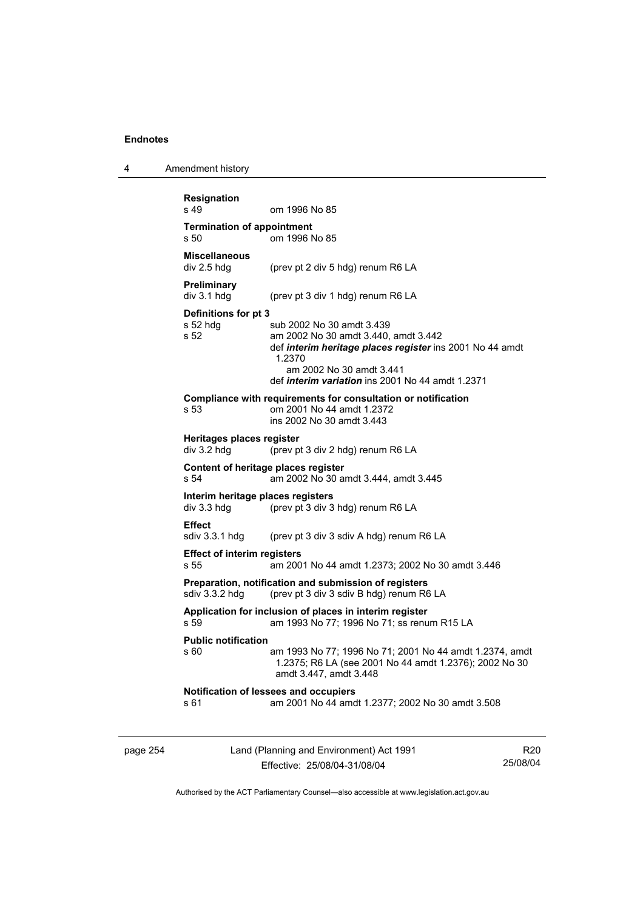**Resignation**
s 49 om 1996 No 85

**Termination of appointment**
s 50 om 1996 No 85

**Miscellaneous**
div 2.5 hdg (prev pt 2 div 5 hdg) renum R6 LA

**Preliminary**
div 3.1 hdg (prev pt 3 div 1 hdg) renum R6 LA

**Definitions for pt 3**
s 52 hdg sub 2002 No 30 amdt 3.439
s 52 am 2002 No 30 amdt 3.440, amdt 3.442
def ***interim heritage places register*** ins 2001 No 44 amdt 1.2370
am 2002 No 30 amdt 3.441
def ***interim variation*** ins 2001 No 44 amdt 1.2371

**Compliance with requirements for consultation or notification**
s 53 om 2001 No 44 amdt 1.2372
ins 2002 No 30 amdt 3.443

**Heritages places register**
div 3.2 hdg (prev pt 3 div 2 hdg) renum R6 LA

**Content of heritage places register**
s 54 am 2002 No 30 amdt 3.444, amdt 3.445

**Interim heritage places registers**
div 3.3 hdg (prev pt 3 div 3 hdg) renum R6 LA

**Effect**
sdiv 3.3.1 hdg (prev pt 3 div 3 sdiv A hdg) renum R6 LA

**Effect of interim registers**
s 55 am 2001 No 44 amdt 1.2373; 2002 No 30 amdt 3.446

**Preparation, notification and submission of registers**
sdiv 3.3.2 hdg (prev pt 3 div 3 sdiv B hdg) renum R6 LA

**Application for inclusion of places in interim register**
s 59 am 1993 No 77; 1996 No 71; ss renum R15 LA

**Public notification**
s 60 am 1993 No 77; 1996 No 71; 2001 No 44 amdt 1.2374, amdt 1.2375; R6 LA (see 2001 No 44 amdt 1.2376); 2002 No 30 amdt 3.447, amdt 3.448

**Notification of lessees and occupiers**
s 61 am 2001 No 44 amdt 1.2377; 2002 No 30 amdt 3.508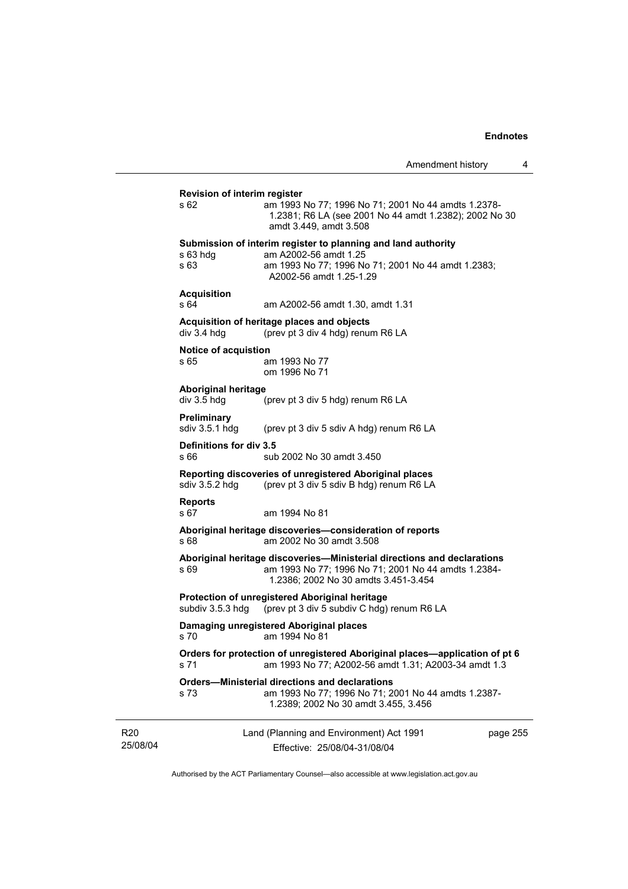**Revision of interim register**

s 62 am 1993 No 77; 1996 No 71; 2001 No 44 amdts 1.2378-1.2381; R6 LA (see 2001 No 44 amdt 1.2382); 2002 No 30 amdt 3.449, amdt 3.508

**Submission of interim register to planning and land authority**

s 63 hdg am A2002-56 amdt 1.25

s 63 am 1993 No 77; 1996 No 71; 2001 No 44 amdt 1.2383; A2002-56 amdt 1.25-1.29

**Acquisition**

s 64 am A2002-56 amdt 1.30, amdt 1.31

**Acquisition of heritage places and objects**

div 3.4 hdg (prev pt 3 div 4 hdg) renum R6 LA

**Notice of acquistion**

s 65 am 1993 No 77
om 1996 No 71

**Aboriginal heritage**

div 3.5 hdg (prev pt 3 div 5 hdg) renum R6 LA

**Preliminary**

sdiv 3.5.1 hdg (prev pt 3 div 5 sdiv A hdg) renum R6 LA

**Definitions for div 3.5**

s 66 sub 2002 No 30 amdt 3.450

**Reporting discoveries of unregistered Aboriginal places**

sdiv 3.5.2 hdg (prev pt 3 div 5 sdiv B hdg) renum R6 LA

**Reports**

s 67 am 1994 No 81

**Aboriginal heritage discoveries—consideration of reports**

s 68 am 2002 No 30 amdt 3.508

**Aboriginal heritage discoveries—Ministerial directions and declarations**

s 69 am 1993 No 77; 1996 No 71; 2001 No 44 amdts 1.2384-1.2386; 2002 No 30 amdts 3.451-3.454

**Protection of unregistered Aboriginal heritage**

subdiv 3.5.3 hdg (prev pt 3 div 5 subdiv C hdg) renum R6 LA

**Damaging unregistered Aboriginal places**

s 70 am 1994 No 81

**Orders for protection of unregistered Aboriginal places—application of pt 6**

s 71 am 1993 No 77; A2002-56 amdt 1.31; A2003-34 amdt 1.3

**Orders—Ministerial directions and declarations**

s 73 am 1993 No 77; 1996 No 71; 2001 No 44 amdts 1.2387-1.2389; 2002 No 30 amdt 3.455, 3.456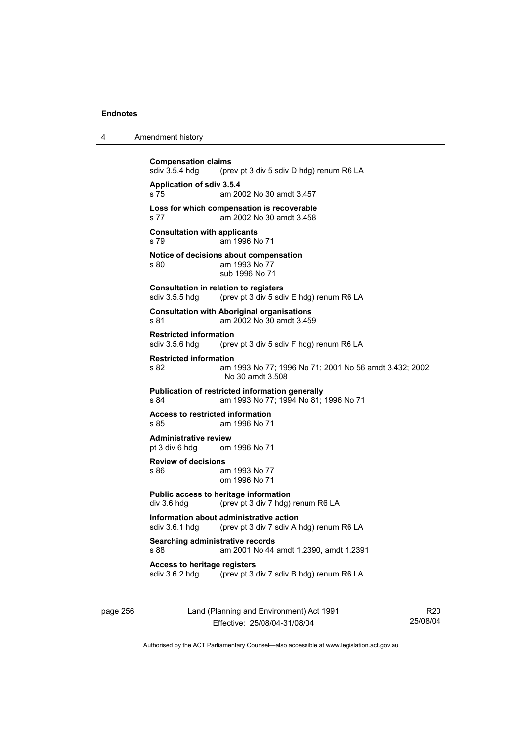**Compensation claims**
sdiv 3.5.4 hdg (prev pt 3 div 5 sdiv D hdg) renum R6 LA

**Application of sdiv 3.5.4**
s 75 am 2002 No 30 amdt 3.457

**Loss for which compensation is recoverable**
s 77 am 2002 No 30 amdt 3.458

**Consultation with applicants**
s 79 am 1996 No 71

**Notice of decisions about compensation**
s 80 am 1993 No 77
sub 1996 No 71

**Consultation in relation to registers**
sdiv 3.5.5 hdg (prev pt 3 div 5 sdiv E hdg) renum R6 LA

**Consultation with Aboriginal organisations**
s 81 am 2002 No 30 amdt 3.459

**Restricted information**
sdiv 3.5.6 hdg (prev pt 3 div 5 sdiv F hdg) renum R6 LA

**Restricted information**
s 82 am 1993 No 77; 1996 No 71; 2001 No 56 amdt 3.432; 2002 No 30 amdt 3.508

**Publication of restricted information generally**
s 84 am 1993 No 77; 1994 No 81; 1996 No 71

**Access to restricted information**
s 85 am 1996 No 71

**Administrative review**
pt 3 div 6 hdg om 1996 No 71

**Review of decisions**
s 86 am 1993 No 77
om 1996 No 71

**Public access to heritage information**
div 3.6 hdg (prev pt 3 div 7 hdg) renum R6 LA

**Information about administrative action**
sdiv 3.6.1 hdg (prev pt 3 div 7 sdiv A hdg) renum R6 LA

**Searching administrative records**
s 88 am 2001 No 44 amdt 1.2390, amdt 1.2391

**Access to heritage registers**
sdiv 3.6.2 hdg (prev pt 3 div 7 sdiv B hdg) renum R6 LA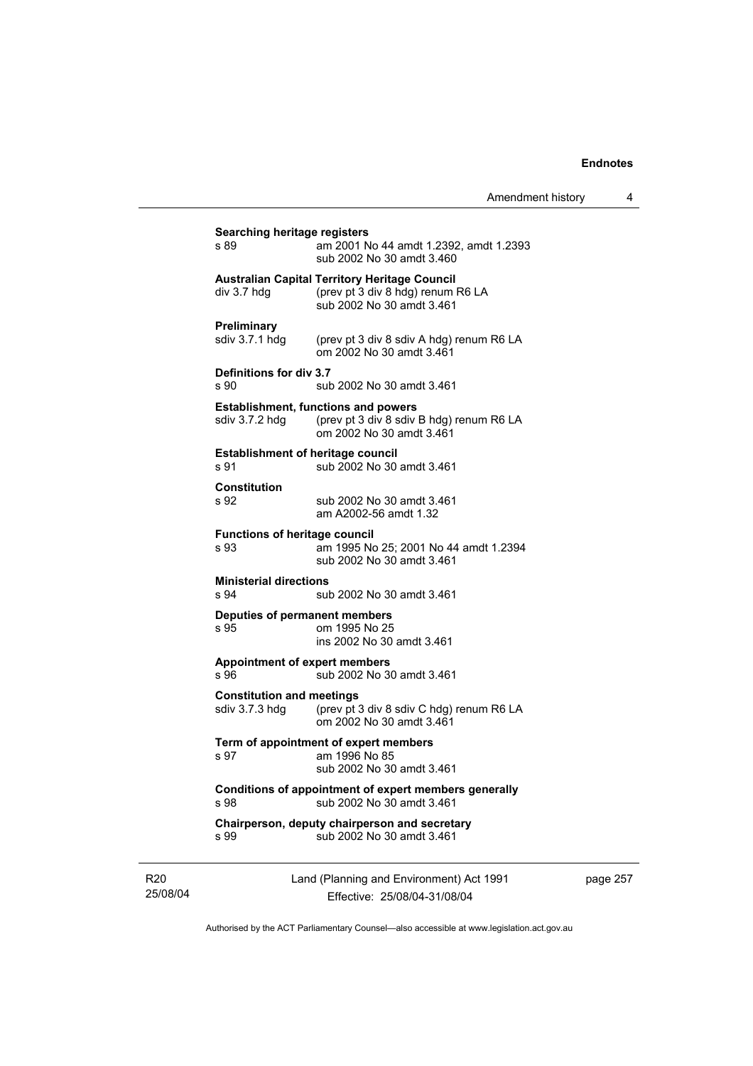**Searching heritage registers**

s 89 am 2001 No 44 amdt 1.2392, amdt 1.2393
sub 2002 No 30 amdt 3.460

**Australian Capital Territory Heritage Council**

div 3.7 hdg (prev pt 3 div 8 hdg) renum R6 LA
sub 2002 No 30 amdt 3.461

**Preliminary**

sdiv 3.7.1 hdg (prev pt 3 div 8 sdiv A hdg) renum R6 LA
om 2002 No 30 amdt 3.461

**Definitions for div 3.7**

s 90 sub 2002 No 30 amdt 3.461

**Establishment, functions and powers**

sdiv 3.7.2 hdg (prev pt 3 div 8 sdiv B hdg) renum R6 LA
om 2002 No 30 amdt 3.461

**Establishment of heritage council**

s 91 sub 2002 No 30 amdt 3.461

**Constitution**

s 92 sub 2002 No 30 amdt 3.461
am A2002-56 amdt 1.32

**Functions of heritage council**

s 93 am 1995 No 25; 2001 No 44 amdt 1.2394
sub 2002 No 30 amdt 3.461

**Ministerial directions**

s 94 sub 2002 No 30 amdt 3.461

**Deputies of permanent members**

s 95 om 1995 No 25
ins 2002 No 30 amdt 3.461

**Appointment of expert members**

s 96 sub 2002 No 30 amdt 3.461

**Constitution and meetings**

sdiv 3.7.3 hdg (prev pt 3 div 8 sdiv C hdg) renum R6 LA
om 2002 No 30 amdt 3.461

**Term of appointment of expert members**

s 97 am 1996 No 85
sub 2002 No 30 amdt 3.461

**Conditions of appointment of expert members generally**

s 98 sub 2002 No 30 amdt 3.461

**Chairperson, deputy chairperson and secretary**

s 99 sub 2002 No 30 amdt 3.461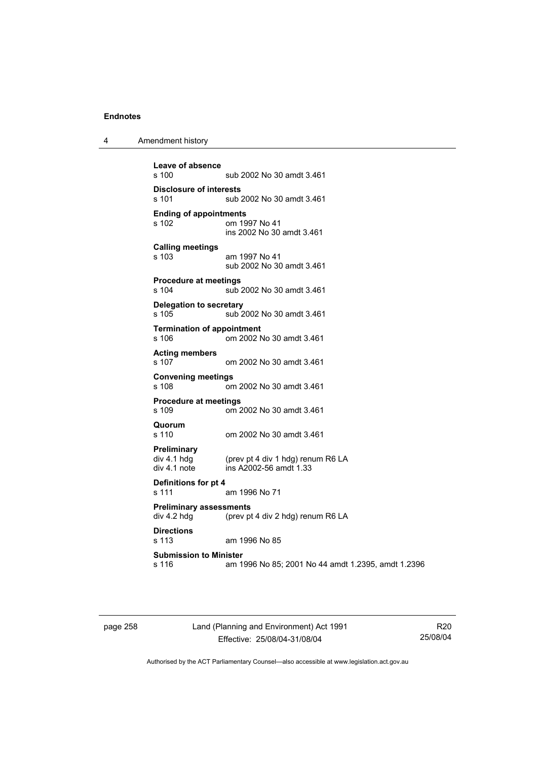**Leave of absence**
s 100 sub 2002 No 30 amdt 3.461

**Disclosure of interests**
s 101 sub 2002 No 30 amdt 3.461

**Ending of appointments**
s 102 om 1997 No 41
ins 2002 No 30 amdt 3.461

**Calling meetings**
s 103 am 1997 No 41
sub 2002 No 30 amdt 3.461

**Procedure at meetings**
s 104 sub 2002 No 30 amdt 3.461

**Delegation to secretary**
s 105 sub 2002 No 30 amdt 3.461

**Termination of appointment**
s 106 om 2002 No 30 amdt 3.461

**Acting members**
s 107 om 2002 No 30 amdt 3.461

**Convening meetings**
s 108 om 2002 No 30 amdt 3.461

**Procedure at meetings**
s 109 om 2002 No 30 amdt 3.461

**Quorum**
s 110 om 2002 No 30 amdt 3.461

**Preliminary**
div 4.1 hdg (prev pt 4 div 1 hdg) renum R6 LA
div 4.1 note ins A2002-56 amdt 1.33

**Definitions for pt 4**
s 111 am 1996 No 71

**Preliminary assessments**
div 4.2 hdg (prev pt 4 div 2 hdg) renum R6 LA

**Directions**
s 113 am 1996 No 85

**Submission to Minister**
s 116 am 1996 No 85; 2001 No 44 amdt 1.2395, amdt 1.2396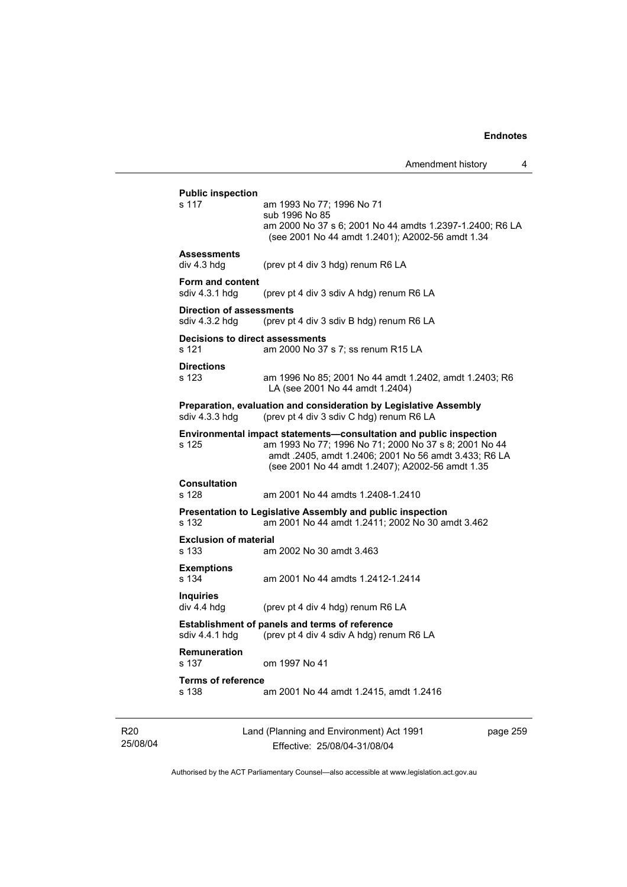**Public inspection**

s 117 — am 1993 No 77; 1996 No 71
sub 1996 No 85
am 2000 No 37 s 6; 2001 No 44 amdts 1.2397-1.2400; R6 LA (see 2001 No 44 amdt 1.2401); A2002-56 amdt 1.34

**Assessments**

div 4.3 hdg — (prev pt 4 div 3 hdg) renum R6 LA

**Form and content**

sdiv 4.3.1 hdg — (prev pt 4 div 3 sdiv A hdg) renum R6 LA

**Direction of assessments**

sdiv 4.3.2 hdg — (prev pt 4 div 3 sdiv B hdg) renum R6 LA

**Decisions to direct assessments**

s 121 — am 2000 No 37 s 7; ss renum R15 LA

**Directions**

s 123 — am 1996 No 85; 2001 No 44 amdt 1.2402, amdt 1.2403; R6 LA (see 2001 No 44 amdt 1.2404)

**Preparation, evaluation and consideration by Legislative Assembly**

sdiv 4.3.3 hdg — (prev pt 4 div 3 sdiv C hdg) renum R6 LA

**Environmental impact statements—consultation and public inspection**

s 125 — am 1993 No 77; 1996 No 71; 2000 No 37 s 8; 2001 No 44 amdt .2405, amdt 1.2406; 2001 No 56 amdt 3.433; R6 LA (see 2001 No 44 amdt 1.2407); A2002-56 amdt 1.35

**Consultation**

s 128 — am 2001 No 44 amdts 1.2408-1.2410

**Presentation to Legislative Assembly and public inspection**

s 132 — am 2001 No 44 amdt 1.2411; 2002 No 30 amdt 3.462

**Exclusion of material**

s 133 — am 2002 No 30 amdt 3.463

**Exemptions**

s 134 — am 2001 No 44 amdts 1.2412-1.2414

**Inquiries**

div 4.4 hdg — (prev pt 4 div 4 hdg) renum R6 LA

**Establishment of panels and terms of reference**

sdiv 4.4.1 hdg — (prev pt 4 div 4 sdiv A hdg) renum R6 LA

**Remuneration**

s 137 — om 1997 No 41

**Terms of reference**

s 138 — am 2001 No 44 amdt 1.2415, amdt 1.2416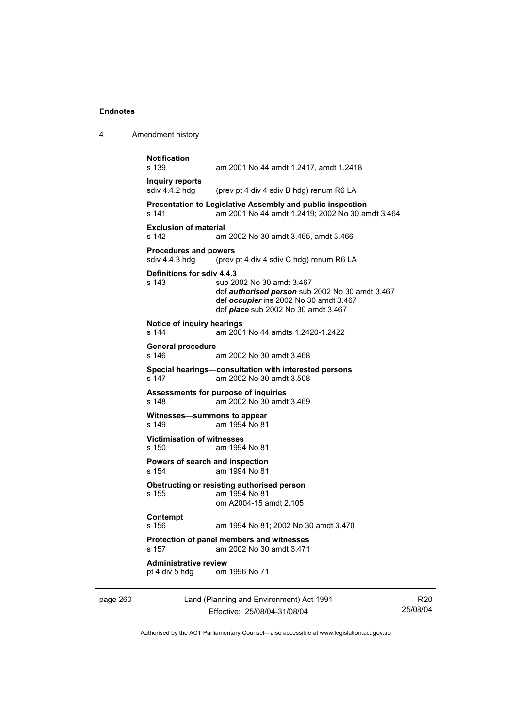**Notification**
s 139 am 2001 No 44 amdt 1.2417, amdt 1.2418

**Inquiry reports**
sdiv 4.4.2 hdg (prev pt 4 div 4 sdiv B hdg) renum R6 LA

**Presentation to Legislative Assembly and public inspection**
s 141 am 2001 No 44 amdt 1.2419; 2002 No 30 amdt 3.464

**Exclusion of material**
s 142 am 2002 No 30 amdt 3.465, amdt 3.466

**Procedures and powers**
sdiv 4.4.3 hdg (prev pt 4 div 4 sdiv C hdg) renum R6 LA

**Definitions for sdiv 4.4.3**
s 143 sub 2002 No 30 amdt 3.467
def ***authorised person*** sub 2002 No 30 amdt 3.467
def ***occupier*** ins 2002 No 30 amdt 3.467
def ***place*** sub 2002 No 30 amdt 3.467

**Notice of inquiry hearings**
s 144 am 2001 No 44 amdts 1.2420-1.2422

**General procedure**
s 146 am 2002 No 30 amdt 3.468

**Special hearings—consultation with interested persons**
s 147 am 2002 No 30 amdt 3.508

**Assessments for purpose of inquiries**
s 148 am 2002 No 30 amdt 3.469

**Witnesses—summons to appear**
s 149 am 1994 No 81

**Victimisation of witnesses**
s 150 am 1994 No 81

**Powers of search and inspection**
s 154 am 1994 No 81

**Obstructing or resisting authorised person**
s 155 am 1994 No 81
om A2004-15 amdt 2.105

**Contempt**
s 156 am 1994 No 81; 2002 No 30 amdt 3.470

**Protection of panel members and witnesses**
s 157 am 2002 No 30 amdt 3.471

**Administrative review**
pt 4 div 5 hdg om 1996 No 71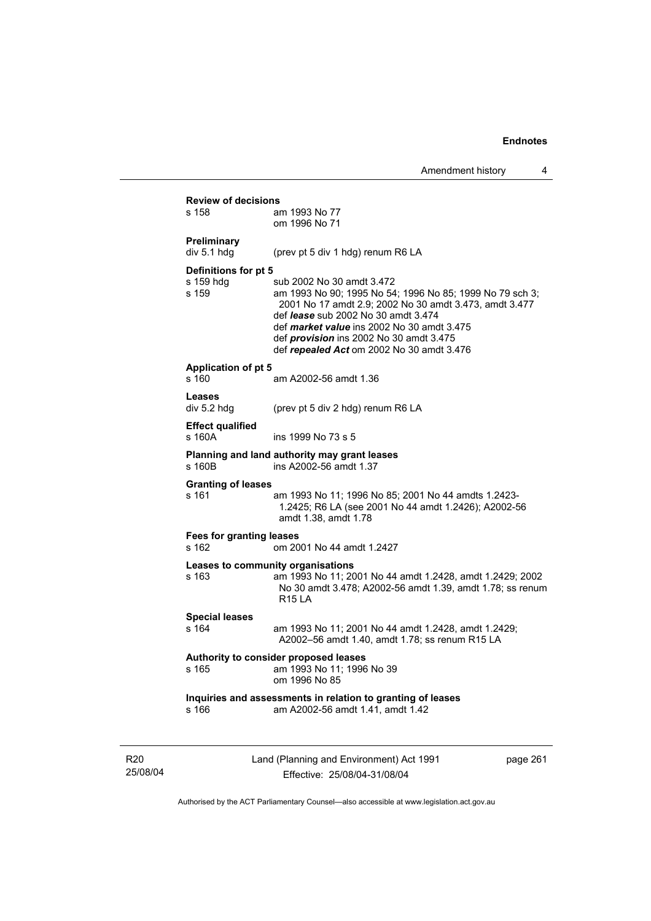**Review of decisions**

s 158 am 1993 No 77
om 1996 No 71

**Preliminary**

div 5.1 hdg (prev pt 5 div 1 hdg) renum R6 LA

**Definitions for pt 5**

s 159 hdg sub 2002 No 30 amdt 3.472

s 159 am 1993 No 90; 1995 No 54; 1996 No 85; 1999 No 79 sch 3; 2001 No 17 amdt 2.9; 2002 No 30 amdt 3.473, amdt 3.477
def ***lease*** sub 2002 No 30 amdt 3.474
def ***market value*** ins 2002 No 30 amdt 3.475
def ***provision*** ins 2002 No 30 amdt 3.475
def ***repealed Act*** om 2002 No 30 amdt 3.476

**Application of pt 5**

s 160 am A2002-56 amdt 1.36

**Leases**

div 5.2 hdg (prev pt 5 div 2 hdg) renum R6 LA

**Effect qualified**

s 160A ins 1999 No 73 s 5

**Planning and land authority may grant leases**

s 160B ins A2002-56 amdt 1.37

**Granting of leases**

s 161 am 1993 No 11; 1996 No 85; 2001 No 44 amdts 1.2423-1.2425; R6 LA (see 2001 No 44 amdt 1.2426); A2002-56 amdt 1.38, amdt 1.78

**Fees for granting leases**

s 162 om 2001 No 44 amdt 1.2427

**Leases to community organisations**

s 163 am 1993 No 11; 2001 No 44 amdt 1.2428, amdt 1.2429; 2002 No 30 amdt 3.478; A2002-56 amdt 1.39, amdt 1.78; ss renum R15 LA

**Special leases**

s 164 am 1993 No 11; 2001 No 44 amdt 1.2428, amdt 1.2429; A2002–56 amdt 1.40, amdt 1.78; ss renum R15 LA

**Authority to consider proposed leases**

s 165 am 1993 No 11; 1996 No 39
om 1996 No 85

**Inquiries and assessments in relation to granting of leases**

s 166 am A2002-56 amdt 1.41, amdt 1.42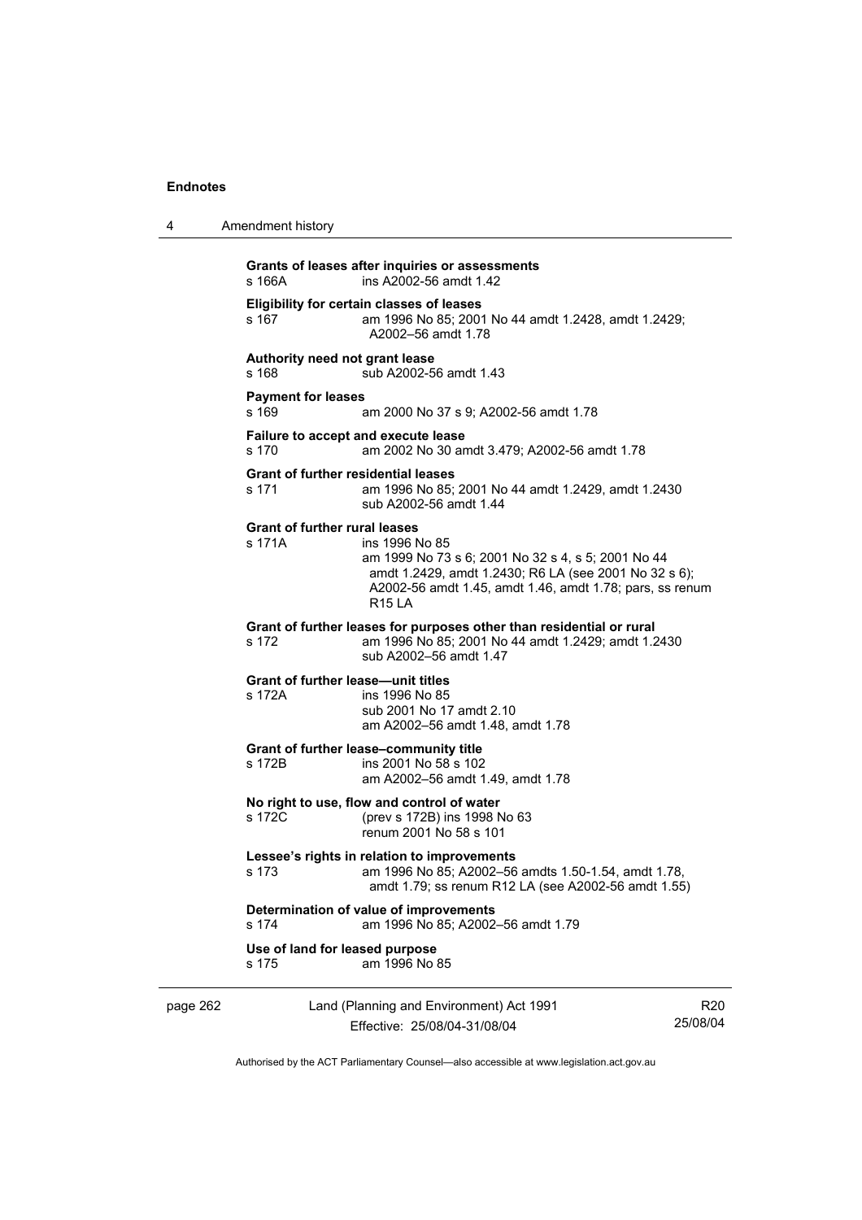**Grants of leases after inquiries or assessments**
s 166A ins A2002-56 amdt 1.42

**Eligibility for certain classes of leases**
s 167 am 1996 No 85; 2001 No 44 amdt 1.2428, amdt 1.2429; A2002–56 amdt 1.78

**Authority need not grant lease**
s 168 sub A2002-56 amdt 1.43

**Payment for leases**
s 169 am 2000 No 37 s 9; A2002-56 amdt 1.78

**Failure to accept and execute lease**
s 170 am 2002 No 30 amdt 3.479; A2002-56 amdt 1.78

**Grant of further residential leases**
s 171 am 1996 No 85; 2001 No 44 amdt 1.2429, amdt 1.2430
sub A2002-56 amdt 1.44

**Grant of further rural leases**
s 171A ins 1996 No 85
am 1999 No 73 s 6; 2001 No 32 s 4, s 5; 2001 No 44 amdt 1.2429, amdt 1.2430; R6 LA (see 2001 No 32 s 6); A2002-56 amdt 1.45, amdt 1.46, amdt 1.78; pars, ss renum R15 LA

**Grant of further leases for purposes other than residential or rural**
s 172 am 1996 No 85; 2001 No 44 amdt 1.2429; amdt 1.2430
sub A2002–56 amdt 1.47

**Grant of further lease—unit titles**
s 172A ins 1996 No 85
sub 2001 No 17 amdt 2.10
am A2002–56 amdt 1.48, amdt 1.78

**Grant of further lease–community title**
s 172B ins 2001 No 58 s 102
am A2002–56 amdt 1.49, amdt 1.78

**No right to use, flow and control of water**
s 172C (prev s 172B) ins 1998 No 63
renum 2001 No 58 s 101

**Lessee's rights in relation to improvements**
s 173 am 1996 No 85; A2002–56 amdts 1.50-1.54, amdt 1.78, amdt 1.79; ss renum R12 LA (see A2002-56 amdt 1.55)

**Determination of value of improvements**
s 174 am 1996 No 85; A2002–56 amdt 1.79

**Use of land for leased purpose**
s 175 am 1996 No 85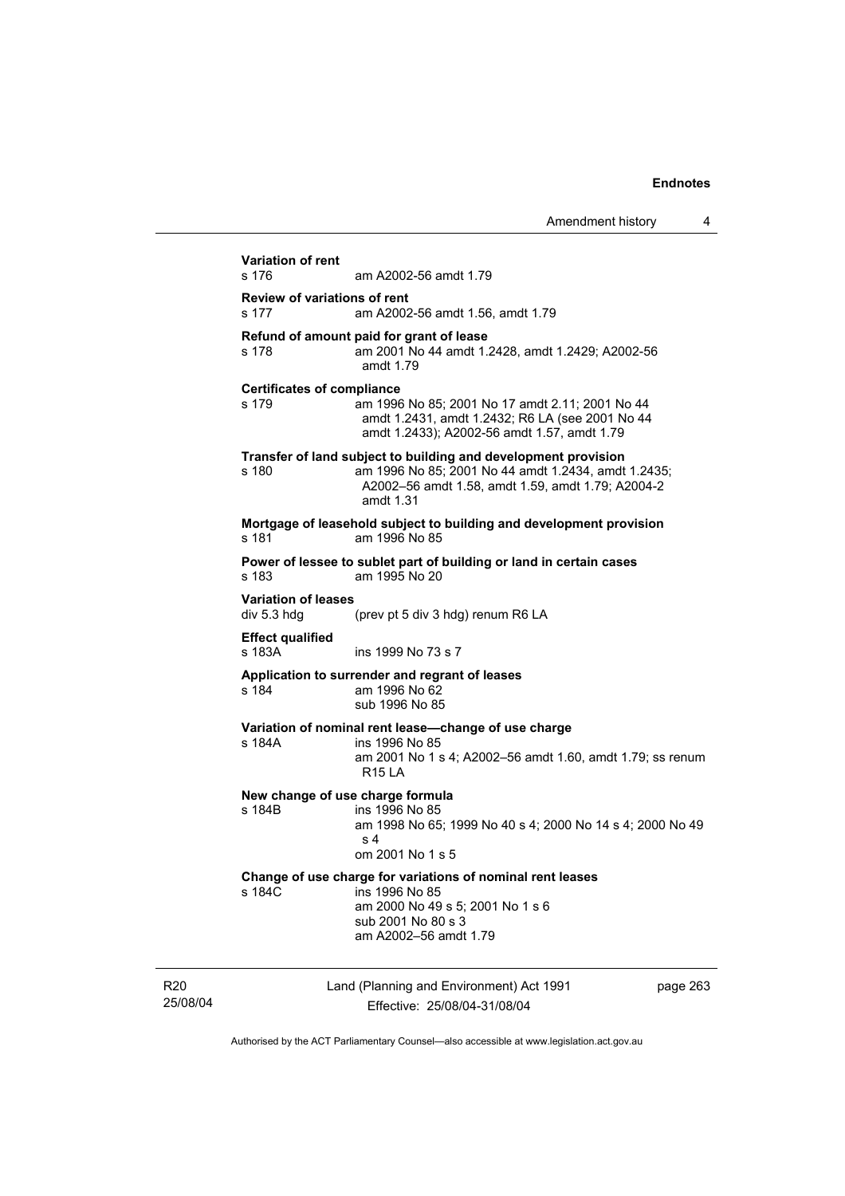**Variation of rent**
s 176 am A2002-56 amdt 1.79

**Review of variations of rent**
s 177 am A2002-56 amdt 1.56, amdt 1.79

**Refund of amount paid for grant of lease**
s 178 am 2001 No 44 amdt 1.2428, amdt 1.2429; A2002-56 amdt 1.79

**Certificates of compliance**
s 179 am 1996 No 85; 2001 No 17 amdt 2.11; 2001 No 44 amdt 1.2431, amdt 1.2432; R6 LA (see 2001 No 44 amdt 1.2433); A2002-56 amdt 1.57, amdt 1.79

**Transfer of land subject to building and development provision**
s 180 am 1996 No 85; 2001 No 44 amdt 1.2434, amdt 1.2435; A2002–56 amdt 1.58, amdt 1.59, amdt 1.79; A2004-2 amdt 1.31

**Mortgage of leasehold subject to building and development provision**
s 181 am 1996 No 85

**Power of lessee to sublet part of building or land in certain cases**
s 183 am 1995 No 20

**Variation of leases**
div 5.3 hdg (prev pt 5 div 3 hdg) renum R6 LA

**Effect qualified**
s 183A ins 1999 No 73 s 7

**Application to surrender and regrant of leases**
s 184 am 1996 No 62
sub 1996 No 85

**Variation of nominal rent lease—change of use charge**
s 184A ins 1996 No 85
am 2001 No 1 s 4; A2002–56 amdt 1.60, amdt 1.79; ss renum R15 LA

**New change of use charge formula**
s 184B ins 1996 No 85
am 1998 No 65; 1999 No 40 s 4; 2000 No 14 s 4; 2000 No 49 s 4
om 2001 No 1 s 5

**Change of use charge for variations of nominal rent leases**
s 184C ins 1996 No 85
am 2000 No 49 s 5; 2001 No 1 s 6
sub 2001 No 80 s 3
am A2002–56 amdt 1.79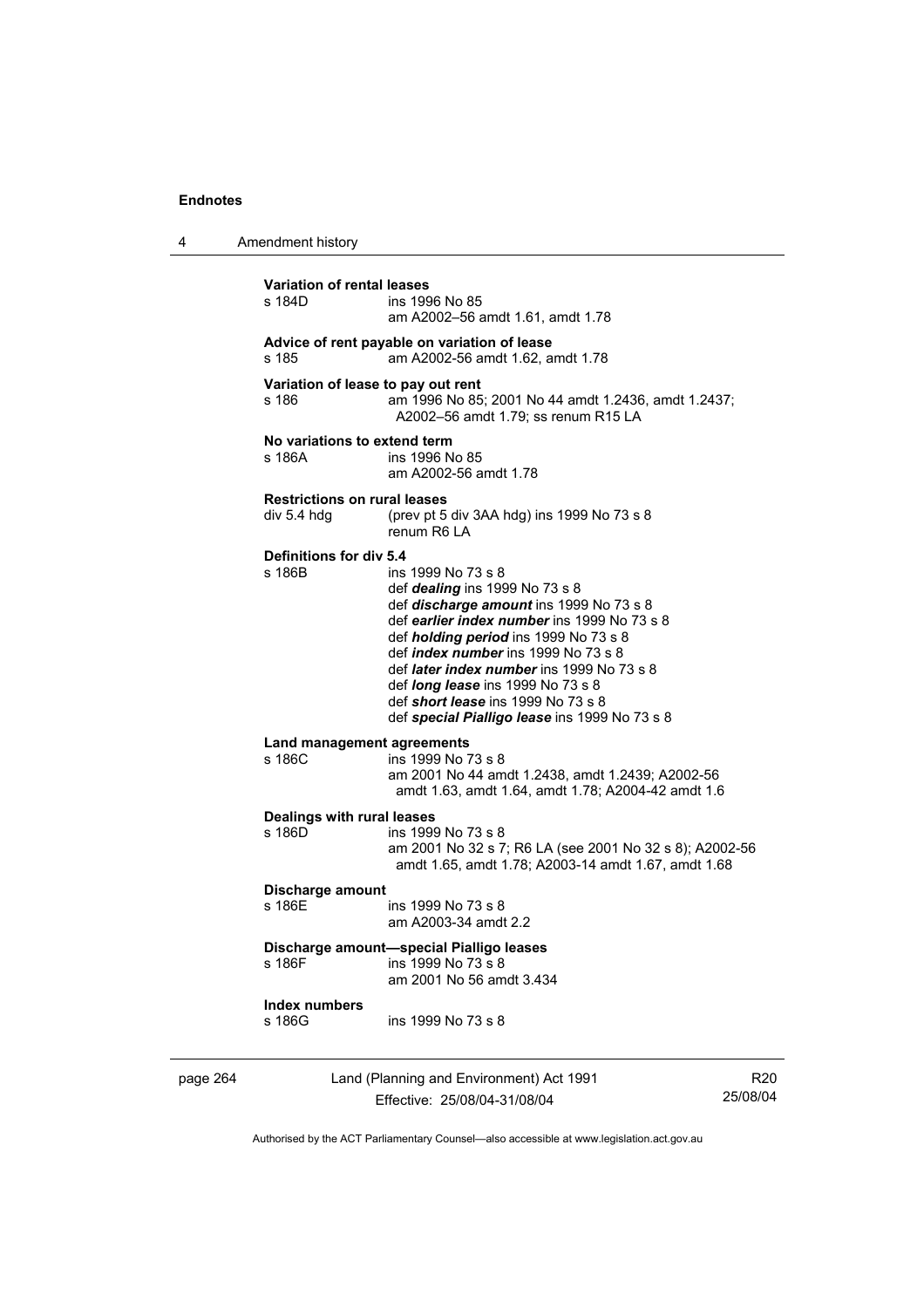**Variation of rental leases**

s 184D ins 1996 No 85
am A2002–56 amdt 1.61, amdt 1.78

**Advice of rent payable on variation of lease**

s 185 am A2002-56 amdt 1.62, amdt 1.78

**Variation of lease to pay out rent**

s 186 am 1996 No 85; 2001 No 44 amdt 1.2436, amdt 1.2437; A2002–56 amdt 1.79; ss renum R15 LA

**No variations to extend term**

s 186A ins 1996 No 85
am A2002-56 amdt 1.78

**Restrictions on rural leases**

div 5.4 hdg (prev pt 5 div 3AA hdg) ins 1999 No 73 s 8
renum R6 LA

**Definitions for div 5.4**

s 186B ins 1999 No 73 s 8
def ***dealing*** ins 1999 No 73 s 8
def ***discharge amount*** ins 1999 No 73 s 8
def ***earlier index number*** ins 1999 No 73 s 8
def ***holding period*** ins 1999 No 73 s 8
def ***index number*** ins 1999 No 73 s 8
def ***later index number*** ins 1999 No 73 s 8
def ***long lease*** ins 1999 No 73 s 8
def ***short lease*** ins 1999 No 73 s 8
def ***special Pialligo lease*** ins 1999 No 73 s 8

**Land management agreements**

s 186C ins 1999 No 73 s 8
am 2001 No 44 amdt 1.2438, amdt 1.2439; A2002-56 amdt 1.63, amdt 1.64, amdt 1.78; A2004-42 amdt 1.6

**Dealings with rural leases**

s 186D ins 1999 No 73 s 8
am 2001 No 32 s 7; R6 LA (see 2001 No 32 s 8); A2002-56 amdt 1.65, amdt 1.78; A2003-14 amdt 1.67, amdt 1.68

**Discharge amount**

s 186E ins 1999 No 73 s 8
am A2003-34 amdt 2.2

**Discharge amount—special Pialligo leases**

s 186F ins 1999 No 73 s 8
am 2001 No 56 amdt 3.434

**Index numbers**

s 186G ins 1999 No 73 s 8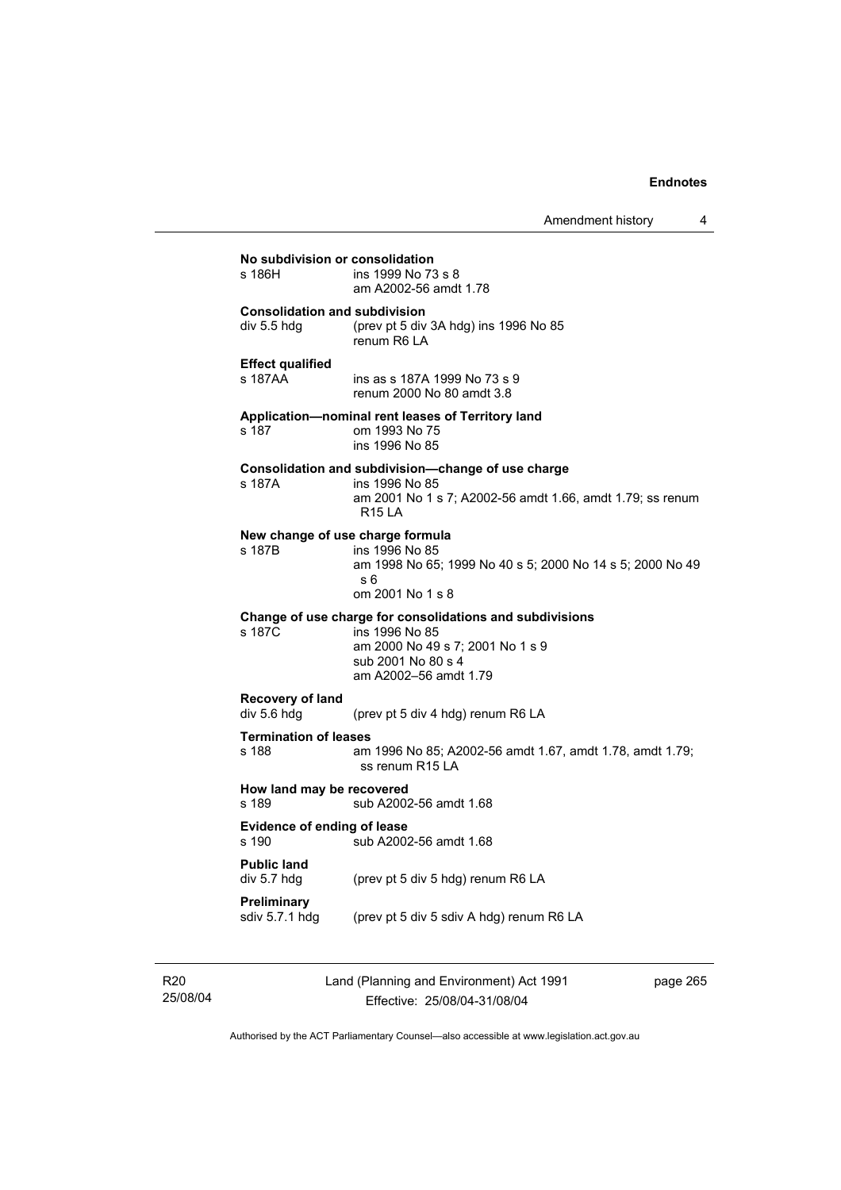**No subdivision or consolidation**

s 186H ins 1999 No 73 s 8
am A2002-56 amdt 1.78

**Consolidation and subdivision**

div 5.5 hdg (prev pt 5 div 3A hdg) ins 1996 No 85
renum R6 LA

**Effect qualified**

s 187AA ins as s 187A 1999 No 73 s 9
renum 2000 No 80 amdt 3.8

**Application—nominal rent leases of Territory land**

s 187 om 1993 No 75
ins 1996 No 85

**Consolidation and subdivision—change of use charge**

s 187A ins 1996 No 85
am 2001 No 1 s 7; A2002-56 amdt 1.66, amdt 1.79; ss renum R15 LA

**New change of use charge formula**

s 187B ins 1996 No 85
am 1998 No 65; 1999 No 40 s 5; 2000 No 14 s 5; 2000 No 49 s 6
om 2001 No 1 s 8

**Change of use charge for consolidations and subdivisions**

s 187C ins 1996 No 85
am 2000 No 49 s 7; 2001 No 1 s 9
sub 2001 No 80 s 4
am A2002–56 amdt 1.79

**Recovery of land**

div 5.6 hdg (prev pt 5 div 4 hdg) renum R6 LA

**Termination of leases**

s 188 am 1996 No 85; A2002-56 amdt 1.67, amdt 1.78, amdt 1.79; ss renum R15 LA

**How land may be recovered**

s 189 sub A2002-56 amdt 1.68

**Evidence of ending of lease**

s 190 sub A2002-56 amdt 1.68

**Public land**

div 5.7 hdg (prev pt 5 div 5 hdg) renum R6 LA

**Preliminary**

sdiv 5.7.1 hdg (prev pt 5 div 5 sdiv A hdg) renum R6 LA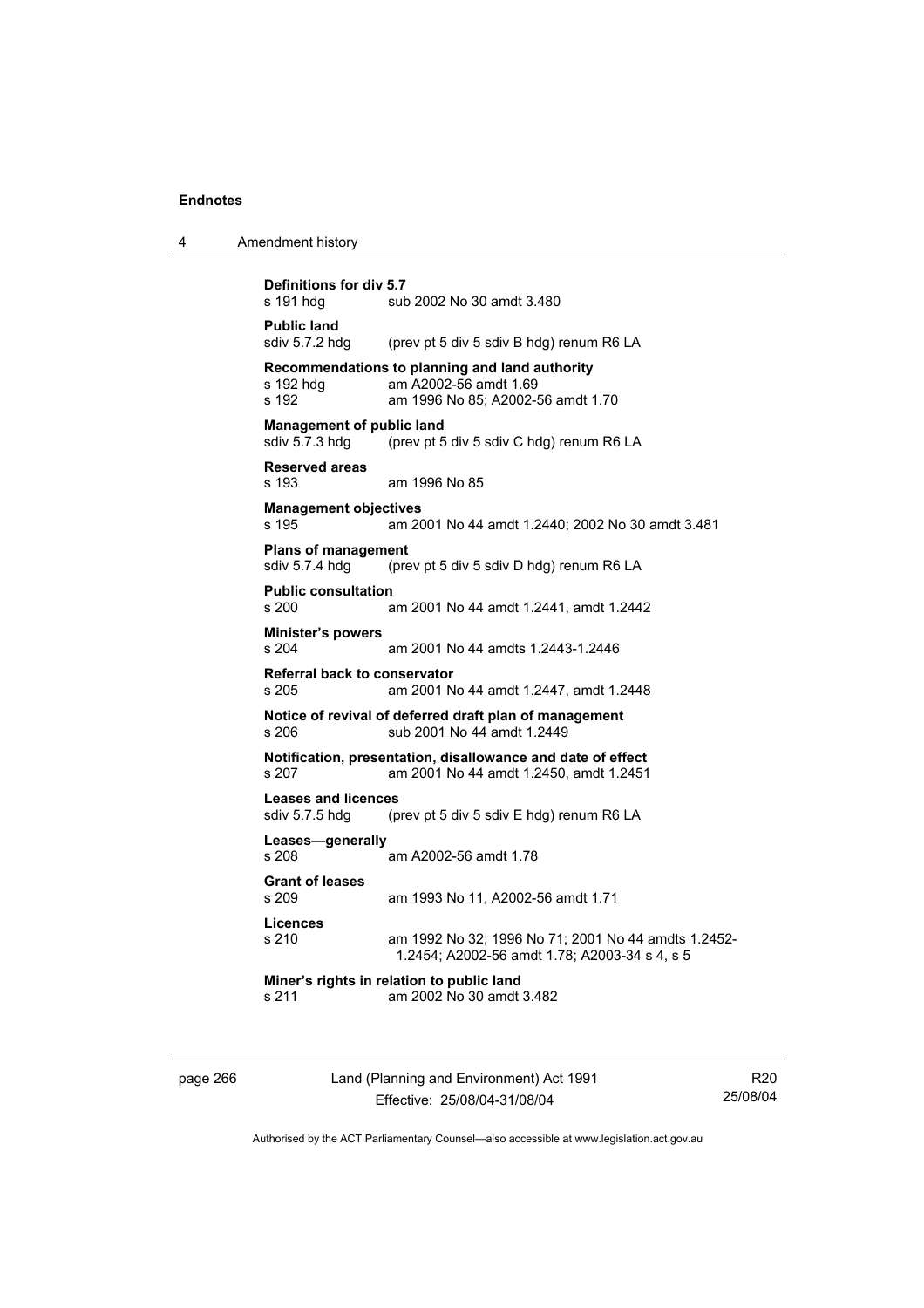**Definitions for div 5.7**
s 191 hdg sub 2002 No 30 amdt 3.480

**Public land**
sdiv 5.7.2 hdg (prev pt 5 div 5 sdiv B hdg) renum R6 LA

**Recommendations to planning and land authority**
s 192 hdg am A2002-56 amdt 1.69
s 192 am 1996 No 85; A2002-56 amdt 1.70

**Management of public land**
sdiv 5.7.3 hdg (prev pt 5 div 5 sdiv C hdg) renum R6 LA

**Reserved areas**
s 193 am 1996 No 85

**Management objectives**
s 195 am 2001 No 44 amdt 1.2440; 2002 No 30 amdt 3.481

**Plans of management**
sdiv 5.7.4 hdg (prev pt 5 div 5 sdiv D hdg) renum R6 LA

**Public consultation**
s 200 am 2001 No 44 amdt 1.2441, amdt 1.2442

**Minister's powers**
s 204 am 2001 No 44 amdts 1.2443-1.2446

**Referral back to conservator**
s 205 am 2001 No 44 amdt 1.2447, amdt 1.2448

**Notice of revival of deferred draft plan of management**
s 206 sub 2001 No 44 amdt 1.2449

**Notification, presentation, disallowance and date of effect**
s 207 am 2001 No 44 amdt 1.2450, amdt 1.2451

**Leases and licences**
sdiv 5.7.5 hdg (prev pt 5 div 5 sdiv E hdg) renum R6 LA

**Leases—generally**
s 208 am A2002-56 amdt 1.78

**Grant of leases**
s 209 am 1993 No 11, A2002-56 amdt 1.71

**Licences**
s 210 am 1992 No 32; 1996 No 71; 2001 No 44 amdts 1.2452-1.2454; A2002-56 amdt 1.78; A2003-34 s 4, s 5

**Miner's rights in relation to public land**
s 211 am 2002 No 30 amdt 3.482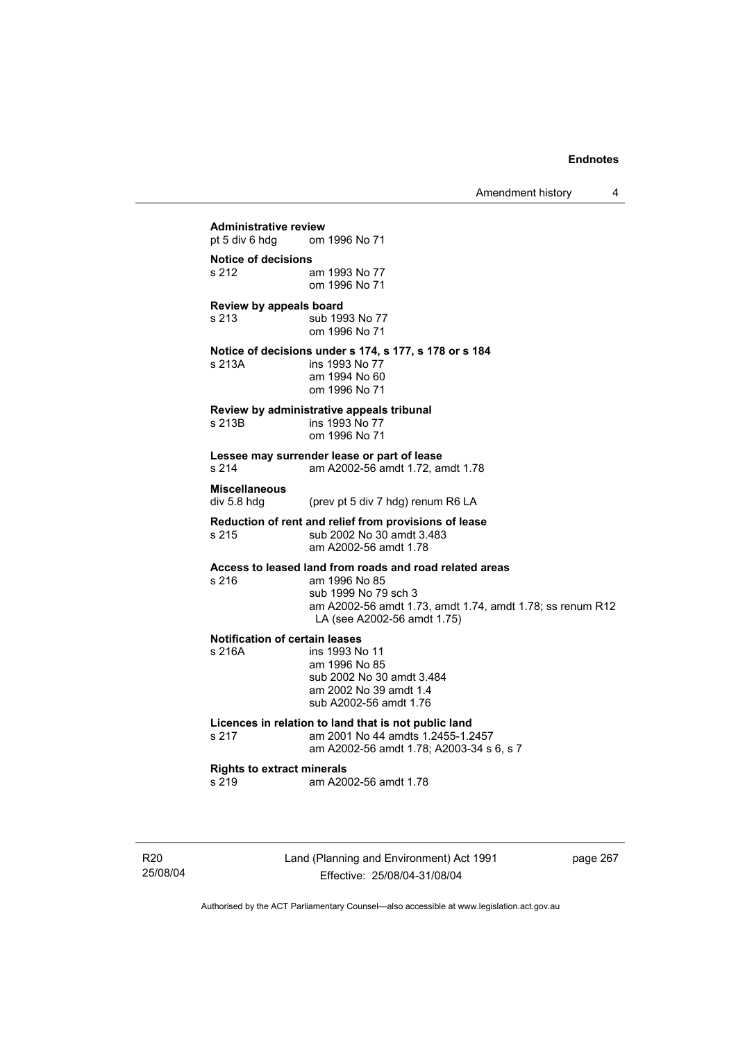**Administrative review**

pt 5 div 6 hdg om 1996 No 71

**Notice of decisions**

s 212 am 1993 No 77
om 1996 No 71

**Review by appeals board**

s 213 sub 1993 No 77
om 1996 No 71

**Notice of decisions under s 174, s 177, s 178 or s 184**

s 213A ins 1993 No 77
am 1994 No 60
om 1996 No 71

**Review by administrative appeals tribunal**

s 213B ins 1993 No 77
om 1996 No 71

**Lessee may surrender lease or part of lease**

s 214 am A2002-56 amdt 1.72, amdt 1.78

**Miscellaneous**

div 5.8 hdg (prev pt 5 div 7 hdg) renum R6 LA

**Reduction of rent and relief from provisions of lease**

s 215 sub 2002 No 30 amdt 3.483
am A2002-56 amdt 1.78

**Access to leased land from roads and road related areas**

s 216 am 1996 No 85
sub 1999 No 79 sch 3
am A2002-56 amdt 1.73, amdt 1.74, amdt 1.78; ss renum R12 LA (see A2002-56 amdt 1.75)

**Notification of certain leases**

s 216A ins 1993 No 11
am 1996 No 85
sub 2002 No 30 amdt 3.484
am 2002 No 39 amdt 1.4
sub A2002-56 amdt 1.76

**Licences in relation to land that is not public land**

s 217 am 2001 No 44 amdts 1.2455-1.2457
am A2002-56 amdt 1.78; A2003-34 s 6, s 7

**Rights to extract minerals**

s 219 am A2002-56 amdt 1.78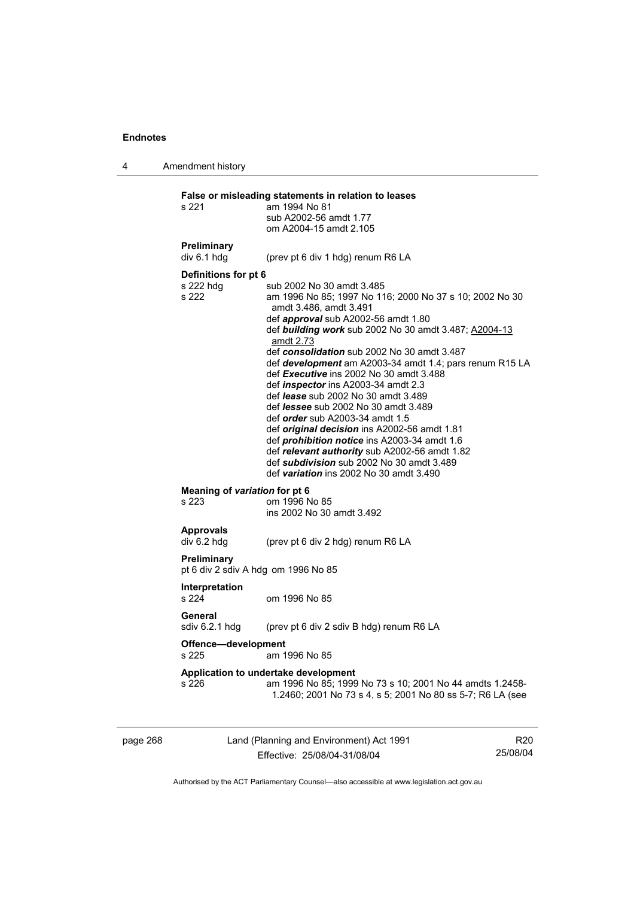**False or misleading statements in relation to leases**

s 221 am 1994 No 81
sub A2002-56 amdt 1.77
om A2004-15 amdt 2.105

**Preliminary**

div 6.1 hdg (prev pt 6 div 1 hdg) renum R6 LA

**Definitions for pt 6**

s 222 hdg sub 2002 No 30 amdt 3.485

s 222 am 1996 No 85; 1997 No 116; 2000 No 37 s 10; 2002 No 30 amdt 3.486, amdt 3.491
def ***approval*** sub A2002-56 amdt 1.80
def ***building work*** sub 2002 No 30 amdt 3.487; A2004-13 amdt 2.73
def ***consolidation*** sub 2002 No 30 amdt 3.487
def ***development*** am A2003-34 amdt 1.4; pars renum R15 LA
def ***Executive*** ins 2002 No 30 amdt 3.488
def ***inspector*** ins A2003-34 amdt 2.3
def ***lease*** sub 2002 No 30 amdt 3.489
def ***lessee*** sub 2002 No 30 amdt 3.489
def ***order*** sub A2003-34 amdt 1.5
def ***original decision*** ins A2002-56 amdt 1.81
def ***prohibition notice*** ins A2003-34 amdt 1.6
def ***relevant authority*** sub A2002-56 amdt 1.82
def ***subdivision*** sub 2002 No 30 amdt 3.489
def ***variation*** ins 2002 No 30 amdt 3.490

**Meaning of *variation* for pt 6**

s 223 om 1996 No 85
ins 2002 No 30 amdt 3.492

**Approvals**

div 6.2 hdg (prev pt 6 div 2 hdg) renum R6 LA

**Preliminary**

pt 6 div 2 sdiv A hdg om 1996 No 85

**Interpretation**

s 224 om 1996 No 85

**General**

sdiv 6.2.1 hdg (prev pt 6 div 2 sdiv B hdg) renum R6 LA

**Offence—development**

s 225 am 1996 No 85

**Application to undertake development**

s 226 am 1996 No 85; 1999 No 73 s 10; 2001 No 44 amdts 1.2458-1.2460; 2001 No 73 s 4, s 5; 2001 No 80 ss 5-7; R6 LA (see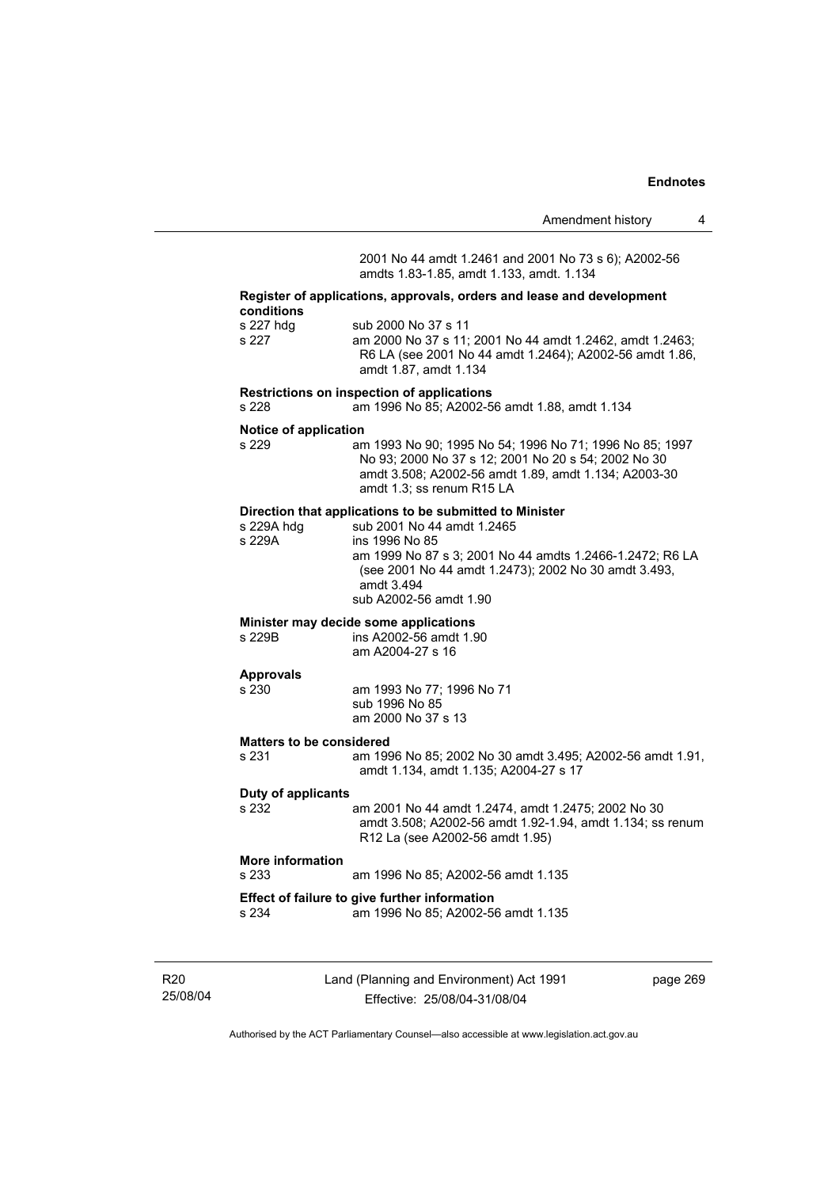2001 No 44 amdt 1.2461 and 2001 No 73 s 6); A2002-56 amdts 1.83-1.85, amdt 1.133, amdt. 1.134

**Register of applications, approvals, orders and lease and development conditions**

s 227 hdg sub 2000 No 37 s 11

s 227 am 2000 No 37 s 11; 2001 No 44 amdt 1.2462, amdt 1.2463; R6 LA (see 2001 No 44 amdt 1.2464); A2002-56 amdt 1.86, amdt 1.87, amdt 1.134

**Restrictions on inspection of applications**

s 228 am 1996 No 85; A2002-56 amdt 1.88, amdt 1.134

**Notice of application**

s 229 am 1993 No 90; 1995 No 54; 1996 No 71; 1996 No 85; 1997 No 93; 2000 No 37 s 12; 2001 No 20 s 54; 2002 No 30 amdt 3.508; A2002-56 amdt 1.89, amdt 1.134; A2003-30 amdt 1.3; ss renum R15 LA

**Direction that applications to be submitted to Minister**

s 229A hdg sub 2001 No 44 amdt 1.2465

s 229A ins 1996 No 85
am 1999 No 87 s 3; 2001 No 44 amdts 1.2466-1.2472; R6 LA (see 2001 No 44 amdt 1.2473); 2002 No 30 amdt 3.493, amdt 3.494
sub A2002-56 amdt 1.90

**Minister may decide some applications**

s 229B ins A2002-56 amdt 1.90
am A2004-27 s 16

**Approvals**

s 230 am 1993 No 77; 1996 No 71
sub 1996 No 85
am 2000 No 37 s 13

**Matters to be considered**

s 231 am 1996 No 85; 2002 No 30 amdt 3.495; A2002-56 amdt 1.91, amdt 1.134, amdt 1.135; A2004-27 s 17

**Duty of applicants**

s 232 am 2001 No 44 amdt 1.2474, amdt 1.2475; 2002 No 30 amdt 3.508; A2002-56 amdt 1.92-1.94, amdt 1.134; ss renum R12 La (see A2002-56 amdt 1.95)

**More information**

s 233 am 1996 No 85; A2002-56 amdt 1.135

**Effect of failure to give further information**

s 234 am 1996 No 85; A2002-56 amdt 1.135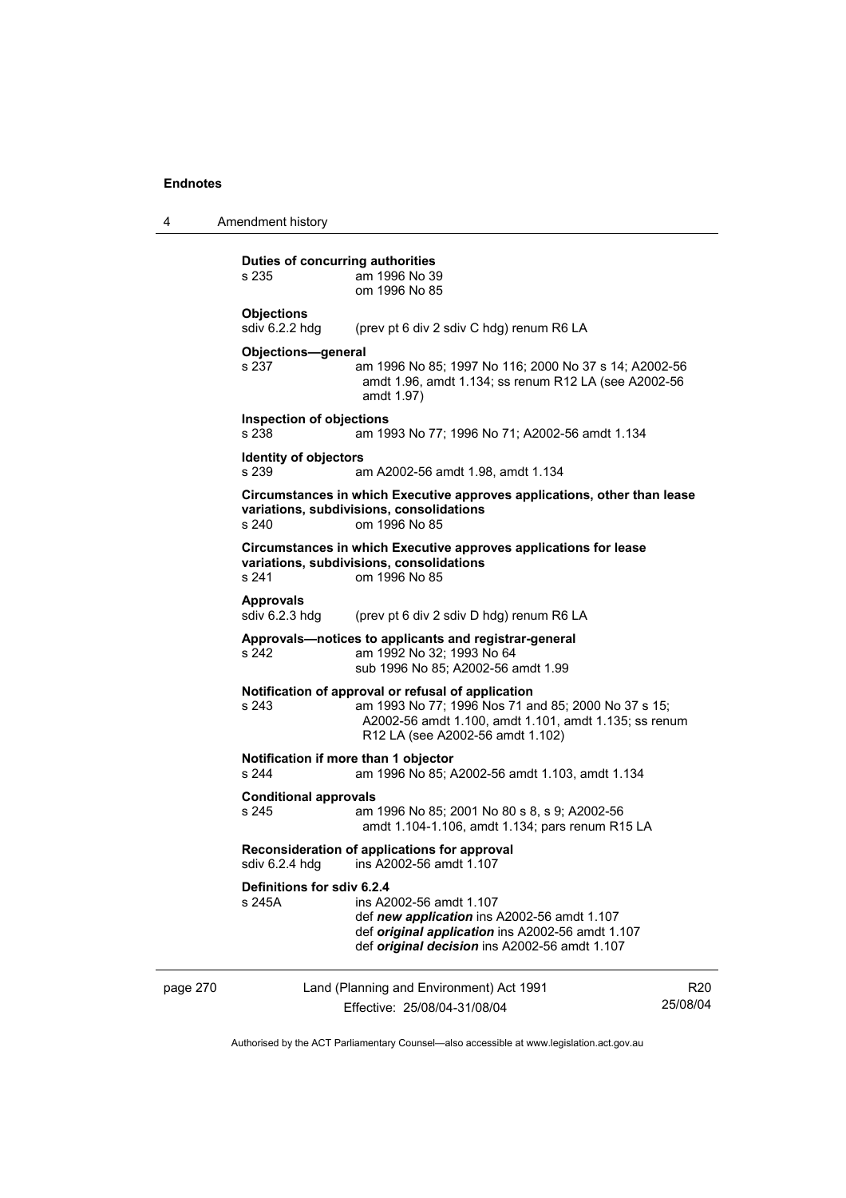**Duties of concurring authorities**
s 235 am 1996 No 39
om 1996 No 85

**Objections**
sdiv 6.2.2 hdg (prev pt 6 div 2 sdiv C hdg) renum R6 LA

**Objections—general**
s 237 am 1996 No 85; 1997 No 116; 2000 No 37 s 14; A2002-56 amdt 1.96, amdt 1.134; ss renum R12 LA (see A2002-56 amdt 1.97)

**Inspection of objections**
s 238 am 1993 No 77; 1996 No 71; A2002-56 amdt 1.134

**Identity of objectors**
s 239 am A2002-56 amdt 1.98, amdt 1.134

**Circumstances in which Executive approves applications, other than lease variations, subdivisions, consolidations**
s 240 om 1996 No 85

**Circumstances in which Executive approves applications for lease variations, subdivisions, consolidations**
s 241 om 1996 No 85

**Approvals**
sdiv 6.2.3 hdg (prev pt 6 div 2 sdiv D hdg) renum R6 LA

**Approvals—notices to applicants and registrar-general**
s 242 am 1992 No 32; 1993 No 64
sub 1996 No 85; A2002-56 amdt 1.99

**Notification of approval or refusal of application**
s 243 am 1993 No 77; 1996 Nos 71 and 85; 2000 No 37 s 15; A2002-56 amdt 1.100, amdt 1.101, amdt 1.135; ss renum R12 LA (see A2002-56 amdt 1.102)

**Notification if more than 1 objector**
s 244 am 1996 No 85; A2002-56 amdt 1.103, amdt 1.134

**Conditional approvals**
s 245 am 1996 No 85; 2001 No 80 s 8, s 9; A2002-56 amdt 1.104-1.106, amdt 1.134; pars renum R15 LA

**Reconsideration of applications for approval**
sdiv 6.2.4 hdg ins A2002-56 amdt 1.107

**Definitions for sdiv 6.2.4**
s 245A ins A2002-56 amdt 1.107
def ***new application*** ins A2002-56 amdt 1.107
def ***original application*** ins A2002-56 amdt 1.107
def ***original decision*** ins A2002-56 amdt 1.107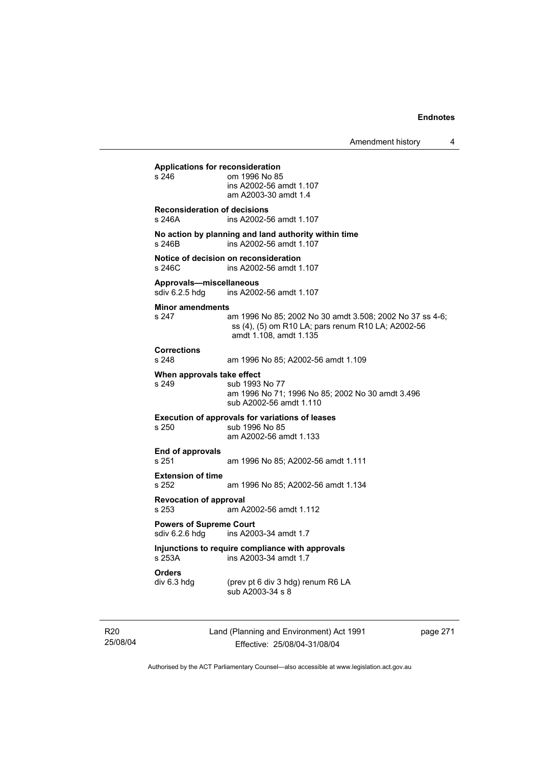**Applications for reconsideration**

s 246 om 1996 No 85
ins A2002-56 amdt 1.107
am A2003-30 amdt 1.4

**Reconsideration of decisions**

s 246A ins A2002-56 amdt 1.107

**No action by planning and land authority within time**

s 246B ins A2002-56 amdt 1.107

**Notice of decision on reconsideration**

s 246C ins A2002-56 amdt 1.107

**Approvals—miscellaneous**

sdiv 6.2.5 hdg ins A2002-56 amdt 1.107

**Minor amendments**

s 247 am 1996 No 85; 2002 No 30 amdt 3.508; 2002 No 37 ss 4-6; ss (4), (5) om R10 LA; pars renum R10 LA; A2002-56 amdt 1.108, amdt 1.135

**Corrections**

s 248 am 1996 No 85; A2002-56 amdt 1.109

**When approvals take effect**

s 249 sub 1993 No 77
am 1996 No 71; 1996 No 85; 2002 No 30 amdt 3.496
sub A2002-56 amdt 1.110

**Execution of approvals for variations of leases**

s 250 sub 1996 No 85
am A2002-56 amdt 1.133

**End of approvals**

s 251 am 1996 No 85; A2002-56 amdt 1.111

**Extension of time**

s 252 am 1996 No 85; A2002-56 amdt 1.134

**Revocation of approval**

s 253 am A2002-56 amdt 1.112

**Powers of Supreme Court**

sdiv 6.2.6 hdg ins A2003-34 amdt 1.7

**Injunctions to require compliance with approvals**

s 253A ins A2003-34 amdt 1.7

**Orders**

div 6.3 hdg (prev pt 6 div 3 hdg) renum R6 LA
sub A2003-34 s 8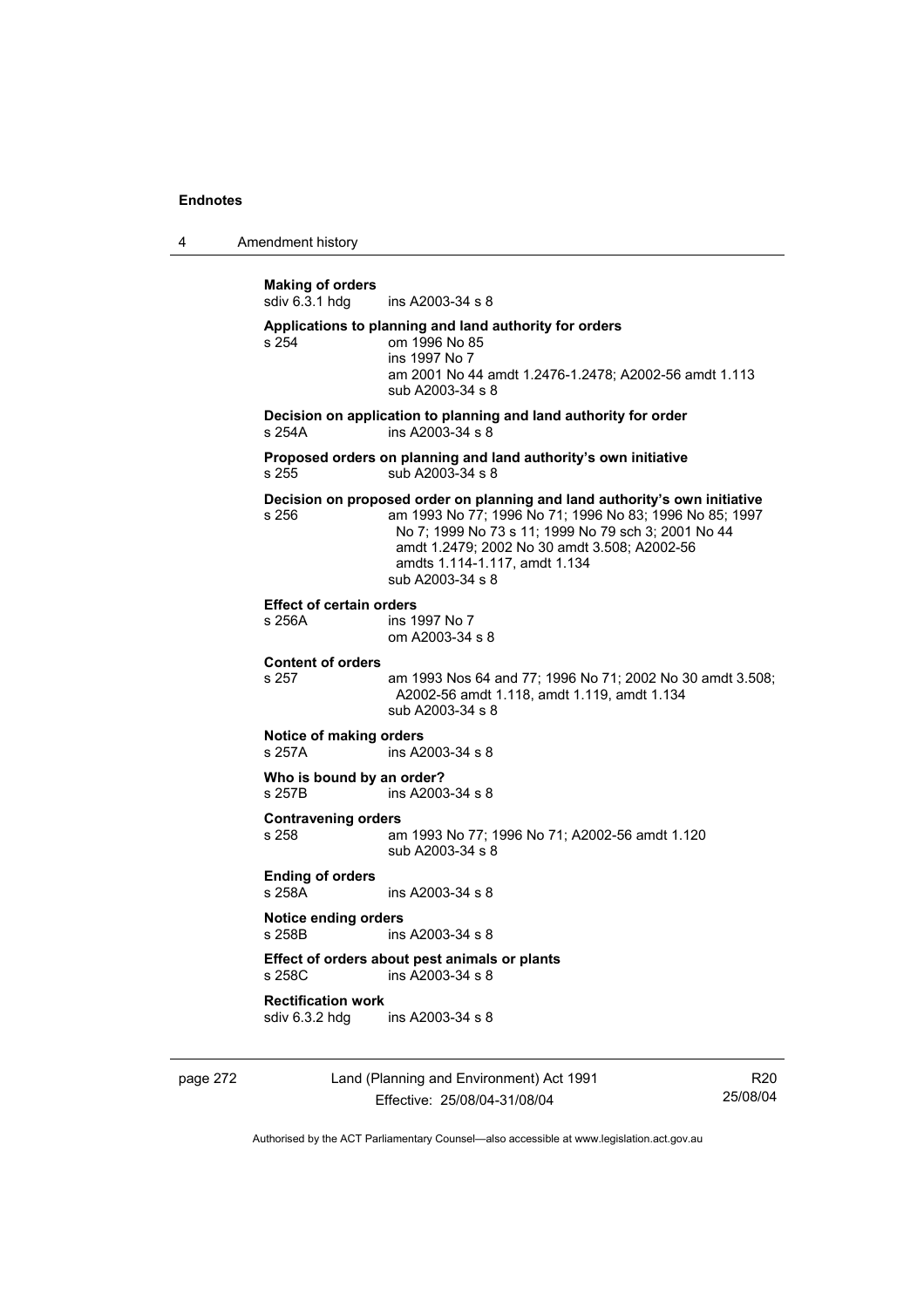**Making of orders**
sdiv 6.3.1 hdg ins A2003-34 s 8

**Applications to planning and land authority for orders**
s 254 om 1996 No 85
ins 1997 No 7
am 2001 No 44 amdt 1.2476-1.2478; A2002-56 amdt 1.113
sub A2003-34 s 8

**Decision on application to planning and land authority for order**
s 254A ins A2003-34 s 8

**Proposed orders on planning and land authority's own initiative**
s 255 sub A2003-34 s 8

**Decision on proposed order on planning and land authority's own initiative**
s 256 am 1993 No 77; 1996 No 71; 1996 No 83; 1996 No 85; 1997 No 7; 1999 No 73 s 11; 1999 No 79 sch 3; 2001 No 44 amdt 1.2479; 2002 No 30 amdt 3.508; A2002-56 amdts 1.114-1.117, amdt 1.134
sub A2003-34 s 8

**Effect of certain orders**
s 256A ins 1997 No 7
om A2003-34 s 8

**Content of orders**
s 257 am 1993 Nos 64 and 77; 1996 No 71; 2002 No 30 amdt 3.508; A2002-56 amdt 1.118, amdt 1.119, amdt 1.134
sub A2003-34 s 8

**Notice of making orders**
s 257A ins A2003-34 s 8

**Who is bound by an order?**
s 257B ins A2003-34 s 8

**Contravening orders**
s 258 am 1993 No 77; 1996 No 71; A2002-56 amdt 1.120
sub A2003-34 s 8

**Ending of orders**
s 258A ins A2003-34 s 8

**Notice ending orders**
s 258B ins A2003-34 s 8

**Effect of orders about pest animals or plants**
s 258C ins A2003-34 s 8

**Rectification work**
sdiv 6.3.2 hdg ins A2003-34 s 8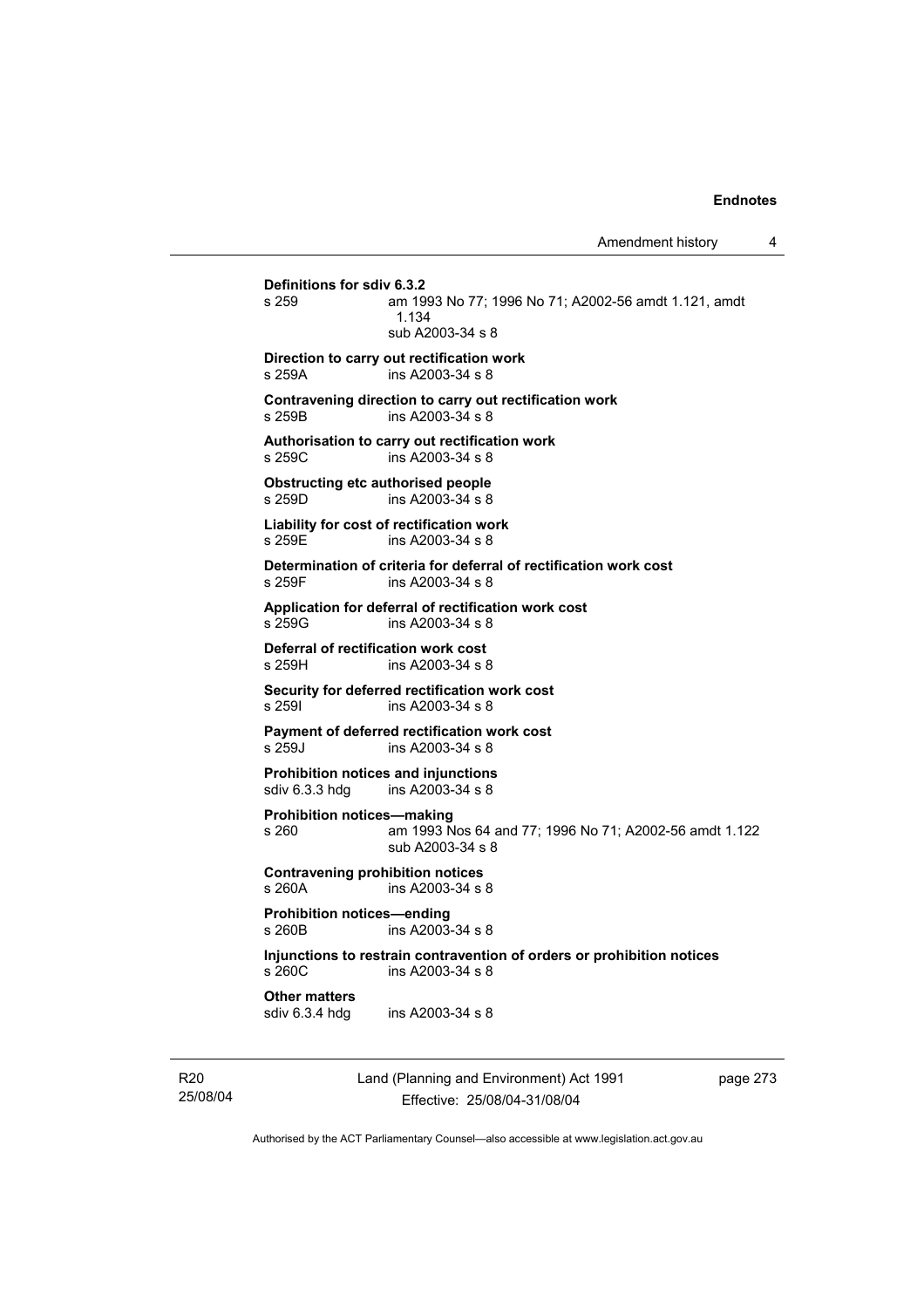**Definitions for sdiv 6.3.2**
s 259 am 1993 No 77; 1996 No 71; A2002-56 amdt 1.121, amdt 1.134
sub A2003-34 s 8

**Direction to carry out rectification work**
s 259A ins A2003-34 s 8

**Contravening direction to carry out rectification work**
s 259B ins A2003-34 s 8

**Authorisation to carry out rectification work**
s 259C ins A2003-34 s 8

**Obstructing etc authorised people**
s 259D ins A2003-34 s 8

**Liability for cost of rectification work**
s 259E ins A2003-34 s 8

**Determination of criteria for deferral of rectification work cost**
s 259F ins A2003-34 s 8

**Application for deferral of rectification work cost**
s 259G ins A2003-34 s 8

**Deferral of rectification work cost**
s 259H ins A2003-34 s 8

**Security for deferred rectification work cost**
s 259I ins A2003-34 s 8

**Payment of deferred rectification work cost**
s 259J ins A2003-34 s 8

**Prohibition notices and injunctions**
sdiv 6.3.3 hdg ins A2003-34 s 8

**Prohibition notices—making**
s 260 am 1993 Nos 64 and 77; 1996 No 71; A2002-56 amdt 1.122
sub A2003-34 s 8

**Contravening prohibition notices**
s 260A ins A2003-34 s 8

**Prohibition notices—ending**
s 260B ins A2003-34 s 8

**Injunctions to restrain contravention of orders or prohibition notices**
s 260C ins A2003-34 s 8

**Other matters**
sdiv 6.3.4 hdg ins A2003-34 s 8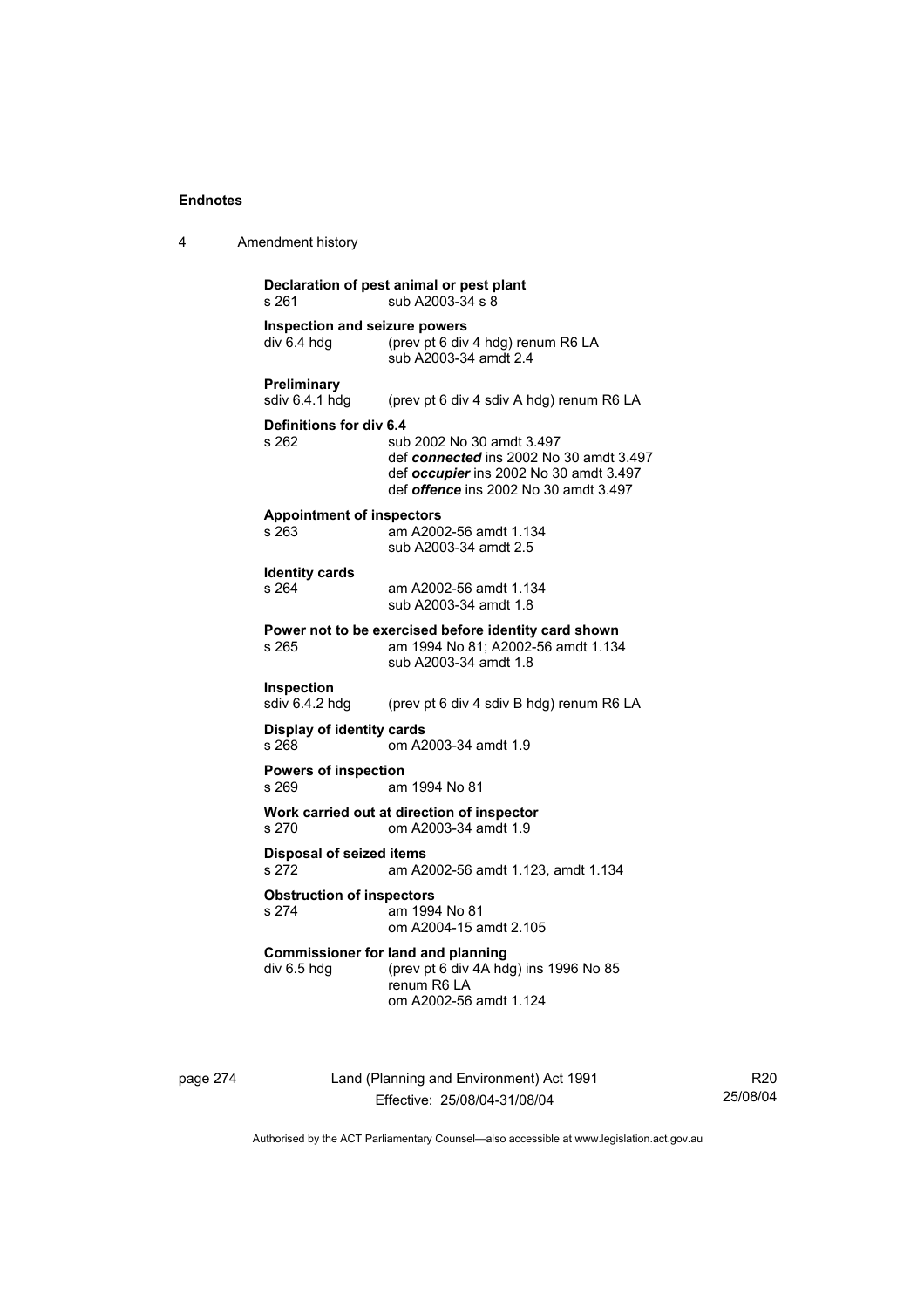**Declaration of pest animal or pest plant**
s 261 sub A2003-34 s 8

**Inspection and seizure powers**
div 6.4 hdg (prev pt 6 div 4 hdg) renum R6 LA
sub A2003-34 amdt 2.4

**Preliminary**
sdiv 6.4.1 hdg (prev pt 6 div 4 sdiv A hdg) renum R6 LA

**Definitions for div 6.4**
s 262 sub 2002 No 30 amdt 3.497
def ***connected*** ins 2002 No 30 amdt 3.497
def ***occupier*** ins 2002 No 30 amdt 3.497
def ***offence*** ins 2002 No 30 amdt 3.497

**Appointment of inspectors**
s 263 am A2002-56 amdt 1.134
sub A2003-34 amdt 2.5

**Identity cards**
s 264 am A2002-56 amdt 1.134
sub A2003-34 amdt 1.8

**Power not to be exercised before identity card shown**
s 265 am 1994 No 81; A2002-56 amdt 1.134
sub A2003-34 amdt 1.8

**Inspection**
sdiv 6.4.2 hdg (prev pt 6 div 4 sdiv B hdg) renum R6 LA

**Display of identity cards**
s 268 om A2003-34 amdt 1.9

**Powers of inspection**
s 269 am 1994 No 81

**Work carried out at direction of inspector**
s 270 om A2003-34 amdt 1.9

**Disposal of seized items**
s 272 am A2002-56 amdt 1.123, amdt 1.134

**Obstruction of inspectors**
s 274 am 1994 No 81
om A2004-15 amdt 2.105

**Commissioner for land and planning**
div 6.5 hdg (prev pt 6 div 4A hdg) ins 1996 No 85
renum R6 LA
om A2002-56 amdt 1.124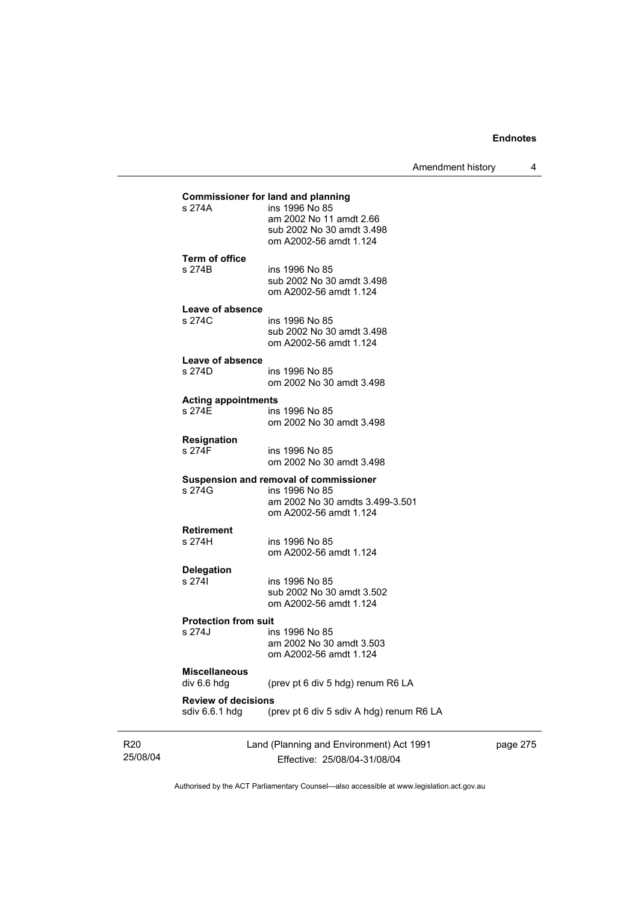**Commissioner for land and planning**

s 274A ins 1996 No 85
am 2002 No 11 amdt 2.66
sub 2002 No 30 amdt 3.498
om A2002-56 amdt 1.124

**Term of office**

s 274B ins 1996 No 85
sub 2002 No 30 amdt 3.498
om A2002-56 amdt 1.124

**Leave of absence**

s 274C ins 1996 No 85
sub 2002 No 30 amdt 3.498
om A2002-56 amdt 1.124

**Leave of absence**

s 274D ins 1996 No 85
om 2002 No 30 amdt 3.498

**Acting appointments**

s 274E ins 1996 No 85
om 2002 No 30 amdt 3.498

**Resignation**

s 274F ins 1996 No 85
om 2002 No 30 amdt 3.498

**Suspension and removal of commissioner**

s 274G ins 1996 No 85
am 2002 No 30 amdts 3.499-3.501
om A2002-56 amdt 1.124

**Retirement**

s 274H ins 1996 No 85
om A2002-56 amdt 1.124

**Delegation**

s 274I ins 1996 No 85
sub 2002 No 30 amdt 3.502
om A2002-56 amdt 1.124

**Protection from suit**

s 274J ins 1996 No 85
am 2002 No 30 amdt 3.503
om A2002-56 amdt 1.124

**Miscellaneous**

div 6.6 hdg (prev pt 6 div 5 hdg) renum R6 LA

**Review of decisions**

sdiv 6.6.1 hdg (prev pt 6 div 5 sdiv A hdg) renum R6 LA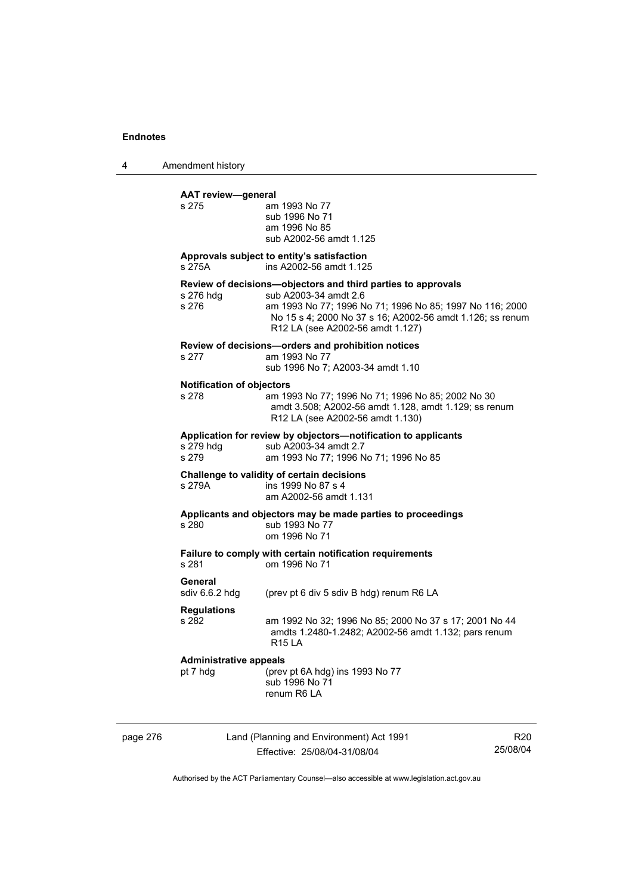**AAT review—general**

s 275 am 1993 No 77
sub 1996 No 71
am 1996 No 85
sub A2002-56 amdt 1.125

**Approvals subject to entity's satisfaction**

s 275A ins A2002-56 amdt 1.125

**Review of decisions—objectors and third parties to approvals**

s 276 hdg sub A2003-34 amdt 2.6
s 276 am 1993 No 77; 1996 No 71; 1996 No 85; 1997 No 116; 2000 No 15 s 4; 2000 No 37 s 16; A2002-56 amdt 1.126; ss renum R12 LA (see A2002-56 amdt 1.127)

**Review of decisions—orders and prohibition notices**

s 277 am 1993 No 77
sub 1996 No 7; A2003-34 amdt 1.10

**Notification of objectors**

s 278 am 1993 No 77; 1996 No 71; 1996 No 85; 2002 No 30 amdt 3.508; A2002-56 amdt 1.128, amdt 1.129; ss renum R12 LA (see A2002-56 amdt 1.130)

**Application for review by objectors—notification to applicants**

s 279 hdg sub A2003-34 amdt 2.7
s 279 am 1993 No 77; 1996 No 71; 1996 No 85

**Challenge to validity of certain decisions**

s 279A ins 1999 No 87 s 4
am A2002-56 amdt 1.131

**Applicants and objectors may be made parties to proceedings**

s 280 sub 1993 No 77
om 1996 No 71

**Failure to comply with certain notification requirements**

s 281 om 1996 No 71

**General**

sdiv 6.6.2 hdg (prev pt 6 div 5 sdiv B hdg) renum R6 LA

**Regulations**

s 282 am 1992 No 32; 1996 No 85; 2000 No 37 s 17; 2001 No 44 amdts 1.2480-1.2482; A2002-56 amdt 1.132; pars renum R15 LA

**Administrative appeals**

pt 7 hdg (prev pt 6A hdg) ins 1993 No 77
sub 1996 No 71
renum R6 LA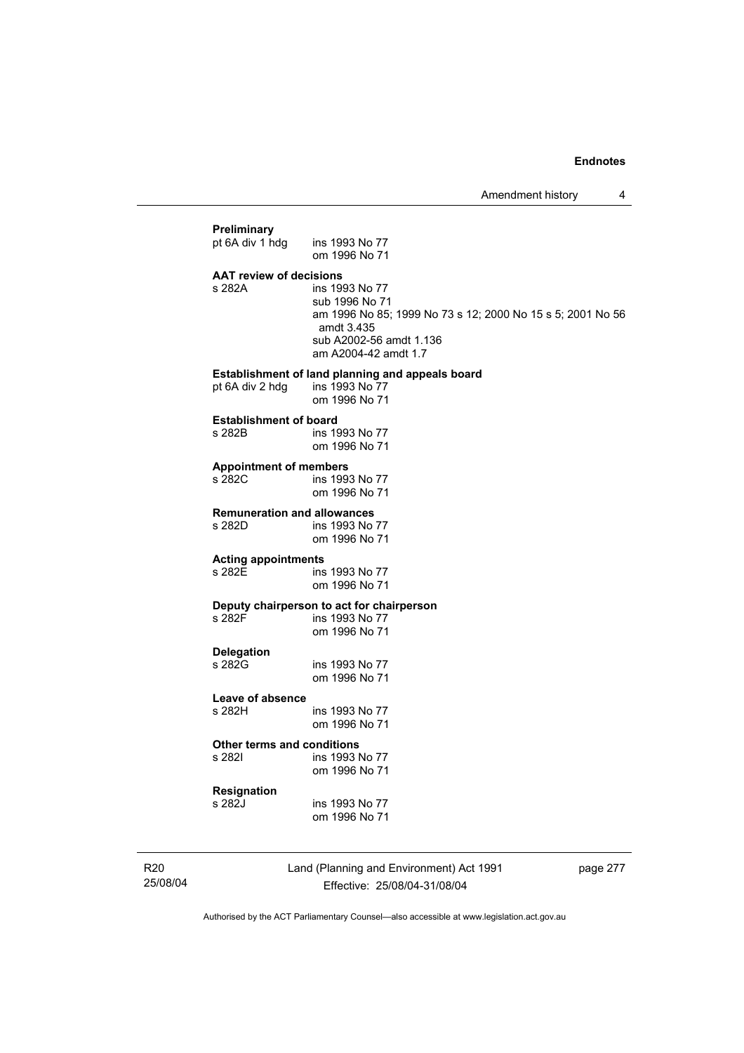**Preliminary**

pt 6A div 1 hdg ins 1993 No 77
om 1996 No 71

**AAT review of decisions**

s 282A ins 1993 No 77
sub 1996 No 71
am 1996 No 85; 1999 No 73 s 12; 2000 No 15 s 5; 2001 No 56 amdt 3.435
sub A2002-56 amdt 1.136
am A2004-42 amdt 1.7

**Establishment of land planning and appeals board**

pt 6A div 2 hdg ins 1993 No 77
om 1996 No 71

**Establishment of board**

s 282B ins 1993 No 77
om 1996 No 71

**Appointment of members**

s 282C ins 1993 No 77
om 1996 No 71

**Remuneration and allowances**

s 282D ins 1993 No 77
om 1996 No 71

**Acting appointments**

s 282E ins 1993 No 77
om 1996 No 71

**Deputy chairperson to act for chairperson**

s 282F ins 1993 No 77
om 1996 No 71

**Delegation**

s 282G ins 1993 No 77
om 1996 No 71

**Leave of absence**

s 282H ins 1993 No 77
om 1996 No 71

**Other terms and conditions**

s 282I ins 1993 No 77
om 1996 No 71

**Resignation**

s 282J ins 1993 No 77
om 1996 No 71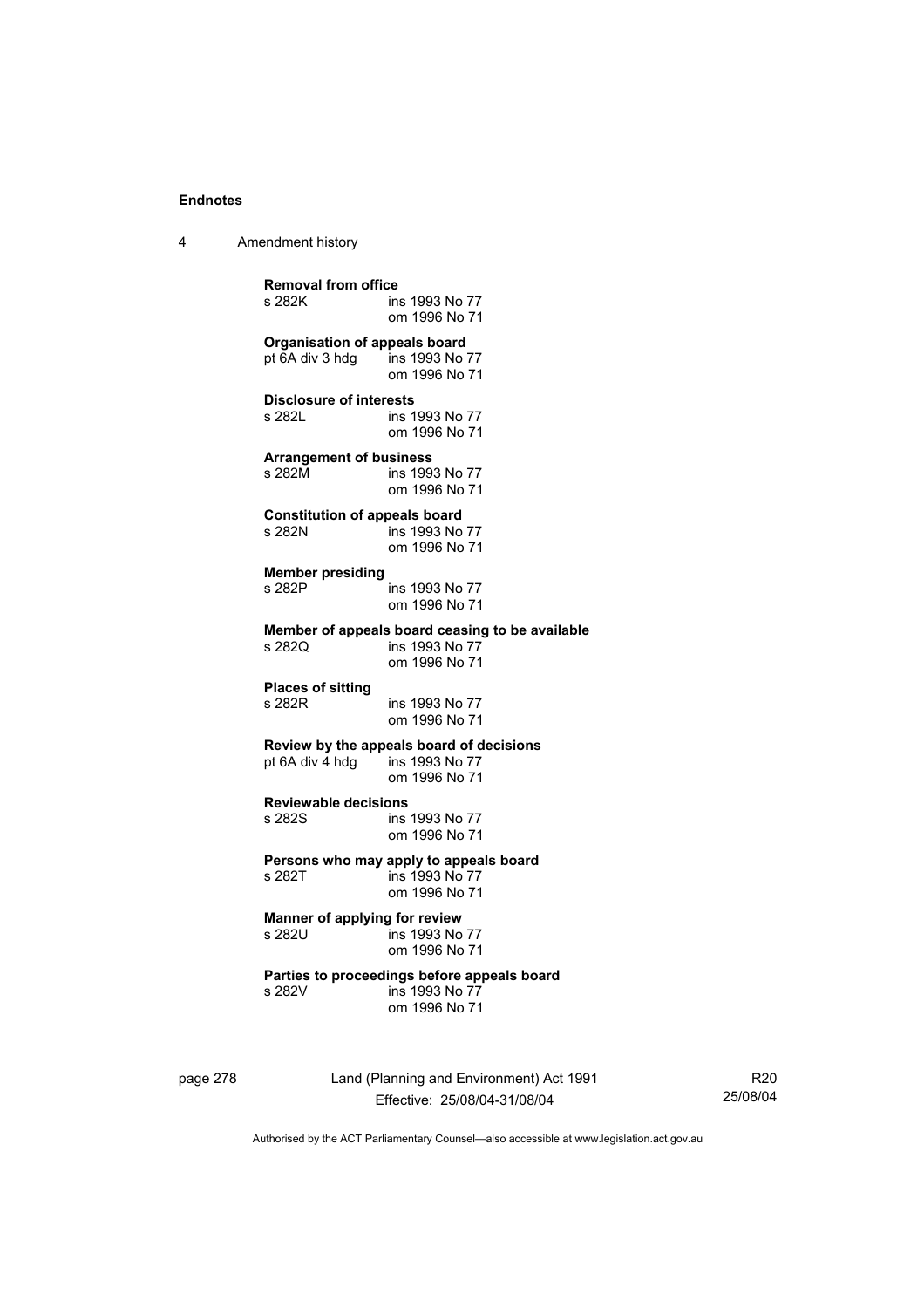**Removal from office**
s 282K ins 1993 No 77
om 1996 No 71

**Organisation of appeals board**
pt 6A div 3 hdg ins 1993 No 77
om 1996 No 71

**Disclosure of interests**
s 282L ins 1993 No 77
om 1996 No 71

**Arrangement of business**
s 282M ins 1993 No 77
om 1996 No 71

**Constitution of appeals board**
s 282N ins 1993 No 77
om 1996 No 71

**Member presiding**
s 282P ins 1993 No 77
om 1996 No 71

**Member of appeals board ceasing to be available**
s 282Q ins 1993 No 77
om 1996 No 71

**Places of sitting**
s 282R ins 1993 No 77
om 1996 No 71

**Review by the appeals board of decisions**
pt 6A div 4 hdg ins 1993 No 77
om 1996 No 71

**Reviewable decisions**
s 282S ins 1993 No 77
om 1996 No 71

**Persons who may apply to appeals board**
s 282T ins 1993 No 77
om 1996 No 71

**Manner of applying for review**
s 282U ins 1993 No 77
om 1996 No 71

**Parties to proceedings before appeals board**
s 282V ins 1993 No 77
om 1996 No 71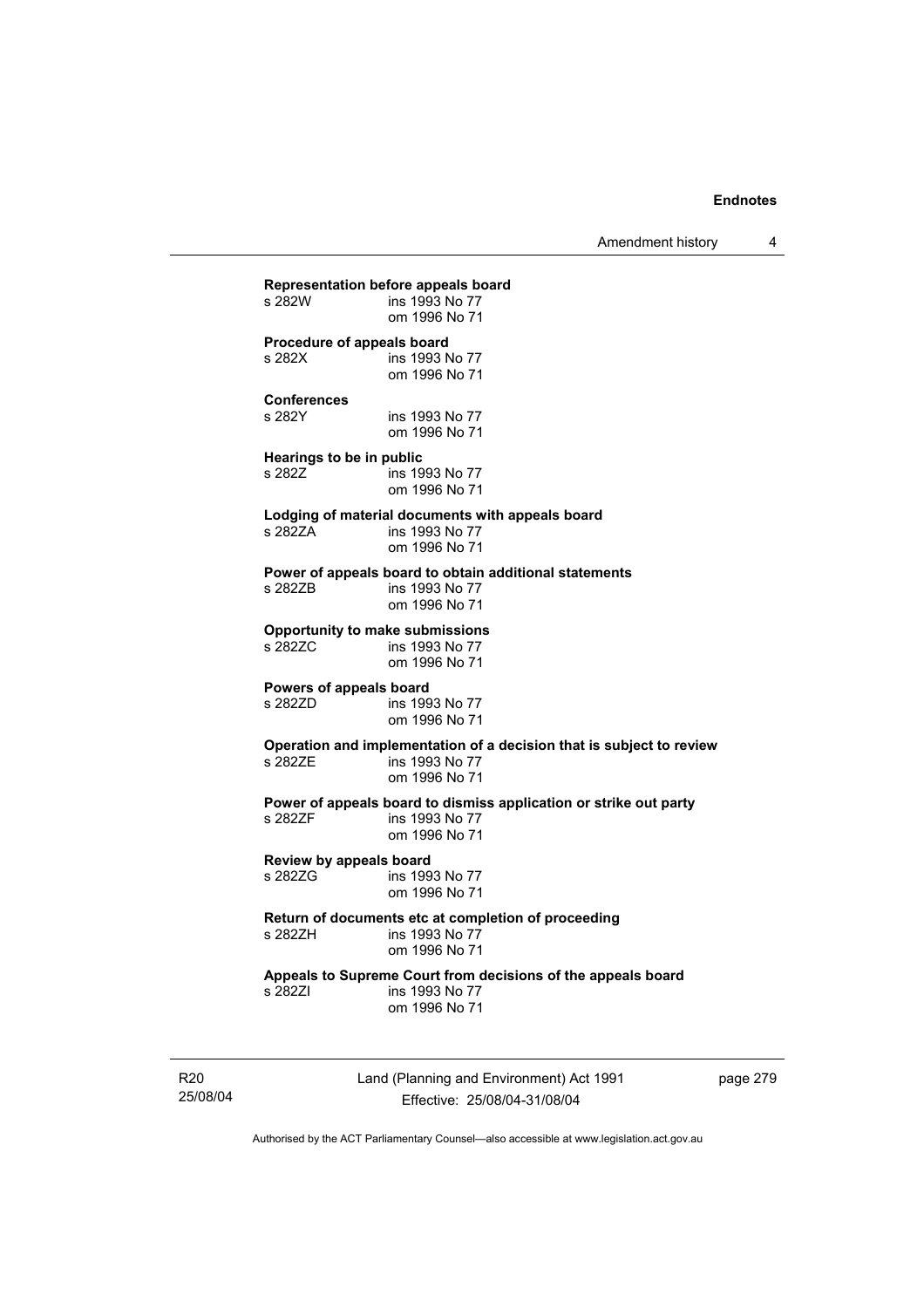**Representation before appeals board**

s 282W ins 1993 No 77
om 1996 No 71

**Procedure of appeals board**

s 282X ins 1993 No 77
om 1996 No 71

**Conferences**

s 282Y ins 1993 No 77
om 1996 No 71

**Hearings to be in public**

s 282Z ins 1993 No 77
om 1996 No 71

**Lodging of material documents with appeals board**

s 282ZA ins 1993 No 77
om 1996 No 71

**Power of appeals board to obtain additional statements**

s 282ZB ins 1993 No 77
om 1996 No 71

**Opportunity to make submissions**

s 282ZC ins 1993 No 77
om 1996 No 71

**Powers of appeals board**

s 282ZD ins 1993 No 77
om 1996 No 71

**Operation and implementation of a decision that is subject to review**

s 282ZE ins 1993 No 77
om 1996 No 71

**Power of appeals board to dismiss application or strike out party**

s 282ZF ins 1993 No 77
om 1996 No 71

**Review by appeals board**

s 282ZG ins 1993 No 77
om 1996 No 71

**Return of documents etc at completion of proceeding**

s 282ZH ins 1993 No 77
om 1996 No 71

**Appeals to Supreme Court from decisions of the appeals board**

s 282ZI ins 1993 No 77
om 1996 No 71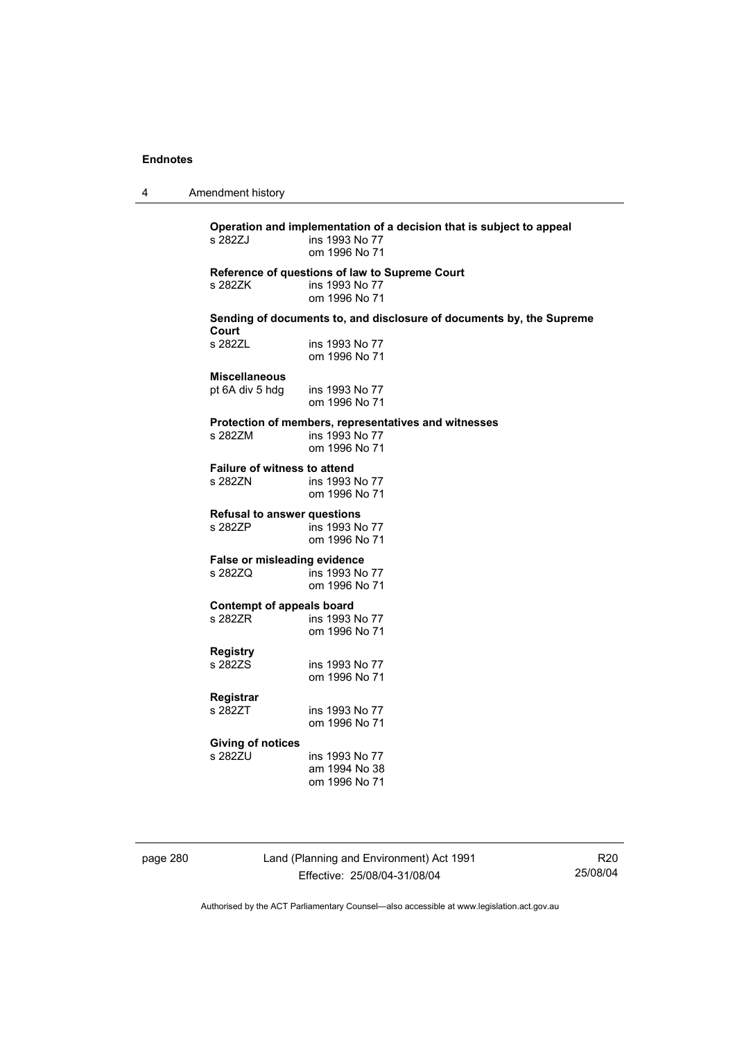**Operation and implementation of a decision that is subject to appeal**
s 282ZJ ins 1993 No 77
om 1996 No 71

**Reference of questions of law to Supreme Court**
s 282ZK ins 1993 No 77
om 1996 No 71

**Sending of documents to, and disclosure of documents by, the Supreme Court**
s 282ZL ins 1993 No 77
om 1996 No 71

**Miscellaneous**
pt 6A div 5 hdg ins 1993 No 77
om 1996 No 71

**Protection of members, representatives and witnesses**
s 282ZM ins 1993 No 77
om 1996 No 71

**Failure of witness to attend**
s 282ZN ins 1993 No 77
om 1996 No 71

**Refusal to answer questions**
s 282ZP ins 1993 No 77
om 1996 No 71

**False or misleading evidence**
s 282ZQ ins 1993 No 77
om 1996 No 71

**Contempt of appeals board**
s 282ZR ins 1993 No 77
om 1996 No 71

**Registry**
s 282ZS ins 1993 No 77
om 1996 No 71

**Registrar**
s 282ZT ins 1993 No 77
om 1996 No 71

**Giving of notices**
s 282ZU ins 1993 No 77
am 1994 No 38
om 1996 No 71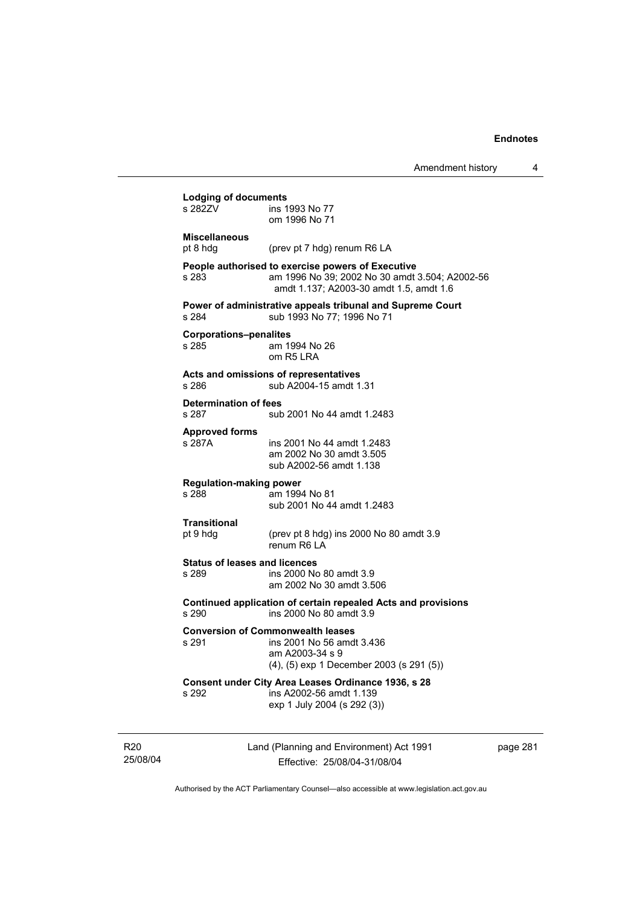**Lodging of documents**
s 282ZV ins 1993 No 77
om 1996 No 71

**Miscellaneous**
pt 8 hdg (prev pt 7 hdg) renum R6 LA

**People authorised to exercise powers of Executive**
s 283 am 1996 No 39; 2002 No 30 amdt 3.504; A2002-56 amdt 1.137; A2003-30 amdt 1.5, amdt 1.6

**Power of administrative appeals tribunal and Supreme Court**
s 284 sub 1993 No 77; 1996 No 71

**Corporations–penalites**
s 285 am 1994 No 26
om R5 LRA

**Acts and omissions of representatives**
s 286 sub A2004-15 amdt 1.31

**Determination of fees**
s 287 sub 2001 No 44 amdt 1.2483

**Approved forms**
s 287A ins 2001 No 44 amdt 1.2483
am 2002 No 30 amdt 3.505
sub A2002-56 amdt 1.138

**Regulation-making power**
s 288 am 1994 No 81
sub 2001 No 44 amdt 1.2483

**Transitional**
pt 9 hdg (prev pt 8 hdg) ins 2000 No 80 amdt 3.9
renum R6 LA

**Status of leases and licences**
s 289 ins 2000 No 80 amdt 3.9
am 2002 No 30 amdt 3.506

**Continued application of certain repealed Acts and provisions**
s 290 ins 2000 No 80 amdt 3.9

**Conversion of Commonwealth leases**
s 291 ins 2001 No 56 amdt 3.436
am A2003-34 s 9
(4), (5) exp 1 December 2003 (s 291 (5))

**Consent under City Area Leases Ordinance 1936, s 28**
s 292 ins A2002-56 amdt 1.139
exp 1 July 2004 (s 292 (3))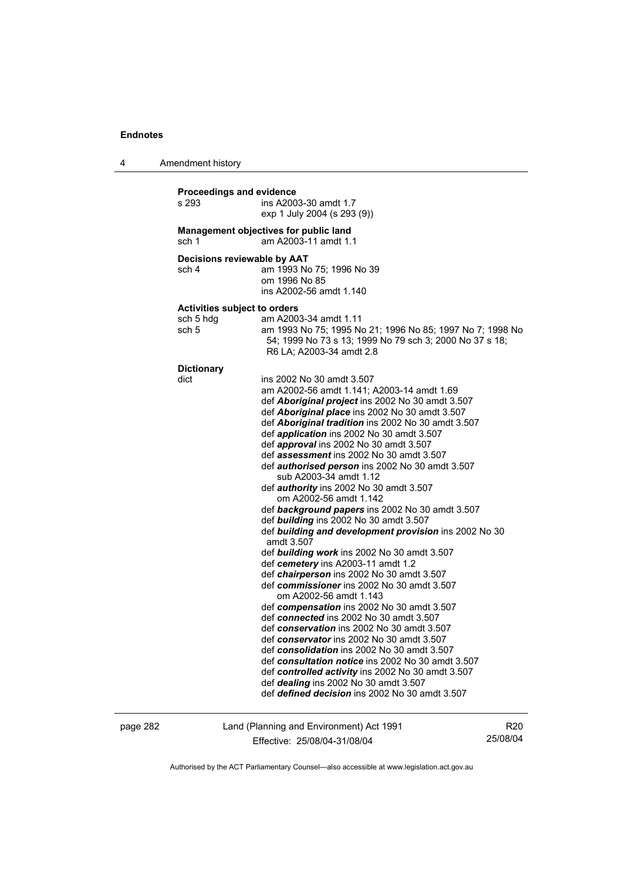**Proceedings and evidence**

s 293 ins A2003-30 amdt 1.7
exp 1 July 2004 (s 293 (9))

**Management objectives for public land**

sch 1 am A2003-11 amdt 1.1

**Decisions reviewable by AAT**

sch 4 am 1993 No 75; 1996 No 39
om 1996 No 85
ins A2002-56 amdt 1.140

**Activities subject to orders**

sch 5 hdg am A2003-34 amdt 1.11
sch 5 am 1993 No 75; 1995 No 21; 1996 No 85; 1997 No 7; 1998 No 54; 1999 No 73 s 13; 1999 No 79 sch 3; 2000 No 37 s 18; R6 LA; A2003-34 amdt 2.8

**Dictionary**

dict ins 2002 No 30 amdt 3.507
am A2002-56 amdt 1.141; A2003-14 amdt 1.69
def ***Aboriginal project*** ins 2002 No 30 amdt 3.507
def ***Aboriginal place*** ins 2002 No 30 amdt 3.507
def ***Aboriginal tradition*** ins 2002 No 30 amdt 3.507
def ***application*** ins 2002 No 30 amdt 3.507
def ***approval*** ins 2002 No 30 amdt 3.507
def ***assessment*** ins 2002 No 30 amdt 3.507
def ***authorised person*** ins 2002 No 30 amdt 3.507
sub A2003-34 amdt 1.12
def ***authority*** ins 2002 No 30 amdt 3.507
om A2002-56 amdt 1.142
def ***background papers*** ins 2002 No 30 amdt 3.507
def ***building*** ins 2002 No 30 amdt 3.507
def ***building and development provision*** ins 2002 No 30 amdt 3.507
def ***building work*** ins 2002 No 30 amdt 3.507
def ***cemetery*** ins A2003-11 amdt 1.2
def ***chairperson*** ins 2002 No 30 amdt 3.507
def ***commissioner*** ins 2002 No 30 amdt 3.507
om A2002-56 amdt 1.143
def ***compensation*** ins 2002 No 30 amdt 3.507
def ***connected*** ins 2002 No 30 amdt 3.507
def ***conservation*** ins 2002 No 30 amdt 3.507
def ***conservator*** ins 2002 No 30 amdt 3.507
def ***consolidation*** ins 2002 No 30 amdt 3.507
def ***consultation notice*** ins 2002 No 30 amdt 3.507
def ***controlled activity*** ins 2002 No 30 amdt 3.507
def ***dealing*** ins 2002 No 30 amdt 3.507
def ***defined decision*** ins 2002 No 30 amdt 3.507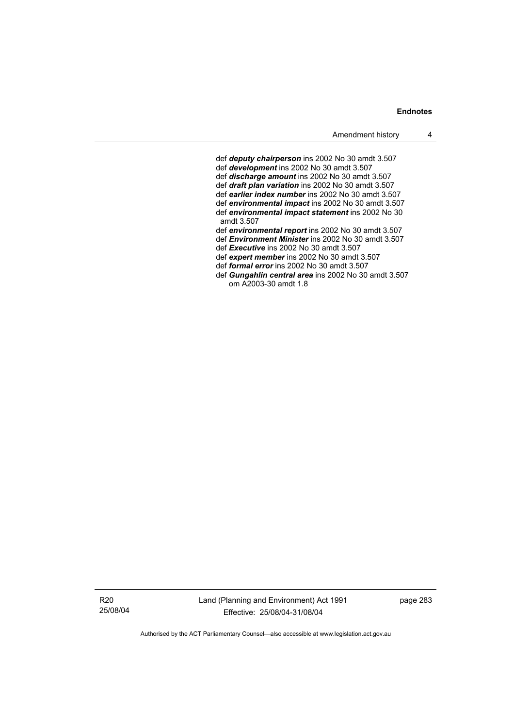def ***deputy chairperson*** ins 2002 No 30 amdt 3.507
def ***development*** ins 2002 No 30 amdt 3.507
def ***discharge amount*** ins 2002 No 30 amdt 3.507
def ***draft plan variation*** ins 2002 No 30 amdt 3.507
def ***earlier index number*** ins 2002 No 30 amdt 3.507
def ***environmental impact*** ins 2002 No 30 amdt 3.507
def ***environmental impact statement*** ins 2002 No 30 amdt 3.507
def ***environmental report*** ins 2002 No 30 amdt 3.507
def ***Environment Minister*** ins 2002 No 30 amdt 3.507
def ***Executive*** ins 2002 No 30 amdt 3.507
def ***expert member*** ins 2002 No 30 amdt 3.507
def ***formal error*** ins 2002 No 30 amdt 3.507
def ***Gungahlin central area*** ins 2002 No 30 amdt 3.507
om A2003-30 amdt 1.8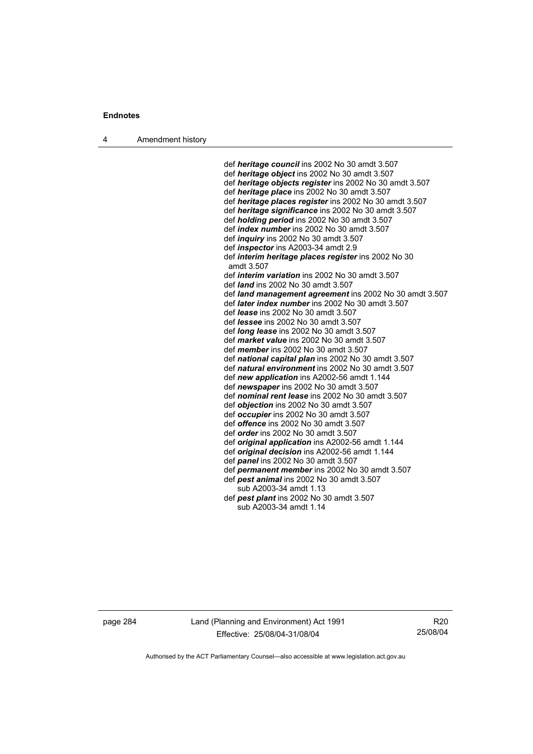def ***heritage council*** ins 2002 No 30 amdt 3.507
def ***heritage object*** ins 2002 No 30 amdt 3.507
def ***heritage objects register*** ins 2002 No 30 amdt 3.507
def ***heritage place*** ins 2002 No 30 amdt 3.507
def ***heritage places register*** ins 2002 No 30 amdt 3.507
def ***heritage significance*** ins 2002 No 30 amdt 3.507
def ***holding period*** ins 2002 No 30 amdt 3.507
def ***index number*** ins 2002 No 30 amdt 3.507
def ***inquiry*** ins 2002 No 30 amdt 3.507
def ***inspector*** ins A2003-34 amdt 2.9
def ***interim heritage places register*** ins 2002 No 30 amdt 3.507
def ***interim variation*** ins 2002 No 30 amdt 3.507
def ***land*** ins 2002 No 30 amdt 3.507
def ***land management agreement*** ins 2002 No 30 amdt 3.507
def ***later index number*** ins 2002 No 30 amdt 3.507
def ***lease*** ins 2002 No 30 amdt 3.507
def ***lessee*** ins 2002 No 30 amdt 3.507
def ***long lease*** ins 2002 No 30 amdt 3.507
def ***market value*** ins 2002 No 30 amdt 3.507
def ***member*** ins 2002 No 30 amdt 3.507
def ***national capital plan*** ins 2002 No 30 amdt 3.507
def ***natural environment*** ins 2002 No 30 amdt 3.507
def ***new application*** ins A2002-56 amdt 1.144
def ***newspaper*** ins 2002 No 30 amdt 3.507
def ***nominal rent lease*** ins 2002 No 30 amdt 3.507
def ***objection*** ins 2002 No 30 amdt 3.507
def ***occupier*** ins 2002 No 30 amdt 3.507
def ***offence*** ins 2002 No 30 amdt 3.507
def ***order*** ins 2002 No 30 amdt 3.507
def ***original application*** ins A2002-56 amdt 1.144
def ***original decision*** ins A2002-56 amdt 1.144
def ***panel*** ins 2002 No 30 amdt 3.507
def ***permanent member*** ins 2002 No 30 amdt 3.507
def ***pest animal*** ins 2002 No 30 amdt 3.507
  sub A2003-34 amdt 1.13
def ***pest plant*** ins 2002 No 30 amdt 3.507
  sub A2003-34 amdt 1.14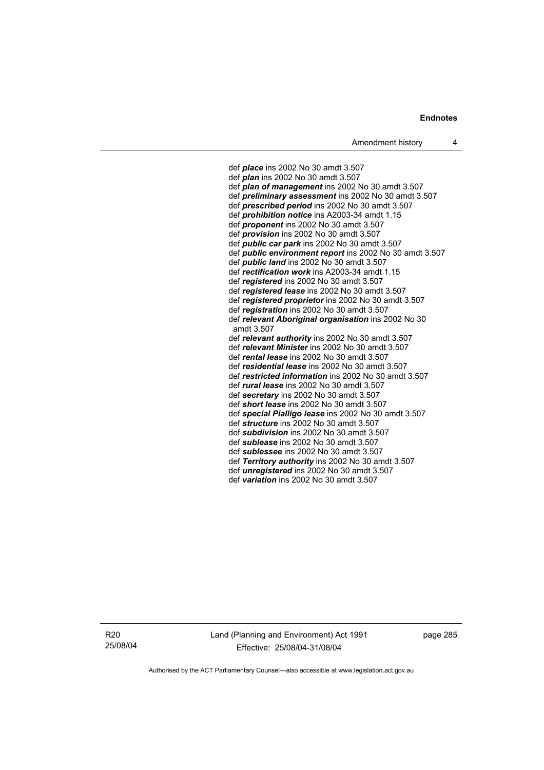def ***place*** ins 2002 No 30 amdt 3.507
def ***plan*** ins 2002 No 30 amdt 3.507
def ***plan of management*** ins 2002 No 30 amdt 3.507
def ***preliminary assessment*** ins 2002 No 30 amdt 3.507
def ***prescribed period*** ins 2002 No 30 amdt 3.507
def ***prohibition notice*** ins A2003-34 amdt 1.15
def ***proponent*** ins 2002 No 30 amdt 3.507
def ***provision*** ins 2002 No 30 amdt 3.507
def ***public car park*** ins 2002 No 30 amdt 3.507
def ***public environment report*** ins 2002 No 30 amdt 3.507
def ***public land*** ins 2002 No 30 amdt 3.507
def ***rectification work*** ins A2003-34 amdt 1.15
def ***registered*** ins 2002 No 30 amdt 3.507
def ***registered lease*** ins 2002 No 30 amdt 3.507
def ***registered proprietor*** ins 2002 No 30 amdt 3.507
def ***registration*** ins 2002 No 30 amdt 3.507
def ***relevant Aboriginal organisation*** ins 2002 No 30 amdt 3.507
def ***relevant authority*** ins 2002 No 30 amdt 3.507
def ***relevant Minister*** ins 2002 No 30 amdt 3.507
def ***rental lease*** ins 2002 No 30 amdt 3.507
def ***residential lease*** ins 2002 No 30 amdt 3.507
def ***restricted information*** ins 2002 No 30 amdt 3.507
def ***rural lease*** ins 2002 No 30 amdt 3.507
def ***secretary*** ins 2002 No 30 amdt 3.507
def ***short lease*** ins 2002 No 30 amdt 3.507
def ***special Pialligo lease*** ins 2002 No 30 amdt 3.507
def ***structure*** ins 2002 No 30 amdt 3.507
def ***subdivision*** ins 2002 No 30 amdt 3.507
def ***sublease*** ins 2002 No 30 amdt 3.507
def ***sublessee*** ins 2002 No 30 amdt 3.507
def ***Territory authority*** ins 2002 No 30 amdt 3.507
def ***unregistered*** ins 2002 No 30 amdt 3.507
def ***variation*** ins 2002 No 30 amdt 3.507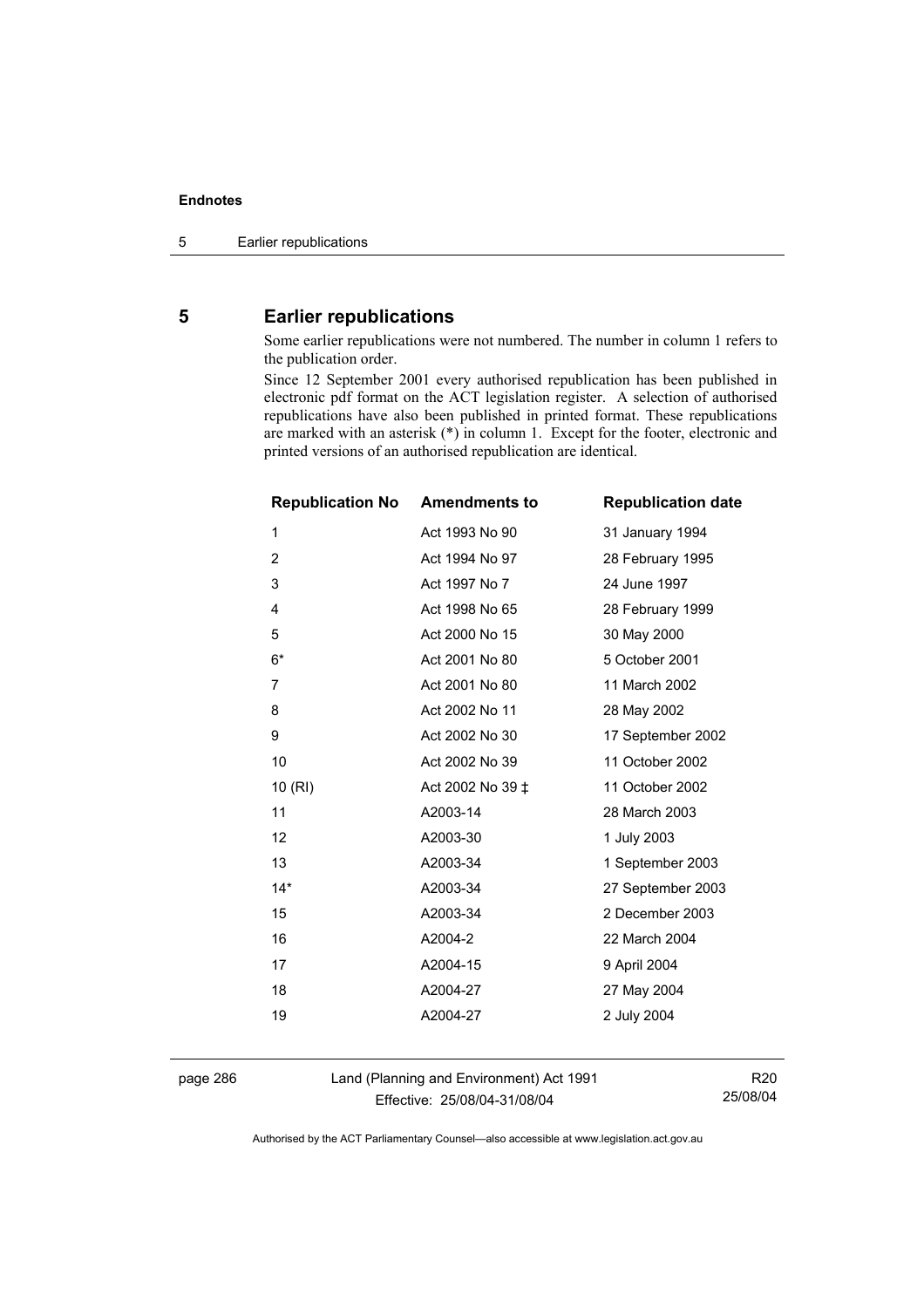## 5 Earlier republications

Some earlier republications were not numbered. The number in column 1 refers to the publication order.

Since 12 September 2001 every authorised republication has been published in electronic pdf format on the ACT legislation register. A selection of authorised republications have also been published in printed format. These republications are marked with an asterisk (*) in column 1. Except for the footer, electronic and printed versions of an authorised republication are identical.

| Republication No | Amendments to | Republication date |
|---|---|---|
| 1 | Act 1993 No 90 | 31 January 1994 |
| 2 | Act 1994 No 97 | 28 February 1995 |
| 3 | Act 1997 No 7 | 24 June 1997 |
| 4 | Act 1998 No 65 | 28 February 1999 |
| 5 | Act 2000 No 15 | 30 May 2000 |
| 6* | Act 2001 No 80 | 5 October 2001 |
| 7 | Act 2001 No 80 | 11 March 2002 |
| 8 | Act 2002 No 11 | 28 May 2002 |
| 9 | Act 2002 No 30 | 17 September 2002 |
| 10 | Act 2002 No 39 | 11 October 2002 |
| 10 (RI) | Act 2002 No 39 ‡ | 11 October 2002 |
| 11 | A2003-14 | 28 March 2003 |
| 12 | A2003-30 | 1 July 2003 |
| 13 | A2003-34 | 1 September 2003 |
| 14* | A2003-34 | 27 September 2003 |
| 15 | A2003-34 | 2 December 2003 |
| 16 | A2004-2 | 22 March 2004 |
| 17 | A2004-15 | 9 April 2004 |
| 18 | A2004-27 | 27 May 2004 |
| 19 | A2004-27 | 2 July 2004 |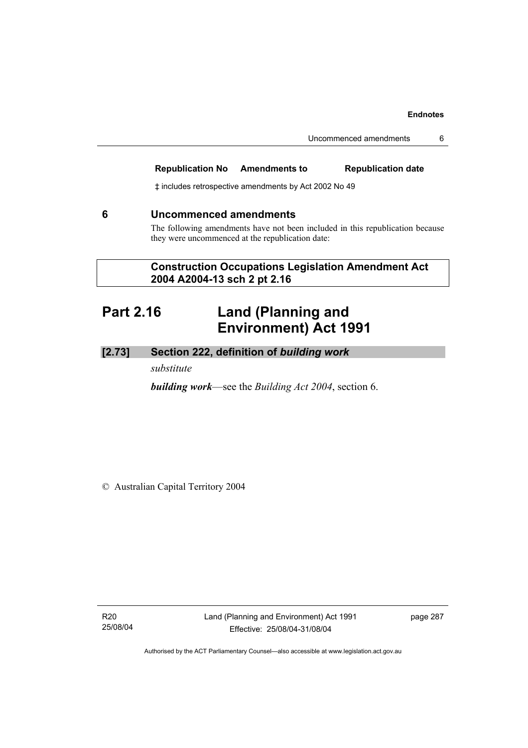| Republication No | Amendments to | Republication date |
|---|---|---|

‡ includes retrospective amendments by Act 2002 No 49

## 6 Uncommenced amendments

The following amendments have not been included in this republication because they were uncommenced at the republication date:

**Construction Occupations Legislation Amendment Act 2004 A2004-13 sch 2 pt 2.16**

# Part 2.16 Land (Planning and Environment) Act 1991

### [2.73] Section 222, definition of *building work*

*substitute*

***building work***—see the *Building Act 2004*, section 6.

© Australian Capital Territory 2004